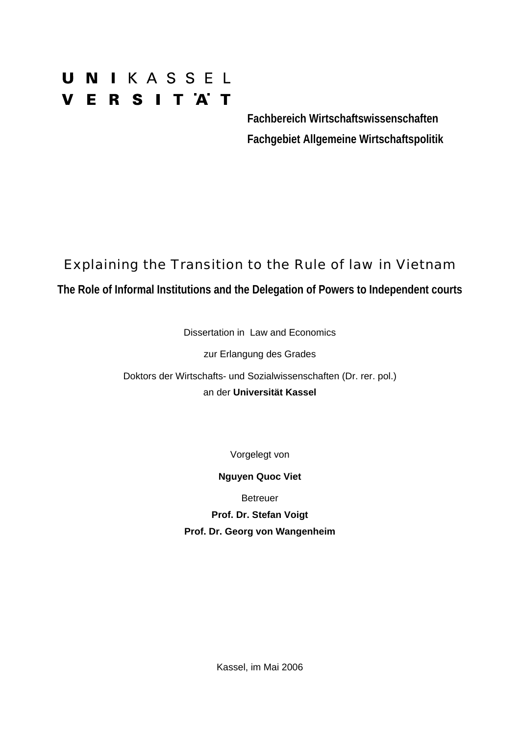UNI KASSEL
VERSITÄT

**Fachbereich Wirtschaftswissenschaften**
**Fachgebiet Allgemeine Wirtschaftspolitik**

# Explaining the Transition to the Rule of law in Vietnam

## The Role of Informal Institutions and the Delegation of Powers to Independent courts

Dissertation in Law and Economics

zur Erlangung des Grades

Doktors der Wirtschafts- und Sozialwissenschaften (Dr. rer. pol.)
an der **Universität Kassel**

Vorgelegt von

**Nguyen Quoc Viet**

Betreuer

**Prof. Dr. Stefan Voigt**

**Prof. Dr. Georg von Wangenheim**

Kassel, im Mai 2006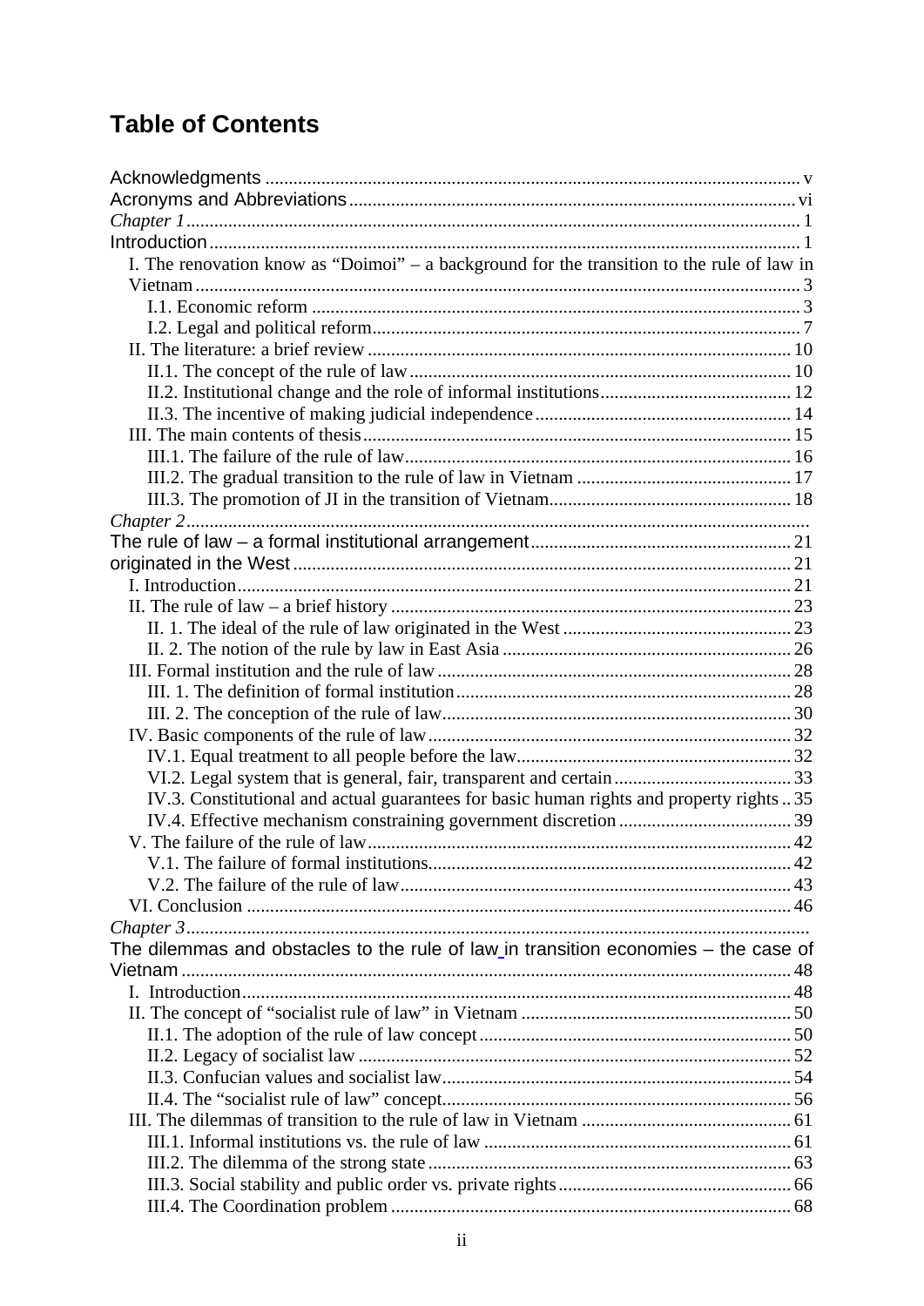# Table of Contents

Acknowledgments ..... v
Acronyms and Abbreviations ..... vi
*Chapter 1* ..... 1
Introduction ..... 1
- I. The renovation know as "Doimoi" – a background for the transition to the rule of law in Vietnam ..... 3
  - I.1. Economic reform ..... 3
  - I.2. Legal and political reform ..... 7
- II. The literature: a brief review ..... 10
  - II.1. The concept of the rule of law ..... 10
  - II.2. Institutional change and the role of informal institutions ..... 12
  - II.3. The incentive of making judicial independence ..... 14
- III. The main contents of thesis ..... 15
  - III.1. The failure of the rule of law ..... 16
  - III.2. The gradual transition to the rule of law in Vietnam ..... 17
  - III.3. The promotion of JI in the transition of Vietnam ..... 18

*Chapter 2*
The rule of law – a formal institutional arrangement ..... 21
originated in the West ..... 21
- I. Introduction ..... 21
- II. The rule of law – a brief history ..... 23
  - II. 1. The ideal of the rule of law originated in the West ..... 23
  - II. 2. The notion of the rule by law in East Asia ..... 26
- III. Formal institution and the rule of law ..... 28
  - III. 1. The definition of formal institution ..... 28
  - III. 2. The conception of the rule of law ..... 30
- IV. Basic components of the rule of law ..... 32
  - IV.1. Equal treatment to all people before the law ..... 32
  - VI.2. Legal system that is general, fair, transparent and certain ..... 33
  - IV.3. Constitutional and actual guarantees for basic human rights and property rights ..... 35
  - IV.4. Effective mechanism constraining government discretion ..... 39
- V. The failure of the rule of law ..... 42
  - V.1. The failure of formal institutions ..... 42
  - V.2. The failure of the rule of law ..... 43
- VI. Conclusion ..... 46

*Chapter 3*
The dilemmas and obstacles to the rule of law in transition economies – the case of Vietnam ..... 48
- I. Introduction ..... 48
- II. The concept of "socialist rule of law" in Vietnam ..... 50
  - II.1. The adoption of the rule of law concept ..... 50
  - II.2. Legacy of socialist law ..... 52
  - II.3. Confucian values and socialist law ..... 54
  - II.4. The "socialist rule of law" concept ..... 56
- III. The dilemmas of transition to the rule of law in Vietnam ..... 61
  - III.1. Informal institutions vs. the rule of law ..... 61
  - III.2. The dilemma of the strong state ..... 63
  - III.3. Social stability and public order vs. private rights ..... 66
  - III.4. The Coordination problem ..... 68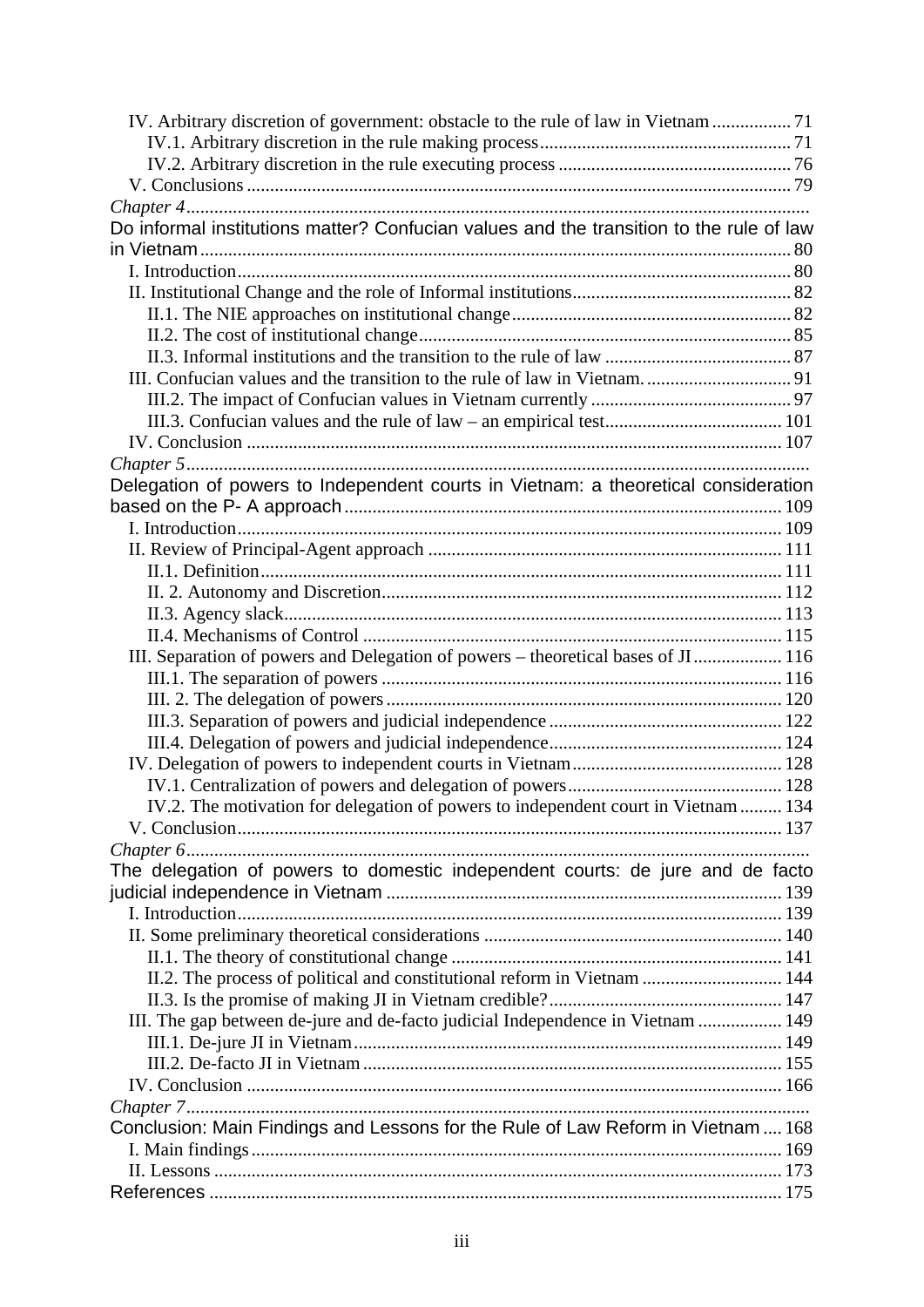IV. Arbitrary discretion of government: obstacle to the rule of law in Vietnam ................. 71
IV.1. Arbitrary discretion in the rule making process...................................................... 71
IV.2. Arbitrary discretion in the rule executing process .................................................. 76
V. Conclusions ................................................................................................................... 79

*Chapter 4*.................................................................................................................................
Do informal institutions matter? Confucian values and the transition to the rule of law in Vietnam............................................................................................................................. 80
I. Introduction..................................................................................................................... 80
II. Institutional Change and the role of Informal institutions............................................... 82
II.1. The NIE approaches on institutional change............................................................ 82
II.2. The cost of institutional change................................................................................ 85
II.3. Informal institutions and the transition to the rule of law ......................................... 87
III. Confucian values and the transition to the rule of law in Vietnam. ............................... 91
III.2. The impact of Confucian values in Vietnam currently ........................................... 97
III.3. Confucian values and the rule of law – an empirical test...................................... 101
IV. Conclusion .................................................................................................................. 107

*Chapter 5*.................................................................................................................................
Delegation of powers to Independent courts in Vietnam: a theoretical consideration based on the P- A approach ............................................................................................. 109
I. Introduction.................................................................................................................... 109
II. Review of Principal-Agent approach ........................................................................... 111
II.1. Definition............................................................................................................... 111
II. 2. Autonomy and Discretion..................................................................................... 112
II.3. Agency slack.......................................................................................................... 113
II.4. Mechanisms of Control ......................................................................................... 115
III. Separation of powers and Delegation of powers – theoretical bases of JI ................... 116
III.1. The separation of powers ..................................................................................... 116
III. 2. The delegation of powers .................................................................................... 120
III.3. Separation of powers and judicial independence ................................................. 122
III.4. Delegation of powers and judicial independence................................................. 124
IV. Delegation of powers to independent courts in Vietnam............................................. 128
IV.1. Centralization of powers and delegation of powers.............................................. 128
IV.2. The motivation for delegation of powers to independent court in Vietnam ......... 134
V. Conclusion.................................................................................................................... 137

*Chapter 6*.................................................................................................................................
The delegation of powers to domestic independent courts: de jure and de facto judicial independence in Vietnam .................................................................................... 139
I. Introduction.................................................................................................................... 139
II. Some preliminary theoretical considerations ................................................................ 140
II.1. The theory of constitutional change ....................................................................... 141
II.2. The process of political and constitutional reform in Vietnam .............................. 144
II.3. Is the promise of making JI in Vietnam credible?.................................................. 147
III. The gap between de-jure and de-facto judicial Independence in Vietnam .................. 149
III.1. De-jure JI in Vietnam........................................................................................... 149
III.2. De-facto JI in Vietnam ......................................................................................... 155
IV. Conclusion .................................................................................................................. 166

*Chapter 7*.................................................................................................................................
Conclusion: Main Findings and Lessons for the Rule of Law Reform in Vietnam .... 168
I. Main findings ................................................................................................................. 169
II. Lessons ......................................................................................................................... 173
References ......................................................................................................................... 175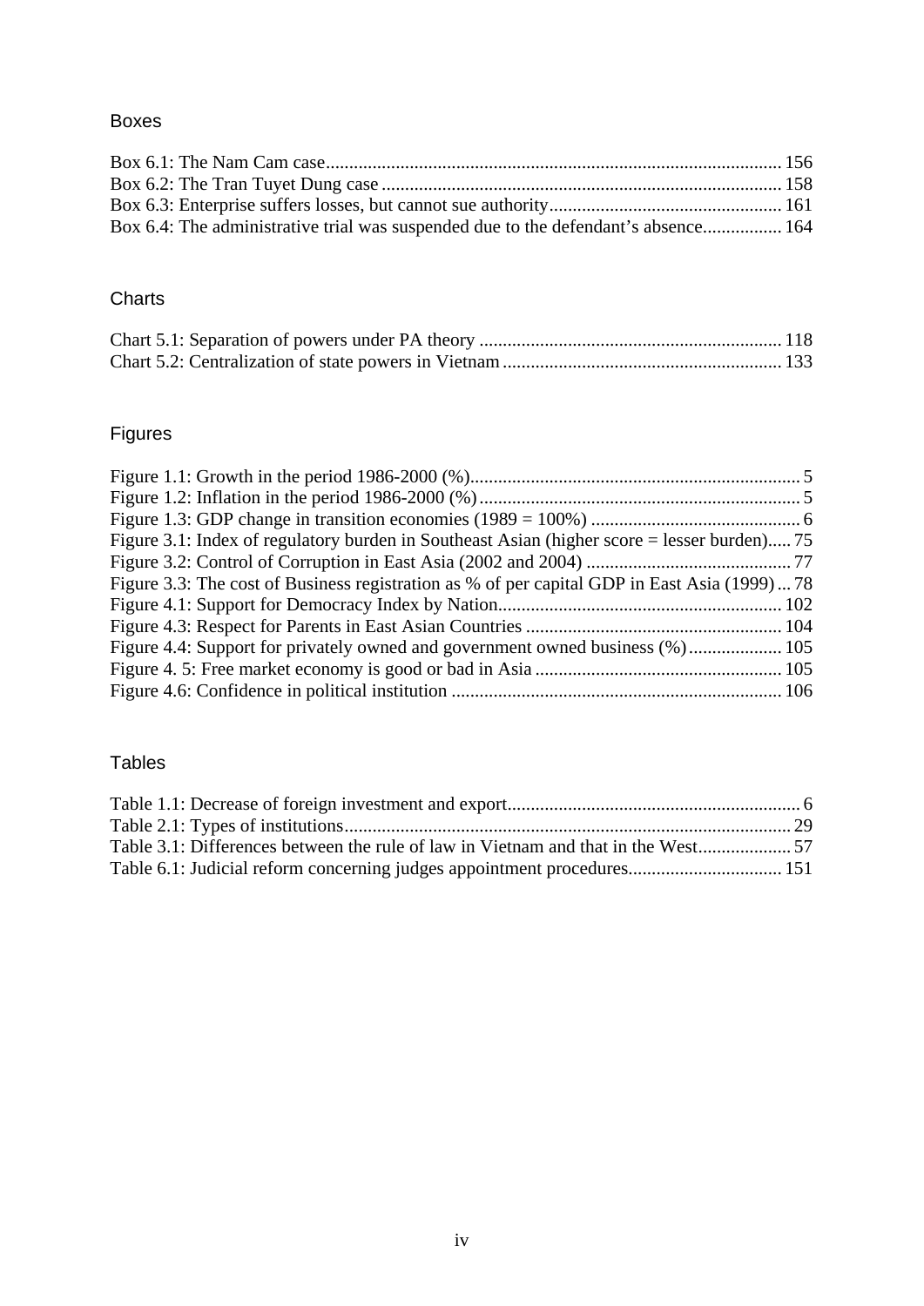## Boxes

Box 6.1: The Nam Cam case ........................................................................................ 156
Box 6.2: The Tran Tuyet Dung case ............................................................................. 158
Box 6.3: Enterprise suffers losses, but cannot sue authority .......................................... 161
Box 6.4: The administrative trial was suspended due to the defendant's absence ................ 164

## Charts

Chart 5.1: Separation of powers under PA theory ......................................................... 118
Chart 5.2: Centralization of state powers in Vietnam ..................................................... 133

## Figures

Figure 1.1: Growth in the period 1986-2000 (%) ............................................................. 5
Figure 1.2: Inflation in the period 1986-2000 (%) ........................................................... 5
Figure 1.3: GDP change in transition economies (1989 = 100%) ..................................... 6
Figure 3.1: Index of regulatory burden in Southeast Asian (higher score = lesser burden) ..... 75
Figure 3.2: Control of Corruption in East Asia (2002 and 2004) ..................................... 77
Figure 3.3: The cost of Business registration as % of per capital GDP in East Asia (1999) ... 78
Figure 4.1: Support for Democracy Index by Nation ....................................................... 102
Figure 4.3: Respect for Parents in East Asian Countries ................................................ 104
Figure 4.4: Support for privately owned and government owned business (%) ................... 105
Figure 4. 5: Free market economy is good or bad in Asia ............................................... 105
Figure 4.6: Confidence in political institution ................................................................ 106

## Tables

Table 1.1: Decrease of foreign investment and export ...................................................... 6
Table 2.1: Types of institutions ..................................................................................... 29
Table 3.1: Differences between the rule of law in Vietnam and that in the West .................... 57
Table 6.1: Judicial reform concerning judges appointment procedures ................................ 151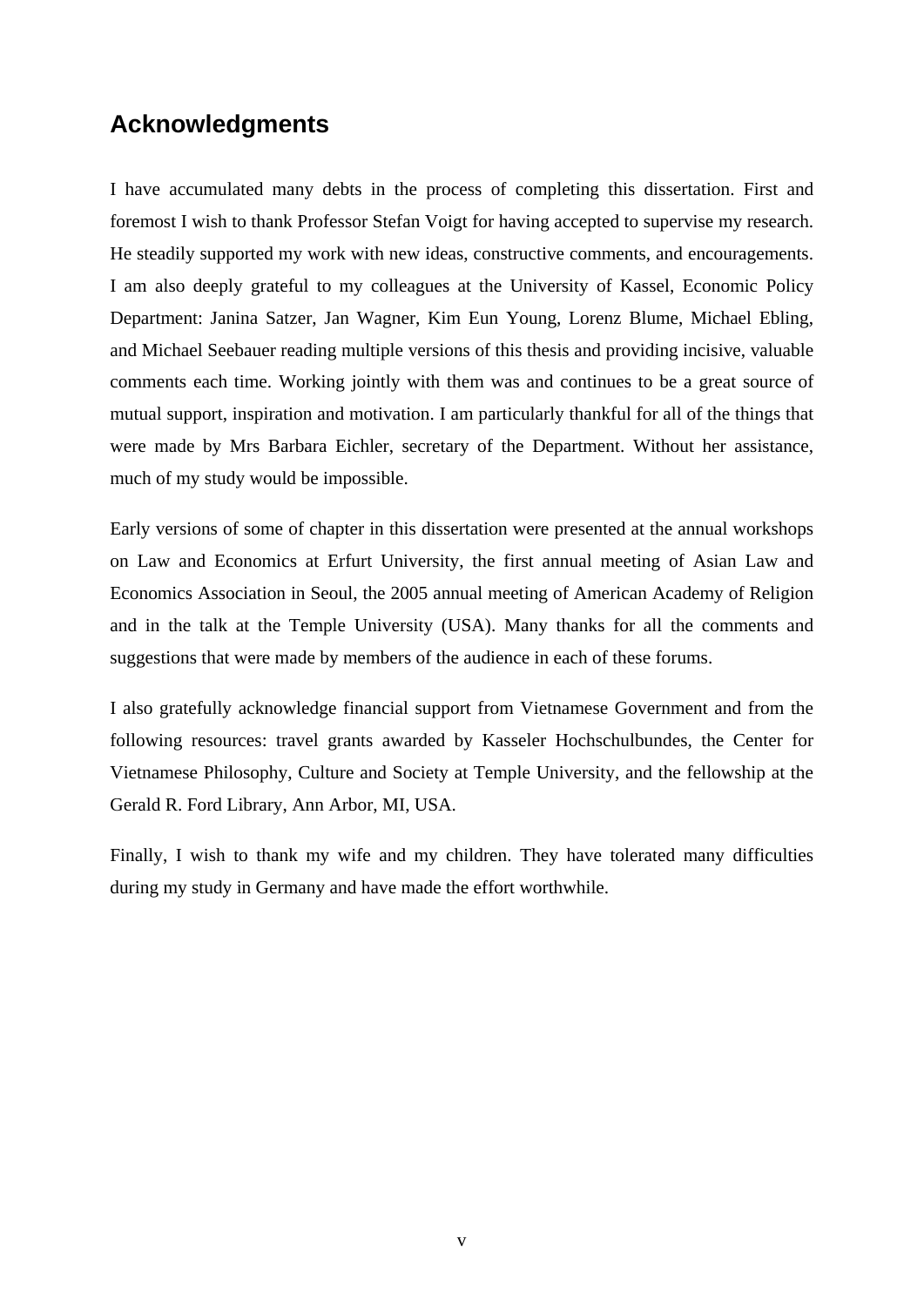## Acknowledgments

I have accumulated many debts in the process of completing this dissertation. First and foremost I wish to thank Professor Stefan Voigt for having accepted to supervise my research. He steadily supported my work with new ideas, constructive comments, and encouragements. I am also deeply grateful to my colleagues at the University of Kassel, Economic Policy Department: Janina Satzer, Jan Wagner, Kim Eun Young, Lorenz Blume, Michael Ebling, and Michael Seebauer reading multiple versions of this thesis and providing incisive, valuable comments each time. Working jointly with them was and continues to be a great source of mutual support, inspiration and motivation. I am particularly thankful for all of the things that were made by Mrs Barbara Eichler, secretary of the Department. Without her assistance, much of my study would be impossible.

Early versions of some of chapter in this dissertation were presented at the annual workshops on Law and Economics at Erfurt University, the first annual meeting of Asian Law and Economics Association in Seoul, the 2005 annual meeting of American Academy of Religion and in the talk at the Temple University (USA). Many thanks for all the comments and suggestions that were made by members of the audience in each of these forums.

I also gratefully acknowledge financial support from Vietnamese Government and from the following resources: travel grants awarded by Kasseler Hochschulbundes, the Center for Vietnamese Philosophy, Culture and Society at Temple University, and the fellowship at the Gerald R. Ford Library, Ann Arbor, MI, USA.

Finally, I wish to thank my wife and my children. They have tolerated many difficulties during my study in Germany and have made the effort worthwhile.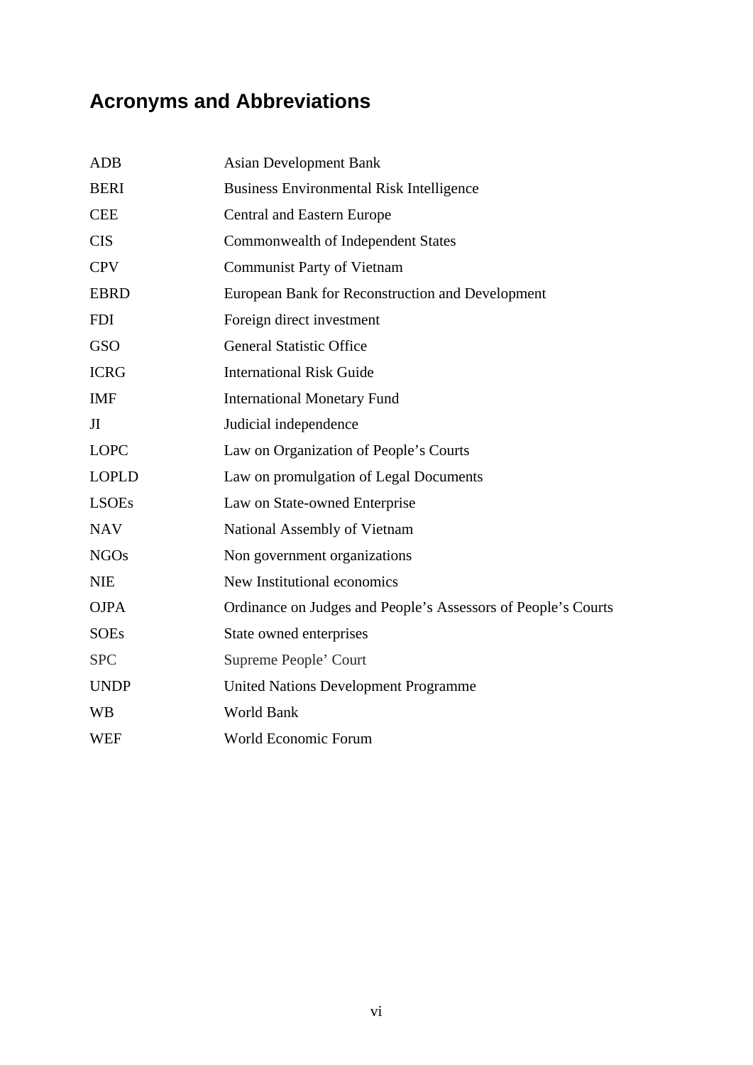# Acronyms and Abbreviations

| | |
|---|---|
| ADB | Asian Development Bank |
| BERI | Business Environmental Risk Intelligence |
| CEE | Central and Eastern Europe |
| CIS | Commonwealth of Independent States |
| CPV | Communist Party of Vietnam |
| EBRD | European Bank for Reconstruction and Development |
| FDI | Foreign direct investment |
| GSO | General Statistic Office |
| ICRG | International Risk Guide |
| IMF | International Monetary Fund |
| JI | Judicial independence |
| LOPC | Law on Organization of People's Courts |
| LOPLD | Law on promulgation of Legal Documents |
| LSOEs | Law on State-owned Enterprise |
| NAV | National Assembly of Vietnam |
| NGOs | Non government organizations |
| NIE | New Institutional economics |
| OJPA | Ordinance on Judges and People's Assessors of People's Courts |
| SOEs | State owned enterprises |
| SPC | Supreme People' Court |
| UNDP | United Nations Development Programme |
| WB | World Bank |
| WEF | World Economic Forum |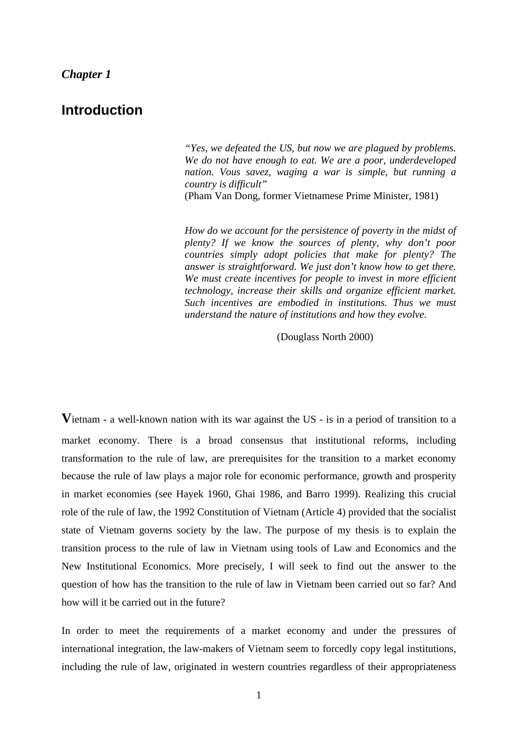*Chapter 1*

# Introduction

> *"Yes, we defeated the US, but now we are plagued by problems. We do not have enough to eat. We are a poor, underdeveloped nation. Vous savez, waging a war is simple, but running a country is difficult"*
> (Pham Van Dong, former Vietnamese Prime Minister, 1981)

> *How do we account for the persistence of poverty in the midst of plenty? If we know the sources of plenty, why don't poor countries simply adopt policies that make for plenty? The answer is straightforward. We just don't know how to get there. We must create incentives for people to invest in more efficient technology, increase their skills and organize efficient market. Such incentives are embodied in institutions. Thus we must understand the nature of institutions and how they evolve.*
>
> (Douglass North 2000)

**V**ietnam - a well-known nation with its war against the US - is in a period of transition to a market economy. There is a broad consensus that institutional reforms, including transformation to the rule of law, are prerequisites for the transition to a market economy because the rule of law plays a major role for economic performance, growth and prosperity in market economies (see Hayek 1960, Ghai 1986, and Barro 1999). Realizing this crucial role of the rule of law, the 1992 Constitution of Vietnam (Article 4) provided that the socialist state of Vietnam governs society by the law. The purpose of my thesis is to explain the transition process to the rule of law in Vietnam using tools of Law and Economics and the New Institutional Economics. More precisely, I will seek to find out the answer to the question of how has the transition to the rule of law in Vietnam been carried out so far? And how will it be carried out in the future?

In order to meet the requirements of a market economy and under the pressures of international integration, the law-makers of Vietnam seem to forcedly copy legal institutions, including the rule of law, originated in western countries regardless of their appropriateness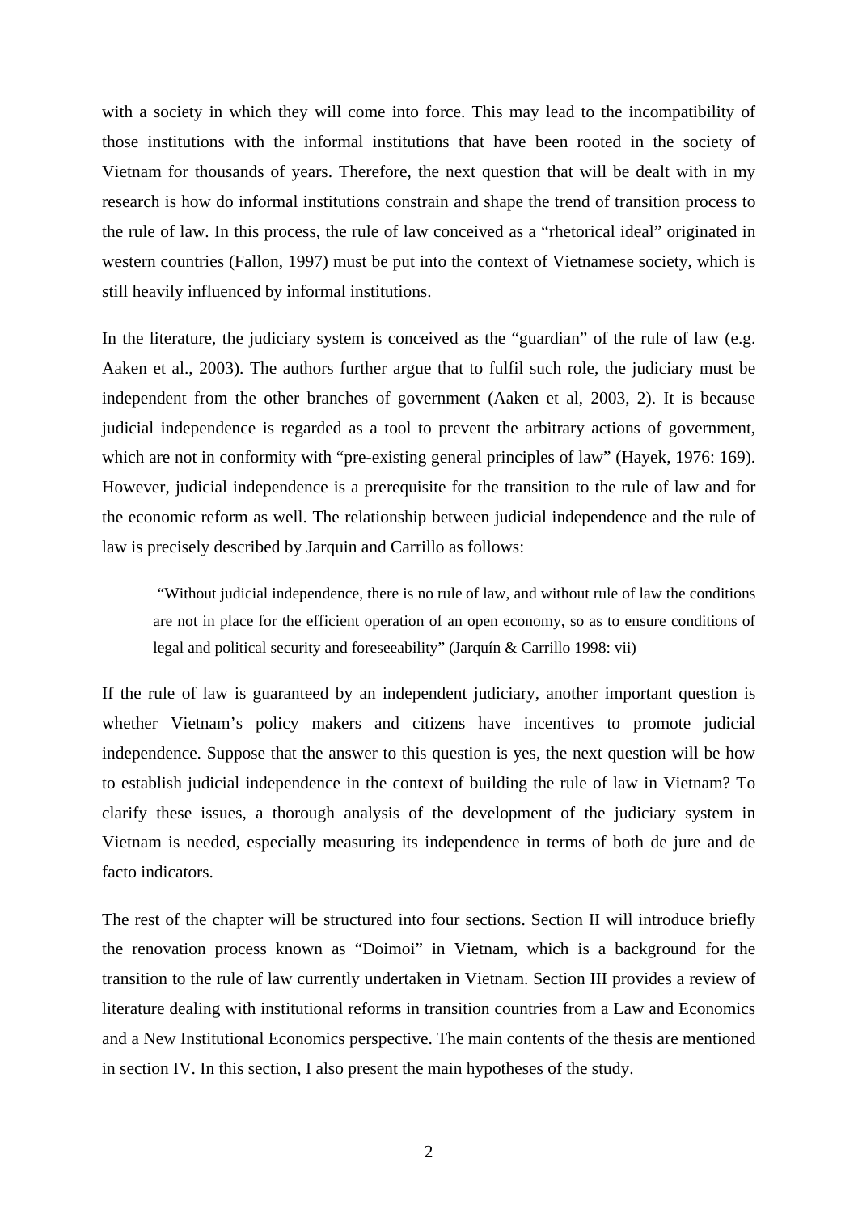with a society in which they will come into force. This may lead to the incompatibility of those institutions with the informal institutions that have been rooted in the society of Vietnam for thousands of years. Therefore, the next question that will be dealt with in my research is how do informal institutions constrain and shape the trend of transition process to the rule of law. In this process, the rule of law conceived as a "rhetorical ideal" originated in western countries (Fallon, 1997) must be put into the context of Vietnamese society, which is still heavily influenced by informal institutions.

In the literature, the judiciary system is conceived as the "guardian" of the rule of law (e.g. Aaken et al., 2003). The authors further argue that to fulfil such role, the judiciary must be independent from the other branches of government (Aaken et al, 2003, 2). It is because judicial independence is regarded as a tool to prevent the arbitrary actions of government, which are not in conformity with "pre-existing general principles of law" (Hayek, 1976: 169). However, judicial independence is a prerequisite for the transition to the rule of law and for the economic reform as well. The relationship between judicial independence and the rule of law is precisely described by Jarquin and Carrillo as follows:

> "Without judicial independence, there is no rule of law, and without rule of law the conditions are not in place for the efficient operation of an open economy, so as to ensure conditions of legal and political security and foreseeability" (Jarquín & Carrillo 1998: vii)

If the rule of law is guaranteed by an independent judiciary, another important question is whether Vietnam's policy makers and citizens have incentives to promote judicial independence. Suppose that the answer to this question is yes, the next question will be how to establish judicial independence in the context of building the rule of law in Vietnam? To clarify these issues, a thorough analysis of the development of the judiciary system in Vietnam is needed, especially measuring its independence in terms of both de jure and de facto indicators.

The rest of the chapter will be structured into four sections. Section II will introduce briefly the renovation process known as "Doimoi" in Vietnam, which is a background for the transition to the rule of law currently undertaken in Vietnam. Section III provides a review of literature dealing with institutional reforms in transition countries from a Law and Economics and a New Institutional Economics perspective. The main contents of the thesis are mentioned in section IV. In this section, I also present the main hypotheses of the study.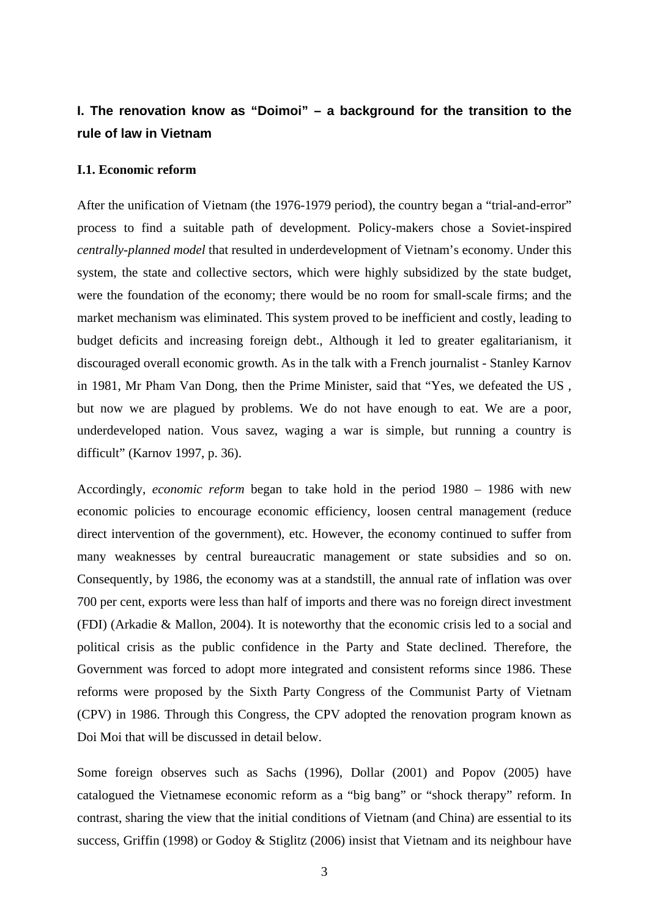## I. The renovation know as "Doimoi" – a background for the transition to the rule of law in Vietnam

### I.1. Economic reform

After the unification of Vietnam (the 1976-1979 period), the country began a "trial-and-error" process to find a suitable path of development. Policy-makers chose a Soviet-inspired *centrally-planned model* that resulted in underdevelopment of Vietnam's economy. Under this system, the state and collective sectors, which were highly subsidized by the state budget, were the foundation of the economy; there would be no room for small-scale firms; and the market mechanism was eliminated. This system proved to be inefficient and costly, leading to budget deficits and increasing foreign debt., Although it led to greater egalitarianism, it discouraged overall economic growth. As in the talk with a French journalist - Stanley Karnov in 1981, Mr Pham Van Dong, then the Prime Minister, said that "Yes, we defeated the US , but now we are plagued by problems. We do not have enough to eat. We are a poor, underdeveloped nation. Vous savez, waging a war is simple, but running a country is difficult" (Karnov 1997, p. 36).

Accordingly, *economic reform* began to take hold in the period 1980 – 1986 with new economic policies to encourage economic efficiency, loosen central management (reduce direct intervention of the government), etc. However, the economy continued to suffer from many weaknesses by central bureaucratic management or state subsidies and so on. Consequently, by 1986, the economy was at a standstill, the annual rate of inflation was over 700 per cent, exports were less than half of imports and there was no foreign direct investment (FDI) (Arkadie & Mallon, 2004). It is noteworthy that the economic crisis led to a social and political crisis as the public confidence in the Party and State declined. Therefore, the Government was forced to adopt more integrated and consistent reforms since 1986. These reforms were proposed by the Sixth Party Congress of the Communist Party of Vietnam (CPV) in 1986. Through this Congress, the CPV adopted the renovation program known as Doi Moi that will be discussed in detail below.

Some foreign observes such as Sachs (1996), Dollar (2001) and Popov (2005) have catalogued the Vietnamese economic reform as a "big bang" or "shock therapy" reform. In contrast, sharing the view that the initial conditions of Vietnam (and China) are essential to its success, Griffin (1998) or Godoy & Stiglitz (2006) insist that Vietnam and its neighbour have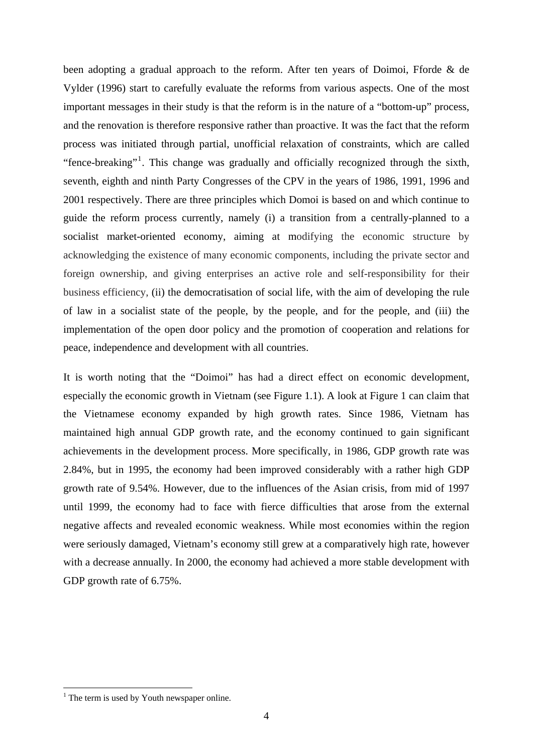been adopting a gradual approach to the reform. After ten years of Doimoi, Fforde & de Vylder (1996) start to carefully evaluate the reforms from various aspects. One of the most important messages in their study is that the reform is in the nature of a "bottom-up" process, and the renovation is therefore responsive rather than proactive. It was the fact that the reform process was initiated through partial, unofficial relaxation of constraints, which are called "fence-breaking"[1]. This change was gradually and officially recognized through the sixth, seventh, eighth and ninth Party Congresses of the CPV in the years of 1986, 1991, 1996 and 2001 respectively. There are three principles which Domoi is based on and which continue to guide the reform process currently, namely (i) a transition from a centrally-planned to a socialist market-oriented economy, aiming at modifying the economic structure by acknowledging the existence of many economic components, including the private sector and foreign ownership, and giving enterprises an active role and self-responsibility for their business efficiency, (ii) the democratisation of social life, with the aim of developing the rule of law in a socialist state of the people, by the people, and for the people, and (iii) the implementation of the open door policy and the promotion of cooperation and relations for peace, independence and development with all countries.

It is worth noting that the "Doimoi" has had a direct effect on economic development, especially the economic growth in Vietnam (see Figure 1.1). A look at Figure 1 can claim that the Vietnamese economy expanded by high growth rates. Since 1986, Vietnam has maintained high annual GDP growth rate, and the economy continued to gain significant achievements in the development process. More specifically, in 1986, GDP growth rate was 2.84%, but in 1995, the economy had been improved considerably with a rather high GDP growth rate of 9.54%. However, due to the influences of the Asian crisis, from mid of 1997 until 1999, the economy had to face with fierce difficulties that arose from the external negative affects and revealed economic weakness. While most economies within the region were seriously damaged, Vietnam's economy still grew at a comparatively high rate, however with a decrease annually. In 2000, the economy had achieved a more stable development with GDP growth rate of 6.75%.

[1] The term is used by Youth newspaper online.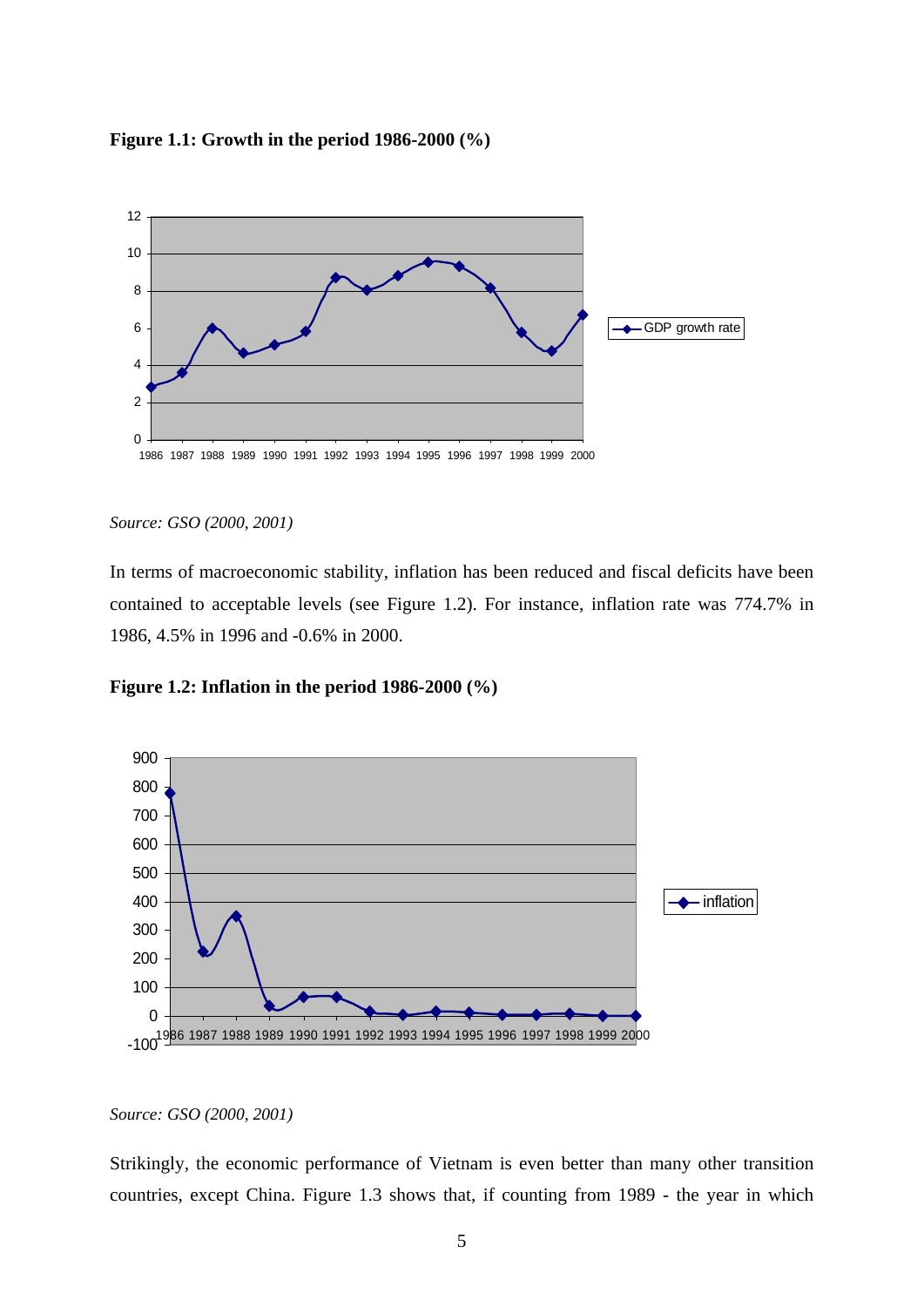**Figure 1.1: Growth in the period 1986-2000 (%)**

*Source: GSO (2000, 2001)*

In terms of macroeconomic stability, inflation has been reduced and fiscal deficits have been contained to acceptable levels (see Figure 1.2). For instance, inflation rate was 774.7% in 1986, 4.5% in 1996 and -0.6% in 2000.

**Figure 1.2: Inflation in the period 1986-2000 (%)**

*Source: GSO (2000, 2001)*

Strikingly, the economic performance of Vietnam is even better than many other transition countries, except China. Figure 1.3 shows that, if counting from 1989 - the year in which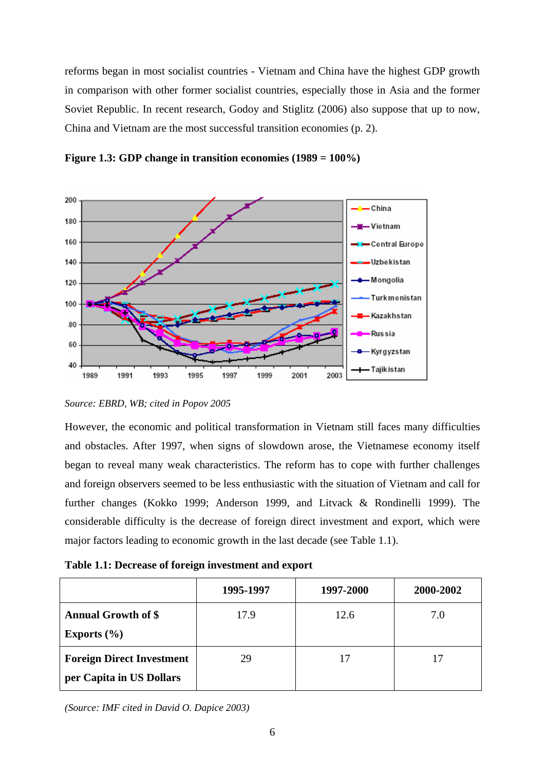reforms began in most socialist countries - Vietnam and China have the highest GDP growth in comparison with other former socialist countries, especially those in Asia and the former Soviet Republic. In recent research, Godoy and Stiglitz (2006) also suppose that up to now, China and Vietnam are the most successful transition economies (p. 2).

**Figure 1.3: GDP change in transition economies (1989 = 100%)**

*Source: EBRD, WB; cited in Popov 2005*

However, the economic and political transformation in Vietnam still faces many difficulties and obstacles. After 1997, when signs of slowdown arose, the Vietnamese economy itself began to reveal many weak characteristics. The reform has to cope with further challenges and foreign observers seemed to be less enthusiastic with the situation of Vietnam and call for further changes (Kokko 1999; Anderson 1999, and Litvack & Rondinelli 1999). The considerable difficulty is the decrease of foreign direct investment and export, which were major factors leading to economic growth in the last decade (see Table 1.1).

**Table 1.1: Decrease of foreign investment and export**

| | 1995-1997 | 1997-2000 | 2000-2002 |
|---|---|---|---|
| **Annual Growth of $ Exports (%)** | 17.9 | 12.6 | 7.0 |
| **Foreign Direct Investment per Capita in US Dollars** | 29 | 17 | 17 |

*(Source: IMF cited in David O. Dapice 2003)*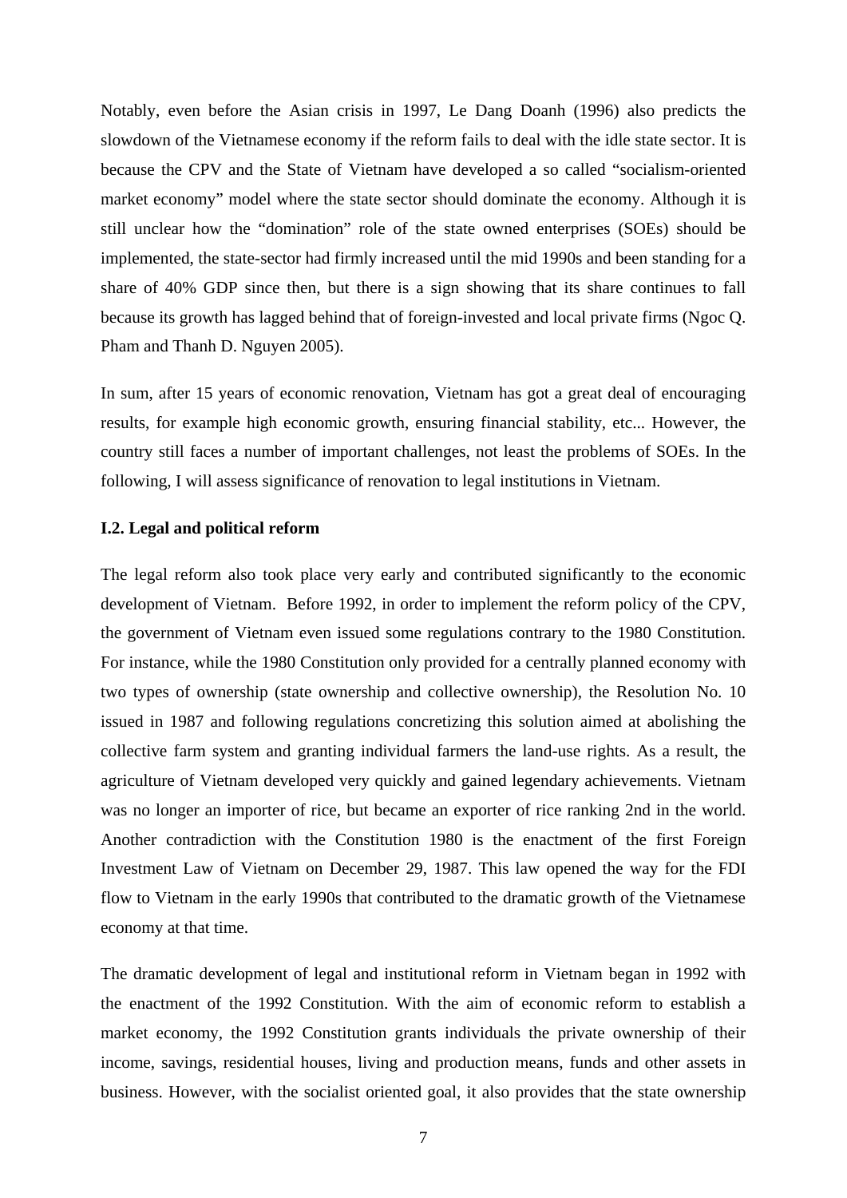Notably, even before the Asian crisis in 1997, Le Dang Doanh (1996) also predicts the slowdown of the Vietnamese economy if the reform fails to deal with the idle state sector. It is because the CPV and the State of Vietnam have developed a so called "socialism-oriented market economy" model where the state sector should dominate the economy. Although it is still unclear how the "domination" role of the state owned enterprises (SOEs) should be implemented, the state-sector had firmly increased until the mid 1990s and been standing for a share of 40% GDP since then, but there is a sign showing that its share continues to fall because its growth has lagged behind that of foreign-invested and local private firms (Ngoc Q. Pham and Thanh D. Nguyen 2005).

In sum, after 15 years of economic renovation, Vietnam has got a great deal of encouraging results, for example high economic growth, ensuring financial stability, etc... However, the country still faces a number of important challenges, not least the problems of SOEs. In the following, I will assess significance of renovation to legal institutions in Vietnam.

### I.2. Legal and political reform

The legal reform also took place very early and contributed significantly to the economic development of Vietnam. Before 1992, in order to implement the reform policy of the CPV, the government of Vietnam even issued some regulations contrary to the 1980 Constitution. For instance, while the 1980 Constitution only provided for a centrally planned economy with two types of ownership (state ownership and collective ownership), the Resolution No. 10 issued in 1987 and following regulations concretizing this solution aimed at abolishing the collective farm system and granting individual farmers the land-use rights. As a result, the agriculture of Vietnam developed very quickly and gained legendary achievements. Vietnam was no longer an importer of rice, but became an exporter of rice ranking 2nd in the world. Another contradiction with the Constitution 1980 is the enactment of the first Foreign Investment Law of Vietnam on December 29, 1987. This law opened the way for the FDI flow to Vietnam in the early 1990s that contributed to the dramatic growth of the Vietnamese economy at that time.

The dramatic development of legal and institutional reform in Vietnam began in 1992 with the enactment of the 1992 Constitution. With the aim of economic reform to establish a market economy, the 1992 Constitution grants individuals the private ownership of their income, savings, residential houses, living and production means, funds and other assets in business. However, with the socialist oriented goal, it also provides that the state ownership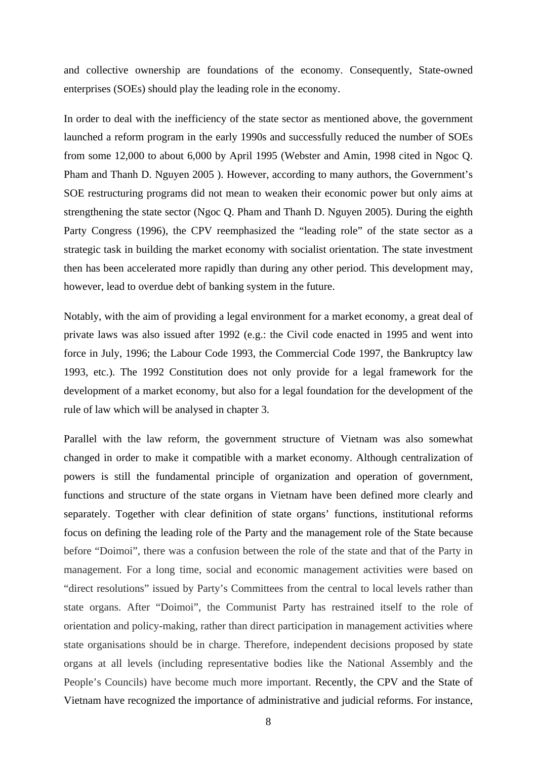and collective ownership are foundations of the economy. Consequently, State-owned enterprises (SOEs) should play the leading role in the economy.

In order to deal with the inefficiency of the state sector as mentioned above, the government launched a reform program in the early 1990s and successfully reduced the number of SOEs from some 12,000 to about 6,000 by April 1995 (Webster and Amin, 1998 cited in Ngoc Q. Pham and Thanh D. Nguyen 2005 ). However, according to many authors, the Government's SOE restructuring programs did not mean to weaken their economic power but only aims at strengthening the state sector (Ngoc Q. Pham and Thanh D. Nguyen 2005). During the eighth Party Congress (1996), the CPV reemphasized the "leading role" of the state sector as a strategic task in building the market economy with socialist orientation. The state investment then has been accelerated more rapidly than during any other period. This development may, however, lead to overdue debt of banking system in the future.

Notably, with the aim of providing a legal environment for a market economy, a great deal of private laws was also issued after 1992 (e.g.: the Civil code enacted in 1995 and went into force in July, 1996; the Labour Code 1993, the Commercial Code 1997, the Bankruptcy law 1993, etc.). The 1992 Constitution does not only provide for a legal framework for the development of a market economy, but also for a legal foundation for the development of the rule of law which will be analysed in chapter 3.

Parallel with the law reform, the government structure of Vietnam was also somewhat changed in order to make it compatible with a market economy. Although centralization of powers is still the fundamental principle of organization and operation of government, functions and structure of the state organs in Vietnam have been defined more clearly and separately. Together with clear definition of state organs' functions, institutional reforms focus on defining the leading role of the Party and the management role of the State because before "Doimoi", there was a confusion between the role of the state and that of the Party in management. For a long time, social and economic management activities were based on "direct resolutions" issued by Party's Committees from the central to local levels rather than state organs. After "Doimoi", the Communist Party has restrained itself to the role of orientation and policy-making, rather than direct participation in management activities where state organisations should be in charge. Therefore, independent decisions proposed by state organs at all levels (including representative bodies like the National Assembly and the People's Councils) have become much more important. Recently, the CPV and the State of Vietnam have recognized the importance of administrative and judicial reforms. For instance,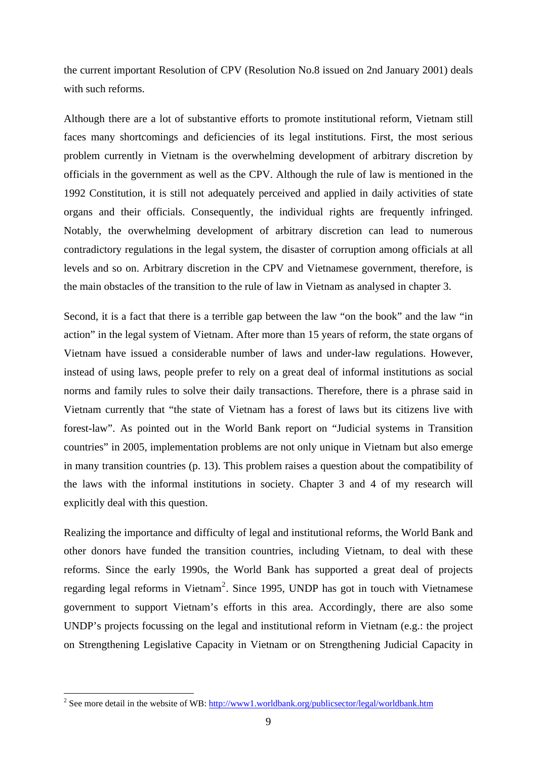the current important Resolution of CPV (Resolution No.8 issued on 2nd January 2001) deals with such reforms.

Although there are a lot of substantive efforts to promote institutional reform, Vietnam still faces many shortcomings and deficiencies of its legal institutions. First, the most serious problem currently in Vietnam is the overwhelming development of arbitrary discretion by officials in the government as well as the CPV. Although the rule of law is mentioned in the 1992 Constitution, it is still not adequately perceived and applied in daily activities of state organs and their officials. Consequently, the individual rights are frequently infringed. Notably, the overwhelming development of arbitrary discretion can lead to numerous contradictory regulations in the legal system, the disaster of corruption among officials at all levels and so on. Arbitrary discretion in the CPV and Vietnamese government, therefore, is the main obstacles of the transition to the rule of law in Vietnam as analysed in chapter 3.

Second, it is a fact that there is a terrible gap between the law "on the book" and the law "in action" in the legal system of Vietnam. After more than 15 years of reform, the state organs of Vietnam have issued a considerable number of laws and under-law regulations. However, instead of using laws, people prefer to rely on a great deal of informal institutions as social norms and family rules to solve their daily transactions. Therefore, there is a phrase said in Vietnam currently that "the state of Vietnam has a forest of laws but its citizens live with forest-law". As pointed out in the World Bank report on "Judicial systems in Transition countries" in 2005, implementation problems are not only unique in Vietnam but also emerge in many transition countries (p. 13). This problem raises a question about the compatibility of the laws with the informal institutions in society. Chapter 3 and 4 of my research will explicitly deal with this question.

Realizing the importance and difficulty of legal and institutional reforms, the World Bank and other donors have funded the transition countries, including Vietnam, to deal with these reforms. Since the early 1990s, the World Bank has supported a great deal of projects regarding legal reforms in Vietnam[2]. Since 1995, UNDP has got in touch with Vietnamese government to support Vietnam's efforts in this area. Accordingly, there are also some UNDP's projects focussing on the legal and institutional reform in Vietnam (e.g.: the project on Strengthening Legislative Capacity in Vietnam or on Strengthening Judicial Capacity in

---

[2] See more detail in the website of WB: http://www1.worldbank.org/publicsector/legal/worldbank.htm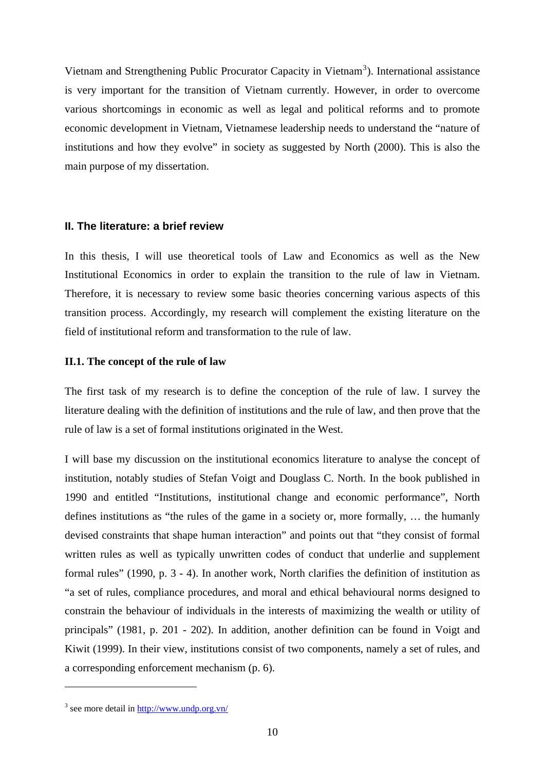Vietnam and Strengthening Public Procurator Capacity in Vietnam[3]). International assistance is very important for the transition of Vietnam currently. However, in order to overcome various shortcomings in economic as well as legal and political reforms and to promote economic development in Vietnam, Vietnamese leadership needs to understand the "nature of institutions and how they evolve" in society as suggested by North (2000). This is also the main purpose of my dissertation.

## II. The literature: a brief review

In this thesis, I will use theoretical tools of Law and Economics as well as the New Institutional Economics in order to explain the transition to the rule of law in Vietnam. Therefore, it is necessary to review some basic theories concerning various aspects of this transition process. Accordingly, my research will complement the existing literature on the field of institutional reform and transformation to the rule of law.

### II.1. The concept of the rule of law

The first task of my research is to define the conception of the rule of law. I survey the literature dealing with the definition of institutions and the rule of law, and then prove that the rule of law is a set of formal institutions originated in the West.

I will base my discussion on the institutional economics literature to analyse the concept of institution, notably studies of Stefan Voigt and Douglass C. North. In the book published in 1990 and entitled "Institutions, institutional change and economic performance", North defines institutions as "the rules of the game in a society or, more formally, … the humanly devised constraints that shape human interaction" and points out that "they consist of formal written rules as well as typically unwritten codes of conduct that underlie and supplement formal rules" (1990, p. 3 - 4). In another work, North clarifies the definition of institution as "a set of rules, compliance procedures, and moral and ethical behavioural norms designed to constrain the behaviour of individuals in the interests of maximizing the wealth or utility of principals" (1981, p. 201 - 202). In addition, another definition can be found in Voigt and Kiwit (1999). In their view, institutions consist of two components, namely a set of rules, and a corresponding enforcement mechanism (p. 6).

---

[3] see more detail in http://www.undp.org.vn/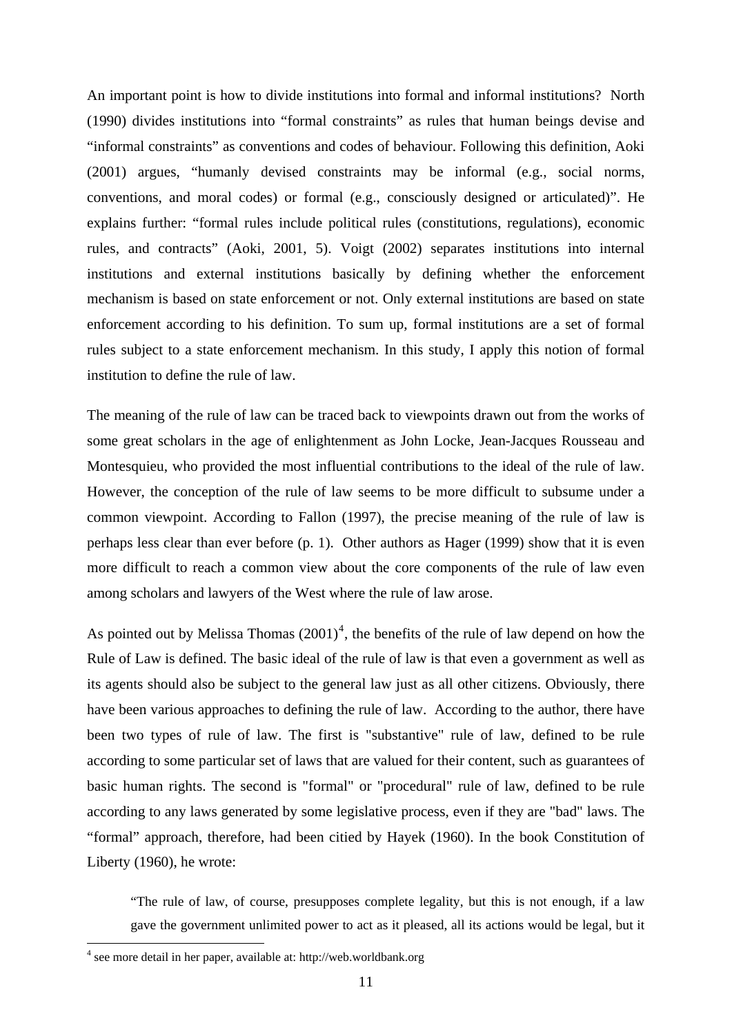An important point is how to divide institutions into formal and informal institutions? North (1990) divides institutions into "formal constraints" as rules that human beings devise and "informal constraints" as conventions and codes of behaviour. Following this definition, Aoki (2001) argues, "humanly devised constraints may be informal (e.g., social norms, conventions, and moral codes) or formal (e.g., consciously designed or articulated)". He explains further: "formal rules include political rules (constitutions, regulations), economic rules, and contracts" (Aoki, 2001, 5). Voigt (2002) separates institutions into internal institutions and external institutions basically by defining whether the enforcement mechanism is based on state enforcement or not. Only external institutions are based on state enforcement according to his definition. To sum up, formal institutions are a set of formal rules subject to a state enforcement mechanism. In this study, I apply this notion of formal institution to define the rule of law.

The meaning of the rule of law can be traced back to viewpoints drawn out from the works of some great scholars in the age of enlightenment as John Locke, Jean-Jacques Rousseau and Montesquieu, who provided the most influential contributions to the ideal of the rule of law. However, the conception of the rule of law seems to be more difficult to subsume under a common viewpoint. According to Fallon (1997), the precise meaning of the rule of law is perhaps less clear than ever before (p. 1). Other authors as Hager (1999) show that it is even more difficult to reach a common view about the core components of the rule of law even among scholars and lawyers of the West where the rule of law arose.

As pointed out by Melissa Thomas (2001)[4], the benefits of the rule of law depend on how the Rule of Law is defined. The basic ideal of the rule of law is that even a government as well as its agents should also be subject to the general law just as all other citizens. Obviously, there have been various approaches to defining the rule of law. According to the author, there have been two types of rule of law. The first is "substantive" rule of law, defined to be rule according to some particular set of laws that are valued for their content, such as guarantees of basic human rights. The second is "formal" or "procedural" rule of law, defined to be rule according to any laws generated by some legislative process, even if they are "bad" laws. The "formal" approach, therefore, had been citied by Hayek (1960). In the book Constitution of Liberty (1960), he wrote:

> "The rule of law, of course, presupposes complete legality, but this is not enough, if a law gave the government unlimited power to act as it pleased, all its actions would be legal, but it

[4] see more detail in her paper, available at: http://web.worldbank.org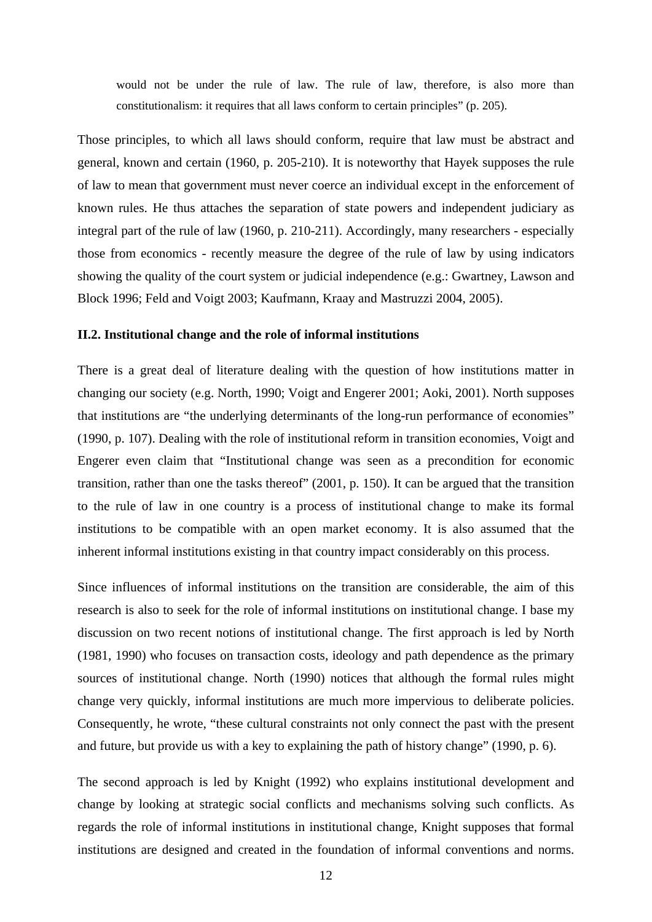> would not be under the rule of law. The rule of law, therefore, is also more than constitutionalism: it requires that all laws conform to certain principles" (p. 205).

Those principles, to which all laws should conform, require that law must be abstract and general, known and certain (1960, p. 205-210). It is noteworthy that Hayek supposes the rule of law to mean that government must never coerce an individual except in the enforcement of known rules. He thus attaches the separation of state powers and independent judiciary as integral part of the rule of law (1960, p. 210-211). Accordingly, many researchers - especially those from economics - recently measure the degree of the rule of law by using indicators showing the quality of the court system or judicial independence (e.g.: Gwartney, Lawson and Block 1996; Feld and Voigt 2003; Kaufmann, Kraay and Mastruzzi 2004, 2005).

### II.2. Institutional change and the role of informal institutions

There is a great deal of literature dealing with the question of how institutions matter in changing our society (e.g. North, 1990; Voigt and Engerer 2001; Aoki, 2001). North supposes that institutions are "the underlying determinants of the long-run performance of economies" (1990, p. 107). Dealing with the role of institutional reform in transition economies, Voigt and Engerer even claim that "Institutional change was seen as a precondition for economic transition, rather than one the tasks thereof" (2001, p. 150). It can be argued that the transition to the rule of law in one country is a process of institutional change to make its formal institutions to be compatible with an open market economy. It is also assumed that the inherent informal institutions existing in that country impact considerably on this process.

Since influences of informal institutions on the transition are considerable, the aim of this research is also to seek for the role of informal institutions on institutional change. I base my discussion on two recent notions of institutional change. The first approach is led by North (1981, 1990) who focuses on transaction costs, ideology and path dependence as the primary sources of institutional change. North (1990) notices that although the formal rules might change very quickly, informal institutions are much more impervious to deliberate policies. Consequently, he wrote, "these cultural constraints not only connect the past with the present and future, but provide us with a key to explaining the path of history change" (1990, p. 6).

The second approach is led by Knight (1992) who explains institutional development and change by looking at strategic social conflicts and mechanisms solving such conflicts. As regards the role of informal institutions in institutional change, Knight supposes that formal institutions are designed and created in the foundation of informal conventions and norms.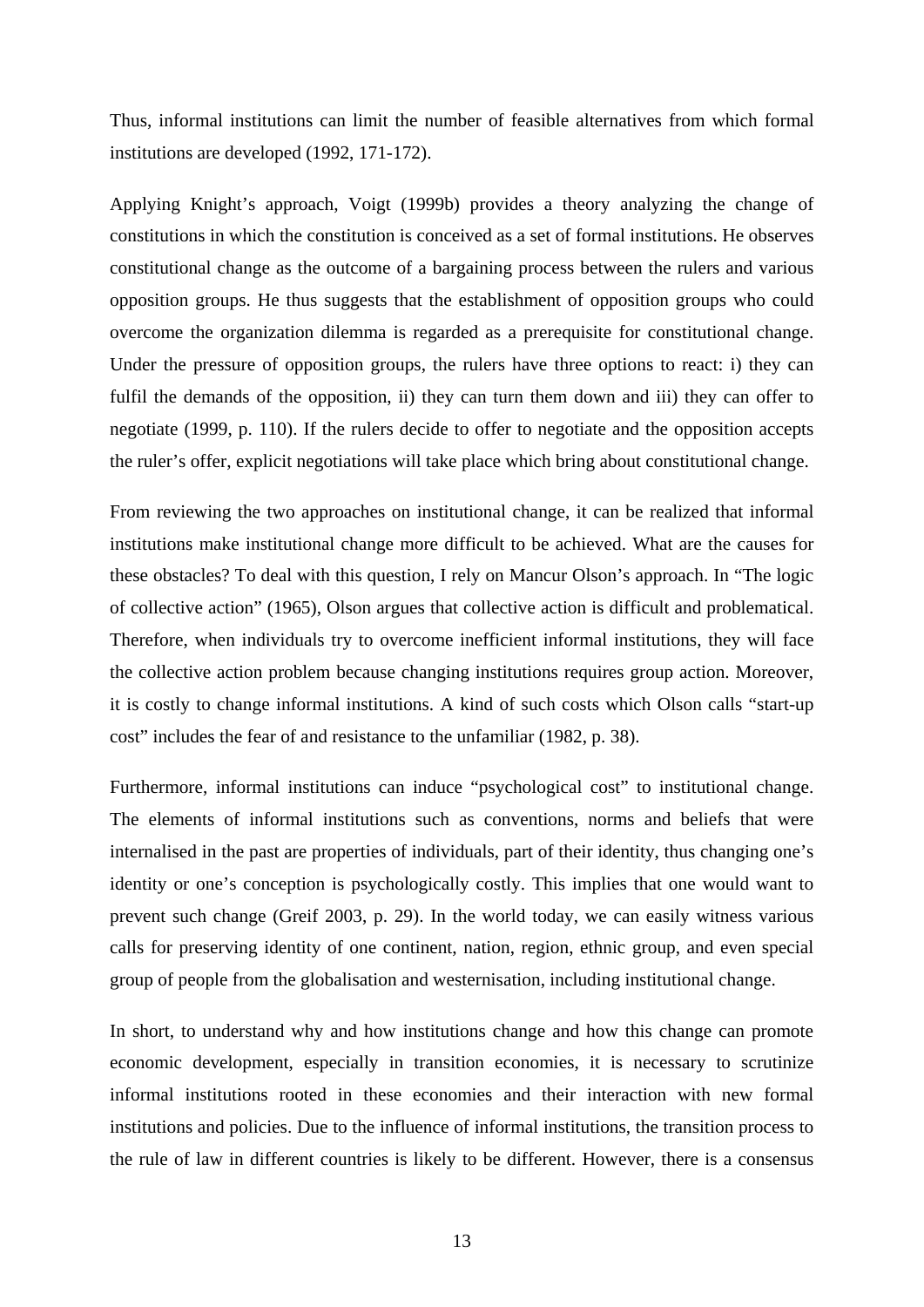Thus, informal institutions can limit the number of feasible alternatives from which formal institutions are developed (1992, 171-172).

Applying Knight's approach, Voigt (1999b) provides a theory analyzing the change of constitutions in which the constitution is conceived as a set of formal institutions. He observes constitutional change as the outcome of a bargaining process between the rulers and various opposition groups. He thus suggests that the establishment of opposition groups who could overcome the organization dilemma is regarded as a prerequisite for constitutional change. Under the pressure of opposition groups, the rulers have three options to react: i) they can fulfil the demands of the opposition, ii) they can turn them down and iii) they can offer to negotiate (1999, p. 110). If the rulers decide to offer to negotiate and the opposition accepts the ruler's offer, explicit negotiations will take place which bring about constitutional change.

From reviewing the two approaches on institutional change, it can be realized that informal institutions make institutional change more difficult to be achieved. What are the causes for these obstacles? To deal with this question, I rely on Mancur Olson's approach. In "The logic of collective action" (1965), Olson argues that collective action is difficult and problematical. Therefore, when individuals try to overcome inefficient informal institutions, they will face the collective action problem because changing institutions requires group action. Moreover, it is costly to change informal institutions. A kind of such costs which Olson calls "start-up cost" includes the fear of and resistance to the unfamiliar (1982, p. 38).

Furthermore, informal institutions can induce "psychological cost" to institutional change. The elements of informal institutions such as conventions, norms and beliefs that were internalised in the past are properties of individuals, part of their identity, thus changing one's identity or one's conception is psychologically costly. This implies that one would want to prevent such change (Greif 2003, p. 29). In the world today, we can easily witness various calls for preserving identity of one continent, nation, region, ethnic group, and even special group of people from the globalisation and westernisation, including institutional change.

In short, to understand why and how institutions change and how this change can promote economic development, especially in transition economies, it is necessary to scrutinize informal institutions rooted in these economies and their interaction with new formal institutions and policies. Due to the influence of informal institutions, the transition process to the rule of law in different countries is likely to be different. However, there is a consensus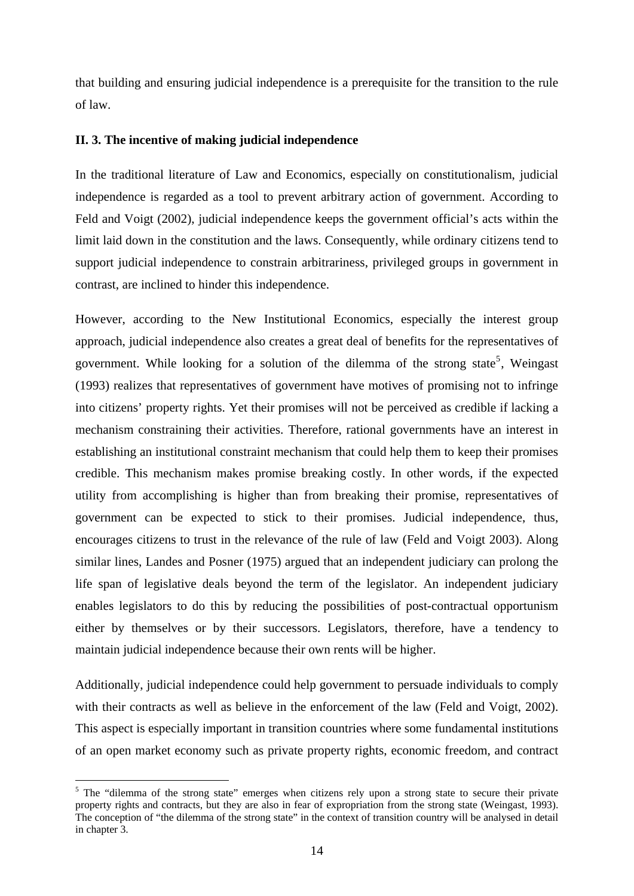that building and ensuring judicial independence is a prerequisite for the transition to the rule of law.

### II. 3. The incentive of making judicial independence

In the traditional literature of Law and Economics, especially on constitutionalism, judicial independence is regarded as a tool to prevent arbitrary action of government. According to Feld and Voigt (2002), judicial independence keeps the government official's acts within the limit laid down in the constitution and the laws. Consequently, while ordinary citizens tend to support judicial independence to constrain arbitrariness, privileged groups in government in contrast, are inclined to hinder this independence.

However, according to the New Institutional Economics, especially the interest group approach, judicial independence also creates a great deal of benefits for the representatives of government. While looking for a solution of the dilemma of the strong state[5], Weingast (1993) realizes that representatives of government have motives of promising not to infringe into citizens' property rights. Yet their promises will not be perceived as credible if lacking a mechanism constraining their activities. Therefore, rational governments have an interest in establishing an institutional constraint mechanism that could help them to keep their promises credible. This mechanism makes promise breaking costly. In other words, if the expected utility from accomplishing is higher than from breaking their promise, representatives of government can be expected to stick to their promises. Judicial independence, thus, encourages citizens to trust in the relevance of the rule of law (Feld and Voigt 2003). Along similar lines, Landes and Posner (1975) argued that an independent judiciary can prolong the life span of legislative deals beyond the term of the legislator. An independent judiciary enables legislators to do this by reducing the possibilities of post-contractual opportunism either by themselves or by their successors. Legislators, therefore, have a tendency to maintain judicial independence because their own rents will be higher.

Additionally, judicial independence could help government to persuade individuals to comply with their contracts as well as believe in the enforcement of the law (Feld and Voigt, 2002). This aspect is especially important in transition countries where some fundamental institutions of an open market economy such as private property rights, economic freedom, and contract

---

[5] The "dilemma of the strong state" emerges when citizens rely upon a strong state to secure their private property rights and contracts, but they are also in fear of expropriation from the strong state (Weingast, 1993). The conception of "the dilemma of the strong state" in the context of transition country will be analysed in detail in chapter 3.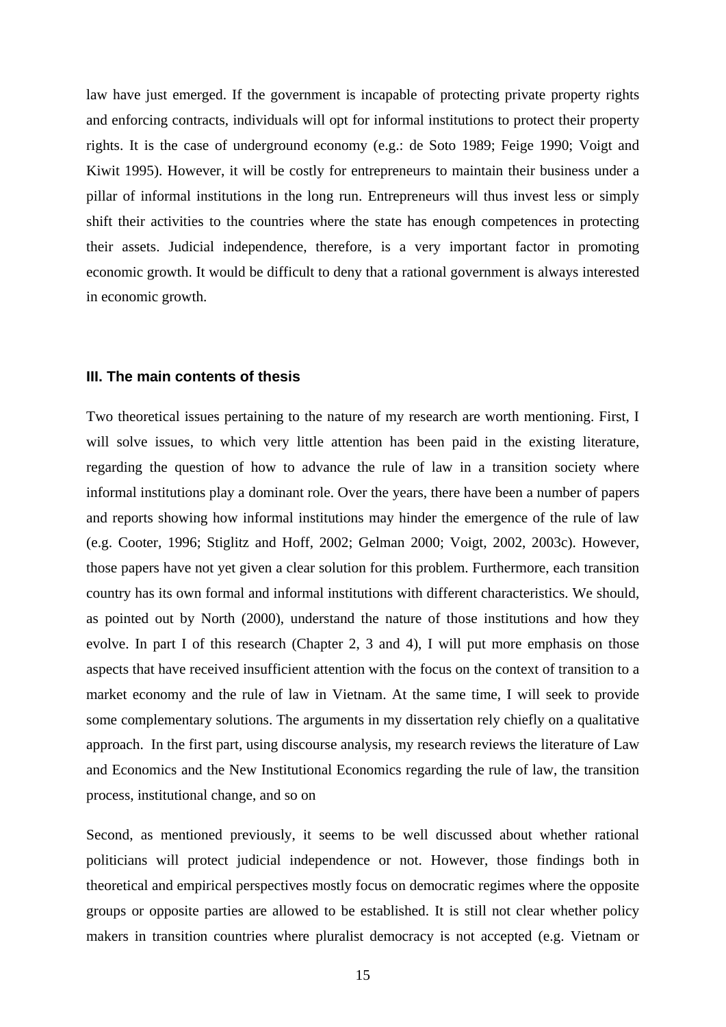law have just emerged. If the government is incapable of protecting private property rights and enforcing contracts, individuals will opt for informal institutions to protect their property rights. It is the case of underground economy (e.g.: de Soto 1989; Feige 1990; Voigt and Kiwit 1995). However, it will be costly for entrepreneurs to maintain their business under a pillar of informal institutions in the long run. Entrepreneurs will thus invest less or simply shift their activities to the countries where the state has enough competences in protecting their assets. Judicial independence, therefore, is a very important factor in promoting economic growth. It would be difficult to deny that a rational government is always interested in economic growth.

### III. The main contents of thesis

Two theoretical issues pertaining to the nature of my research are worth mentioning. First, I will solve issues, to which very little attention has been paid in the existing literature, regarding the question of how to advance the rule of law in a transition society where informal institutions play a dominant role. Over the years, there have been a number of papers and reports showing how informal institutions may hinder the emergence of the rule of law (e.g. Cooter, 1996; Stiglitz and Hoff, 2002; Gelman 2000; Voigt, 2002, 2003c). However, those papers have not yet given a clear solution for this problem. Furthermore, each transition country has its own formal and informal institutions with different characteristics. We should, as pointed out by North (2000), understand the nature of those institutions and how they evolve. In part I of this research (Chapter 2, 3 and 4), I will put more emphasis on those aspects that have received insufficient attention with the focus on the context of transition to a market economy and the rule of law in Vietnam. At the same time, I will seek to provide some complementary solutions. The arguments in my dissertation rely chiefly on a qualitative approach.  In the first part, using discourse analysis, my research reviews the literature of Law and Economics and the New Institutional Economics regarding the rule of law, the transition process, institutional change, and so on

Second, as mentioned previously, it seems to be well discussed about whether rational politicians will protect judicial independence or not. However, those findings both in theoretical and empirical perspectives mostly focus on democratic regimes where the opposite groups or opposite parties are allowed to be established. It is still not clear whether policy makers in transition countries where pluralist democracy is not accepted (e.g. Vietnam or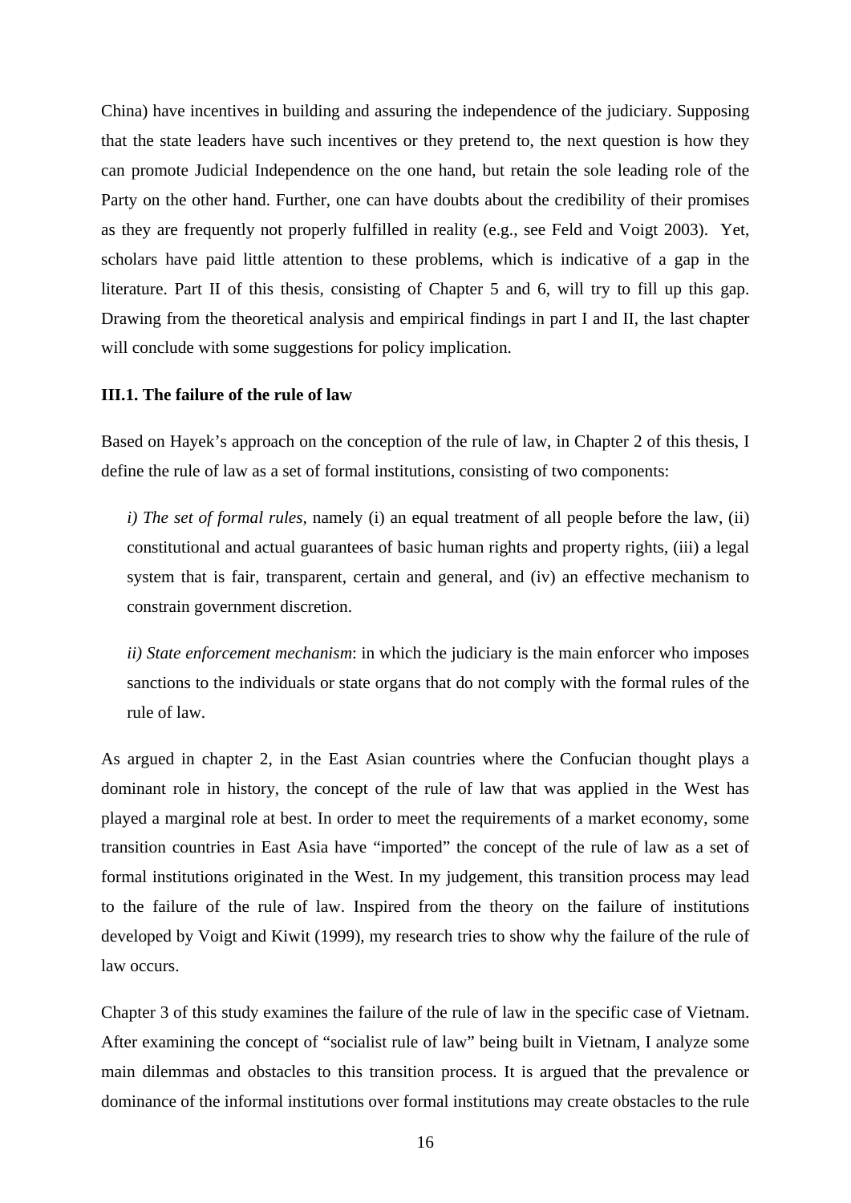China) have incentives in building and assuring the independence of the judiciary. Supposing that the state leaders have such incentives or they pretend to, the next question is how they can promote Judicial Independence on the one hand, but retain the sole leading role of the Party on the other hand. Further, one can have doubts about the credibility of their promises as they are frequently not properly fulfilled in reality (e.g., see Feld and Voigt 2003). Yet, scholars have paid little attention to these problems, which is indicative of a gap in the literature. Part II of this thesis, consisting of Chapter 5 and 6, will try to fill up this gap. Drawing from the theoretical analysis and empirical findings in part I and II, the last chapter will conclude with some suggestions for policy implication.

**III.1. The failure of the rule of law**

Based on Hayek's approach on the conception of the rule of law, in Chapter 2 of this thesis, I define the rule of law as a set of formal institutions, consisting of two components:

> *i) The set of formal rules*, namely (i) an equal treatment of all people before the law, (ii) constitutional and actual guarantees of basic human rights and property rights, (iii) a legal system that is fair, transparent, certain and general, and (iv) an effective mechanism to constrain government discretion.
>
> *ii) State enforcement mechanism*: in which the judiciary is the main enforcer who imposes sanctions to the individuals or state organs that do not comply with the formal rules of the rule of law.

As argued in chapter 2, in the East Asian countries where the Confucian thought plays a dominant role in history, the concept of the rule of law that was applied in the West has played a marginal role at best. In order to meet the requirements of a market economy, some transition countries in East Asia have "imported" the concept of the rule of law as a set of formal institutions originated in the West. In my judgement, this transition process may lead to the failure of the rule of law. Inspired from the theory on the failure of institutions developed by Voigt and Kiwit (1999), my research tries to show why the failure of the rule of law occurs.

Chapter 3 of this study examines the failure of the rule of law in the specific case of Vietnam. After examining the concept of "socialist rule of law" being built in Vietnam, I analyze some main dilemmas and obstacles to this transition process. It is argued that the prevalence or dominance of the informal institutions over formal institutions may create obstacles to the rule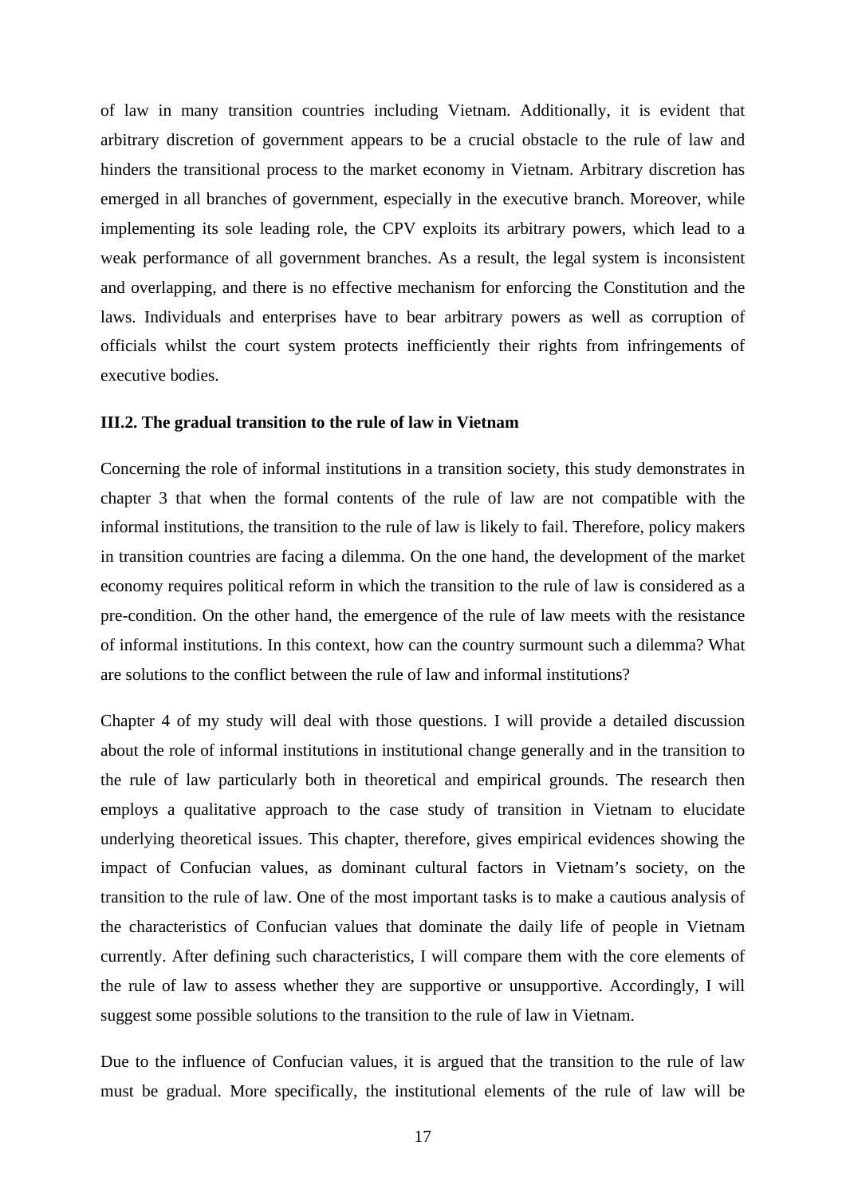of law in many transition countries including Vietnam. Additionally, it is evident that arbitrary discretion of government appears to be a crucial obstacle to the rule of law and hinders the transitional process to the market economy in Vietnam. Arbitrary discretion has emerged in all branches of government, especially in the executive branch. Moreover, while implementing its sole leading role, the CPV exploits its arbitrary powers, which lead to a weak performance of all government branches. As a result, the legal system is inconsistent and overlapping, and there is no effective mechanism for enforcing the Constitution and the laws. Individuals and enterprises have to bear arbitrary powers as well as corruption of officials whilst the court system protects inefficiently their rights from infringements of executive bodies.

### III.2. The gradual transition to the rule of law in Vietnam

Concerning the role of informal institutions in a transition society, this study demonstrates in chapter 3 that when the formal contents of the rule of law are not compatible with the informal institutions, the transition to the rule of law is likely to fail. Therefore, policy makers in transition countries are facing a dilemma. On the one hand, the development of the market economy requires political reform in which the transition to the rule of law is considered as a pre-condition. On the other hand, the emergence of the rule of law meets with the resistance of informal institutions. In this context, how can the country surmount such a dilemma? What are solutions to the conflict between the rule of law and informal institutions?

Chapter 4 of my study will deal with those questions. I will provide a detailed discussion about the role of informal institutions in institutional change generally and in the transition to the rule of law particularly both in theoretical and empirical grounds. The research then employs a qualitative approach to the case study of transition in Vietnam to elucidate underlying theoretical issues. This chapter, therefore, gives empirical evidences showing the impact of Confucian values, as dominant cultural factors in Vietnam's society, on the transition to the rule of law. One of the most important tasks is to make a cautious analysis of the characteristics of Confucian values that dominate the daily life of people in Vietnam currently. After defining such characteristics, I will compare them with the core elements of the rule of law to assess whether they are supportive or unsupportive. Accordingly, I will suggest some possible solutions to the transition to the rule of law in Vietnam.

Due to the influence of Confucian values, it is argued that the transition to the rule of law must be gradual. More specifically, the institutional elements of the rule of law will be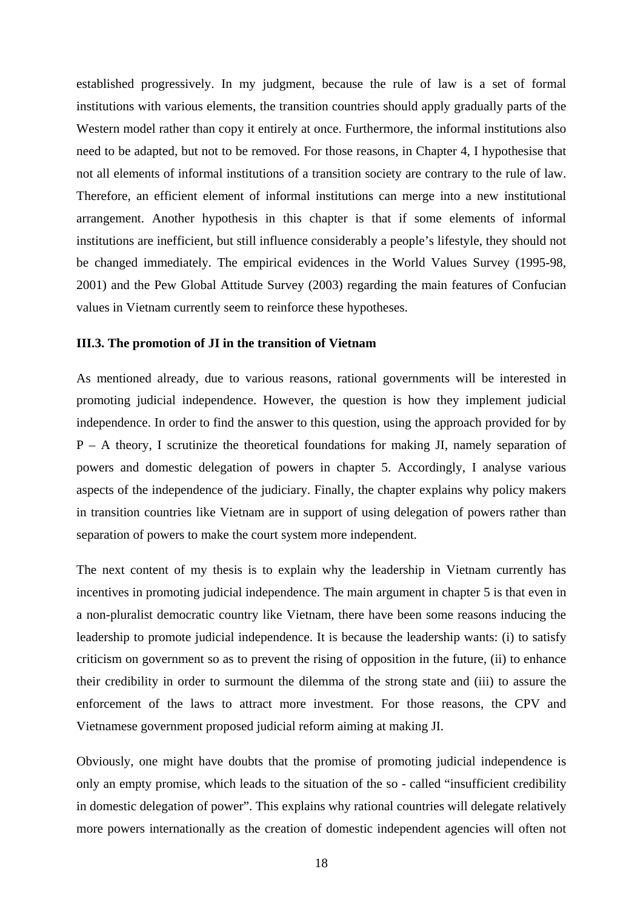established progressively. In my judgment, because the rule of law is a set of formal institutions with various elements, the transition countries should apply gradually parts of the Western model rather than copy it entirely at once. Furthermore, the informal institutions also need to be adapted, but not to be removed. For those reasons, in Chapter 4, I hypothesise that not all elements of informal institutions of a transition society are contrary to the rule of law. Therefore, an efficient element of informal institutions can merge into a new institutional arrangement. Another hypothesis in this chapter is that if some elements of informal institutions are inefficient, but still influence considerably a people's lifestyle, they should not be changed immediately. The empirical evidences in the World Values Survey (1995-98, 2001) and the Pew Global Attitude Survey (2003) regarding the main features of Confucian values in Vietnam currently seem to reinforce these hypotheses.

### III.3. The promotion of JI in the transition of Vietnam

As mentioned already, due to various reasons, rational governments will be interested in promoting judicial independence. However, the question is how they implement judicial independence. In order to find the answer to this question, using the approach provided for by P – A theory, I scrutinize the theoretical foundations for making JI, namely separation of powers and domestic delegation of powers in chapter 5. Accordingly, I analyse various aspects of the independence of the judiciary. Finally, the chapter explains why policy makers in transition countries like Vietnam are in support of using delegation of powers rather than separation of powers to make the court system more independent.

The next content of my thesis is to explain why the leadership in Vietnam currently has incentives in promoting judicial independence. The main argument in chapter 5 is that even in a non-pluralist democratic country like Vietnam, there have been some reasons inducing the leadership to promote judicial independence. It is because the leadership wants: (i) to satisfy criticism on government so as to prevent the rising of opposition in the future, (ii) to enhance their credibility in order to surmount the dilemma of the strong state and (iii) to assure the enforcement of the laws to attract more investment. For those reasons, the CPV and Vietnamese government proposed judicial reform aiming at making JI.

Obviously, one might have doubts that the promise of promoting judicial independence is only an empty promise, which leads to the situation of the so - called "insufficient credibility in domestic delegation of power". This explains why rational countries will delegate relatively more powers internationally as the creation of domestic independent agencies will often not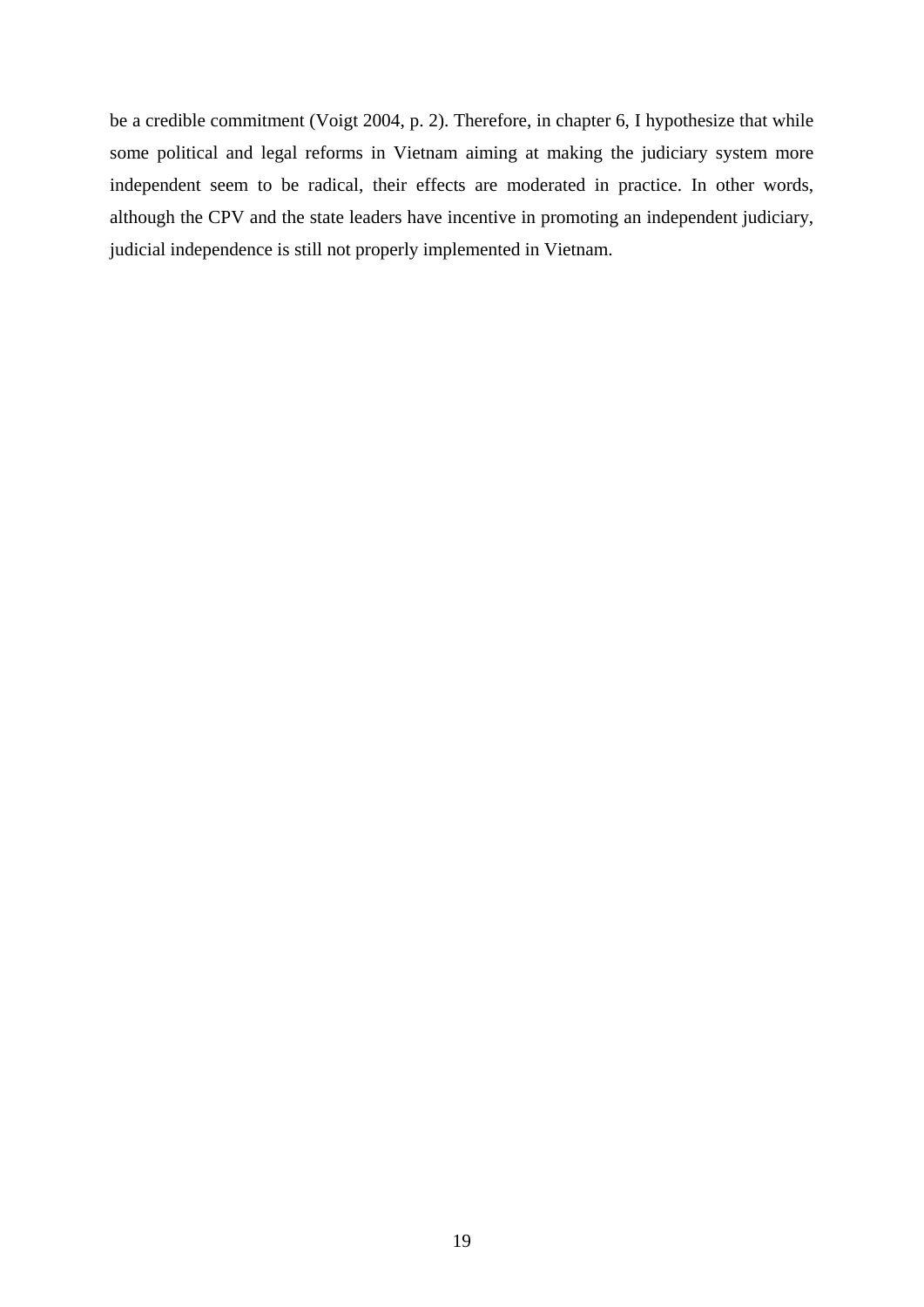be a credible commitment (Voigt 2004, p. 2). Therefore, in chapter 6, I hypothesize that while some political and legal reforms in Vietnam aiming at making the judiciary system more independent seem to be radical, their effects are moderated in practice. In other words, although the CPV and the state leaders have incentive in promoting an independent judiciary, judicial independence is still not properly implemented in Vietnam.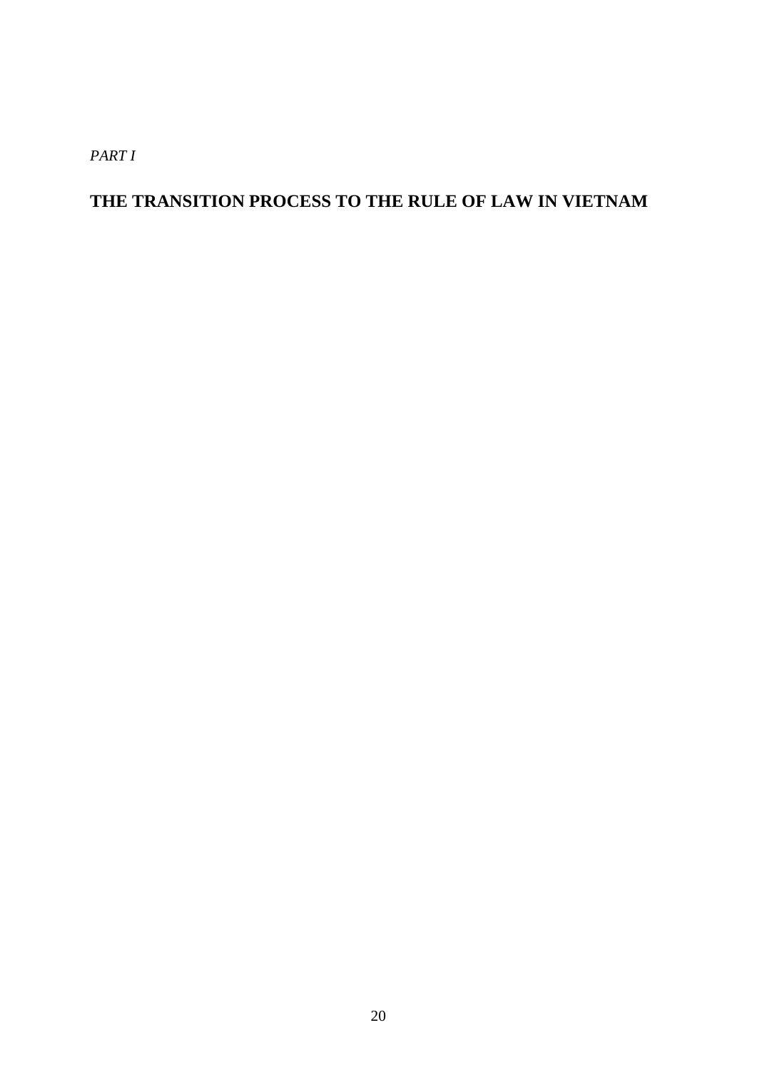*PART I*

# THE TRANSITION PROCESS TO THE RULE OF LAW IN VIETNAM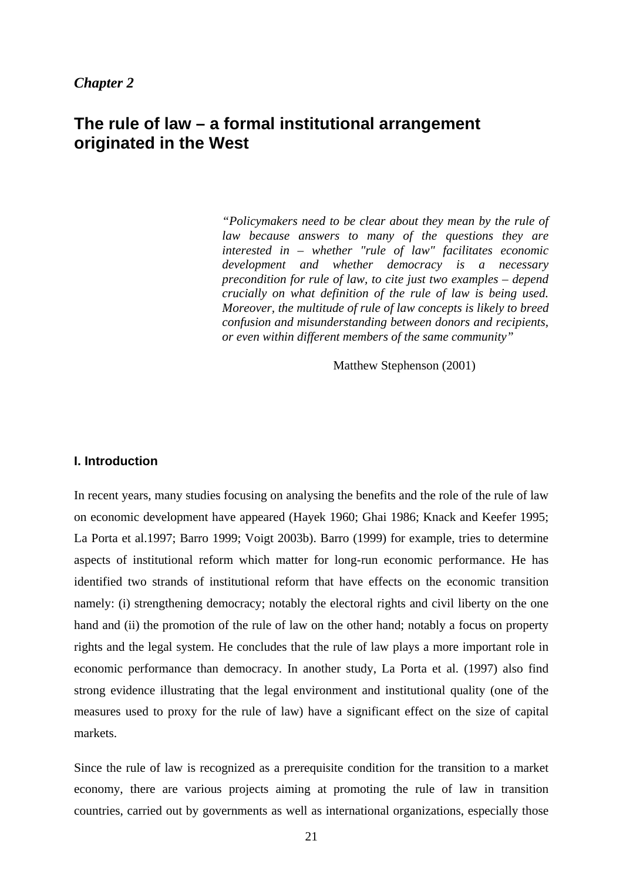*Chapter 2*

# The rule of law – a formal institutional arrangement originated in the West

> *"Policymakers need to be clear about they mean by the rule of law because answers to many of the questions they are interested in – whether "rule of law" facilitates economic development and whether democracy is a necessary precondition for rule of law, to cite just two examples – depend crucially on what definition of the rule of law is being used. Moreover, the multitude of rule of law concepts is likely to breed confusion and misunderstanding between donors and recipients, or even within different members of the same community"*
>
> Matthew Stephenson (2001)

## I. Introduction

In recent years, many studies focusing on analysing the benefits and the role of the rule of law on economic development have appeared (Hayek 1960; Ghai 1986; Knack and Keefer 1995; La Porta et al.1997; Barro 1999; Voigt 2003b). Barro (1999) for example, tries to determine aspects of institutional reform which matter for long-run economic performance. He has identified two strands of institutional reform that have effects on the economic transition namely: (i) strengthening democracy; notably the electoral rights and civil liberty on the one hand and (ii) the promotion of the rule of law on the other hand; notably a focus on property rights and the legal system. He concludes that the rule of law plays a more important role in economic performance than democracy. In another study, La Porta et al. (1997) also find strong evidence illustrating that the legal environment and institutional quality (one of the measures used to proxy for the rule of law) have a significant effect on the size of capital markets.

Since the rule of law is recognized as a prerequisite condition for the transition to a market economy, there are various projects aiming at promoting the rule of law in transition countries, carried out by governments as well as international organizations, especially those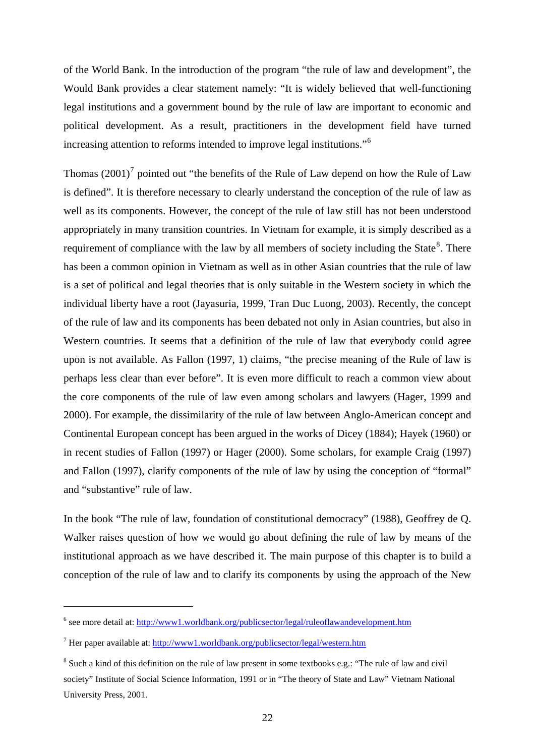of the World Bank. In the introduction of the program "the rule of law and development", the Would Bank provides a clear statement namely: "It is widely believed that well-functioning legal institutions and a government bound by the rule of law are important to economic and political development. As a result, practitioners in the development field have turned increasing attention to reforms intended to improve legal institutions."[6]

Thomas (2001)[7] pointed out "the benefits of the Rule of Law depend on how the Rule of Law is defined". It is therefore necessary to clearly understand the conception of the rule of law as well as its components. However, the concept of the rule of law still has not been understood appropriately in many transition countries. In Vietnam for example, it is simply described as a requirement of compliance with the law by all members of society including the State[8]. There has been a common opinion in Vietnam as well as in other Asian countries that the rule of law is a set of political and legal theories that is only suitable in the Western society in which the individual liberty have a root (Jayasuria, 1999, Tran Duc Luong, 2003). Recently, the concept of the rule of law and its components has been debated not only in Asian countries, but also in Western countries. It seems that a definition of the rule of law that everybody could agree upon is not available. As Fallon (1997, 1) claims, "the precise meaning of the Rule of law is perhaps less clear than ever before". It is even more difficult to reach a common view about the core components of the rule of law even among scholars and lawyers (Hager, 1999 and 2000). For example, the dissimilarity of the rule of law between Anglo-American concept and Continental European concept has been argued in the works of Dicey (1884); Hayek (1960) or in recent studies of Fallon (1997) or Hager (2000). Some scholars, for example Craig (1997) and Fallon (1997), clarify components of the rule of law by using the conception of "formal" and "substantive" rule of law.

In the book "The rule of law, foundation of constitutional democracy" (1988), Geoffrey de Q. Walker raises question of how we would go about defining the rule of law by means of the institutional approach as we have described it. The main purpose of this chapter is to build a conception of the rule of law and to clarify its components by using the approach of the New

---

[6] see more detail at: http://www1.worldbank.org/publicsector/legal/ruleoflawandevelopment.htm

[7] Her paper available at: http://www1.worldbank.org/publicsector/legal/western.htm

[8] Such a kind of this definition on the rule of law present in some textbooks e.g.: "The rule of law and civil society" Institute of Social Science Information, 1991 or in "The theory of State and Law" Vietnam National University Press, 2001.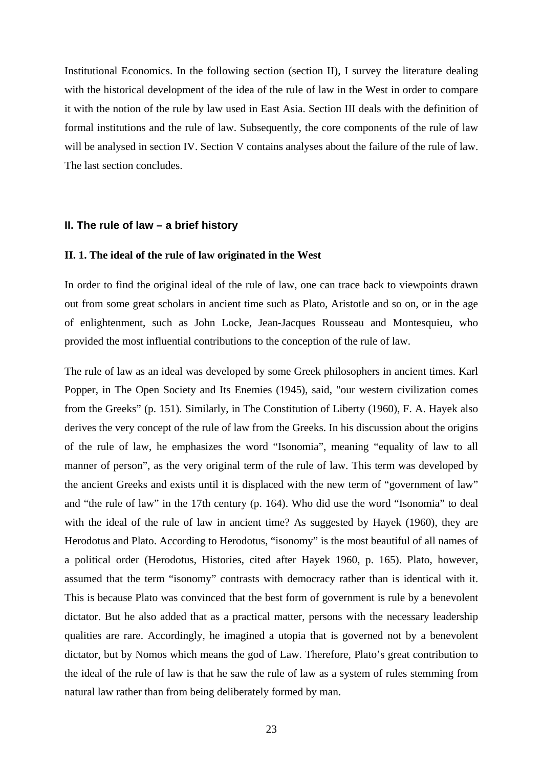Institutional Economics. In the following section (section II), I survey the literature dealing with the historical development of the idea of the rule of law in the West in order to compare it with the notion of the rule by law used in East Asia. Section III deals with the definition of formal institutions and the rule of law. Subsequently, the core components of the rule of law will be analysed in section IV. Section V contains analyses about the failure of the rule of law. The last section concludes.

## II. The rule of law – a brief history

### II. 1. The ideal of the rule of law originated in the West

In order to find the original ideal of the rule of law, one can trace back to viewpoints drawn out from some great scholars in ancient time such as Plato, Aristotle and so on, or in the age of enlightenment, such as John Locke, Jean-Jacques Rousseau and Montesquieu, who provided the most influential contributions to the conception of the rule of law.

The rule of law as an ideal was developed by some Greek philosophers in ancient times. Karl Popper, in The Open Society and Its Enemies (1945), said, "our western civilization comes from the Greeks" (p. 151). Similarly, in The Constitution of Liberty (1960), F. A. Hayek also derives the very concept of the rule of law from the Greeks. In his discussion about the origins of the rule of law, he emphasizes the word "Isonomia", meaning "equality of law to all manner of person", as the very original term of the rule of law. This term was developed by the ancient Greeks and exists until it is displaced with the new term of "government of law" and "the rule of law" in the 17th century (p. 164). Who did use the word "Isonomia" to deal with the ideal of the rule of law in ancient time? As suggested by Hayek (1960), they are Herodotus and Plato. According to Herodotus, "isonomy" is the most beautiful of all names of a political order (Herodotus, Histories, cited after Hayek 1960, p. 165). Plato, however, assumed that the term "isonomy" contrasts with democracy rather than is identical with it. This is because Plato was convinced that the best form of government is rule by a benevolent dictator. But he also added that as a practical matter, persons with the necessary leadership qualities are rare. Accordingly, he imagined a utopia that is governed not by a benevolent dictator, but by Nomos which means the god of Law. Therefore, Plato's great contribution to the ideal of the rule of law is that he saw the rule of law as a system of rules stemming from natural law rather than from being deliberately formed by man.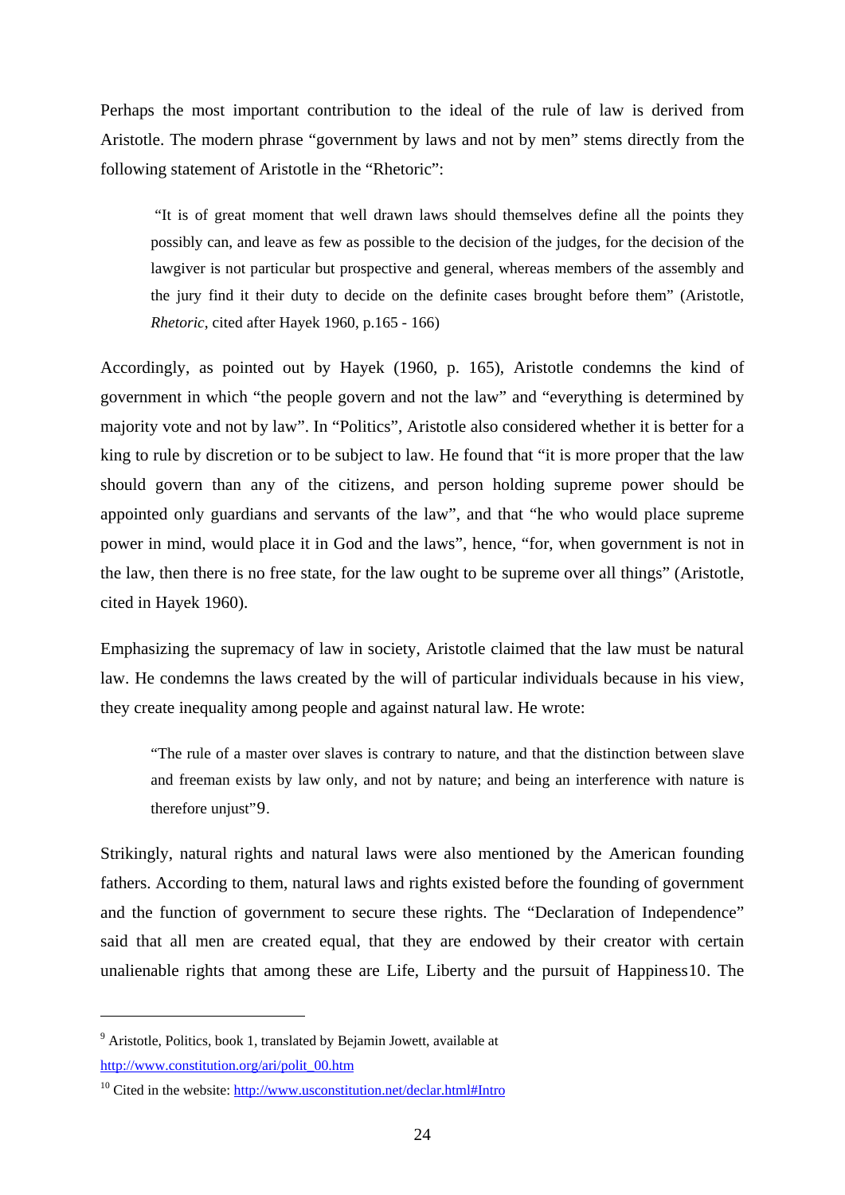Perhaps the most important contribution to the ideal of the rule of law is derived from Aristotle. The modern phrase “government by laws and not by men” stems directly from the following statement of Aristotle in the “Rhetoric”:

> “It is of great moment that well drawn laws should themselves define all the points they possibly can, and leave as few as possible to the decision of the judges, for the decision of the lawgiver is not particular but prospective and general, whereas members of the assembly and the jury find it their duty to decide on the definite cases brought before them” (Aristotle, *Rhetoric*, cited after Hayek 1960, p.165 - 166)

Accordingly, as pointed out by Hayek (1960, p. 165), Aristotle condemns the kind of government in which “the people govern and not the law” and “everything is determined by majority vote and not by law”. In “Politics”, Aristotle also considered whether it is better for a king to rule by discretion or to be subject to law. He found that “it is more proper that the law should govern than any of the citizens, and person holding supreme power should be appointed only guardians and servants of the law”, and that “he who would place supreme power in mind, would place it in God and the laws”, hence, “for, when government is not in the law, then there is no free state, for the law ought to be supreme over all things” (Aristotle, cited in Hayek 1960).

Emphasizing the supremacy of law in society, Aristotle claimed that the law must be natural law. He condemns the laws created by the will of particular individuals because in his view, they create inequality among people and against natural law. He wrote:

> “The rule of a master over slaves is contrary to nature, and that the distinction between slave and freeman exists by law only, and not by nature; and being an interference with nature is therefore unjust”[9].

Strikingly, natural rights and natural laws were also mentioned by the American founding fathers. According to them, natural laws and rights existed before the founding of government and the function of government to secure these rights. The “Declaration of Independence” said that all men are created equal, that they are endowed by their creator with certain unalienable rights that among these are Life, Liberty and the pursuit of Happiness[10]. The

---

[9] Aristotle, Politics, book 1, translated by Bejamin Jowett, available at http://www.constitution.org/ari/polit_00.htm

[10] Cited in the website: http://www.usconstitution.net/declar.html#Intro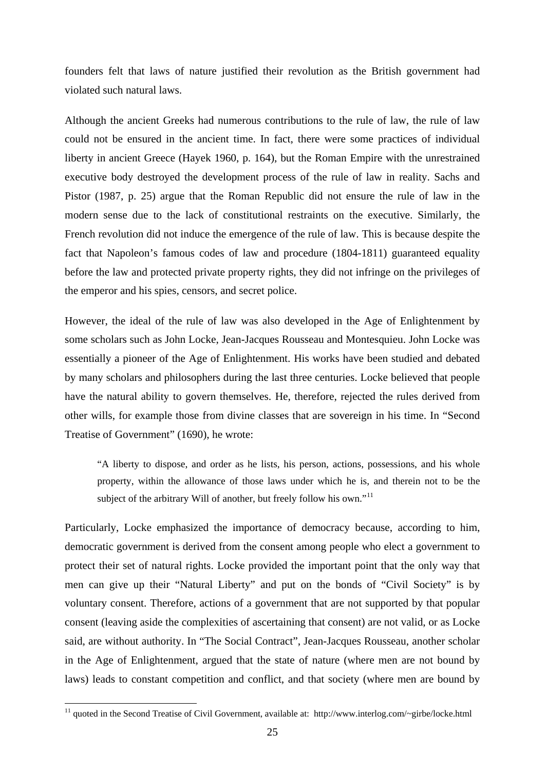founders felt that laws of nature justified their revolution as the British government had violated such natural laws.

Although the ancient Greeks had numerous contributions to the rule of law, the rule of law could not be ensured in the ancient time. In fact, there were some practices of individual liberty in ancient Greece (Hayek 1960, p. 164), but the Roman Empire with the unrestrained executive body destroyed the development process of the rule of law in reality. Sachs and Pistor (1987, p. 25) argue that the Roman Republic did not ensure the rule of law in the modern sense due to the lack of constitutional restraints on the executive. Similarly, the French revolution did not induce the emergence of the rule of law. This is because despite the fact that Napoleon's famous codes of law and procedure (1804-1811) guaranteed equality before the law and protected private property rights, they did not infringe on the privileges of the emperor and his spies, censors, and secret police.

However, the ideal of the rule of law was also developed in the Age of Enlightenment by some scholars such as John Locke, Jean-Jacques Rousseau and Montesquieu. John Locke was essentially a pioneer of the Age of Enlightenment. His works have been studied and debated by many scholars and philosophers during the last three centuries. Locke believed that people have the natural ability to govern themselves. He, therefore, rejected the rules derived from other wills, for example those from divine classes that are sovereign in his time. In "Second Treatise of Government" (1690), he wrote:

> "A liberty to dispose, and order as he lists, his person, actions, possessions, and his whole property, within the allowance of those laws under which he is, and therein not to be the subject of the arbitrary Will of another, but freely follow his own."[11]

Particularly, Locke emphasized the importance of democracy because, according to him, democratic government is derived from the consent among people who elect a government to protect their set of natural rights. Locke provided the important point that the only way that men can give up their "Natural Liberty" and put on the bonds of "Civil Society" is by voluntary consent. Therefore, actions of a government that are not supported by that popular consent (leaving aside the complexities of ascertaining that consent) are not valid, or as Locke said, are without authority. In "The Social Contract", Jean-Jacques Rousseau, another scholar in the Age of Enlightenment, argued that the state of nature (where men are not bound by laws) leads to constant competition and conflict, and that society (where men are bound by

[11] quoted in the Second Treatise of Civil Government, available at: http://www.interlog.com/~girbe/locke.html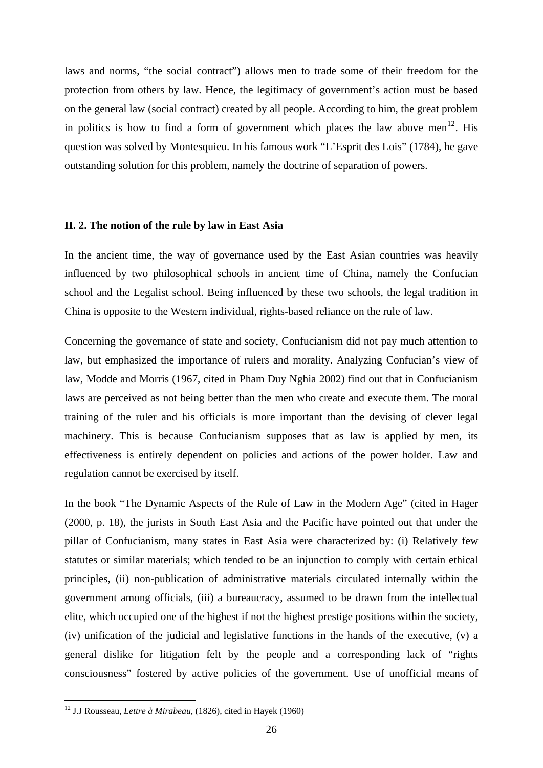laws and norms, "the social contract") allows men to trade some of their freedom for the protection from others by law. Hence, the legitimacy of government's action must be based on the general law (social contract) created by all people. According to him, the great problem in politics is how to find a form of government which places the law above men[12]. His question was solved by Montesquieu. In his famous work "L'Esprit des Lois" (1784), he gave outstanding solution for this problem, namely the doctrine of separation of powers.

### II. 2. The notion of the rule by law in East Asia

In the ancient time, the way of governance used by the East Asian countries was heavily influenced by two philosophical schools in ancient time of China, namely the Confucian school and the Legalist school. Being influenced by these two schools, the legal tradition in China is opposite to the Western individual, rights-based reliance on the rule of law.

Concerning the governance of state and society, Confucianism did not pay much attention to law, but emphasized the importance of rulers and morality. Analyzing Confucian's view of law, Modde and Morris (1967, cited in Pham Duy Nghia 2002) find out that in Confucianism laws are perceived as not being better than the men who create and execute them. The moral training of the ruler and his officials is more important than the devising of clever legal machinery. This is because Confucianism supposes that as law is applied by men, its effectiveness is entirely dependent on policies and actions of the power holder. Law and regulation cannot be exercised by itself.

In the book "The Dynamic Aspects of the Rule of Law in the Modern Age" (cited in Hager (2000, p. 18), the jurists in South East Asia and the Pacific have pointed out that under the pillar of Confucianism, many states in East Asia were characterized by: (i) Relatively few statutes or similar materials; which tended to be an injunction to comply with certain ethical principles, (ii) non-publication of administrative materials circulated internally within the government among officials, (iii) a bureaucracy, assumed to be drawn from the intellectual elite, which occupied one of the highest if not the highest prestige positions within the society, (iv) unification of the judicial and legislative functions in the hands of the executive, (v) a general dislike for litigation felt by the people and a corresponding lack of "rights consciousness" fostered by active policies of the government. Use of unofficial means of

---

[12] J.J Rousseau, *Lettre à Mirabeau*, (1826), cited in Hayek (1960)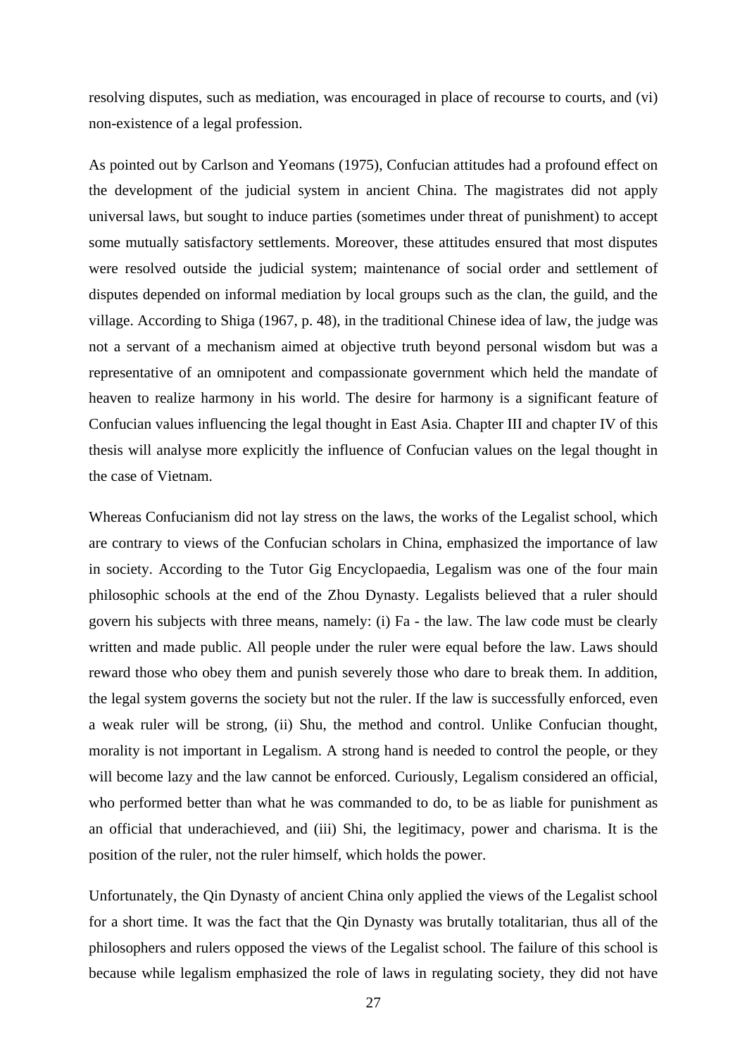resolving disputes, such as mediation, was encouraged in place of recourse to courts, and (vi) non-existence of a legal profession.

As pointed out by Carlson and Yeomans (1975), Confucian attitudes had a profound effect on the development of the judicial system in ancient China. The magistrates did not apply universal laws, but sought to induce parties (sometimes under threat of punishment) to accept some mutually satisfactory settlements. Moreover, these attitudes ensured that most disputes were resolved outside the judicial system; maintenance of social order and settlement of disputes depended on informal mediation by local groups such as the clan, the guild, and the village. According to Shiga (1967, p. 48), in the traditional Chinese idea of law, the judge was not a servant of a mechanism aimed at objective truth beyond personal wisdom but was a representative of an omnipotent and compassionate government which held the mandate of heaven to realize harmony in his world. The desire for harmony is a significant feature of Confucian values influencing the legal thought in East Asia. Chapter III and chapter IV of this thesis will analyse more explicitly the influence of Confucian values on the legal thought in the case of Vietnam.

Whereas Confucianism did not lay stress on the laws, the works of the Legalist school, which are contrary to views of the Confucian scholars in China, emphasized the importance of law in society. According to the Tutor Gig Encyclopaedia, Legalism was one of the four main philosophic schools at the end of the Zhou Dynasty. Legalists believed that a ruler should govern his subjects with three means, namely: (i) Fa - the law. The law code must be clearly written and made public. All people under the ruler were equal before the law. Laws should reward those who obey them and punish severely those who dare to break them. In addition, the legal system governs the society but not the ruler. If the law is successfully enforced, even a weak ruler will be strong, (ii) Shu, the method and control. Unlike Confucian thought, morality is not important in Legalism. A strong hand is needed to control the people, or they will become lazy and the law cannot be enforced. Curiously, Legalism considered an official, who performed better than what he was commanded to do, to be as liable for punishment as an official that underachieved, and (iii) Shi, the legitimacy, power and charisma. It is the position of the ruler, not the ruler himself, which holds the power.

Unfortunately, the Qin Dynasty of ancient China only applied the views of the Legalist school for a short time. It was the fact that the Qin Dynasty was brutally totalitarian, thus all of the philosophers and rulers opposed the views of the Legalist school. The failure of this school is because while legalism emphasized the role of laws in regulating society, they did not have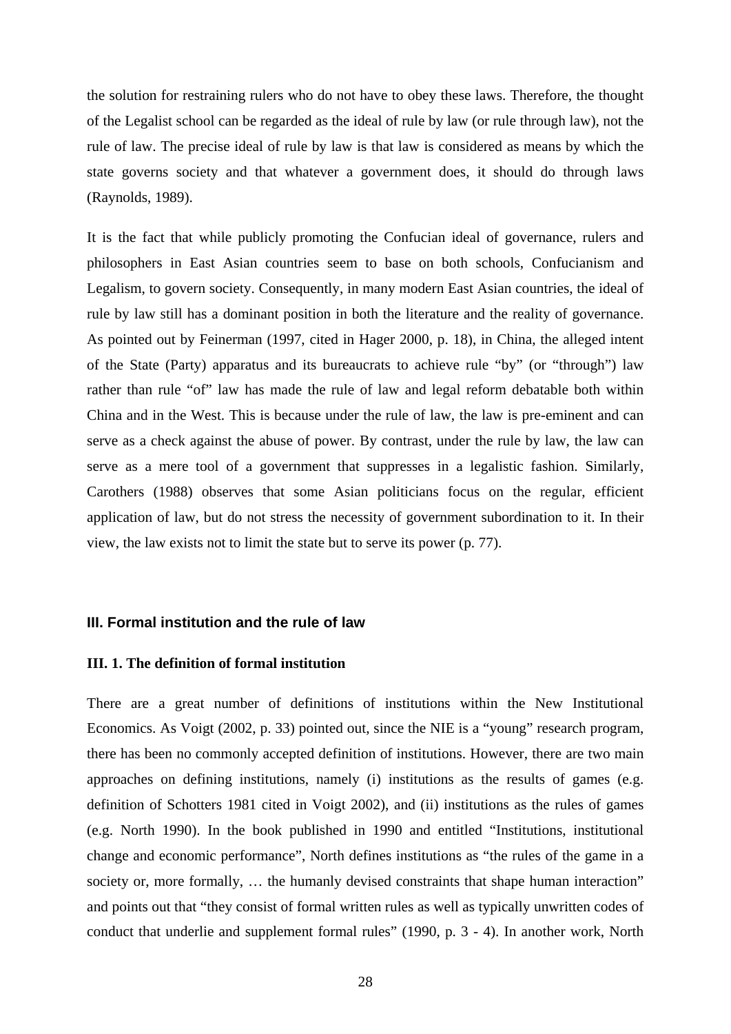the solution for restraining rulers who do not have to obey these laws. Therefore, the thought of the Legalist school can be regarded as the ideal of rule by law (or rule through law), not the rule of law. The precise ideal of rule by law is that law is considered as means by which the state governs society and that whatever a government does, it should do through laws (Raynolds, 1989).

It is the fact that while publicly promoting the Confucian ideal of governance, rulers and philosophers in East Asian countries seem to base on both schools, Confucianism and Legalism, to govern society. Consequently, in many modern East Asian countries, the ideal of rule by law still has a dominant position in both the literature and the reality of governance. As pointed out by Feinerman (1997, cited in Hager 2000, p. 18), in China, the alleged intent of the State (Party) apparatus and its bureaucrats to achieve rule "by" (or "through") law rather than rule "of" law has made the rule of law and legal reform debatable both within China and in the West. This is because under the rule of law, the law is pre-eminent and can serve as a check against the abuse of power. By contrast, under the rule by law, the law can serve as a mere tool of a government that suppresses in a legalistic fashion. Similarly, Carothers (1988) observes that some Asian politicians focus on the regular, efficient application of law, but do not stress the necessity of government subordination to it. In their view, the law exists not to limit the state but to serve its power (p. 77).

## III. Formal institution and the rule of law

### III. 1. The definition of formal institution

There are a great number of definitions of institutions within the New Institutional Economics. As Voigt (2002, p. 33) pointed out, since the NIE is a "young" research program, there has been no commonly accepted definition of institutions. However, there are two main approaches on defining institutions, namely (i) institutions as the results of games (e.g. definition of Schotters 1981 cited in Voigt 2002), and (ii) institutions as the rules of games (e.g. North 1990). In the book published in 1990 and entitled "Institutions, institutional change and economic performance", North defines institutions as "the rules of the game in a society or, more formally, … the humanly devised constraints that shape human interaction" and points out that "they consist of formal written rules as well as typically unwritten codes of conduct that underlie and supplement formal rules" (1990, p. 3 - 4). In another work, North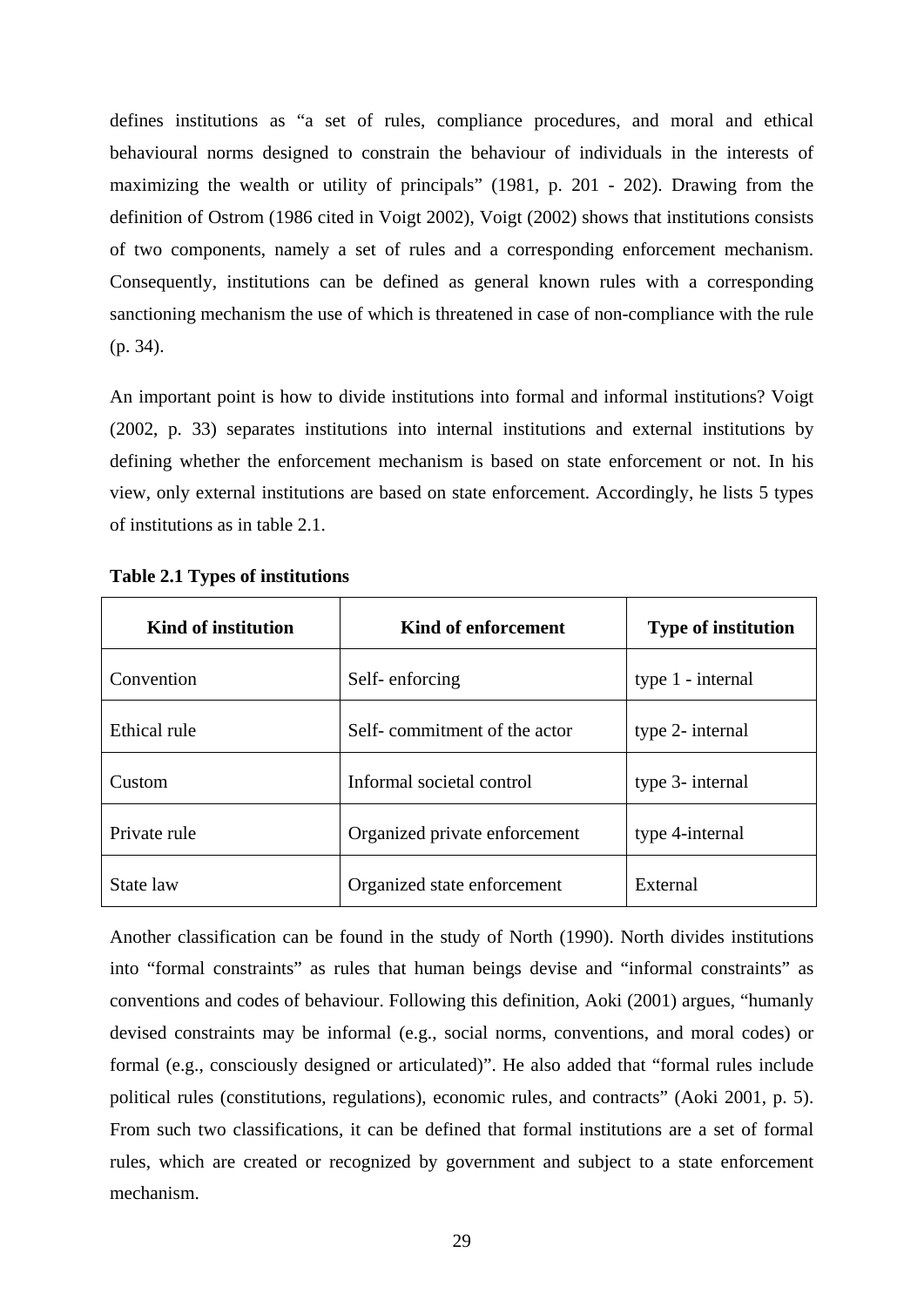defines institutions as "a set of rules, compliance procedures, and moral and ethical behavioural norms designed to constrain the behaviour of individuals in the interests of maximizing the wealth or utility of principals" (1981, p. 201 - 202). Drawing from the definition of Ostrom (1986 cited in Voigt 2002), Voigt (2002) shows that institutions consists of two components, namely a set of rules and a corresponding enforcement mechanism. Consequently, institutions can be defined as general known rules with a corresponding sanctioning mechanism the use of which is threatened in case of non-compliance with the rule (p. 34).

An important point is how to divide institutions into formal and informal institutions? Voigt (2002, p. 33) separates institutions into internal institutions and external institutions by defining whether the enforcement mechanism is based on state enforcement or not. In his view, only external institutions are based on state enforcement. Accordingly, he lists 5 types of institutions as in table 2.1.

**Table 2.1 Types of institutions**

| Kind of institution | Kind of enforcement | Type of institution |
|---|---|---|
| Convention | Self- enforcing | type 1 - internal |
| Ethical rule | Self- commitment of the actor | type 2- internal |
| Custom | Informal societal control | type 3- internal |
| Private rule | Organized private enforcement | type 4-internal |
| State law | Organized state enforcement | External |

Another classification can be found in the study of North (1990). North divides institutions into "formal constraints" as rules that human beings devise and "informal constraints" as conventions and codes of behaviour. Following this definition, Aoki (2001) argues, "humanly devised constraints may be informal (e.g., social norms, conventions, and moral codes) or formal (e.g., consciously designed or articulated)". He also added that "formal rules include political rules (constitutions, regulations), economic rules, and contracts" (Aoki 2001, p. 5). From such two classifications, it can be defined that formal institutions are a set of formal rules, which are created or recognized by government and subject to a state enforcement mechanism.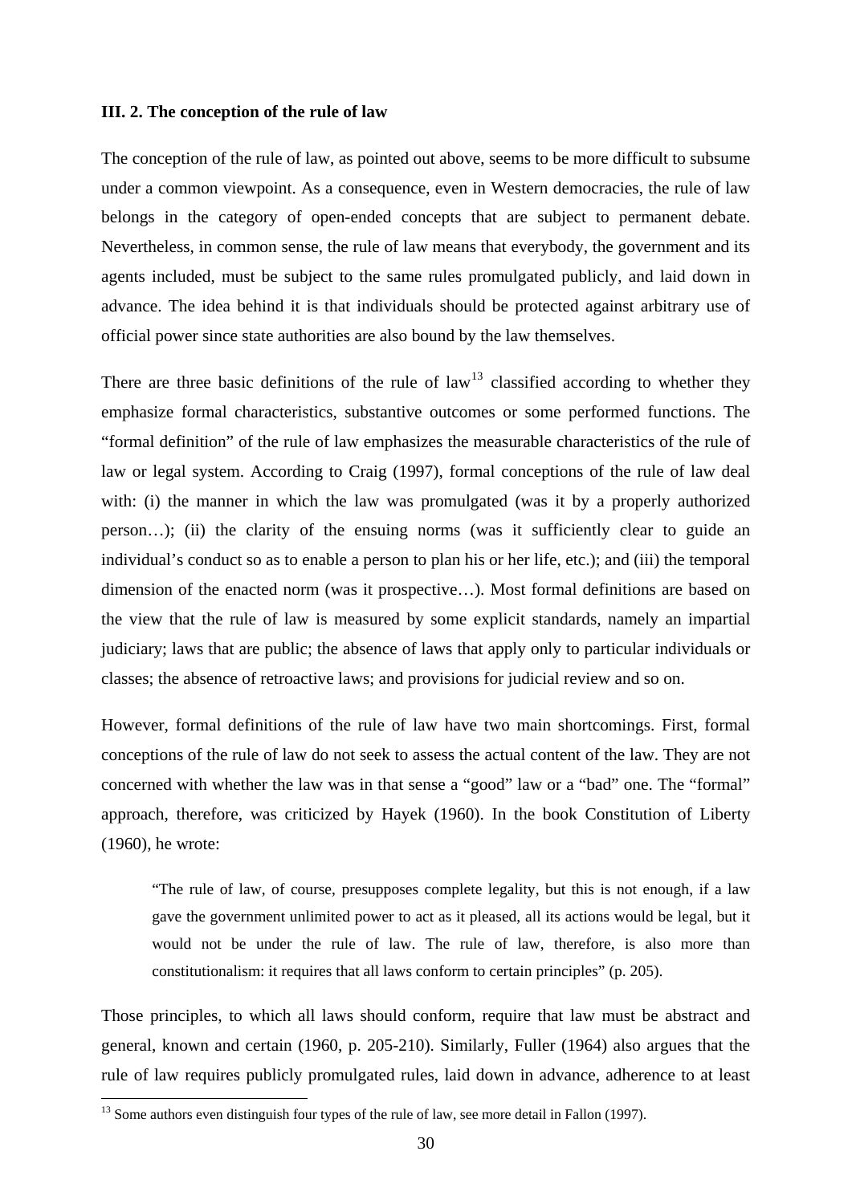### III. 2. The conception of the rule of law

The conception of the rule of law, as pointed out above, seems to be more difficult to subsume under a common viewpoint. As a consequence, even in Western democracies, the rule of law belongs in the category of open-ended concepts that are subject to permanent debate. Nevertheless, in common sense, the rule of law means that everybody, the government and its agents included, must be subject to the same rules promulgated publicly, and laid down in advance. The idea behind it is that individuals should be protected against arbitrary use of official power since state authorities are also bound by the law themselves.

There are three basic definitions of the rule of law[13] classified according to whether they emphasize formal characteristics, substantive outcomes or some performed functions. The "formal definition" of the rule of law emphasizes the measurable characteristics of the rule of law or legal system. According to Craig (1997), formal conceptions of the rule of law deal with: (i) the manner in which the law was promulgated (was it by a properly authorized person…); (ii) the clarity of the ensuing norms (was it sufficiently clear to guide an individual's conduct so as to enable a person to plan his or her life, etc.); and (iii) the temporal dimension of the enacted norm (was it prospective…). Most formal definitions are based on the view that the rule of law is measured by some explicit standards, namely an impartial judiciary; laws that are public; the absence of laws that apply only to particular individuals or classes; the absence of retroactive laws; and provisions for judicial review and so on.

However, formal definitions of the rule of law have two main shortcomings. First, formal conceptions of the rule of law do not seek to assess the actual content of the law. They are not concerned with whether the law was in that sense a "good" law or a "bad" one. The "formal" approach, therefore, was criticized by Hayek (1960). In the book Constitution of Liberty (1960), he wrote:

> "The rule of law, of course, presupposes complete legality, but this is not enough, if a law gave the government unlimited power to act as it pleased, all its actions would be legal, but it would not be under the rule of law. The rule of law, therefore, is also more than constitutionalism: it requires that all laws conform to certain principles" (p. 205).

Those principles, to which all laws should conform, require that law must be abstract and general, known and certain (1960, p. 205-210). Similarly, Fuller (1964) also argues that the rule of law requires publicly promulgated rules, laid down in advance, adherence to at least

[13] Some authors even distinguish four types of the rule of law, see more detail in Fallon (1997).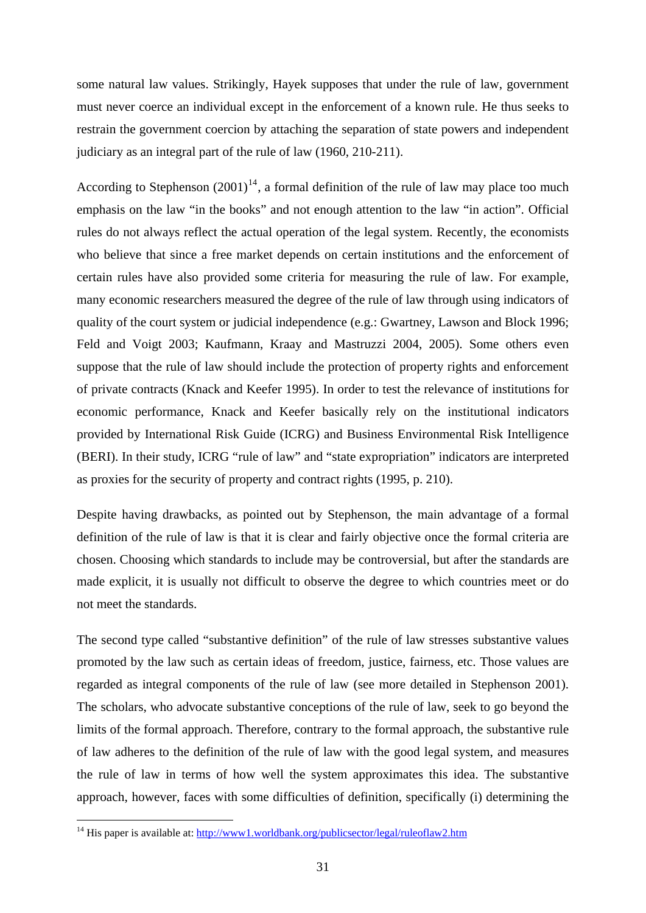some natural law values. Strikingly, Hayek supposes that under the rule of law, government must never coerce an individual except in the enforcement of a known rule. He thus seeks to restrain the government coercion by attaching the separation of state powers and independent judiciary as an integral part of the rule of law (1960, 210-211).

According to Stephenson (2001)[14], a formal definition of the rule of law may place too much emphasis on the law "in the books" and not enough attention to the law "in action". Official rules do not always reflect the actual operation of the legal system. Recently, the economists who believe that since a free market depends on certain institutions and the enforcement of certain rules have also provided some criteria for measuring the rule of law. For example, many economic researchers measured the degree of the rule of law through using indicators of quality of the court system or judicial independence (e.g.: Gwartney, Lawson and Block 1996; Feld and Voigt 2003; Kaufmann, Kraay and Mastruzzi 2004, 2005). Some others even suppose that the rule of law should include the protection of property rights and enforcement of private contracts (Knack and Keefer 1995). In order to test the relevance of institutions for economic performance, Knack and Keefer basically rely on the institutional indicators provided by International Risk Guide (ICRG) and Business Environmental Risk Intelligence (BERI). In their study, ICRG "rule of law" and "state expropriation" indicators are interpreted as proxies for the security of property and contract rights (1995, p. 210).

Despite having drawbacks, as pointed out by Stephenson, the main advantage of a formal definition of the rule of law is that it is clear and fairly objective once the formal criteria are chosen. Choosing which standards to include may be controversial, but after the standards are made explicit, it is usually not difficult to observe the degree to which countries meet or do not meet the standards.

The second type called "substantive definition" of the rule of law stresses substantive values promoted by the law such as certain ideas of freedom, justice, fairness, etc. Those values are regarded as integral components of the rule of law (see more detailed in Stephenson 2001). The scholars, who advocate substantive conceptions of the rule of law, seek to go beyond the limits of the formal approach. Therefore, contrary to the formal approach, the substantive rule of law adheres to the definition of the rule of law with the good legal system, and measures the rule of law in terms of how well the system approximates this idea. The substantive approach, however, faces with some difficulties of definition, specifically (i) determining the

---

[14] His paper is available at: http://www1.worldbank.org/publicsector/legal/ruleoflaw2.htm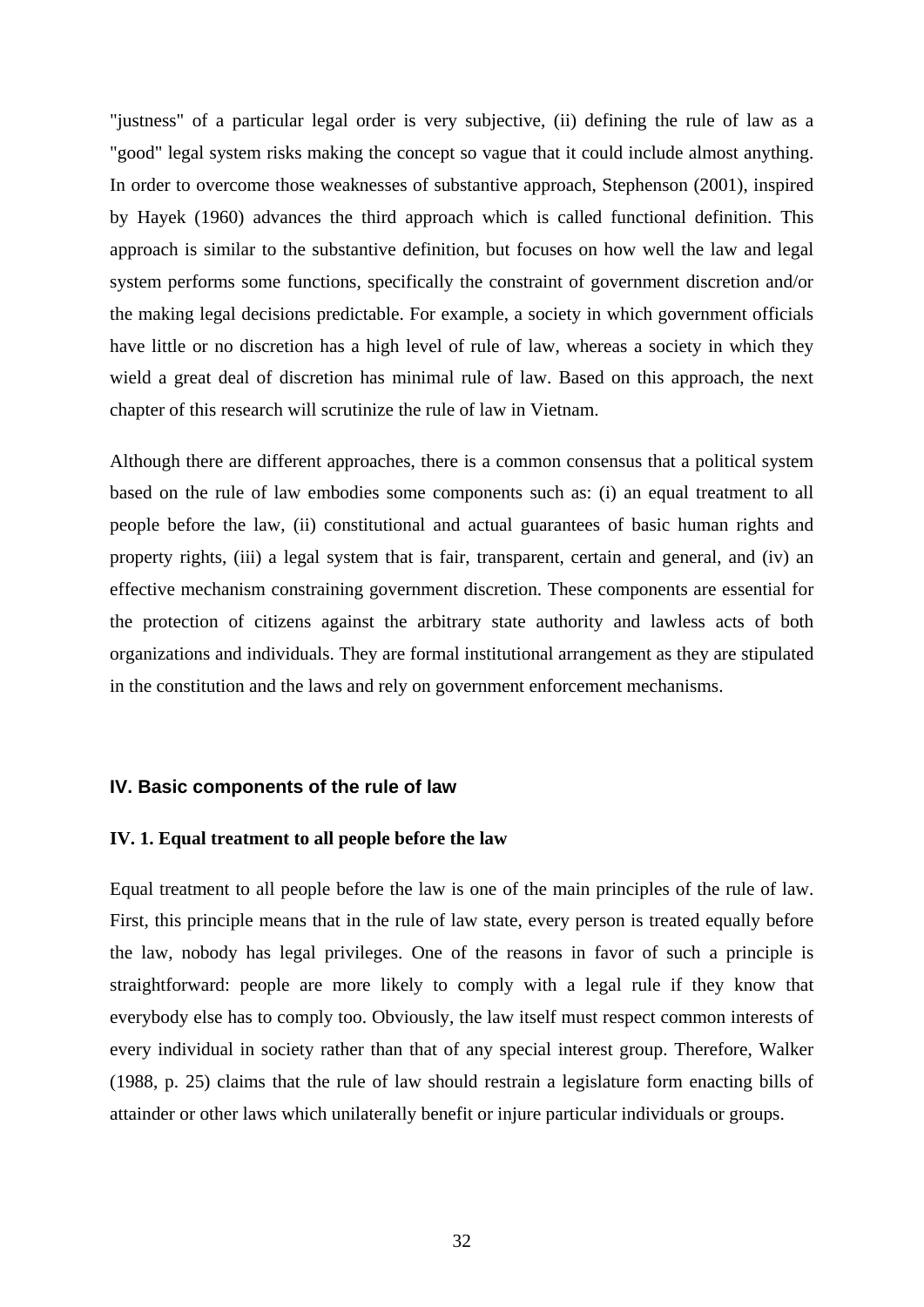"justness" of a particular legal order is very subjective, (ii) defining the rule of law as a "good" legal system risks making the concept so vague that it could include almost anything. In order to overcome those weaknesses of substantive approach, Stephenson (2001), inspired by Hayek (1960) advances the third approach which is called functional definition. This approach is similar to the substantive definition, but focuses on how well the law and legal system performs some functions, specifically the constraint of government discretion and/or the making legal decisions predictable. For example, a society in which government officials have little or no discretion has a high level of rule of law, whereas a society in which they wield a great deal of discretion has minimal rule of law. Based on this approach, the next chapter of this research will scrutinize the rule of law in Vietnam.

Although there are different approaches, there is a common consensus that a political system based on the rule of law embodies some components such as: (i) an equal treatment to all people before the law, (ii) constitutional and actual guarantees of basic human rights and property rights, (iii) a legal system that is fair, transparent, certain and general, and (iv) an effective mechanism constraining government discretion. These components are essential for the protection of citizens against the arbitrary state authority and lawless acts of both organizations and individuals. They are formal institutional arrangement as they are stipulated in the constitution and the laws and rely on government enforcement mechanisms.

## IV. Basic components of the rule of law

### IV. 1. Equal treatment to all people before the law

Equal treatment to all people before the law is one of the main principles of the rule of law. First, this principle means that in the rule of law state, every person is treated equally before the law, nobody has legal privileges. One of the reasons in favor of such a principle is straightforward: people are more likely to comply with a legal rule if they know that everybody else has to comply too. Obviously, the law itself must respect common interests of every individual in society rather than that of any special interest group. Therefore, Walker (1988, p. 25) claims that the rule of law should restrain a legislature form enacting bills of attainder or other laws which unilaterally benefit or injure particular individuals or groups.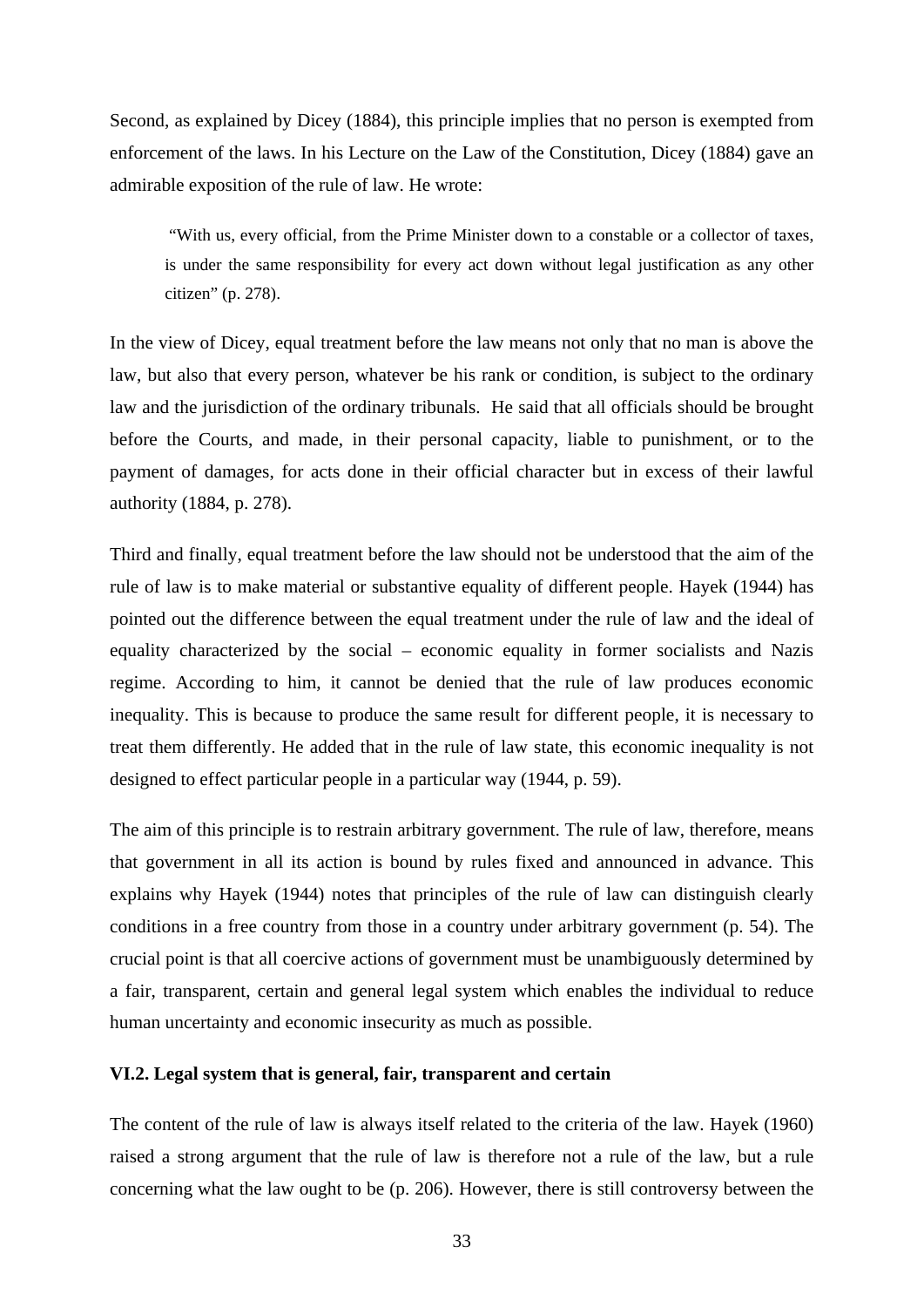Second, as explained by Dicey (1884), this principle implies that no person is exempted from enforcement of the laws. In his Lecture on the Law of the Constitution, Dicey (1884) gave an admirable exposition of the rule of law. He wrote:

> "With us, every official, from the Prime Minister down to a constable or a collector of taxes, is under the same responsibility for every act down without legal justification as any other citizen" (p. 278).

In the view of Dicey, equal treatment before the law means not only that no man is above the law, but also that every person, whatever be his rank or condition, is subject to the ordinary law and the jurisdiction of the ordinary tribunals. He said that all officials should be brought before the Courts, and made, in their personal capacity, liable to punishment, or to the payment of damages, for acts done in their official character but in excess of their lawful authority (1884, p. 278).

Third and finally, equal treatment before the law should not be understood that the aim of the rule of law is to make material or substantive equality of different people. Hayek (1944) has pointed out the difference between the equal treatment under the rule of law and the ideal of equality characterized by the social – economic equality in former socialists and Nazis regime. According to him, it cannot be denied that the rule of law produces economic inequality. This is because to produce the same result for different people, it is necessary to treat them differently. He added that in the rule of law state, this economic inequality is not designed to effect particular people in a particular way (1944, p. 59).

The aim of this principle is to restrain arbitrary government. The rule of law, therefore, means that government in all its action is bound by rules fixed and announced in advance. This explains why Hayek (1944) notes that principles of the rule of law can distinguish clearly conditions in a free country from those in a country under arbitrary government (p. 54). The crucial point is that all coercive actions of government must be unambiguously determined by a fair, transparent, certain and general legal system which enables the individual to reduce human uncertainty and economic insecurity as much as possible.

### VI.2. Legal system that is general, fair, transparent and certain

The content of the rule of law is always itself related to the criteria of the law. Hayek (1960) raised a strong argument that the rule of law is therefore not a rule of the law, but a rule concerning what the law ought to be (p. 206). However, there is still controversy between the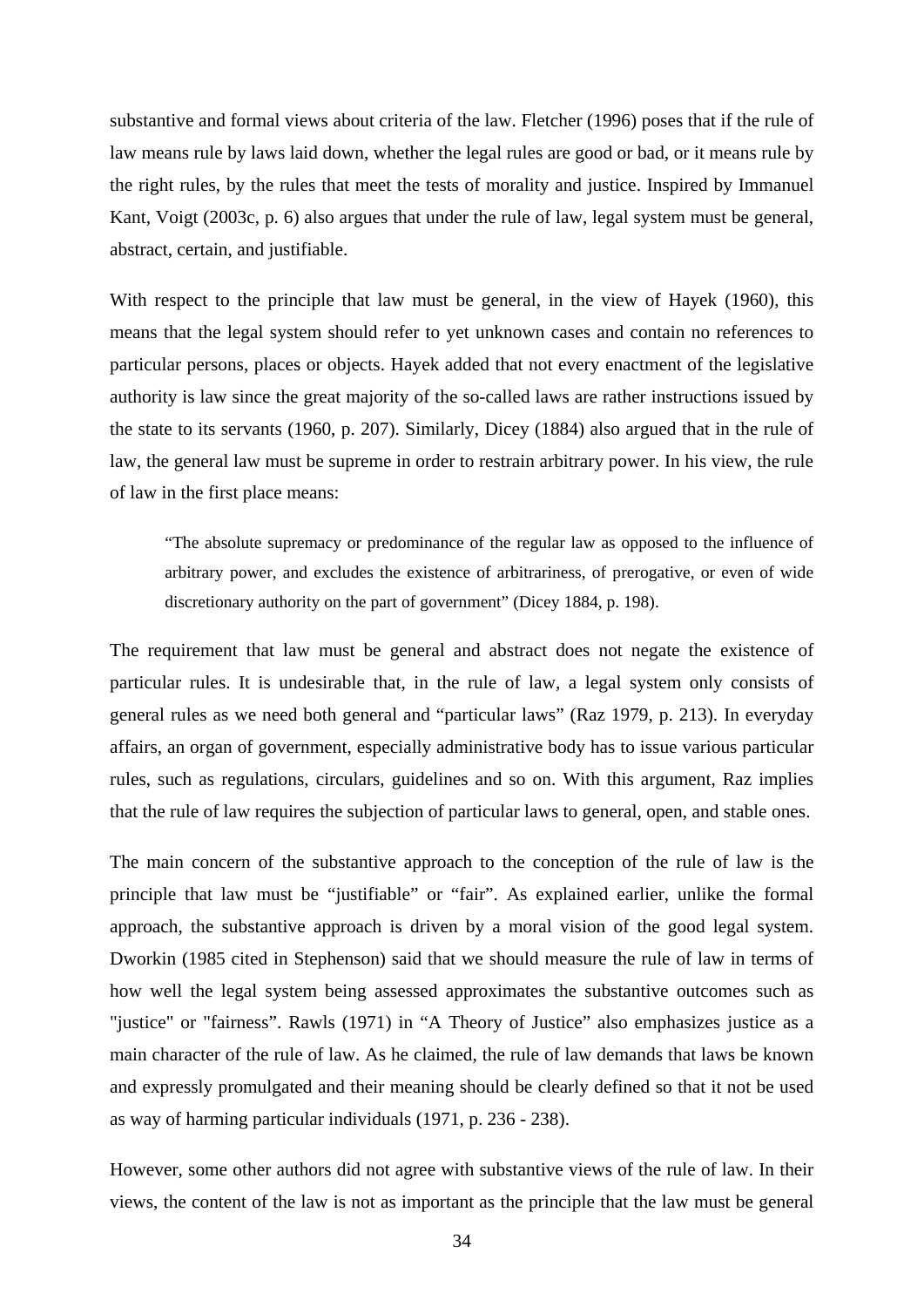substantive and formal views about criteria of the law. Fletcher (1996) poses that if the rule of law means rule by laws laid down, whether the legal rules are good or bad, or it means rule by the right rules, by the rules that meet the tests of morality and justice. Inspired by Immanuel Kant, Voigt (2003c, p. 6) also argues that under the rule of law, legal system must be general, abstract, certain, and justifiable.

With respect to the principle that law must be general, in the view of Hayek (1960), this means that the legal system should refer to yet unknown cases and contain no references to particular persons, places or objects. Hayek added that not every enactment of the legislative authority is law since the great majority of the so-called laws are rather instructions issued by the state to its servants (1960, p. 207). Similarly, Dicey (1884) also argued that in the rule of law, the general law must be supreme in order to restrain arbitrary power. In his view, the rule of law in the first place means:

> "The absolute supremacy or predominance of the regular law as opposed to the influence of arbitrary power, and excludes the existence of arbitrariness, of prerogative, or even of wide discretionary authority on the part of government" (Dicey 1884, p. 198).

The requirement that law must be general and abstract does not negate the existence of particular rules. It is undesirable that, in the rule of law, a legal system only consists of general rules as we need both general and "particular laws" (Raz 1979, p. 213). In everyday affairs, an organ of government, especially administrative body has to issue various particular rules, such as regulations, circulars, guidelines and so on. With this argument, Raz implies that the rule of law requires the subjection of particular laws to general, open, and stable ones.

The main concern of the substantive approach to the conception of the rule of law is the principle that law must be "justifiable" or "fair". As explained earlier, unlike the formal approach, the substantive approach is driven by a moral vision of the good legal system. Dworkin (1985 cited in Stephenson) said that we should measure the rule of law in terms of how well the legal system being assessed approximates the substantive outcomes such as "justice" or "fairness". Rawls (1971) in "A Theory of Justice" also emphasizes justice as a main character of the rule of law. As he claimed, the rule of law demands that laws be known and expressly promulgated and their meaning should be clearly defined so that it not be used as way of harming particular individuals (1971, p. 236 - 238).

However, some other authors did not agree with substantive views of the rule of law. In their views, the content of the law is not as important as the principle that the law must be general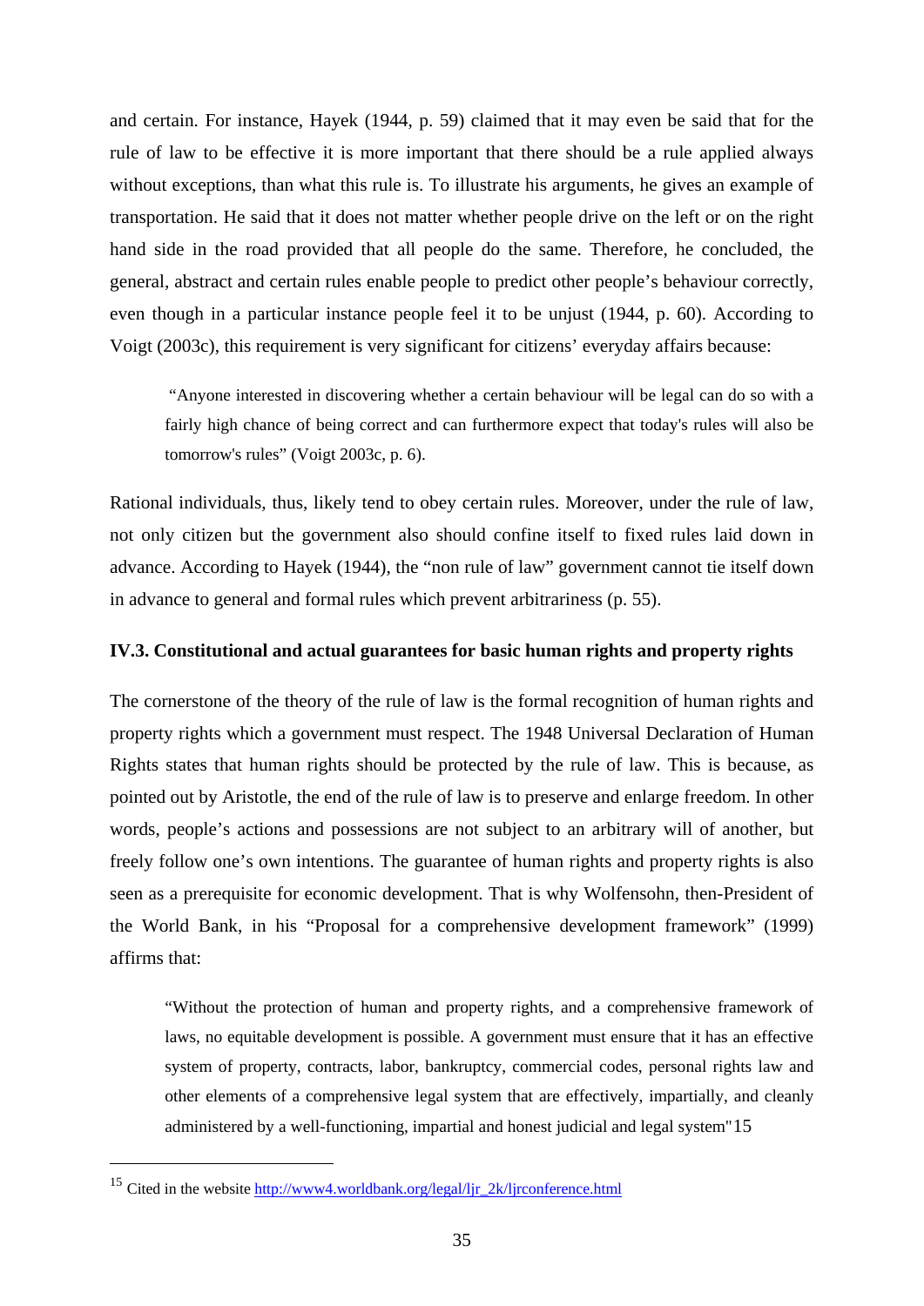and certain. For instance, Hayek (1944, p. 59) claimed that it may even be said that for the rule of law to be effective it is more important that there should be a rule applied always without exceptions, than what this rule is. To illustrate his arguments, he gives an example of transportation. He said that it does not matter whether people drive on the left or on the right hand side in the road provided that all people do the same. Therefore, he concluded, the general, abstract and certain rules enable people to predict other people's behaviour correctly, even though in a particular instance people feel it to be unjust (1944, p. 60). According to Voigt (2003c), this requirement is very significant for citizens' everyday affairs because:

> "Anyone interested in discovering whether a certain behaviour will be legal can do so with a fairly high chance of being correct and can furthermore expect that today's rules will also be tomorrow's rules" (Voigt 2003c, p. 6).

Rational individuals, thus, likely tend to obey certain rules. Moreover, under the rule of law, not only citizen but the government also should confine itself to fixed rules laid down in advance. According to Hayek (1944), the "non rule of law" government cannot tie itself down in advance to general and formal rules which prevent arbitrariness (p. 55).

### IV.3. Constitutional and actual guarantees for basic human rights and property rights

The cornerstone of the theory of the rule of law is the formal recognition of human rights and property rights which a government must respect. The 1948 Universal Declaration of Human Rights states that human rights should be protected by the rule of law. This is because, as pointed out by Aristotle, the end of the rule of law is to preserve and enlarge freedom. In other words, people's actions and possessions are not subject to an arbitrary will of another, but freely follow one's own intentions. The guarantee of human rights and property rights is also seen as a prerequisite for economic development. That is why Wolfensohn, then-President of the World Bank, in his "Proposal for a comprehensive development framework" (1999) affirms that:

> "Without the protection of human and property rights, and a comprehensive framework of laws, no equitable development is possible. A government must ensure that it has an effective system of property, contracts, labor, bankruptcy, commercial codes, personal rights law and other elements of a comprehensive legal system that are effectively, impartially, and cleanly administered by a well-functioning, impartial and honest judicial and legal system"[15]

---

[15] Cited in the website http://www4.worldbank.org/legal/ljr_2k/ljrconference.html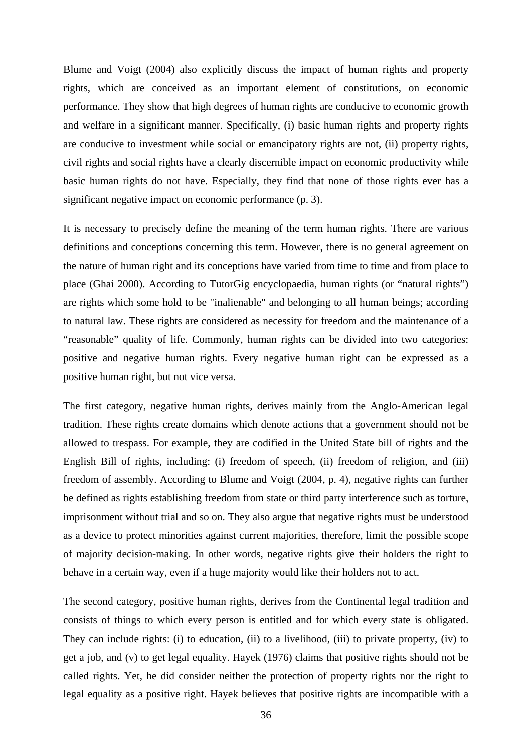Blume and Voigt (2004) also explicitly discuss the impact of human rights and property rights, which are conceived as an important element of constitutions, on economic performance. They show that high degrees of human rights are conducive to economic growth and welfare in a significant manner. Specifically, (i) basic human rights and property rights are conducive to investment while social or emancipatory rights are not, (ii) property rights, civil rights and social rights have a clearly discernible impact on economic productivity while basic human rights do not have. Especially, they find that none of those rights ever has a significant negative impact on economic performance (p. 3).

It is necessary to precisely define the meaning of the term human rights. There are various definitions and conceptions concerning this term. However, there is no general agreement on the nature of human right and its conceptions have varied from time to time and from place to place (Ghai 2000). According to TutorGig encyclopaedia, human rights (or "natural rights") are rights which some hold to be "inalienable" and belonging to all human beings; according to natural law. These rights are considered as necessity for freedom and the maintenance of a "reasonable" quality of life. Commonly, human rights can be divided into two categories: positive and negative human rights. Every negative human right can be expressed as a positive human right, but not vice versa.

The first category, negative human rights, derives mainly from the Anglo-American legal tradition. These rights create domains which denote actions that a government should not be allowed to trespass. For example, they are codified in the United State bill of rights and the English Bill of rights, including: (i) freedom of speech, (ii) freedom of religion, and (iii) freedom of assembly. According to Blume and Voigt (2004, p. 4), negative rights can further be defined as rights establishing freedom from state or third party interference such as torture, imprisonment without trial and so on. They also argue that negative rights must be understood as a device to protect minorities against current majorities, therefore, limit the possible scope of majority decision-making. In other words, negative rights give their holders the right to behave in a certain way, even if a huge majority would like their holders not to act.

The second category, positive human rights, derives from the Continental legal tradition and consists of things to which every person is entitled and for which every state is obligated. They can include rights: (i) to education, (ii) to a livelihood, (iii) to private property, (iv) to get a job, and (v) to get legal equality. Hayek (1976) claims that positive rights should not be called rights. Yet, he did consider neither the protection of property rights nor the right to legal equality as a positive right. Hayek believes that positive rights are incompatible with a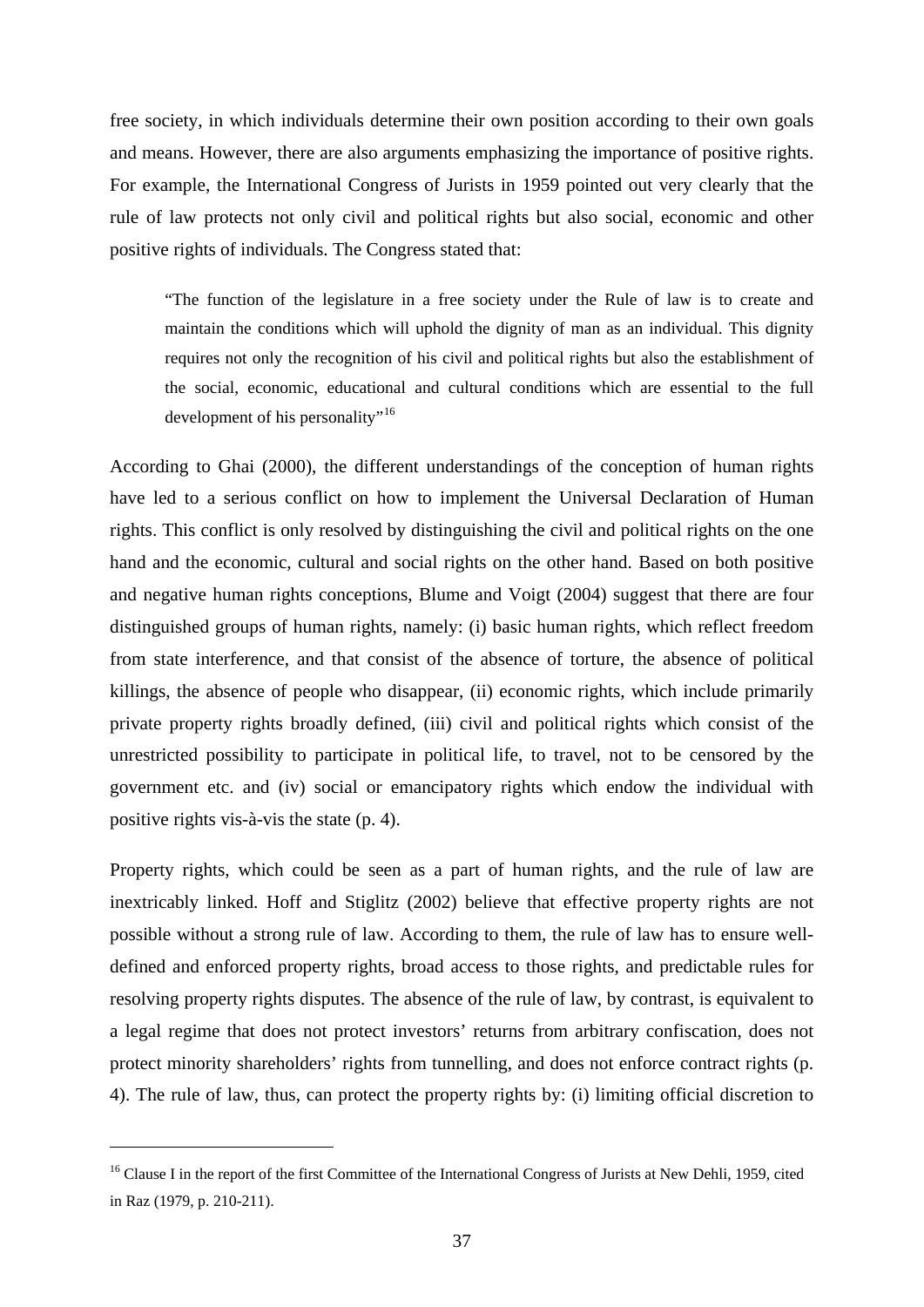free society, in which individuals determine their own position according to their own goals and means. However, there are also arguments emphasizing the importance of positive rights. For example, the International Congress of Jurists in 1959 pointed out very clearly that the rule of law protects not only civil and political rights but also social, economic and other positive rights of individuals. The Congress stated that:

> "The function of the legislature in a free society under the Rule of law is to create and maintain the conditions which will uphold the dignity of man as an individual. This dignity requires not only the recognition of his civil and political rights but also the establishment of the social, economic, educational and cultural conditions which are essential to the full development of his personality"[16]

According to Ghai (2000), the different understandings of the conception of human rights have led to a serious conflict on how to implement the Universal Declaration of Human rights. This conflict is only resolved by distinguishing the civil and political rights on the one hand and the economic, cultural and social rights on the other hand. Based on both positive and negative human rights conceptions, Blume and Voigt (2004) suggest that there are four distinguished groups of human rights, namely: (i) basic human rights, which reflect freedom from state interference, and that consist of the absence of torture, the absence of political killings, the absence of people who disappear, (ii) economic rights, which include primarily private property rights broadly defined, (iii) civil and political rights which consist of the unrestricted possibility to participate in political life, to travel, not to be censored by the government etc. and (iv) social or emancipatory rights which endow the individual with positive rights vis-à-vis the state (p. 4).

Property rights, which could be seen as a part of human rights, and the rule of law are inextricably linked. Hoff and Stiglitz (2002) believe that effective property rights are not possible without a strong rule of law. According to them, the rule of law has to ensure well-defined and enforced property rights, broad access to those rights, and predictable rules for resolving property rights disputes. The absence of the rule of law, by contrast, is equivalent to a legal regime that does not protect investors' returns from arbitrary confiscation, does not protect minority shareholders' rights from tunnelling, and does not enforce contract rights (p. 4). The rule of law, thus, can protect the property rights by: (i) limiting official discretion to

---

[16] Clause I in the report of the first Committee of the International Congress of Jurists at New Dehli, 1959, cited in Raz (1979, p. 210-211).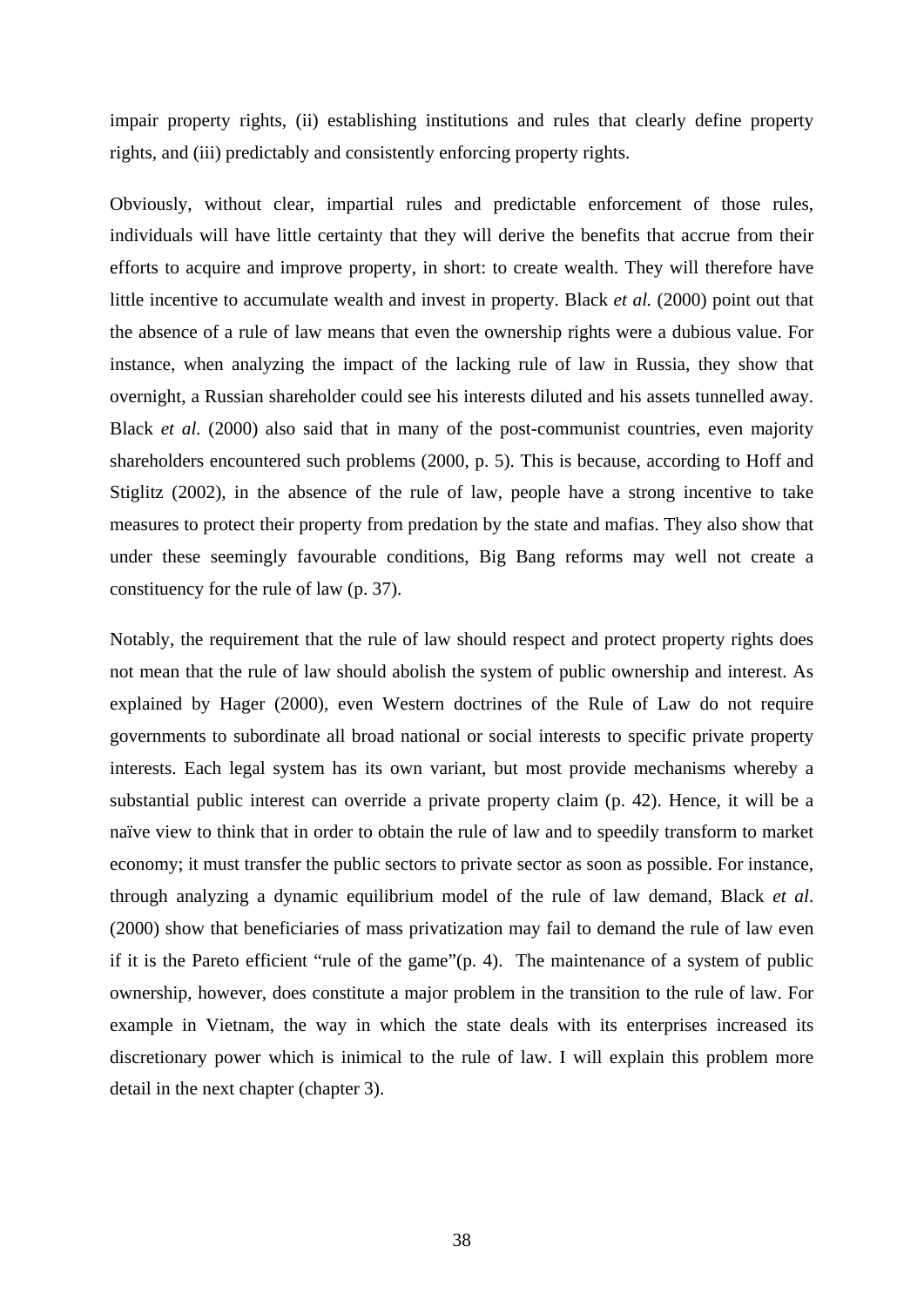impair property rights, (ii) establishing institutions and rules that clearly define property rights, and (iii) predictably and consistently enforcing property rights.

Obviously, without clear, impartial rules and predictable enforcement of those rules, individuals will have little certainty that they will derive the benefits that accrue from their efforts to acquire and improve property, in short: to create wealth. They will therefore have little incentive to accumulate wealth and invest in property. Black *et al.* (2000) point out that the absence of a rule of law means that even the ownership rights were a dubious value. For instance, when analyzing the impact of the lacking rule of law in Russia, they show that overnight, a Russian shareholder could see his interests diluted and his assets tunnelled away. Black *et al.* (2000) also said that in many of the post-communist countries, even majority shareholders encountered such problems (2000, p. 5). This is because, according to Hoff and Stiglitz (2002), in the absence of the rule of law, people have a strong incentive to take measures to protect their property from predation by the state and mafias. They also show that under these seemingly favourable conditions, Big Bang reforms may well not create a constituency for the rule of law (p. 37).

Notably, the requirement that the rule of law should respect and protect property rights does not mean that the rule of law should abolish the system of public ownership and interest. As explained by Hager (2000), even Western doctrines of the Rule of Law do not require governments to subordinate all broad national or social interests to specific private property interests. Each legal system has its own variant, but most provide mechanisms whereby a substantial public interest can override a private property claim (p. 42). Hence, it will be a naïve view to think that in order to obtain the rule of law and to speedily transform to market economy; it must transfer the public sectors to private sector as soon as possible. For instance, through analyzing a dynamic equilibrium model of the rule of law demand, Black *et al*. (2000) show that beneficiaries of mass privatization may fail to demand the rule of law even if it is the Pareto efficient "rule of the game"(p. 4). The maintenance of a system of public ownership, however, does constitute a major problem in the transition to the rule of law. For example in Vietnam, the way in which the state deals with its enterprises increased its discretionary power which is inimical to the rule of law. I will explain this problem more detail in the next chapter (chapter 3).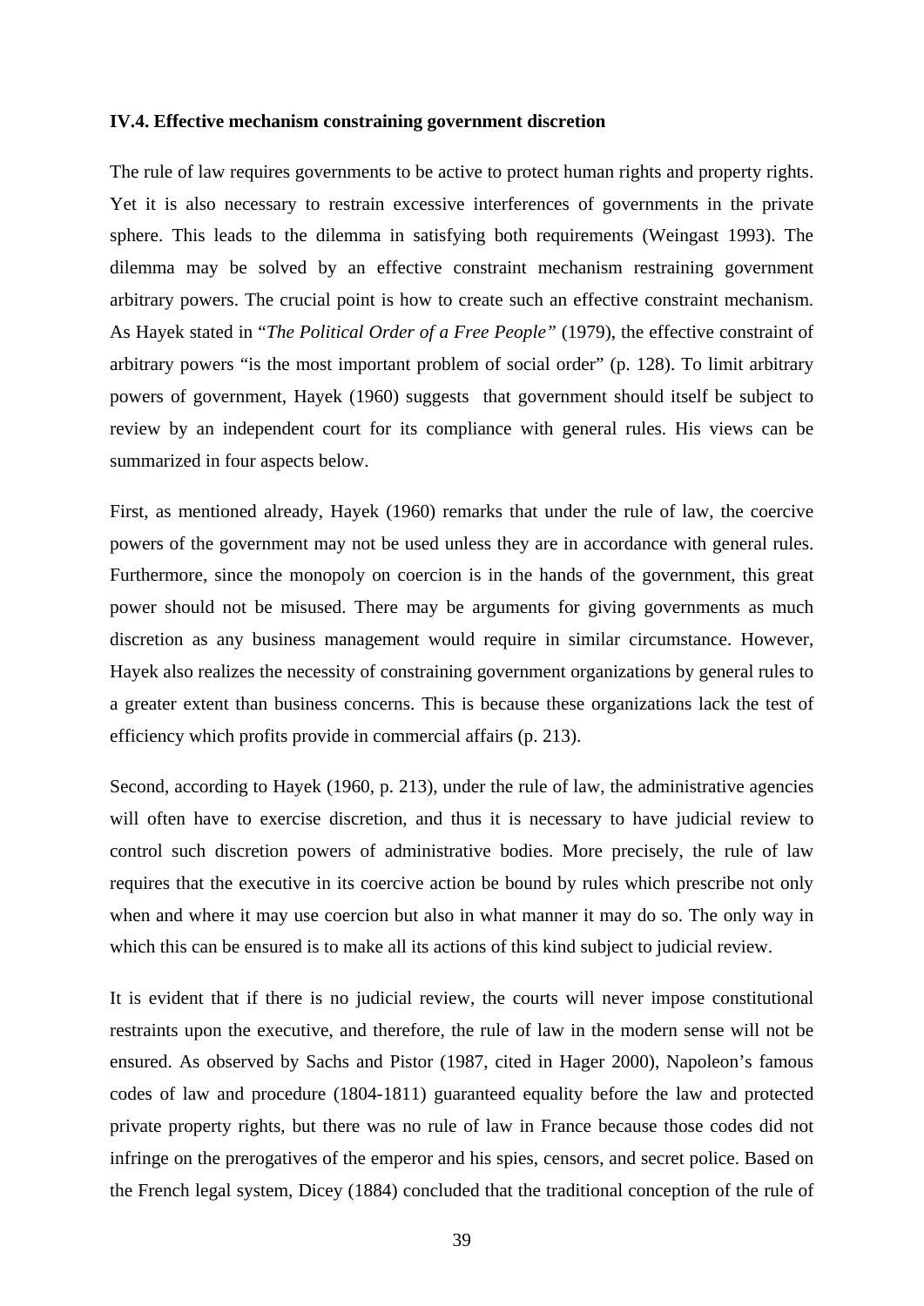**IV.4. Effective mechanism constraining government discretion**

The rule of law requires governments to be active to protect human rights and property rights. Yet it is also necessary to restrain excessive interferences of governments in the private sphere. This leads to the dilemma in satisfying both requirements (Weingast 1993). The dilemma may be solved by an effective constraint mechanism restraining government arbitrary powers. The crucial point is how to create such an effective constraint mechanism. As Hayek stated in "*The Political Order of a Free People"* (1979), the effective constraint of arbitrary powers "is the most important problem of social order" (p. 128). To limit arbitrary powers of government, Hayek (1960) suggests that government should itself be subject to review by an independent court for its compliance with general rules. His views can be summarized in four aspects below.

First, as mentioned already, Hayek (1960) remarks that under the rule of law, the coercive powers of the government may not be used unless they are in accordance with general rules. Furthermore, since the monopoly on coercion is in the hands of the government, this great power should not be misused. There may be arguments for giving governments as much discretion as any business management would require in similar circumstance. However, Hayek also realizes the necessity of constraining government organizations by general rules to a greater extent than business concerns. This is because these organizations lack the test of efficiency which profits provide in commercial affairs (p. 213).

Second, according to Hayek (1960, p. 213), under the rule of law, the administrative agencies will often have to exercise discretion, and thus it is necessary to have judicial review to control such discretion powers of administrative bodies. More precisely, the rule of law requires that the executive in its coercive action be bound by rules which prescribe not only when and where it may use coercion but also in what manner it may do so. The only way in which this can be ensured is to make all its actions of this kind subject to judicial review.

It is evident that if there is no judicial review, the courts will never impose constitutional restraints upon the executive, and therefore, the rule of law in the modern sense will not be ensured. As observed by Sachs and Pistor (1987, cited in Hager 2000), Napoleon's famous codes of law and procedure (1804-1811) guaranteed equality before the law and protected private property rights, but there was no rule of law in France because those codes did not infringe on the prerogatives of the emperor and his spies, censors, and secret police. Based on the French legal system, Dicey (1884) concluded that the traditional conception of the rule of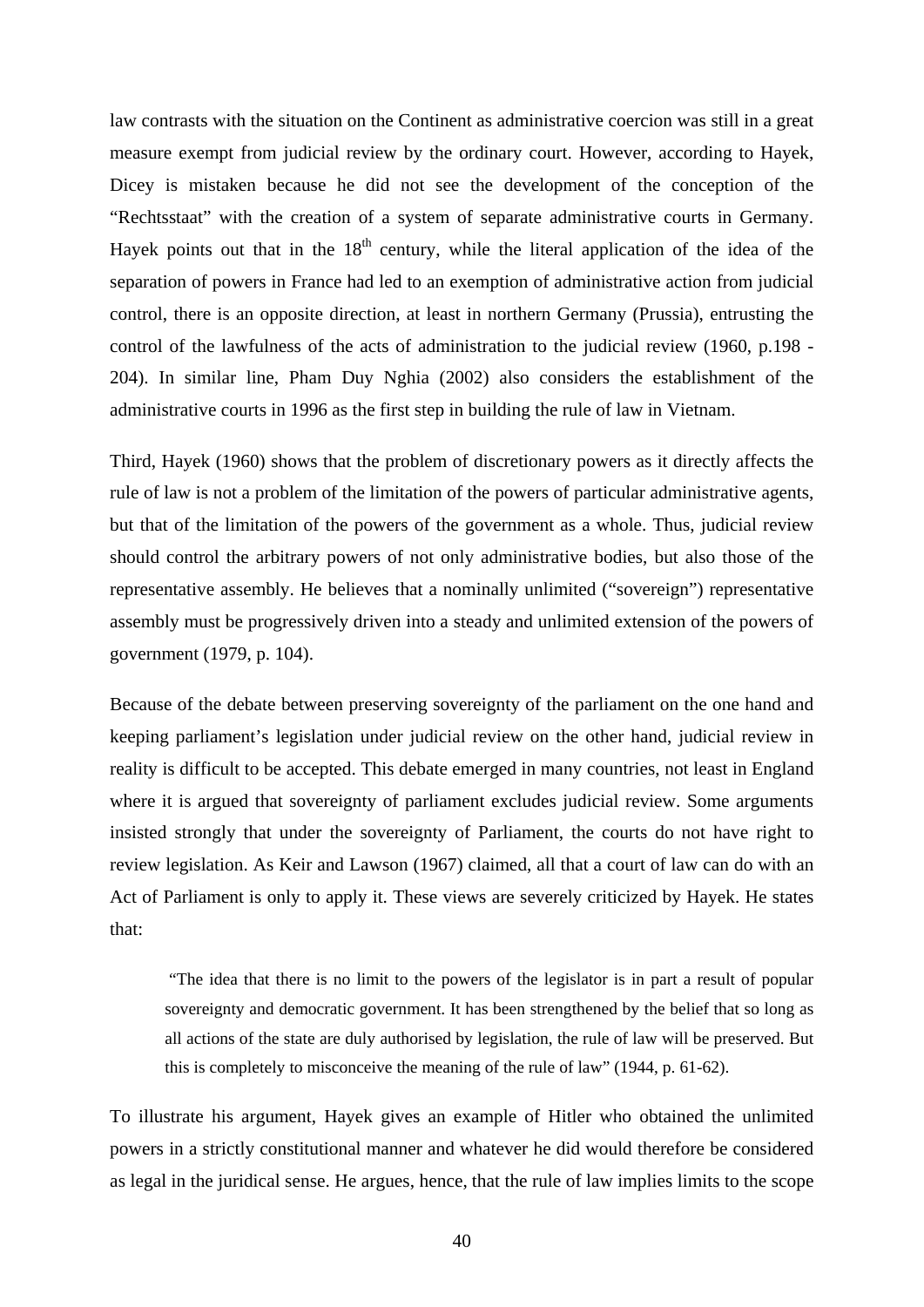law contrasts with the situation on the Continent as administrative coercion was still in a great measure exempt from judicial review by the ordinary court. However, according to Hayek, Dicey is mistaken because he did not see the development of the conception of the "Rechtsstaat" with the creation of a system of separate administrative courts in Germany. Hayek points out that in the 18th century, while the literal application of the idea of the separation of powers in France had led to an exemption of administrative action from judicial control, there is an opposite direction, at least in northern Germany (Prussia), entrusting the control of the lawfulness of the acts of administration to the judicial review (1960, p.198 - 204). In similar line, Pham Duy Nghia (2002) also considers the establishment of the administrative courts in 1996 as the first step in building the rule of law in Vietnam.

Third, Hayek (1960) shows that the problem of discretionary powers as it directly affects the rule of law is not a problem of the limitation of the powers of particular administrative agents, but that of the limitation of the powers of the government as a whole. Thus, judicial review should control the arbitrary powers of not only administrative bodies, but also those of the representative assembly. He believes that a nominally unlimited ("sovereign") representative assembly must be progressively driven into a steady and unlimited extension of the powers of government (1979, p. 104).

Because of the debate between preserving sovereignty of the parliament on the one hand and keeping parliament's legislation under judicial review on the other hand, judicial review in reality is difficult to be accepted. This debate emerged in many countries, not least in England where it is argued that sovereignty of parliament excludes judicial review. Some arguments insisted strongly that under the sovereignty of Parliament, the courts do not have right to review legislation. As Keir and Lawson (1967) claimed, all that a court of law can do with an Act of Parliament is only to apply it. These views are severely criticized by Hayek. He states that:

> "The idea that there is no limit to the powers of the legislator is in part a result of popular sovereignty and democratic government. It has been strengthened by the belief that so long as all actions of the state are duly authorised by legislation, the rule of law will be preserved. But this is completely to misconceive the meaning of the rule of law" (1944, p. 61-62).

To illustrate his argument, Hayek gives an example of Hitler who obtained the unlimited powers in a strictly constitutional manner and whatever he did would therefore be considered as legal in the juridical sense. He argues, hence, that the rule of law implies limits to the scope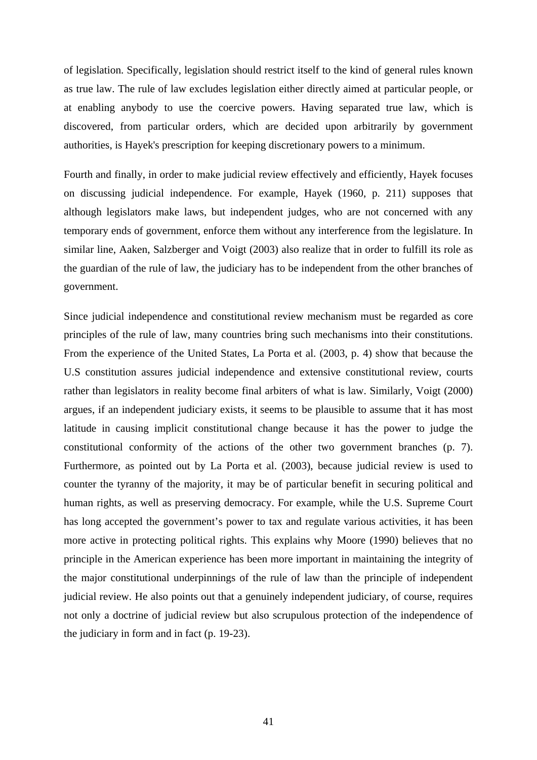of legislation. Specifically, legislation should restrict itself to the kind of general rules known as true law. The rule of law excludes legislation either directly aimed at particular people, or at enabling anybody to use the coercive powers. Having separated true law, which is discovered, from particular orders, which are decided upon arbitrarily by government authorities, is Hayek's prescription for keeping discretionary powers to a minimum.

Fourth and finally, in order to make judicial review effectively and efficiently, Hayek focuses on discussing judicial independence. For example, Hayek (1960, p. 211) supposes that although legislators make laws, but independent judges, who are not concerned with any temporary ends of government, enforce them without any interference from the legislature. In similar line, Aaken, Salzberger and Voigt (2003) also realize that in order to fulfill its role as the guardian of the rule of law, the judiciary has to be independent from the other branches of government.

Since judicial independence and constitutional review mechanism must be regarded as core principles of the rule of law, many countries bring such mechanisms into their constitutions. From the experience of the United States, La Porta et al. (2003, p. 4) show that because the U.S constitution assures judicial independence and extensive constitutional review, courts rather than legislators in reality become final arbiters of what is law. Similarly, Voigt (2000) argues, if an independent judiciary exists, it seems to be plausible to assume that it has most latitude in causing implicit constitutional change because it has the power to judge the constitutional conformity of the actions of the other two government branches (p. 7). Furthermore, as pointed out by La Porta et al. (2003), because judicial review is used to counter the tyranny of the majority, it may be of particular benefit in securing political and human rights, as well as preserving democracy. For example, while the U.S. Supreme Court has long accepted the government's power to tax and regulate various activities, it has been more active in protecting political rights. This explains why Moore (1990) believes that no principle in the American experience has been more important in maintaining the integrity of the major constitutional underpinnings of the rule of law than the principle of independent judicial review. He also points out that a genuinely independent judiciary, of course, requires not only a doctrine of judicial review but also scrupulous protection of the independence of the judiciary in form and in fact (p. 19-23).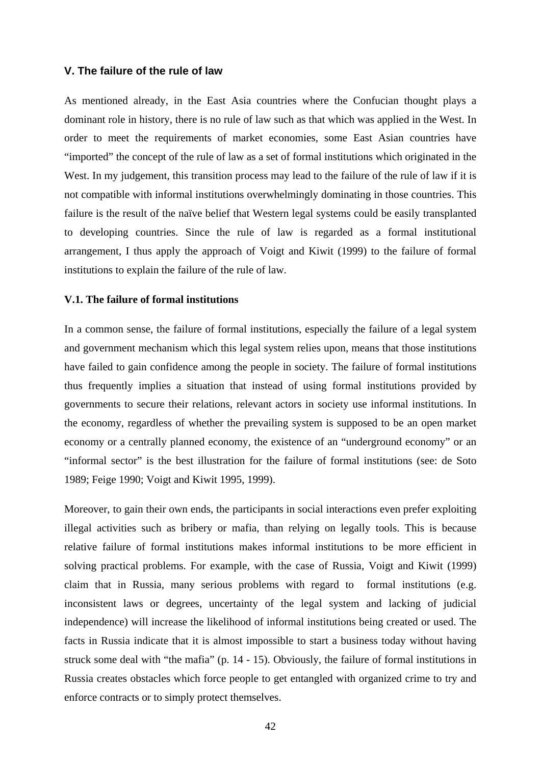## V. The failure of the rule of law

As mentioned already, in the East Asia countries where the Confucian thought plays a dominant role in history, there is no rule of law such as that which was applied in the West. In order to meet the requirements of market economies, some East Asian countries have "imported" the concept of the rule of law as a set of formal institutions which originated in the West. In my judgement, this transition process may lead to the failure of the rule of law if it is not compatible with informal institutions overwhelmingly dominating in those countries. This failure is the result of the naïve belief that Western legal systems could be easily transplanted to developing countries. Since the rule of law is regarded as a formal institutional arrangement, I thus apply the approach of Voigt and Kiwit (1999) to the failure of formal institutions to explain the failure of the rule of law.

### V.1. The failure of formal institutions

In a common sense, the failure of formal institutions, especially the failure of a legal system and government mechanism which this legal system relies upon, means that those institutions have failed to gain confidence among the people in society. The failure of formal institutions thus frequently implies a situation that instead of using formal institutions provided by governments to secure their relations, relevant actors in society use informal institutions. In the economy, regardless of whether the prevailing system is supposed to be an open market economy or a centrally planned economy, the existence of an "underground economy" or an "informal sector" is the best illustration for the failure of formal institutions (see: de Soto 1989; Feige 1990; Voigt and Kiwit 1995, 1999).

Moreover, to gain their own ends, the participants in social interactions even prefer exploiting illegal activities such as bribery or mafia, than relying on legally tools. This is because relative failure of formal institutions makes informal institutions to be more efficient in solving practical problems. For example, with the case of Russia, Voigt and Kiwit (1999) claim that in Russia, many serious problems with regard to formal institutions (e.g. inconsistent laws or degrees, uncertainty of the legal system and lacking of judicial independence) will increase the likelihood of informal institutions being created or used. The facts in Russia indicate that it is almost impossible to start a business today without having struck some deal with "the mafia" (p. 14 - 15). Obviously, the failure of formal institutions in Russia creates obstacles which force people to get entangled with organized crime to try and enforce contracts or to simply protect themselves.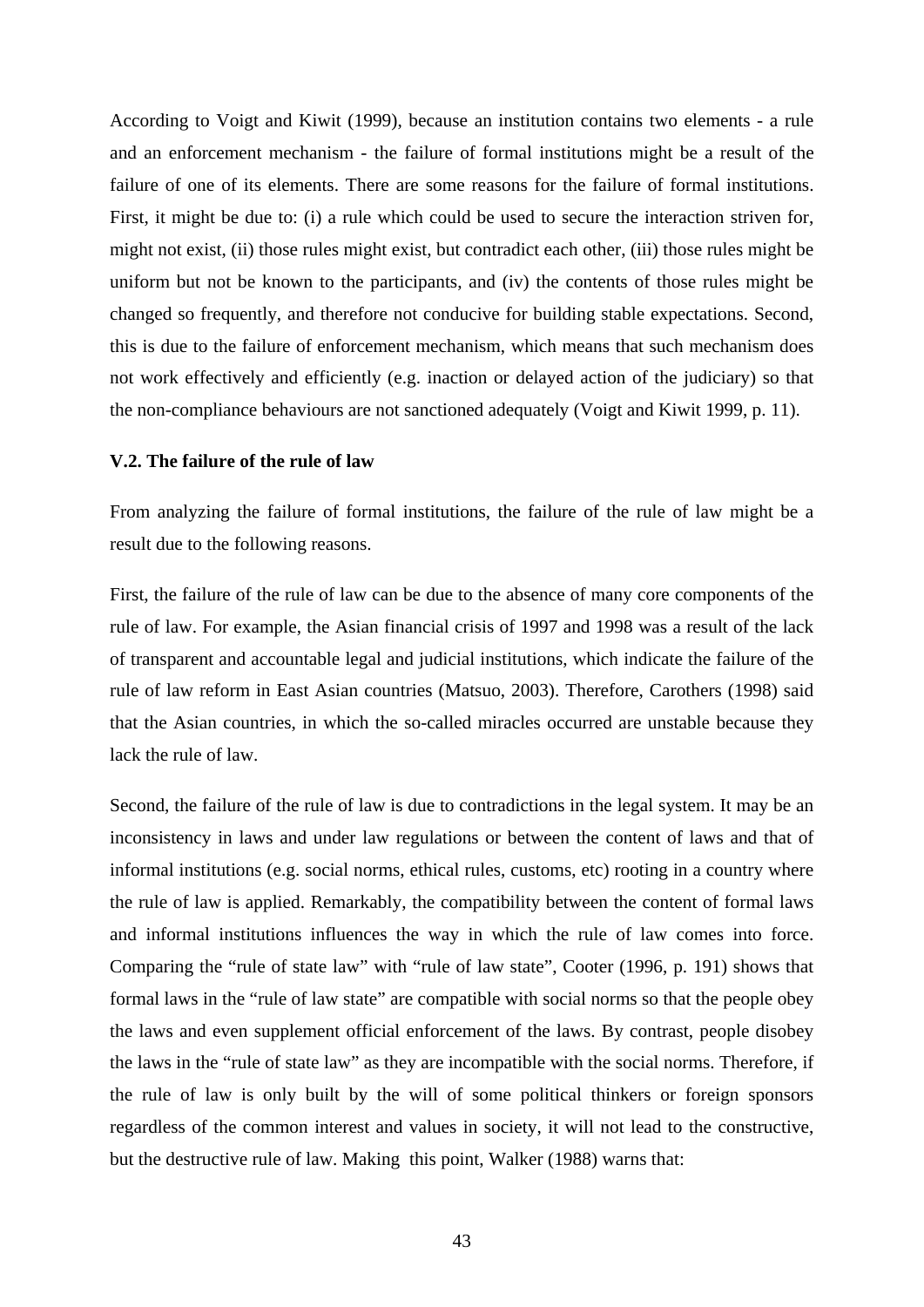According to Voigt and Kiwit (1999), because an institution contains two elements - a rule and an enforcement mechanism - the failure of formal institutions might be a result of the failure of one of its elements. There are some reasons for the failure of formal institutions. First, it might be due to: (i) a rule which could be used to secure the interaction striven for, might not exist, (ii) those rules might exist, but contradict each other, (iii) those rules might be uniform but not be known to the participants, and (iv) the contents of those rules might be changed so frequently, and therefore not conducive for building stable expectations. Second, this is due to the failure of enforcement mechanism, which means that such mechanism does not work effectively and efficiently (e.g. inaction or delayed action of the judiciary) so that the non-compliance behaviours are not sanctioned adequately (Voigt and Kiwit 1999, p. 11).

### V.2. The failure of the rule of law

From analyzing the failure of formal institutions, the failure of the rule of law might be a result due to the following reasons.

First, the failure of the rule of law can be due to the absence of many core components of the rule of law. For example, the Asian financial crisis of 1997 and 1998 was a result of the lack of transparent and accountable legal and judicial institutions, which indicate the failure of the rule of law reform in East Asian countries (Matsuo, 2003). Therefore, Carothers (1998) said that the Asian countries, in which the so-called miracles occurred are unstable because they lack the rule of law.

Second, the failure of the rule of law is due to contradictions in the legal system. It may be an inconsistency in laws and under law regulations or between the content of laws and that of informal institutions (e.g. social norms, ethical rules, customs, etc) rooting in a country where the rule of law is applied. Remarkably, the compatibility between the content of formal laws and informal institutions influences the way in which the rule of law comes into force. Comparing the "rule of state law" with "rule of law state", Cooter (1996, p. 191) shows that formal laws in the "rule of law state" are compatible with social norms so that the people obey the laws and even supplement official enforcement of the laws. By contrast, people disobey the laws in the "rule of state law" as they are incompatible with the social norms. Therefore, if the rule of law is only built by the will of some political thinkers or foreign sponsors regardless of the common interest and values in society, it will not lead to the constructive, but the destructive rule of law. Making this point, Walker (1988) warns that: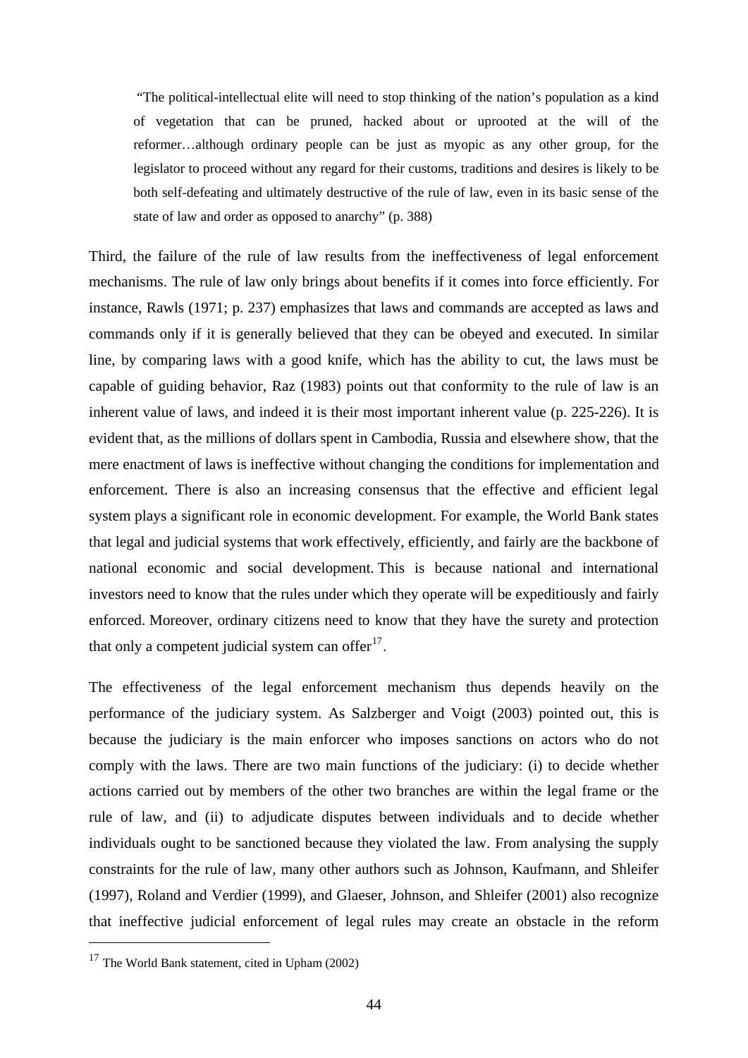> "The political-intellectual elite will need to stop thinking of the nation's population as a kind of vegetation that can be pruned, hacked about or uprooted at the will of the reformer…although ordinary people can be just as myopic as any other group, for the legislator to proceed without any regard for their customs, traditions and desires is likely to be both self-defeating and ultimately destructive of the rule of law, even in its basic sense of the state of law and order as opposed to anarchy" (p. 388)

Third, the failure of the rule of law results from the ineffectiveness of legal enforcement mechanisms. The rule of law only brings about benefits if it comes into force efficiently. For instance, Rawls (1971; p. 237) emphasizes that laws and commands are accepted as laws and commands only if it is generally believed that they can be obeyed and executed. In similar line, by comparing laws with a good knife, which has the ability to cut, the laws must be capable of guiding behavior, Raz (1983) points out that conformity to the rule of law is an inherent value of laws, and indeed it is their most important inherent value (p. 225-226). It is evident that, as the millions of dollars spent in Cambodia, Russia and elsewhere show, that the mere enactment of laws is ineffective without changing the conditions for implementation and enforcement. There is also an increasing consensus that the effective and efficient legal system plays a significant role in economic development. For example, the World Bank states that legal and judicial systems that work effectively, efficiently, and fairly are the backbone of national economic and social development. This is because national and international investors need to know that the rules under which they operate will be expeditiously and fairly enforced. Moreover, ordinary citizens need to know that they have the surety and protection that only a competent judicial system can offer[17].

The effectiveness of the legal enforcement mechanism thus depends heavily on the performance of the judiciary system. As Salzberger and Voigt (2003) pointed out, this is because the judiciary is the main enforcer who imposes sanctions on actors who do not comply with the laws. There are two main functions of the judiciary: (i) to decide whether actions carried out by members of the other two branches are within the legal frame or the rule of law, and (ii) to adjudicate disputes between individuals and to decide whether individuals ought to be sanctioned because they violated the law. From analysing the supply constraints for the rule of law, many other authors such as Johnson, Kaufmann, and Shleifer (1997), Roland and Verdier (1999), and Glaeser, Johnson, and Shleifer (2001) also recognize that ineffective judicial enforcement of legal rules may create an obstacle in the reform

[17] The World Bank statement, cited in Upham (2002)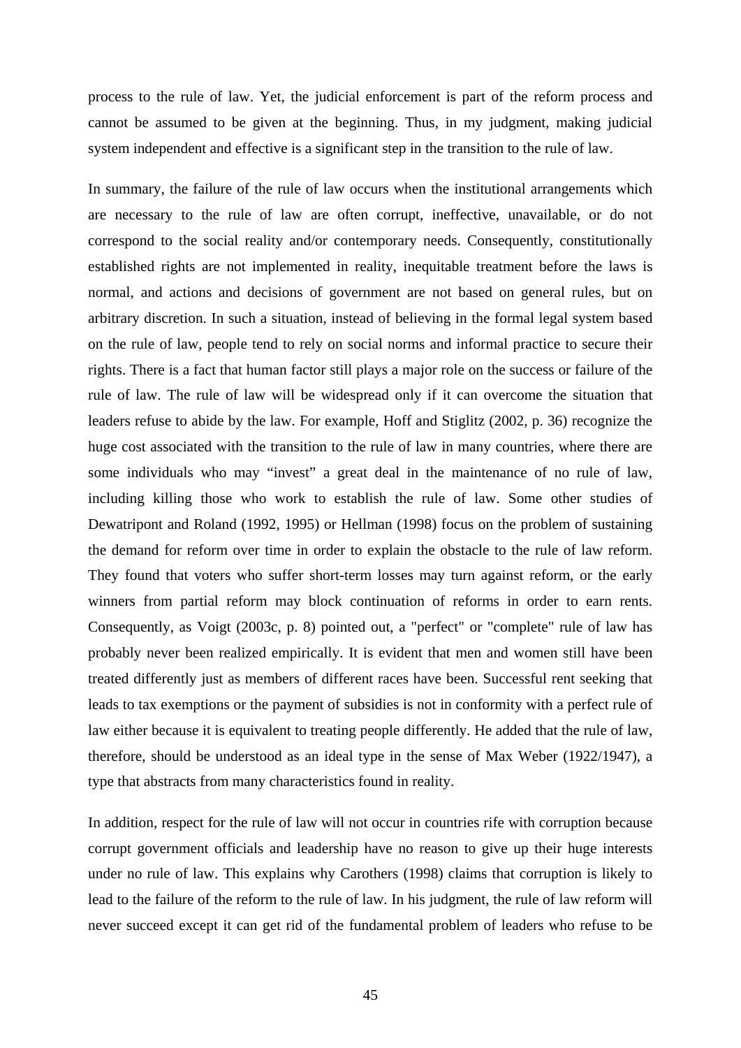process to the rule of law. Yet, the judicial enforcement is part of the reform process and cannot be assumed to be given at the beginning. Thus, in my judgment, making judicial system independent and effective is a significant step in the transition to the rule of law.

In summary, the failure of the rule of law occurs when the institutional arrangements which are necessary to the rule of law are often corrupt, ineffective, unavailable, or do not correspond to the social reality and/or contemporary needs. Consequently, constitutionally established rights are not implemented in reality, inequitable treatment before the laws is normal, and actions and decisions of government are not based on general rules, but on arbitrary discretion. In such a situation, instead of believing in the formal legal system based on the rule of law, people tend to rely on social norms and informal practice to secure their rights. There is a fact that human factor still plays a major role on the success or failure of the rule of law. The rule of law will be widespread only if it can overcome the situation that leaders refuse to abide by the law. For example, Hoff and Stiglitz (2002, p. 36) recognize the huge cost associated with the transition to the rule of law in many countries, where there are some individuals who may "invest" a great deal in the maintenance of no rule of law, including killing those who work to establish the rule of law. Some other studies of Dewatripont and Roland (1992, 1995) or Hellman (1998) focus on the problem of sustaining the demand for reform over time in order to explain the obstacle to the rule of law reform. They found that voters who suffer short-term losses may turn against reform, or the early winners from partial reform may block continuation of reforms in order to earn rents. Consequently, as Voigt (2003c, p. 8) pointed out, a "perfect" or "complete" rule of law has probably never been realized empirically. It is evident that men and women still have been treated differently just as members of different races have been. Successful rent seeking that leads to tax exemptions or the payment of subsidies is not in conformity with a perfect rule of law either because it is equivalent to treating people differently. He added that the rule of law, therefore, should be understood as an ideal type in the sense of Max Weber (1922/1947), a type that abstracts from many characteristics found in reality.

In addition, respect for the rule of law will not occur in countries rife with corruption because corrupt government officials and leadership have no reason to give up their huge interests under no rule of law. This explains why Carothers (1998) claims that corruption is likely to lead to the failure of the reform to the rule of law. In his judgment, the rule of law reform will never succeed except it can get rid of the fundamental problem of leaders who refuse to be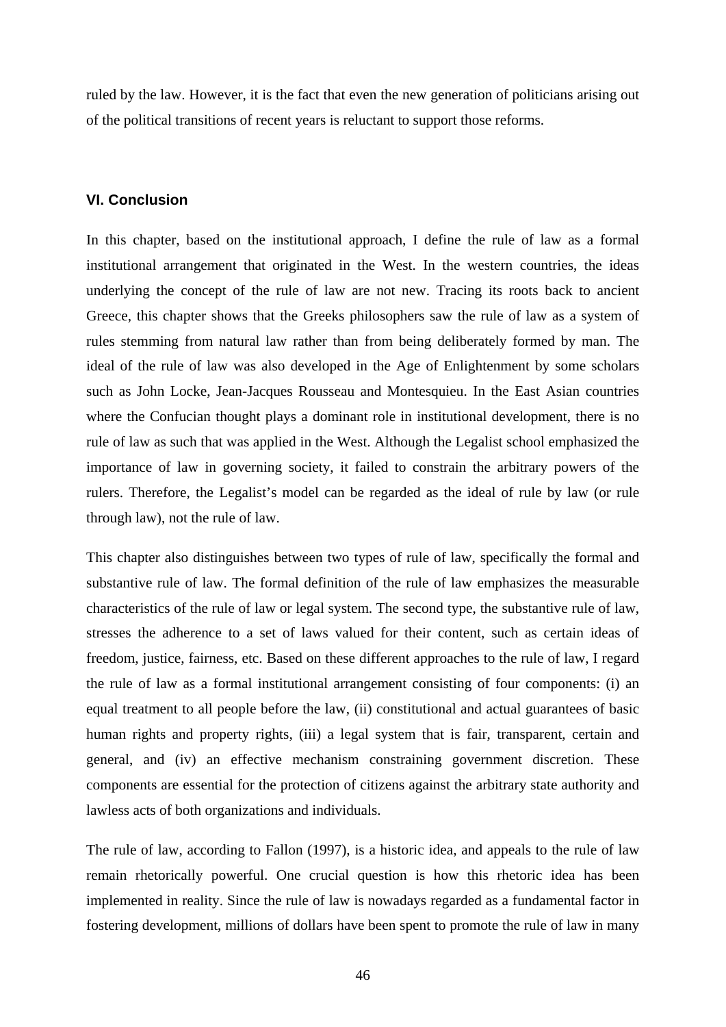ruled by the law. However, it is the fact that even the new generation of politicians arising out of the political transitions of recent years is reluctant to support those reforms.

### VI. Conclusion

In this chapter, based on the institutional approach, I define the rule of law as a formal institutional arrangement that originated in the West. In the western countries, the ideas underlying the concept of the rule of law are not new. Tracing its roots back to ancient Greece, this chapter shows that the Greeks philosophers saw the rule of law as a system of rules stemming from natural law rather than from being deliberately formed by man. The ideal of the rule of law was also developed in the Age of Enlightenment by some scholars such as John Locke, Jean-Jacques Rousseau and Montesquieu. In the East Asian countries where the Confucian thought plays a dominant role in institutional development, there is no rule of law as such that was applied in the West. Although the Legalist school emphasized the importance of law in governing society, it failed to constrain the arbitrary powers of the rulers. Therefore, the Legalist's model can be regarded as the ideal of rule by law (or rule through law), not the rule of law.

This chapter also distinguishes between two types of rule of law, specifically the formal and substantive rule of law. The formal definition of the rule of law emphasizes the measurable characteristics of the rule of law or legal system. The second type, the substantive rule of law, stresses the adherence to a set of laws valued for their content, such as certain ideas of freedom, justice, fairness, etc. Based on these different approaches to the rule of law, I regard the rule of law as a formal institutional arrangement consisting of four components: (i) an equal treatment to all people before the law, (ii) constitutional and actual guarantees of basic human rights and property rights, (iii) a legal system that is fair, transparent, certain and general, and (iv) an effective mechanism constraining government discretion. These components are essential for the protection of citizens against the arbitrary state authority and lawless acts of both organizations and individuals.

The rule of law, according to Fallon (1997), is a historic idea, and appeals to the rule of law remain rhetorically powerful. One crucial question is how this rhetoric idea has been implemented in reality. Since the rule of law is nowadays regarded as a fundamental factor in fostering development, millions of dollars have been spent to promote the rule of law in many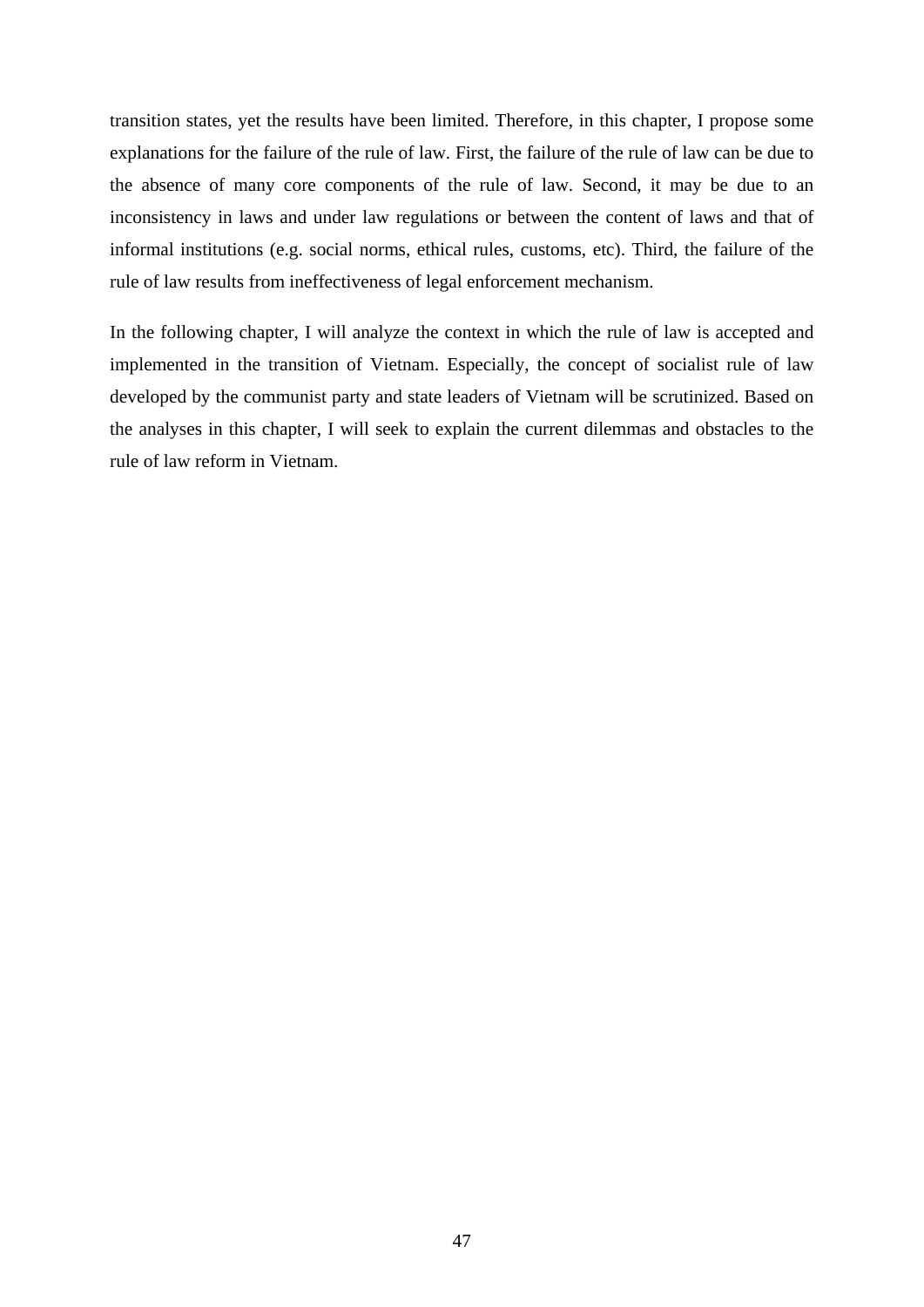transition states, yet the results have been limited. Therefore, in this chapter, I propose some explanations for the failure of the rule of law. First, the failure of the rule of law can be due to the absence of many core components of the rule of law. Second, it may be due to an inconsistency in laws and under law regulations or between the content of laws and that of informal institutions (e.g. social norms, ethical rules, customs, etc). Third, the failure of the rule of law results from ineffectiveness of legal enforcement mechanism.

In the following chapter, I will analyze the context in which the rule of law is accepted and implemented in the transition of Vietnam. Especially, the concept of socialist rule of law developed by the communist party and state leaders of Vietnam will be scrutinized. Based on the analyses in this chapter, I will seek to explain the current dilemmas and obstacles to the rule of law reform in Vietnam.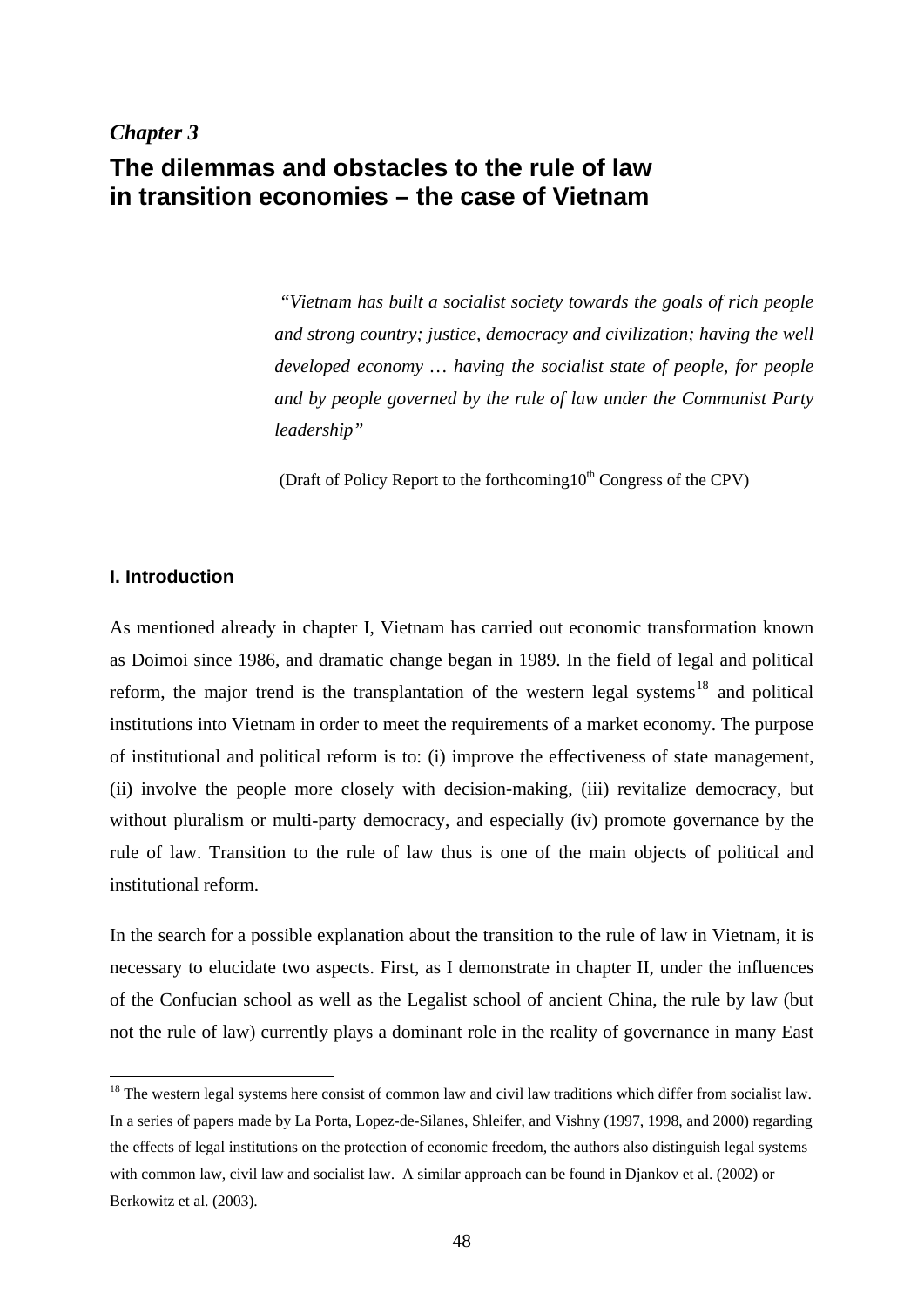*Chapter 3*

# The dilemmas and obstacles to the rule of law in transition economies – the case of Vietnam

> *"Vietnam has built a socialist society towards the goals of rich people and strong country; justice, democracy and civilization; having the well developed economy … having the socialist state of people, for people and by people governed by the rule of law under the Communist Party leadership"*
>
> (Draft of Policy Report to the forthcoming10th Congress of the CPV)

## I. Introduction

As mentioned already in chapter I, Vietnam has carried out economic transformation known as Doimoi since 1986, and dramatic change began in 1989. In the field of legal and political reform, the major trend is the transplantation of the western legal systems[18] and political institutions into Vietnam in order to meet the requirements of a market economy. The purpose of institutional and political reform is to: (i) improve the effectiveness of state management, (ii) involve the people more closely with decision-making, (iii) revitalize democracy, but without pluralism or multi-party democracy, and especially (iv) promote governance by the rule of law. Transition to the rule of law thus is one of the main objects of political and institutional reform.

In the search for a possible explanation about the transition to the rule of law in Vietnam, it is necessary to elucidate two aspects. First, as I demonstrate in chapter II, under the influences of the Confucian school as well as the Legalist school of ancient China, the rule by law (but not the rule of law) currently plays a dominant role in the reality of governance in many East

[18] The western legal systems here consist of common law and civil law traditions which differ from socialist law. In a series of papers made by La Porta, Lopez-de-Silanes, Shleifer, and Vishny (1997, 1998, and 2000) regarding the effects of legal institutions on the protection of economic freedom, the authors also distinguish legal systems with common law, civil law and socialist law. A similar approach can be found in Djankov et al. (2002) or Berkowitz et al. (2003).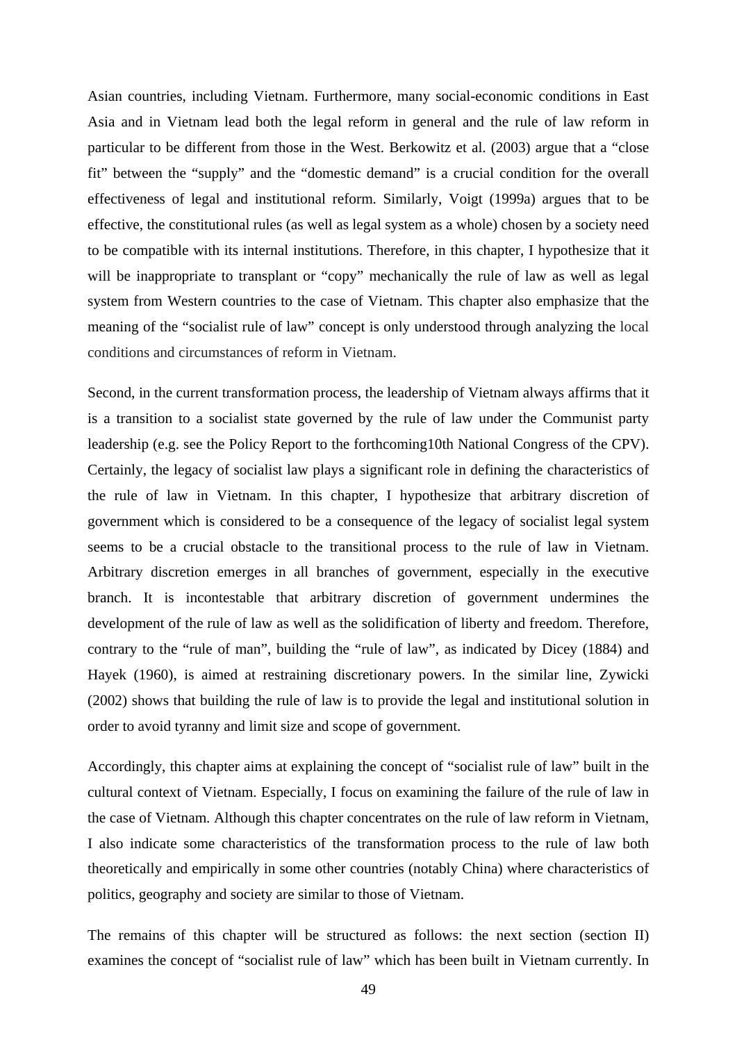Asian countries, including Vietnam. Furthermore, many social-economic conditions in East Asia and in Vietnam lead both the legal reform in general and the rule of law reform in particular to be different from those in the West. Berkowitz et al. (2003) argue that a "close fit" between the "supply" and the "domestic demand" is a crucial condition for the overall effectiveness of legal and institutional reform. Similarly, Voigt (1999a) argues that to be effective, the constitutional rules (as well as legal system as a whole) chosen by a society need to be compatible with its internal institutions. Therefore, in this chapter, I hypothesize that it will be inappropriate to transplant or "copy" mechanically the rule of law as well as legal system from Western countries to the case of Vietnam. This chapter also emphasize that the meaning of the "socialist rule of law" concept is only understood through analyzing the local conditions and circumstances of reform in Vietnam.

Second, in the current transformation process, the leadership of Vietnam always affirms that it is a transition to a socialist state governed by the rule of law under the Communist party leadership (e.g. see the Policy Report to the forthcoming10th National Congress of the CPV). Certainly, the legacy of socialist law plays a significant role in defining the characteristics of the rule of law in Vietnam. In this chapter, I hypothesize that arbitrary discretion of government which is considered to be a consequence of the legacy of socialist legal system seems to be a crucial obstacle to the transitional process to the rule of law in Vietnam. Arbitrary discretion emerges in all branches of government, especially in the executive branch. It is incontestable that arbitrary discretion of government undermines the development of the rule of law as well as the solidification of liberty and freedom. Therefore, contrary to the "rule of man", building the "rule of law", as indicated by Dicey (1884) and Hayek (1960), is aimed at restraining discretionary powers. In the similar line, Zywicki (2002) shows that building the rule of law is to provide the legal and institutional solution in order to avoid tyranny and limit size and scope of government.

Accordingly, this chapter aims at explaining the concept of "socialist rule of law" built in the cultural context of Vietnam. Especially, I focus on examining the failure of the rule of law in the case of Vietnam. Although this chapter concentrates on the rule of law reform in Vietnam, I also indicate some characteristics of the transformation process to the rule of law both theoretically and empirically in some other countries (notably China) where characteristics of politics, geography and society are similar to those of Vietnam.

The remains of this chapter will be structured as follows: the next section (section II) examines the concept of "socialist rule of law" which has been built in Vietnam currently. In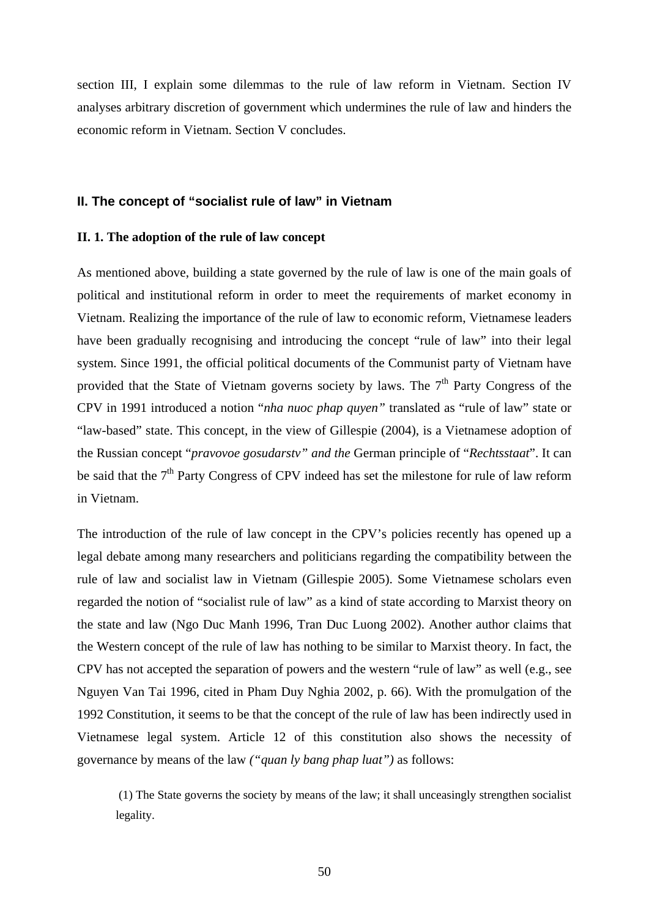section III, I explain some dilemmas to the rule of law reform in Vietnam. Section IV analyses arbitrary discretion of government which undermines the rule of law and hinders the economic reform in Vietnam. Section V concludes.

## II. The concept of "socialist rule of law" in Vietnam

### II. 1. The adoption of the rule of law concept

As mentioned above, building a state governed by the rule of law is one of the main goals of political and institutional reform in order to meet the requirements of market economy in Vietnam. Realizing the importance of the rule of law to economic reform, Vietnamese leaders have been gradually recognising and introducing the concept "rule of law" into their legal system. Since 1991, the official political documents of the Communist party of Vietnam have provided that the State of Vietnam governs society by laws. The 7th Party Congress of the CPV in 1991 introduced a notion "*nha nuoc phap quyen"* translated as "rule of law" state or "law-based" state. This concept, in the view of Gillespie (2004), is a Vietnamese adoption of the Russian concept "*pravovoe gosudarstv" and the* German principle of "*Rechtsstaat*". It can be said that the 7th Party Congress of CPV indeed has set the milestone for rule of law reform in Vietnam.

The introduction of the rule of law concept in the CPV's policies recently has opened up a legal debate among many researchers and politicians regarding the compatibility between the rule of law and socialist law in Vietnam (Gillespie 2005). Some Vietnamese scholars even regarded the notion of "socialist rule of law" as a kind of state according to Marxist theory on the state and law (Ngo Duc Manh 1996, Tran Duc Luong 2002). Another author claims that the Western concept of the rule of law has nothing to be similar to Marxist theory. In fact, the CPV has not accepted the separation of powers and the western "rule of law" as well (e.g., see Nguyen Van Tai 1996, cited in Pham Duy Nghia 2002, p. 66). With the promulgation of the 1992 Constitution, it seems to be that the concept of the rule of law has been indirectly used in Vietnamese legal system. Article 12 of this constitution also shows the necessity of governance by means of the law *("quan ly bang phap luat")* as follows:

> (1) The State governs the society by means of the law; it shall unceasingly strengthen socialist legality.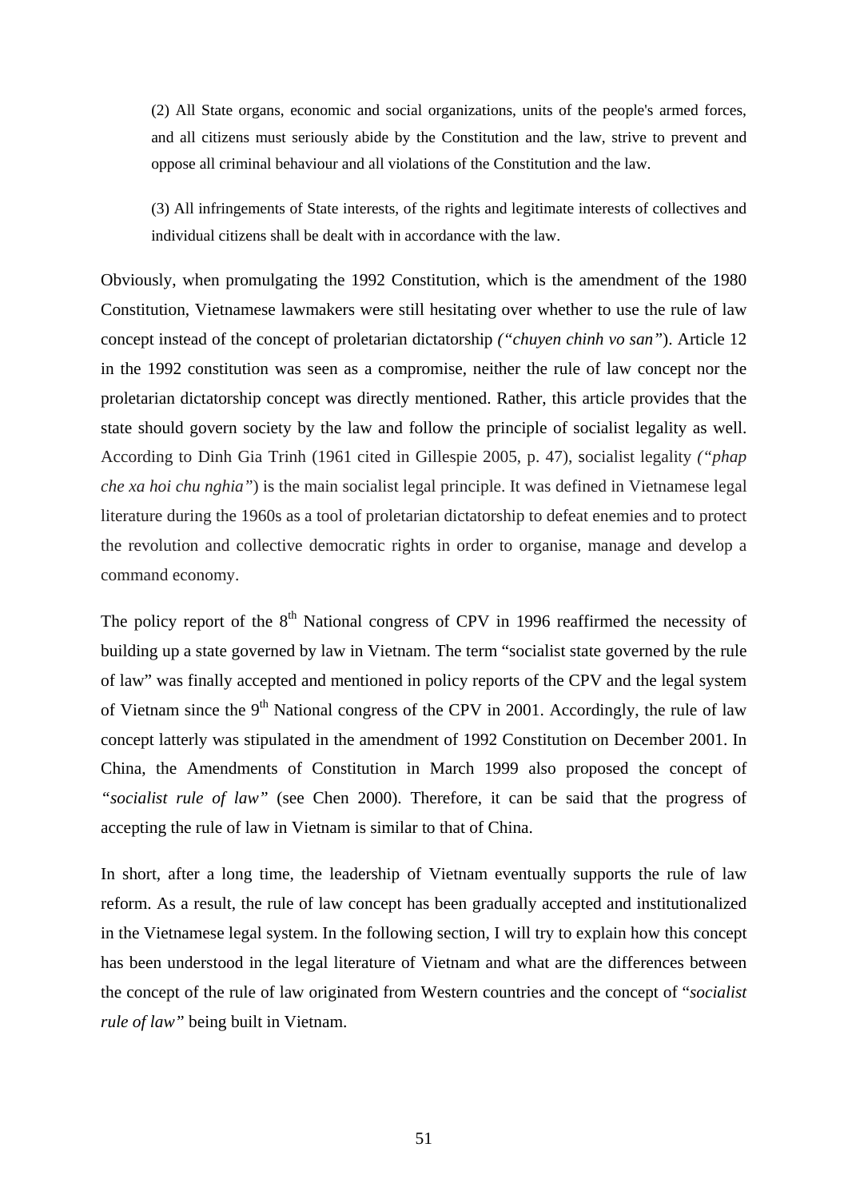> (2) All State organs, economic and social organizations, units of the people's armed forces, and all citizens must seriously abide by the Constitution and the law, strive to prevent and oppose all criminal behaviour and all violations of the Constitution and the law.
>
> (3) All infringements of State interests, of the rights and legitimate interests of collectives and individual citizens shall be dealt with in accordance with the law.

Obviously, when promulgating the 1992 Constitution, which is the amendment of the 1980 Constitution, Vietnamese lawmakers were still hesitating over whether to use the rule of law concept instead of the concept of proletarian dictatorship *("chuyen chinh vo san")*. Article 12 in the 1992 constitution was seen as a compromise, neither the rule of law concept nor the proletarian dictatorship concept was directly mentioned. Rather, this article provides that the state should govern society by the law and follow the principle of socialist legality as well. According to Dinh Gia Trinh (1961 cited in Gillespie 2005, p. 47), socialist legality *("phap che xa hoi chu nghia")* is the main socialist legal principle. It was defined in Vietnamese legal literature during the 1960s as a tool of proletarian dictatorship to defeat enemies and to protect the revolution and collective democratic rights in order to organise, manage and develop a command economy.

The policy report of the 8th National congress of CPV in 1996 reaffirmed the necessity of building up a state governed by law in Vietnam. The term "socialist state governed by the rule of law" was finally accepted and mentioned in policy reports of the CPV and the legal system of Vietnam since the 9th National congress of the CPV in 2001. Accordingly, the rule of law concept latterly was stipulated in the amendment of 1992 Constitution on December 2001. In China, the Amendments of Constitution in March 1999 also proposed the concept of *"socialist rule of law"* (see Chen 2000). Therefore, it can be said that the progress of accepting the rule of law in Vietnam is similar to that of China.

In short, after a long time, the leadership of Vietnam eventually supports the rule of law reform. As a result, the rule of law concept has been gradually accepted and institutionalized in the Vietnamese legal system. In the following section, I will try to explain how this concept has been understood in the legal literature of Vietnam and what are the differences between the concept of the rule of law originated from Western countries and the concept of "*socialist rule of law"* being built in Vietnam.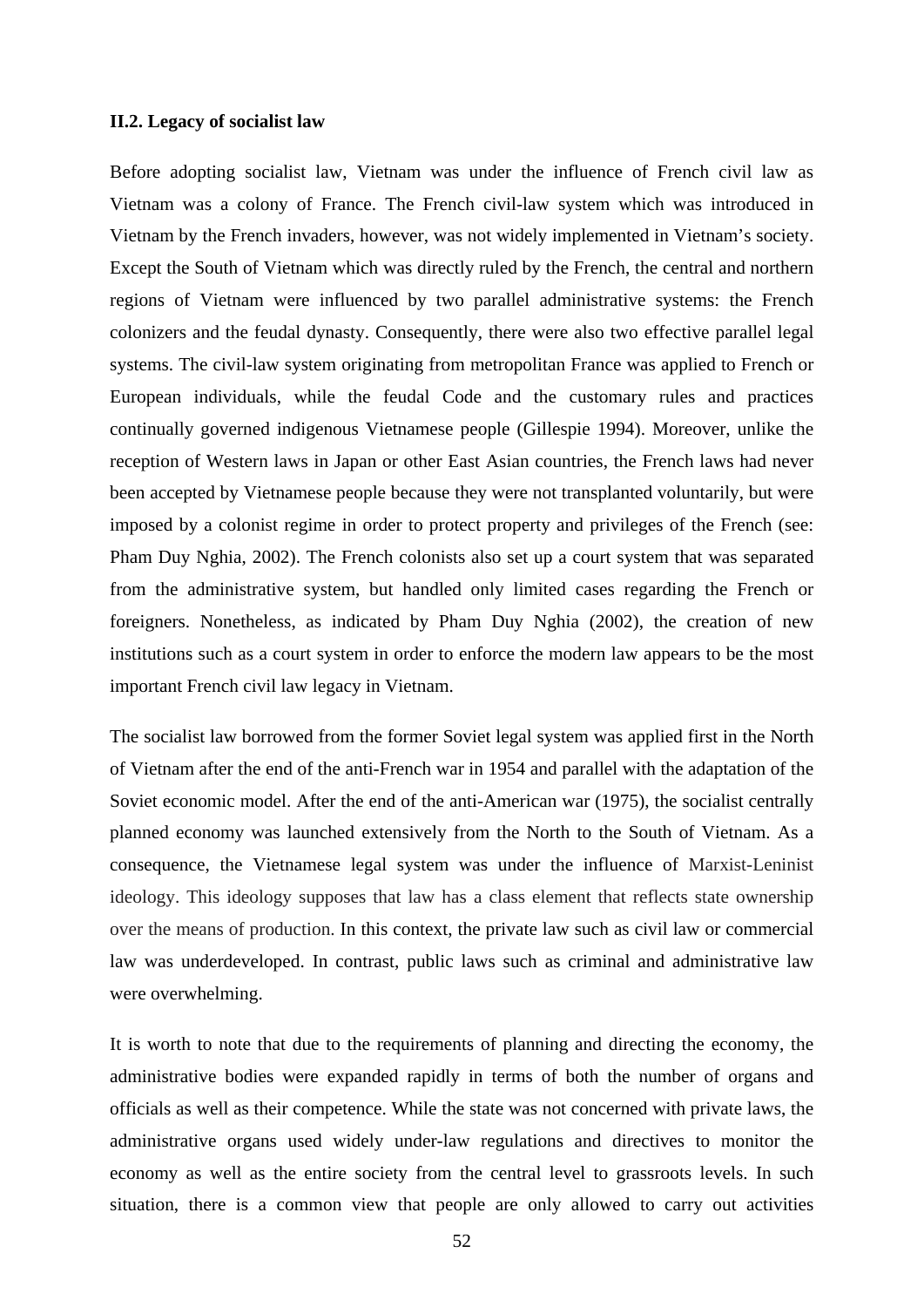### II.2. Legacy of socialist law

Before adopting socialist law, Vietnam was under the influence of French civil law as Vietnam was a colony of France. The French civil-law system which was introduced in Vietnam by the French invaders, however, was not widely implemented in Vietnam's society. Except the South of Vietnam which was directly ruled by the French, the central and northern regions of Vietnam were influenced by two parallel administrative systems: the French colonizers and the feudal dynasty. Consequently, there were also two effective parallel legal systems. The civil-law system originating from metropolitan France was applied to French or European individuals, while the feudal Code and the customary rules and practices continually governed indigenous Vietnamese people (Gillespie 1994). Moreover, unlike the reception of Western laws in Japan or other East Asian countries, the French laws had never been accepted by Vietnamese people because they were not transplanted voluntarily, but were imposed by a colonist regime in order to protect property and privileges of the French (see: Pham Duy Nghia, 2002). The French colonists also set up a court system that was separated from the administrative system, but handled only limited cases regarding the French or foreigners. Nonetheless, as indicated by Pham Duy Nghia (2002), the creation of new institutions such as a court system in order to enforce the modern law appears to be the most important French civil law legacy in Vietnam.

The socialist law borrowed from the former Soviet legal system was applied first in the North of Vietnam after the end of the anti-French war in 1954 and parallel with the adaptation of the Soviet economic model. After the end of the anti-American war (1975), the socialist centrally planned economy was launched extensively from the North to the South of Vietnam. As a consequence, the Vietnamese legal system was under the influence of Marxist-Leninist ideology. This ideology supposes that law has a class element that reflects state ownership over the means of production. In this context, the private law such as civil law or commercial law was underdeveloped. In contrast, public laws such as criminal and administrative law were overwhelming.

It is worth to note that due to the requirements of planning and directing the economy, the administrative bodies were expanded rapidly in terms of both the number of organs and officials as well as their competence. While the state was not concerned with private laws, the administrative organs used widely under-law regulations and directives to monitor the economy as well as the entire society from the central level to grassroots levels. In such situation, there is a common view that people are only allowed to carry out activities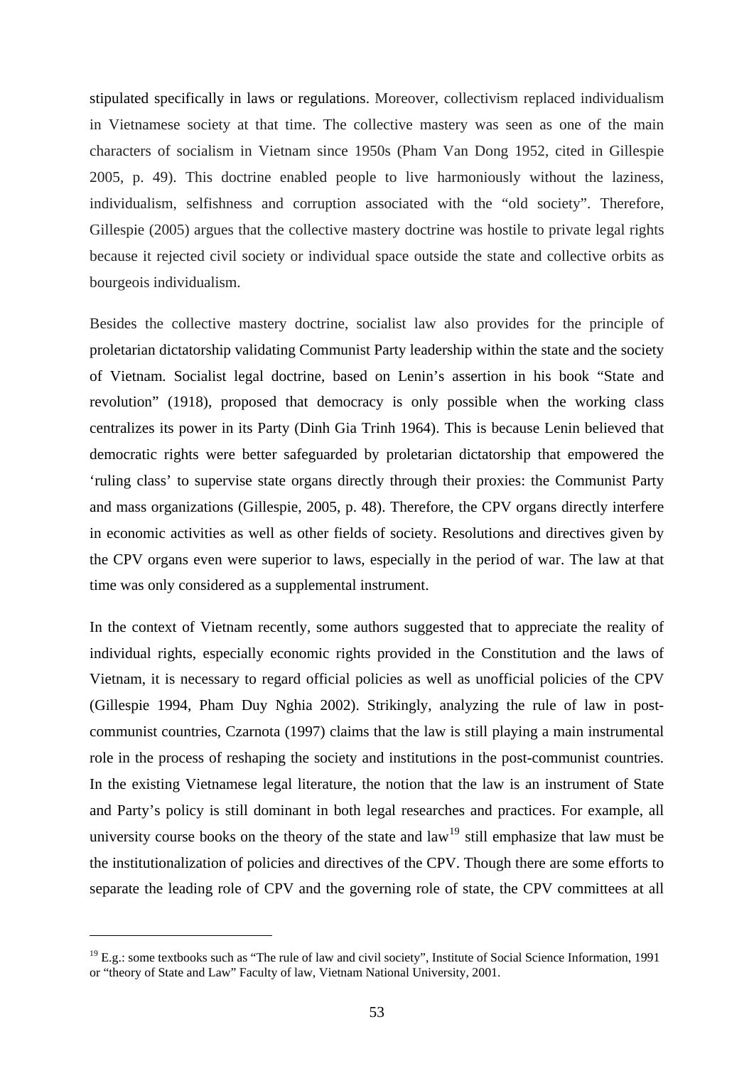stipulated specifically in laws or regulations. Moreover, collectivism replaced individualism in Vietnamese society at that time. The collective mastery was seen as one of the main characters of socialism in Vietnam since 1950s (Pham Van Dong 1952, cited in Gillespie 2005, p. 49). This doctrine enabled people to live harmoniously without the laziness, individualism, selfishness and corruption associated with the "old society". Therefore, Gillespie (2005) argues that the collective mastery doctrine was hostile to private legal rights because it rejected civil society or individual space outside the state and collective orbits as bourgeois individualism.

Besides the collective mastery doctrine, socialist law also provides for the principle of proletarian dictatorship validating Communist Party leadership within the state and the society of Vietnam. Socialist legal doctrine, based on Lenin's assertion in his book "State and revolution" (1918), proposed that democracy is only possible when the working class centralizes its power in its Party (Dinh Gia Trinh 1964). This is because Lenin believed that democratic rights were better safeguarded by proletarian dictatorship that empowered the 'ruling class' to supervise state organs directly through their proxies: the Communist Party and mass organizations (Gillespie, 2005, p. 48). Therefore, the CPV organs directly interfere in economic activities as well as other fields of society. Resolutions and directives given by the CPV organs even were superior to laws, especially in the period of war. The law at that time was only considered as a supplemental instrument.

In the context of Vietnam recently, some authors suggested that to appreciate the reality of individual rights, especially economic rights provided in the Constitution and the laws of Vietnam, it is necessary to regard official policies as well as unofficial policies of the CPV (Gillespie 1994, Pham Duy Nghia 2002). Strikingly, analyzing the rule of law in post-communist countries, Czarnota (1997) claims that the law is still playing a main instrumental role in the process of reshaping the society and institutions in the post-communist countries. In the existing Vietnamese legal literature, the notion that the law is an instrument of State and Party's policy is still dominant in both legal researches and practices. For example, all university course books on the theory of the state and law[19] still emphasize that law must be the institutionalization of policies and directives of the CPV. Though there are some efforts to separate the leading role of CPV and the governing role of state, the CPV committees at all

[19] E.g.: some textbooks such as "The rule of law and civil society", Institute of Social Science Information, 1991 or "theory of State and Law" Faculty of law, Vietnam National University, 2001.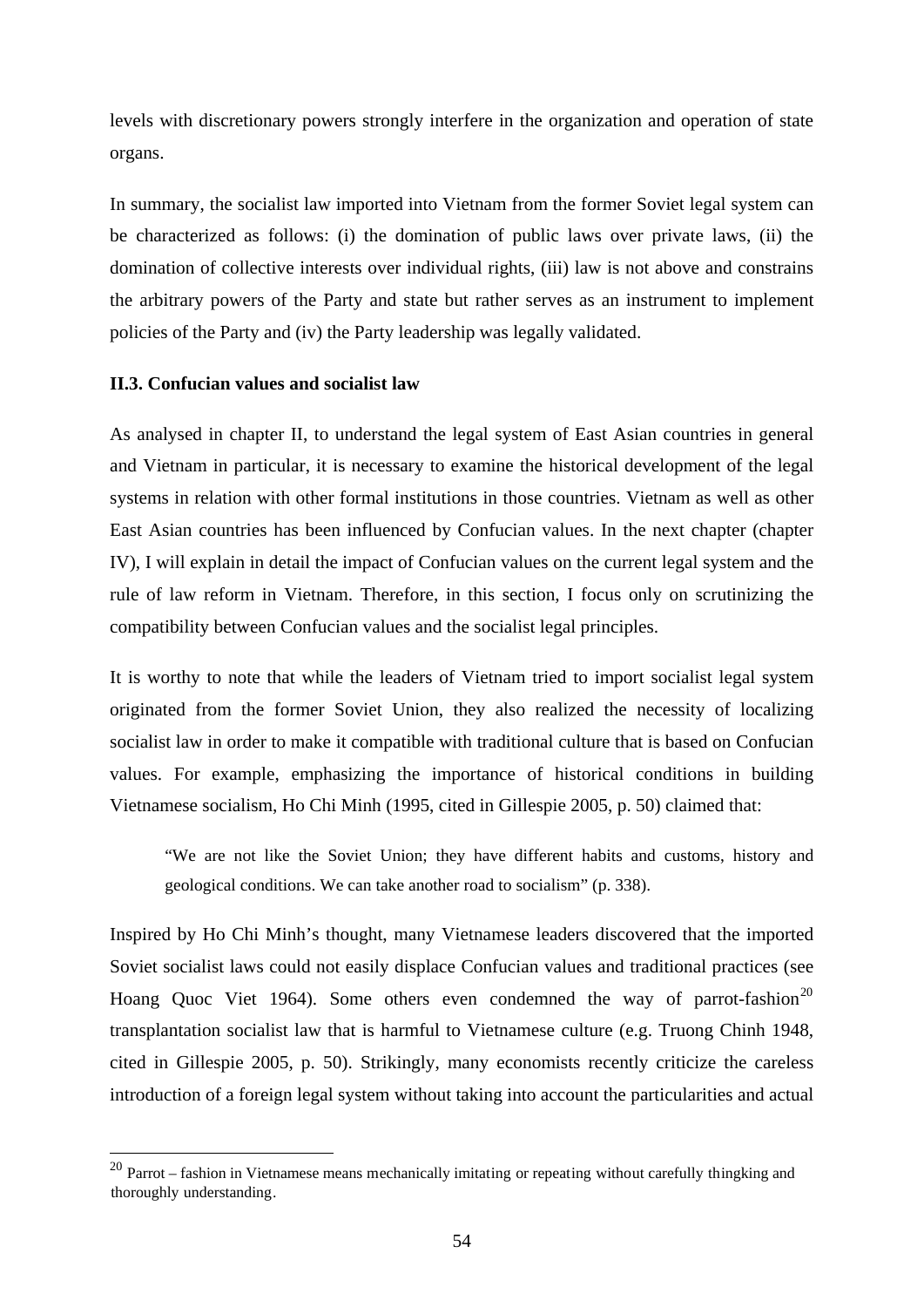levels with discretionary powers strongly interfere in the organization and operation of state organs.

In summary, the socialist law imported into Vietnam from the former Soviet legal system can be characterized as follows: (i) the domination of public laws over private laws, (ii) the domination of collective interests over individual rights, (iii) law is not above and constrains the arbitrary powers of the Party and state but rather serves as an instrument to implement policies of the Party and (iv) the Party leadership was legally validated.

### II.3. Confucian values and socialist law

As analysed in chapter II, to understand the legal system of East Asian countries in general and Vietnam in particular, it is necessary to examine the historical development of the legal systems in relation with other formal institutions in those countries. Vietnam as well as other East Asian countries has been influenced by Confucian values. In the next chapter (chapter IV), I will explain in detail the impact of Confucian values on the current legal system and the rule of law reform in Vietnam. Therefore, in this section, I focus only on scrutinizing the compatibility between Confucian values and the socialist legal principles.

It is worthy to note that while the leaders of Vietnam tried to import socialist legal system originated from the former Soviet Union, they also realized the necessity of localizing socialist law in order to make it compatible with traditional culture that is based on Confucian values. For example, emphasizing the importance of historical conditions in building Vietnamese socialism, Ho Chi Minh (1995, cited in Gillespie 2005, p. 50) claimed that:

> "We are not like the Soviet Union; they have different habits and customs, history and geological conditions. We can take another road to socialism" (p. 338).

Inspired by Ho Chi Minh's thought, many Vietnamese leaders discovered that the imported Soviet socialist laws could not easily displace Confucian values and traditional practices (see Hoang Quoc Viet 1964). Some others even condemned the way of parrot-fashion[20] transplantation socialist law that is harmful to Vietnamese culture (e.g. Truong Chinh 1948, cited in Gillespie 2005, p. 50). Strikingly, many economists recently criticize the careless introduction of a foreign legal system without taking into account the particularities and actual

[20] Parrot – fashion in Vietnamese means mechanically imitating or repeating without carefully thingking and thoroughly understanding.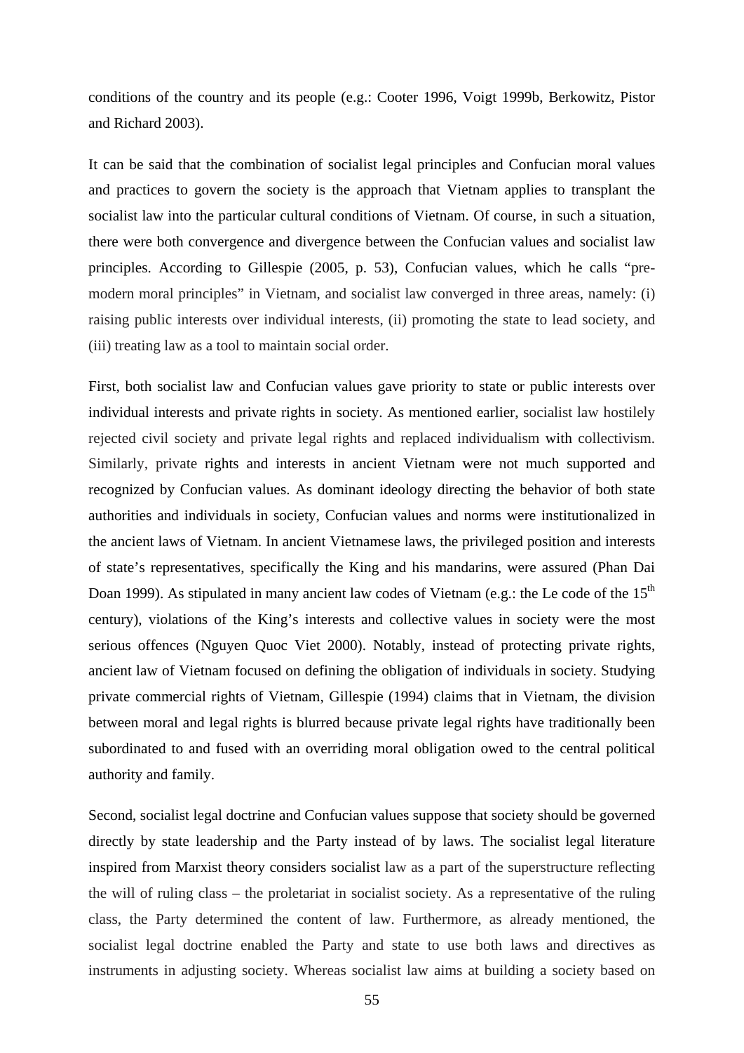conditions of the country and its people (e.g.: Cooter 1996, Voigt 1999b, Berkowitz, Pistor and Richard 2003).

It can be said that the combination of socialist legal principles and Confucian moral values and practices to govern the society is the approach that Vietnam applies to transplant the socialist law into the particular cultural conditions of Vietnam. Of course, in such a situation, there were both convergence and divergence between the Confucian values and socialist law principles. According to Gillespie (2005, p. 53), Confucian values, which he calls "pre-modern moral principles" in Vietnam, and socialist law converged in three areas, namely: (i) raising public interests over individual interests, (ii) promoting the state to lead society, and (iii) treating law as a tool to maintain social order.

First, both socialist law and Confucian values gave priority to state or public interests over individual interests and private rights in society. As mentioned earlier, socialist law hostilely rejected civil society and private legal rights and replaced individualism with collectivism. Similarly, private rights and interests in ancient Vietnam were not much supported and recognized by Confucian values. As dominant ideology directing the behavior of both state authorities and individuals in society, Confucian values and norms were institutionalized in the ancient laws of Vietnam. In ancient Vietnamese laws, the privileged position and interests of state's representatives, specifically the King and his mandarins, were assured (Phan Dai Doan 1999). As stipulated in many ancient law codes of Vietnam (e.g.: the Le code of the 15th century), violations of the King's interests and collective values in society were the most serious offences (Nguyen Quoc Viet 2000). Notably, instead of protecting private rights, ancient law of Vietnam focused on defining the obligation of individuals in society. Studying private commercial rights of Vietnam, Gillespie (1994) claims that in Vietnam, the division between moral and legal rights is blurred because private legal rights have traditionally been subordinated to and fused with an overriding moral obligation owed to the central political authority and family.

Second, socialist legal doctrine and Confucian values suppose that society should be governed directly by state leadership and the Party instead of by laws. The socialist legal literature inspired from Marxist theory considers socialist law as a part of the superstructure reflecting the will of ruling class – the proletariat in socialist society. As a representative of the ruling class, the Party determined the content of law. Furthermore, as already mentioned, the socialist legal doctrine enabled the Party and state to use both laws and directives as instruments in adjusting society. Whereas socialist law aims at building a society based on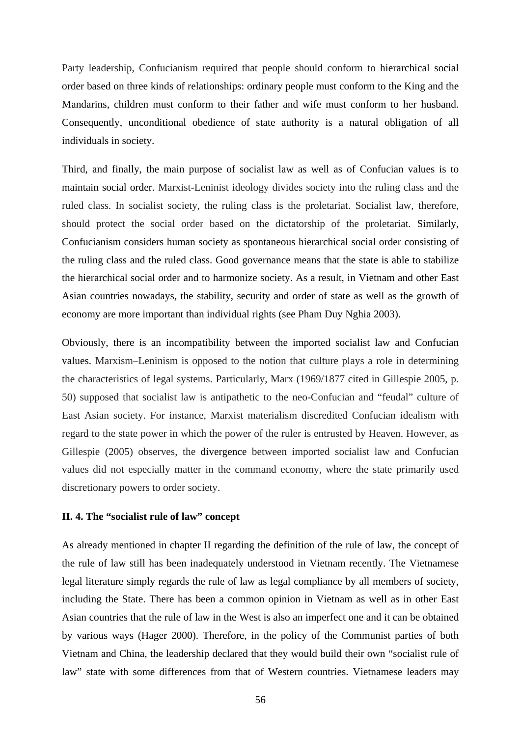Party leadership, Confucianism required that people should conform to hierarchical social order based on three kinds of relationships: ordinary people must conform to the King and the Mandarins, children must conform to their father and wife must conform to her husband. Consequently, unconditional obedience of state authority is a natural obligation of all individuals in society.

Third, and finally, the main purpose of socialist law as well as of Confucian values is to maintain social order. Marxist-Leninist ideology divides society into the ruling class and the ruled class. In socialist society, the ruling class is the proletariat. Socialist law, therefore, should protect the social order based on the dictatorship of the proletariat. Similarly, Confucianism considers human society as spontaneous hierarchical social order consisting of the ruling class and the ruled class. Good governance means that the state is able to stabilize the hierarchical social order and to harmonize society. As a result, in Vietnam and other East Asian countries nowadays, the stability, security and order of state as well as the growth of economy are more important than individual rights (see Pham Duy Nghia 2003).

Obviously, there is an incompatibility between the imported socialist law and Confucian values. Marxism–Leninism is opposed to the notion that culture plays a role in determining the characteristics of legal systems. Particularly, Marx (1969/1877 cited in Gillespie 2005, p. 50) supposed that socialist law is antipathetic to the neo-Confucian and "feudal" culture of East Asian society. For instance, Marxist materialism discredited Confucian idealism with regard to the state power in which the power of the ruler is entrusted by Heaven. However, as Gillespie (2005) observes, the divergence between imported socialist law and Confucian values did not especially matter in the command economy, where the state primarily used discretionary powers to order society.

### II. 4. The "socialist rule of law" concept

As already mentioned in chapter II regarding the definition of the rule of law, the concept of the rule of law still has been inadequately understood in Vietnam recently. The Vietnamese legal literature simply regards the rule of law as legal compliance by all members of society, including the State. There has been a common opinion in Vietnam as well as in other East Asian countries that the rule of law in the West is also an imperfect one and it can be obtained by various ways (Hager 2000). Therefore, in the policy of the Communist parties of both Vietnam and China, the leadership declared that they would build their own "socialist rule of law" state with some differences from that of Western countries. Vietnamese leaders may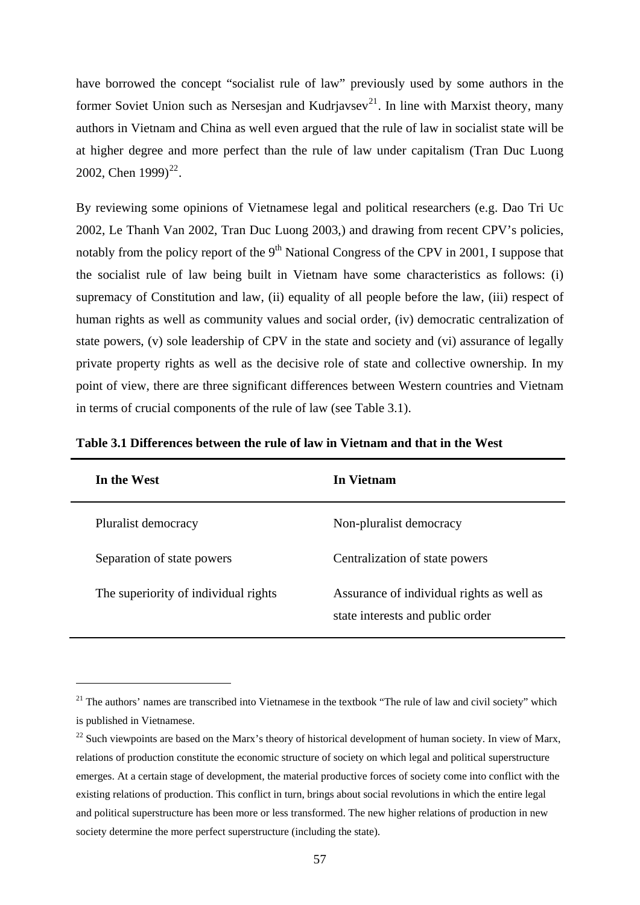have borrowed the concept "socialist rule of law" previously used by some authors in the former Soviet Union such as Nersesjan and Kudrjavsev[21]. In line with Marxist theory, many authors in Vietnam and China as well even argued that the rule of law in socialist state will be at higher degree and more perfect than the rule of law under capitalism (Tran Duc Luong 2002, Chen 1999)[22].

By reviewing some opinions of Vietnamese legal and political researchers (e.g. Dao Tri Uc 2002, Le Thanh Van 2002, Tran Duc Luong 2003,) and drawing from recent CPV's policies, notably from the policy report of the 9th National Congress of the CPV in 2001, I suppose that the socialist rule of law being built in Vietnam have some characteristics as follows: (i) supremacy of Constitution and law, (ii) equality of all people before the law, (iii) respect of human rights as well as community values and social order, (iv) democratic centralization of state powers, (v) sole leadership of CPV in the state and society and (vi) assurance of legally private property rights as well as the decisive role of state and collective ownership. In my point of view, there are three significant differences between Western countries and Vietnam in terms of crucial components of the rule of law (see Table 3.1).

**Table 3.1 Differences between the rule of law in Vietnam and that in the West**

| In the West | In Vietnam |
|---|---|
| Pluralist democracy | Non-pluralist democracy |
| Separation of state powers | Centralization of state powers |
| The superiority of individual rights | Assurance of individual rights as well as state interests and public order |

[21] The authors' names are transcribed into Vietnamese in the textbook "The rule of law and civil society" which is published in Vietnamese.

[22] Such viewpoints are based on the Marx's theory of historical development of human society. In view of Marx, relations of production constitute the economic structure of society on which legal and political superstructure emerges. At a certain stage of development, the material productive forces of society come into conflict with the existing relations of production. This conflict in turn, brings about social revolutions in which the entire legal and political superstructure has been more or less transformed. The new higher relations of production in new society determine the more perfect superstructure (including the state).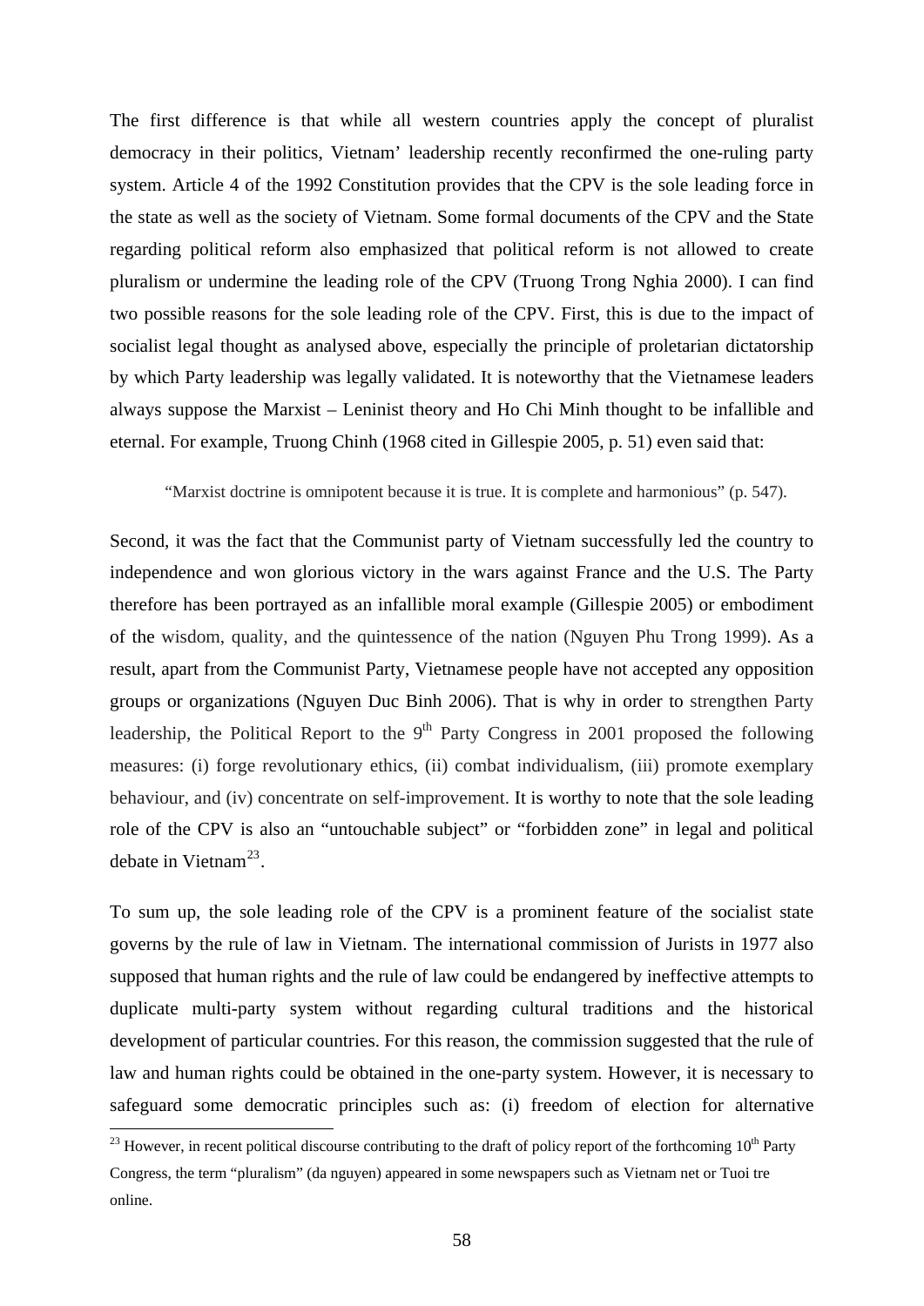The first difference is that while all western countries apply the concept of pluralist democracy in their politics, Vietnam' leadership recently reconfirmed the one-ruling party system. Article 4 of the 1992 Constitution provides that the CPV is the sole leading force in the state as well as the society of Vietnam. Some formal documents of the CPV and the State regarding political reform also emphasized that political reform is not allowed to create pluralism or undermine the leading role of the CPV (Truong Trong Nghia 2000). I can find two possible reasons for the sole leading role of the CPV. First, this is due to the impact of socialist legal thought as analysed above, especially the principle of proletarian dictatorship by which Party leadership was legally validated. It is noteworthy that the Vietnamese leaders always suppose the Marxist – Leninist theory and Ho Chi Minh thought to be infallible and eternal. For example, Truong Chinh (1968 cited in Gillespie 2005, p. 51) even said that:

> "Marxist doctrine is omnipotent because it is true. It is complete and harmonious" (p. 547).

Second, it was the fact that the Communist party of Vietnam successfully led the country to independence and won glorious victory in the wars against France and the U.S. The Party therefore has been portrayed as an infallible moral example (Gillespie 2005) or embodiment of the wisdom, quality, and the quintessence of the nation (Nguyen Phu Trong 1999). As a result, apart from the Communist Party, Vietnamese people have not accepted any opposition groups or organizations (Nguyen Duc Binh 2006). That is why in order to strengthen Party leadership, the Political Report to the 9th Party Congress in 2001 proposed the following measures: (i) forge revolutionary ethics, (ii) combat individualism, (iii) promote exemplary behaviour, and (iv) concentrate on self-improvement. It is worthy to note that the sole leading role of the CPV is also an "untouchable subject" or "forbidden zone" in legal and political debate in Vietnam[23].

To sum up, the sole leading role of the CPV is a prominent feature of the socialist state governs by the rule of law in Vietnam. The international commission of Jurists in 1977 also supposed that human rights and the rule of law could be endangered by ineffective attempts to duplicate multi-party system without regarding cultural traditions and the historical development of particular countries. For this reason, the commission suggested that the rule of law and human rights could be obtained in the one-party system. However, it is necessary to safeguard some democratic principles such as: (i) freedom of election for alternative

---

[23] However, in recent political discourse contributing to the draft of policy report of the forthcoming 10th Party Congress, the term "pluralism" (da nguyen) appeared in some newspapers such as Vietnam net or Tuoi tre online.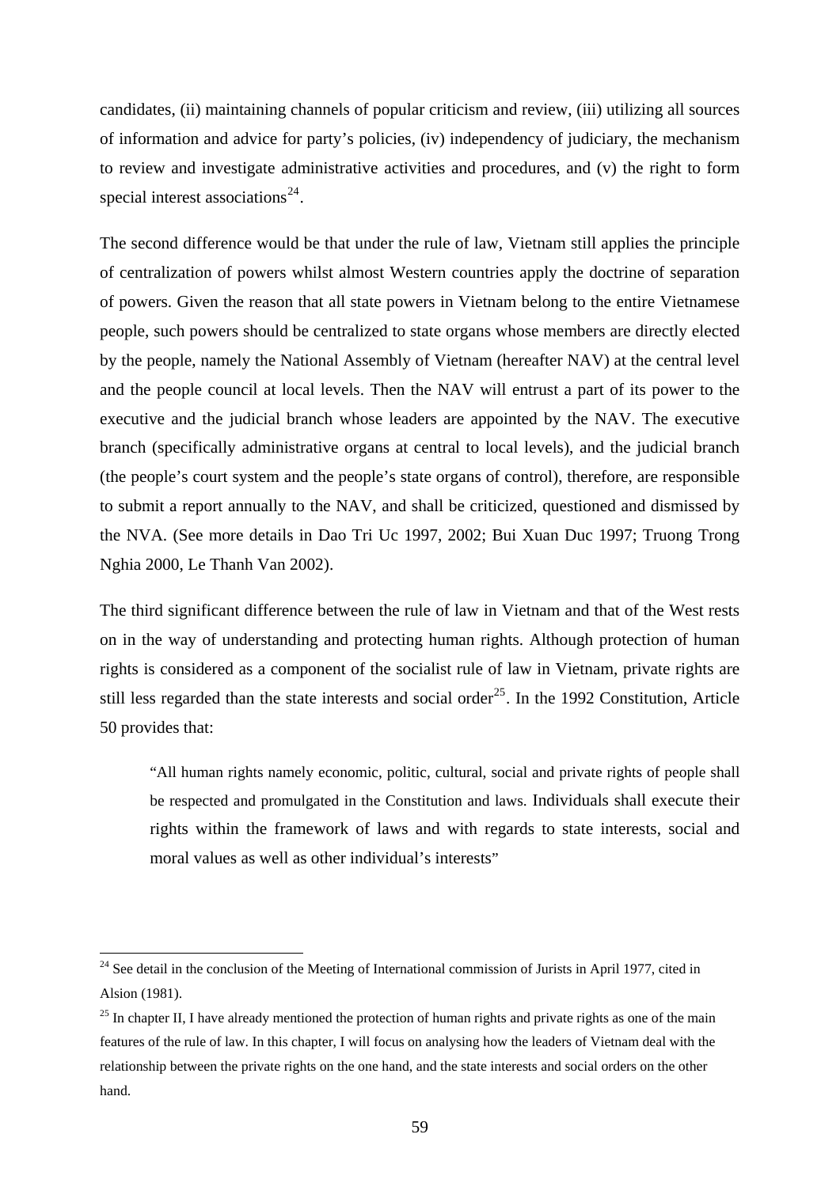candidates, (ii) maintaining channels of popular criticism and review, (iii) utilizing all sources of information and advice for party's policies, (iv) independency of judiciary, the mechanism to review and investigate administrative activities and procedures, and (v) the right to form special interest associations[24].

The second difference would be that under the rule of law, Vietnam still applies the principle of centralization of powers whilst almost Western countries apply the doctrine of separation of powers. Given the reason that all state powers in Vietnam belong to the entire Vietnamese people, such powers should be centralized to state organs whose members are directly elected by the people, namely the National Assembly of Vietnam (hereafter NAV) at the central level and the people council at local levels. Then the NAV will entrust a part of its power to the executive and the judicial branch whose leaders are appointed by the NAV. The executive branch (specifically administrative organs at central to local levels), and the judicial branch (the people's court system and the people's state organs of control), therefore, are responsible to submit a report annually to the NAV, and shall be criticized, questioned and dismissed by the NVA. (See more details in Dao Tri Uc 1997, 2002; Bui Xuan Duc 1997; Truong Trong Nghia 2000, Le Thanh Van 2002).

The third significant difference between the rule of law in Vietnam and that of the West rests on in the way of understanding and protecting human rights. Although protection of human rights is considered as a component of the socialist rule of law in Vietnam, private rights are still less regarded than the state interests and social order[25]. In the 1992 Constitution, Article 50 provides that:

> "All human rights namely economic, politic, cultural, social and private rights of people shall be respected and promulgated in the Constitution and laws. Individuals shall execute their rights within the framework of laws and with regards to state interests, social and moral values as well as other individual's interests"

---

[24] See detail in the conclusion of the Meeting of International commission of Jurists in April 1977, cited in Alsion (1981).

[25] In chapter II, I have already mentioned the protection of human rights and private rights as one of the main features of the rule of law. In this chapter, I will focus on analysing how the leaders of Vietnam deal with the relationship between the private rights on the one hand, and the state interests and social orders on the other hand.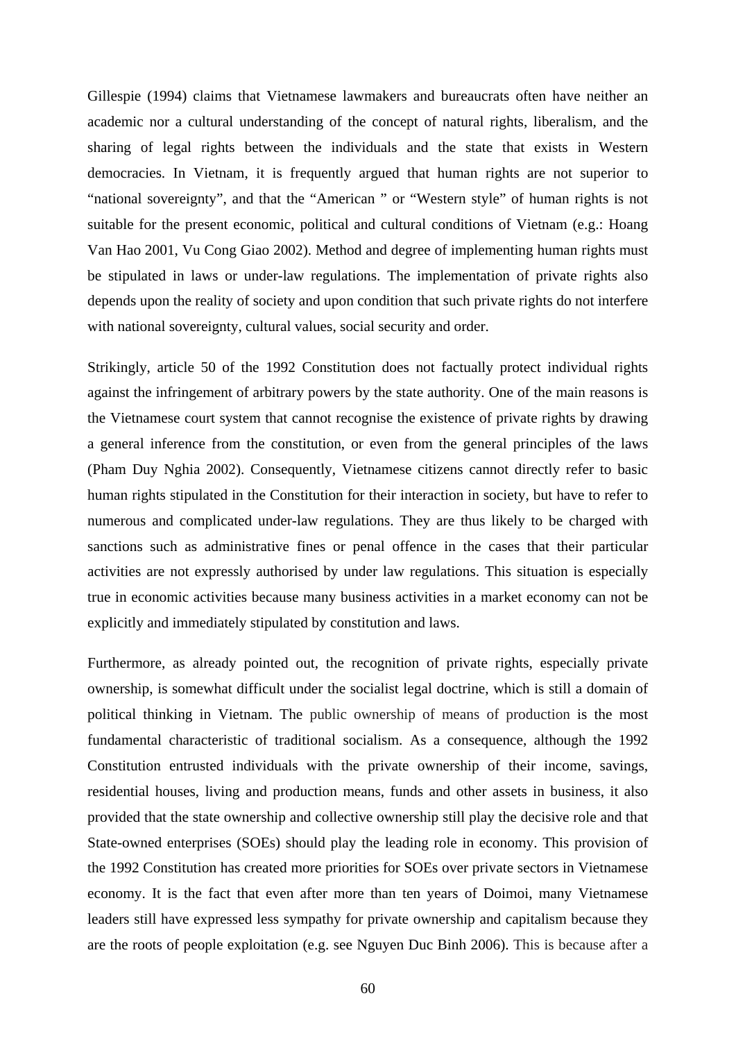Gillespie (1994) claims that Vietnamese lawmakers and bureaucrats often have neither an academic nor a cultural understanding of the concept of natural rights, liberalism, and the sharing of legal rights between the individuals and the state that exists in Western democracies. In Vietnam, it is frequently argued that human rights are not superior to "national sovereignty", and that the "American " or "Western style" of human rights is not suitable for the present economic, political and cultural conditions of Vietnam (e.g.: Hoang Van Hao 2001, Vu Cong Giao 2002). Method and degree of implementing human rights must be stipulated in laws or under-law regulations. The implementation of private rights also depends upon the reality of society and upon condition that such private rights do not interfere with national sovereignty, cultural values, social security and order.

Strikingly, article 50 of the 1992 Constitution does not factually protect individual rights against the infringement of arbitrary powers by the state authority. One of the main reasons is the Vietnamese court system that cannot recognise the existence of private rights by drawing a general inference from the constitution, or even from the general principles of the laws (Pham Duy Nghia 2002). Consequently, Vietnamese citizens cannot directly refer to basic human rights stipulated in the Constitution for their interaction in society, but have to refer to numerous and complicated under-law regulations. They are thus likely to be charged with sanctions such as administrative fines or penal offence in the cases that their particular activities are not expressly authorised by under law regulations. This situation is especially true in economic activities because many business activities in a market economy can not be explicitly and immediately stipulated by constitution and laws.

Furthermore, as already pointed out, the recognition of private rights, especially private ownership, is somewhat difficult under the socialist legal doctrine, which is still a domain of political thinking in Vietnam. The public ownership of means of production is the most fundamental characteristic of traditional socialism. As a consequence, although the 1992 Constitution entrusted individuals with the private ownership of their income, savings, residential houses, living and production means, funds and other assets in business, it also provided that the state ownership and collective ownership still play the decisive role and that State-owned enterprises (SOEs) should play the leading role in economy. This provision of the 1992 Constitution has created more priorities for SOEs over private sectors in Vietnamese economy. It is the fact that even after more than ten years of Doimoi, many Vietnamese leaders still have expressed less sympathy for private ownership and capitalism because they are the roots of people exploitation (e.g. see Nguyen Duc Binh 2006). This is because after a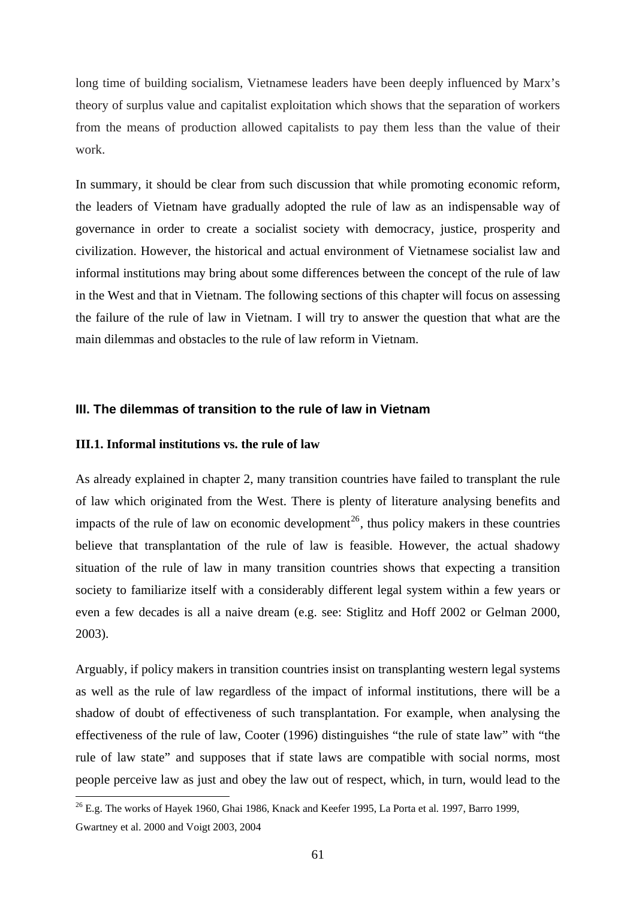long time of building socialism, Vietnamese leaders have been deeply influenced by Marx's theory of surplus value and capitalist exploitation which shows that the separation of workers from the means of production allowed capitalists to pay them less than the value of their work.

In summary, it should be clear from such discussion that while promoting economic reform, the leaders of Vietnam have gradually adopted the rule of law as an indispensable way of governance in order to create a socialist society with democracy, justice, prosperity and civilization. However, the historical and actual environment of Vietnamese socialist law and informal institutions may bring about some differences between the concept of the rule of law in the West and that in Vietnam. The following sections of this chapter will focus on assessing the failure of the rule of law in Vietnam. I will try to answer the question that what are the main dilemmas and obstacles to the rule of law reform in Vietnam.

## III. The dilemmas of transition to the rule of law in Vietnam

### III.1. Informal institutions vs. the rule of law

As already explained in chapter 2, many transition countries have failed to transplant the rule of law which originated from the West. There is plenty of literature analysing benefits and impacts of the rule of law on economic development[26], thus policy makers in these countries believe that transplantation of the rule of law is feasible. However, the actual shadowy situation of the rule of law in many transition countries shows that expecting a transition society to familiarize itself with a considerably different legal system within a few years or even a few decades is all a naive dream (e.g. see: Stiglitz and Hoff 2002 or Gelman 2000, 2003).

Arguably, if policy makers in transition countries insist on transplanting western legal systems as well as the rule of law regardless of the impact of informal institutions, there will be a shadow of doubt of effectiveness of such transplantation. For example, when analysing the effectiveness of the rule of law, Cooter (1996) distinguishes "the rule of state law" with "the rule of law state" and supposes that if state laws are compatible with social norms, most people perceive law as just and obey the law out of respect, which, in turn, would lead to the

[26] E.g. The works of Hayek 1960, Ghai 1986, Knack and Keefer 1995, La Porta et al. 1997, Barro 1999, Gwartney et al. 2000 and Voigt 2003, 2004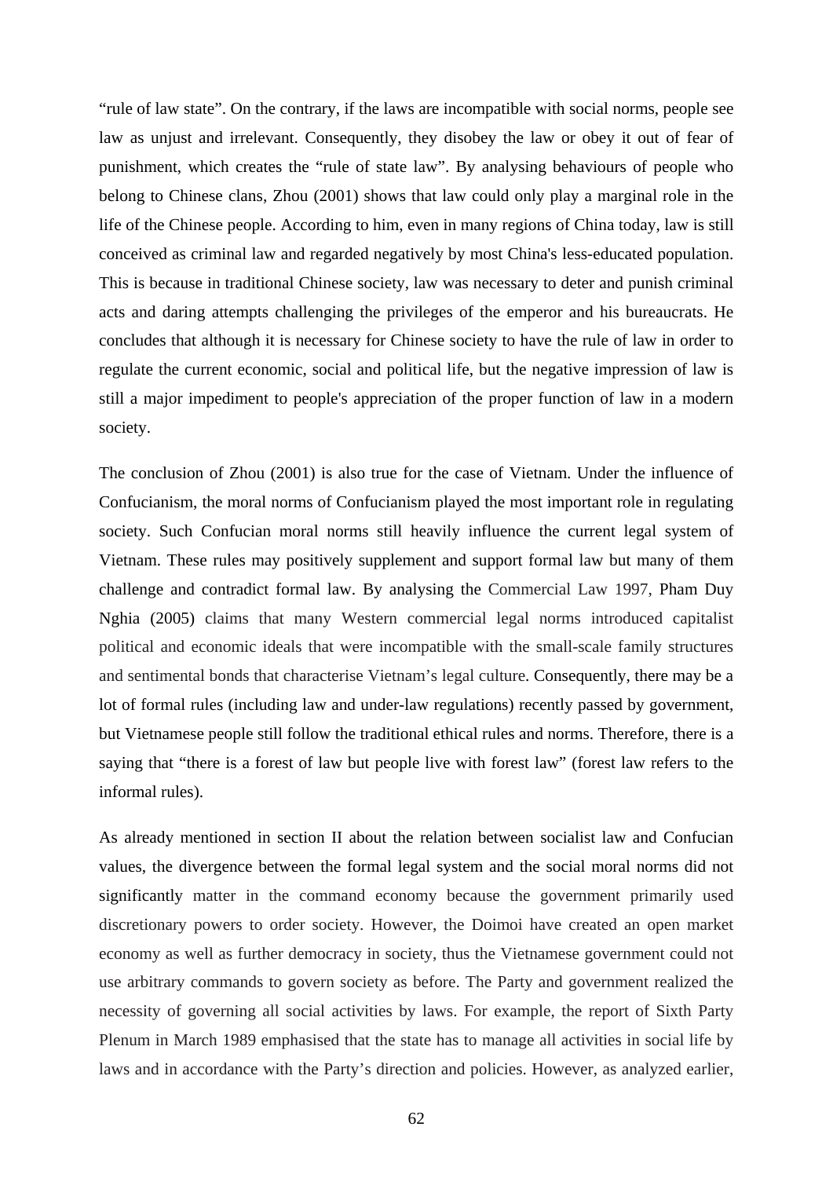"rule of law state". On the contrary, if the laws are incompatible with social norms, people see law as unjust and irrelevant. Consequently, they disobey the law or obey it out of fear of punishment, which creates the "rule of state law". By analysing behaviours of people who belong to Chinese clans, Zhou (2001) shows that law could only play a marginal role in the life of the Chinese people. According to him, even in many regions of China today, law is still conceived as criminal law and regarded negatively by most China's less-educated population. This is because in traditional Chinese society, law was necessary to deter and punish criminal acts and daring attempts challenging the privileges of the emperor and his bureaucrats. He concludes that although it is necessary for Chinese society to have the rule of law in order to regulate the current economic, social and political life, but the negative impression of law is still a major impediment to people's appreciation of the proper function of law in a modern society.

The conclusion of Zhou (2001) is also true for the case of Vietnam. Under the influence of Confucianism, the moral norms of Confucianism played the most important role in regulating society. Such Confucian moral norms still heavily influence the current legal system of Vietnam. These rules may positively supplement and support formal law but many of them challenge and contradict formal law. By analysing the Commercial Law 1997, Pham Duy Nghia (2005) claims that many Western commercial legal norms introduced capitalist political and economic ideals that were incompatible with the small-scale family structures and sentimental bonds that characterise Vietnam's legal culture. Consequently, there may be a lot of formal rules (including law and under-law regulations) recently passed by government, but Vietnamese people still follow the traditional ethical rules and norms. Therefore, there is a saying that "there is a forest of law but people live with forest law" (forest law refers to the informal rules).

As already mentioned in section II about the relation between socialist law and Confucian values, the divergence between the formal legal system and the social moral norms did not significantly matter in the command economy because the government primarily used discretionary powers to order society. However, the Doimoi have created an open market economy as well as further democracy in society, thus the Vietnamese government could not use arbitrary commands to govern society as before. The Party and government realized the necessity of governing all social activities by laws. For example, the report of Sixth Party Plenum in March 1989 emphasised that the state has to manage all activities in social life by laws and in accordance with the Party's direction and policies. However, as analyzed earlier,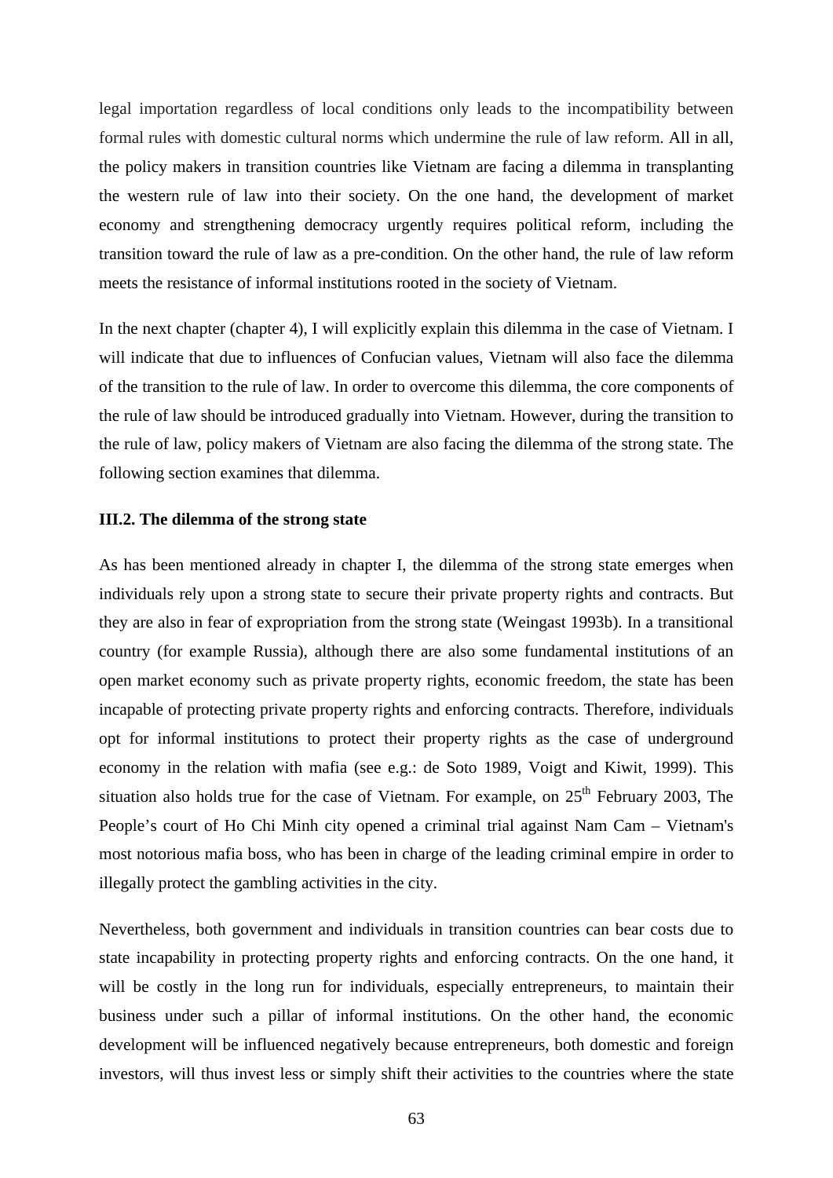legal importation regardless of local conditions only leads to the incompatibility between formal rules with domestic cultural norms which undermine the rule of law reform. All in all, the policy makers in transition countries like Vietnam are facing a dilemma in transplanting the western rule of law into their society. On the one hand, the development of market economy and strengthening democracy urgently requires political reform, including the transition toward the rule of law as a pre-condition. On the other hand, the rule of law reform meets the resistance of informal institutions rooted in the society of Vietnam.

In the next chapter (chapter 4), I will explicitly explain this dilemma in the case of Vietnam. I will indicate that due to influences of Confucian values, Vietnam will also face the dilemma of the transition to the rule of law. In order to overcome this dilemma, the core components of the rule of law should be introduced gradually into Vietnam. However, during the transition to the rule of law, policy makers of Vietnam are also facing the dilemma of the strong state. The following section examines that dilemma.

### III.2. The dilemma of the strong state

As has been mentioned already in chapter I, the dilemma of the strong state emerges when individuals rely upon a strong state to secure their private property rights and contracts. But they are also in fear of expropriation from the strong state (Weingast 1993b). In a transitional country (for example Russia), although there are also some fundamental institutions of an open market economy such as private property rights, economic freedom, the state has been incapable of protecting private property rights and enforcing contracts. Therefore, individuals opt for informal institutions to protect their property rights as the case of underground economy in the relation with mafia (see e.g.: de Soto 1989, Voigt and Kiwit, 1999). This situation also holds true for the case of Vietnam. For example, on 25th February 2003, The People's court of Ho Chi Minh city opened a criminal trial against Nam Cam – Vietnam's most notorious mafia boss, who has been in charge of the leading criminal empire in order to illegally protect the gambling activities in the city.

Nevertheless, both government and individuals in transition countries can bear costs due to state incapability in protecting property rights and enforcing contracts. On the one hand, it will be costly in the long run for individuals, especially entrepreneurs, to maintain their business under such a pillar of informal institutions. On the other hand, the economic development will be influenced negatively because entrepreneurs, both domestic and foreign investors, will thus invest less or simply shift their activities to the countries where the state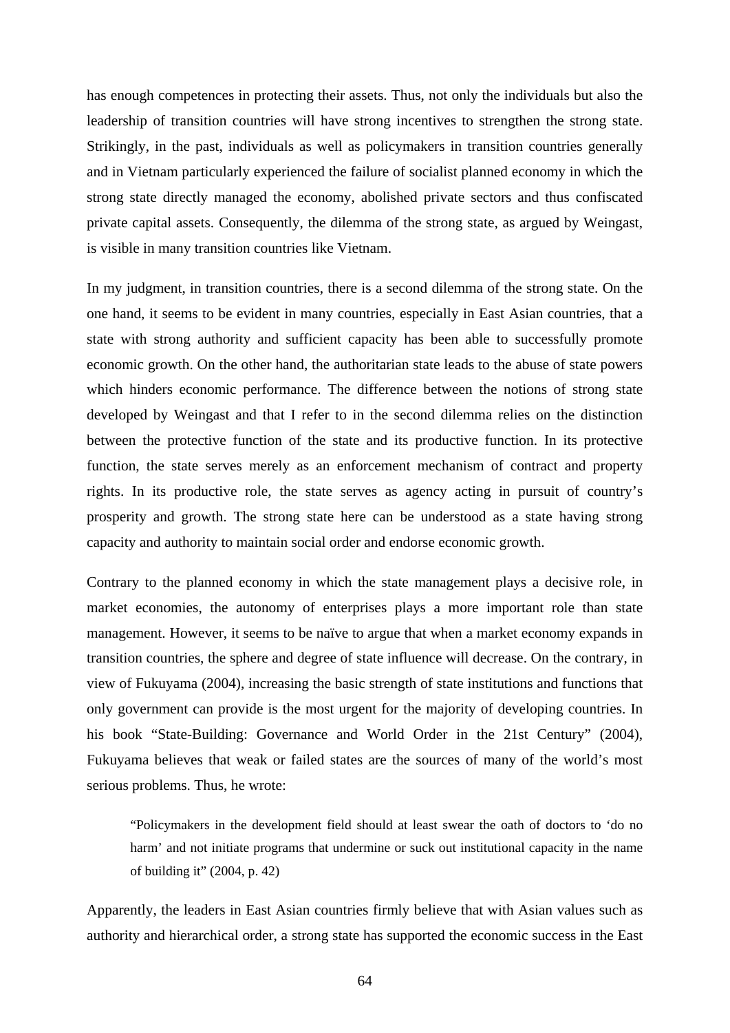has enough competences in protecting their assets. Thus, not only the individuals but also the leadership of transition countries will have strong incentives to strengthen the strong state. Strikingly, in the past, individuals as well as policymakers in transition countries generally and in Vietnam particularly experienced the failure of socialist planned economy in which the strong state directly managed the economy, abolished private sectors and thus confiscated private capital assets. Consequently, the dilemma of the strong state, as argued by Weingast, is visible in many transition countries like Vietnam.

In my judgment, in transition countries, there is a second dilemma of the strong state. On the one hand, it seems to be evident in many countries, especially in East Asian countries, that a state with strong authority and sufficient capacity has been able to successfully promote economic growth. On the other hand, the authoritarian state leads to the abuse of state powers which hinders economic performance. The difference between the notions of strong state developed by Weingast and that I refer to in the second dilemma relies on the distinction between the protective function of the state and its productive function. In its protective function, the state serves merely as an enforcement mechanism of contract and property rights. In its productive role, the state serves as agency acting in pursuit of country's prosperity and growth. The strong state here can be understood as a state having strong capacity and authority to maintain social order and endorse economic growth.

Contrary to the planned economy in which the state management plays a decisive role, in market economies, the autonomy of enterprises plays a more important role than state management. However, it seems to be naïve to argue that when a market economy expands in transition countries, the sphere and degree of state influence will decrease. On the contrary, in view of Fukuyama (2004), increasing the basic strength of state institutions and functions that only government can provide is the most urgent for the majority of developing countries. In his book "State-Building: Governance and World Order in the 21st Century" (2004), Fukuyama believes that weak or failed states are the sources of many of the world's most serious problems. Thus, he wrote:

> "Policymakers in the development field should at least swear the oath of doctors to 'do no harm' and not initiate programs that undermine or suck out institutional capacity in the name of building it" (2004, p. 42)

Apparently, the leaders in East Asian countries firmly believe that with Asian values such as authority and hierarchical order, a strong state has supported the economic success in the East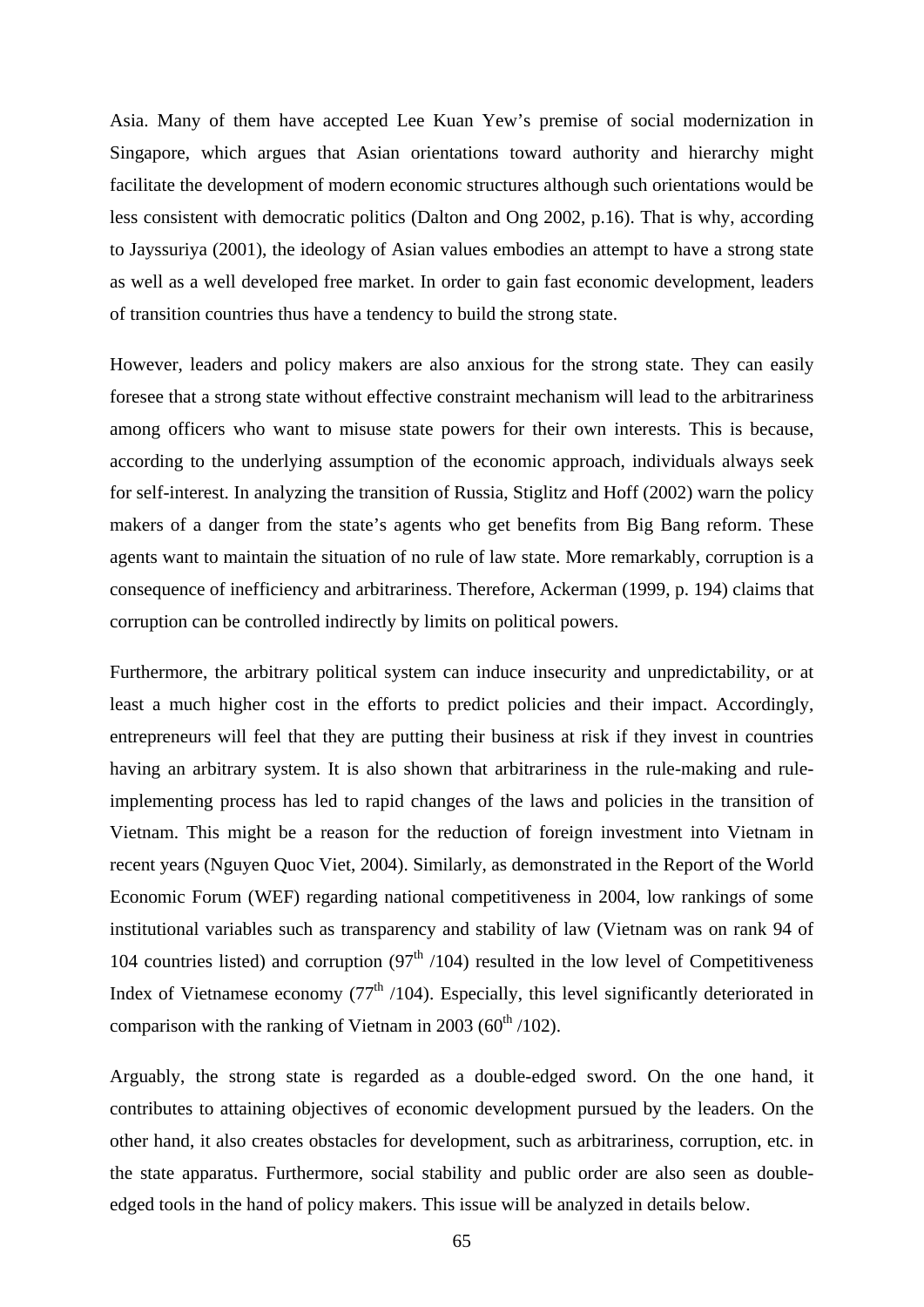Asia. Many of them have accepted Lee Kuan Yew's premise of social modernization in Singapore, which argues that Asian orientations toward authority and hierarchy might facilitate the development of modern economic structures although such orientations would be less consistent with democratic politics (Dalton and Ong 2002, p.16). That is why, according to Jayssuriya (2001), the ideology of Asian values embodies an attempt to have a strong state as well as a well developed free market. In order to gain fast economic development, leaders of transition countries thus have a tendency to build the strong state.

However, leaders and policy makers are also anxious for the strong state. They can easily foresee that a strong state without effective constraint mechanism will lead to the arbitrariness among officers who want to misuse state powers for their own interests. This is because, according to the underlying assumption of the economic approach, individuals always seek for self-interest. In analyzing the transition of Russia, Stiglitz and Hoff (2002) warn the policy makers of a danger from the state's agents who get benefits from Big Bang reform. These agents want to maintain the situation of no rule of law state. More remarkably, corruption is a consequence of inefficiency and arbitrariness. Therefore, Ackerman (1999, p. 194) claims that corruption can be controlled indirectly by limits on political powers.

Furthermore, the arbitrary political system can induce insecurity and unpredictability, or at least a much higher cost in the efforts to predict policies and their impact. Accordingly, entrepreneurs will feel that they are putting their business at risk if they invest in countries having an arbitrary system. It is also shown that arbitrariness in the rule-making and rule-implementing process has led to rapid changes of the laws and policies in the transition of Vietnam. This might be a reason for the reduction of foreign investment into Vietnam in recent years (Nguyen Quoc Viet, 2004). Similarly, as demonstrated in the Report of the World Economic Forum (WEF) regarding national competitiveness in 2004, low rankings of some institutional variables such as transparency and stability of law (Vietnam was on rank 94 of 104 countries listed) and corruption (97th /104) resulted in the low level of Competitiveness Index of Vietnamese economy (77th /104). Especially, this level significantly deteriorated in comparison with the ranking of Vietnam in 2003 (60th /102).

Arguably, the strong state is regarded as a double-edged sword. On the one hand, it contributes to attaining objectives of economic development pursued by the leaders. On the other hand, it also creates obstacles for development, such as arbitrariness, corruption, etc. in the state apparatus. Furthermore, social stability and public order are also seen as double-edged tools in the hand of policy makers. This issue will be analyzed in details below.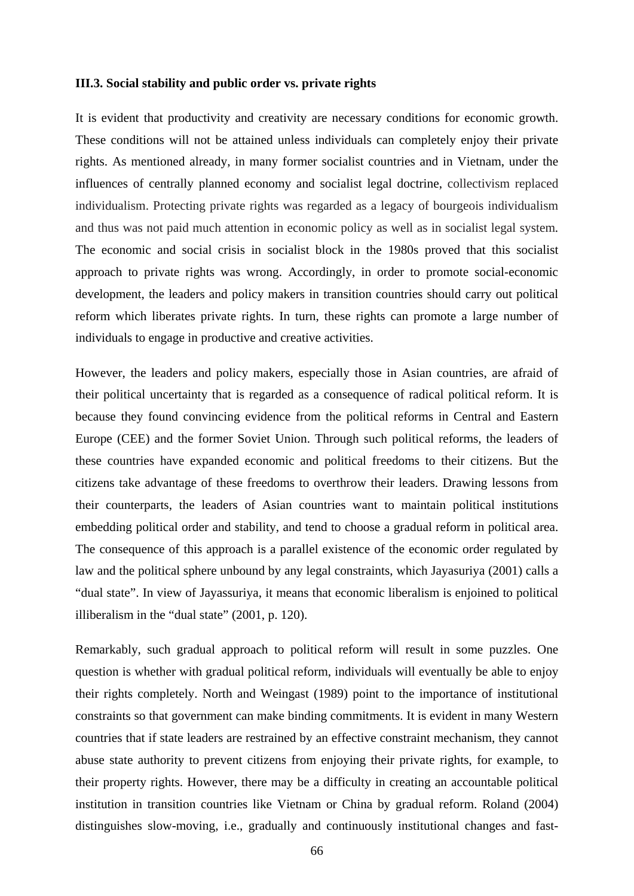**III.3. Social stability and public order vs. private rights**

It is evident that productivity and creativity are necessary conditions for economic growth. These conditions will not be attained unless individuals can completely enjoy their private rights. As mentioned already, in many former socialist countries and in Vietnam, under the influences of centrally planned economy and socialist legal doctrine, collectivism replaced individualism. Protecting private rights was regarded as a legacy of bourgeois individualism and thus was not paid much attention in economic policy as well as in socialist legal system. The economic and social crisis in socialist block in the 1980s proved that this socialist approach to private rights was wrong. Accordingly, in order to promote social-economic development, the leaders and policy makers in transition countries should carry out political reform which liberates private rights. In turn, these rights can promote a large number of individuals to engage in productive and creative activities.

However, the leaders and policy makers, especially those in Asian countries, are afraid of their political uncertainty that is regarded as a consequence of radical political reform. It is because they found convincing evidence from the political reforms in Central and Eastern Europe (CEE) and the former Soviet Union. Through such political reforms, the leaders of these countries have expanded economic and political freedoms to their citizens. But the citizens take advantage of these freedoms to overthrow their leaders. Drawing lessons from their counterparts, the leaders of Asian countries want to maintain political institutions embedding political order and stability, and tend to choose a gradual reform in political area. The consequence of this approach is a parallel existence of the economic order regulated by law and the political sphere unbound by any legal constraints, which Jayasuriya (2001) calls a "dual state". In view of Jayassuriya, it means that economic liberalism is enjoined to political illiberalism in the "dual state" (2001, p. 120).

Remarkably, such gradual approach to political reform will result in some puzzles. One question is whether with gradual political reform, individuals will eventually be able to enjoy their rights completely. North and Weingast (1989) point to the importance of institutional constraints so that government can make binding commitments. It is evident in many Western countries that if state leaders are restrained by an effective constraint mechanism, they cannot abuse state authority to prevent citizens from enjoying their private rights, for example, to their property rights. However, there may be a difficulty in creating an accountable political institution in transition countries like Vietnam or China by gradual reform. Roland (2004) distinguishes slow-moving, i.e., gradually and continuously institutional changes and fast-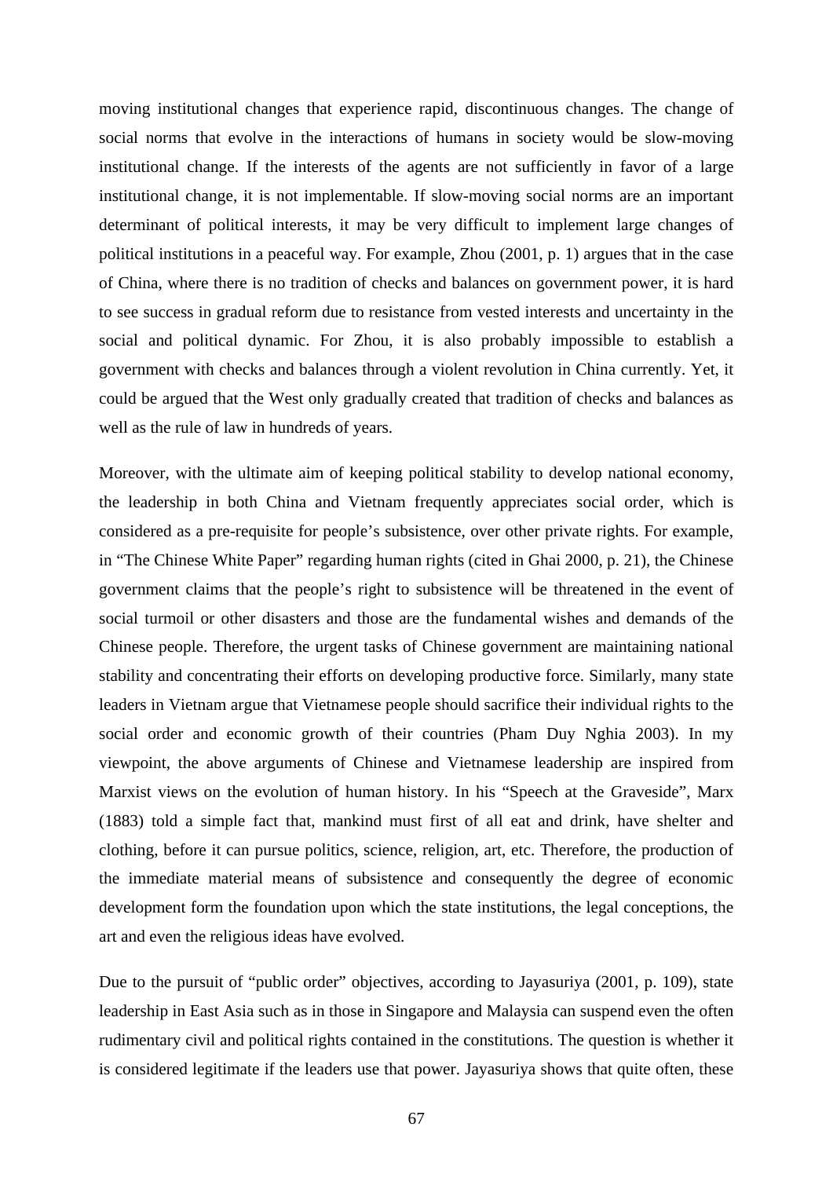moving institutional changes that experience rapid, discontinuous changes. The change of social norms that evolve in the interactions of humans in society would be slow-moving institutional change. If the interests of the agents are not sufficiently in favor of a large institutional change, it is not implementable. If slow-moving social norms are an important determinant of political interests, it may be very difficult to implement large changes of political institutions in a peaceful way. For example, Zhou (2001, p. 1) argues that in the case of China, where there is no tradition of checks and balances on government power, it is hard to see success in gradual reform due to resistance from vested interests and uncertainty in the social and political dynamic. For Zhou, it is also probably impossible to establish a government with checks and balances through a violent revolution in China currently. Yet, it could be argued that the West only gradually created that tradition of checks and balances as well as the rule of law in hundreds of years.

Moreover, with the ultimate aim of keeping political stability to develop national economy, the leadership in both China and Vietnam frequently appreciates social order, which is considered as a pre-requisite for people's subsistence, over other private rights. For example, in "The Chinese White Paper" regarding human rights (cited in Ghai 2000, p. 21), the Chinese government claims that the people's right to subsistence will be threatened in the event of social turmoil or other disasters and those are the fundamental wishes and demands of the Chinese people. Therefore, the urgent tasks of Chinese government are maintaining national stability and concentrating their efforts on developing productive force. Similarly, many state leaders in Vietnam argue that Vietnamese people should sacrifice their individual rights to the social order and economic growth of their countries (Pham Duy Nghia 2003). In my viewpoint, the above arguments of Chinese and Vietnamese leadership are inspired from Marxist views on the evolution of human history. In his "Speech at the Graveside", Marx (1883) told a simple fact that, mankind must first of all eat and drink, have shelter and clothing, before it can pursue politics, science, religion, art, etc. Therefore, the production of the immediate material means of subsistence and consequently the degree of economic development form the foundation upon which the state institutions, the legal conceptions, the art and even the religious ideas have evolved.

Due to the pursuit of "public order" objectives, according to Jayasuriya (2001, p. 109), state leadership in East Asia such as in those in Singapore and Malaysia can suspend even the often rudimentary civil and political rights contained in the constitutions. The question is whether it is considered legitimate if the leaders use that power. Jayasuriya shows that quite often, these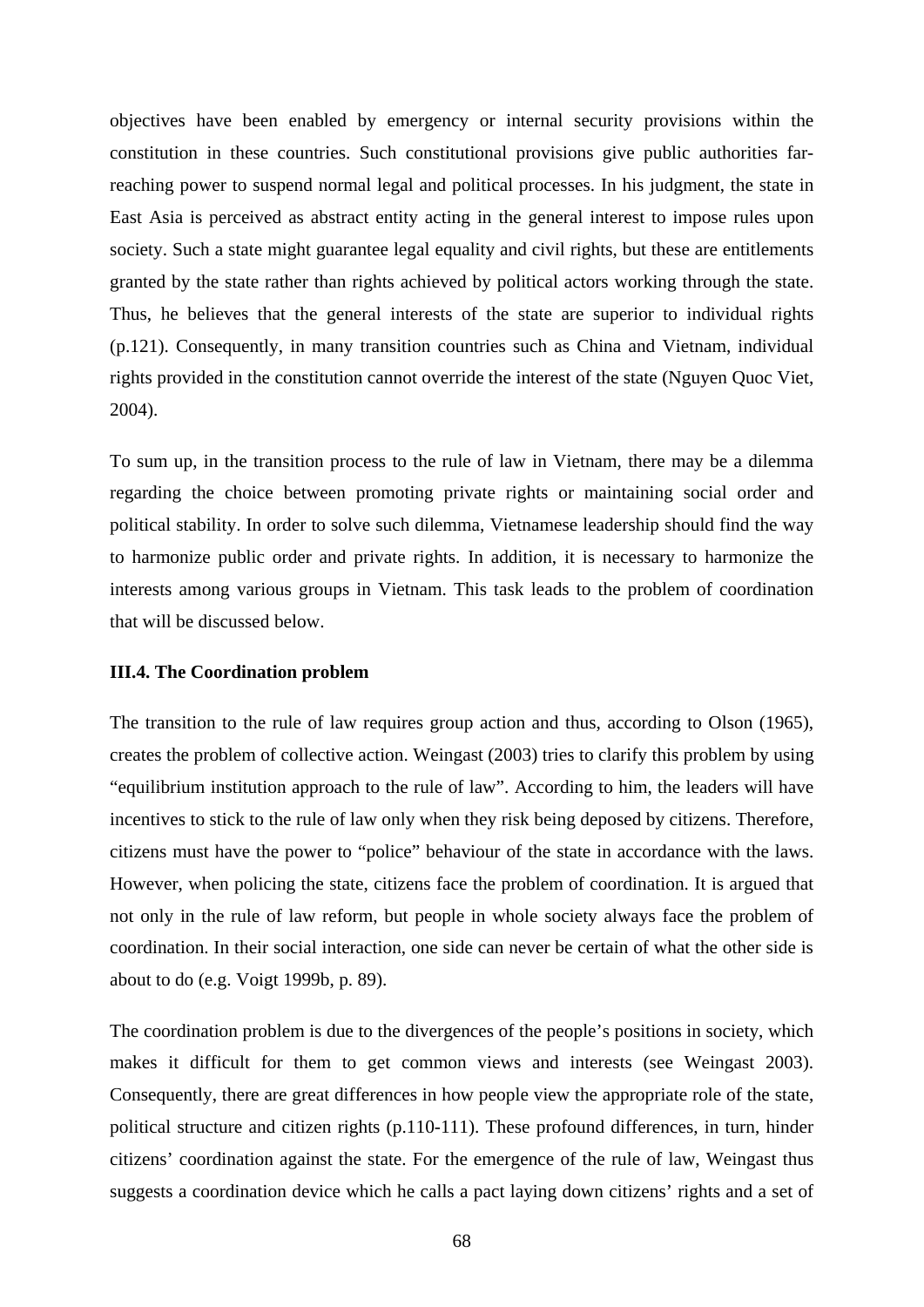objectives have been enabled by emergency or internal security provisions within the constitution in these countries. Such constitutional provisions give public authorities far-reaching power to suspend normal legal and political processes. In his judgment, the state in East Asia is perceived as abstract entity acting in the general interest to impose rules upon society. Such a state might guarantee legal equality and civil rights, but these are entitlements granted by the state rather than rights achieved by political actors working through the state. Thus, he believes that the general interests of the state are superior to individual rights (p.121). Consequently, in many transition countries such as China and Vietnam, individual rights provided in the constitution cannot override the interest of the state (Nguyen Quoc Viet, 2004).

To sum up, in the transition process to the rule of law in Vietnam, there may be a dilemma regarding the choice between promoting private rights or maintaining social order and political stability. In order to solve such dilemma, Vietnamese leadership should find the way to harmonize public order and private rights. In addition, it is necessary to harmonize the interests among various groups in Vietnam. This task leads to the problem of coordination that will be discussed below.

### III.4. The Coordination problem

The transition to the rule of law requires group action and thus, according to Olson (1965), creates the problem of collective action. Weingast (2003) tries to clarify this problem by using "equilibrium institution approach to the rule of law". According to him, the leaders will have incentives to stick to the rule of law only when they risk being deposed by citizens. Therefore, citizens must have the power to "police" behaviour of the state in accordance with the laws. However, when policing the state, citizens face the problem of coordination. It is argued that not only in the rule of law reform, but people in whole society always face the problem of coordination. In their social interaction, one side can never be certain of what the other side is about to do (e.g. Voigt 1999b, p. 89).

The coordination problem is due to the divergences of the people's positions in society, which makes it difficult for them to get common views and interests (see Weingast 2003). Consequently, there are great differences in how people view the appropriate role of the state, political structure and citizen rights (p.110-111). These profound differences, in turn, hinder citizens' coordination against the state. For the emergence of the rule of law, Weingast thus suggests a coordination device which he calls a pact laying down citizens' rights and a set of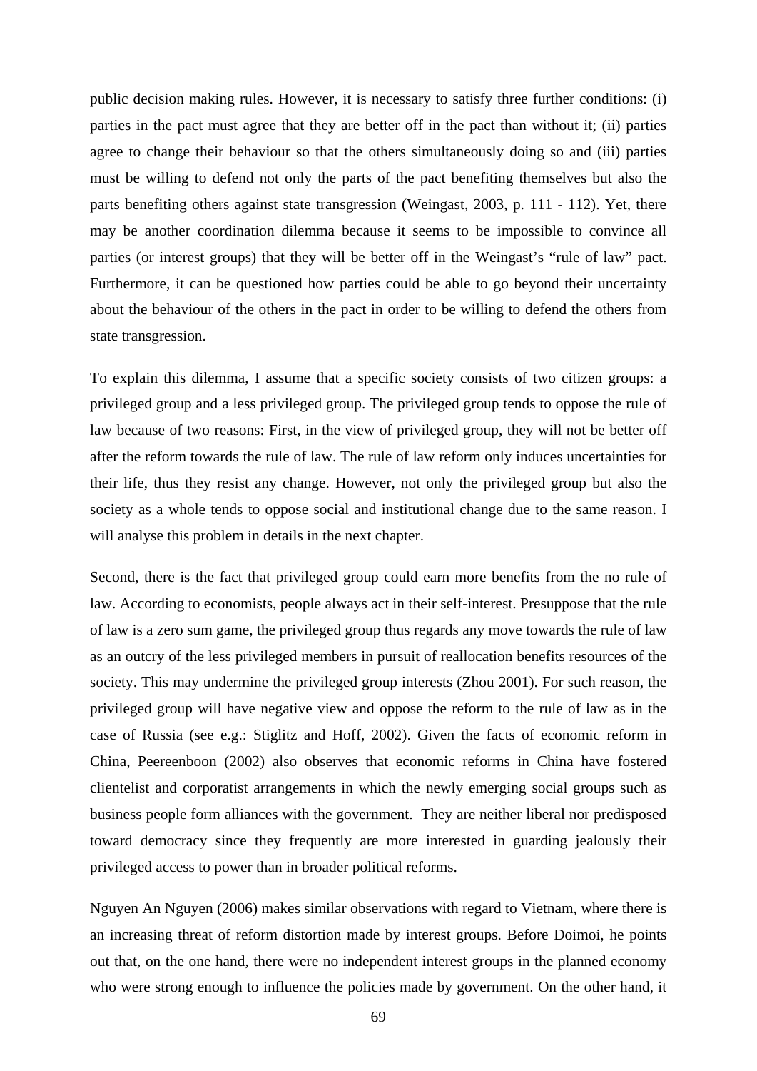public decision making rules. However, it is necessary to satisfy three further conditions: (i) parties in the pact must agree that they are better off in the pact than without it; (ii) parties agree to change their behaviour so that the others simultaneously doing so and (iii) parties must be willing to defend not only the parts of the pact benefiting themselves but also the parts benefiting others against state transgression (Weingast, 2003, p. 111 - 112). Yet, there may be another coordination dilemma because it seems to be impossible to convince all parties (or interest groups) that they will be better off in the Weingast's "rule of law" pact. Furthermore, it can be questioned how parties could be able to go beyond their uncertainty about the behaviour of the others in the pact in order to be willing to defend the others from state transgression.

To explain this dilemma, I assume that a specific society consists of two citizen groups: a privileged group and a less privileged group. The privileged group tends to oppose the rule of law because of two reasons: First, in the view of privileged group, they will not be better off after the reform towards the rule of law. The rule of law reform only induces uncertainties for their life, thus they resist any change. However, not only the privileged group but also the society as a whole tends to oppose social and institutional change due to the same reason. I will analyse this problem in details in the next chapter.

Second, there is the fact that privileged group could earn more benefits from the no rule of law. According to economists, people always act in their self-interest. Presuppose that the rule of law is a zero sum game, the privileged group thus regards any move towards the rule of law as an outcry of the less privileged members in pursuit of reallocation benefits resources of the society. This may undermine the privileged group interests (Zhou 2001). For such reason, the privileged group will have negative view and oppose the reform to the rule of law as in the case of Russia (see e.g.: Stiglitz and Hoff, 2002). Given the facts of economic reform in China, Peereenboon (2002) also observes that economic reforms in China have fostered clientelist and corporatist arrangements in which the newly emerging social groups such as business people form alliances with the government. They are neither liberal nor predisposed toward democracy since they frequently are more interested in guarding jealously their privileged access to power than in broader political reforms.

Nguyen An Nguyen (2006) makes similar observations with regard to Vietnam, where there is an increasing threat of reform distortion made by interest groups. Before Doimoi, he points out that, on the one hand, there were no independent interest groups in the planned economy who were strong enough to influence the policies made by government. On the other hand, it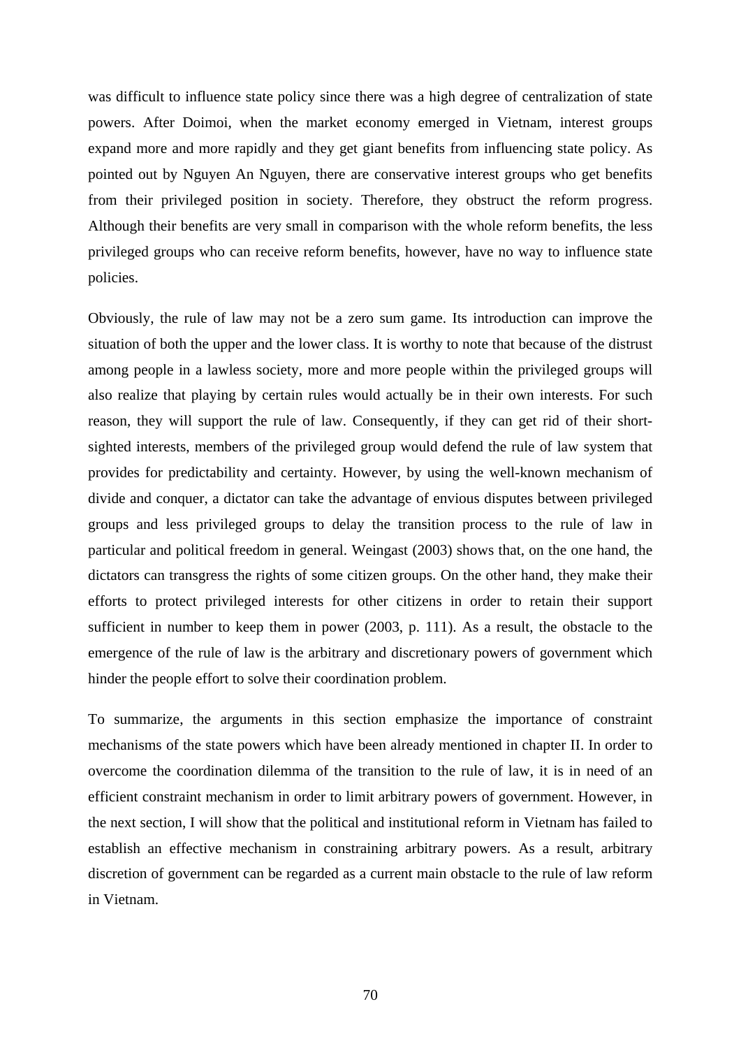was difficult to influence state policy since there was a high degree of centralization of state powers. After Doimoi, when the market economy emerged in Vietnam, interest groups expand more and more rapidly and they get giant benefits from influencing state policy. As pointed out by Nguyen An Nguyen, there are conservative interest groups who get benefits from their privileged position in society. Therefore, they obstruct the reform progress. Although their benefits are very small in comparison with the whole reform benefits, the less privileged groups who can receive reform benefits, however, have no way to influence state policies.

Obviously, the rule of law may not be a zero sum game. Its introduction can improve the situation of both the upper and the lower class. It is worthy to note that because of the distrust among people in a lawless society, more and more people within the privileged groups will also realize that playing by certain rules would actually be in their own interests. For such reason, they will support the rule of law. Consequently, if they can get rid of their short-sighted interests, members of the privileged group would defend the rule of law system that provides for predictability and certainty. However, by using the well-known mechanism of divide and conquer, a dictator can take the advantage of envious disputes between privileged groups and less privileged groups to delay the transition process to the rule of law in particular and political freedom in general. Weingast (2003) shows that, on the one hand, the dictators can transgress the rights of some citizen groups. On the other hand, they make their efforts to protect privileged interests for other citizens in order to retain their support sufficient in number to keep them in power (2003, p. 111). As a result, the obstacle to the emergence of the rule of law is the arbitrary and discretionary powers of government which hinder the people effort to solve their coordination problem.

To summarize, the arguments in this section emphasize the importance of constraint mechanisms of the state powers which have been already mentioned in chapter II. In order to overcome the coordination dilemma of the transition to the rule of law, it is in need of an efficient constraint mechanism in order to limit arbitrary powers of government. However, in the next section, I will show that the political and institutional reform in Vietnam has failed to establish an effective mechanism in constraining arbitrary powers. As a result, arbitrary discretion of government can be regarded as a current main obstacle to the rule of law reform in Vietnam.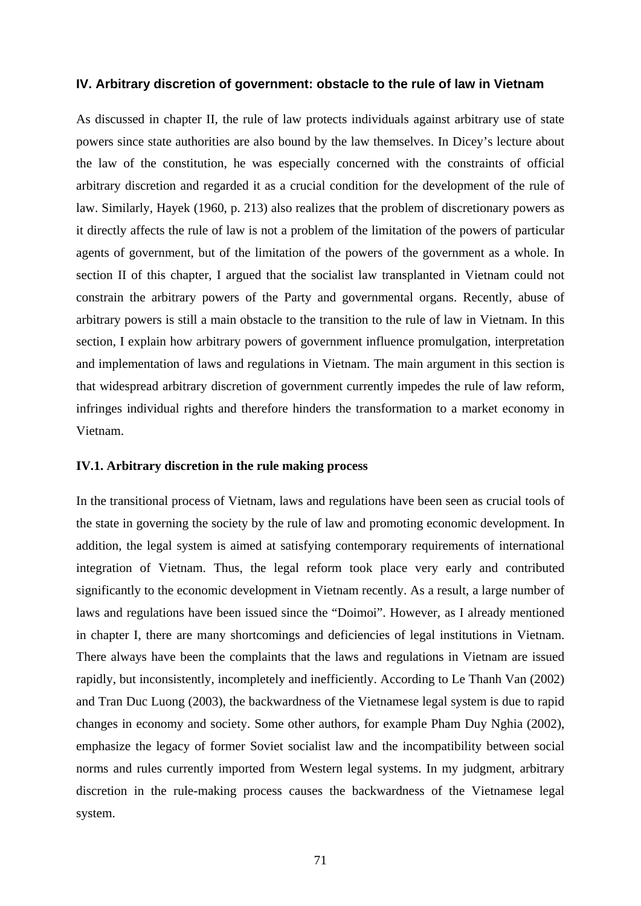## IV. Arbitrary discretion of government: obstacle to the rule of law in Vietnam

As discussed in chapter II, the rule of law protects individuals against arbitrary use of state powers since state authorities are also bound by the law themselves. In Dicey's lecture about the law of the constitution, he was especially concerned with the constraints of official arbitrary discretion and regarded it as a crucial condition for the development of the rule of law. Similarly, Hayek (1960, p. 213) also realizes that the problem of discretionary powers as it directly affects the rule of law is not a problem of the limitation of the powers of particular agents of government, but of the limitation of the powers of the government as a whole. In section II of this chapter, I argued that the socialist law transplanted in Vietnam could not constrain the arbitrary powers of the Party and governmental organs. Recently, abuse of arbitrary powers is still a main obstacle to the transition to the rule of law in Vietnam. In this section, I explain how arbitrary powers of government influence promulgation, interpretation and implementation of laws and regulations in Vietnam. The main argument in this section is that widespread arbitrary discretion of government currently impedes the rule of law reform, infringes individual rights and therefore hinders the transformation to a market economy in Vietnam.

### IV.1. Arbitrary discretion in the rule making process

In the transitional process of Vietnam, laws and regulations have been seen as crucial tools of the state in governing the society by the rule of law and promoting economic development. In addition, the legal system is aimed at satisfying contemporary requirements of international integration of Vietnam. Thus, the legal reform took place very early and contributed significantly to the economic development in Vietnam recently. As a result, a large number of laws and regulations have been issued since the "Doimoi". However, as I already mentioned in chapter I, there are many shortcomings and deficiencies of legal institutions in Vietnam. There always have been the complaints that the laws and regulations in Vietnam are issued rapidly, but inconsistently, incompletely and inefficiently. According to Le Thanh Van (2002) and Tran Duc Luong (2003), the backwardness of the Vietnamese legal system is due to rapid changes in economy and society. Some other authors, for example Pham Duy Nghia (2002), emphasize the legacy of former Soviet socialist law and the incompatibility between social norms and rules currently imported from Western legal systems. In my judgment, arbitrary discretion in the rule-making process causes the backwardness of the Vietnamese legal system.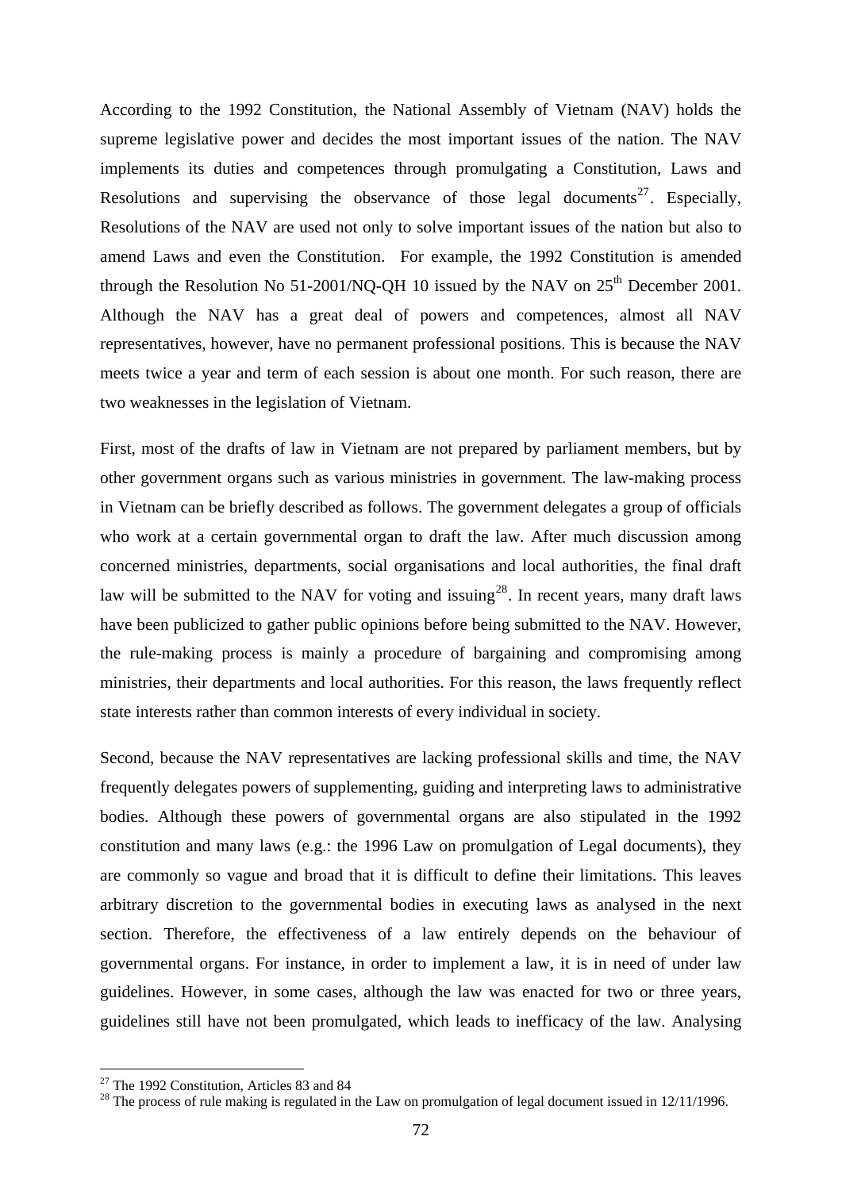According to the 1992 Constitution, the National Assembly of Vietnam (NAV) holds the supreme legislative power and decides the most important issues of the nation. The NAV implements its duties and competences through promulgating a Constitution, Laws and Resolutions and supervising the observance of those legal documents[27]. Especially, Resolutions of the NAV are used not only to solve important issues of the nation but also to amend Laws and even the Constitution. For example, the 1992 Constitution is amended through the Resolution No 51-2001/NQ-QH 10 issued by the NAV on 25th December 2001. Although the NAV has a great deal of powers and competences, almost all NAV representatives, however, have no permanent professional positions. This is because the NAV meets twice a year and term of each session is about one month. For such reason, there are two weaknesses in the legislation of Vietnam.

First, most of the drafts of law in Vietnam are not prepared by parliament members, but by other government organs such as various ministries in government. The law-making process in Vietnam can be briefly described as follows. The government delegates a group of officials who work at a certain governmental organ to draft the law. After much discussion among concerned ministries, departments, social organisations and local authorities, the final draft law will be submitted to the NAV for voting and issuing[28]. In recent years, many draft laws have been publicized to gather public opinions before being submitted to the NAV. However, the rule-making process is mainly a procedure of bargaining and compromising among ministries, their departments and local authorities. For this reason, the laws frequently reflect state interests rather than common interests of every individual in society.

Second, because the NAV representatives are lacking professional skills and time, the NAV frequently delegates powers of supplementing, guiding and interpreting laws to administrative bodies. Although these powers of governmental organs are also stipulated in the 1992 constitution and many laws (e.g.: the 1996 Law on promulgation of Legal documents), they are commonly so vague and broad that it is difficult to define their limitations. This leaves arbitrary discretion to the governmental bodies in executing laws as analysed in the next section. Therefore, the effectiveness of a law entirely depends on the behaviour of governmental organs. For instance, in order to implement a law, it is in need of under law guidelines. However, in some cases, although the law was enacted for two or three years, guidelines still have not been promulgated, which leads to inefficacy of the law. Analysing

[27] The 1992 Constitution, Articles 83 and 84

[28] The process of rule making is regulated in the Law on promulgation of legal document issued in 12/11/1996.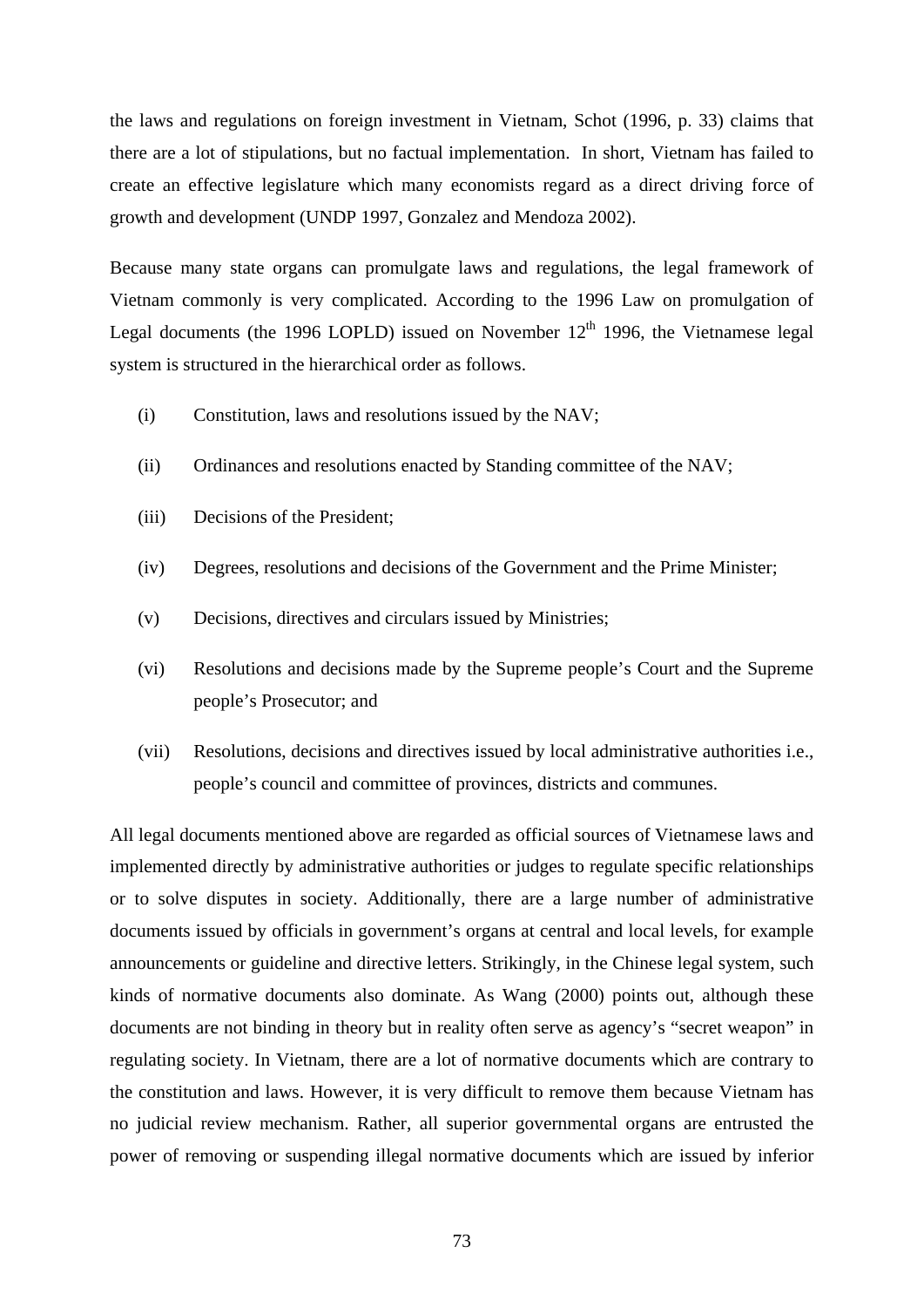the laws and regulations on foreign investment in Vietnam, Schot (1996, p. 33) claims that there are a lot of stipulations, but no factual implementation. In short, Vietnam has failed to create an effective legislature which many economists regard as a direct driving force of growth and development (UNDP 1997, Gonzalez and Mendoza 2002).

Because many state organs can promulgate laws and regulations, the legal framework of Vietnam commonly is very complicated. According to the 1996 Law on promulgation of Legal documents (the 1996 LOPLD) issued on November 12th 1996, the Vietnamese legal system is structured in the hierarchical order as follows.

(i) Constitution, laws and resolutions issued by the NAV;

(ii) Ordinances and resolutions enacted by Standing committee of the NAV;

(iii) Decisions of the President;

(iv) Degrees, resolutions and decisions of the Government and the Prime Minister;

(v) Decisions, directives and circulars issued by Ministries;

(vi) Resolutions and decisions made by the Supreme people's Court and the Supreme people's Prosecutor; and

(vii) Resolutions, decisions and directives issued by local administrative authorities i.e., people's council and committee of provinces, districts and communes.

All legal documents mentioned above are regarded as official sources of Vietnamese laws and implemented directly by administrative authorities or judges to regulate specific relationships or to solve disputes in society. Additionally, there are a large number of administrative documents issued by officials in government's organs at central and local levels, for example announcements or guideline and directive letters. Strikingly, in the Chinese legal system, such kinds of normative documents also dominate. As Wang (2000) points out, although these documents are not binding in theory but in reality often serve as agency's "secret weapon" in regulating society. In Vietnam, there are a lot of normative documents which are contrary to the constitution and laws. However, it is very difficult to remove them because Vietnam has no judicial review mechanism. Rather, all superior governmental organs are entrusted the power of removing or suspending illegal normative documents which are issued by inferior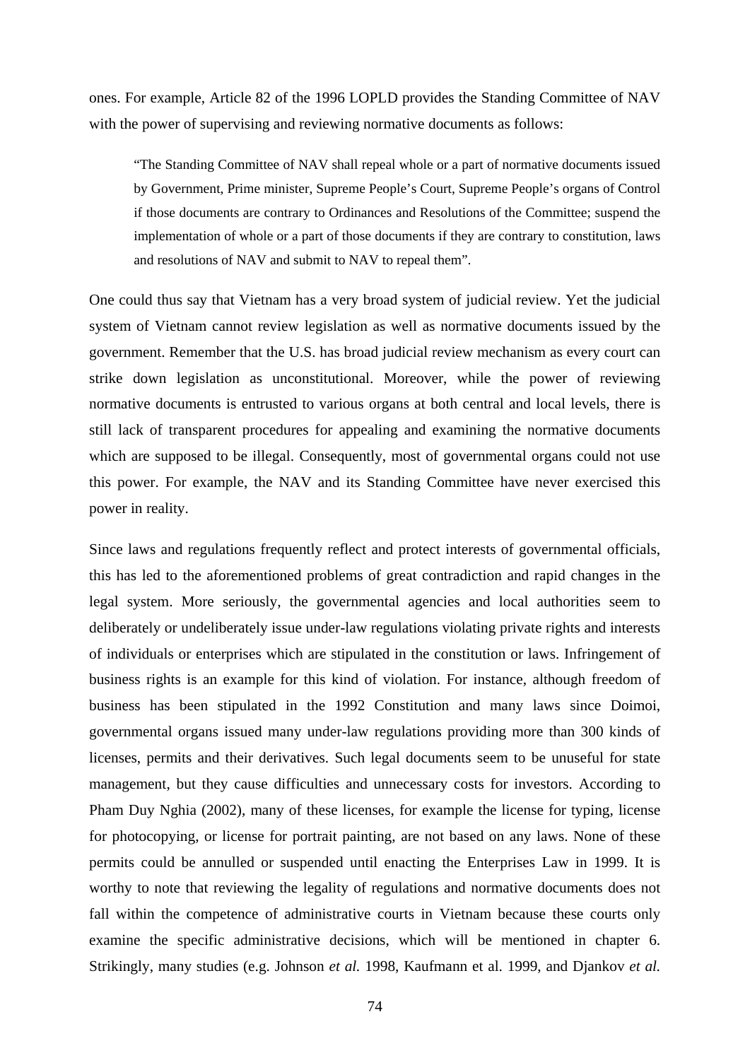ones. For example, Article 82 of the 1996 LOPLD provides the Standing Committee of NAV with the power of supervising and reviewing normative documents as follows:

> "The Standing Committee of NAV shall repeal whole or a part of normative documents issued by Government, Prime minister, Supreme People's Court, Supreme People's organs of Control if those documents are contrary to Ordinances and Resolutions of the Committee; suspend the implementation of whole or a part of those documents if they are contrary to constitution, laws and resolutions of NAV and submit to NAV to repeal them".

One could thus say that Vietnam has a very broad system of judicial review. Yet the judicial system of Vietnam cannot review legislation as well as normative documents issued by the government. Remember that the U.S. has broad judicial review mechanism as every court can strike down legislation as unconstitutional. Moreover, while the power of reviewing normative documents is entrusted to various organs at both central and local levels, there is still lack of transparent procedures for appealing and examining the normative documents which are supposed to be illegal. Consequently, most of governmental organs could not use this power. For example, the NAV and its Standing Committee have never exercised this power in reality.

Since laws and regulations frequently reflect and protect interests of governmental officials, this has led to the aforementioned problems of great contradiction and rapid changes in the legal system. More seriously, the governmental agencies and local authorities seem to deliberately or undeliberately issue under-law regulations violating private rights and interests of individuals or enterprises which are stipulated in the constitution or laws. Infringement of business rights is an example for this kind of violation. For instance, although freedom of business has been stipulated in the 1992 Constitution and many laws since Doimoi, governmental organs issued many under-law regulations providing more than 300 kinds of licenses, permits and their derivatives. Such legal documents seem to be unuseful for state management, but they cause difficulties and unnecessary costs for investors. According to Pham Duy Nghia (2002), many of these licenses, for example the license for typing, license for photocopying, or license for portrait painting, are not based on any laws. None of these permits could be annulled or suspended until enacting the Enterprises Law in 1999. It is worthy to note that reviewing the legality of regulations and normative documents does not fall within the competence of administrative courts in Vietnam because these courts only examine the specific administrative decisions, which will be mentioned in chapter 6. Strikingly, many studies (e.g. Johnson *et al.* 1998, Kaufmann et al. 1999, and Djankov *et al.*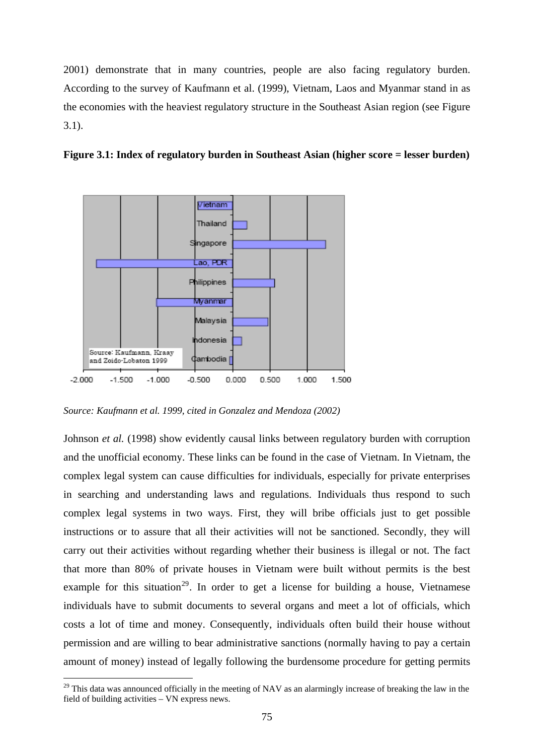2001) demonstrate that in many countries, people are also facing regulatory burden. According to the survey of Kaufmann et al. (1999), Vietnam, Laos and Myanmar stand in as the economies with the heaviest regulatory structure in the Southeast Asian region (see Figure 3.1).

**Figure 3.1: Index of regulatory burden in Southeast Asian (higher score = lesser burden)**

*Source: Kaufmann et al. 1999, cited in Gonzalez and Mendoza (2002)*

Johnson *et al.* (1998) show evidently causal links between regulatory burden with corruption and the unofficial economy. These links can be found in the case of Vietnam. In Vietnam, the complex legal system can cause difficulties for individuals, especially for private enterprises in searching and understanding laws and regulations. Individuals thus respond to such complex legal systems in two ways. First, they will bribe officials just to get possible instructions or to assure that all their activities will not be sanctioned. Secondly, they will carry out their activities without regarding whether their business is illegal or not. The fact that more than 80% of private houses in Vietnam were built without permits is the best example for this situation[29]. In order to get a license for building a house, Vietnamese individuals have to submit documents to several organs and meet a lot of officials, which costs a lot of time and money. Consequently, individuals often build their house without permission and are willing to bear administrative sanctions (normally having to pay a certain amount of money) instead of legally following the burdensome procedure for getting permits

[29] This data was announced officially in the meeting of NAV as an alarmingly increase of breaking the law in the field of building activities – VN express news.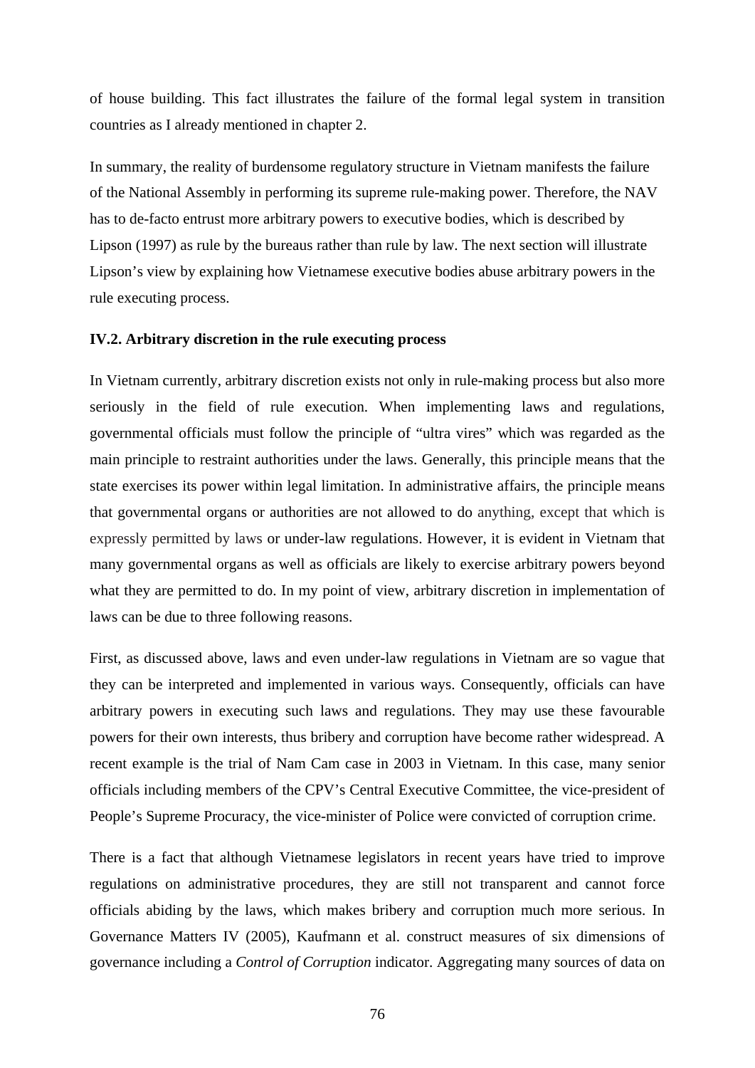of house building. This fact illustrates the failure of the formal legal system in transition countries as I already mentioned in chapter 2.

In summary, the reality of burdensome regulatory structure in Vietnam manifests the failure of the National Assembly in performing its supreme rule-making power. Therefore, the NAV has to de-facto entrust more arbitrary powers to executive bodies, which is described by Lipson (1997) as rule by the bureaus rather than rule by law. The next section will illustrate Lipson's view by explaining how Vietnamese executive bodies abuse arbitrary powers in the rule executing process.

**IV.2. Arbitrary discretion in the rule executing process**

In Vietnam currently, arbitrary discretion exists not only in rule-making process but also more seriously in the field of rule execution. When implementing laws and regulations, governmental officials must follow the principle of "ultra vires" which was regarded as the main principle to restraint authorities under the laws. Generally, this principle means that the state exercises its power within legal limitation. In administrative affairs, the principle means that governmental organs or authorities are not allowed to do anything, except that which is expressly permitted by laws or under-law regulations. However, it is evident in Vietnam that many governmental organs as well as officials are likely to exercise arbitrary powers beyond what they are permitted to do. In my point of view, arbitrary discretion in implementation of laws can be due to three following reasons.

First, as discussed above, laws and even under-law regulations in Vietnam are so vague that they can be interpreted and implemented in various ways. Consequently, officials can have arbitrary powers in executing such laws and regulations. They may use these favourable powers for their own interests, thus bribery and corruption have become rather widespread. A recent example is the trial of Nam Cam case in 2003 in Vietnam. In this case, many senior officials including members of the CPV's Central Executive Committee, the vice-president of People's Supreme Procuracy, the vice-minister of Police were convicted of corruption crime.

There is a fact that although Vietnamese legislators in recent years have tried to improve regulations on administrative procedures, they are still not transparent and cannot force officials abiding by the laws, which makes bribery and corruption much more serious. In Governance Matters IV (2005), Kaufmann et al. construct measures of six dimensions of governance including a *Control of Corruption* indicator. Aggregating many sources of data on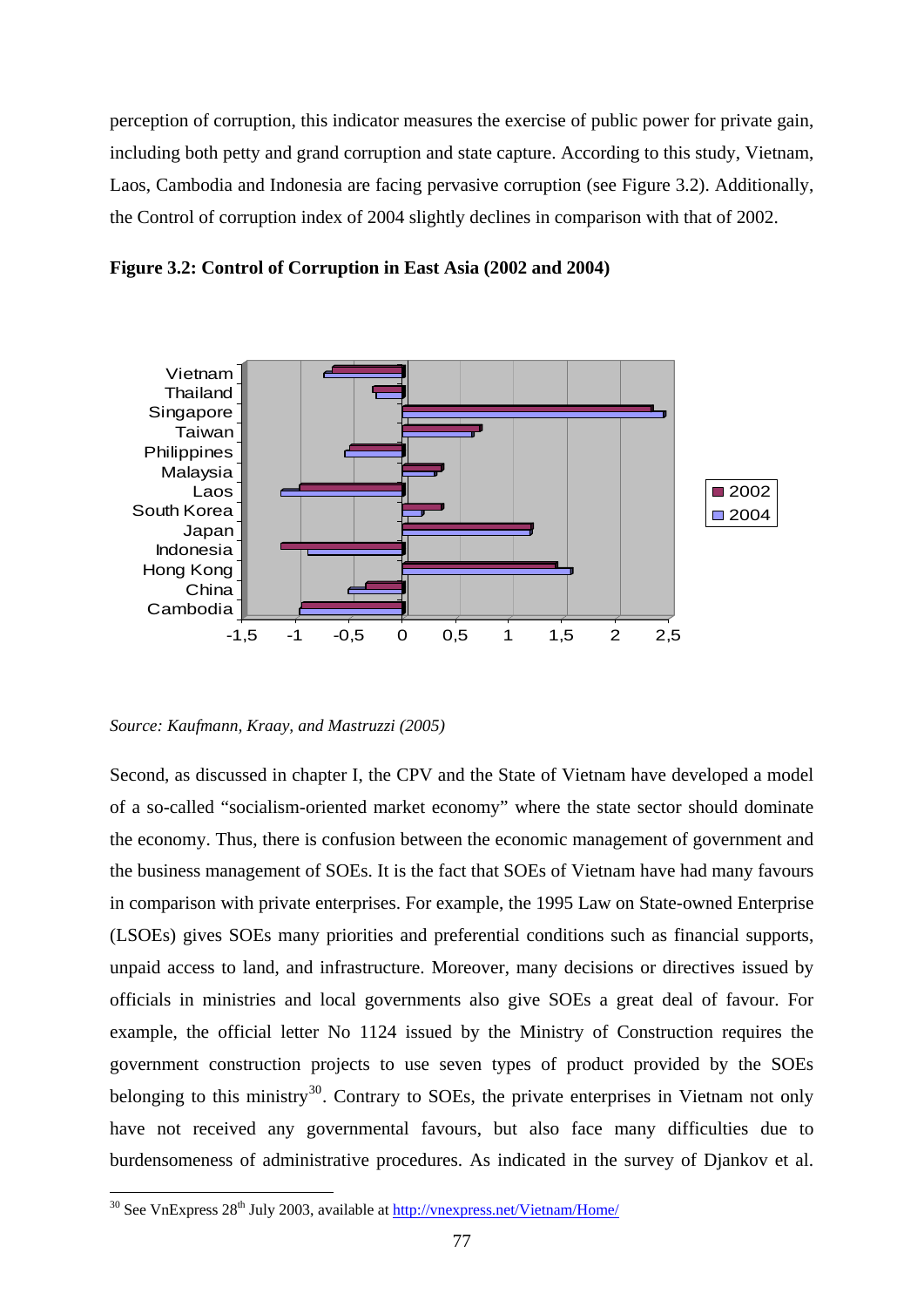perception of corruption, this indicator measures the exercise of public power for private gain, including both petty and grand corruption and state capture. According to this study, Vietnam, Laos, Cambodia and Indonesia are facing pervasive corruption (see Figure 3.2). Additionally, the Control of corruption index of 2004 slightly declines in comparison with that of 2002.

**Figure 3.2: Control of Corruption in East Asia (2002 and 2004)**

*Source: Kaufmann, Kraay, and Mastruzzi (2005)*

Second, as discussed in chapter I, the CPV and the State of Vietnam have developed a model of a so-called "socialism-oriented market economy" where the state sector should dominate the economy. Thus, there is confusion between the economic management of government and the business management of SOEs. It is the fact that SOEs of Vietnam have had many favours in comparison with private enterprises. For example, the 1995 Law on State-owned Enterprise (LSOEs) gives SOEs many priorities and preferential conditions such as financial supports, unpaid access to land, and infrastructure. Moreover, many decisions or directives issued by officials in ministries and local governments also give SOEs a great deal of favour. For example, the official letter No 1124 issued by the Ministry of Construction requires the government construction projects to use seven types of product provided by the SOEs belonging to this ministry[30]. Contrary to SOEs, the private enterprises in Vietnam not only have not received any governmental favours, but also face many difficulties due to burdensomeness of administrative procedures. As indicated in the survey of Djankov et al.

[30] See VnExpress 28th July 2003, available at http://vnexpress.net/Vietnam/Home/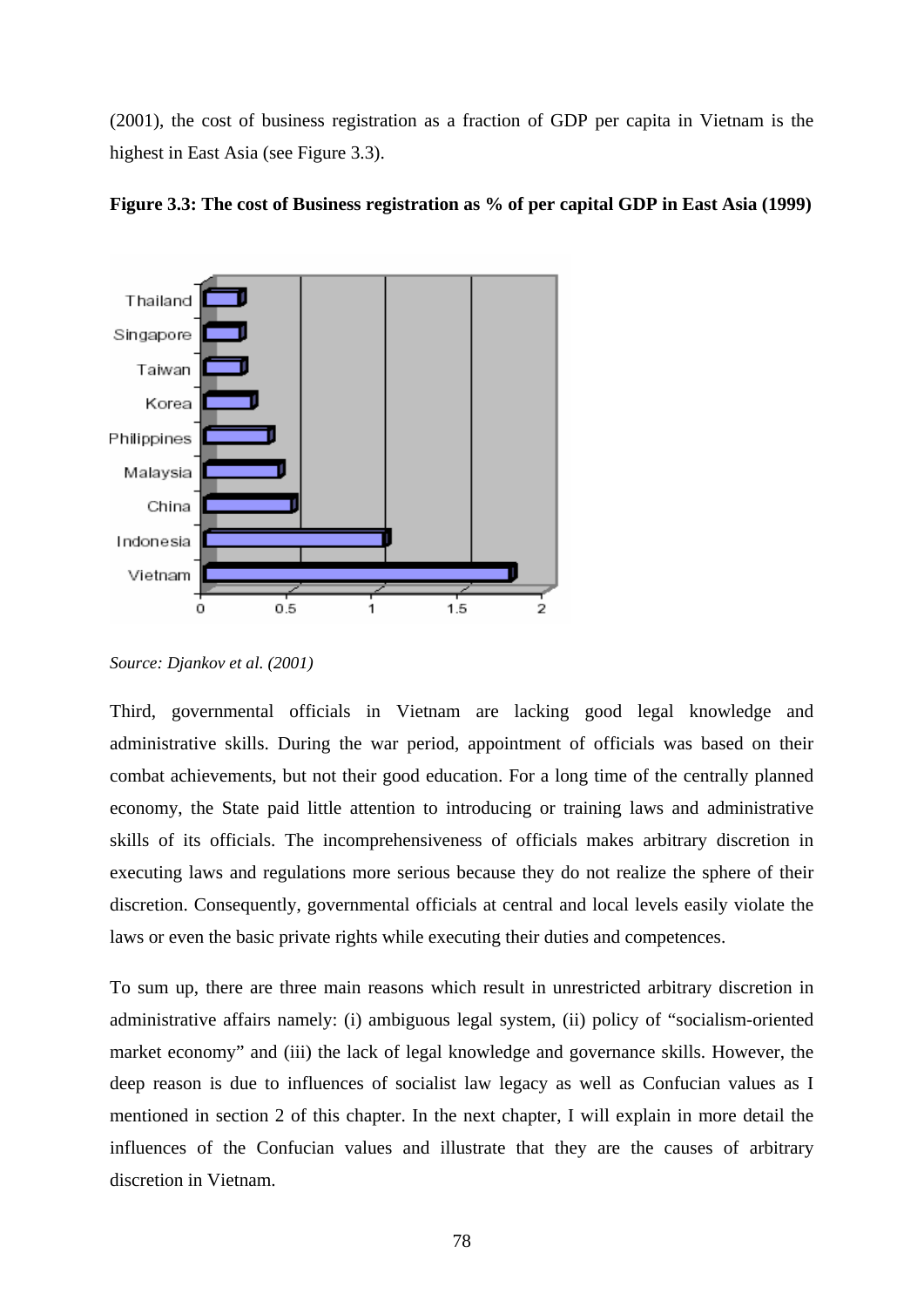(2001), the cost of business registration as a fraction of GDP per capita in Vietnam is the highest in East Asia (see Figure 3.3).

**Figure 3.3: The cost of Business registration as % of per capital GDP in East Asia (1999)**

*Source: Djankov et al. (2001)*

Third, governmental officials in Vietnam are lacking good legal knowledge and administrative skills. During the war period, appointment of officials was based on their combat achievements, but not their good education. For a long time of the centrally planned economy, the State paid little attention to introducing or training laws and administrative skills of its officials. The incomprehensiveness of officials makes arbitrary discretion in executing laws and regulations more serious because they do not realize the sphere of their discretion. Consequently, governmental officials at central and local levels easily violate the laws or even the basic private rights while executing their duties and competences.

To sum up, there are three main reasons which result in unrestricted arbitrary discretion in administrative affairs namely: (i) ambiguous legal system, (ii) policy of "socialism-oriented market economy" and (iii) the lack of legal knowledge and governance skills. However, the deep reason is due to influences of socialist law legacy as well as Confucian values as I mentioned in section 2 of this chapter. In the next chapter, I will explain in more detail the influences of the Confucian values and illustrate that they are the causes of arbitrary discretion in Vietnam.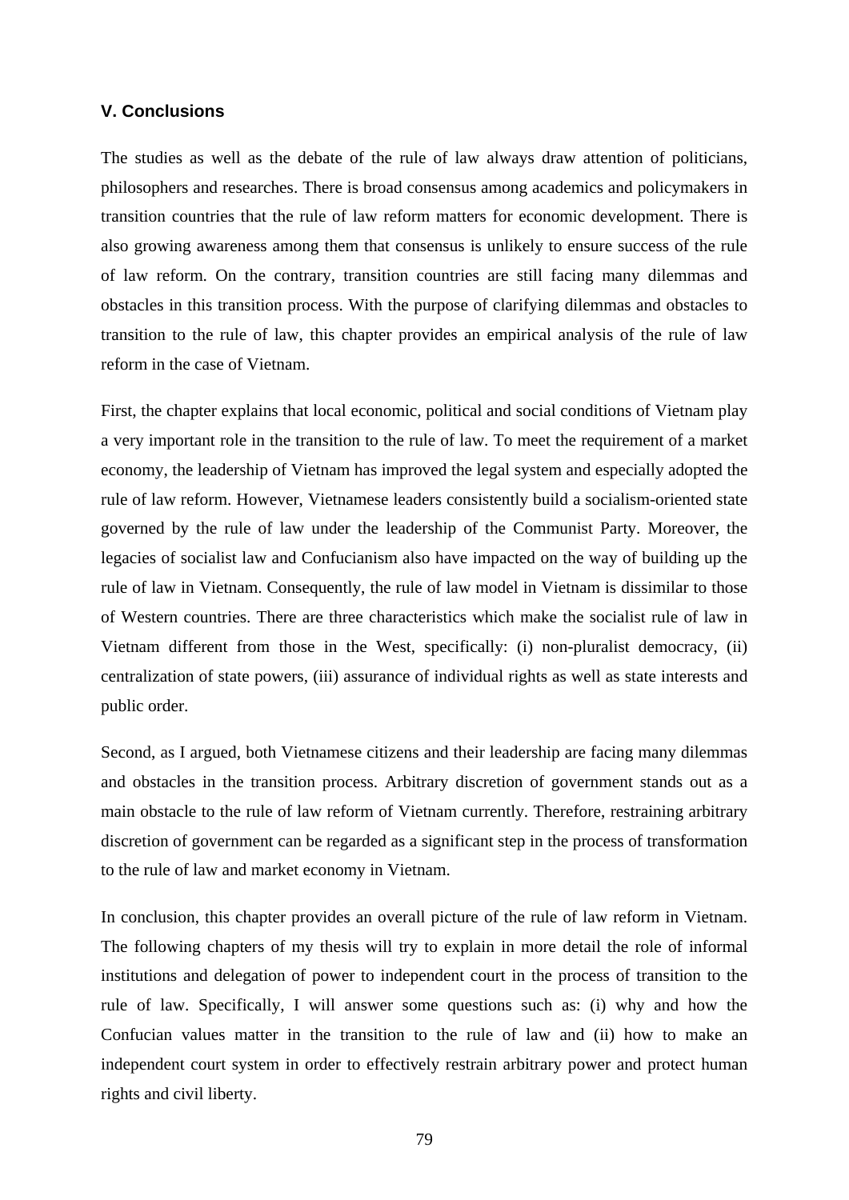### V. Conclusions

The studies as well as the debate of the rule of law always draw attention of politicians, philosophers and researches. There is broad consensus among academics and policymakers in transition countries that the rule of law reform matters for economic development. There is also growing awareness among them that consensus is unlikely to ensure success of the rule of law reform. On the contrary, transition countries are still facing many dilemmas and obstacles in this transition process. With the purpose of clarifying dilemmas and obstacles to transition to the rule of law, this chapter provides an empirical analysis of the rule of law reform in the case of Vietnam.

First, the chapter explains that local economic, political and social conditions of Vietnam play a very important role in the transition to the rule of law. To meet the requirement of a market economy, the leadership of Vietnam has improved the legal system and especially adopted the rule of reform. However, Vietnamese leaders consistently build a socialism-oriented state governed by the rule of law under the leadership of the Communist Party. Moreover, the legacies of socialist law and Confucianism also have impacted on the way of building up the rule of law in Vietnam. Consequently, the rule of law model in Vietnam is dissimilar to those of Western countries. There are three characteristics which make the socialist rule of law in Vietnam different from those in the West, specifically: (i) non-pluralist democracy, (ii) centralization of state powers, (iii) assurance of individual rights as well as state interests and public order.

Second, as I argued, both Vietnamese citizens and their leadership are facing many dilemmas and obstacles in the transition process. Arbitrary discretion of government stands out as a main obstacle to the rule of law reform of Vietnam currently. Therefore, restraining arbitrary discretion of government can be regarded as a significant step in the process of transformation to the rule of law and market economy in Vietnam.

In conclusion, this chapter provides an overall picture of the rule of law reform in Vietnam. The following chapters of my thesis will try to explain in more detail the role of informal institutions and delegation of power to independent court in the process of transition to the rule of law. Specifically, I will answer some questions such as: (i) why and how the Confucian values matter in the transition to the rule of law and (ii) how to make an independent court system in order to effectively restrain arbitrary power and protect human rights and civil liberty.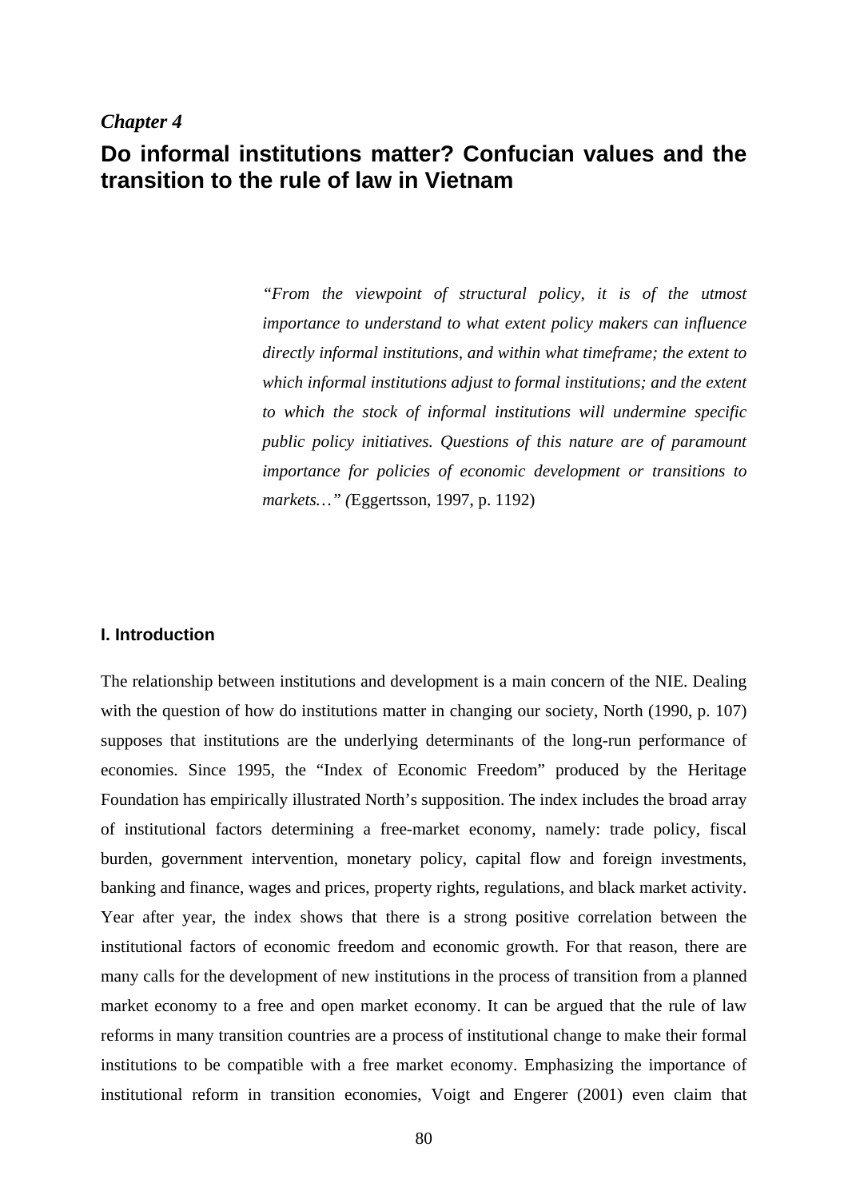*Chapter 4*

# Do informal institutions matter? Confucian values and the transition to the rule of law in Vietnam

> *"From the viewpoint of structural policy, it is of the utmost importance to understand to what extent policy makers can influence directly informal institutions, and within what timeframe; the extent to which informal institutions adjust to formal institutions; and the extent to which the stock of informal institutions will undermine specific public policy initiatives. Questions of this nature are of paramount importance for policies of economic development or transitions to markets…" (*Eggertsson, 1997, p. 1192)

## I. Introduction

The relationship between institutions and development is a main concern of the NIE. Dealing with the question of how do institutions matter in changing our society, North (1990, p. 107) supposes that institutions are the underlying determinants of the long-run performance of economies. Since 1995, the "Index of Economic Freedom" produced by the Heritage Foundation has empirically illustrated North's supposition. The index includes the broad array of institutional factors determining a free-market economy, namely: trade policy, fiscal burden, government intervention, monetary policy, capital flow and foreign investments, banking and finance, wages and prices, property rights, regulations, and black market activity. Year after year, the index shows that there is a strong positive correlation between the institutional factors of economic freedom and economic growth. For that reason, there are many calls for the development of new institutions in the process of transition from a planned market economy to a free and open market economy. It can be argued that the rule of law reforms in many transition countries are a process of institutional change to make their formal institutions to be compatible with a free market economy. Emphasizing the importance of institutional reform in transition economies, Voigt and Engerer (2001) even claim that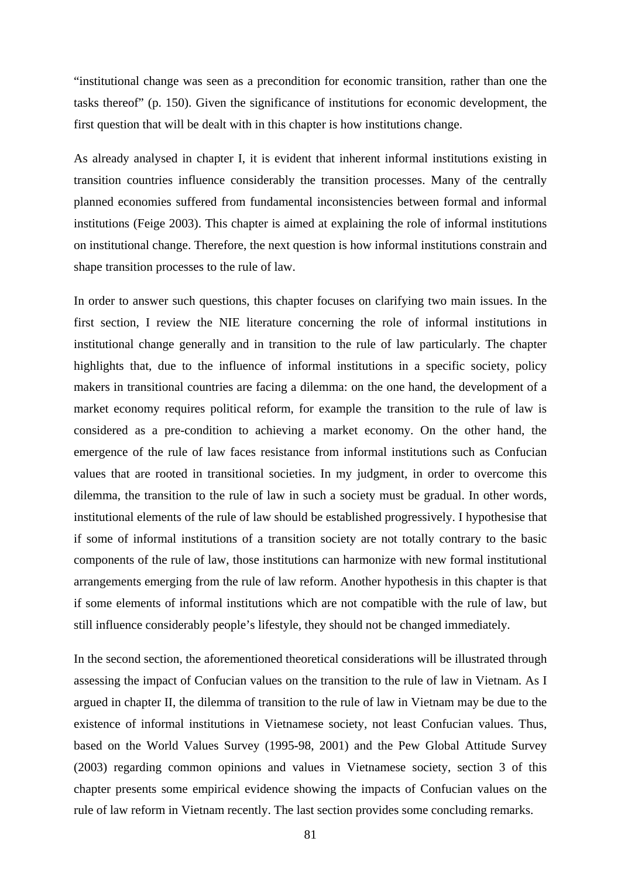"institutional change was seen as a precondition for economic transition, rather than one the tasks thereof" (p. 150). Given the significance of institutions for economic development, the first question that will be dealt with in this chapter is how institutions change.

As already analysed in chapter I, it is evident that inherent informal institutions existing in transition countries influence considerably the transition processes. Many of the centrally planned economies suffered from fundamental inconsistencies between formal and informal institutions (Feige 2003). This chapter is aimed at explaining the role of informal institutions on institutional change. Therefore, the next question is how informal institutions constrain and shape transition processes to the rule of law.

In order to answer such questions, this chapter focuses on clarifying two main issues. In the first section, I review the NIE literature concerning the role of informal institutions in institutional change generally and in transition to the rule of law particularly. The chapter highlights that, due to the influence of informal institutions in a specific society, policy makers in transitional countries are facing a dilemma: on the one hand, the development of a market economy requires political reform, for example the transition to the rule of law is considered as a pre-condition to achieving a market economy. On the other hand, the emergence of the rule of law faces resistance from informal institutions such as Confucian values that are rooted in transitional societies. In my judgment, in order to overcome this dilemma, the transition to the rule of law in such a society must be gradual. In other words, institutional elements of the rule of law should be established progressively. I hypothesise that if some of informal institutions of a transition society are not totally contrary to the basic components of the rule of law, those institutions can harmonize with new formal institutional arrangements emerging from the rule of law reform. Another hypothesis in this chapter is that if some elements of informal institutions which are not compatible with the rule of law, but still influence considerably people's lifestyle, they should not be changed immediately.

In the second section, the aforementioned theoretical considerations will be illustrated through assessing the impact of Confucian values on the transition to the rule of law in Vietnam. As I argued in chapter II, the dilemma of transition to the rule of law in Vietnam may be due to the existence of informal institutions in Vietnamese society, not least Confucian values. Thus, based on the World Values Survey (1995-98, 2001) and the Pew Global Attitude Survey (2003) regarding common opinions and values in Vietnamese society, section 3 of this chapter presents some empirical evidence showing the impacts of Confucian values on the rule of law reform in Vietnam recently. The last section provides some concluding remarks.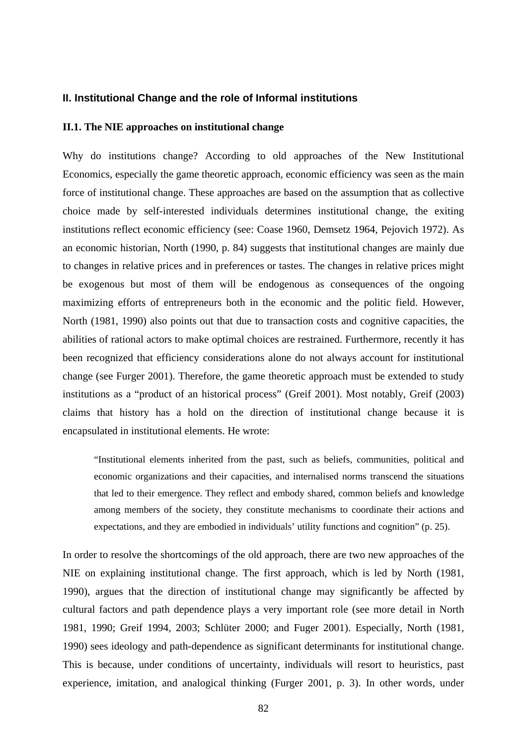## II. Institutional Change and the role of Informal institutions

### II.1. The NIE approaches on institutional change

Why do institutions change? According to old approaches of the New Institutional Economics, especially the game theoretic approach, economic efficiency was seen as the main force of institutional change. These approaches are based on the assumption that as collective choice made by self-interested individuals determines institutional change, the exiting institutions reflect economic efficiency (see: Coase 1960, Demsetz 1964, Pejovich 1972). As an economic historian, North (1990, p. 84) suggests that institutional changes are mainly due to changes in relative prices and in preferences or tastes. The changes in relative prices might be exogenous but most of them will be endogenous as consequences of the ongoing maximizing efforts of entrepreneurs both in the economic and the politic field. However, North (1981, 1990) also points out that due to transaction costs and cognitive capacities, the abilities of rational actors to make optimal choices are restrained. Furthermore, recently it has been recognized that efficiency considerations alone do not always account for institutional change (see Furger 2001). Therefore, the game theoretic approach must be extended to study institutions as a "product of an historical process" (Greif 2001). Most notably, Greif (2003) claims that history has a hold on the direction of institutional change because it is encapsulated in institutional elements. He wrote:

> "Institutional elements inherited from the past, such as beliefs, communities, political and economic organizations and their capacities, and internalised norms transcend the situations that led to their emergence. They reflect and embody shared, common beliefs and knowledge among members of the society, they constitute mechanisms to coordinate their actions and expectations, and they are embodied in individuals' utility functions and cognition" (p. 25).

In order to resolve the shortcomings of the old approach, there are two new approaches of the NIE on explaining institutional change. The first approach, which is led by North (1981, 1990), argues that the direction of institutional change may significantly be affected by cultural factors and path dependence plays a very important role (see more detail in North 1981, 1990; Greif 1994, 2003; Schlüter 2000; and Fuger 2001). Especially, North (1981, 1990) sees ideology and path-dependence as significant determinants for institutional change. This is because, under conditions of uncertainty, individuals will resort to heuristics, past experience, imitation, and analogical thinking (Furger 2001, p. 3). In other words, under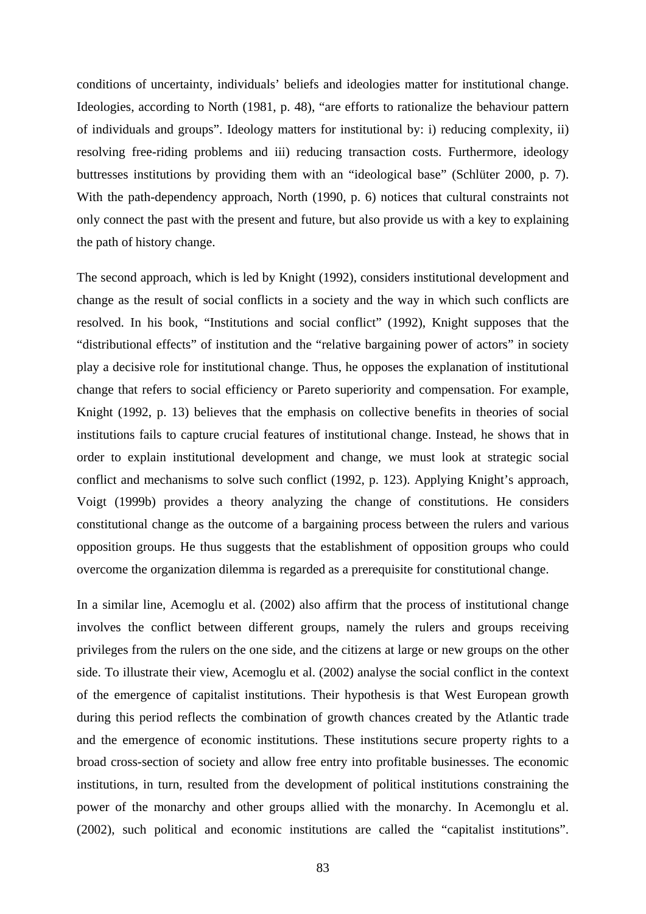conditions of uncertainty, individuals' beliefs and ideologies matter for institutional change. Ideologies, according to North (1981, p. 48), "are efforts to rationalize the behaviour pattern of individuals and groups". Ideology matters for institutional by: i) reducing complexity, ii) resolving free-riding problems and iii) reducing transaction costs. Furthermore, ideology buttresses institutions by providing them with an "ideological base" (Schlüter 2000, p. 7). With the path-dependency approach, North (1990, p. 6) notices that cultural constraints not only connect the past with the present and future, but also provide us with a key to explaining the path of history change.

The second approach, which is led by Knight (1992), considers institutional development and change as the result of social conflicts in a society and the way in which such conflicts are resolved. In his book, "Institutions and social conflict" (1992), Knight supposes that the "distributional effects" of institution and the "relative bargaining power of actors" in society play a decisive role for institutional change. Thus, he opposes the explanation of institutional change that refers to social efficiency or Pareto superiority and compensation. For example, Knight (1992, p. 13) believes that the emphasis on collective benefits in theories of social institutions fails to capture crucial features of institutional change. Instead, he shows that in order to explain institutional development and change, we must look at strategic social conflict and mechanisms to solve such conflict (1992, p. 123). Applying Knight's approach, Voigt (1999b) provides a theory analyzing the change of constitutions. He considers constitutional change as the outcome of a bargaining process between the rulers and various opposition groups. He thus suggests that the establishment of opposition groups who could overcome the organization dilemma is regarded as a prerequisite for constitutional change.

In a similar line, Acemoglu et al. (2002) also affirm that the process of institutional change involves the conflict between different groups, namely the rulers and groups receiving privileges from the rulers on the one side, and the citizens at large or new groups on the other side. To illustrate their view, Acemoglu et al. (2002) analyse the social conflict in the context of the emergence of capitalist institutions. Their hypothesis is that West European growth during this period reflects the combination of growth chances created by the Atlantic trade and the emergence of economic institutions. These institutions secure property rights to a broad cross-section of society and allow free entry into profitable businesses. The economic institutions, in turn, resulted from the development of political institutions constraining the power of the monarchy and other groups allied with the monarchy. In Acemonglu et al. (2002), such political and economic institutions are called the "capitalist institutions".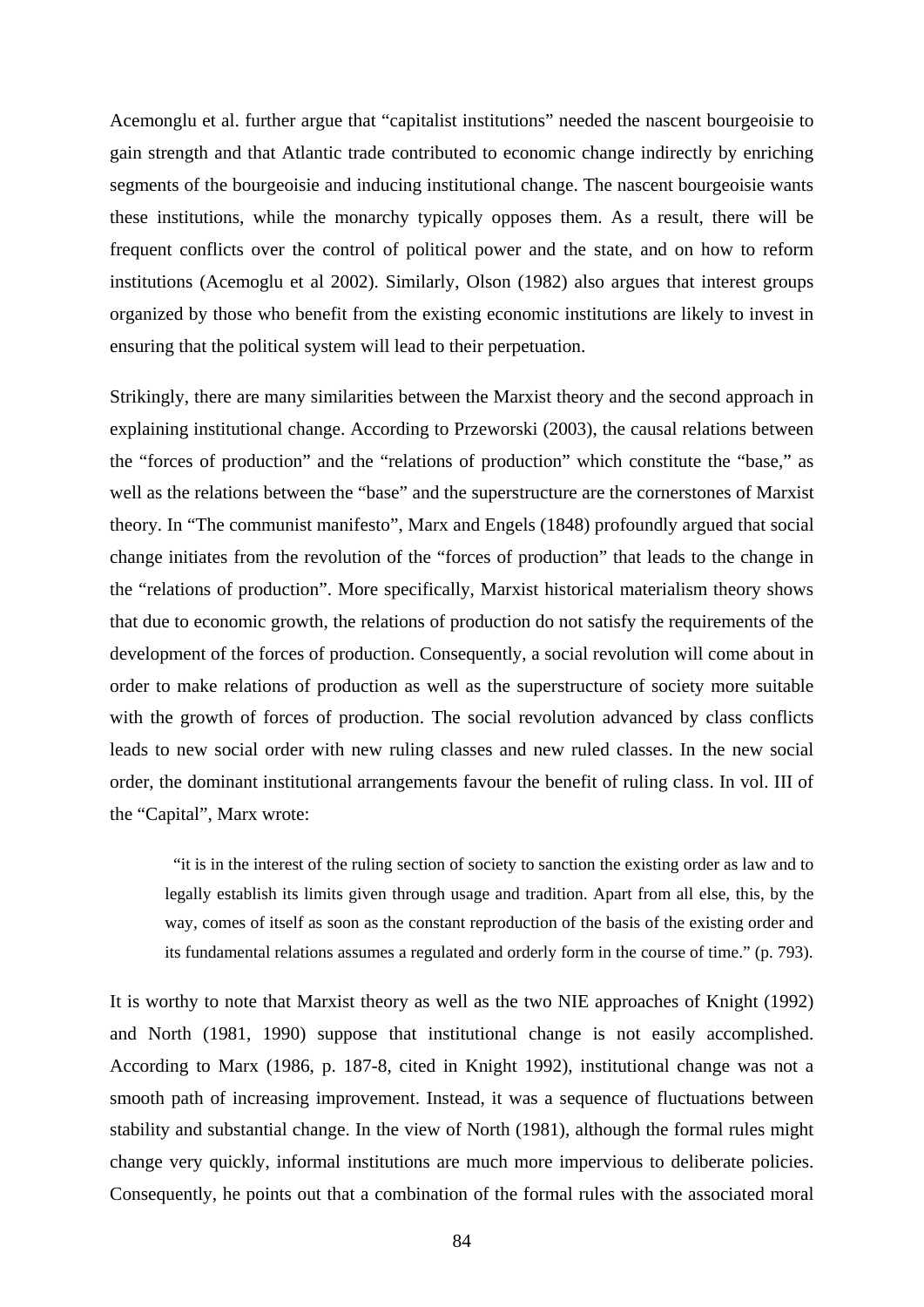Acemonglu et al. further argue that "capitalist institutions" needed the nascent bourgeoisie to gain strength and that Atlantic trade contributed to economic change indirectly by enriching segments of the bourgeoisie and inducing institutional change. The nascent bourgeoisie wants these institutions, while the monarchy typically opposes them. As a result, there will be frequent conflicts over the control of political power and the state, and on how to reform institutions (Acemoglu et al 2002). Similarly, Olson (1982) also argues that interest groups organized by those who benefit from the existing economic institutions are likely to invest in ensuring that the political system will lead to their perpetuation.

Strikingly, there are many similarities between the Marxist theory and the second approach in explaining institutional change. According to Przeworski (2003), the causal relations between the "forces of production" and the "relations of production" which constitute the "base," as well as the relations between the "base" and the superstructure are the cornerstones of Marxist theory. In "The communist manifesto", Marx and Engels (1848) profoundly argued that social change initiates from the revolution of the "forces of production" that leads to the change in the "relations of production". More specifically, Marxist historical materialism theory shows that due to economic growth, the relations of production do not satisfy the requirements of the development of the forces of production. Consequently, a social revolution will come about in order to make relations of production as well as the superstructure of society more suitable with the growth of forces of production. The social revolution advanced by class conflicts leads to new social order with new ruling classes and new ruled classes. In the new social order, the dominant institutional arrangements favour the benefit of ruling class. In vol. III of the "Capital", Marx wrote:

> "it is in the interest of the ruling section of society to sanction the existing order as law and to legally establish its limits given through usage and tradition. Apart from all else, this, by the way, comes of itself as soon as the constant reproduction of the basis of the existing order and its fundamental relations assumes a regulated and orderly form in the course of time." (p. 793).

It is worthy to note that Marxist theory as well as the two NIE approaches of Knight (1992) and North (1981, 1990) suppose that institutional change is not easily accomplished. According to Marx (1986, p. 187-8, cited in Knight 1992), institutional change was not a smooth path of increasing improvement. Instead, it was a sequence of fluctuations between stability and substantial change. In the view of North (1981), although the formal rules might change very quickly, informal institutions are much more impervious to deliberate policies. Consequently, he points out that a combination of the formal rules with the associated moral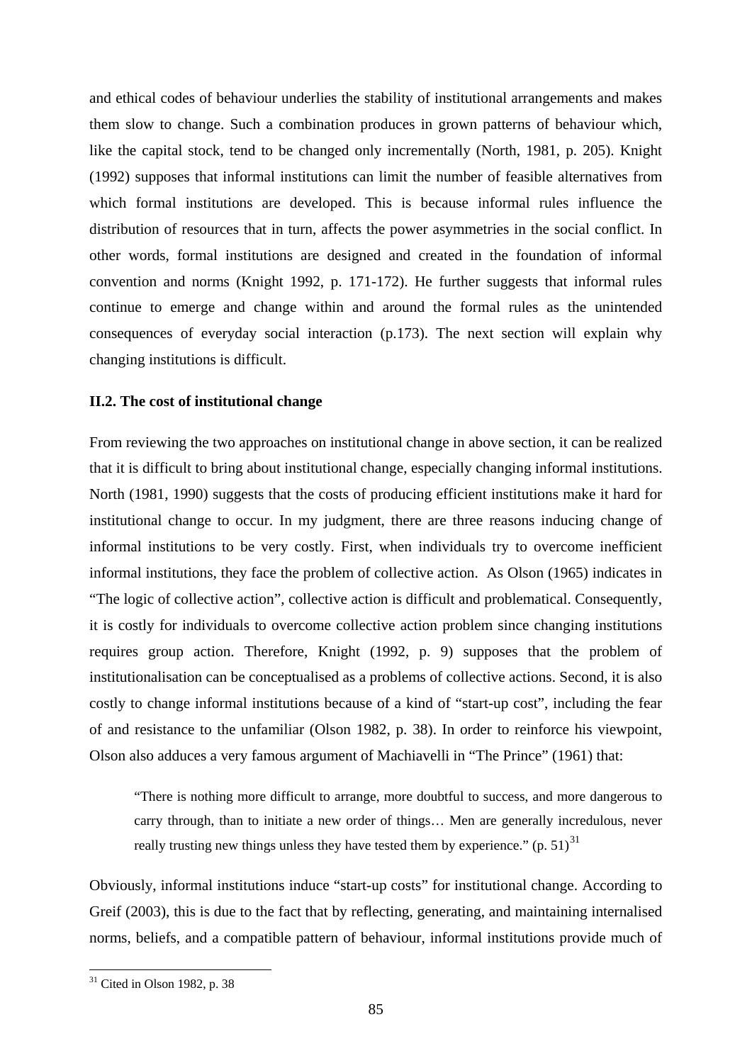and ethical codes of behaviour underlies the stability of institutional arrangements and makes them slow to change. Such a combination produces in grown patterns of behaviour which, like the capital stock, tend to be changed only incrementally (North, 1981, p. 205). Knight (1992) supposes that informal institutions can limit the number of feasible alternatives from which formal institutions are developed. This is because informal rules influence the distribution of resources that in turn, affects the power asymmetries in the social conflict. In other words, formal institutions are designed and created in the foundation of informal convention and norms (Knight 1992, p. 171-172). He further suggests that informal rules continue to emerge and change within and around the formal rules as the unintended consequences of everyday social interaction (p.173). The next section will explain why changing institutions is difficult.

### II.2. The cost of institutional change

From reviewing the two approaches on institutional change in above section, it can be realized that it is difficult to bring about institutional change, especially changing informal institutions. North (1981, 1990) suggests that the costs of producing efficient institutions make it hard for institutional change to occur. In my judgment, there are three reasons inducing change of informal institutions to be very costly. First, when individuals try to overcome inefficient informal institutions, they face the problem of collective action. As Olson (1965) indicates in "The logic of collective action", collective action is difficult and problematical. Consequently, it is costly for individuals to overcome collective action problem since changing institutions requires group action. Therefore, Knight (1992, p. 9) supposes that the problem of institutionalisation can be conceptualised as a problems of collective actions. Second, it is also costly to change informal institutions because of a kind of "start-up cost", including the fear of and resistance to the unfamiliar (Olson 1982, p. 38). In order to reinforce his viewpoint, Olson also adduces a very famous argument of Machiavelli in "The Prince" (1961) that:

> "There is nothing more difficult to arrange, more doubtful to success, and more dangerous to carry through, than to initiate a new order of things… Men are generally incredulous, never really trusting new things unless they have tested them by experience." (p. 51)[31]

Obviously, informal institutions induce "start-up costs" for institutional change. According to Greif (2003), this is due to the fact that by reflecting, generating, and maintaining internalised norms, beliefs, and a compatible pattern of behaviour, informal institutions provide much of

[31] Cited in Olson 1982, p. 38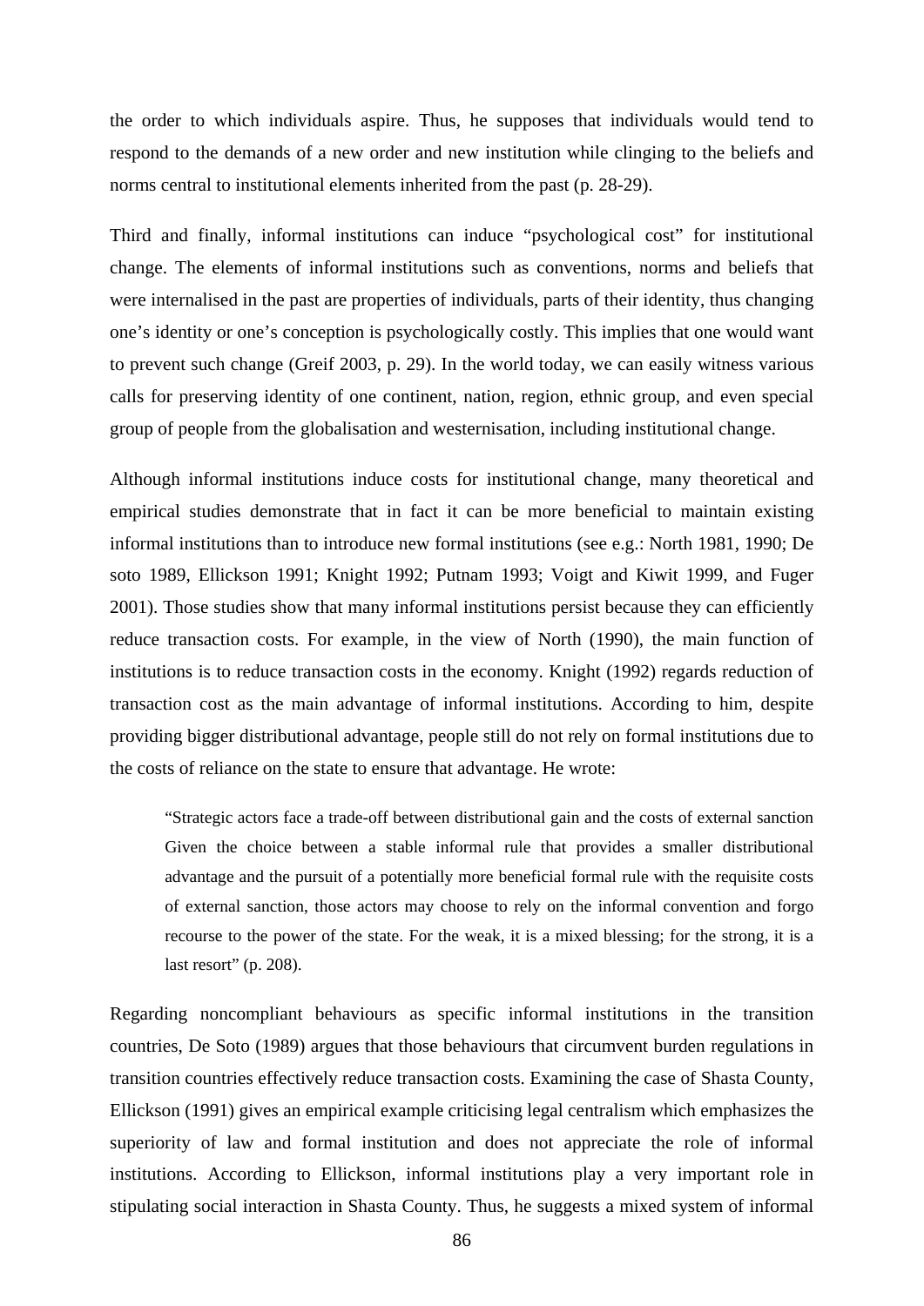the order to which individuals aspire. Thus, he supposes that individuals would tend to respond to the demands of a new order and new institution while clinging to the beliefs and norms central to institutional elements inherited from the past (p. 28-29).

Third and finally, informal institutions can induce "psychological cost" for institutional change. The elements of informal institutions such as conventions, norms and beliefs that were internalised in the past are properties of individuals, parts of their identity, thus changing one's identity or one's conception is psychologically costly. This implies that one would want to prevent such change (Greif 2003, p. 29). In the world today, we can easily witness various calls for preserving identity of one continent, nation, region, ethnic group, and even special group of people from the globalisation and westernisation, including institutional change.

Although informal institutions induce costs for institutional change, many theoretical and empirical studies demonstrate that in fact it can be more beneficial to maintain existing informal institutions than to introduce new formal institutions (see e.g.: North 1981, 1990; De soto 1989, Ellickson 1991; Knight 1992; Putnam 1993; Voigt and Kiwit 1999, and Fuger 2001). Those studies show that many informal institutions persist because they can efficiently reduce transaction costs. For example, in the view of North (1990), the main function of institutions is to reduce transaction costs in the economy. Knight (1992) regards reduction of transaction cost as the main advantage of informal institutions. According to him, despite providing bigger distributional advantage, people still do not rely on formal institutions due to the costs of reliance on the state to ensure that advantage. He wrote:

> "Strategic actors face a trade-off between distributional gain and the costs of external sanction Given the choice between a stable informal rule that provides a smaller distributional advantage and the pursuit of a potentially more beneficial formal rule with the requisite costs of external sanction, those actors may choose to rely on the informal convention and forgo recourse to the power of the state. For the weak, it is a mixed blessing; for the strong, it is a last resort" (p. 208).

Regarding noncompliant behaviours as specific informal institutions in the transition countries, De Soto (1989) argues that those behaviours that circumvent burden regulations in transition countries effectively reduce transaction costs. Examining the case of Shasta County, Ellickson (1991) gives an empirical example criticising legal centralism which emphasizes the superiority of law and formal institution and does not appreciate the role of informal institutions. According to Ellickson, informal institutions play a very important role in stipulating social interaction in Shasta County. Thus, he suggests a mixed system of informal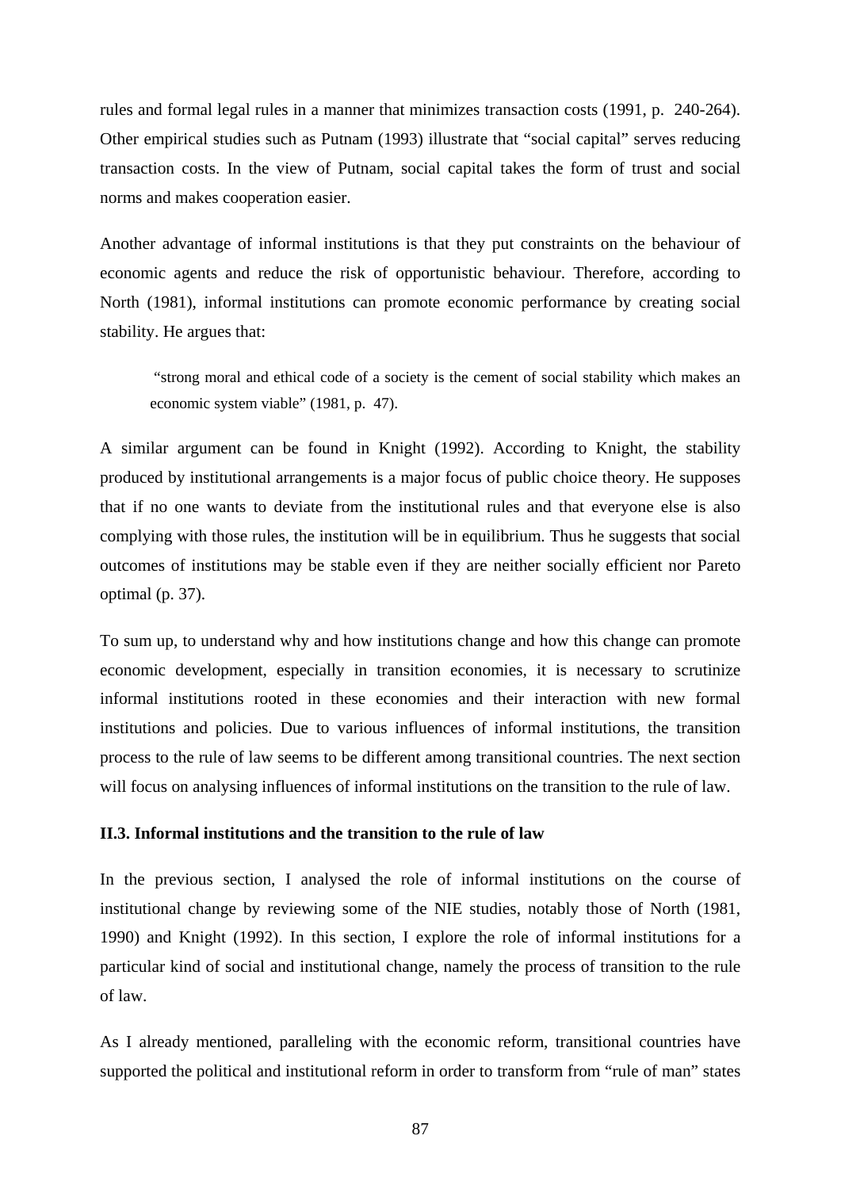rules and formal legal rules in a manner that minimizes transaction costs (1991, p. 240-264). Other empirical studies such as Putnam (1993) illustrate that "social capital" serves reducing transaction costs. In the view of Putnam, social capital takes the form of trust and social norms and makes cooperation easier.

Another advantage of informal institutions is that they put constraints on the behaviour of economic agents and reduce the risk of opportunistic behaviour. Therefore, according to North (1981), informal institutions can promote economic performance by creating social stability. He argues that:

> "strong moral and ethical code of a society is the cement of social stability which makes an economic system viable" (1981, p. 47).

A similar argument can be found in Knight (1992). According to Knight, the stability produced by institutional arrangements is a major focus of public choice theory. He supposes that if no one wants to deviate from the institutional rules and that everyone else is also complying with those rules, the institution will be in equilibrium. Thus he suggests that social outcomes of institutions may be stable even if they are neither socially efficient nor Pareto optimal (p. 37).

To sum up, to understand why and how institutions change and how this change can promote economic development, especially in transition economies, it is necessary to scrutinize informal institutions rooted in these economies and their interaction with new formal institutions and policies. Due to various influences of informal institutions, the transition process to the rule of law seems to be different among transitional countries. The next section will focus on analysing influences of informal institutions on the transition to the rule of law.

### II.3. Informal institutions and the transition to the rule of law

In the previous section, I analysed the role of informal institutions on the course of institutional change by reviewing some of the NIE studies, notably those of North (1981, 1990) and Knight (1992). In this section, I explore the role of informal institutions for a particular kind of social and institutional change, namely the process of transition to the rule of law.

As I already mentioned, paralleling with the economic reform, transitional countries have supported the political and institutional reform in order to transform from "rule of man" states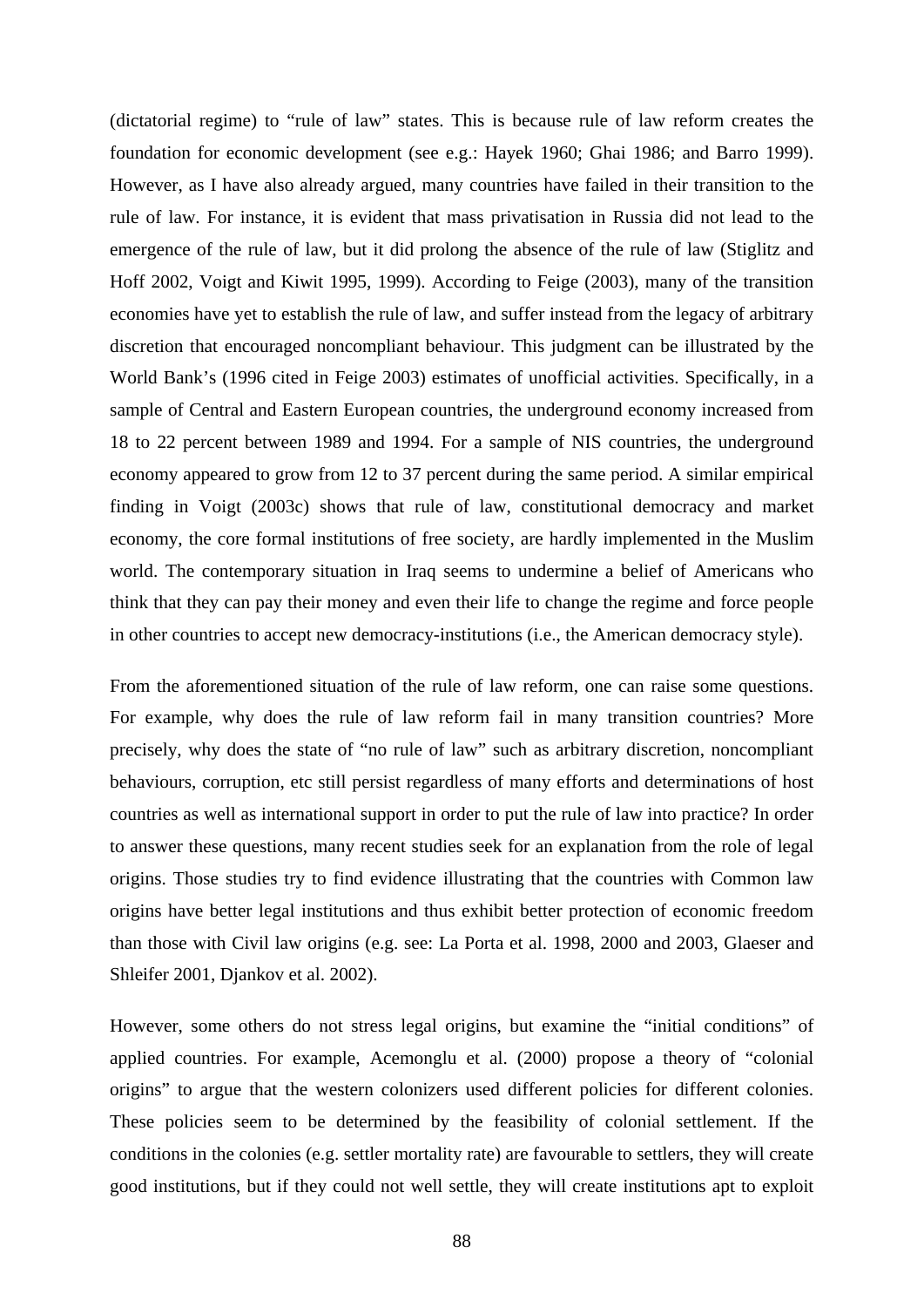(dictatorial regime) to "rule of law" states. This is because rule of law reform creates the foundation for economic development (see e.g.: Hayek 1960; Ghai 1986; and Barro 1999). However, as I have also already argued, many countries have failed in their transition to the rule of law. For instance, it is evident that mass privatisation in Russia did not lead to the emergence of the rule of law, but it did prolong the absence of the rule of law (Stiglitz and Hoff 2002, Voigt and Kiwit 1995, 1999). According to Feige (2003), many of the transition economies have yet to establish the rule of law, and suffer instead from the legacy of arbitrary discretion that encouraged noncompliant behaviour. This judgment can be illustrated by the World Bank's (1996 cited in Feige 2003) estimates of unofficial activities. Specifically, in a sample of Central and Eastern European countries, the underground economy increased from 18 to 22 percent between 1989 and 1994. For a sample of NIS countries, the underground economy appeared to grow from 12 to 37 percent during the same period. A similar empirical finding in Voigt (2003c) shows that rule of law, constitutional democracy and market economy, the core formal institutions of free society, are hardly implemented in the Muslim world. The contemporary situation in Iraq seems to undermine a belief of Americans who think that they can pay their money and even their life to change the regime and force people in other countries to accept new democracy-institutions (i.e., the American democracy style).

From the aforementioned situation of the rule of law reform, one can raise some questions. For example, why does the rule of law reform fail in many transition countries? More precisely, why does the state of "no rule of law" such as arbitrary discretion, noncompliant behaviours, corruption, etc still persist regardless of many efforts and determinations of host countries as well as international support in order to put the rule of law into practice? In order to answer these questions, many recent studies seek for an explanation from the role of legal origins. Those studies try to find evidence illustrating that the countries with Common law origins have better legal institutions and thus exhibit better protection of economic freedom than those with Civil law origins (e.g. see: La Porta et al. 1998, 2000 and 2003, Glaeser and Shleifer 2001, Djankov et al. 2002).

However, some others do not stress legal origins, but examine the "initial conditions" of applied countries. For example, Acemonglu et al. (2000) propose a theory of "colonial origins" to argue that the western colonizers used different policies for different colonies. These policies seem to be determined by the feasibility of colonial settlement. If the conditions in the colonies (e.g. settler mortality rate) are favourable to settlers, they will create good institutions, but if they could not well settle, they will create institutions apt to exploit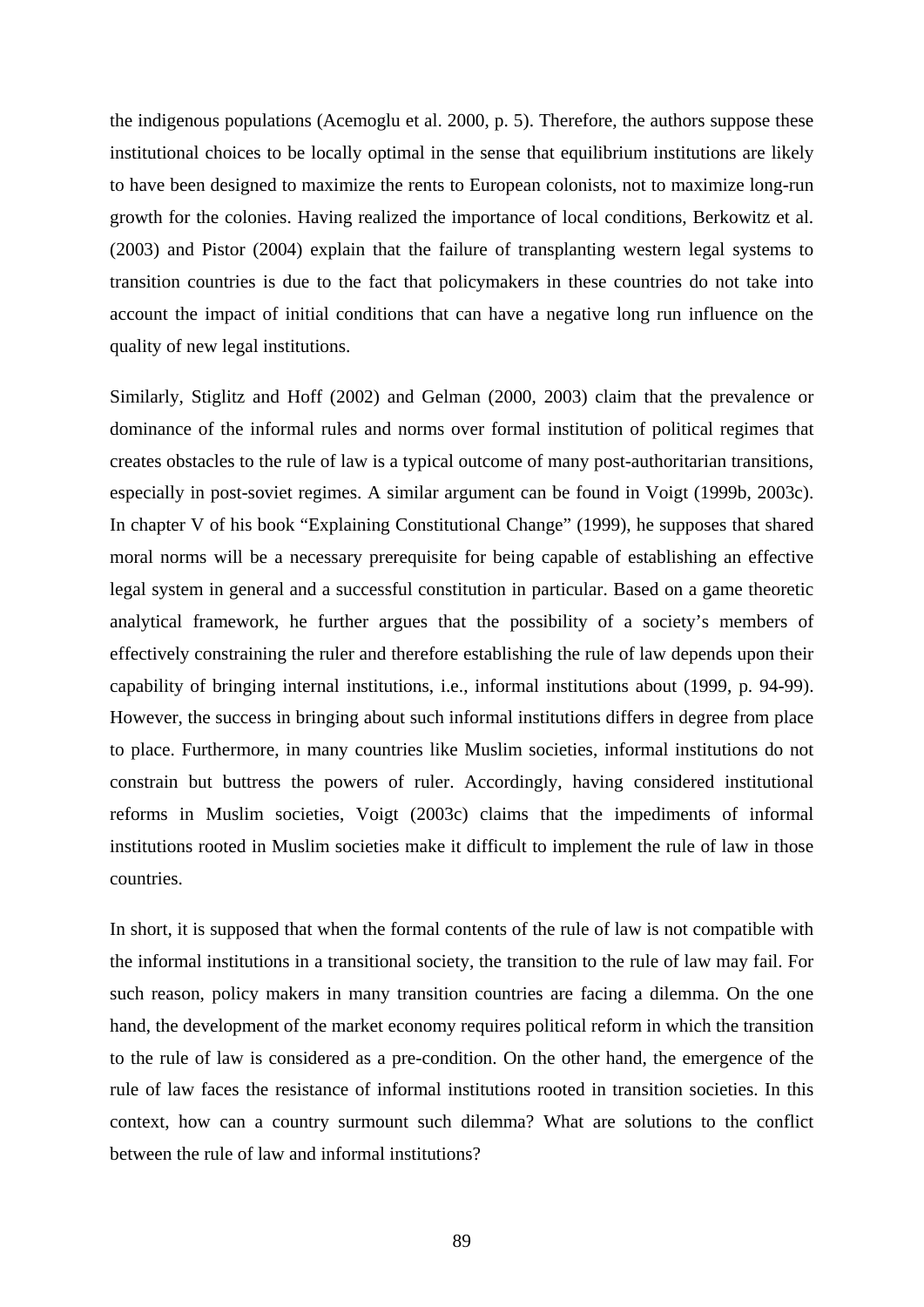the indigenous populations (Acemoglu et al. 2000, p. 5). Therefore, the authors suppose these institutional choices to be locally optimal in the sense that equilibrium institutions are likely to have been designed to maximize the rents to European colonists, not to maximize long-run growth for the colonies. Having realized the importance of local conditions, Berkowitz et al. (2003) and Pistor (2004) explain that the failure of transplanting western legal systems to transition countries is due to the fact that policymakers in these countries do not take into account the impact of initial conditions that can have a negative long run influence on the quality of new legal institutions.

Similarly, Stiglitz and Hoff (2002) and Gelman (2000, 2003) claim that the prevalence or dominance of the informal rules and norms over formal institution of political regimes that creates obstacles to the rule of law is a typical outcome of many post-authoritarian transitions, especially in post-soviet regimes. A similar argument can be found in Voigt (1999b, 2003c). In chapter V of his book "Explaining Constitutional Change" (1999), he supposes that shared moral norms will be a necessary prerequisite for being capable of establishing an effective legal system in general and a successful constitution in particular. Based on a game theoretic analytical framework, he further argues that the possibility of a society's members of effectively constraining the ruler and therefore establishing the rule of law depends upon their capability of bringing internal institutions, i.e., informal institutions about (1999, p. 94-99). However, the success in bringing about such informal institutions differs in degree from place to place. Furthermore, in many countries like Muslim societies, informal institutions do not constrain but buttress the powers of ruler. Accordingly, having considered institutional reforms in Muslim societies, Voigt (2003c) claims that the impediments of informal institutions rooted in Muslim societies make it difficult to implement the rule of law in those countries.

In short, it is supposed that when the formal contents of the rule of law is not compatible with the informal institutions in a transitional society, the transition to the rule of law may fail. For such reason, policy makers in many transition countries are facing a dilemma. On the one hand, the development of the market economy requires political reform in which the transition to the rule of law is considered as a pre-condition. On the other hand, the emergence of the rule of law faces the resistance of informal institutions rooted in transition societies. In this context, how can a country surmount such dilemma? What are solutions to the conflict between the rule of law and informal institutions?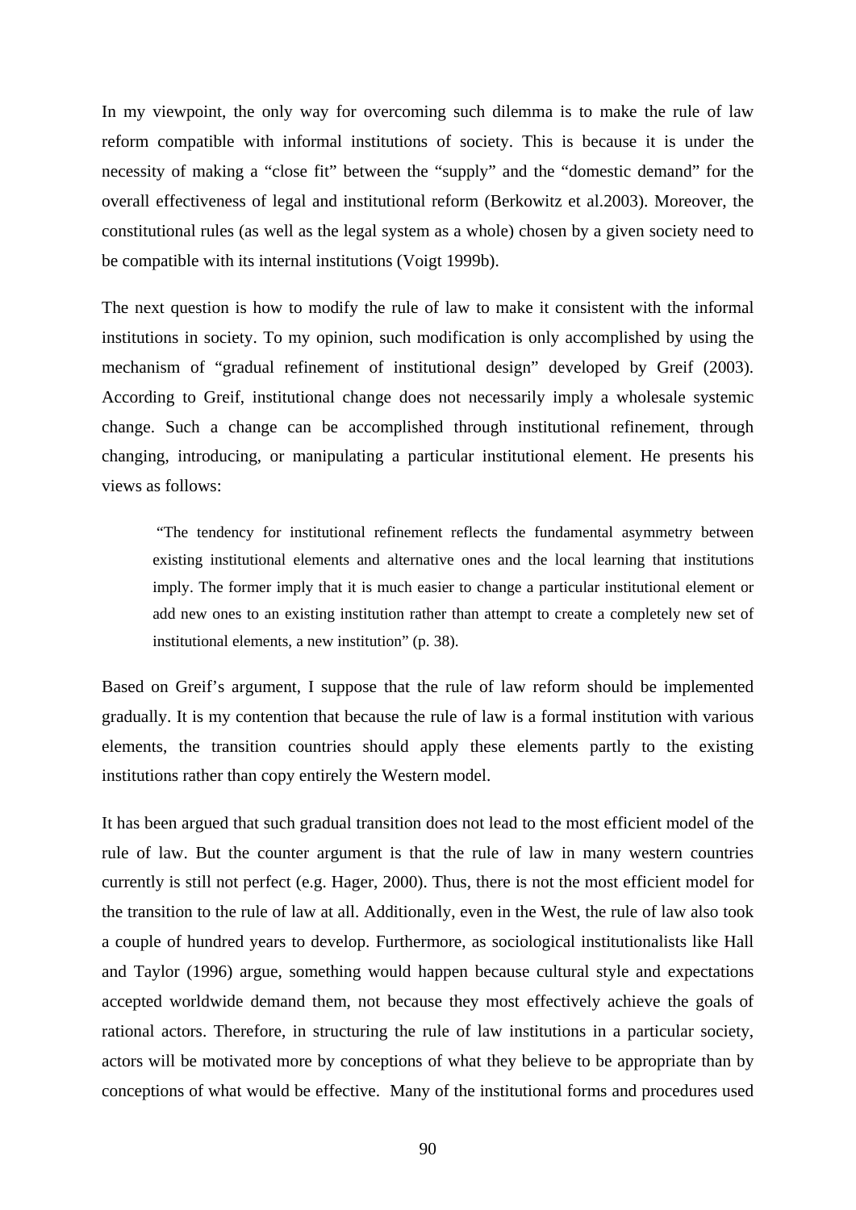In my viewpoint, the only way for overcoming such dilemma is to make the rule of law reform compatible with informal institutions of society. This is because it is under the necessity of making a "close fit" between the "supply" and the "domestic demand" for the overall effectiveness of legal and institutional reform (Berkowitz et al.2003). Moreover, the constitutional rules (as well as the legal system as a whole) chosen by a given society need to be compatible with its internal institutions (Voigt 1999b).

The next question is how to modify the rule of law to make it consistent with the informal institutions in society. To my opinion, such modification is only accomplished by using the mechanism of "gradual refinement of institutional design" developed by Greif (2003). According to Greif, institutional change does not necessarily imply a wholesale systemic change. Such a change can be accomplished through institutional refinement, through changing, introducing, or manipulating a particular institutional element. He presents his views as follows:

> "The tendency for institutional refinement reflects the fundamental asymmetry between existing institutional elements and alternative ones and the local learning that institutions imply. The former imply that it is much easier to change a particular institutional element or add new ones to an existing institution rather than attempt to create a completely new set of institutional elements, a new institution" (p. 38).

Based on Greif's argument, I suppose that the rule of law reform should be implemented gradually. It is my contention that because the rule of law is a formal institution with various elements, the transition countries should apply these elements partly to the existing institutions rather than copy entirely the Western model.

It has been argued that such gradual transition does not lead to the most efficient model of the rule of law. But the counter argument is that the rule of law in many western countries currently is still not perfect (e.g. Hager, 2000). Thus, there is not the most efficient model for the transition to the rule of law at all. Additionally, even in the West, the rule of law also took a couple of hundred years to develop. Furthermore, as sociological institutionalists like Hall and Taylor (1996) argue, something would happen because cultural style and expectations accepted worldwide demand them, not because they most effectively achieve the goals of rational actors. Therefore, in structuring the rule of law institutions in a particular society, actors will be motivated more by conceptions of what they believe to be appropriate than by conceptions of what would be effective. Many of the institutional forms and procedures used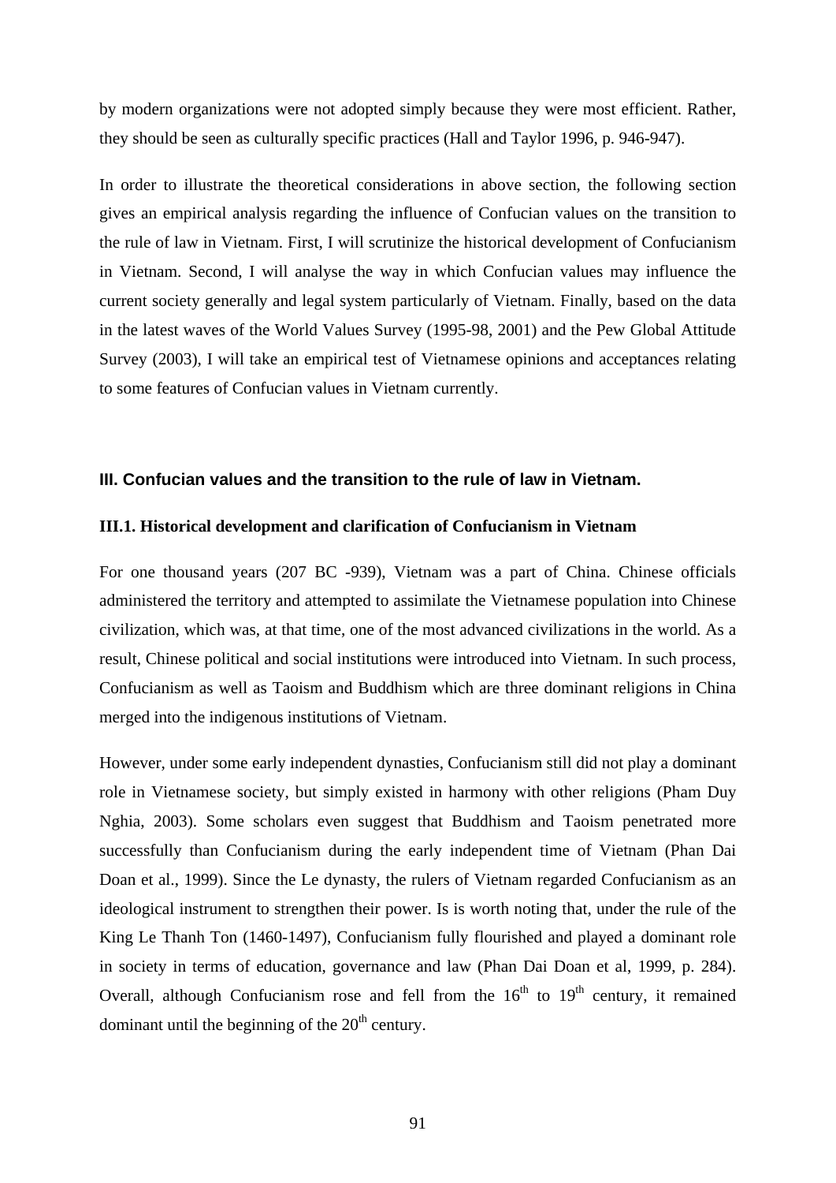by modern organizations were not adopted simply because they were most efficient. Rather, they should be seen as culturally specific practices (Hall and Taylor 1996, p. 946-947).

In order to illustrate the theoretical considerations in above section, the following section gives an empirical analysis regarding the influence of Confucian values on the transition to the rule of law in Vietnam. First, I will scrutinize the historical development of Confucianism in Vietnam. Second, I will analyse the way in which Confucian values may influence the current society generally and legal system particularly of Vietnam. Finally, based on the data in the latest waves of the World Values Survey (1995-98, 2001) and the Pew Global Attitude Survey (2003), I will take an empirical test of Vietnamese opinions and acceptances relating to some features of Confucian values in Vietnam currently.

## III. Confucian values and the transition to the rule of law in Vietnam.

### III.1. Historical development and clarification of Confucianism in Vietnam

For one thousand years (207 BC -939), Vietnam was a part of China. Chinese officials administered the territory and attempted to assimilate the Vietnamese population into Chinese civilization, which was, at that time, one of the most advanced civilizations in the world. As a result, Chinese political and social institutions were introduced into Vietnam. In such process, Confucianism as well as Taoism and Buddhism which are three dominant religions in China merged into the indigenous institutions of Vietnam.

However, under some early independent dynasties, Confucianism still did not play a dominant role in Vietnamese society, but simply existed in harmony with other religions (Pham Duy Nghia, 2003). Some scholars even suggest that Buddhism and Taoism penetrated more successfully than Confucianism during the early independent time of Vietnam (Phan Dai Doan et al., 1999). Since the Le dynasty, the rulers of Vietnam regarded Confucianism as an ideological instrument to strengthen their power. Is is worth noting that, under the rule of the King Le Thanh Ton (1460-1497), Confucianism fully flourished and played a dominant role in society in terms of education, governance and law (Phan Dai Doan et al, 1999, p. 284). Overall, although Confucianism rose and fell from the 16th to 19th century, it remained dominant until the beginning of the 20th century.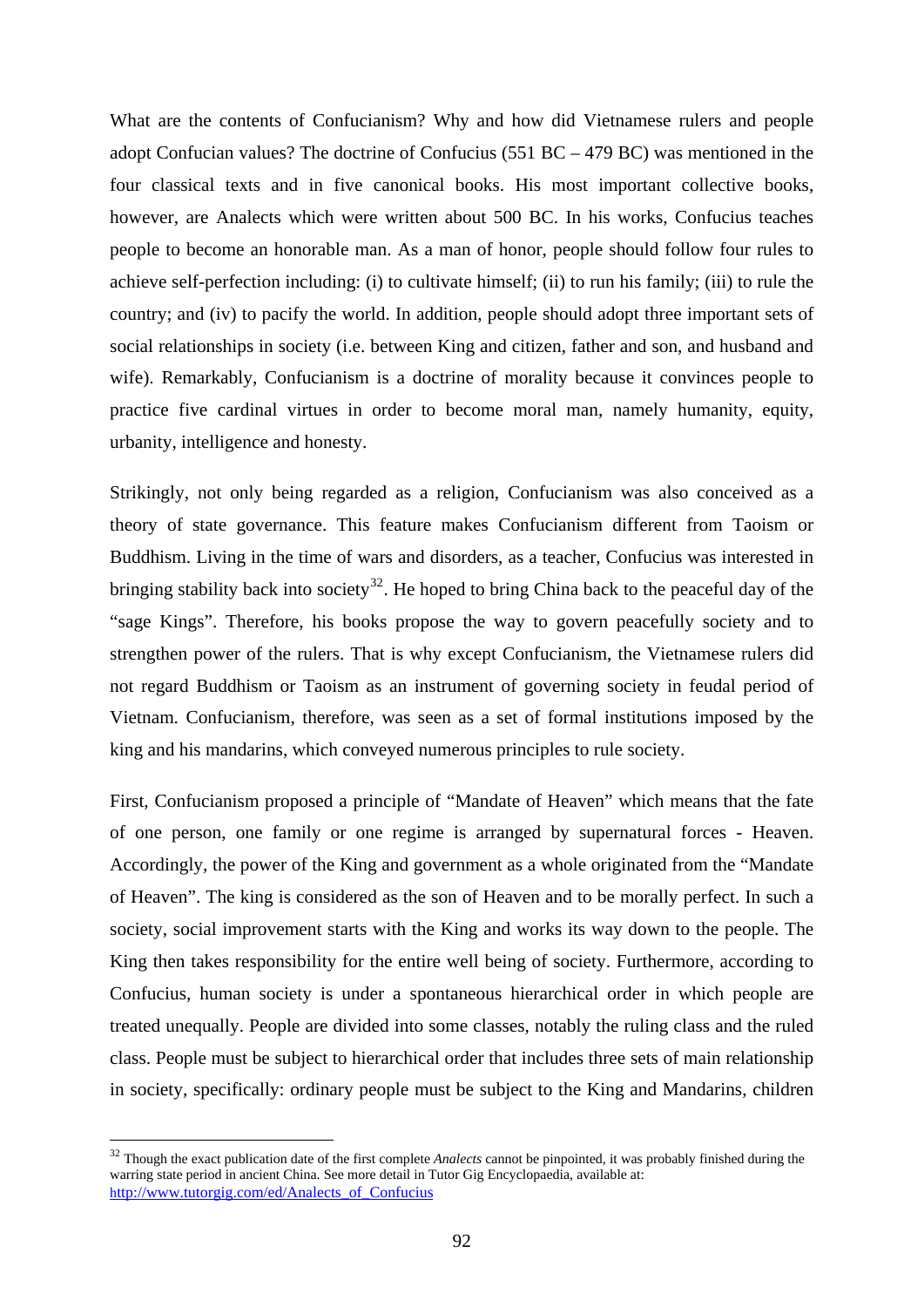What are the contents of Confucianism? Why and how did Vietnamese rulers and people adopt Confucian values? The doctrine of Confucius (551 BC – 479 BC) was mentioned in the four classical texts and in five canonical books. His most important collective books, however, are Analects which were written about 500 BC. In his works, Confucius teaches people to become an honorable man. As a man of honor, people should follow four rules to achieve self-perfection including: (i) to cultivate himself; (ii) to run his family; (iii) to rule the country; and (iv) to pacify the world. In addition, people should adopt three important sets of social relationships in society (i.e. between King and citizen, father and son, and husband and wife). Remarkably, Confucianism is a doctrine of morality because it convinces people to practice five cardinal virtues in order to become moral man, namely humanity, equity, urbanity, intelligence and honesty.

Strikingly, not only being regarded as a religion, Confucianism was also conceived as a theory of state governance. This feature makes Confucianism different from Taoism or Buddhism. Living in the time of wars and disorders, as a teacher, Confucius was interested in bringing stability back into society[32]. He hoped to bring China back to the peaceful day of the "sage Kings". Therefore, his books propose the way to govern peacefully society and to strengthen power of the rulers. That is why except Confucianism, the Vietnamese rulers did not regard Buddhism or Taoism as an instrument of governing society in feudal period of Vietnam. Confucianism, therefore, was seen as a set of formal institutions imposed by the king and his mandarins, which conveyed numerous principles to rule society.

First, Confucianism proposed a principle of "Mandate of Heaven" which means that the fate of one person, one family or one regime is arranged by supernatural forces - Heaven. Accordingly, the power of the King and government as a whole originated from the "Mandate of Heaven". The king is considered as the son of Heaven and to be morally perfect. In such a society, social improvement starts with the King and works its way down to the people. The King then takes responsibility for the entire well being of society. Furthermore, according to Confucius, human society is under a spontaneous hierarchical order in which people are treated unequally. People are divided into some classes, notably the ruling class and the ruled class. People must be subject to hierarchical order that includes three sets of main relationship in society, specifically: ordinary people must be subject to the King and Mandarins, children

[32] Though the exact publication date of the first complete *Analects* cannot be pinpointed, it was probably finished during the warring state period in ancient China. See more detail in Tutor Gig Encyclopaedia, available at: http://www.tutorgig.com/ed/Analects_of_Confucius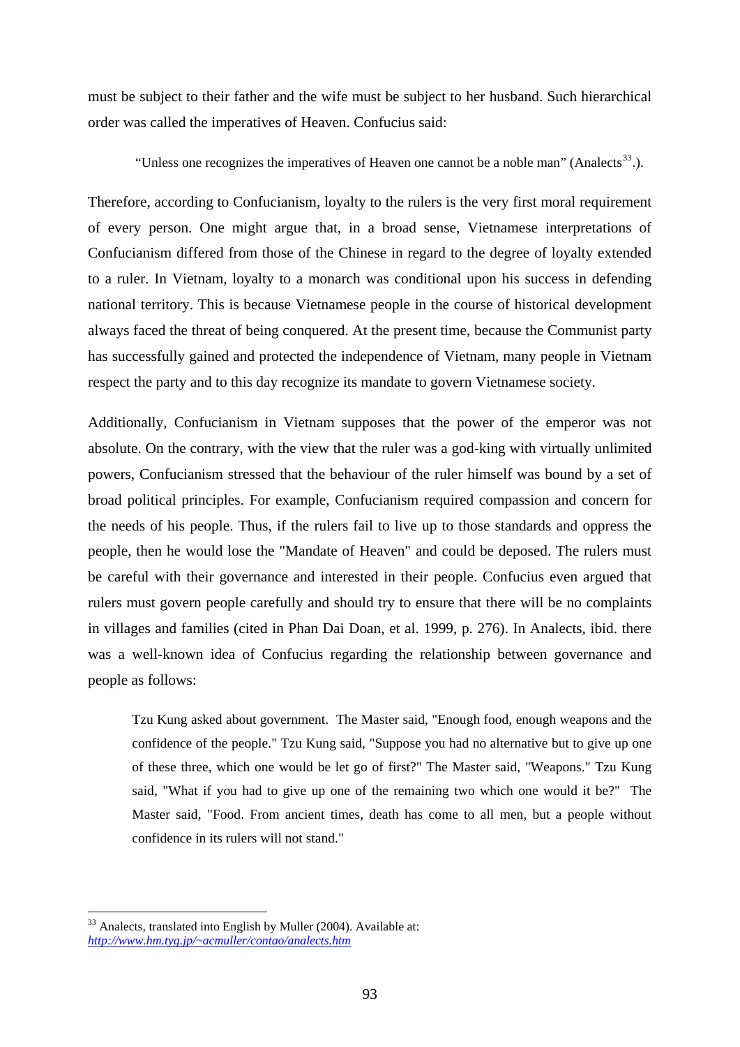must be subject to their father and the wife must be subject to her husband. Such hierarchical order was called the imperatives of Heaven. Confucius said:

> "Unless one recognizes the imperatives of Heaven one cannot be a noble man" (Analects[33].).

Therefore, according to Confucianism, loyalty to the rulers is the very first moral requirement of every person. One might argue that, in a broad sense, Vietnamese interpretations of Confucianism differed from those of the Chinese in regard to the degree of loyalty extended to a ruler. In Vietnam, loyalty to a monarch was conditional upon his success in defending national territory. This is because Vietnamese people in the course of historical development always faced the threat of being conquered. At the present time, because the Communist party has successfully gained and protected the independence of Vietnam, many people in Vietnam respect the party and to this day recognize its mandate to govern Vietnamese society.

Additionally, Confucianism in Vietnam supposes that the power of the emperor was not absolute. On the contrary, with the view that the ruler was a god-king with virtually unlimited powers, Confucianism stressed that the behaviour of the ruler himself was bound by a set of broad political principles. For example, Confucianism required compassion and concern for the needs of his people. Thus, if the rulers fail to live up to those standards and oppress the people, then he would lose the "Mandate of Heaven" and could be deposed. The rulers must be careful with their governance and interested in their people. Confucius even argued that rulers must govern people carefully and should try to ensure that there will be no complaints in villages and families (cited in Phan Dai Doan, et al. 1999, p. 276). In Analects, ibid. there was a well-known idea of Confucius regarding the relationship between governance and people as follows:

> Tzu Kung asked about government. The Master said, "Enough food, enough weapons and the confidence of the people." Tzu Kung said, "Suppose you had no alternative but to give up one of these three, which one would be let go of first?" The Master said, "Weapons." Tzu Kung said, "What if you had to give up one of the remaining two which one would it be?" The Master said, "Food. From ancient times, death has come to all men, but a people without confidence in its rulers will not stand."

---

[33] Analects, translated into English by Muller (2004). Available at: *http://www.hm.tyg.jp/~acmuller/contao/analects.htm*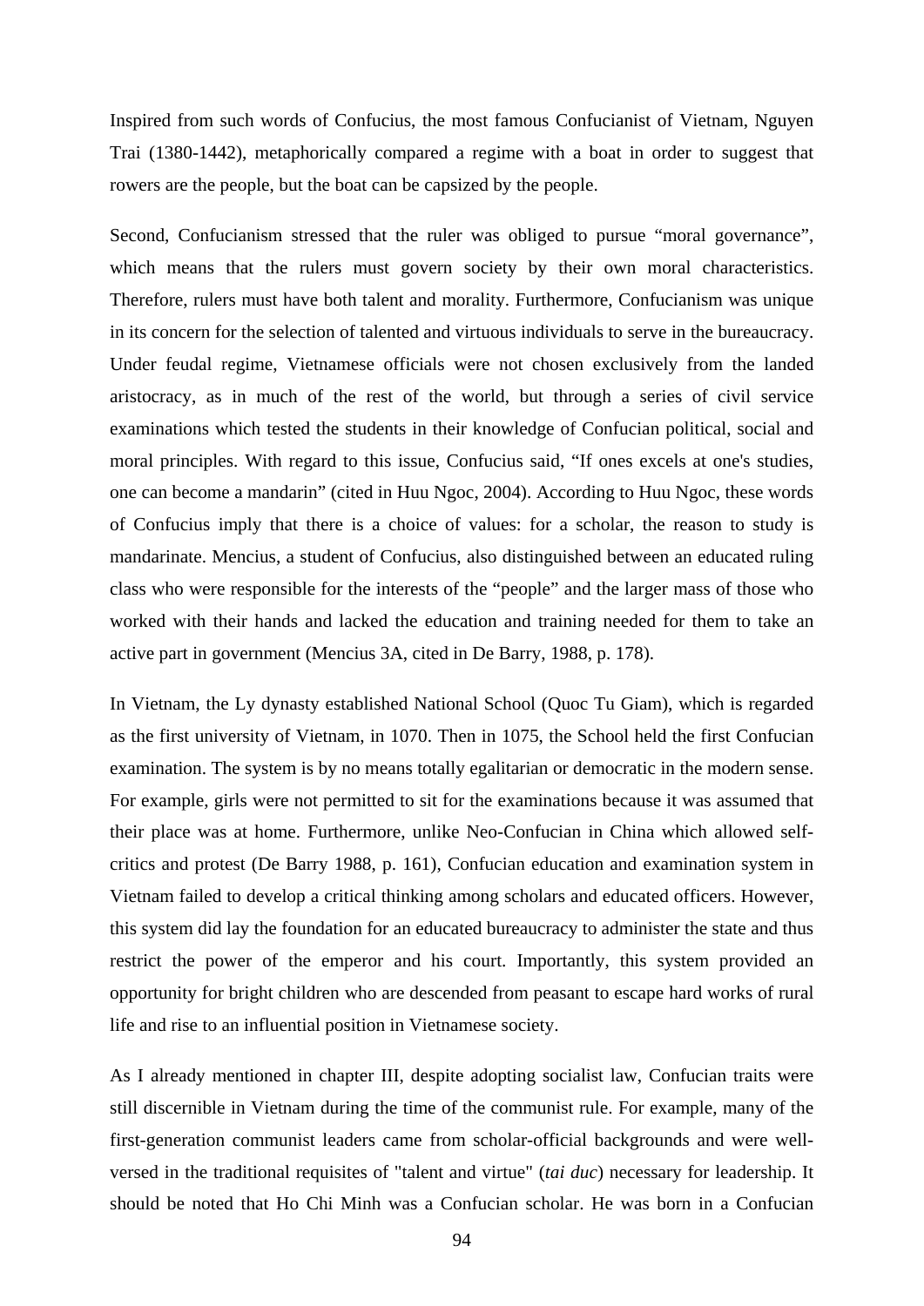Inspired from such words of Confucius, the most famous Confucianist of Vietnam, Nguyen Trai (1380-1442), metaphorically compared a regime with a boat in order to suggest that rowers are the people, but the boat can be capsized by the people.

Second, Confucianism stressed that the ruler was obliged to pursue "moral governance", which means that the rulers must govern society by their own moral characteristics. Therefore, rulers must have both talent and morality. Furthermore, Confucianism was unique in its concern for the selection of talented and virtuous individuals to serve in the bureaucracy. Under feudal regime, Vietnamese officials were not chosen exclusively from the landed aristocracy, as in much of the rest of the world, but through a series of civil service examinations which tested the students in their knowledge of Confucian political, social and moral principles. With regard to this issue, Confucius said, "If ones excels at one's studies, one can become a mandarin" (cited in Huu Ngoc, 2004). According to Huu Ngoc, these words of Confucius imply that there is a choice of values: for a scholar, the reason to study is mandarinate. Mencius, a student of Confucius, also distinguished between an educated ruling class who were responsible for the interests of the "people" and the larger mass of those who worked with their hands and lacked the education and training needed for them to take an active part in government (Mencius 3A, cited in De Barry, 1988, p. 178).

In Vietnam, the Ly dynasty established National School (Quoc Tu Giam), which is regarded as the first university of Vietnam, in 1070. Then in 1075, the School held the first Confucian examination. The system is by no means totally egalitarian or democratic in the modern sense. For example, girls were not permitted to sit for the examinations because it was assumed that their place was at home. Furthermore, unlike Neo-Confucian in China which allowed self-critics and protest (De Barry 1988, p. 161), Confucian education and examination system in Vietnam failed to develop a critical thinking among scholars and educated officers. However, this system did lay the foundation for an educated bureaucracy to administer the state and thus restrict the power of the emperor and his court. Importantly, this system provided an opportunity for bright children who are descended from peasant to escape hard works of rural life and rise to an influential position in Vietnamese society.

As I already mentioned in chapter III, despite adopting socialist law, Confucian traits were still discernible in Vietnam during the time of the communist rule. For example, many of the first-generation communist leaders came from scholar-official backgrounds and were well-versed in the traditional requisites of "talent and virtue" (*tai duc*) necessary for leadership. It should be noted that Ho Chi Minh was a Confucian scholar. He was born in a Confucian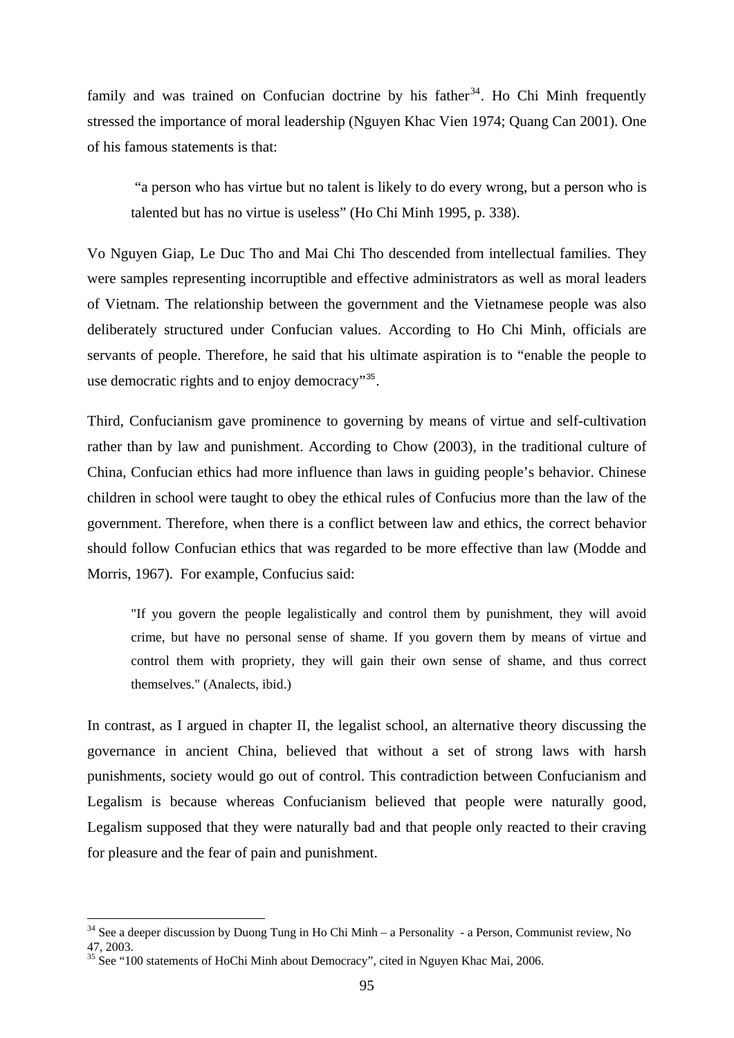family and was trained on Confucian doctrine by his father[34]. Ho Chi Minh frequently stressed the importance of moral leadership (Nguyen Khac Vien 1974; Quang Can 2001). One of his famous statements is that:

> "a person who has virtue but no talent is likely to do every wrong, but a person who is talented but has no virtue is useless" (Ho Chi Minh 1995, p. 338).

Vo Nguyen Giap, Le Duc Tho and Mai Chi Tho descended from intellectual families. They were samples representing incorruptible and effective administrators as well as moral leaders of Vietnam. The relationship between the government and the Vietnamese people was also deliberately structured under Confucian values. According to Ho Chi Minh, officials are servants of people. Therefore, he said that his ultimate aspiration is to "enable the people to use democratic rights and to enjoy democracy"[35].

Third, Confucianism gave prominence to governing by means of virtue and self-cultivation rather than by law and punishment. According to Chow (2003), in the traditional culture of China, Confucian ethics had more influence than laws in guiding people's behavior. Chinese children in school were taught to obey the ethical rules of Confucius more than the law of the government. Therefore, when there is a conflict between law and ethics, the correct behavior should follow Confucian ethics that was regarded to be more effective than law (Modde and Morris, 1967). For example, Confucius said:

> "If you govern the people legalistically and control them by punishment, they will avoid crime, but have no personal sense of shame. If you govern them by means of virtue and control them with propriety, they will gain their own sense of shame, and thus correct themselves." (Analects, ibid.)

In contrast, as I argued in chapter II, the legalist school, an alternative theory discussing the governance in ancient China, believed that without a set of strong laws with harsh punishments, society would go out of control. This contradiction between Confucianism and Legalism is because whereas Confucianism believed that people were naturally good, Legalism supposed that they were naturally bad and that people only reacted to their craving for pleasure and the fear of pain and punishment.

---

[34] See a deeper discussion by Duong Tung in Ho Chi Minh – a Personality - a Person, Communist review, No 47, 2003.

[35] See "100 statements of HoChi Minh about Democracy", cited in Nguyen Khac Mai, 2006.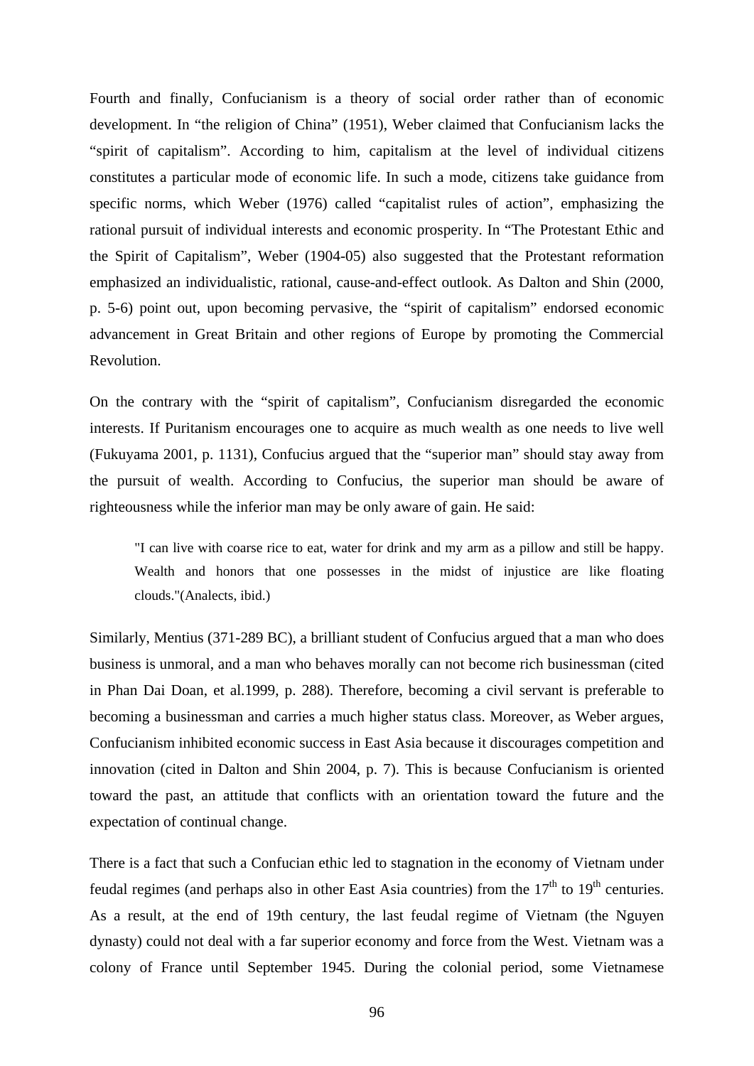Fourth and finally, Confucianism is a theory of social order rather than of economic development. In "the religion of China" (1951), Weber claimed that Confucianism lacks the "spirit of capitalism". According to him, capitalism at the level of individual citizens constitutes a particular mode of economic life. In such a mode, citizens take guidance from specific norms, which Weber (1976) called "capitalist rules of action", emphasizing the rational pursuit of individual interests and economic prosperity. In "The Protestant Ethic and the Spirit of Capitalism", Weber (1904-05) also suggested that the Protestant reformation emphasized an individualistic, rational, cause-and-effect outlook. As Dalton and Shin (2000, p. 5-6) point out, upon becoming pervasive, the "spirit of capitalism" endorsed economic advancement in Great Britain and other regions of Europe by promoting the Commercial Revolution.

On the contrary with the "spirit of capitalism", Confucianism disregarded the economic interests. If Puritanism encourages one to acquire as much wealth as one needs to live well (Fukuyama 2001, p. 1131), Confucius argued that the "superior man" should stay away from the pursuit of wealth. According to Confucius, the superior man should be aware of righteousness while the inferior man may be only aware of gain. He said:

> "I can live with coarse rice to eat, water for drink and my arm as a pillow and still be happy. Wealth and honors that one possesses in the midst of injustice are like floating clouds."(Analects, ibid.)

Similarly, Mentius (371-289 BC), a brilliant student of Confucius argued that a man who does business is unmoral, and a man who behaves morally can not become rich businessman (cited in Phan Dai Doan, et al.1999, p. 288). Therefore, becoming a civil servant is preferable to becoming a businessman and carries a much higher status class. Moreover, as Weber argues, Confucianism inhibited economic success in East Asia because it discourages competition and innovation (cited in Dalton and Shin 2004, p. 7). This is because Confucianism is oriented toward the past, an attitude that conflicts with an orientation toward the future and the expectation of continual change.

There is a fact that such a Confucian ethic led to stagnation in the economy of Vietnam under feudal regimes (and perhaps also in other East Asia countries) from the 17th to 19th centuries. As a result, at the end of 19th century, the last feudal regime of Vietnam (the Nguyen dynasty) could not deal with a far superior economy and force from the West. Vietnam was a colony of France until September 1945. During the colonial period, some Vietnamese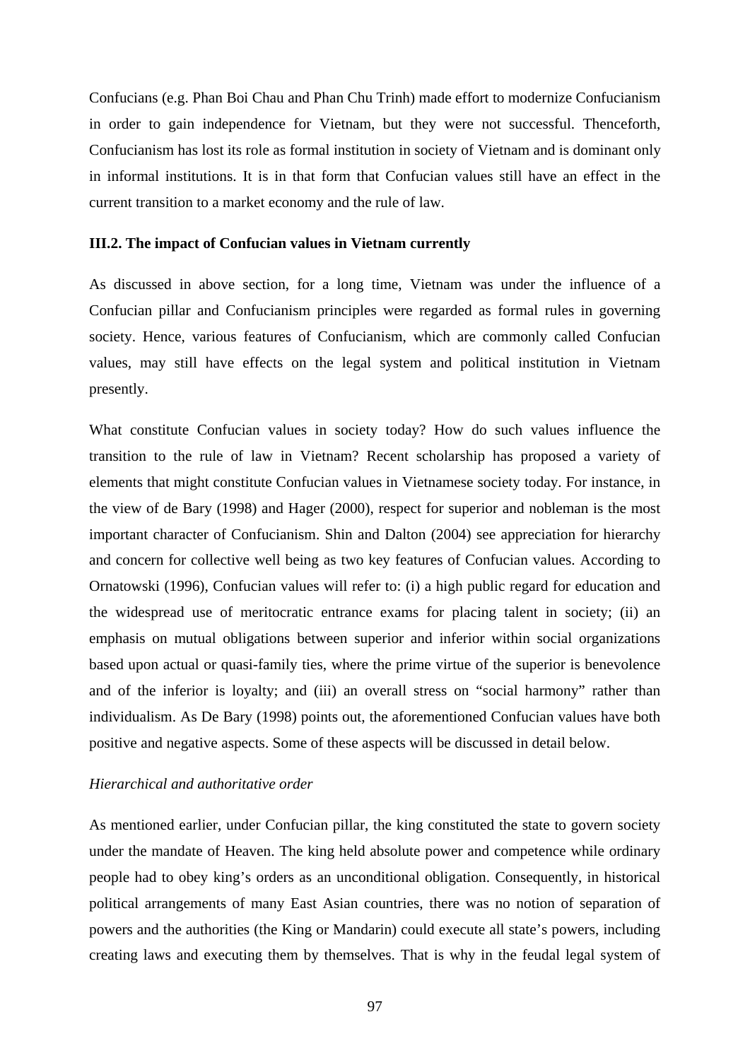Confucians (e.g. Phan Boi Chau and Phan Chu Trinh) made effort to modernize Confucianism in order to gain independence for Vietnam, but they were not successful. Thenceforth, Confucianism has lost its role as formal institution in society of Vietnam and is dominant only in informal institutions. It is in that form that Confucian values still have an effect in the current transition to a market economy and the rule of law.

### III.2. The impact of Confucian values in Vietnam currently

As discussed in above section, for a long time, Vietnam was under the influence of a Confucian pillar and Confucianism principles were regarded as formal rules in governing society. Hence, various features of Confucianism, which are commonly called Confucian values, may still have effects on the legal system and political institution in Vietnam presently.

What constitute Confucian values in society today? How do such values influence the transition to the rule of law in Vietnam? Recent scholarship has proposed a variety of elements that might constitute Confucian values in Vietnamese society today. For instance, in the view of de Bary (1998) and Hager (2000), respect for superior and nobleman is the most important character of Confucianism. Shin and Dalton (2004) see appreciation for hierarchy and concern for collective well being as two key features of Confucian values. According to Ornatowski (1996), Confucian values will refer to: (i) a high public regard for education and the widespread use of meritocratic entrance exams for placing talent in society; (ii) an emphasis on mutual obligations between superior and inferior within social organizations based upon actual or quasi-family ties, where the prime virtue of the superior is benevolence and of the inferior is loyalty; and (iii) an overall stress on "social harmony" rather than individualism. As De Bary (1998) points out, the aforementioned Confucian values have both positive and negative aspects. Some of these aspects will be discussed in detail below.

*Hierarchical and authoritative order*

As mentioned earlier, under Confucian pillar, the king constituted the state to govern society under the mandate of Heaven. The king held absolute power and competence while ordinary people had to obey king's orders as an unconditional obligation. Consequently, in historical political arrangements of many East Asian countries, there was no notion of separation of powers and the authorities (the King or Mandarin) could execute all state's powers, including creating laws and executing them by themselves. That is why in the feudal legal system of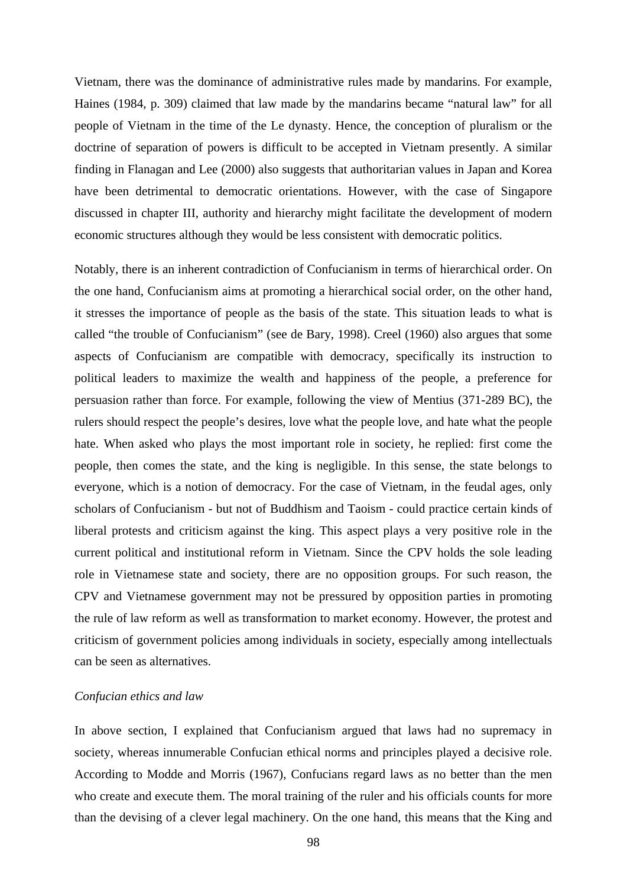Vietnam, there was the dominance of administrative rules made by mandarins. For example, Haines (1984, p. 309) claimed that law made by the mandarins became "natural law" for all people of Vietnam in the time of the Le dynasty. Hence, the conception of pluralism or the doctrine of separation of powers is difficult to be accepted in Vietnam presently. A similar finding in Flanagan and Lee (2000) also suggests that authoritarian values in Japan and Korea have been detrimental to democratic orientations. However, with the case of Singapore discussed in chapter III, authority and hierarchy might facilitate the development of modern economic structures although they would be less consistent with democratic politics.

Notably, there is an inherent contradiction of Confucianism in terms of hierarchical order. On the one hand, Confucianism aims at promoting a hierarchical social order, on the other hand, it stresses the importance of people as the basis of the state. This situation leads to what is called "the trouble of Confucianism" (see de Bary, 1998). Creel (1960) also argues that some aspects of Confucianism are compatible with democracy, specifically its instruction to political leaders to maximize the wealth and happiness of the people, a preference for persuasion rather than force. For example, following the view of Mentius (371-289 BC), the rulers should respect the people's desires, love what the people love, and hate what the people hate. When asked who plays the most important role in society, he replied: first come the people, then comes the state, and the king is negligible. In this sense, the state belongs to everyone, which is a notion of democracy. For the case of Vietnam, in the feudal ages, only scholars of Confucianism - but not of Buddhism and Taoism - could practice certain kinds of liberal protests and criticism against the king. This aspect plays a very positive role in the current political and institutional reform in Vietnam. Since the CPV holds the sole leading role in Vietnamese state and society, there are no opposition groups. For such reason, the CPV and Vietnamese government may not be pressured by opposition parties in promoting the rule of law reform as well as transformation to market economy. However, the protest and criticism of government policies among individuals in society, especially among intellectuals can be seen as alternatives.

*Confucian ethics and law*

In above section, I explained that Confucianism argued that laws had no supremacy in society, whereas innumerable Confucian ethical norms and principles played a decisive role. According to Modde and Morris (1967), Confucians regard laws as no better than the men who create and execute them. The moral training of the ruler and his officials counts for more than the devising of a clever legal machinery. On the one hand, this means that the King and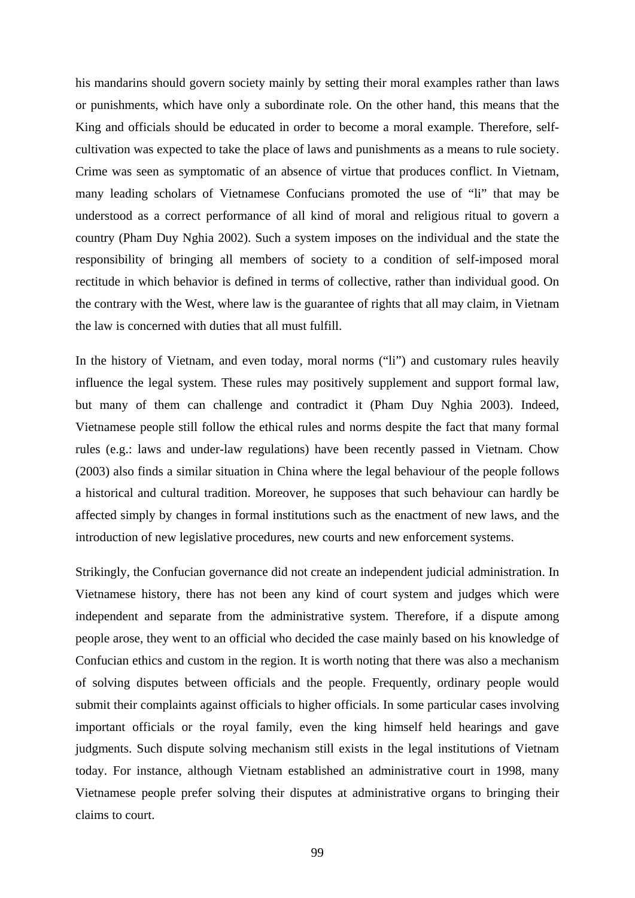his mandarins should govern society mainly by setting their moral examples rather than laws or punishments, which have only a subordinate role. On the other hand, this means that the King and officials should be educated in order to become a moral example. Therefore, self-cultivation was expected to take the place of laws and punishments as a means to rule society. Crime was seen as symptomatic of an absence of virtue that produces conflict. In Vietnam, many leading scholars of Vietnamese Confucians promoted the use of "li" that may be understood as a correct performance of all kind of moral and religious ritual to govern a country (Pham Duy Nghia 2002). Such a system imposes on the individual and the state the responsibility of bringing all members of society to a condition of self-imposed moral rectitude in which behavior is defined in terms of collective, rather than individual good. On the contrary with the West, where law is the guarantee of rights that all may claim, in Vietnam the law is concerned with duties that all must fulfill.

In the history of Vietnam, and even today, moral norms ("li") and customary rules heavily influence the legal system. These rules may positively supplement and support formal law, but many of them can challenge and contradict it (Pham Duy Nghia 2003). Indeed, Vietnamese people still follow the ethical rules and norms despite the fact that many formal rules (e.g.: laws and under-law regulations) have been recently passed in Vietnam. Chow (2003) also finds a similar situation in China where the legal behaviour of the people follows a historical and cultural tradition. Moreover, he supposes that such behaviour can hardly be affected simply by changes in formal institutions such as the enactment of new laws, and the introduction of new legislative procedures, new courts and new enforcement systems.

Strikingly, the Confucian governance did not create an independent judicial administration. In Vietnamese history, there has not been any kind of court system and judges which were independent and separate from the administrative system. Therefore, if a dispute among people arose, they went to an official who decided the case mainly based on his knowledge of Confucian ethics and custom in the region. It is worth noting that there was also a mechanism of solving disputes between officials and the people. Frequently, ordinary people would submit their complaints against officials to higher officials. In some particular cases involving important officials or the royal family, even the king himself held hearings and gave judgments. Such dispute solving mechanism still exists in the legal institutions of Vietnam today. For instance, although Vietnam established an administrative court in 1998, many Vietnamese people prefer solving their disputes at administrative organs to bringing their claims to court.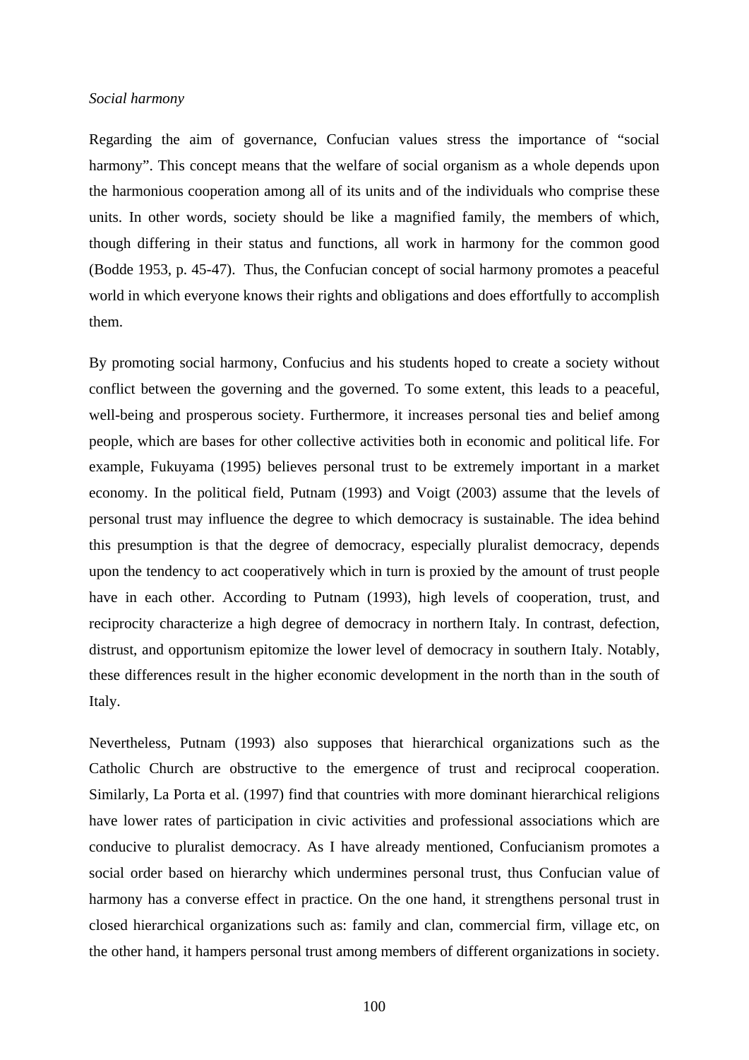*Social harmony*

Regarding the aim of governance, Confucian values stress the importance of "social harmony". This concept means that the welfare of social organism as a whole depends upon the harmonious cooperation among all of its units and of the individuals who comprise these units. In other words, society should be like a magnified family, the members of which, though differing in their status and functions, all work in harmony for the common good (Bodde 1953, p. 45-47). Thus, the Confucian concept of social harmony promotes a peaceful world in which everyone knows their rights and obligations and does effortfully to accomplish them.

By promoting social harmony, Confucius and his students hoped to create a society without conflict between the governing and the governed. To some extent, this leads to a peaceful, well-being and prosperous society. Furthermore, it increases personal ties and belief among people, which are bases for other collective activities both in economic and political life. For example, Fukuyama (1995) believes personal trust to be extremely important in a market economy. In the political field, Putnam (1993) and Voigt (2003) assume that the levels of personal trust may influence the degree to which democracy is sustainable. The idea behind this presumption is that the degree of democracy, especially pluralist democracy, depends upon the tendency to act cooperatively which in turn is proxied by the amount of trust people have in each other. According to Putnam (1993), high levels of cooperation, trust, and reciprocity characterize a high degree of democracy in northern Italy. In contrast, defection, distrust, and opportunism epitomize the lower level of democracy in southern Italy. Notably, these differences result in the higher economic development in the north than in the south of Italy.

Nevertheless, Putnam (1993) also supposes that hierarchical organizations such as the Catholic Church are obstructive to the emergence of trust and reciprocal cooperation. Similarly, La Porta et al. (1997) find that countries with more dominant hierarchical religions have lower rates of participation in civic activities and professional associations which are conducive to pluralist democracy. As I have already mentioned, Confucianism promotes a social order based on hierarchy which undermines personal trust, thus Confucian value of harmony has a converse effect in practice. On the one hand, it strengthens personal trust in closed hierarchical organizations such as: family and clan, commercial firm, village etc, on the other hand, it hampers personal trust among members of different organizations in society.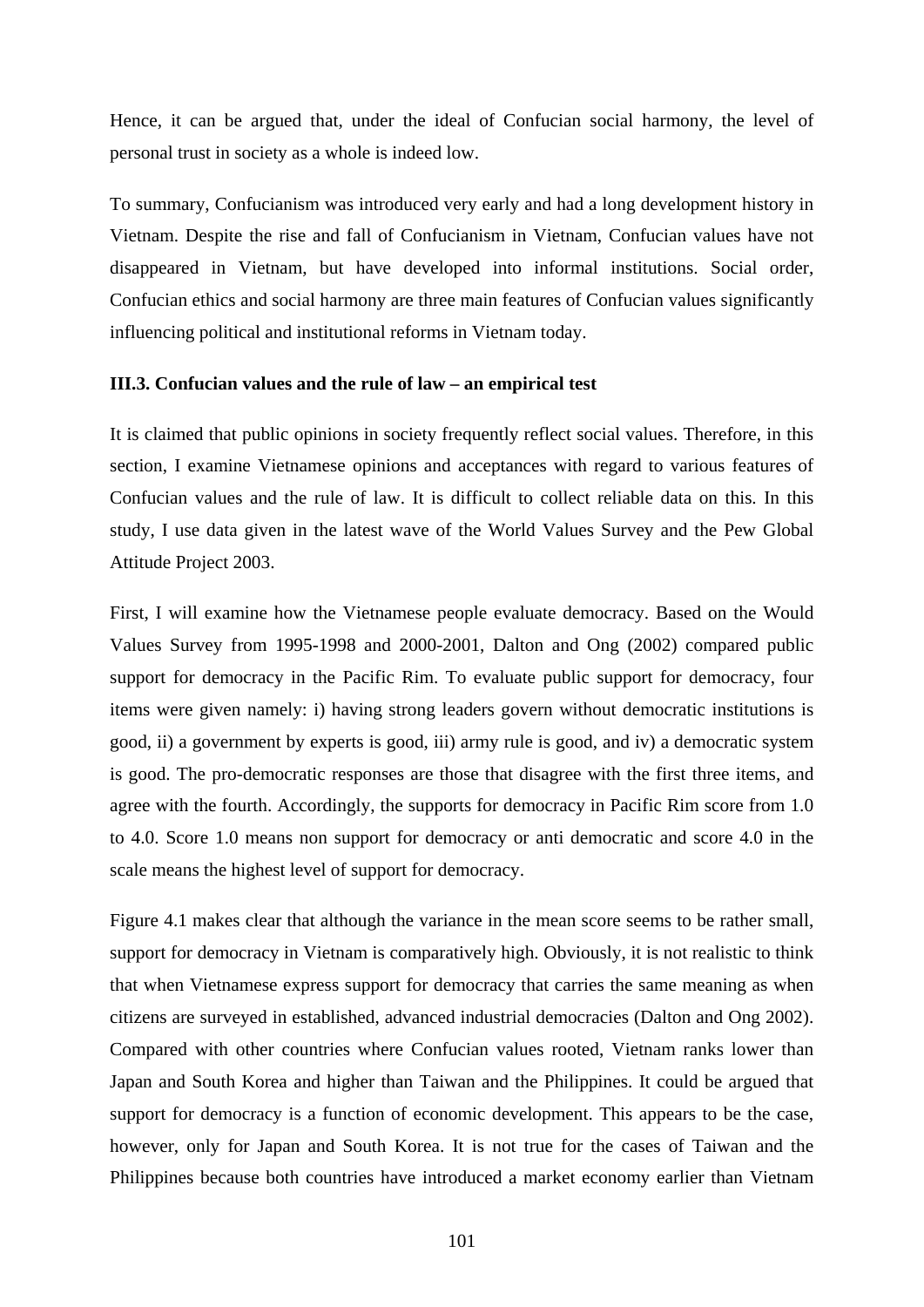Hence, it can be argued that, under the ideal of Confucian social harmony, the level of personal trust in society as a whole is indeed low.

To summary, Confucianism was introduced very early and had a long development history in Vietnam. Despite the rise and fall of Confucianism in Vietnam, Confucian values have not disappeared in Vietnam, but have developed into informal institutions. Social order, Confucian ethics and social harmony are three main features of Confucian values significantly influencing political and institutional reforms in Vietnam today.

### III.3. Confucian values and the rule of law – an empirical test

It is claimed that public opinions in society frequently reflect social values. Therefore, in this section, I examine Vietnamese opinions and acceptances with regard to various features of Confucian values and the rule of law. It is difficult to collect reliable data on this. In this study, I use data given in the latest wave of the World Values Survey and the Pew Global Attitude Project 2003.

First, I will examine how the Vietnamese people evaluate democracy. Based on the Would Values Survey from 1995-1998 and 2000-2001, Dalton and Ong (2002) compared public support for democracy in the Pacific Rim. To evaluate public support for democracy, four items were given namely: i) having strong leaders govern without democratic institutions is good, ii) a government by experts is good, iii) army rule is good, and iv) a democratic system is good. The pro-democratic responses are those that disagree with the first three items, and agree with the fourth. Accordingly, the supports for democracy in Pacific Rim score from 1.0 to 4.0. Score 1.0 means non support for democracy or anti democratic and score 4.0 in the scale means the highest level of support for democracy.

Figure 4.1 makes clear that although the variance in the mean score seems to be rather small, support for democracy in Vietnam is comparatively high. Obviously, it is not realistic to think that when Vietnamese express support for democracy that carries the same meaning as when citizens are surveyed in established, advanced industrial democracies (Dalton and Ong 2002). Compared with other countries where Confucian values rooted, Vietnam ranks lower than Japan and South Korea and higher than Taiwan and the Philippines. It could be argued that support for democracy is a function of economic development. This appears to be the case, however, only for Japan and South Korea. It is not true for the cases of Taiwan and the Philippines because both countries have introduced a market economy earlier than Vietnam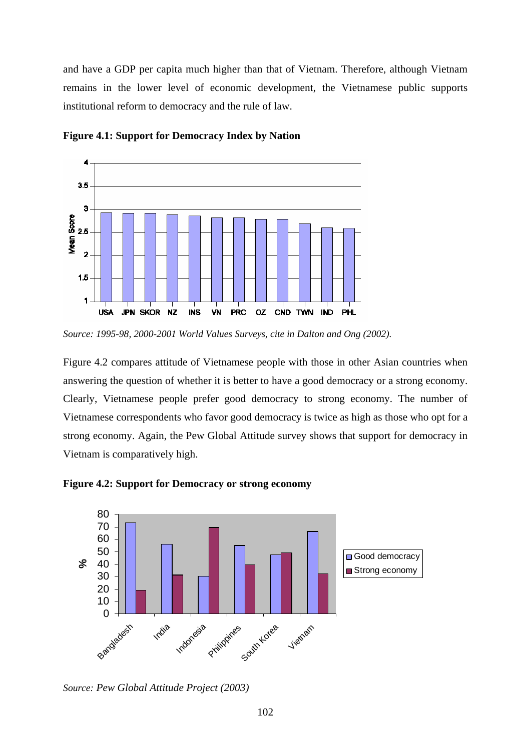and have a GDP per capita much higher than that of Vietnam. Therefore, although Vietnam remains in the lower level of economic development, the Vietnamese public supports institutional reform to democracy and the rule of law.

**Figure 4.1: Support for Democracy Index by Nation**

*Source: 1995-98, 2000-2001 World Values Surveys, cite in Dalton and Ong (2002).*

Figure 4.2 compares attitude of Vietnamese people with those in other Asian countries when answering the question of whether it is better to have a good democracy or a strong economy. Clearly, Vietnamese people prefer good democracy to strong economy. The number of Vietnamese correspondents who favor good democracy is twice as high as those who opt for a strong economy. Again, the Pew Global Attitude survey shows that support for democracy in Vietnam is comparatively high.

**Figure 4.2: Support for Democracy or strong economy**

*Source: Pew Global Attitude Project (2003)*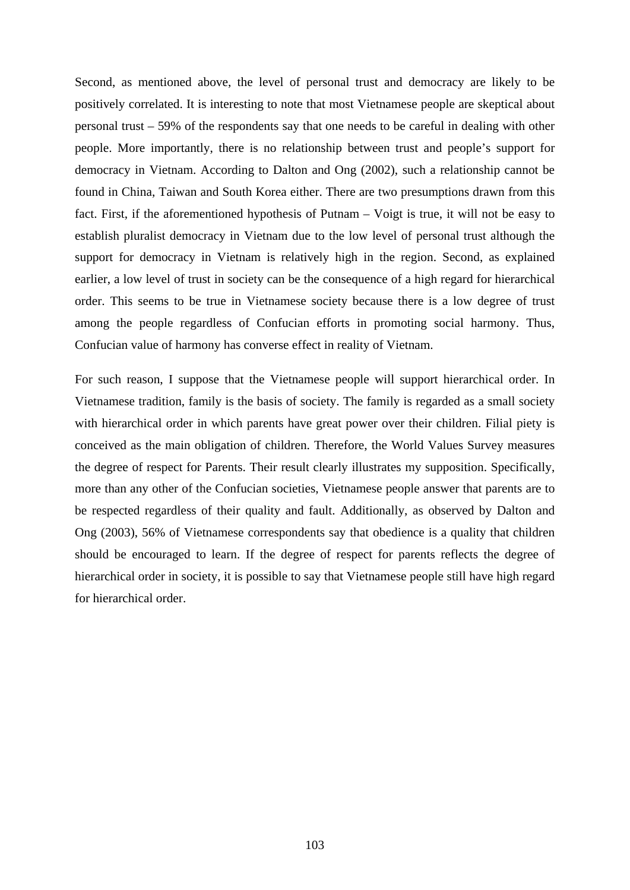Second, as mentioned above, the level of personal trust and democracy are likely to be positively correlated. It is interesting to note that most Vietnamese people are skeptical about personal trust – 59% of the respondents say that one needs to be careful in dealing with other people. More importantly, there is no relationship between trust and people's support for democracy in Vietnam. According to Dalton and Ong (2002), such a relationship cannot be found in China, Taiwan and South Korea either. There are two presumptions drawn from this fact. First, if the aforementioned hypothesis of Putnam – Voigt is true, it will not be easy to establish pluralist democracy in Vietnam due to the low level of personal trust although the support for democracy in Vietnam is relatively high in the region. Second, as explained earlier, a low level of trust in society can be the consequence of a high regard for hierarchical order. This seems to be true in Vietnamese society because there is a low degree of trust among the people regardless of Confucian efforts in promoting social harmony. Thus, Confucian value of harmony has converse effect in reality of Vietnam.

For such reason, I suppose that the Vietnamese people will support hierarchical order. In Vietnamese tradition, family is the basis of society. The family is regarded as a small society with hierarchical order in which parents have great power over their children. Filial piety is conceived as the main obligation of children. Therefore, the World Values Survey measures the degree of respect for Parents. Their result clearly illustrates my supposition. Specifically, more than any other of the Confucian societies, Vietnamese people answer that parents are to be respected regardless of their quality and fault. Additionally, as observed by Dalton and Ong (2003), 56% of Vietnamese correspondents say that obedience is a quality that children should be encouraged to learn. If the degree of respect for parents reflects the degree of hierarchical order in society, it is possible to say that Vietnamese people still have high regard for hierarchical order.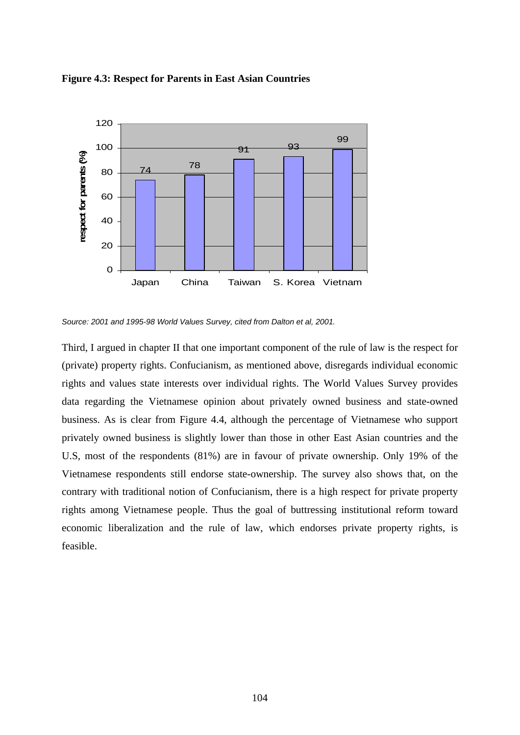**Figure 4.3: Respect for Parents in East Asian Countries**

| Country | respect for parents (%) |
|---|---|
| Japan | 74 |
| China | 78 |
| Taiwan | 91 |
| S. Korea | 93 |
| Vietnam | 99 |

*Source: 2001 and 1995-98 World Values Survey, cited from Dalton et al, 2001.*

Third, I argued in chapter II that one important component of the rule of law is the respect for (private) property rights. Confucianism, as mentioned above, disregards individual economic rights and values state interests over individual rights. The World Values Survey provides data regarding the Vietnamese opinion about privately owned business and state-owned business. As is clear from Figure 4.4, although the percentage of Vietnamese who support privately owned business is slightly lower than those in other East Asian countries and the U.S, most of the respondents (81%) are in favour of private ownership. Only 19% of the Vietnamese respondents still endorse state-ownership. The survey also shows that, on the contrary with traditional notion of Confucianism, there is a high respect for private property rights among Vietnamese people. Thus the goal of buttressing institutional reform toward economic liberalization and the rule of law, which endorses private property rights, is feasible.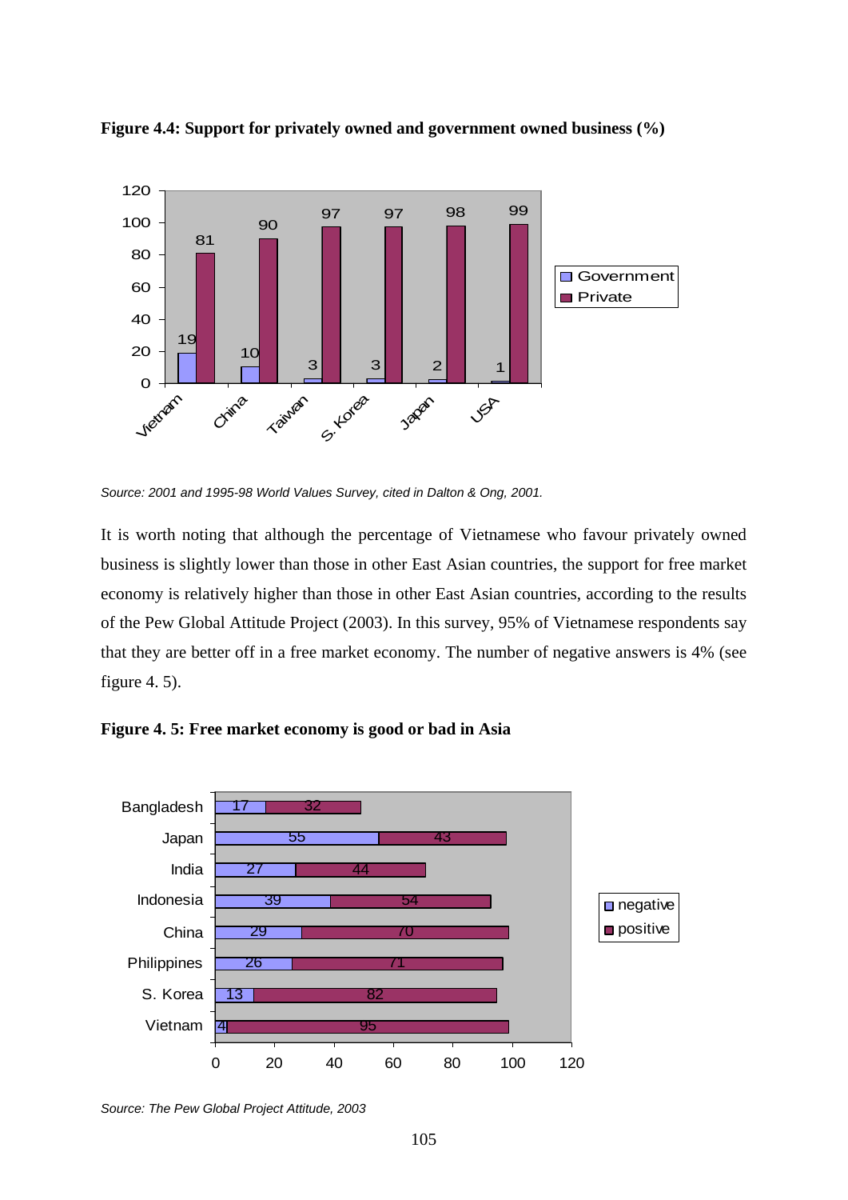**Figure 4.4: Support for privately owned and government owned business (%)**

| | Government | Private |
|---|---|---|
| Vietnam | 19 | 81 |
| China | 10 | 90 |
| Taiwan | 3 | 97 |
| S. Korea | 3 | 97 |
| Japan | 2 | 98 |
| USA | 1 | 99 |

*Source: 2001 and 1995-98 World Values Survey, cited in Dalton & Ong, 2001.*

It is worth noting that although the percentage of Vietnamese who favour privately owned business is slightly lower than those in other East Asian countries, the support for free market economy is relatively higher than those in other East Asian countries, according to the results of the Pew Global Attitude Project (2003). In this survey, 95% of Vietnamese respondents say that they are better off in a free market economy. The number of negative answers is 4% (see figure 4. 5).

**Figure 4. 5: Free market economy is good or bad in Asia**

| | negative | positive |
|---|---|---|
| Bangladesh | 17 | 32 |
| Japan | 55 | 43 |
| India | 27 | 44 |
| Indonesia | 39 | 54 |
| China | 29 | 70 |
| Philippines | 26 | 71 |
| S. Korea | 13 | 82 |
| Vietnam | 4 | 95 |

*Source: The Pew Global Project Attitude, 2003*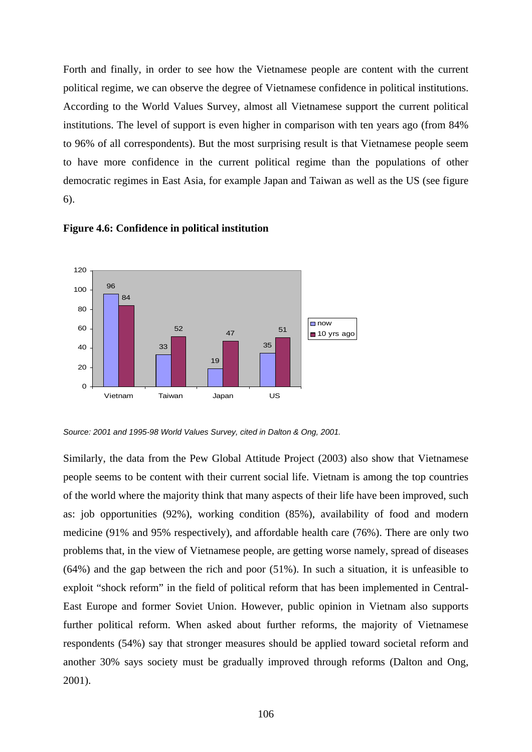Forth and finally, in order to see how the Vietnamese people are content with the current political regime, we can observe the degree of Vietnamese confidence in political institutions. According to the World Values Survey, almost all Vietnamese support the current political institutions. The level of support is even higher in comparison with ten years ago (from 84% to 96% of all correspondents). But the most surprising result is that Vietnamese people seem to have more confidence in the current political regime than the populations of other democratic regimes in East Asia, for example Japan and Taiwan as well as the US (see figure 6).

**Figure 4.6: Confidence in political institution**

| | Vietnam | Taiwan | Japan | US |
|---|---|---|---|---|
| now | 96 | 33 | 19 | 35 |
| 10 yrs ago | 84 | 52 | 47 | 51 |

*Source: 2001 and 1995-98 World Values Survey, cited in Dalton & Ong, 2001.*

Similarly, the data from the Pew Global Attitude Project (2003) also show that Vietnamese people seems to be content with their current social life. Vietnam is among the top countries of the world where the majority think that many aspects of their life have been improved, such as: job opportunities (92%), working condition (85%), availability of food and modern medicine (91% and 95% respectively), and affordable health care (76%). There are only two problems that, in the view of Vietnamese people, are getting worse namely, spread of diseases (64%) and the gap between the rich and poor (51%). In such a situation, it is unfeasible to exploit "shock reform" in the field of political reform that has been implemented in Central-East Europe and former Soviet Union. However, public opinion in Vietnam also supports further political reform. When asked about further reforms, the majority of Vietnamese respondents (54%) say that stronger measures should be applied toward societal reform and another 30% says society must be gradually improved through reforms (Dalton and Ong, 2001).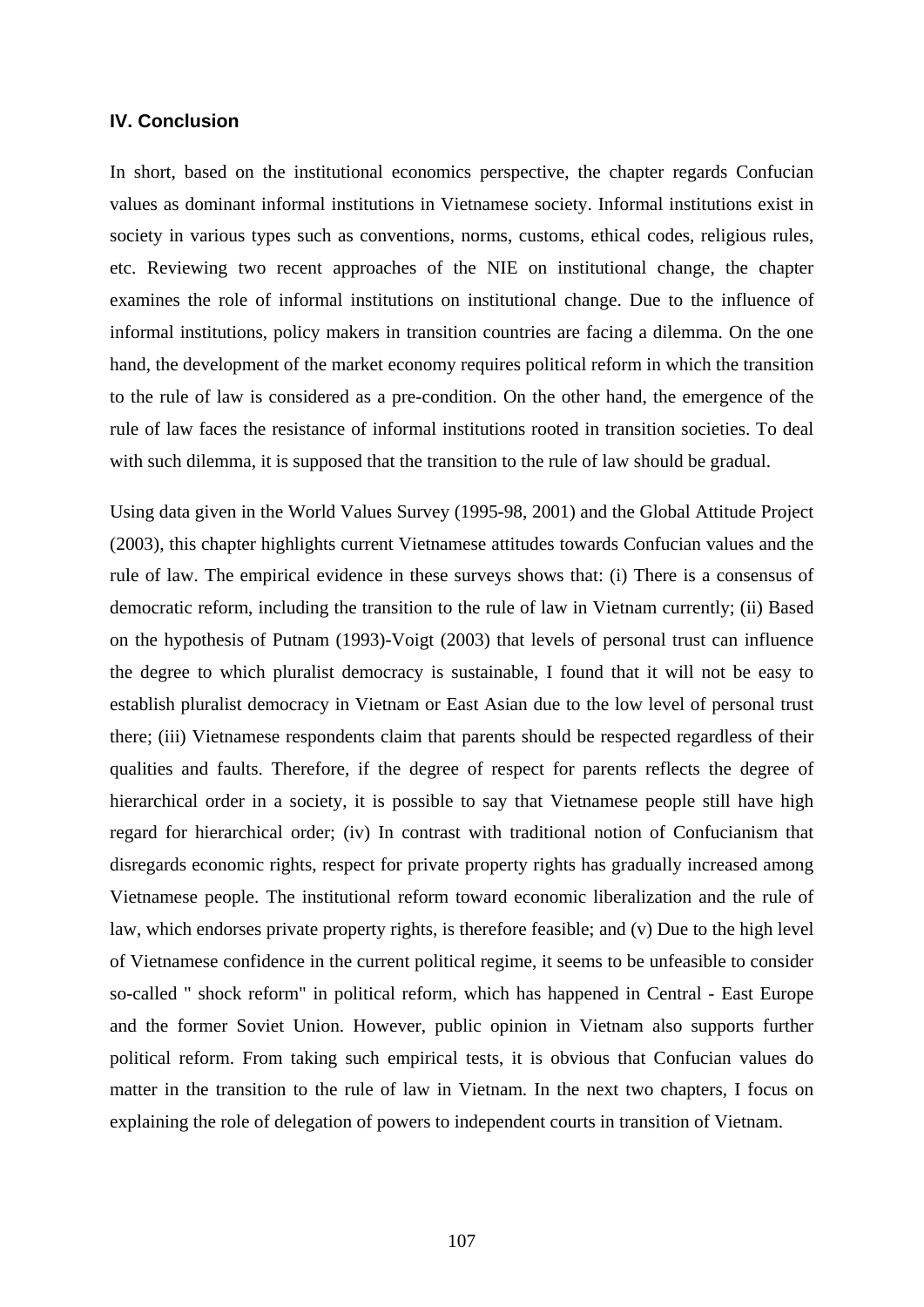## IV. Conclusion

In short, based on the institutional economics perspective, the chapter regards Confucian values as dominant informal institutions in Vietnamese society. Informal institutions exist in society in various types such as conventions, norms, customs, ethical codes, religious rules, etc. Reviewing two recent approaches of the NIE on institutional change, the chapter examines the role of informal institutions on institutional change. Due to the influence of informal institutions, policy makers in transition countries are facing a dilemma. On the one hand, the development of the market economy requires political reform in which the transition to the rule of law is considered as a pre-condition. On the other hand, the emergence of the rule of law faces the resistance of informal institutions rooted in transition societies. To deal with such dilemma, it is supposed that the transition to the rule of law should be gradual.

Using data given in the World Values Survey (1995-98, 2001) and the Global Attitude Project (2003), this chapter highlights current Vietnamese attitudes towards Confucian values and the rule of law. The empirical evidence in these surveys shows that: (i) There is a consensus of democratic reform, including the transition to the rule of law in Vietnam currently; (ii) Based on the hypothesis of Putnam (1993)-Voigt (2003) that levels of personal trust can influence the degree to which pluralist democracy is sustainable, I found that it will not be easy to establish pluralist democracy in Vietnam or East Asian due to the low level of personal trust there; (iii) Vietnamese respondents claim that parents should be respected regardless of their qualities and faults. Therefore, if the degree of respect for parents reflects the degree of hierarchical order in a society, it is possible to say that Vietnamese people still have high regard for hierarchical order; (iv) In contrast with traditional notion of Confucianism that disregards economic rights, respect for private property rights has gradually increased among Vietnamese people. The institutional reform toward economic liberalization and the rule of law, which endorses private property rights, is therefore feasible; and (v) Due to the high level of Vietnamese confidence in the current political regime, it seems to be unfeasible to consider so-called " shock reform" in political reform, which has happened in Central - East Europe and the former Soviet Union. However, public opinion in Vietnam also supports further political reform. From taking such empirical tests, it is obvious that Confucian values do matter in the transition to the rule of law in Vietnam. In the next two chapters, I focus on explaining the role of delegation of powers to independent courts in transition of Vietnam.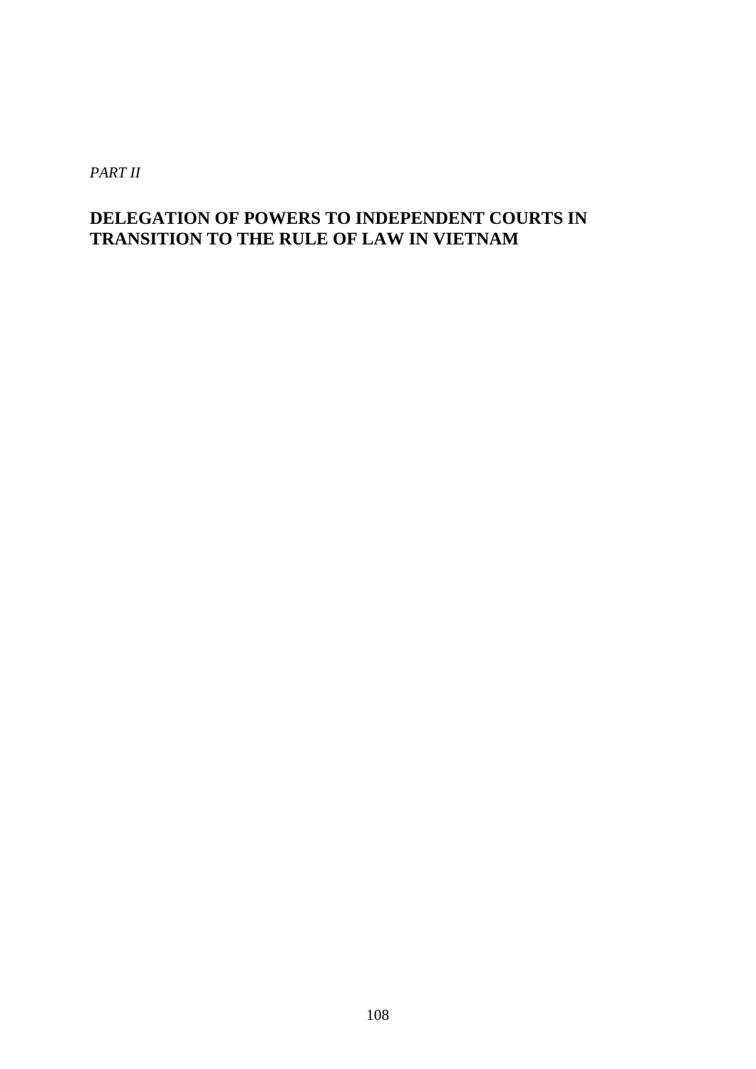*PART II*

# DELEGATION OF POWERS TO INDEPENDENT COURTS IN TRANSITION TO THE RULE OF LAW IN VIETNAM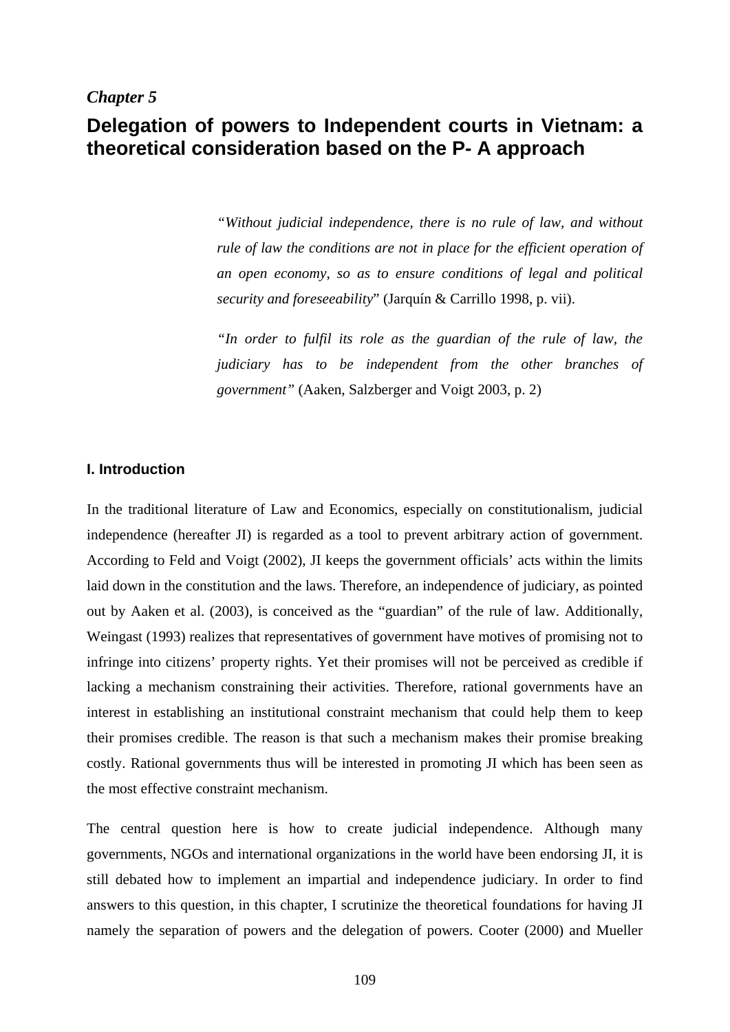## *Chapter 5*

# Delegation of powers to Independent courts in Vietnam: a theoretical consideration based on the P- A approach

> *"Without judicial independence, there is no rule of law, and without rule of law the conditions are not in place for the efficient operation of an open economy, so as to ensure conditions of legal and political security and foreseeability*" (Jarquín & Carrillo 1998, p. vii).
>
> *"In order to fulfil its role as the guardian of the rule of law, the judiciary has to be independent from the other branches of government"* (Aaken, Salzberger and Voigt 2003, p. 2)

### I. Introduction

In the traditional literature of Law and Economics, especially on constitutionalism, judicial independence (hereafter JI) is regarded as a tool to prevent arbitrary action of government. According to Feld and Voigt (2002), JI keeps the government officials' acts within the limits laid down in the constitution and the laws. Therefore, an independence of judiciary, as pointed out by Aaken et al. (2003), is conceived as the "guardian" of the rule of law. Additionally, Weingast (1993) realizes that representatives of government have motives of promising not to infringe into citizens' property rights. Yet their promises will not be perceived as credible if lacking a mechanism constraining their activities. Therefore, rational governments have an interest in establishing an institutional constraint mechanism that could help them to keep their promises credible. The reason is that such a mechanism makes their promise breaking costly. Rational governments thus will be interested in promoting JI which has been seen as the most effective constraint mechanism.

The central question here is how to create judicial independence. Although many governments, NGOs and international organizations in the world have been endorsing JI, it is still debated how to implement an impartial and independence judiciary. In order to find answers to this question, in this chapter, I scrutinize the theoretical foundations for having JI namely the separation of powers and the delegation of powers. Cooter (2000) and Mueller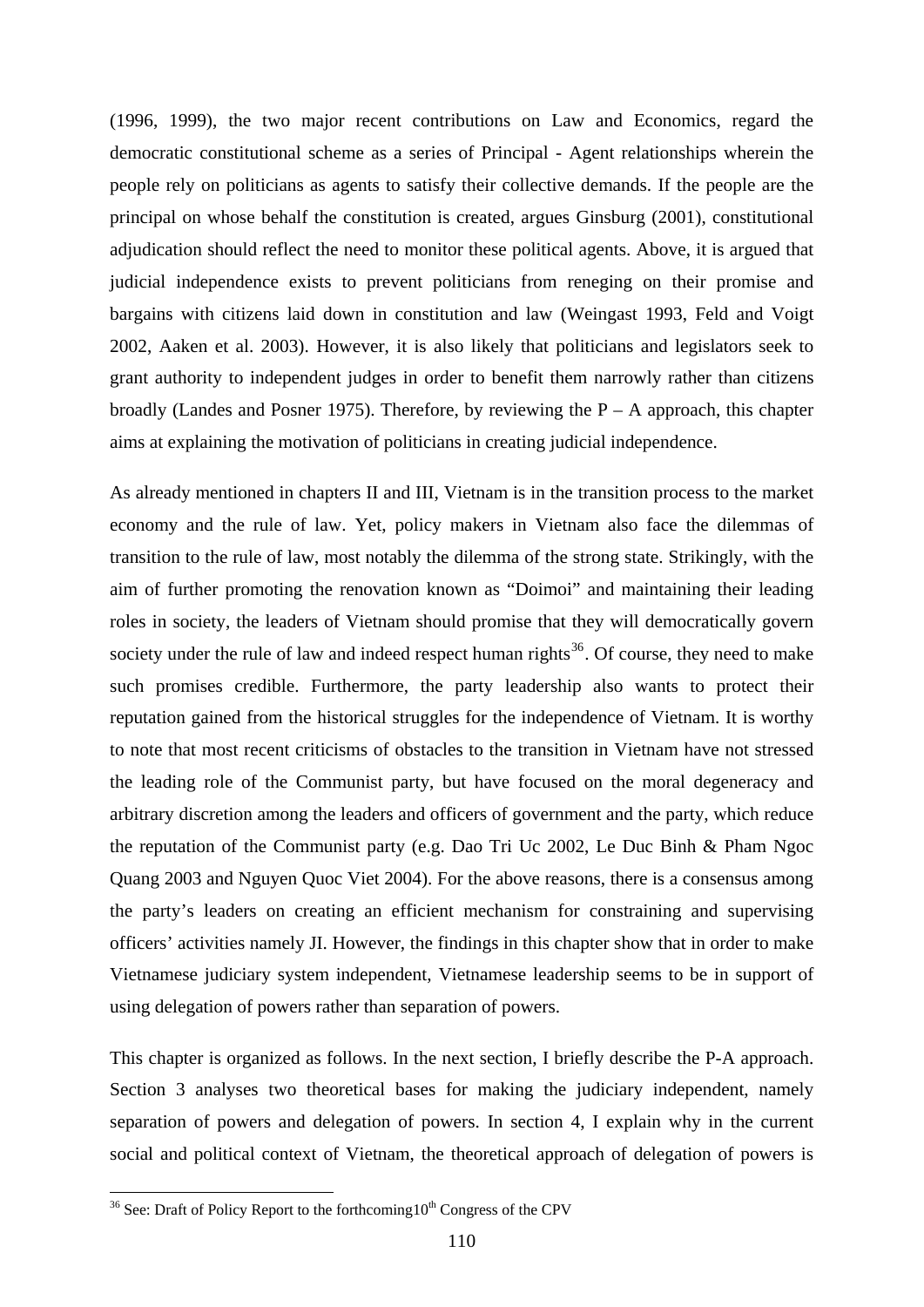(1996, 1999), the two major recent contributions on Law and Economics, regard the democratic constitutional scheme as a series of Principal - Agent relationships wherein the people rely on politicians as agents to satisfy their collective demands. If the people are the principal on whose behalf the constitution is created, argues Ginsburg (2001), constitutional adjudication should reflect the need to monitor these political agents. Above, it is argued that judicial independence exists to prevent politicians from reneging on their promise and bargains with citizens laid down in constitution and law (Weingast 1993, Feld and Voigt 2002, Aaken et al. 2003). However, it is also likely that politicians and legislators seek to grant authority to independent judges in order to benefit them narrowly rather than citizens broadly (Landes and Posner 1975). Therefore, by reviewing the P – A approach, this chapter aims at explaining the motivation of politicians in creating judicial independence.

As already mentioned in chapters II and III, Vietnam is in the transition process to the market economy and the rule of law. Yet, policy makers in Vietnam also face the dilemmas of transition to the rule of law, most notably the dilemma of the strong state. Strikingly, with the aim of further promoting the renovation known as "Doimoi" and maintaining their leading roles in society, the leaders of Vietnam should promise that they will democratically govern society under the rule of law and indeed respect human rights[36]. Of course, they need to make such promises credible. Furthermore, the party leadership also wants to protect their reputation gained from the historical struggles for the independence of Vietnam. It is worthy to note that most recent criticisms of obstacles to the transition in Vietnam have not stressed the leading role of the Communist party, but have focused on the moral degeneracy and arbitrary discretion among the leaders and officers of government and the party, which reduce the reputation of the Communist party (e.g. Dao Tri Uc 2002, Le Duc Binh & Pham Ngoc Quang 2003 and Nguyen Quoc Viet 2004). For the above reasons, there is a consensus among the party's leaders on creating an efficient mechanism for constraining and supervising officers' activities namely JI. However, the findings in this chapter show that in order to make Vietnamese judiciary system independent, Vietnamese leadership seems to be in support of using delegation of powers rather than separation of powers.

This chapter is organized as follows. In the next section, I briefly describe the P-A approach. Section 3 analyses two theoretical bases for making the judiciary independent, namely separation of powers and delegation of powers. In section 4, I explain why in the current social and political context of Vietnam, the theoretical approach of delegation of powers is

[36] See: Draft of Policy Report to the forthcoming10th Congress of the CPV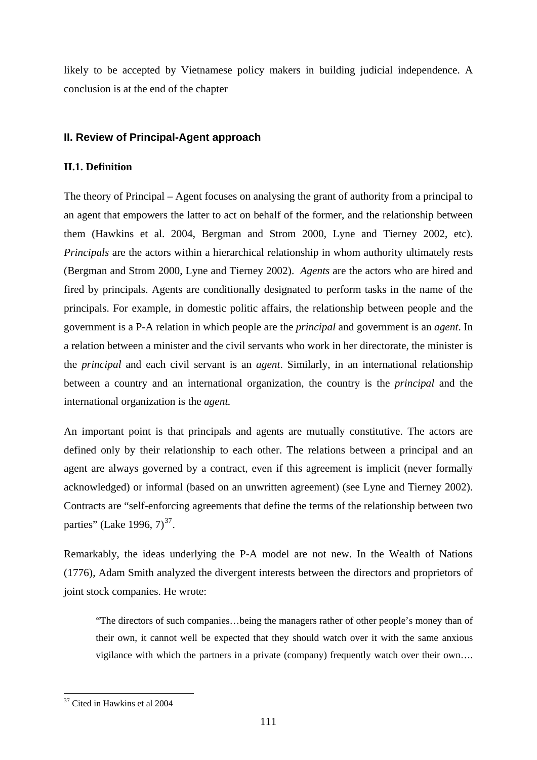likely to be accepted by Vietnamese policy makers in building judicial independence. A conclusion is at the end of the chapter

## II. Review of Principal-Agent approach

### II.1. Definition

The theory of Principal – Agent focuses on analysing the grant of authority from a principal to an agent that empowers the latter to act on behalf of the former, and the relationship between them (Hawkins et al. 2004, Bergman and Strom 2000, Lyne and Tierney 2002, etc). *Principals* are the actors within a hierarchical relationship in whom authority ultimately rests (Bergman and Strom 2000, Lyne and Tierney 2002). *Agents* are the actors who are hired and fired by principals. Agents are conditionally designated to perform tasks in the name of the principals. For example, in domestic politic affairs, the relationship between people and the government is a P-A relation in which people are the *principal* and government is an *agent*. In a relation between a minister and the civil servants who work in her directorate, the minister is the *principal* and each civil servant is an *agent*. Similarly, in an international relationship between a country and an international organization, the country is the *principal* and the international organization is the *agent.*

An important point is that principals and agents are mutually constitutive. The actors are defined only by their relationship to each other. The relations between a principal and an agent are always governed by a contract, even if this agreement is implicit (never formally acknowledged) or informal (based on an unwritten agreement) (see Lyne and Tierney 2002). Contracts are "self-enforcing agreements that define the terms of the relationship between two parties" (Lake 1996, 7)[37].

Remarkably, the ideas underlying the P-A model are not new. In the Wealth of Nations (1776), Adam Smith analyzed the divergent interests between the directors and proprietors of joint stock companies. He wrote:

> "The directors of such companies…being the managers rather of other people's money than of their own, it cannot well be expected that they should watch over it with the same anxious vigilance with which the partners in a private (company) frequently watch over their own….

[37] Cited in Hawkins et al 2004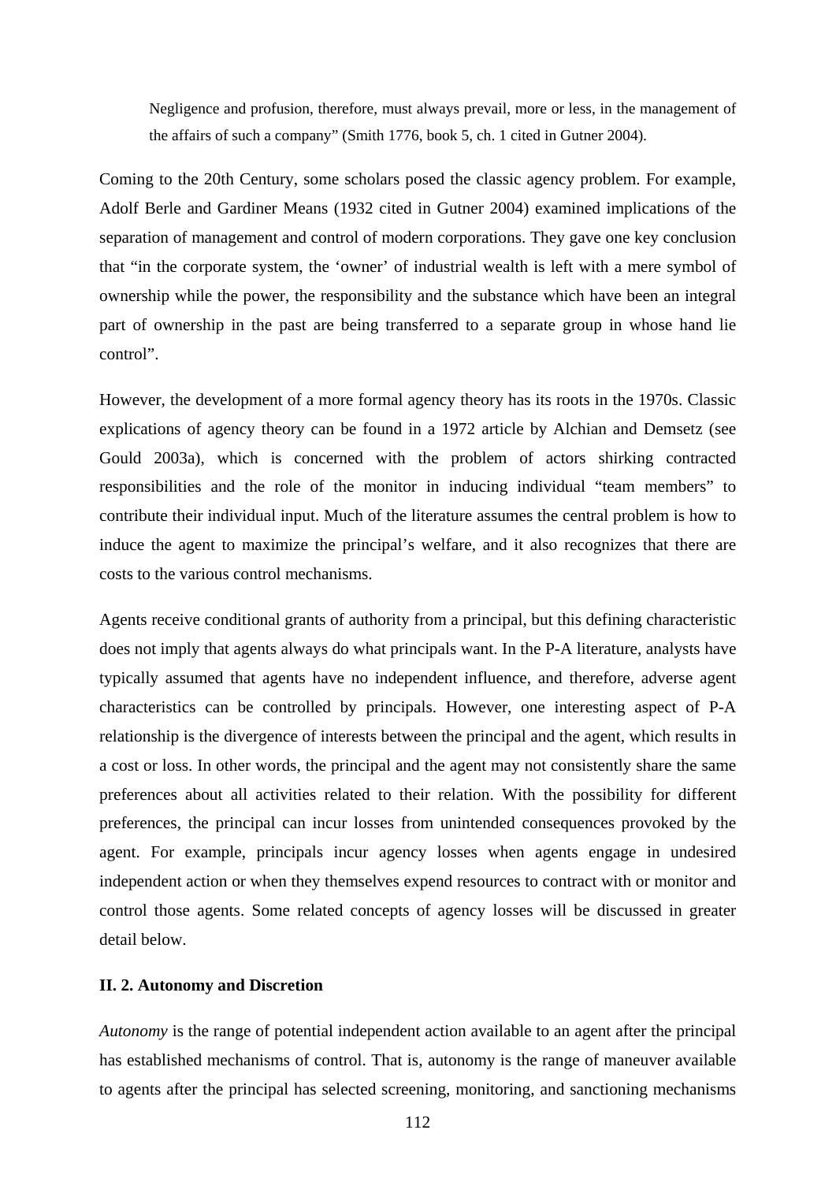> Negligence and profusion, therefore, must always prevail, more or less, in the management of the affairs of such a company" (Smith 1776, book 5, ch. 1 cited in Gutner 2004).

Coming to the 20th Century, some scholars posed the classic agency problem. For example, Adolf Berle and Gardiner Means (1932 cited in Gutner 2004) examined implications of the separation of management and control of modern corporations. They gave one key conclusion that "in the corporate system, the 'owner' of industrial wealth is left with a mere symbol of ownership while the power, the responsibility and the substance which have been an integral part of ownership in the past are being transferred to a separate group in whose hand lie control".

However, the development of a more formal agency theory has its roots in the 1970s. Classic explications of agency theory can be found in a 1972 article by Alchian and Demsetz (see Gould 2003a), which is concerned with the problem of actors shirking contracted responsibilities and the role of the monitor in inducing individual "team members" to contribute their individual input. Much of the literature assumes the central problem is how to induce the agent to maximize the principal's welfare, and it also recognizes that there are costs to the various control mechanisms.

Agents receive conditional grants of authority from a principal, but this defining characteristic does not imply that agents always do what principals want. In the P-A literature, analysts have typically assumed that agents have no independent influence, and therefore, adverse agent characteristics can be controlled by principals. However, one interesting aspect of P-A relationship is the divergence of interests between the principal and the agent, which results in a cost or loss. In other words, the principal and the agent may not consistently share the same preferences about all activities related to their relation. With the possibility for different preferences, the principal can incur losses from unintended consequences provoked by the agent. For example, principals incur agency losses when agents engage in undesired independent action or when they themselves expend resources to contract with or monitor and control those agents. Some related concepts of agency losses will be discussed in greater detail below.

### II. 2. Autonomy and Discretion

*Autonomy* is the range of potential independent action available to an agent after the principal has established mechanisms of control. That is, autonomy is the range of maneuver available to agents after the principal has selected screening, monitoring, and sanctioning mechanisms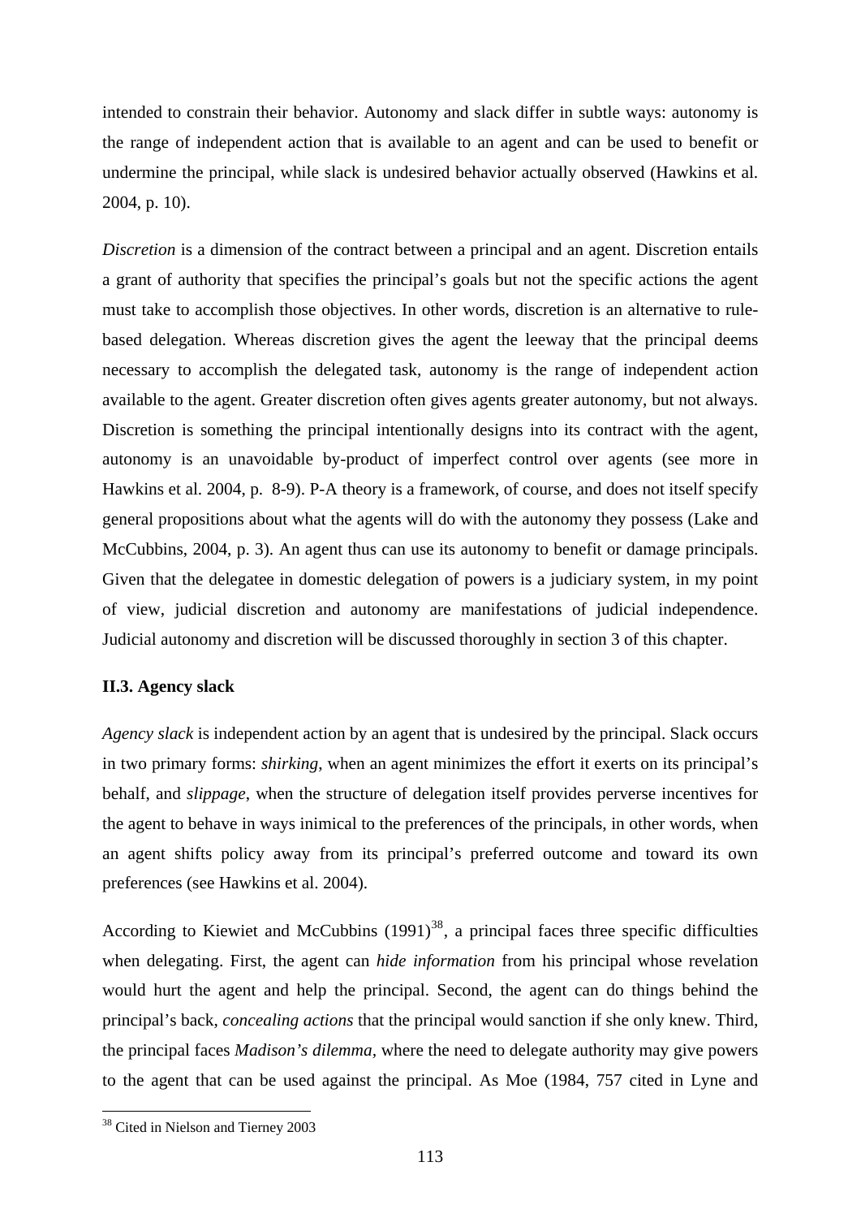intended to constrain their behavior. Autonomy and slack differ in subtle ways: autonomy is the range of independent action that is available to an agent and can be used to benefit or undermine the principal, while slack is undesired behavior actually observed (Hawkins et al. 2004, p. 10).

*Discretion* is a dimension of the contract between a principal and an agent. Discretion entails a grant of authority that specifies the principal's goals but not the specific actions the agent must take to accomplish those objectives. In other words, discretion is an alternative to rule-based delegation. Whereas discretion gives the agent the leeway that the principal deems necessary to accomplish the delegated task, autonomy is the range of independent action available to the agent. Greater discretion often gives agents greater autonomy, but not always. Discretion is something the principal intentionally designs into its contract with the agent, autonomy is an unavoidable by-product of imperfect control over agents (see more in Hawkins et al. 2004, p. 8-9). P-A theory is a framework, of course, and does not itself specify general propositions about what the agents will do with the autonomy they possess (Lake and McCubbins, 2004, p. 3). An agent thus can use its autonomy to benefit or damage principals. Given that the delegatee in domestic delegation of powers is a judiciary system, in my point of view, judicial discretion and autonomy are manifestations of judicial independence. Judicial autonomy and discretion will be discussed thoroughly in section 3 of this chapter.

**II.3. Agency slack**

*Agency slack* is independent action by an agent that is undesired by the principal. Slack occurs in two primary forms: *shirking*, when an agent minimizes the effort it exerts on its principal's behalf, and *slippage*, when the structure of delegation itself provides perverse incentives for the agent to behave in ways inimical to the preferences of the principals, in other words, when an agent shifts policy away from its principal's preferred outcome and toward its own preferences (see Hawkins et al. 2004).

According to Kiewiet and McCubbins (1991)[38], a principal faces three specific difficulties when delegating. First, the agent can *hide information* from his principal whose revelation would hurt the agent and help the principal. Second, the agent can do things behind the principal's back, *concealing actions* that the principal would sanction if she only knew. Third, the principal faces *Madison's dilemma*, where the need to delegate authority may give powers to the agent that can be used against the principal. As Moe (1984, 757 cited in Lyne and

[38] Cited in Nielson and Tierney 2003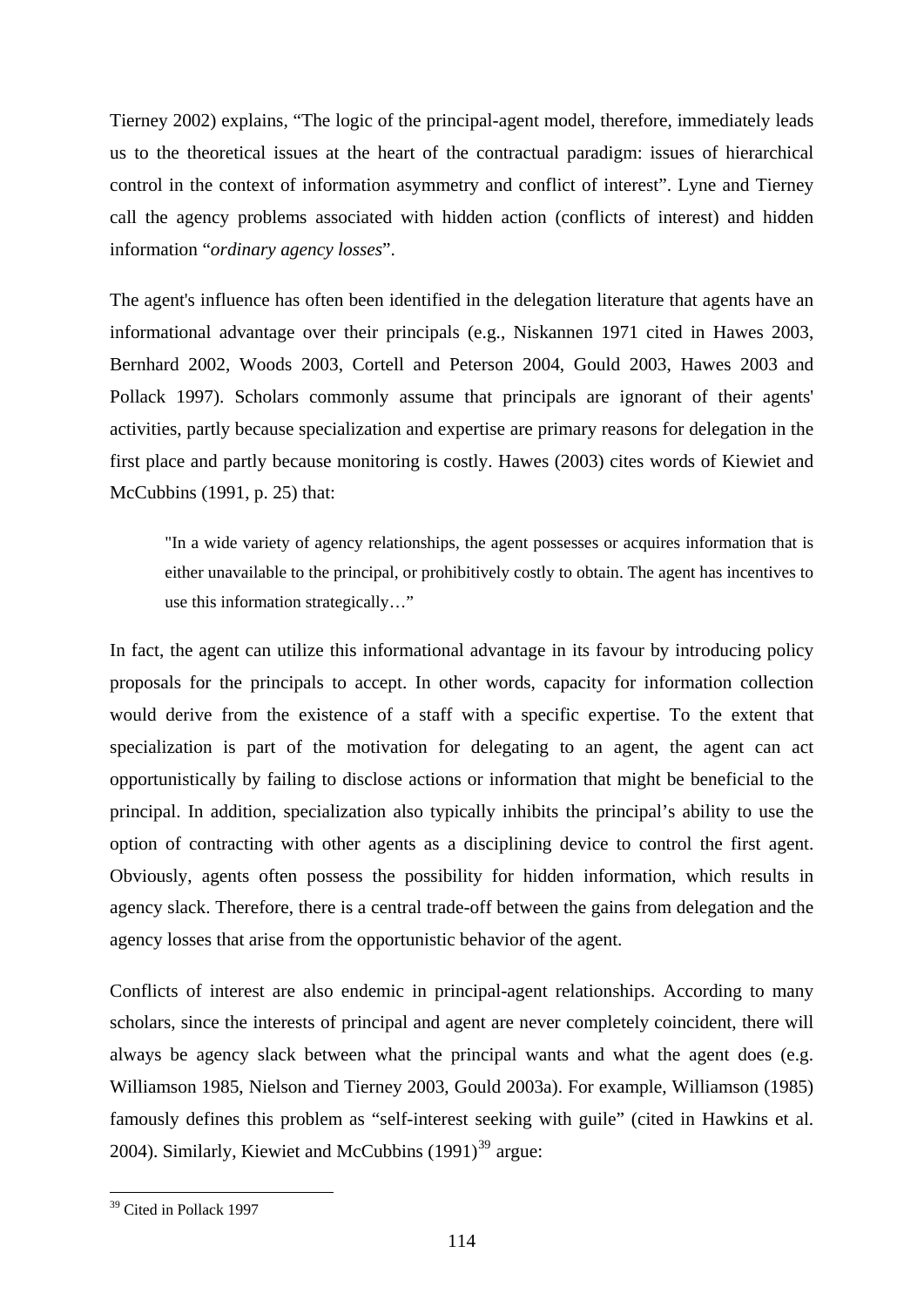Tierney 2002) explains, "The logic of the principal-agent model, therefore, immediately leads us to the theoretical issues at the heart of the contractual paradigm: issues of hierarchical control in the context of information asymmetry and conflict of interest". Lyne and Tierney call the agency problems associated with hidden action (conflicts of interest) and hidden information "*ordinary agency losses*".

The agent's influence has often been identified in the delegation literature that agents have an informational advantage over their principals (e.g., Niskannen 1971 cited in Hawes 2003, Bernhard 2002, Woods 2003, Cortell and Peterson 2004, Gould 2003, Hawes 2003 and Pollack 1997). Scholars commonly assume that principals are ignorant of their agents' activities, partly because specialization and expertise are primary reasons for delegation in the first place and partly because monitoring is costly. Hawes (2003) cites words of Kiewiet and McCubbins (1991, p. 25) that:

> "In a wide variety of agency relationships, the agent possesses or acquires information that is either unavailable to the principal, or prohibitively costly to obtain. The agent has incentives to use this information strategically…"

In fact, the agent can utilize this informational advantage in its favour by introducing policy proposals for the principals to accept. In other words, capacity for information collection would derive from the existence of a staff with a specific expertise. To the extent that specialization is part of the motivation for delegating to an agent, the agent can act opportunistically by failing to disclose actions or information that might be beneficial to the principal. In addition, specialization also typically inhibits the principal's ability to use the option of contracting with other agents as a disciplining device to control the first agent. Obviously, agents often possess the possibility for hidden information, which results in agency slack. Therefore, there is a central trade-off between the gains from delegation and the agency losses that arise from the opportunistic behavior of the agent.

Conflicts of interest are also endemic in principal-agent relationships. According to many scholars, since the interests of principal and agent are never completely coincident, there will always be agency slack between what the principal wants and what the agent does (e.g. Williamson 1985, Nielson and Tierney 2003, Gould 2003a). For example, Williamson (1985) famously defines this problem as "self-interest seeking with guile" (cited in Hawkins et al. 2004). Similarly, Kiewiet and McCubbins (1991)[39] argue:

[39] Cited in Pollack 1997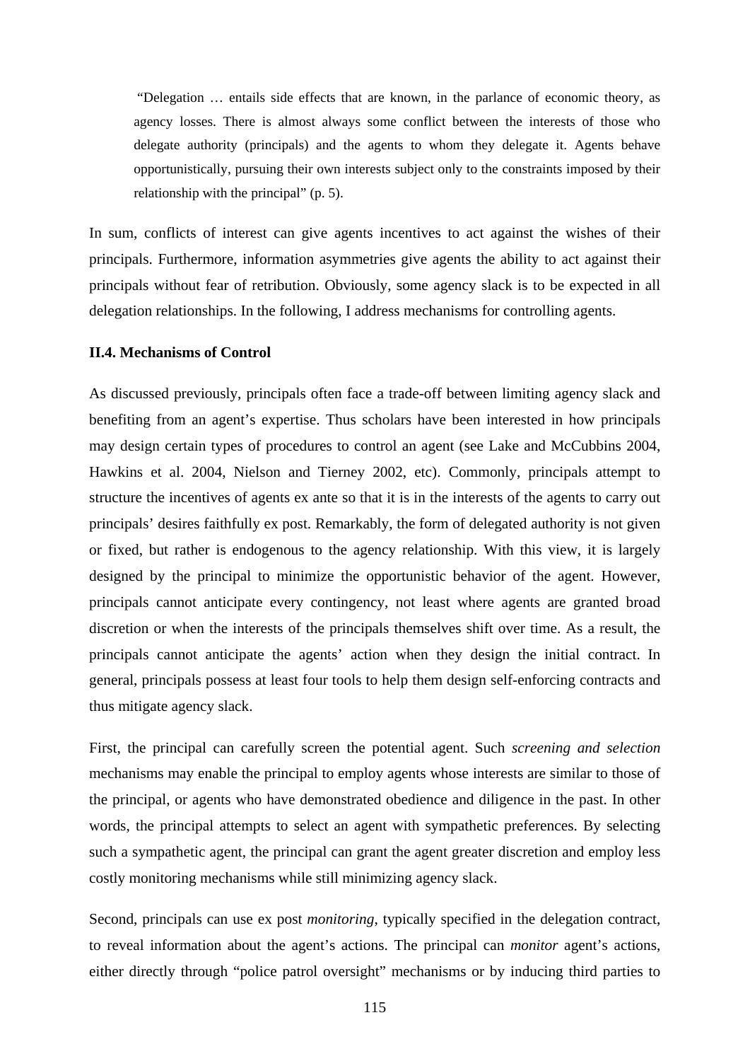> "Delegation … entails side effects that are known, in the parlance of economic theory, as agency losses. There is almost always some conflict between the interests of those who delegate authority (principals) and the agents to whom they delegate it. Agents behave opportunistically, pursuing their own interests subject only to the constraints imposed by their relationship with the principal" (p. 5).

In sum, conflicts of interest can give agents incentives to act against the wishes of their principals. Furthermore, information asymmetries give agents the ability to act against their principals without fear of retribution. Obviously, some agency slack is to be expected in all delegation relationships. In the following, I address mechanisms for controlling agents.

**II.4. Mechanisms of Control**

As discussed previously, principals often face a trade-off between limiting agency slack and benefiting from an agent's expertise. Thus scholars have been interested in how principals may design certain types of procedures to control an agent (see Lake and McCubbins 2004, Hawkins et al. 2004, Nielson and Tierney 2002, etc). Commonly, principals attempt to structure the incentives of agents ex ante so that it is in the interests of the agents to carry out principals' desires faithfully ex post. Remarkably, the form of delegated authority is not given or fixed, but rather is endogenous to the agency relationship. With this view, it is largely designed by the principal to minimize the opportunistic behavior of the agent. However, principals cannot anticipate every contingency, not least where agents are granted broad discretion or when the interests of the principals themselves shift over time. As a result, the principals cannot anticipate the agents' action when they design the initial contract. In general, principals possess at least four tools to help them design self-enforcing contracts and thus mitigate agency slack.

First, the principal can carefully screen the potential agent. Such *screening and selection* mechanisms may enable the principal to employ agents whose interests are similar to those of the principal, or agents who have demonstrated obedience and diligence in the past. In other words, the principal attempts to select an agent with sympathetic preferences. By selecting such a sympathetic agent, the principal can grant the agent greater discretion and employ less costly monitoring mechanisms while still minimizing agency slack.

Second, principals can use ex post *monitoring*, typically specified in the delegation contract, to reveal information about the agent's actions. The principal can *monitor* agent's actions, either directly through "police patrol oversight" mechanisms or by inducing third parties to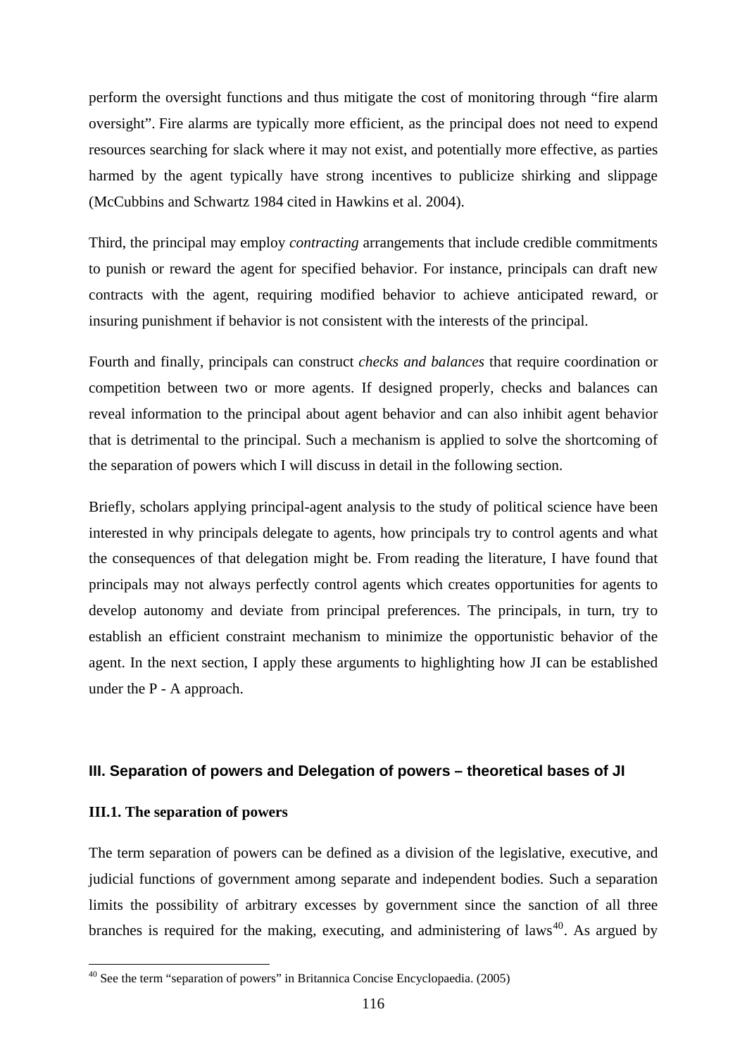perform the oversight functions and thus mitigate the cost of monitoring through "fire alarm oversight". Fire alarms are typically more efficient, as the principal does not need to expend resources searching for slack where it may not exist, and potentially more effective, as parties harmed by the agent typically have strong incentives to publicize shirking and slippage (McCubbins and Schwartz 1984 cited in Hawkins et al. 2004).

Third, the principal may employ *contracting* arrangements that include credible commitments to punish or reward the agent for specified behavior. For instance, principals can draft new contracts with the agent, requiring modified behavior to achieve anticipated reward, or insuring punishment if behavior is not consistent with the interests of the principal.

Fourth and finally, principals can construct *checks and balances* that require coordination or competition between two or more agents. If designed properly, checks and balances can reveal information to the principal about agent behavior and can also inhibit agent behavior that is detrimental to the principal. Such a mechanism is applied to solve the shortcoming of the separation of powers which I will discuss in detail in the following section.

Briefly, scholars applying principal-agent analysis to the study of political science have been interested in why principals delegate to agents, how principals try to control agents and what the consequences of that delegation might be. From reading the literature, I have found that principals may not always perfectly control agents which creates opportunities for agents to develop autonomy and deviate from principal preferences. The principals, in turn, try to establish an efficient constraint mechanism to minimize the opportunistic behavior of the agent. In the next section, I apply these arguments to highlighting how JI can be established under the P - A approach.

## III. Separation of powers and Delegation of powers – theoretical bases of JI

### III.1. The separation of powers

The term separation of powers can be defined as a division of the legislative, executive, and judicial functions of government among separate and independent bodies. Such a separation limits the possibility of arbitrary excesses by government since the sanction of all three branches is required for the making, executing, and administering of laws[40]. As argued by

[40] See the term "separation of powers" in Britannica Concise Encyclopaedia. (2005)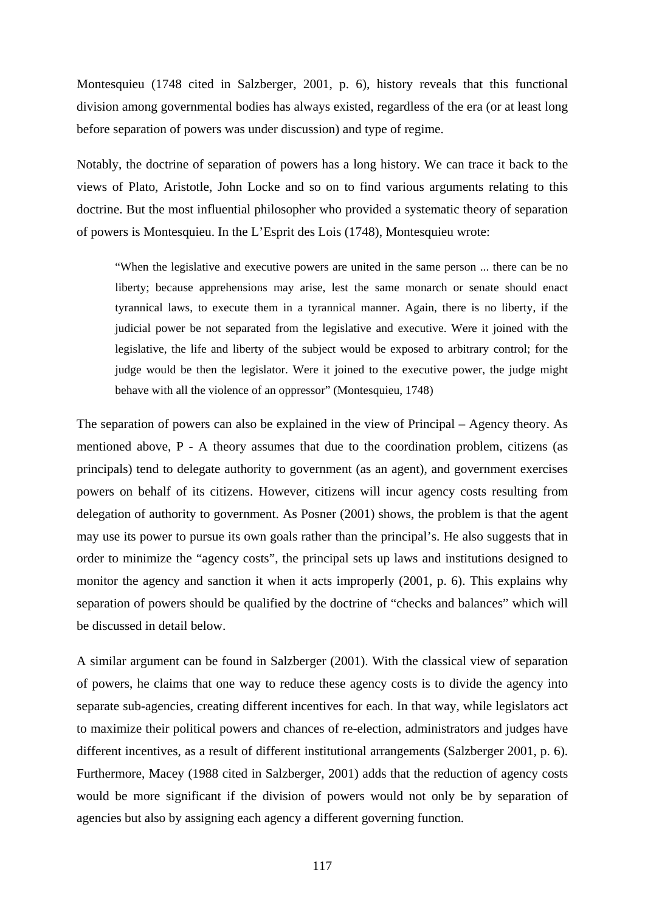Montesquieu (1748 cited in Salzberger, 2001, p. 6), history reveals that this functional division among governmental bodies has always existed, regardless of the era (or at least long before separation of powers was under discussion) and type of regime.

Notably, the doctrine of separation of powers has a long history. We can trace it back to the views of Plato, Aristotle, John Locke and so on to find various arguments relating to this doctrine. But the most influential philosopher who provided a systematic theory of separation of powers is Montesquieu. In the L'Esprit des Lois (1748), Montesquieu wrote:

> "When the legislative and executive powers are united in the same person ... there can be no liberty; because apprehensions may arise, lest the same monarch or senate should enact tyrannical laws, to execute them in a tyrannical manner. Again, there is no liberty, if the judicial power be not separated from the legislative and executive. Were it joined with the legislative, the life and liberty of the subject would be exposed to arbitrary control; for the judge would be then the legislator. Were it joined to the executive power, the judge might behave with all the violence of an oppressor" (Montesquieu, 1748)

The separation of powers can also be explained in the view of Principal – Agency theory. As mentioned above, P - A theory assumes that due to the coordination problem, citizens (as principals) tend to delegate authority to government (as an agent), and government exercises powers on behalf of its citizens. However, citizens will incur agency costs resulting from delegation of authority to government. As Posner (2001) shows, the problem is that the agent may use its power to pursue its own goals rather than the principal's. He also suggests that in order to minimize the "agency costs", the principal sets up laws and institutions designed to monitor the agency and sanction it when it acts improperly (2001, p. 6). This explains why separation of powers should be qualified by the doctrine of "checks and balances" which will be discussed in detail below.

A similar argument can be found in Salzberger (2001). With the classical view of separation of powers, he claims that one way to reduce these agency costs is to divide the agency into separate sub-agencies, creating different incentives for each. In that way, while legislators act to maximize their political powers and chances of re-election, administrators and judges have different incentives, as a result of different institutional arrangements (Salzberger 2001, p. 6). Furthermore, Macey (1988 cited in Salzberger, 2001) adds that the reduction of agency costs would be more significant if the division of powers would not only be by separation of agencies but also by assigning each agency a different governing function.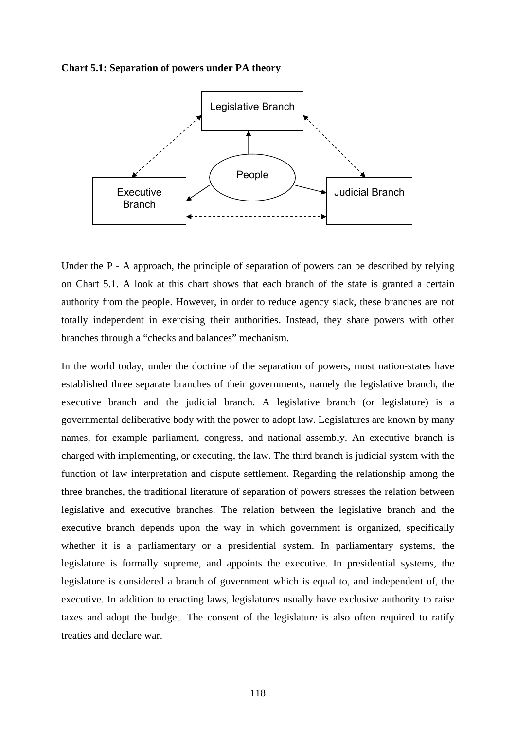**Chart 5.1: Separation of powers under PA theory**

Legislative Branch

People

Executive Branch

Judicial Branch

Under the P - A approach, the principle of separation of powers can be described by relying on Chart 5.1. A look at this chart shows that each branch of the state is granted a certain authority from the people. However, in order to reduce agency slack, these branches are not totally independent in exercising their authorities. Instead, they share powers with other branches through a "checks and balances" mechanism.

In the world today, under the doctrine of the separation of powers, most nation-states have established three separate branches of their governments, namely the legislative branch, the executive branch and the judicial branch. A legislative branch (or legislature) is a governmental deliberative body with the power to adopt law. Legislatures are known by many names, for example parliament, congress, and national assembly. An executive branch is charged with implementing, or executing, the law. The third branch is judicial system with the function of law interpretation and dispute settlement. Regarding the relationship among the three branches, the traditional literature of separation of powers stresses the relation between legislative and executive branches. The relation between the legislative branch and the executive branch depends upon the way in which government is organized, specifically whether it is a parliamentary or a presidential system. In parliamentary systems, the legislature is formally supreme, and appoints the executive. In presidential systems, the legislature is considered a branch of government which is equal to, and independent of, the executive. In addition to enacting laws, legislatures usually have exclusive authority to raise taxes and adopt the budget. The consent of the legislature is also often required to ratify treaties and declare war.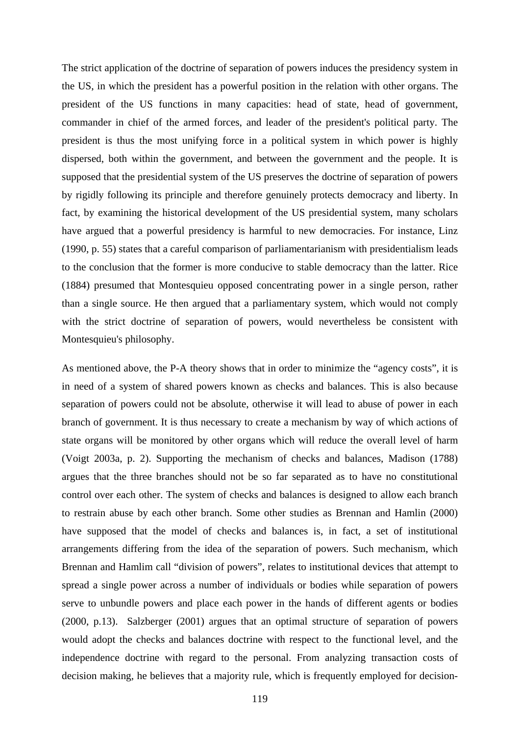The strict application of the doctrine of separation of powers induces the presidency system in the US, in which the president has a powerful position in the relation with other organs. The president of the US functions in many capacities: head of state, head of government, commander in chief of the armed forces, and leader of the president's political party. The president is thus the most unifying force in a political system in which power is highly dispersed, both within the government, and between the government and the people. It is supposed that the presidential system of the US preserves the doctrine of separation of powers by rigidly following its principle and therefore genuinely protects democracy and liberty. In fact, by examining the historical development of the US presidential system, many scholars have argued that a powerful presidency is harmful to new democracies. For instance, Linz (1990, p. 55) states that a careful comparison of parliamentarianism with presidentialism leads to the conclusion that the former is more conducive to stable democracy than the latter. Rice (1884) presumed that Montesquieu opposed concentrating power in a single person, rather than a single source. He then argued that a parliamentary system, which would not comply with the strict doctrine of separation of powers, would nevertheless be consistent with Montesquieu's philosophy.

As mentioned above, the P-A theory shows that in order to minimize the "agency costs", it is in need of a system of shared powers known as checks and balances. This is also because separation of powers could not be absolute, otherwise it will lead to abuse of power in each branch of government. It is thus necessary to create a mechanism by way of which actions of state organs will be monitored by other organs which will reduce the overall level of harm (Voigt 2003a, p. 2). Supporting the mechanism of checks and balances, Madison (1788) argues that the three branches should not be so far separated as to have no constitutional control over each other. The system of checks and balances is designed to allow each branch to restrain abuse by each other branch. Some other studies as Brennan and Hamlin (2000) have supposed that the model of checks and balances is, in fact, a set of institutional arrangements differing from the idea of the separation of powers. Such mechanism, which Brennan and Hamlim call "division of powers", relates to institutional devices that attempt to spread a single power across a number of individuals or bodies while separation of powers serve to unbundle powers and place each power in the hands of different agents or bodies (2000, p.13). Salzberger (2001) argues that an optimal structure of separation of powers would adopt the checks and balances doctrine with respect to the functional level, and the independence doctrine with regard to the personal. From analyzing transaction costs of decision making, he believes that a majority rule, which is frequently employed for decision-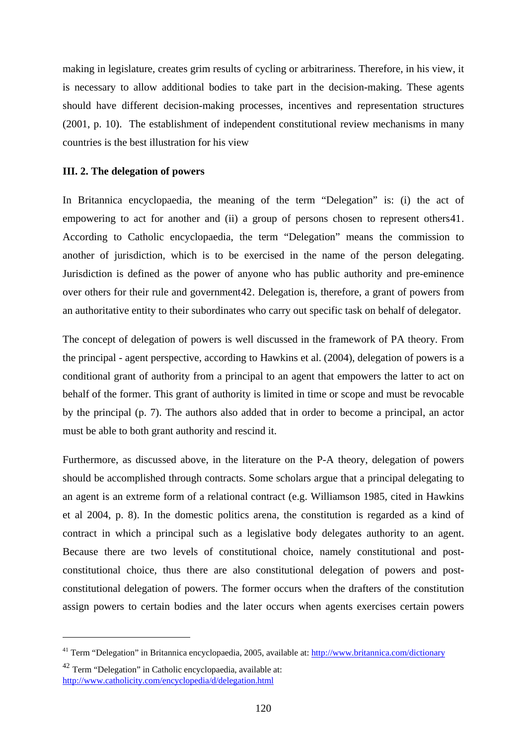making in legislature, creates grim results of cycling or arbitrariness. Therefore, in his view, it is necessary to allow additional bodies to take part in the decision-making. These agents should have different decision-making processes, incentives and representation structures (2001, p. 10). The establishment of independent constitutional review mechanisms in many countries is the best illustration for his view

**III. 2. The delegation of powers**

In Britannica encyclopaedia, the meaning of the term "Delegation" is: (i) the act of empowering to act for another and (ii) a group of persons chosen to represent others[41]. According to Catholic encyclopaedia, the term "Delegation" means the commission to another of jurisdiction, which is to be exercised in the name of the person delegating. Jurisdiction is defined as the power of anyone who has public authority and pre-eminence over others for their rule and government[42]. Delegation is, therefore, a grant of powers from an authoritative entity to their subordinates who carry out specific task on behalf of delegator.

The concept of delegation of powers is well discussed in the framework of PA theory. From the principal - agent perspective, according to Hawkins et al. (2004), delegation of powers is a conditional grant of authority from a principal to an agent that empowers the latter to act on behalf of the former. This grant of authority is limited in time or scope and must be revocable by the principal (p. 7). The authors also added that in order to become a principal, an actor must be able to both grant authority and rescind it.

Furthermore, as discussed above, in the literature on the P-A theory, delegation of powers should be accomplished through contracts. Some scholars argue that a principal delegating to an agent is an extreme form of a relational contract (e.g. Williamson 1985, cited in Hawkins et al 2004, p. 8). In the domestic politics arena, the constitution is regarded as a kind of contract in which a principal such as a legislative body delegates authority to an agent. Because there are two levels of constitutional choice, namely constitutional and post-constitutional choice, thus there are also constitutional delegation of powers and post-constitutional delegation of powers. The former occurs when the drafters of the constitution assign powers to certain bodies and the later occurs when agents exercises certain powers

---

[41] Term "Delegation" in Britannica encyclopaedia, 2005, available at: http://www.britannica.com/dictionary

[42] Term "Delegation" in Catholic encyclopaedia, available at: http://www.catholicity.com/encyclopedia/d/delegation.html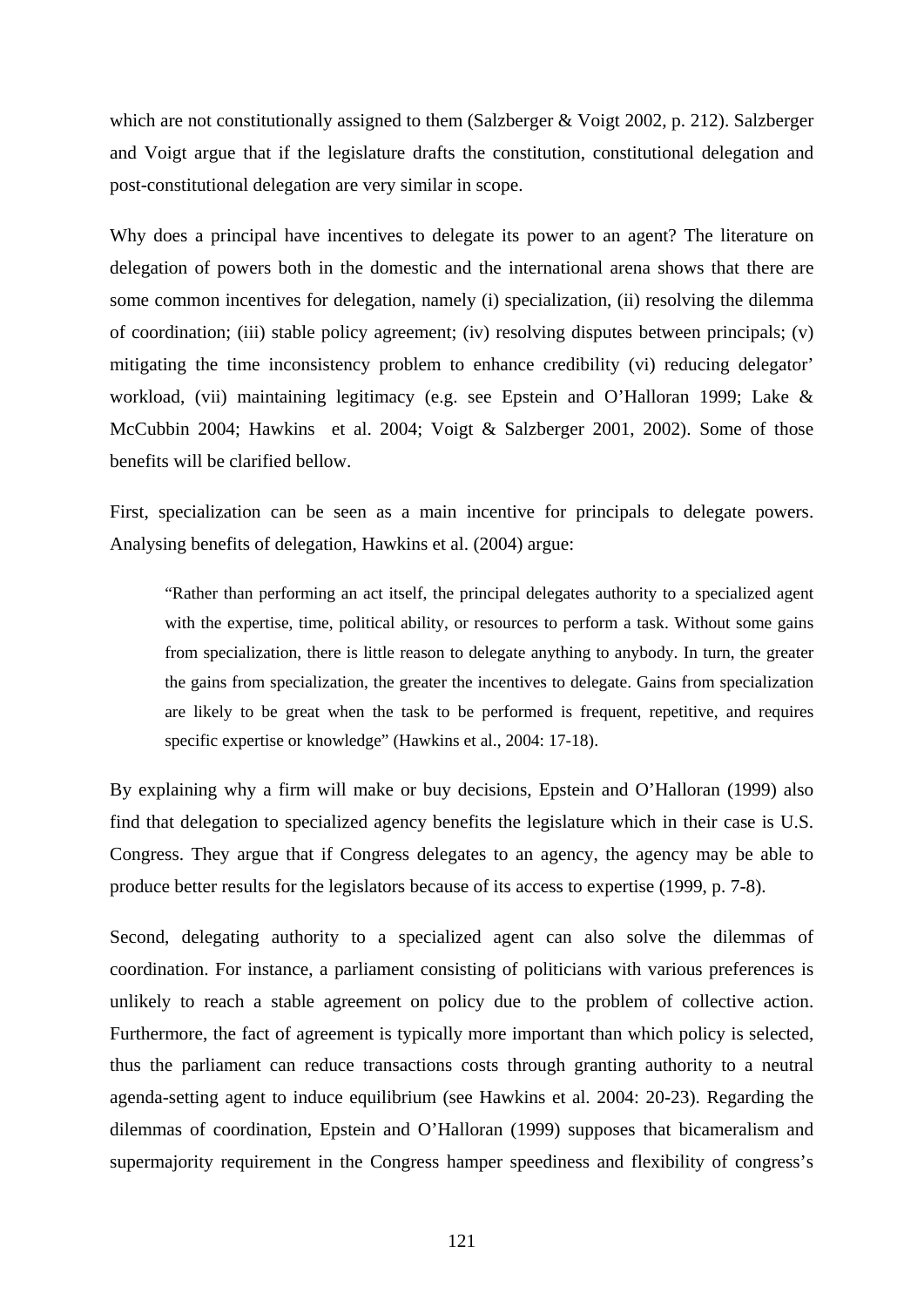which are not constitutionally assigned to them (Salzberger & Voigt 2002, p. 212). Salzberger and Voigt argue that if the legislature drafts the constitution, constitutional delegation and post-constitutional delegation are very similar in scope.

Why does a principal have incentives to delegate its power to an agent? The literature on delegation of powers both in the domestic and the international arena shows that there are some common incentives for delegation, namely (i) specialization, (ii) resolving the dilemma of coordination; (iii) stable policy agreement; (iv) resolving disputes between principals; (v) mitigating the time inconsistency problem to enhance credibility (vi) reducing delegator' workload, (vii) maintaining legitimacy (e.g. see Epstein and O'Halloran 1999; Lake & McCubbin 2004; Hawkins et al. 2004; Voigt & Salzberger 2001, 2002). Some of those benefits will be clarified bellow.

First, specialization can be seen as a main incentive for principals to delegate powers. Analysing benefits of delegation, Hawkins et al. (2004) argue:

> "Rather than performing an act itself, the principal delegates authority to a specialized agent with the expertise, time, political ability, or resources to perform a task. Without some gains from specialization, there is little reason to delegate anything to anybody. In turn, the greater the gains from specialization, the greater the incentives to delegate. Gains from specialization are likely to be great when the task to be performed is frequent, repetitive, and requires specific expertise or knowledge" (Hawkins et al., 2004: 17-18).

By explaining why a firm will make or buy decisions, Epstein and O'Halloran (1999) also find that delegation to specialized agency benefits the legislature which in their case is U.S. Congress. They argue that if Congress delegates to an agency, the agency may be able to produce better results for the legislators because of its access to expertise (1999, p. 7-8).

Second, delegating authority to a specialized agent can also solve the dilemmas of coordination. For instance, a parliament consisting of politicians with various preferences is unlikely to reach a stable agreement on policy due to the problem of collective action. Furthermore, the fact of agreement is typically more important than which policy is selected, thus the parliament can reduce transactions costs through granting authority to a neutral agenda-setting agent to induce equilibrium (see Hawkins et al. 2004: 20-23). Regarding the dilemmas of coordination, Epstein and O'Halloran (1999) supposes that bicameralism and supermajority requirement in the Congress hamper speediness and flexibility of congress's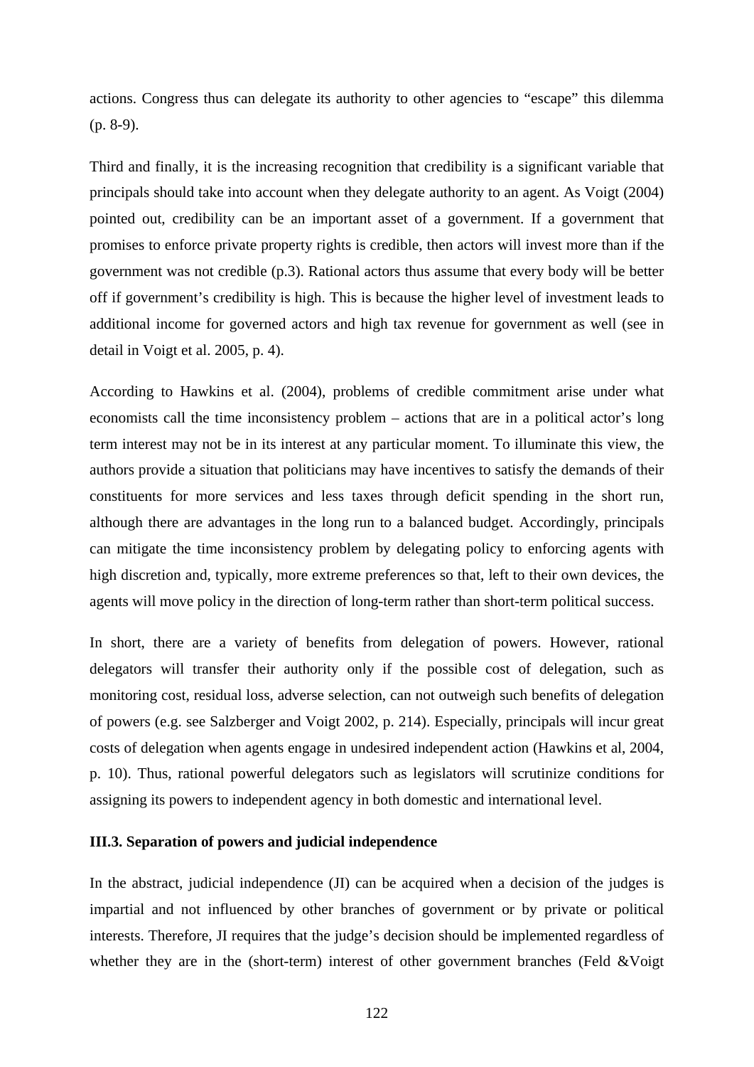actions. Congress thus can delegate its authority to other agencies to "escape" this dilemma (p. 8-9).

Third and finally, it is the increasing recognition that credibility is a significant variable that principals should take into account when they delegate authority to an agent. As Voigt (2004) pointed out, credibility can be an important asset of a government. If a government that promises to enforce private property rights is credible, then actors will invest more than if the government was not credible (p.3). Rational actors thus assume that every body will be better off if government's credibility is high. This is because the higher level of investment leads to additional income for governed actors and high tax revenue for government as well (see in detail in Voigt et al. 2005, p. 4).

According to Hawkins et al. (2004), problems of credible commitment arise under what economists call the time inconsistency problem – actions that are in a political actor's long term interest may not be in its interest at any particular moment. To illuminate this view, the authors provide a situation that politicians may have incentives to satisfy the demands of their constituents for more services and less taxes through deficit spending in the short run, although there are advantages in the long run to a balanced budget. Accordingly, principals can mitigate the time inconsistency problem by delegating policy to enforcing agents with high discretion and, typically, more extreme preferences so that, left to their own devices, the agents will move policy in the direction of long-term rather than short-term political success.

In short, there are a variety of benefits from delegation of powers. However, rational delegators will transfer their authority only if the possible cost of delegation, such as monitoring cost, residual loss, adverse selection, can not outweigh such benefits of delegation of powers (e.g. see Salzberger and Voigt 2002, p. 214). Especially, principals will incur great costs of delegation when agents engage in undesired independent action (Hawkins et al, 2004, p. 10). Thus, rational powerful delegators such as legislators will scrutinize conditions for assigning its powers to independent agency in both domestic and international level.

### III.3. Separation of powers and judicial independence

In the abstract, judicial independence (JI) can be acquired when a decision of the judges is impartial and not influenced by other branches of government or by private or political interests. Therefore, JI requires that the judge's decision should be implemented regardless of whether they are in the (short-term) interest of other government branches (Feld &Voigt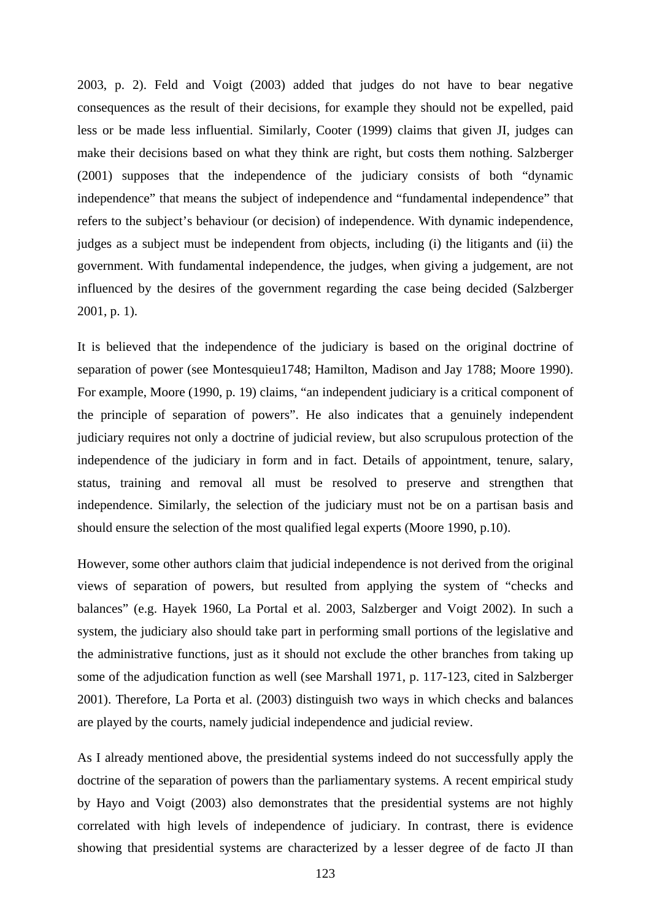2003, p. 2). Feld and Voigt (2003) added that judges do not have to bear negative consequences as the result of their decisions, for example they should not be expelled, paid less or be made less influential. Similarly, Cooter (1999) claims that given JI, judges can make their decisions based on what they think are right, but costs them nothing. Salzberger (2001) supposes that the independence of the judiciary consists of both "dynamic independence" that means the subject of independence and "fundamental independence" that refers to the subject's behaviour (or decision) of independence. With dynamic independence, judges as a subject must be independent from objects, including (i) the litigants and (ii) the government. With fundamental independence, the judges, when giving a judgement, are not influenced by the desires of the government regarding the case being decided (Salzberger 2001, p. 1).

It is believed that the independence of the judiciary is based on the original doctrine of separation of power (see Montesquieu1748; Hamilton, Madison and Jay 1788; Moore 1990). For example, Moore (1990, p. 19) claims, "an independent judiciary is a critical component of the principle of separation of powers". He also indicates that a genuinely independent judiciary requires not only a doctrine of judicial review, but also scrupulous protection of the independence of the judiciary in form and in fact. Details of appointment, tenure, salary, status, training and removal all must be resolved to preserve and strengthen that independence. Similarly, the selection of the judiciary must not be on a partisan basis and should ensure the selection of the most qualified legal experts (Moore 1990, p.10).

However, some other authors claim that judicial independence is not derived from the original views of separation of powers, but resulted from applying the system of "checks and balances" (e.g. Hayek 1960, La Portal et al. 2003, Salzberger and Voigt 2002). In such a system, the judiciary also should take part in performing small portions of the legislative and the administrative functions, just as it should not exclude the other branches from taking up some of the adjudication function as well (see Marshall 1971, p. 117-123, cited in Salzberger 2001). Therefore, La Porta et al. (2003) distinguish two ways in which checks and balances are played by the courts, namely judicial independence and judicial review.

As I already mentioned above, the presidential systems indeed do not successfully apply the doctrine of the separation of powers than the parliamentary systems. A recent empirical study by Hayo and Voigt (2003) also demonstrates that the presidential systems are not highly correlated with high levels of independence of judiciary. In contrast, there is evidence showing that presidential systems are characterized by a lesser degree of de facto JI than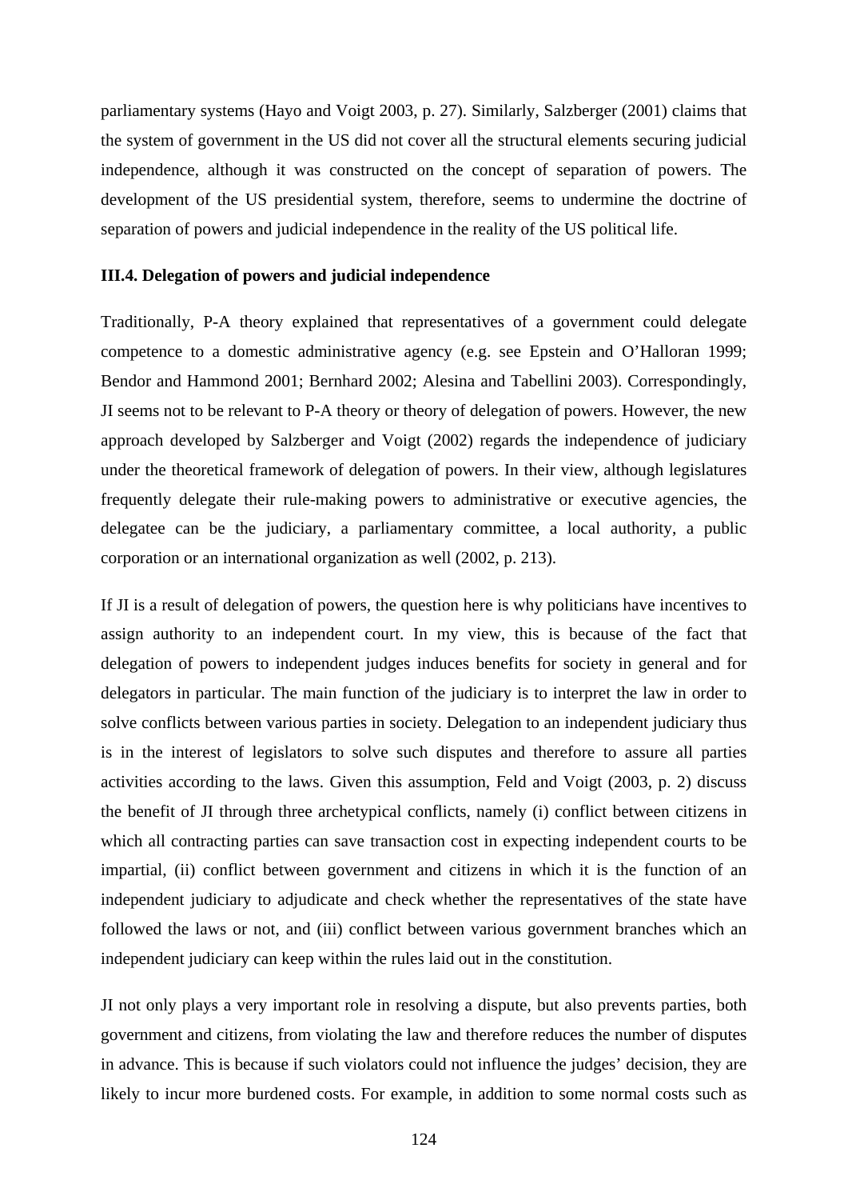parliamentary systems (Hayo and Voigt 2003, p. 27). Similarly, Salzberger (2001) claims that the system of government in the US did not cover all the structural elements securing judicial independence, although it was constructed on the concept of separation of powers. The development of the US presidential system, therefore, seems to undermine the doctrine of separation of powers and judicial independence in the reality of the US political life.

**III.4. Delegation of powers and judicial independence**

Traditionally, P-A theory explained that representatives of a government could delegate competence to a domestic administrative agency (e.g. see Epstein and O'Halloran 1999; Bendor and Hammond 2001; Bernhard 2002; Alesina and Tabellini 2003). Correspondingly, JI seems not to be relevant to P-A theory or theory of delegation of powers. However, the new approach developed by Salzberger and Voigt (2002) regards the independence of judiciary under the theoretical framework of delegation of powers. In their view, although legislatures frequently delegate their rule-making powers to administrative or executive agencies, the delegatee can be the judiciary, a parliamentary committee, a local authority, a public corporation or an international organization as well (2002, p. 213).

If JI is a result of delegation of powers, the question here is why politicians have incentives to assign authority to an independent court. In my view, this is because of the fact that delegation of powers to independent judges induces benefits for society in general and for delegators in particular. The main function of the judiciary is to interpret the law in order to solve conflicts between various parties in society. Delegation to an independent judiciary thus is in the interest of legislators to solve such disputes and therefore to assure all parties activities according to the laws. Given this assumption, Feld and Voigt (2003, p. 2) discuss the benefit of JI through three archetypical conflicts, namely (i) conflict between citizens in which all contracting parties can save transaction cost in expecting independent courts to be impartial, (ii) conflict between government and citizens in which it is the function of an independent judiciary to adjudicate and check whether the representatives of the state have followed the laws or not, and (iii) conflict between various government branches which an independent judiciary can keep within the rules laid out in the constitution.

JI not only plays a very important role in resolving a dispute, but also prevents parties, both government and citizens, from violating the law and therefore reduces the number of disputes in advance. This is because if such violators could not influence the judges' decision, they are likely to incur more burdened costs. For example, in addition to some normal costs such as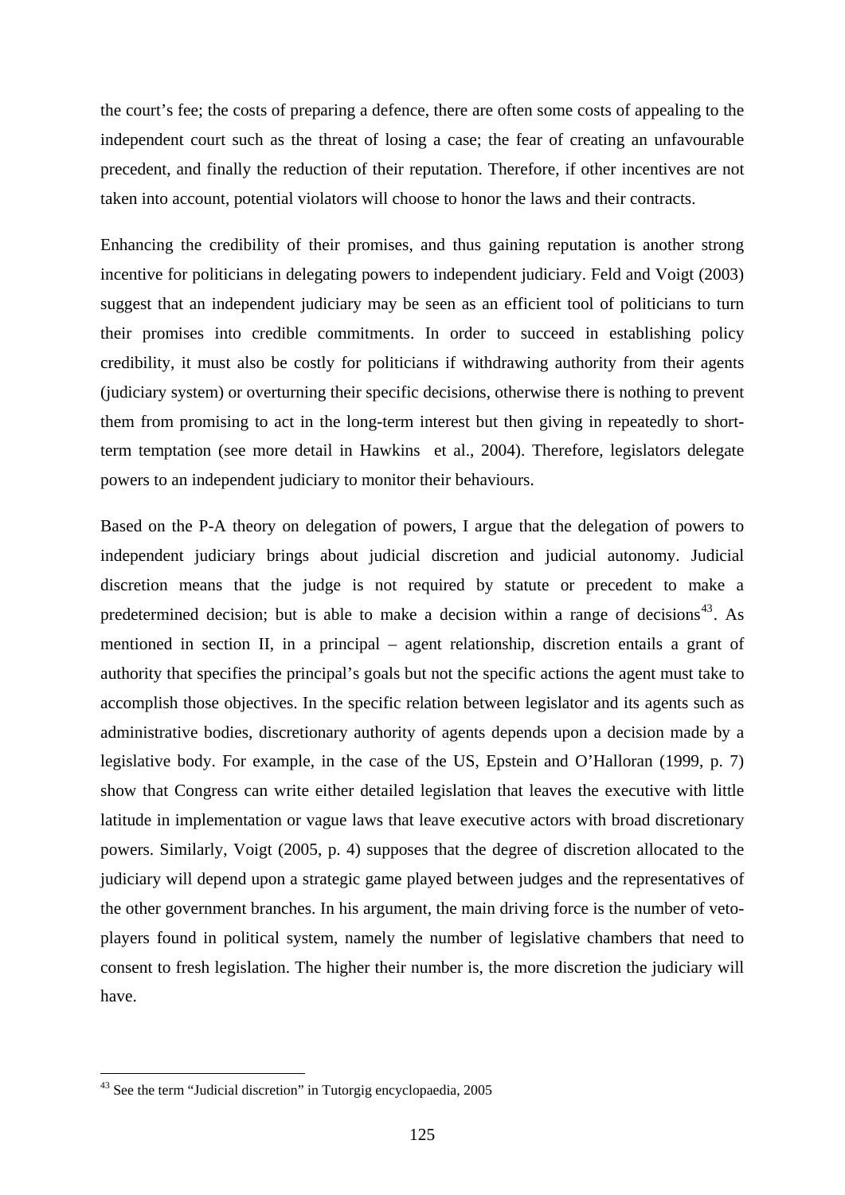the court's fee; the costs of preparing a defence, there are often some costs of appealing to the independent court such as the threat of losing a case; the fear of creating an unfavourable precedent, and finally the reduction of their reputation. Therefore, if other incentives are not taken into account, potential violators will choose to honor the laws and their contracts.

Enhancing the credibility of their promises, and thus gaining reputation is another strong incentive for politicians in delegating powers to independent judiciary. Feld and Voigt (2003) suggest that an independent judiciary may be seen as an efficient tool of politicians to turn their promises into credible commitments. In order to succeed in establishing policy credibility, it must also be costly for politicians if withdrawing authority from their agents (judiciary system) or overturning their specific decisions, otherwise there is nothing to prevent them from promising to act in the long-term interest but then giving in repeatedly to short-term temptation (see more detail in Hawkins et al., 2004). Therefore, legislators delegate powers to an independent judiciary to monitor their behaviours.

Based on the P-A theory on delegation of powers, I argue that the delegation of powers to independent judiciary brings about judicial discretion and judicial autonomy. Judicial discretion means that the judge is not required by statute or precedent to make a predetermined decision; but is able to make a decision within a range of decisions[43]. As mentioned in section II, in a principal – agent relationship, discretion entails a grant of authority that specifies the principal's goals but not the specific actions the agent must take to accomplish those objectives. In the specific relation between legislator and its agents such as administrative bodies, discretionary authority of agents depends upon a decision made by a legislative body. For example, in the case of the US, Epstein and O'Halloran (1999, p. 7) show that Congress can write either detailed legislation that leaves the executive with little latitude in implementation or vague laws that leave executive actors with broad discretionary powers. Similarly, Voigt (2005, p. 4) supposes that the degree of discretion allocated to the judiciary will depend upon a strategic game played between judges and the representatives of the other government branches. In his argument, the main driving force is the number of veto-players found in political system, namely the number of legislative chambers that need to consent to fresh legislation. The higher their number is, the more discretion the judiciary will have.

[43] See the term "Judicial discretion" in Tutorgig encyclopaedia, 2005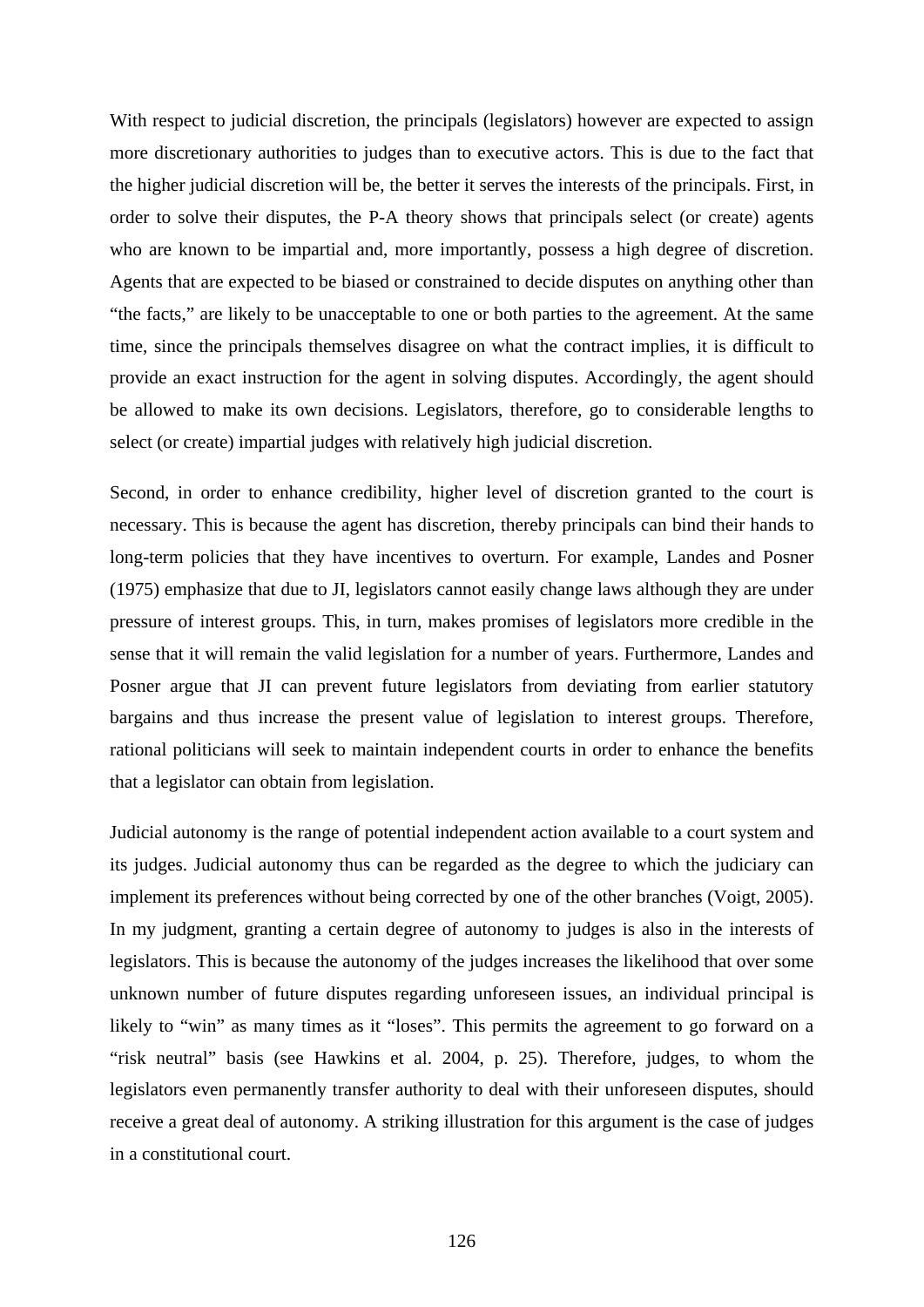With respect to judicial discretion, the principals (legislators) however are expected to assign more discretionary authorities to judges than to executive actors. This is due to the fact that the higher judicial discretion will be, the better it serves the interests of the principals. First, in order to solve their disputes, the P-A theory shows that principals select (or create) agents who are known to be impartial and, more importantly, possess a high degree of discretion. Agents that are expected to be biased or constrained to decide disputes on anything other than "the facts," are likely to be unacceptable to one or both parties to the agreement. At the same time, since the principals themselves disagree on what the contract implies, it is difficult to provide an exact instruction for the agent in solving disputes. Accordingly, the agent should be allowed to make its own decisions. Legislators, therefore, go to considerable lengths to select (or create) impartial judges with relatively high judicial discretion.

Second, in order to enhance credibility, higher level of discretion granted to the court is necessary. This is because the agent has discretion, thereby principals can bind their hands to long-term policies that they have incentives to overturn. For example, Landes and Posner (1975) emphasize that due to JI, legislators cannot easily change laws although they are under pressure of interest groups. This, in turn, makes promises of legislators more credible in the sense that it will remain the valid legislation for a number of years. Furthermore, Landes and Posner argue that JI can prevent future legislators from deviating from earlier statutory bargains and thus increase the present value of legislation to interest groups. Therefore, rational politicians will seek to maintain independent courts in order to enhance the benefits that a legislator can obtain from legislation.

Judicial autonomy is the range of potential independent action available to a court system and its judges. Judicial autonomy thus can be regarded as the degree to which the judiciary can implement its preferences without being corrected by one of the other branches (Voigt, 2005). In my judgment, granting a certain degree of autonomy to judges is also in the interests of legislators. This is because the autonomy of the judges increases the likelihood that over some unknown number of future disputes regarding unforeseen issues, an individual principal is likely to "win" as many times as it "loses". This permits the agreement to go forward on a "risk neutral" basis (see Hawkins et al. 2004, p. 25). Therefore, judges, to whom the legislators even permanently transfer authority to deal with their unforeseen disputes, should receive a great deal of autonomy. A striking illustration for this argument is the case of judges in a constitutional court.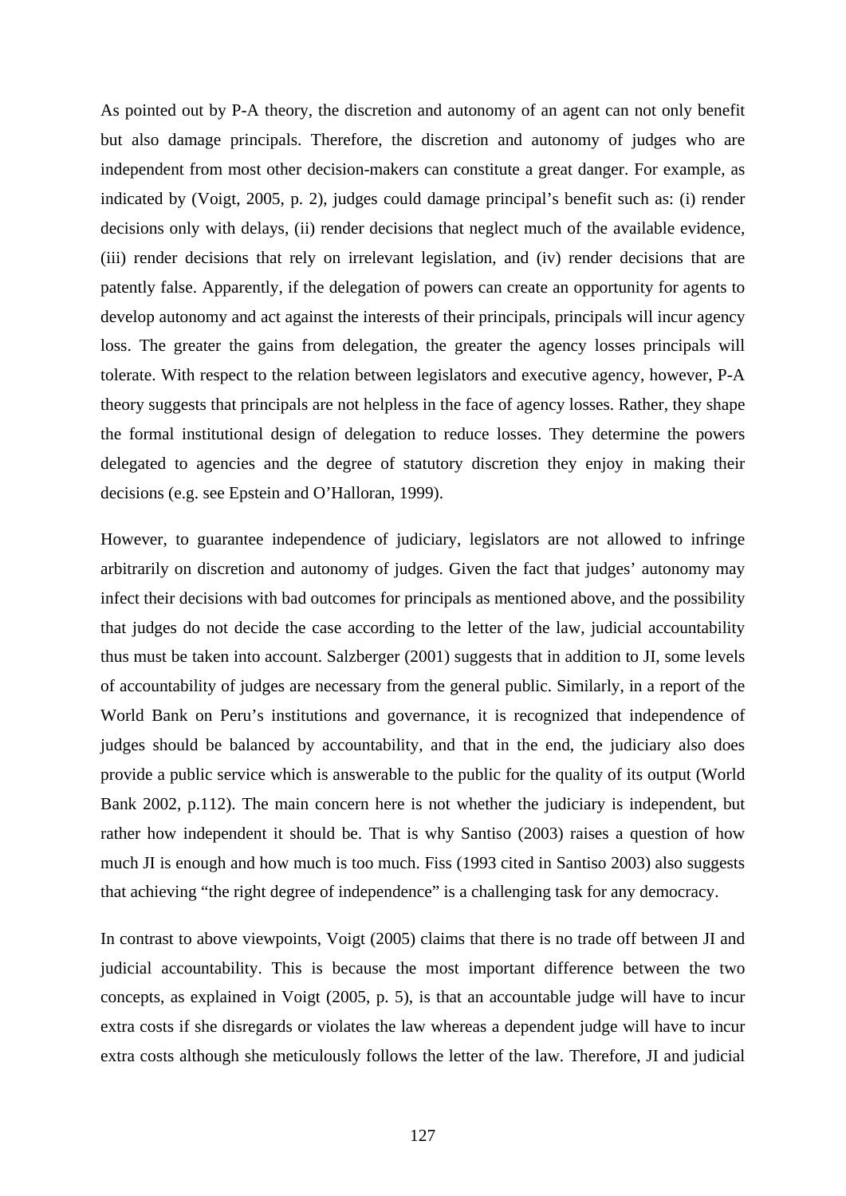As pointed out by P-A theory, the discretion and autonomy of an agent can not only benefit but also damage principals. Therefore, the discretion and autonomy of judges who are independent from most other decision-makers can constitute a great danger. For example, as indicated by (Voigt, 2005, p. 2), judges could damage principal's benefit such as: (i) render decisions only with delays, (ii) render decisions that neglect much of the available evidence, (iii) render decisions that rely on irrelevant legislation, and (iv) render decisions that are patently false. Apparently, if the delegation of powers can create an opportunity for agents to develop autonomy and act against the interests of their principals, principals will incur agency loss. The greater the gains from delegation, the greater the agency losses principals will tolerate. With respect to the relation between legislators and executive agency, however, P-A theory suggests that principals are not helpless in the face of agency losses. Rather, they shape the formal institutional design of delegation to reduce losses. They determine the powers delegated to agencies and the degree of statutory discretion they enjoy in making their decisions (e.g. see Epstein and O'Halloran, 1999).

However, to guarantee independence of judiciary, legislators are not allowed to infringe arbitrarily on discretion and autonomy of judges. Given the fact that judges' autonomy may infect their decisions with bad outcomes for principals as mentioned above, and the possibility that judges do not decide the case according to the letter of the law, judicial accountability thus must be taken into account. Salzberger (2001) suggests that in addition to JI, some levels of accountability of judges are necessary from the general public. Similarly, in a report of the World Bank on Peru's institutions and governance, it is recognized that independence of judges should be balanced by accountability, and that in the end, the judiciary also does provide a public service which is answerable to the public for the quality of its output (World Bank 2002, p.112). The main concern here is not whether the judiciary is independent, but rather how independent it should be. That is why Santiso (2003) raises a question of how much JI is enough and how much is too much. Fiss (1993 cited in Santiso 2003) also suggests that achieving "the right degree of independence" is a challenging task for any democracy.

In contrast to above viewpoints, Voigt (2005) claims that there is no trade off between JI and judicial accountability. This is because the most important difference between the two concepts, as explained in Voigt (2005, p. 5), is that an accountable judge will have to incur extra costs if she disregards or violates the law whereas a dependent judge will have to incur extra costs although she meticulously follows the letter of the law. Therefore, JI and judicial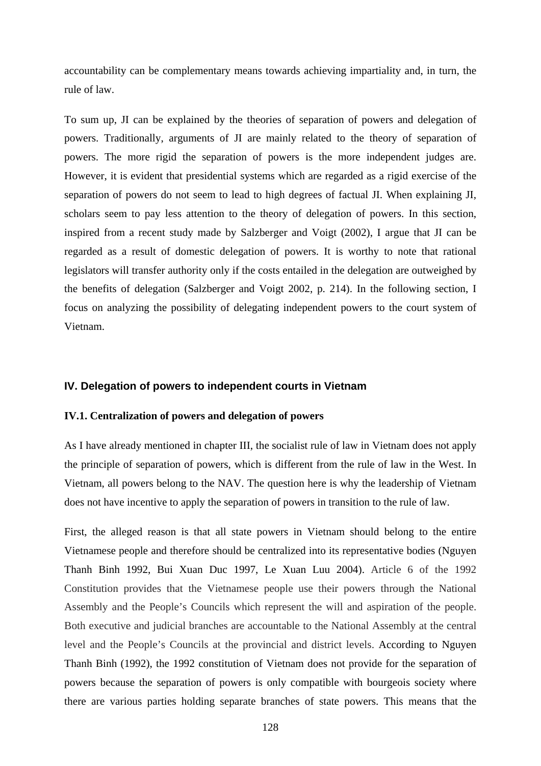accountability can be complementary means towards achieving impartiality and, in turn, the rule of law.

To sum up, JI can be explained by the theories of separation of powers and delegation of powers. Traditionally, arguments of JI are mainly related to the theory of separation of powers. The more rigid the separation of powers is the more independent judges are. However, it is evident that presidential systems which are regarded as a rigid exercise of the separation of powers do not seem to lead to high degrees of factual JI. When explaining JI, scholars seem to pay less attention to the theory of delegation of powers. In this section, inspired from a recent study made by Salzberger and Voigt (2002), I argue that JI can be regarded as a result of domestic delegation of powers. It is worthy to note that rational legislators will transfer authority only if the costs entailed in the delegation are outweighed by the benefits of delegation (Salzberger and Voigt 2002, p. 214). In the following section, I focus on analyzing the possibility of delegating independent powers to the court system of Vietnam.

## IV. Delegation of powers to independent courts in Vietnam

### IV.1. Centralization of powers and delegation of powers

As I have already mentioned in chapter III, the socialist rule of law in Vietnam does not apply the principle of separation of powers, which is different from the rule of law in the West. In Vietnam, all powers belong to the NAV. The question here is why the leadership of Vietnam does not have incentive to apply the separation of powers in transition to the rule of law.

First, the alleged reason is that all state powers in Vietnam should belong to the entire Vietnamese people and therefore should be centralized into its representative bodies (Nguyen Thanh Binh 1992, Bui Xuan Duc 1997, Le Xuan Luu 2004). Article 6 of the 1992 Constitution provides that the Vietnamese people use their powers through the National Assembly and the People's Councils which represent the will and aspiration of the people. Both executive and judicial branches are accountable to the National Assembly at the central level and the People's Councils at the provincial and district levels. According to Nguyen Thanh Binh (1992), the 1992 constitution of Vietnam does not provide for the separation of powers because the separation of powers is only compatible with bourgeois society where there are various parties holding separate branches of state powers. This means that the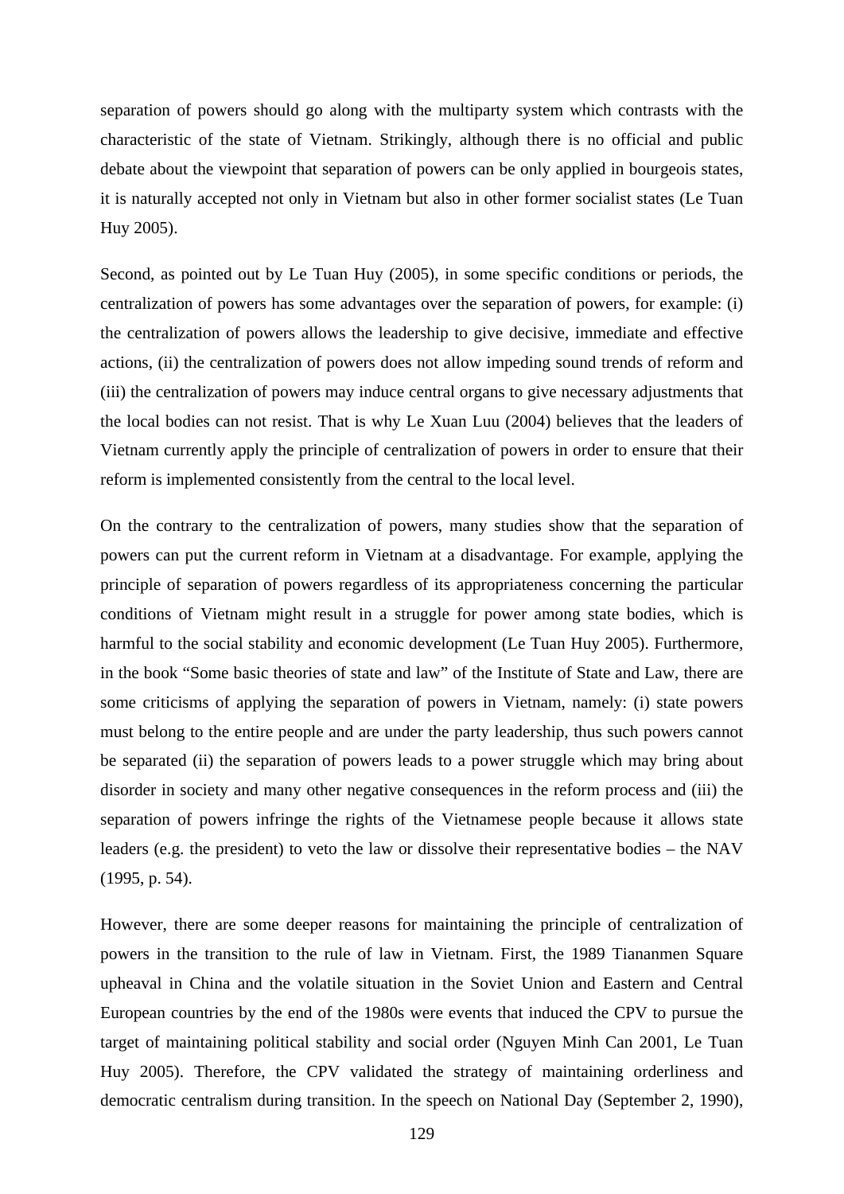separation of powers should go along with the multiparty system which contrasts with the characteristic of the state of Vietnam. Strikingly, although there is no official and public debate about the viewpoint that separation of powers can be only applied in bourgeois states, it is naturally accepted not only in Vietnam but also in other former socialist states (Le Tuan Huy 2005).

Second, as pointed out by Le Tuan Huy (2005), in some specific conditions or periods, the centralization of powers has some advantages over the separation of powers, for example: (i) the centralization of powers allows the leadership to give decisive, immediate and effective actions, (ii) the centralization of powers does not allow impeding sound trends of reform and (iii) the centralization of powers may induce central organs to give necessary adjustments that the local bodies can not resist. That is why Le Xuan Luu (2004) believes that the leaders of Vietnam currently apply the principle of centralization of powers in order to ensure that their reform is implemented consistently from the central to the local level.

On the contrary to the centralization of powers, many studies show that the separation of powers can put the current reform in Vietnam at a disadvantage. For example, applying the principle of separation of powers regardless of its appropriateness concerning the particular conditions of Vietnam might result in a struggle for power among state bodies, which is harmful to the social stability and economic development (Le Tuan Huy 2005). Furthermore, in the book "Some basic theories of state and law" of the Institute of State and Law, there are some criticisms of applying the separation of powers in Vietnam, namely: (i) state powers must belong to the entire people and are under the party leadership, thus such powers cannot be separated (ii) the separation of powers leads to a power struggle which may bring about disorder in society and many other negative consequences in the reform process and (iii) the separation of powers infringe the rights of the Vietnamese people because it allows state leaders (e.g. the president) to veto the law or dissolve their representative bodies – the NAV (1995, p. 54).

However, there are some deeper reasons for maintaining the principle of centralization of powers in the transition to the rule of law in Vietnam. First, the 1989 Tiananmen Square upheaval in China and the volatile situation in the Soviet Union and Eastern and Central European countries by the end of the 1980s were events that induced the CPV to pursue the target of maintaining political stability and social order (Nguyen Minh Can 2001, Le Tuan Huy 2005). Therefore, the CPV validated the strategy of maintaining orderliness and democratic centralism during transition. In the speech on National Day (September 2, 1990),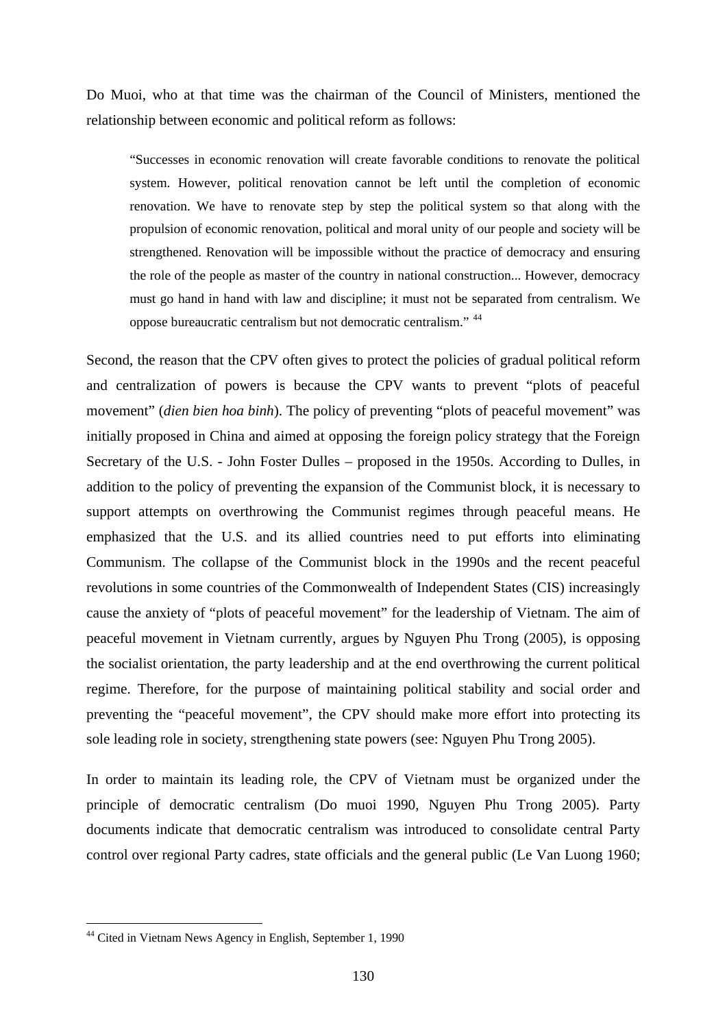Do Muoi, who at that time was the chairman of the Council of Ministers, mentioned the relationship between economic and political reform as follows:

> "Successes in economic renovation will create favorable conditions to renovate the political system. However, political renovation cannot be left until the completion of economic renovation. We have to renovate step by step the political system so that along with the propulsion of economic renovation, political and moral unity of our people and society will be strengthened. Renovation will be impossible without the practice of democracy and ensuring the role of the people as master of the country in national construction... However, democracy must go hand in hand with law and discipline; it must not be separated from centralism. We oppose bureaucratic centralism but not democratic centralism." [44]

Second, the reason that the CPV often gives to protect the policies of gradual political reform and centralization of powers is because the CPV wants to prevent "plots of peaceful movement" (*dien bien hoa binh*). The policy of preventing "plots of peaceful movement" was initially proposed in China and aimed at opposing the foreign policy strategy that the Foreign Secretary of the U.S. - John Foster Dulles – proposed in the 1950s. According to Dulles, in addition to the policy of preventing the expansion of the Communist block, it is necessary to support attempts on overthrowing the Communist regimes through peaceful means. He emphasized that the U.S. and its allied countries need to put efforts into eliminating Communism. The collapse of the Communist block in the 1990s and the recent peaceful revolutions in some countries of the Commonwealth of Independent States (CIS) increasingly cause the anxiety of "plots of peaceful movement" for the leadership of Vietnam. The aim of peaceful movement in Vietnam currently, argues by Nguyen Phu Trong (2005), is opposing the socialist orientation, the party leadership and at the end overthrowing the current political regime. Therefore, for the purpose of maintaining political stability and social order and preventing the "peaceful movement", the CPV should make more effort into protecting its sole leading role in society, strengthening state powers (see: Nguyen Phu Trong 2005).

In order to maintain its leading role, the CPV of Vietnam must be organized under the principle of democratic centralism (Do muoi 1990, Nguyen Phu Trong 2005). Party documents indicate that democratic centralism was introduced to consolidate central Party control over regional Party cadres, state officials and the general public (Le Van Luong 1960;

---

[44] Cited in Vietnam News Agency in English, September 1, 1990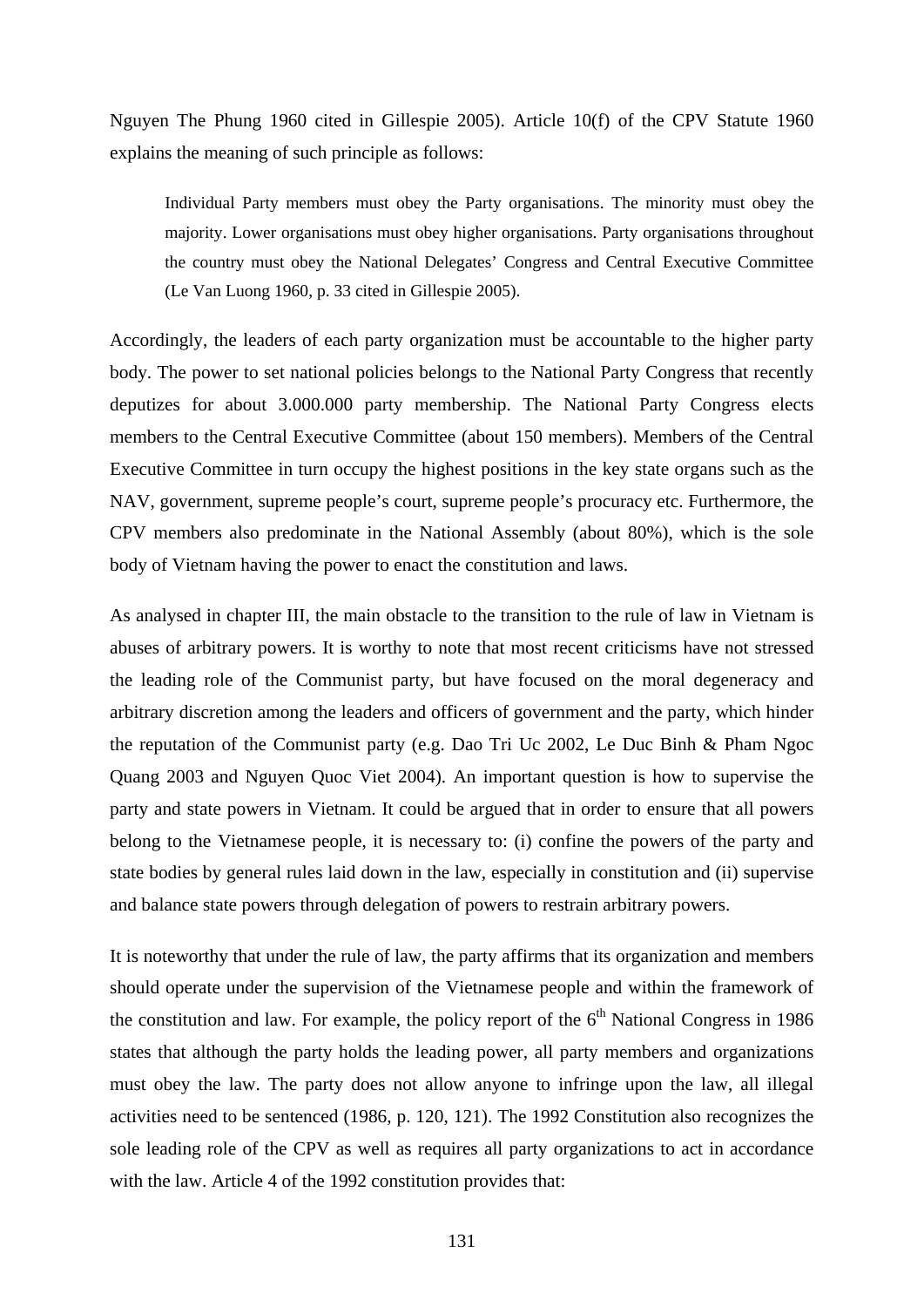Nguyen The Phung 1960 cited in Gillespie 2005). Article 10(f) of the CPV Statute 1960 explains the meaning of such principle as follows:

> Individual Party members must obey the Party organisations. The minority must obey the majority. Lower organisations must obey higher organisations. Party organisations throughout the country must obey the National Delegates' Congress and Central Executive Committee (Le Van Luong 1960, p. 33 cited in Gillespie 2005).

Accordingly, the leaders of each party organization must be accountable to the higher party body. The power to set national policies belongs to the National Party Congress that recently deputizes for about 3.000.000 party membership. The National Party Congress elects members to the Central Executive Committee (about 150 members). Members of the Central Executive Committee in turn occupy the highest positions in the key state organs such as the NAV, government, supreme people's court, supreme people's procuracy etc. Furthermore, the CPV members also predominate in the National Assembly (about 80%), which is the sole body of Vietnam having the power to enact the constitution and laws.

As analysed in chapter III, the main obstacle to the transition to the rule of law in Vietnam is abuses of arbitrary powers. It is worthy to note that most recent criticisms have not stressed the leading role of the Communist party, but have focused on the moral degeneracy and arbitrary discretion among the leaders and officers of government and the party, which hinder the reputation of the Communist party (e.g. Dao Tri Uc 2002, Le Duc Binh & Pham Ngoc Quang 2003 and Nguyen Quoc Viet 2004). An important question is how to supervise the party and state powers in Vietnam. It could be argued that in order to ensure that all powers belong to the Vietnamese people, it is necessary to: (i) confine the powers of the party and state bodies by general rules laid down in the law, especially in constitution and (ii) supervise and balance state powers through delegation of powers to restrain arbitrary powers.

It is noteworthy that under the rule of law, the party affirms that its organization and members should operate under the supervision of the Vietnamese people and within the framework of the constitution and law. For example, the policy report of the 6th National Congress in 1986 states that although the party holds the leading power, all party members and organizations must obey the law. The party does not allow anyone to infringe upon the law, all illegal activities need to be sentenced (1986, p. 120, 121). The 1992 Constitution also recognizes the sole leading role of the CPV as well as requires all party organizations to act in accordance with the law. Article 4 of the 1992 constitution provides that: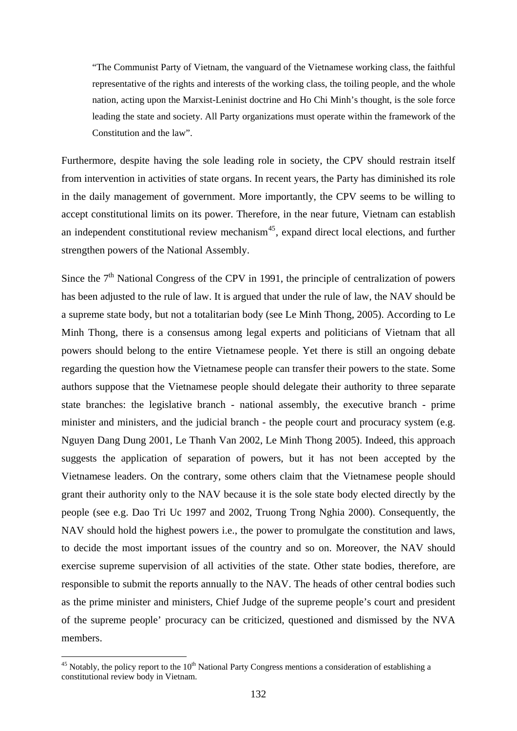> "The Communist Party of Vietnam, the vanguard of the Vietnamese working class, the faithful representative of the rights and interests of the working class, the toiling people, and the whole nation, acting upon the Marxist-Leninist doctrine and Ho Chi Minh's thought, is the sole force leading the state and society. All Party organizations must operate within the framework of the Constitution and the law".

Furthermore, despite having the sole leading role in society, the CPV should restrain itself from intervention in activities of state organs. In recent years, the Party has diminished its role in the daily management of government. More importantly, the CPV seems to be willing to accept constitutional limits on its power. Therefore, in the near future, Vietnam can establish an independent constitutional review mechanism[45], expand direct local elections, and further strengthen powers of the National Assembly.

Since the 7th National Congress of the CPV in 1991, the principle of centralization of powers has been adjusted to the rule of law. It is argued that under the rule of law, the NAV should be a supreme state body, but not a totalitarian body (see Le Minh Thong, 2005). According to Le Minh Thong, there is a consensus among legal experts and politicians of Vietnam that all powers should belong to the entire Vietnamese people. Yet there is still an ongoing debate regarding the question how the Vietnamese people can transfer their powers to the state. Some authors suppose that the Vietnamese people should delegate their authority to three separate state branches: the legislative branch - national assembly, the executive branch - prime minister and ministers, and the judicial branch - the people court and procuracy system (e.g. Nguyen Dang Dung 2001, Le Thanh Van 2002, Le Minh Thong 2005). Indeed, this approach suggests the application of separation of powers, but it has not been accepted by the Vietnamese leaders. On the contrary, some others claim that the Vietnamese people should grant their authority only to the NAV because it is the sole state body elected directly by the people (see e.g. Dao Tri Uc 1997 and 2002, Truong Trong Nghia 2000). Consequently, the NAV should hold the highest powers i.e., the power to promulgate the constitution and laws, to decide the most important issues of the country and so on. Moreover, the NAV should exercise supreme supervision of all activities of the state. Other state bodies, therefore, are responsible to submit the reports annually to the NAV. The heads of other central bodies such as the prime minister and ministers, Chief Judge of the supreme people's court and president of the supreme people' procuracy can be criticized, questioned and dismissed by the NVA members.

---

[45] Notably, the policy report to the 10th National Party Congress mentions a consideration of establishing a constitutional review body in Vietnam.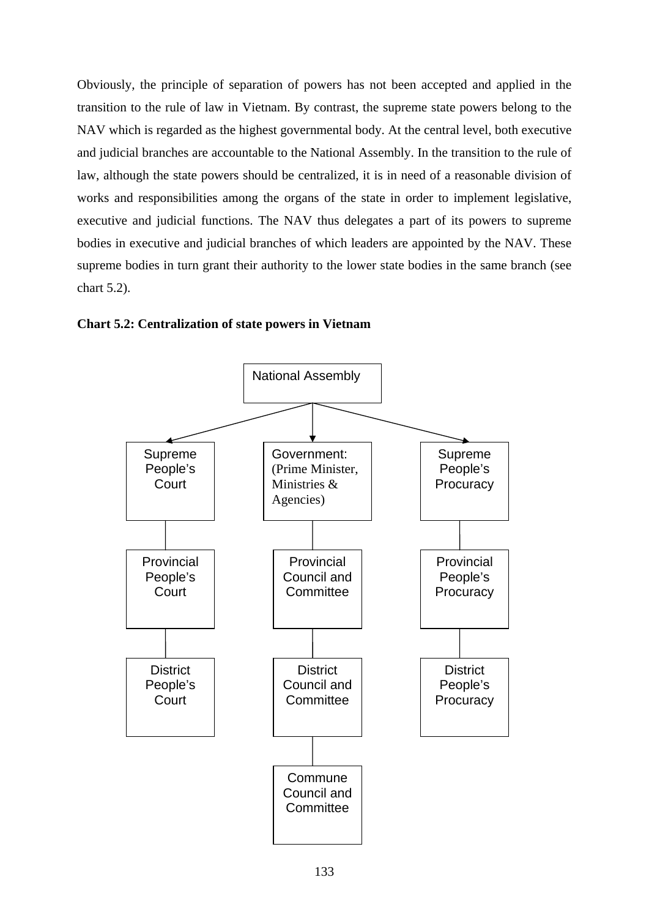Obviously, the principle of separation of powers has not been accepted and applied in the transition to the rule of law in Vietnam. By contrast, the supreme state powers belong to the NAV which is regarded as the highest governmental body. At the central level, both executive and judicial branches are accountable to the National Assembly. In the transition to the rule of law, although the state powers should be centralized, it is in need of a reasonable division of works and responsibilities among the organs of the state in order to implement legislative, executive and judicial functions. The NAV thus delegates a part of its powers to supreme bodies in executive and judicial branches of which leaders are appointed by the NAV. These supreme bodies in turn grant their authority to the lower state bodies in the same branch (see chart 5.2).

**Chart 5.2: Centralization of state powers in Vietnam**

```
                         National Assembly
                 /               |               \
   Supreme People's     Government:            Supreme People's
   Court                (Prime Minister,       Procuracy
                        Ministries &
                        Agencies)
        |                        |                      |
   Provincial People's  Provincial Council     Provincial People's
   Court                and Committee          Procuracy
        |                        |                      |
   District People's    District Council       District People's
   Court                and Committee          Procuracy
                                 |
                         Commune Council
                         and Committee
```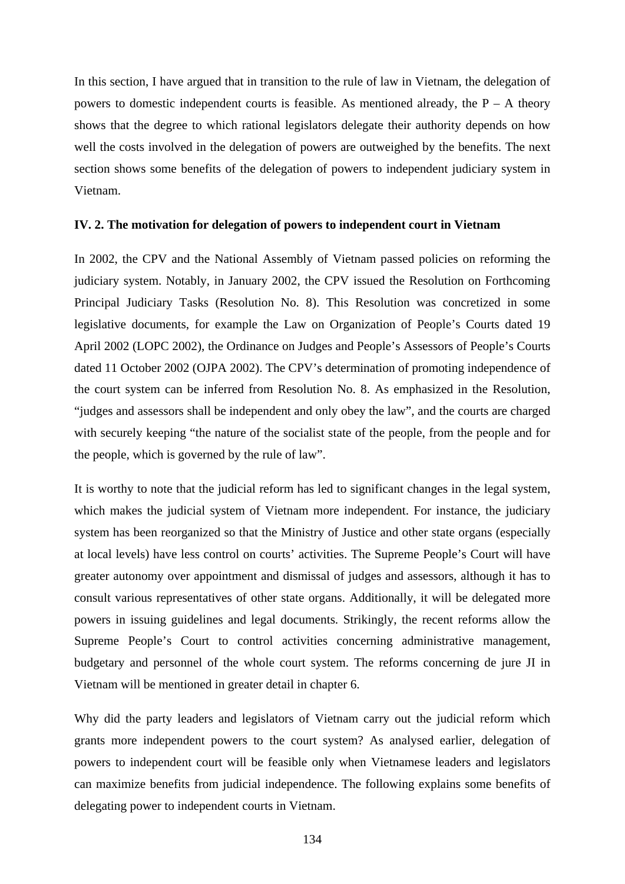In this section, I have argued that in transition to the rule of law in Vietnam, the delegation of powers to domestic independent courts is feasible. As mentioned already, the P – A theory shows that the degree to which rational legislators delegate their authority depends on how well the costs involved in the delegation of powers are outweighed by the benefits. The next section shows some benefits of the delegation of powers to independent judiciary system in Vietnam.

### IV. 2. The motivation for delegation of powers to independent court in Vietnam

In 2002, the CPV and the National Assembly of Vietnam passed policies on reforming the judiciary system. Notably, in January 2002, the CPV issued the Resolution on Forthcoming Principal Judiciary Tasks (Resolution No. 8). This Resolution was concretized in some legislative documents, for example the Law on Organization of People's Courts dated 19 April 2002 (LOPC 2002), the Ordinance on Judges and People's Assessors of People's Courts dated 11 October 2002 (OJPA 2002). The CPV's determination of promoting independence of the court system can be inferred from Resolution No. 8. As emphasized in the Resolution, "judges and assessors shall be independent and only obey the law", and the courts are charged with securely keeping "the nature of the socialist state of the people, from the people and for the people, which is governed by the rule of law".

It is worthy to note that the judicial reform has led to significant changes in the legal system, which makes the judicial system of Vietnam more independent. For instance, the judiciary system has been reorganized so that the Ministry of Justice and other state organs (especially at local levels) have less control on courts' activities. The Supreme People's Court will have greater autonomy over appointment and dismissal of judges and assessors, although it has to consult various representatives of other state organs. Additionally, it will be delegated more powers in issuing guidelines and legal documents. Strikingly, the recent reforms allow the Supreme People's Court to control activities concerning administrative management, budgetary and personnel of the whole court system. The reforms concerning de jure JI in Vietnam will be mentioned in greater detail in chapter 6.

Why did the party leaders and legislators of Vietnam carry out the judicial reform which grants more independent powers to the court system? As analysed earlier, delegation of powers to independent court will be feasible only when Vietnamese leaders and legislators can maximize benefits from judicial independence. The following explains some benefits of delegating power to independent courts in Vietnam.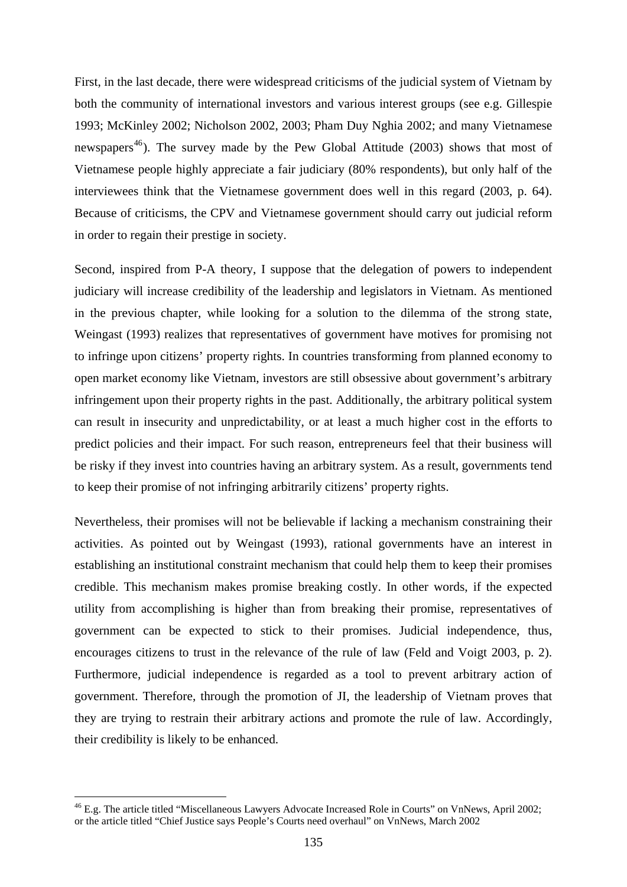First, in the last decade, there were widespread criticisms of the judicial system of Vietnam by both the community of international investors and various interest groups (see e.g. Gillespie 1993; McKinley 2002; Nicholson 2002, 2003; Pham Duy Nghia 2002; and many Vietnamese newspapers[46]). The survey made by the Pew Global Attitude (2003) shows that most of Vietnamese people highly appreciate a fair judiciary (80% respondents), but only half of the interviewees think that the Vietnamese government does well in this regard (2003, p. 64). Because of criticisms, the CPV and Vietnamese government should carry out judicial reform in order to regain their prestige in society.

Second, inspired from P-A theory, I suppose that the delegation of powers to independent judiciary will increase credibility of the leadership and legislators in Vietnam. As mentioned in the previous chapter, while looking for a solution to the dilemma of the strong state, Weingast (1993) realizes that representatives of government have motives for promising not to infringe upon citizens' property rights. In countries transforming from planned economy to open market economy like Vietnam, investors are still obsessive about government's arbitrary infringement upon their property rights in the past. Additionally, the arbitrary political system can result in insecurity and unpredictability, or at least a much higher cost in the efforts to predict policies and their impact. For such reason, entrepreneurs feel that their business will be risky if they invest into countries having an arbitrary system. As a result, governments tend to keep their promise of not infringing arbitrarily citizens' property rights.

Nevertheless, their promises will not be believable if lacking a mechanism constraining their activities. As pointed out by Weingast (1993), rational governments have an interest in establishing an institutional constraint mechanism that could help them to keep their promises credible. This mechanism makes promise breaking costly. In other words, if the expected utility from accomplishing is higher than from breaking their promise, representatives of government can be expected to stick to their promises. Judicial independence, thus, encourages citizens to trust in the relevance of the rule of law (Feld and Voigt 2003, p. 2). Furthermore, judicial independence is regarded as a tool to prevent arbitrary action of government. Therefore, through the promotion of JI, the leadership of Vietnam proves that they are trying to restrain their arbitrary actions and promote the rule of law. Accordingly, their credibility is likely to be enhanced.

---

[46] E.g. The article titled "Miscellaneous Lawyers Advocate Increased Role in Courts" on VnNews, April 2002; or the article titled "Chief Justice says People's Courts need overhaul" on VnNews, March 2002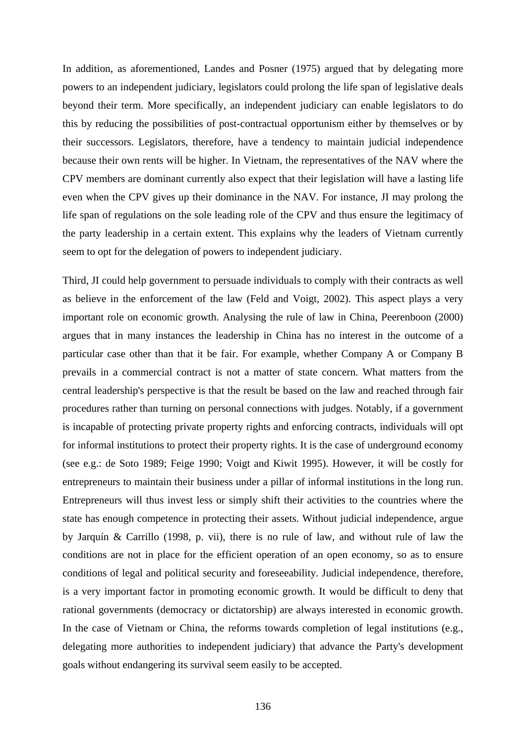In addition, as aforementioned, Landes and Posner (1975) argued that by delegating more powers to an independent judiciary, legislators could prolong the life span of legislative deals beyond their term. More specifically, an independent judiciary can enable legislators to do this by reducing the possibilities of post-contractual opportunism either by themselves or by their successors. Legislators, therefore, have a tendency to maintain judicial independence because their own rents will be higher. In Vietnam, the representatives of the NAV where the CPV members are dominant currently also expect that their legislation will have a lasting life even when the CPV gives up their dominance in the NAV. For instance, JI may prolong the life span of regulations on the sole leading role of the CPV and thus ensure the legitimacy of the party leadership in a certain extent. This explains why the leaders of Vietnam currently seem to opt for the delegation of powers to independent judiciary.

Third, JI could help government to persuade individuals to comply with their contracts as well as believe in the enforcement of the law (Feld and Voigt, 2002). This aspect plays a very important role on economic growth. Analysing the rule of law in China, Peerenboon (2000) argues that in many instances the leadership in China has no interest in the outcome of a particular case other than that it be fair. For example, whether Company A or Company B prevails in a commercial contract is not a matter of state concern. What matters from the central leadership's perspective is that the result be based on the law and reached through fair procedures rather than turning on personal connections with judges. Notably, if a government is incapable of protecting private property rights and enforcing contracts, individuals will opt for informal institutions to protect their property rights. It is the case of underground economy (see e.g.: de Soto 1989; Feige 1990; Voigt and Kiwit 1995). However, it will be costly for entrepreneurs to maintain their business under a pillar of informal institutions in the long run. Entrepreneurs will thus invest less or simply shift their activities to the countries where the state has enough competence in protecting their assets. Without judicial independence, argue by Jarquín & Carrillo (1998, p. vii), there is no rule of law, and without rule of law the conditions are not in place for the efficient operation of an open economy, so as to ensure conditions of legal and political security and foreseeability. Judicial independence, therefore, is a very important factor in promoting economic growth. It would be difficult to deny that rational governments (democracy or dictatorship) are always interested in economic growth. In the case of Vietnam or China, the reforms towards completion of legal institutions (e.g., delegating more authorities to independent judiciary) that advance the Party's development goals without endangering its survival seem easily to be accepted.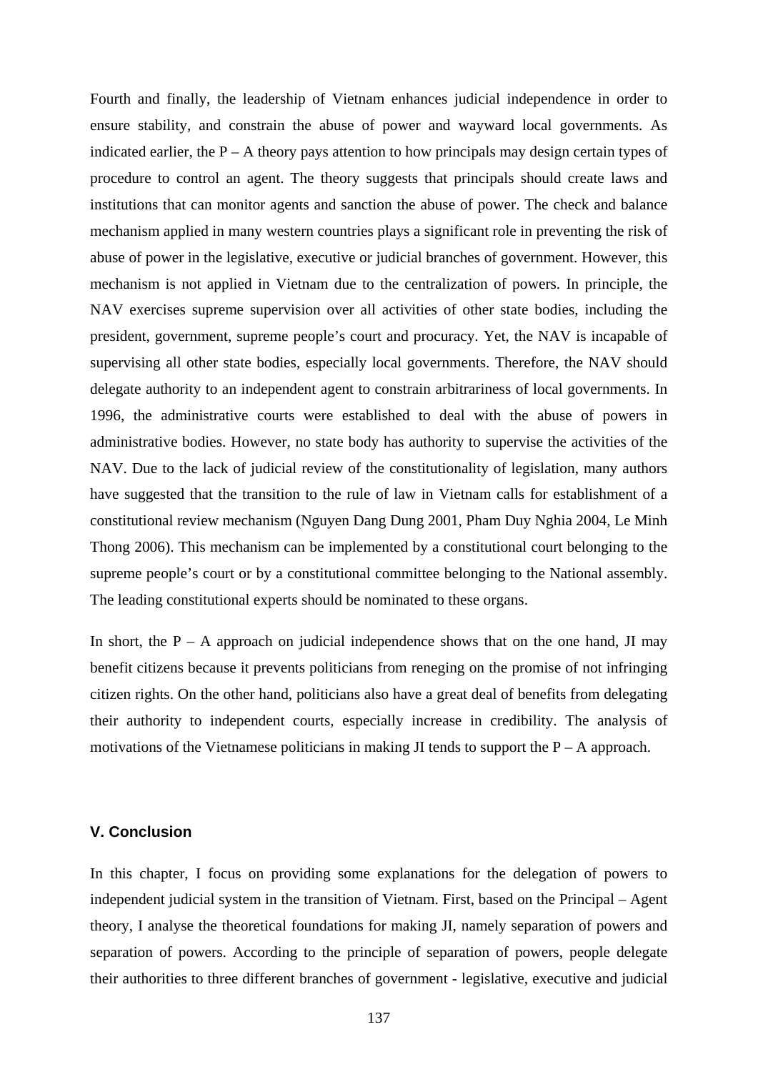Fourth and finally, the leadership of Vietnam enhances judicial independence in order to ensure stability, and constrain the abuse of power and wayward local governments. As indicated earlier, the P – A theory pays attention to how principals may design certain types of procedure to control an agent. The theory suggests that principals should create laws and institutions that can monitor agents and sanction the abuse of power. The check and balance mechanism applied in many western countries plays a significant role in preventing the risk of abuse of power in the legislative, executive or judicial branches of government. However, this mechanism is not applied in Vietnam due to the centralization of powers. In principle, the NAV exercises supreme supervision over all activities of other state bodies, including the president, government, supreme people's court and procuracy. Yet, the NAV is incapable of supervising all other state bodies, especially local governments. Therefore, the NAV should delegate authority to an independent agent to constrain arbitrariness of local governments. In 1996, the administrative courts were established to deal with the abuse of powers in administrative bodies. However, no state body has authority to supervise the activities of the NAV. Due to the lack of judicial review of the constitutionality of legislation, many authors have suggested that the transition to the rule of law in Vietnam calls for establishment of a constitutional review mechanism (Nguyen Dang Dung 2001, Pham Duy Nghia 2004, Le Minh Thong 2006). This mechanism can be implemented by a constitutional court belonging to the supreme people's court or by a constitutional committee belonging to the National assembly. The leading constitutional experts should be nominated to these organs.

In short, the P – A approach on judicial independence shows that on the one hand, JI may benefit citizens because it prevents politicians from reneging on the promise of not infringing citizen rights. On the other hand, politicians also have a great deal of benefits from delegating their authority to independent courts, especially increase in credibility. The analysis of motivations of the Vietnamese politicians in making JI tends to support the P – A approach.

## V. Conclusion

In this chapter, I focus on providing some explanations for the delegation of powers to independent judicial system in the transition of Vietnam. First, based on the Principal – Agent theory, I analyse the theoretical foundations for making JI, namely separation of powers and separation of powers. According to the principle of separation of powers, people delegate their authorities to three different branches of government - legislative, executive and judicial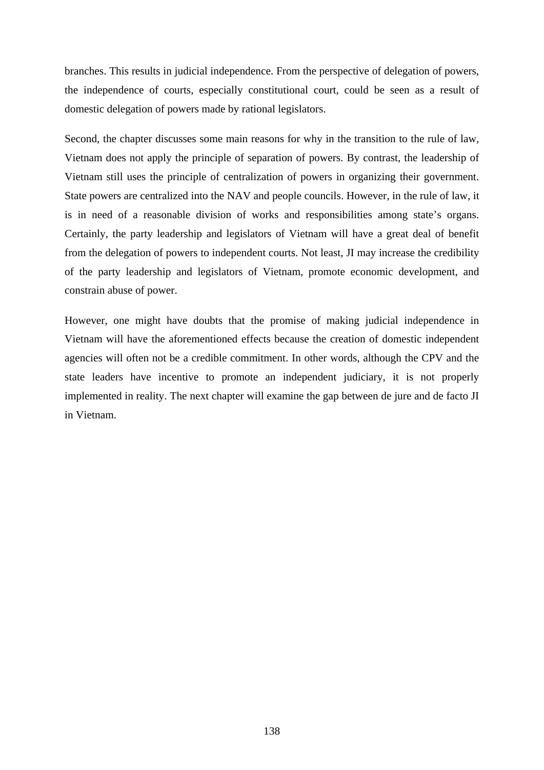branches. This results in judicial independence. From the perspective of delegation of powers, the independence of courts, especially constitutional court, could be seen as a result of domestic delegation of powers made by rational legislators.

Second, the chapter discusses some main reasons for why in the transition to the rule of law, Vietnam does not apply the principle of separation of powers. By contrast, the leadership of Vietnam still uses the principle of centralization of powers in organizing their government. State powers are centralized into the NAV and people councils. However, in the rule of law, it is in need of a reasonable division of works and responsibilities among state's organs. Certainly, the party leadership and legislators of Vietnam will have a great deal of benefit from the delegation of powers to independent courts. Not least, JI may increase the credibility of the party leadership and legislators of Vietnam, promote economic development, and constrain abuse of power.

However, one might have doubts that the promise of making judicial independence in Vietnam will have the aforementioned effects because the creation of domestic independent agencies will often not be a credible commitment. In other words, although the CPV and the state leaders have incentive to promote an independent judiciary, it is not properly implemented in reality. The next chapter will examine the gap between de jure and de facto JI in Vietnam.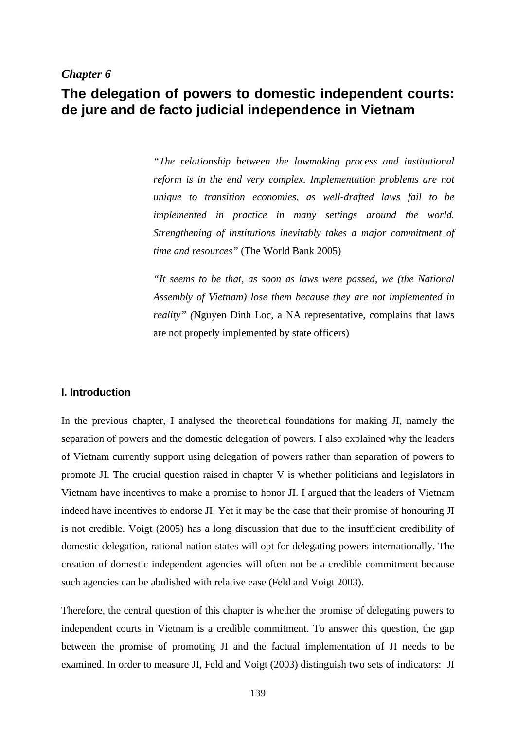*Chapter 6*

# The delegation of powers to domestic independent courts: de jure and de facto judicial independence in Vietnam

> *"The relationship between the lawmaking process and institutional reform is in the end very complex. Implementation problems are not unique to transition economies, as well-drafted laws fail to be implemented in practice in many settings around the world. Strengthening of institutions inevitably takes a major commitment of time and resources"* (The World Bank 2005)

> *"It seems to be that, as soon as laws were passed, we (the National Assembly of Vietnam) lose them because they are not implemented in reality" (*Nguyen Dinh Loc, a NA representative, complains that laws are not properly implemented by state officers)

## I. Introduction

In the previous chapter, I analysed the theoretical foundations for making JI, namely the separation of powers and the domestic delegation of powers. I also explained why the leaders of Vietnam currently support using delegation of powers rather than separation of powers to promote JI. The crucial question raised in chapter V is whether politicians and legislators in Vietnam have incentives to make a promise to honor JI. I argued that the leaders of Vietnam indeed have incentives to endorse JI. Yet it may be the case that their promise of honouring JI is not credible. Voigt (2005) has a long discussion that due to the insufficient credibility of domestic delegation, rational nation-states will opt for delegating powers internationally. The creation of domestic independent agencies will often not be a credible commitment because such agencies can be abolished with relative ease (Feld and Voigt 2003).

Therefore, the central question of this chapter is whether the promise of delegating powers to independent courts in Vietnam is a credible commitment. To answer this question, the gap between the promise of promoting JI and the factual implementation of JI needs to be examined. In order to measure JI, Feld and Voigt (2003) distinguish two sets of indicators: JI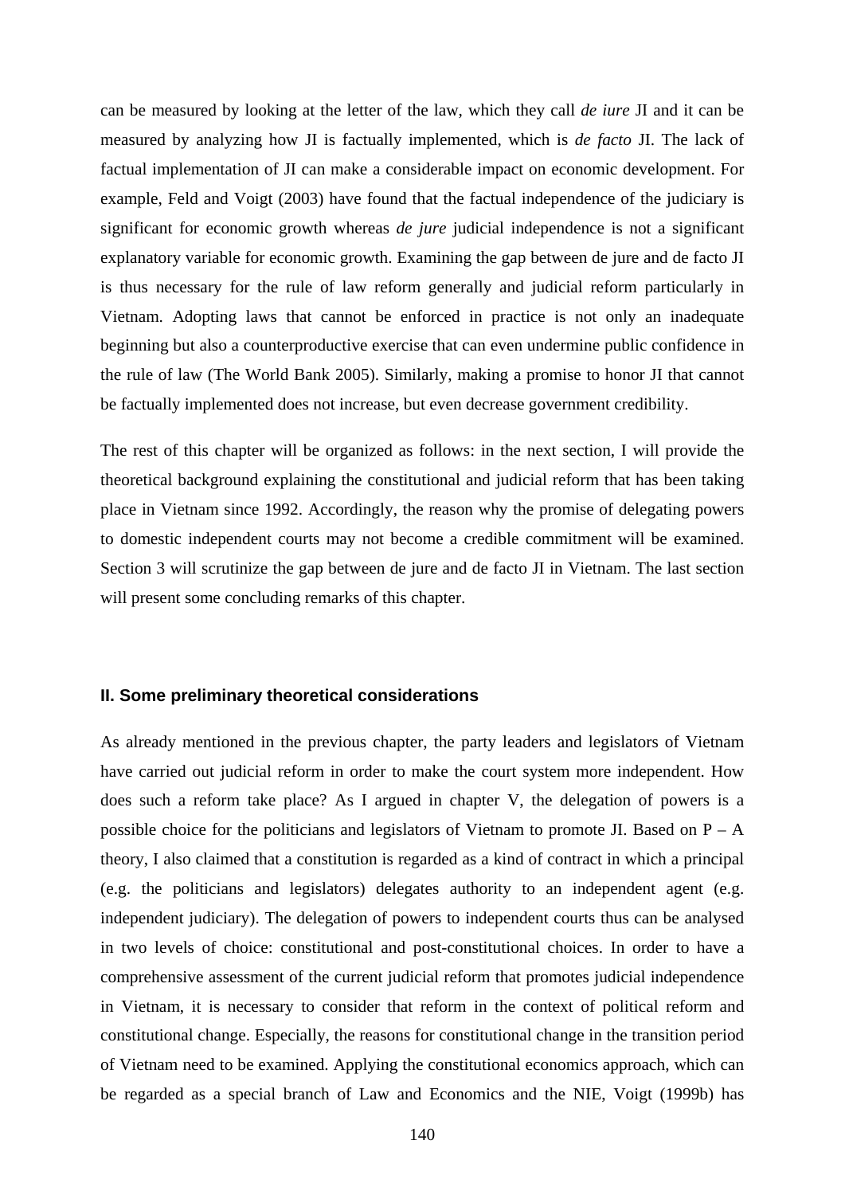can be measured by looking at the letter of the law, which they call *de iure* JI and it can be measured by analyzing how JI is factually implemented, which is *de facto* JI. The lack of factual implementation of JI can make a considerable impact on economic development. For example, Feld and Voigt (2003) have found that the factual independence of the judiciary is significant for economic growth whereas *de jure* judicial independence is not a significant explanatory variable for economic growth. Examining the gap between de jure and de facto JI is thus necessary for the rule of law reform generally and judicial reform particularly in Vietnam. Adopting laws that cannot be enforced in practice is not only an inadequate beginning but also a counterproductive exercise that can even undermine public confidence in the rule of law (The World Bank 2005). Similarly, making a promise to honor JI that cannot be factually implemented does not increase, but even decrease government credibility.

The rest of this chapter will be organized as follows: in the next section, I will provide the theoretical background explaining the constitutional and judicial reform that has been taking place in Vietnam since 1992. Accordingly, the reason why the promise of delegating powers to domestic independent courts may not become a credible commitment will be examined. Section 3 will scrutinize the gap between de jure and de facto JI in Vietnam. The last section will present some concluding remarks of this chapter.

## II. Some preliminary theoretical considerations

As already mentioned in the previous chapter, the party leaders and legislators of Vietnam have carried out judicial reform in order to make the court system more independent. How does such a reform take place? As I argued in chapter V, the delegation of powers is a possible choice for the politicians and legislators of Vietnam to promote JI. Based on P – A theory, I also claimed that a constitution is regarded as a kind of contract in which a principal (e.g. the politicians and legislators) delegates authority to an independent agent (e.g. independent judiciary). The delegation of powers to independent courts thus can be analysed in two levels of choice: constitutional and post-constitutional choices. In order to have a comprehensive assessment of the current judicial reform that promotes judicial independence in Vietnam, it is necessary to consider that reform in the context of political reform and constitutional change. Especially, the reasons for constitutional change in the transition period of Vietnam need to be examined. Applying the constitutional economics approach, which can be regarded as a special branch of Law and Economics and the NIE, Voigt (1999b) has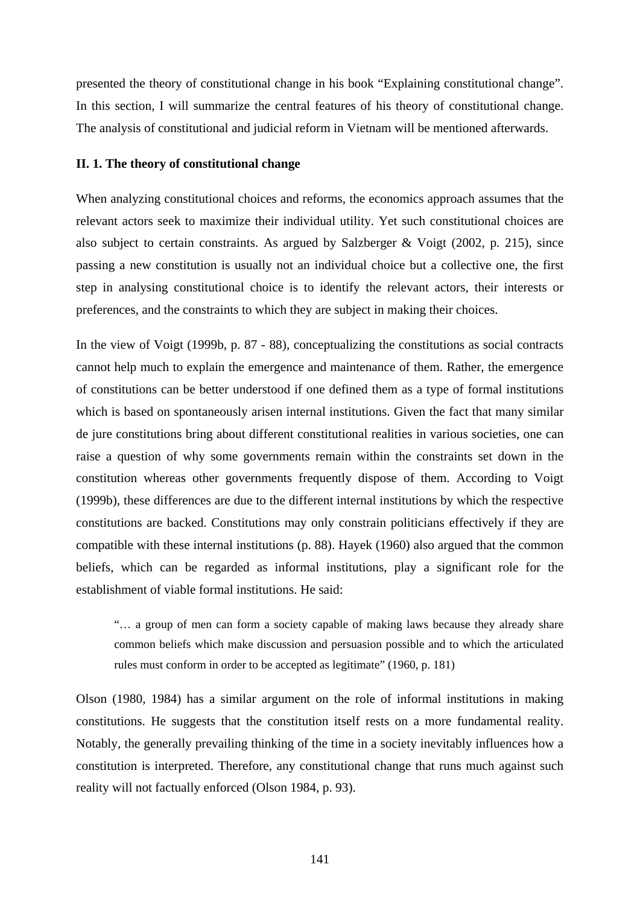presented the theory of constitutional change in his book "Explaining constitutional change". In this section, I will summarize the central features of his theory of constitutional change. The analysis of constitutional and judicial reform in Vietnam will be mentioned afterwards.

**II. 1. The theory of constitutional change**

When analyzing constitutional choices and reforms, the economics approach assumes that the relevant actors seek to maximize their individual utility. Yet such constitutional choices are also subject to certain constraints. As argued by Salzberger & Voigt (2002, p. 215), since passing a new constitution is usually not an individual choice but a collective one, the first step in analysing constitutional choice is to identify the relevant actors, their interests or preferences, and the constraints to which they are subject in making their choices.

In the view of Voigt (1999b, p. 87 - 88), conceptualizing the constitutions as social contracts cannot help much to explain the emergence and maintenance of them. Rather, the emergence of constitutions can be better understood if one defined them as a type of formal institutions which is based on spontaneously arisen internal institutions. Given the fact that many similar de jure constitutions bring about different constitutional realities in various societies, one can raise a question of why some governments remain within the constraints set down in the constitution whereas other governments frequently dispose of them. According to Voigt (1999b), these differences are due to the different internal institutions by which the respective constitutions are backed. Constitutions may only constrain politicians effectively if they are compatible with these internal institutions (p. 88). Hayek (1960) also argued that the common beliefs, which can be regarded as informal institutions, play a significant role for the establishment of viable formal institutions. He said:

> "… a group of men can form a society capable of making laws because they already share common beliefs which make discussion and persuasion possible and to which the articulated rules must conform in order to be accepted as legitimate" (1960, p. 181)

Olson (1980, 1984) has a similar argument on the role of informal institutions in making constitutions. He suggests that the constitution itself rests on a more fundamental reality. Notably, the generally prevailing thinking of the time in a society inevitably influences how a constitution is interpreted. Therefore, any constitutional change that runs much against such reality will not factually enforced (Olson 1984, p. 93).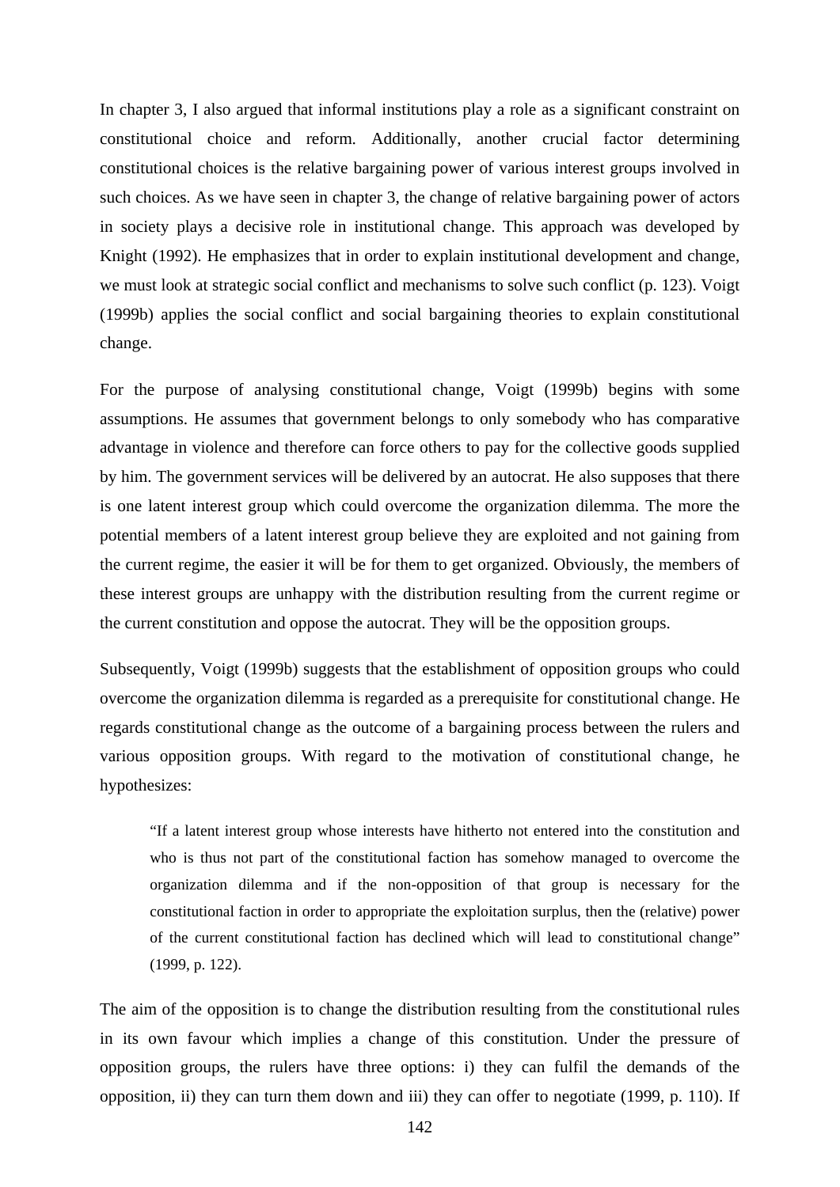In chapter 3, I also argued that informal institutions play a role as a significant constraint on constitutional choice and reform. Additionally, another crucial factor determining constitutional choices is the relative bargaining power of various interest groups involved in such choices. As we have seen in chapter 3, the change of relative bargaining power of actors in society plays a decisive role in institutional change. This approach was developed by Knight (1992). He emphasizes that in order to explain institutional development and change, we must look at strategic social conflict and mechanisms to solve such conflict (p. 123). Voigt (1999b) applies the social conflict and social bargaining theories to explain constitutional change.

For the purpose of analysing constitutional change, Voigt (1999b) begins with some assumptions. He assumes that government belongs to only somebody who has comparative advantage in violence and therefore can force others to pay for the collective goods supplied by him. The government services will be delivered by an autocrat. He also supposes that there is one latent interest group which could overcome the organization dilemma. The more the potential members of a latent interest group believe they are exploited and not gaining from the current regime, the easier it will be for them to get organized. Obviously, the members of these interest groups are unhappy with the distribution resulting from the current regime or the current constitution and oppose the autocrat. They will be the opposition groups.

Subsequently, Voigt (1999b) suggests that the establishment of opposition groups who could overcome the organization dilemma is regarded as a prerequisite for constitutional change. He regards constitutional change as the outcome of a bargaining process between the rulers and various opposition groups. With regard to the motivation of constitutional change, he hypothesizes:

> "If a latent interest group whose interests have hitherto not entered into the constitution and who is thus not part of the constitutional faction has somehow managed to overcome the organization dilemma and if the non-opposition of that group is necessary for the constitutional faction in order to appropriate the exploitation surplus, then the (relative) power of the current constitutional faction has declined which will lead to constitutional change" (1999, p. 122).

The aim of the opposition is to change the distribution resulting from the constitutional rules in its own favour which implies a change of this constitution. Under the pressure of opposition groups, the rulers have three options: i) they can fulfil the demands of the opposition, ii) they can turn them down and iii) they can offer to negotiate (1999, p. 110). If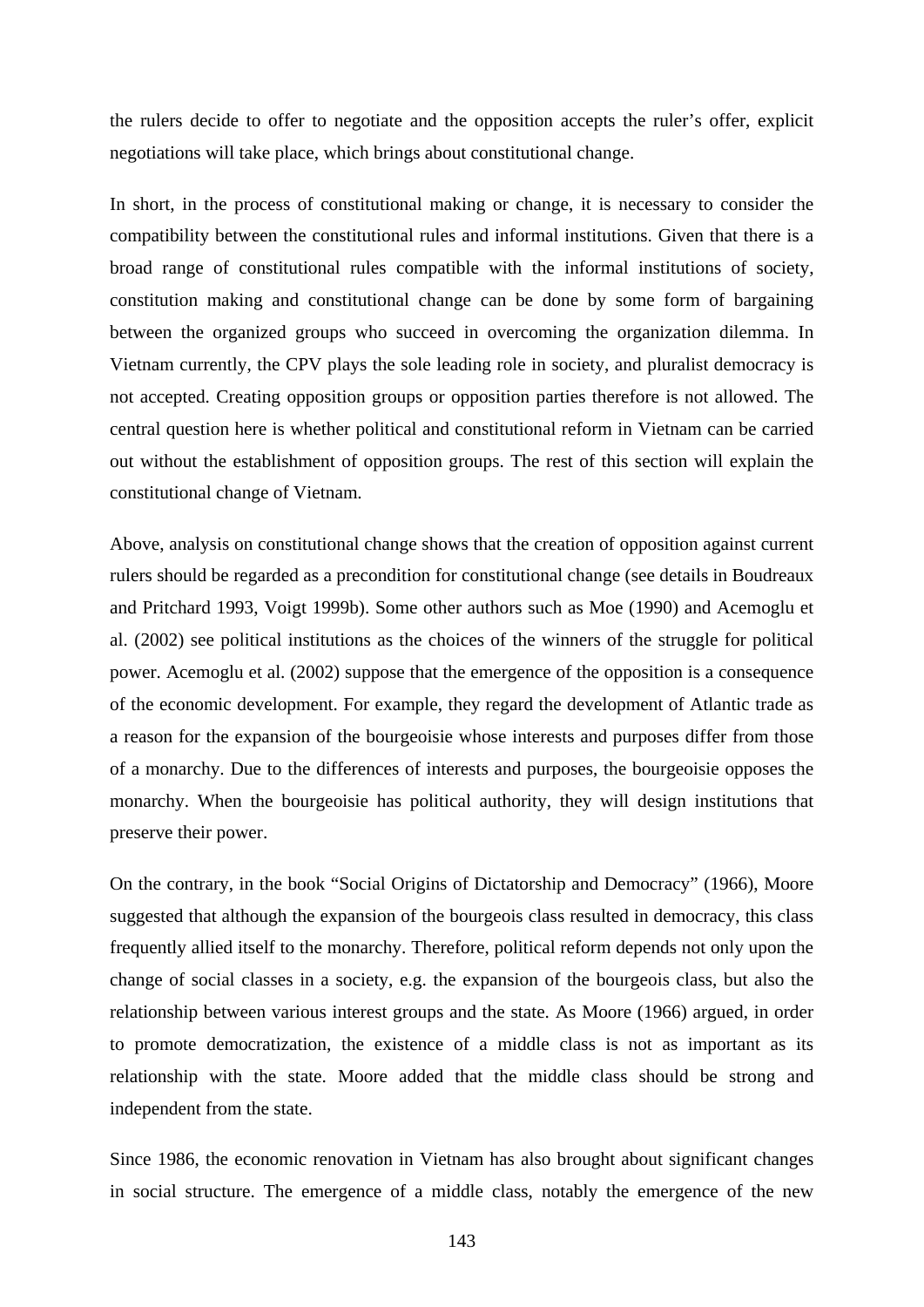the rulers decide to offer to negotiate and the opposition accepts the ruler's offer, explicit negotiations will take place, which brings about constitutional change.

In short, in the process of constitutional making or change, it is necessary to consider the compatibility between the constitutional rules and informal institutions. Given that there is a broad range of constitutional rules compatible with the informal institutions of society, constitution making and constitutional change can be done by some form of bargaining between the organized groups who succeed in overcoming the organization dilemma. In Vietnam currently, the CPV plays the sole leading role in society, and pluralist democracy is not accepted. Creating opposition groups or opposition parties therefore is not allowed. The central question here is whether political and constitutional reform in Vietnam can be carried out without the establishment of opposition groups. The rest of this section will explain the constitutional change of Vietnam.

Above, analysis on constitutional change shows that the creation of opposition against current rulers should be regarded as a precondition for constitutional change (see details in Boudreaux and Pritchard 1993, Voigt 1999b). Some other authors such as Moe (1990) and Acemoglu et al. (2002) see political institutions as the choices of the winners of the struggle for political power. Acemoglu et al. (2002) suppose that the emergence of the opposition is a consequence of the economic development. For example, they regard the development of Atlantic trade as a reason for the expansion of the bourgeoisie whose interests and purposes differ from those of a monarchy. Due to the differences of interests and purposes, the bourgeoisie opposes the monarchy. When the bourgeoisie has political authority, they will design institutions that preserve their power.

On the contrary, in the book "Social Origins of Dictatorship and Democracy" (1966), Moore suggested that although the expansion of the bourgeois class resulted in democracy, this class frequently allied itself to the monarchy. Therefore, political reform depends not only upon the change of social classes in a society, e.g. the expansion of the bourgeois class, but also the relationship between various interest groups and the state. As Moore (1966) argued, in order to promote democratization, the existence of a middle class is not as important as its relationship with the state. Moore added that the middle class should be strong and independent from the state.

Since 1986, the economic renovation in Vietnam has also brought about significant changes in social structure. The emergence of a middle class, notably the emergence of the new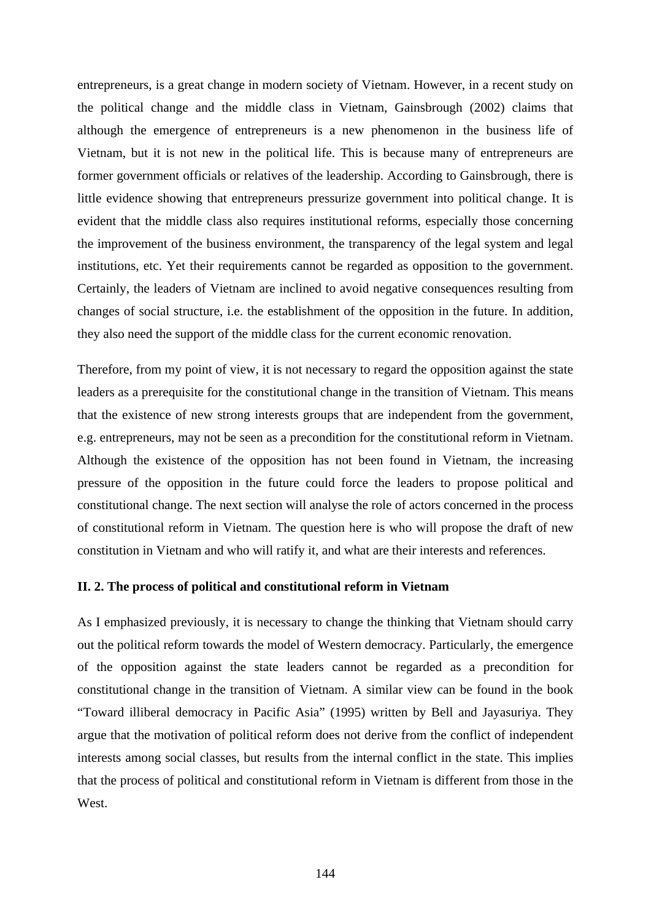entrepreneurs, is a great change in modern society of Vietnam. However, in a recent study on the political change and the middle class in Vietnam, Gainsbrough (2002) claims that although the emergence of entrepreneurs is a new phenomenon in the business life of Vietnam, but it is not new in the political life. This is because many of entrepreneurs are former government officials or relatives of the leadership. According to Gainsbrough, there is little evidence showing that entrepreneurs pressurize government into political change. It is evident that the middle class also requires institutional reforms, especially those concerning the improvement of the business environment, the transparency of the legal system and legal institutions, etc. Yet their requirements cannot be regarded as opposition to the government. Certainly, the leaders of Vietnam are inclined to avoid negative consequences resulting from changes of social structure, i.e. the establishment of the opposition in the future. In addition, they also need the support of the middle class for the current economic renovation.

Therefore, from my point of view, it is not necessary to regard the opposition against the state leaders as a prerequisite for the constitutional change in the transition of Vietnam. This means that the existence of new strong interests groups that are independent from the government, e.g. entrepreneurs, may not be seen as a precondition for the constitutional reform in Vietnam. Although the existence of the opposition has not been found in Vietnam, the increasing pressure of the opposition in the future could force the leaders to propose political and constitutional change. The next section will analyse the role of actors concerned in the process of constitutional reform in Vietnam. The question here is who will propose the draft of new constitution in Vietnam and who will ratify it, and what are their interests and references.

**II. 2. The process of political and constitutional reform in Vietnam**

As I emphasized previously, it is necessary to change the thinking that Vietnam should carry out the political reform towards the model of Western democracy. Particularly, the emergence of the opposition against the state leaders cannot be regarded as a precondition for constitutional change in the transition of Vietnam. A similar view can be found in the book "Toward illiberal democracy in Pacific Asia" (1995) written by Bell and Jayasuriya. They argue that the motivation of political reform does not derive from the conflict of independent interests among social classes, but results from the internal conflict in the state. This implies that the process of political and constitutional reform in Vietnam is different from those in the West.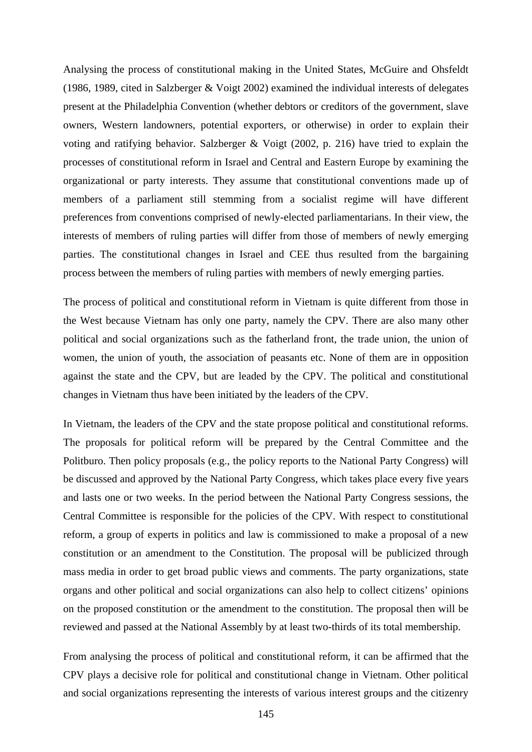Analysing the process of constitutional making in the United States, McGuire and Ohsfeldt (1986, 1989, cited in Salzberger & Voigt 2002) examined the individual interests of delegates present at the Philadelphia Convention (whether debtors or creditors of the government, slave owners, Western landowners, potential exporters, or otherwise) in order to explain their voting and ratifying behavior. Salzberger & Voigt (2002, p. 216) have tried to explain the processes of constitutional reform in Israel and Central and Eastern Europe by examining the organizational or party interests. They assume that constitutional conventions made up of members of a parliament still stemming from a socialist regime will have different preferences from conventions comprised of newly-elected parliamentarians. In their view, the interests of members of ruling parties will differ from those of members of newly emerging parties. The constitutional changes in Israel and CEE thus resulted from the bargaining process between the members of ruling parties with members of newly emerging parties.

The process of political and constitutional reform in Vietnam is quite different from those in the West because Vietnam has only one party, namely the CPV. There are also many other political and social organizations such as the fatherland front, the trade union, the union of women, the union of youth, the association of peasants etc. None of them are in opposition against the state and the CPV, but are leaded by the CPV. The political and constitutional changes in Vietnam thus have been initiated by the leaders of the CPV.

In Vietnam, the leaders of the CPV and the state propose political and constitutional reforms. The proposals for political reform will be prepared by the Central Committee and the Politburo. Then policy proposals (e.g., the policy reports to the National Party Congress) will be discussed and approved by the National Party Congress, which takes place every five years and lasts one or two weeks. In the period between the National Party Congress sessions, the Central Committee is responsible for the policies of the CPV. With respect to constitutional reform, a group of experts in politics and law is commissioned to make a proposal of a new constitution or an amendment to the Constitution. The proposal will be publicized through mass media in order to get broad public views and comments. The party organizations, state organs and other political and social organizations can also help to collect citizens' opinions on the proposed constitution or the amendment to the constitution. The proposal then will be reviewed and passed at the National Assembly by at least two-thirds of its total membership.

From analysing the process of political and constitutional reform, it can be affirmed that the CPV plays a decisive role for political and constitutional change in Vietnam. Other political and social organizations representing the interests of various interest groups and the citizenry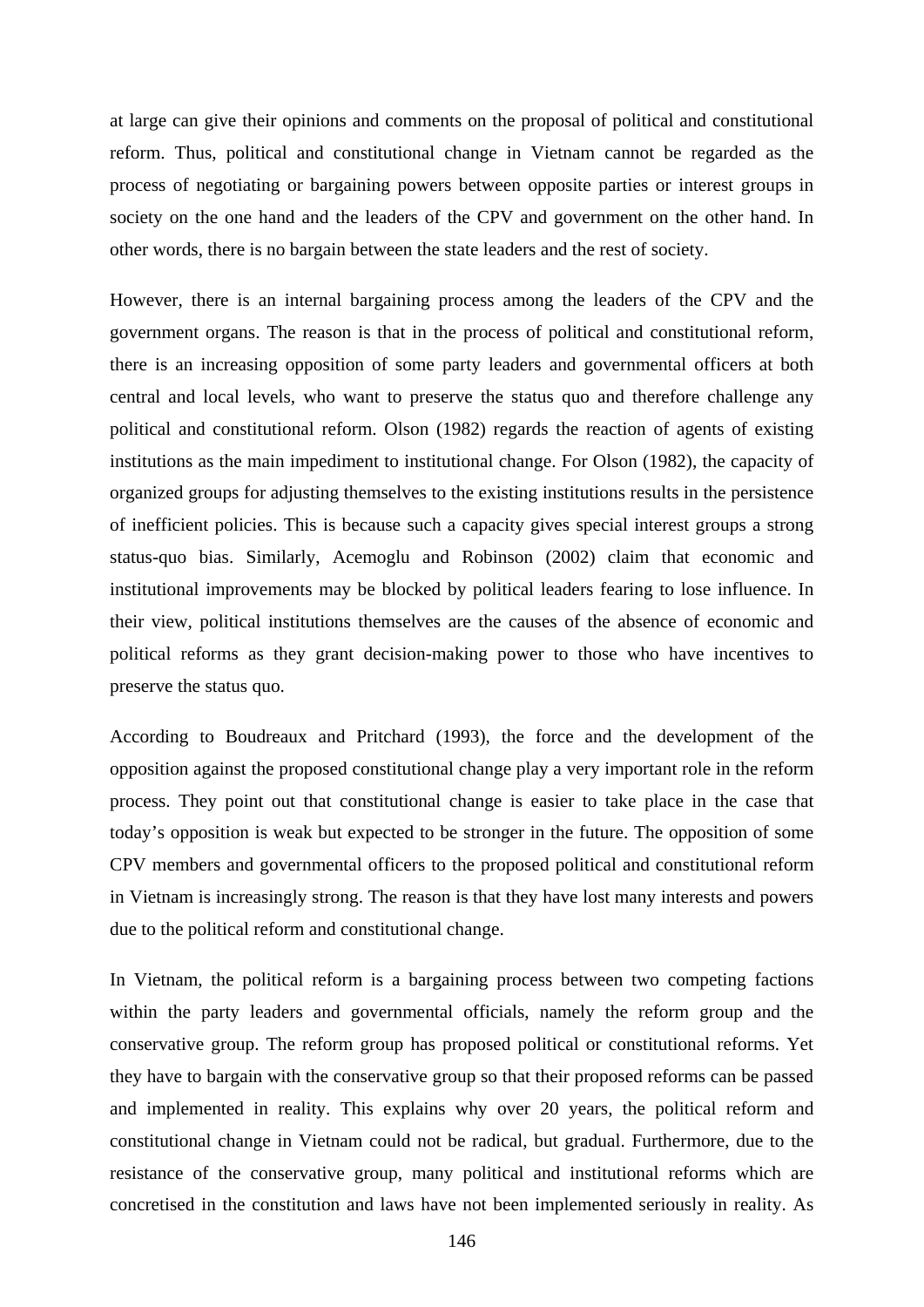at large can give their opinions and comments on the proposal of political and constitutional reform. Thus, political and constitutional change in Vietnam cannot be regarded as the process of negotiating or bargaining powers between opposite parties or interest groups in society on the one hand and the leaders of the CPV and government on the other hand. In other words, there is no bargain between the state leaders and the rest of society.

However, there is an internal bargaining process among the leaders of the CPV and the government organs. The reason is that in the process of political and constitutional reform, there is an increasing opposition of some party leaders and governmental officers at both central and local levels, who want to preserve the status quo and therefore challenge any political and constitutional reform. Olson (1982) regards the reaction of agents of existing institutions as the main impediment to institutional change. For Olson (1982), the capacity of organized groups for adjusting themselves to the existing institutions results in the persistence of inefficient policies. This is because such a capacity gives special interest groups a strong status-quo bias. Similarly, Acemoglu and Robinson (2002) claim that economic and institutional improvements may be blocked by political leaders fearing to lose influence. In their view, political institutions themselves are the causes of the absence of economic and political reforms as they grant decision-making power to those who have incentives to preserve the status quo.

According to Boudreaux and Pritchard (1993), the force and the development of the opposition against the proposed constitutional change play a very important role in the reform process. They point out that constitutional change is easier to take place in the case that today's opposition is weak but expected to be stronger in the future. The opposition of some CPV members and governmental officers to the proposed political and constitutional reform in Vietnam is increasingly strong. The reason is that they have lost many interests and powers due to the political reform and constitutional change.

In Vietnam, the political reform is a bargaining process between two competing factions within the party leaders and governmental officials, namely the reform group and the conservative group. The reform group has proposed political or constitutional reforms. Yet they have to bargain with the conservative group so that their proposed reforms can be passed and implemented in reality. This explains why over 20 years, the political reform and constitutional change in Vietnam could not be radical, but gradual. Furthermore, due to the resistance of the conservative group, many political and institutional reforms which are concretised in the constitution and laws have not been implemented seriously in reality. As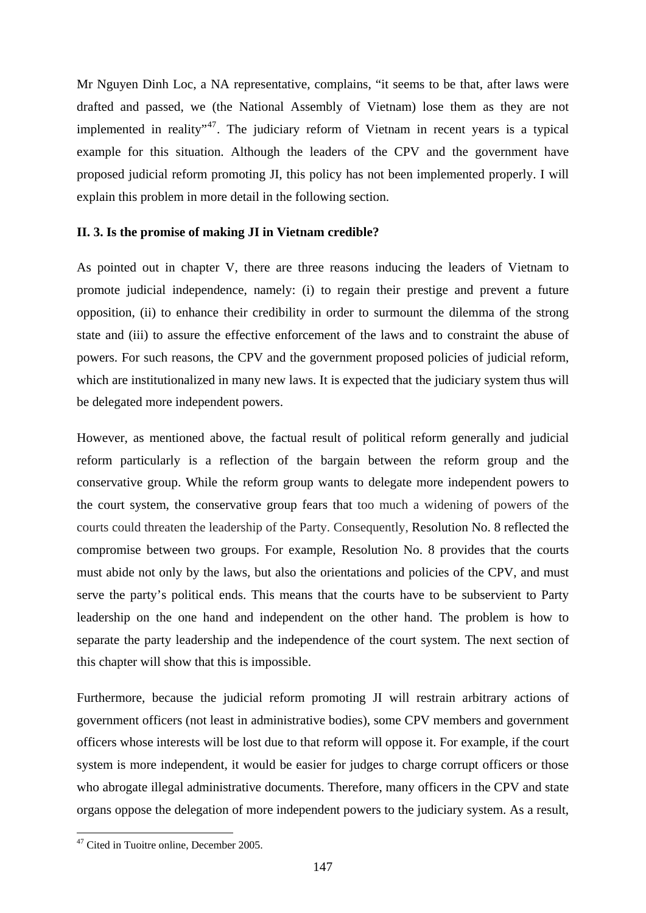Mr Nguyen Dinh Loc, a NA representative, complains, "it seems to be that, after laws were drafted and passed, we (the National Assembly of Vietnam) lose them as they are not implemented in reality"[47]. The judiciary reform of Vietnam in recent years is a typical example for this situation. Although the leaders of the CPV and the government have proposed judicial reform promoting JI, this policy has not been implemented properly. I will explain this problem in more detail in the following section.

**II. 3. Is the promise of making JI in Vietnam credible?**

As pointed out in chapter V, there are three reasons inducing the leaders of Vietnam to promote judicial independence, namely: (i) to regain their prestige and prevent a future opposition, (ii) to enhance their credibility in order to surmount the dilemma of the strong state and (iii) to assure the effective enforcement of the laws and to constraint the abuse of powers. For such reasons, the CPV and the government proposed policies of judicial reform, which are institutionalized in many new laws. It is expected that the judiciary system thus will be delegated more independent powers.

However, as mentioned above, the factual result of political reform generally and judicial reform particularly is a reflection of the bargain between the reform group and the conservative group. While the reform group wants to delegate more independent powers to the court system, the conservative group fears that too much a widening of powers of the courts could threaten the leadership of the Party. Consequently, Resolution No. 8 reflected the compromise between two groups. For example, Resolution No. 8 provides that the courts must abide not only by the laws, but also the orientations and policies of the CPV, and must serve the party's political ends. This means that the courts have to be subservient to Party leadership on the one hand and independent on the other hand. The problem is how to separate the party leadership and the independence of the court system. The next section of this chapter will show that this is impossible.

Furthermore, because the judicial reform promoting JI will restrain arbitrary actions of government officers (not least in administrative bodies), some CPV members and government officers whose interests will be lost due to that reform will oppose it. For example, if the court system is more independent, it would be easier for judges to charge corrupt officers or those who abrogate illegal administrative documents. Therefore, many officers in the CPV and state organs oppose the delegation of more independent powers to the judiciary system. As a result,

[47] Cited in Tuoitre online, December 2005.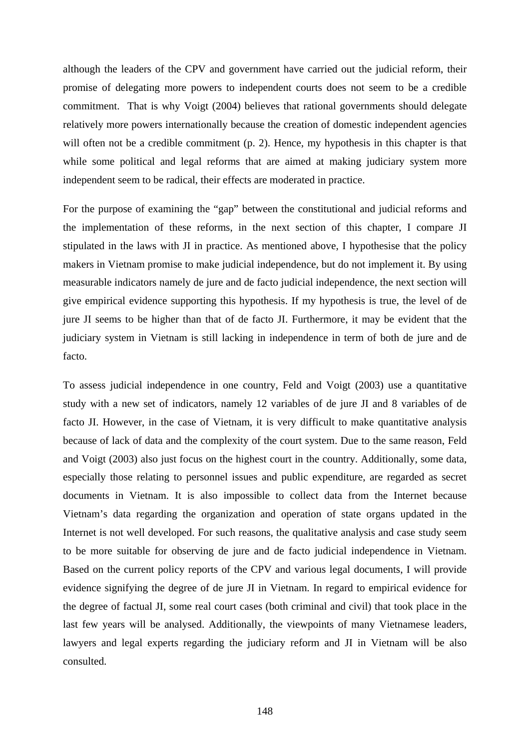although the leaders of the CPV and government have carried out the judicial reform, their promise of delegating more powers to independent courts does not seem to be a credible commitment. That is why Voigt (2004) believes that rational governments should delegate relatively more powers internationally because the creation of domestic independent agencies will often not be a credible commitment (p. 2). Hence, my hypothesis in this chapter is that while some political and legal reforms that are aimed at making judiciary system more independent seem to be radical, their effects are moderated in practice.

For the purpose of examining the "gap" between the constitutional and judicial reforms and the implementation of these reforms, in the next section of this chapter, I compare JI stipulated in the laws with JI in practice. As mentioned above, I hypothesise that the policy makers in Vietnam promise to make judicial independence, but do not implement it. By using measurable indicators namely de jure and de facto judicial independence, the next section will give empirical evidence supporting this hypothesis. If my hypothesis is true, the level of de jure JI seems to be higher than that of de facto JI. Furthermore, it may be evident that the judiciary system in Vietnam is still lacking in independence in term of both de jure and de facto.

To assess judicial independence in one country, Feld and Voigt (2003) use a quantitative study with a new set of indicators, namely 12 variables of de jure JI and 8 variables of de facto JI. However, in the case of Vietnam, it is very difficult to make quantitative analysis because of lack of data and the complexity of the court system. Due to the same reason, Feld and Voigt (2003) also just focus on the highest court in the country. Additionally, some data, especially those relating to personnel issues and public expenditure, are regarded as secret documents in Vietnam. It is also impossible to collect data from the Internet because Vietnam's data regarding the organization and operation of state organs updated in the Internet is not well developed. For such reasons, the qualitative analysis and case study seem to be more suitable for observing de jure and de facto judicial independence in Vietnam. Based on the current policy reports of the CPV and various legal documents, I will provide evidence signifying the degree of de jure JI in Vietnam. In regard to empirical evidence for the degree of factual JI, some real court cases (both criminal and civil) that took place in the last few years will be analysed. Additionally, the viewpoints of many Vietnamese leaders, lawyers and legal experts regarding the judiciary reform and JI in Vietnam will be also consulted.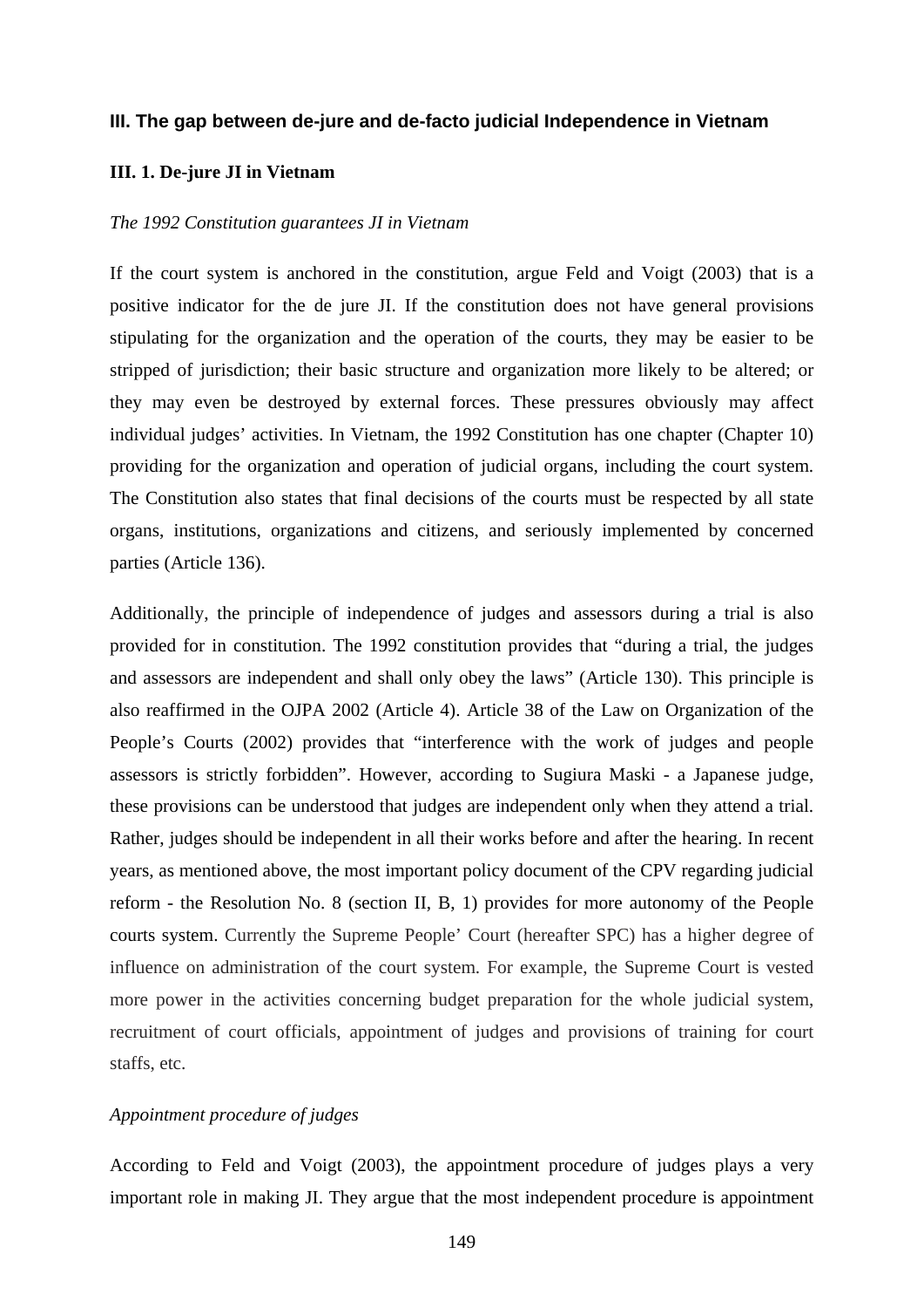## III. The gap between de-jure and de-facto judicial Independence in Vietnam

### III. 1. De-jure JI in Vietnam

*The 1992 Constitution guarantees JI in Vietnam*

If the court system is anchored in the constitution, argue Feld and Voigt (2003) that is a positive indicator for the de jure JI. If the constitution does not have general provisions stipulating for the organization and the operation of the courts, they may be easier to be stripped of jurisdiction; their basic structure and organization more likely to be altered; or they may even be destroyed by external forces. These pressures obviously may affect individual judges' activities. In Vietnam, the 1992 Constitution has one chapter (Chapter 10) providing for the organization and operation of judicial organs, including the court system. The Constitution also states that final decisions of the courts must be respected by all state organs, institutions, organizations and citizens, and seriously implemented by concerned parties (Article 136).

Additionally, the principle of independence of judges and assessors during a trial is also provided for in constitution. The 1992 constitution provides that "during a trial, the judges and assessors are independent and shall only obey the laws" (Article 130). This principle is also reaffirmed in the OJPA 2002 (Article 4). Article 38 of the Law on Organization of the People's Courts (2002) provides that "interference with the work of judges and people assessors is strictly forbidden". However, according to Sugiura Maski - a Japanese judge, these provisions can be understood that judges are independent only when they attend a trial. Rather, judges should be independent in all their works before and after the hearing. In recent years, as mentioned above, the most important policy document of the CPV regarding judicial reform - the Resolution No. 8 (section II, B, 1) provides for more autonomy of the People courts system. Currently the Supreme People' Court (hereafter SPC) has a higher degree of influence on administration of the court system. For example, the Supreme Court is vested more power in the activities concerning budget preparation for the whole judicial system, recruitment of court officials, appointment of judges and provisions of training for court staffs, etc.

*Appointment procedure of judges*

According to Feld and Voigt (2003), the appointment procedure of judges plays a very important role in making JI. They argue that the most independent procedure is appointment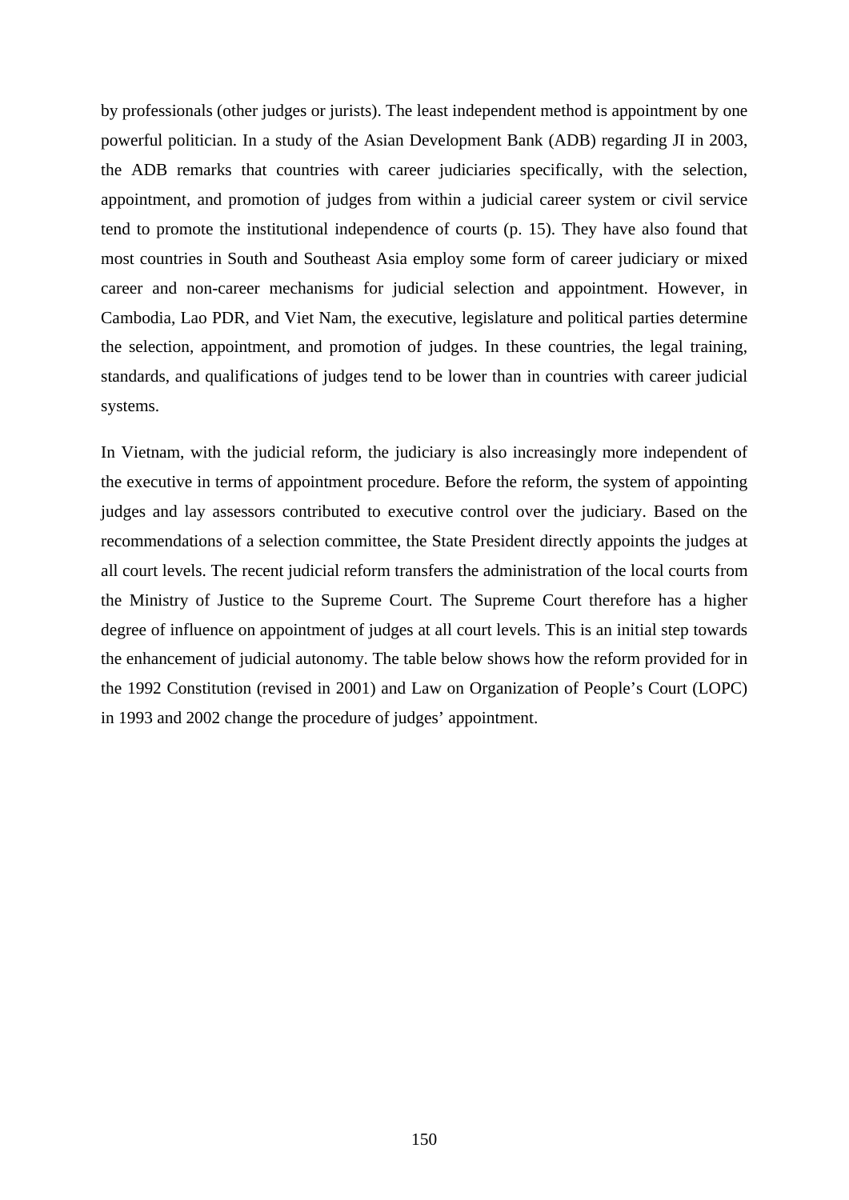by professionals (other judges or jurists). The least independent method is appointment by one powerful politician. In a study of the Asian Development Bank (ADB) regarding JI in 2003, the ADB remarks that countries with career judiciaries specifically, with the selection, appointment, and promotion of judges from within a judicial career system or civil service tend to promote the institutional independence of courts (p. 15). They have also found that most countries in South and Southeast Asia employ some form of career judiciary or mixed career and non-career mechanisms for judicial selection and appointment. However, in Cambodia, Lao PDR, and Viet Nam, the executive, legislature and political parties determine the selection, appointment, and promotion of judges. In these countries, the legal training, standards, and qualifications of judges tend to be lower than in countries with career judicial systems.

In Vietnam, with the judicial reform, the judiciary is also increasingly more independent of the executive in terms of appointment procedure. Before the reform, the system of appointing judges and lay assessors contributed to executive control over the judiciary. Based on the recommendations of a selection committee, the State President directly appoints the judges at all court levels. The recent judicial reform transfers the administration of the local courts from the Ministry of Justice to the Supreme Court. The Supreme Court therefore has a higher degree of influence on appointment of judges at all court levels. This is an initial step towards the enhancement of judicial autonomy. The table below shows how the reform provided for in the 1992 Constitution (revised in 2001) and Law on Organization of People's Court (LOPC) in 1993 and 2002 change the procedure of judges' appointment.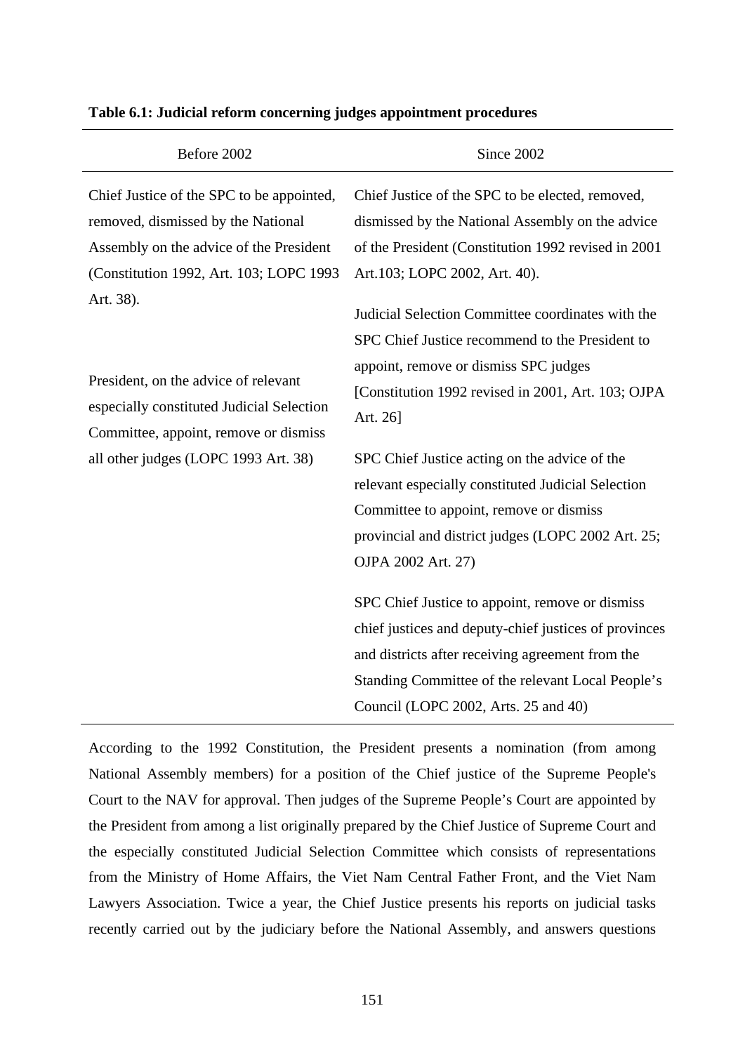**Table 6.1: Judicial reform concerning judges appointment procedures**

| Before 2002 | Since 2002 |
|---|---|
| Chief Justice of the SPC to be appointed, removed, dismissed by the National Assembly on the advice of the President (Constitution 1992, Art. 103; LOPC 1993 Art. 38). | Chief Justice of the SPC to be elected, removed, dismissed by the National Assembly on the advice of the President (Constitution 1992 revised in 2001 Art.103; LOPC 2002, Art. 40). |
| President, on the advice of relevant especially constituted Judicial Selection Committee, appoint, remove or dismiss all other judges (LOPC 1993 Art. 38) | Judicial Selection Committee coordinates with the SPC Chief Justice recommend to the President to appoint, remove or dismiss SPC judges [Constitution 1992 revised in 2001, Art. 103; OJPA Art. 26] |
| | SPC Chief Justice acting on the advice of the relevant especially constituted Judicial Selection Committee to appoint, remove or dismiss provincial and district judges (LOPC 2002 Art. 25; OJPA 2002 Art. 27) |
| | SPC Chief Justice to appoint, remove or dismiss chief justices and deputy-chief justices of provinces and districts after receiving agreement from the Standing Committee of the relevant Local People's Council (LOPC 2002, Arts. 25 and 40) |

According to the 1992 Constitution, the President presents a nomination (from among National Assembly members) for a position of the Chief justice of the Supreme People's Court to the NAV for approval. Then judges of the Supreme People's Court are appointed by the President from among a list originally prepared by the Chief Justice of Supreme Court and the especially constituted Judicial Selection Committee which consists of representations from the Ministry of Home Affairs, the Viet Nam Central Father Front, and the Viet Nam Lawyers Association. Twice a year, the Chief Justice presents his reports on judicial tasks recently carried out by the judiciary before the National Assembly, and answers questions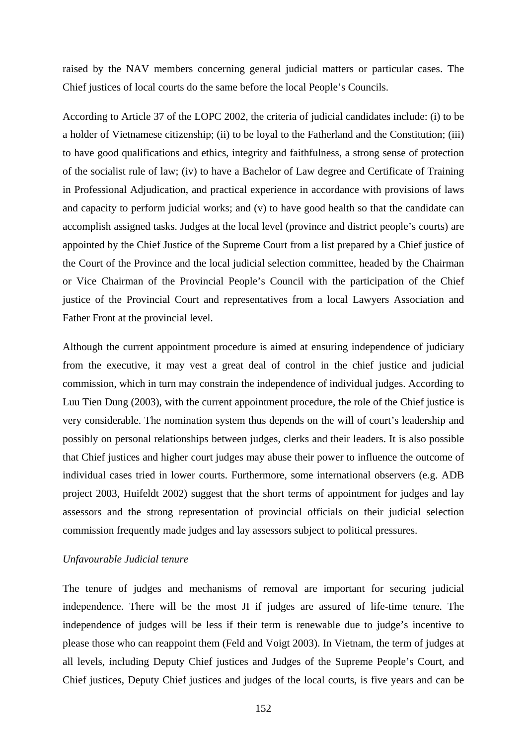raised by the NAV members concerning general judicial matters or particular cases. The Chief justices of local courts do the same before the local People's Councils.

According to Article 37 of the LOPC 2002, the criteria of judicial candidates include: (i) to be a holder of Vietnamese citizenship; (ii) to be loyal to the Fatherland and the Constitution; (iii) to have good qualifications and ethics, integrity and faithfulness, a strong sense of protection of the socialist rule of law; (iv) to have a Bachelor of Law degree and Certificate of Training in Professional Adjudication, and practical experience in accordance with provisions of laws and capacity to perform judicial works; and (v) to have good health so that the candidate can accomplish assigned tasks. Judges at the local level (province and district people's courts) are appointed by the Chief Justice of the Supreme Court from a list prepared by a Chief justice of the Court of the Province and the local judicial selection committee, headed by the Chairman or Vice Chairman of the Provincial People's Council with the participation of the Chief justice of the Provincial Court and representatives from a local Lawyers Association and Father Front at the provincial level.

Although the current appointment procedure is aimed at ensuring independence of judiciary from the executive, it may vest a great deal of control in the chief justice and judicial commission, which in turn may constrain the independence of individual judges. According to Luu Tien Dung (2003), with the current appointment procedure, the role of the Chief justice is very considerable. The nomination system thus depends on the will of court's leadership and possibly on personal relationships between judges, clerks and their leaders. It is also possible that Chief justices and higher court judges may abuse their power to influence the outcome of individual cases tried in lower courts. Furthermore, some international observers (e.g. ADB project 2003, Huifeldt 2002) suggest that the short terms of appointment for judges and lay assessors and the strong representation of provincial officials on their judicial selection commission frequently made judges and lay assessors subject to political pressures.

*Unfavourable Judicial tenure*

The tenure of judges and mechanisms of removal are important for securing judicial independence. There will be the most JI if judges are assured of life-time tenure. The independence of judges will be less if their term is renewable due to judge's incentive to please those who can reappoint them (Feld and Voigt 2003). In Vietnam, the term of judges at all levels, including Deputy Chief justices and Judges of the Supreme People's Court, and Chief justices, Deputy Chief justices and judges of the local courts, is five years and can be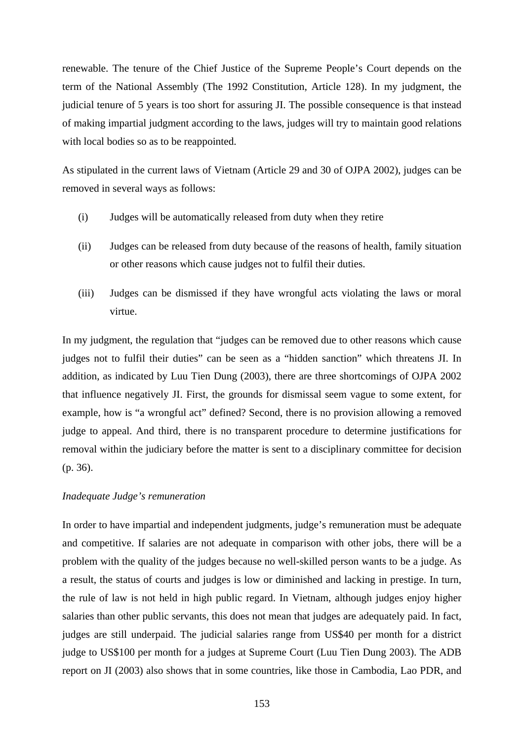renewable. The tenure of the Chief Justice of the Supreme People's Court depends on the term of the National Assembly (The 1992 Constitution, Article 128). In my judgment, the judicial tenure of 5 years is too short for assuring JI. The possible consequence is that instead of making impartial judgment according to the laws, judges will try to maintain good relations with local bodies so as to be reappointed.

As stipulated in the current laws of Vietnam (Article 29 and 30 of OJPA 2002), judges can be removed in several ways as follows:

(i) Judges will be automatically released from duty when they retire

(ii) Judges can be released from duty because of the reasons of health, family situation or other reasons which cause judges not to fulfil their duties.

(iii) Judges can be dismissed if they have wrongful acts violating the laws or moral virtue.

In my judgment, the regulation that "judges can be removed due to other reasons which cause judges not to fulfil their duties" can be seen as a "hidden sanction" which threatens JI. In addition, as indicated by Luu Tien Dung (2003), there are three shortcomings of OJPA 2002 that influence negatively JI. First, the grounds for dismissal seem vague to some extent, for example, how is "a wrongful act" defined? Second, there is no provision allowing a removed judge to appeal. And third, there is no transparent procedure to determine justifications for removal within the judiciary before the matter is sent to a disciplinary committee for decision (p. 36).

*Inadequate Judge's remuneration*

In order to have impartial and independent judgments, judge's remuneration must be adequate and competitive. If salaries are not adequate in comparison with other jobs, there will be a problem with the quality of the judges because no well-skilled person wants to be a judge. As a result, the status of courts and judges is low or diminished and lacking in prestige. In turn, the rule of law is not held in high public regard. In Vietnam, although judges enjoy higher salaries than other public servants, this does not mean that judges are adequately paid. In fact, judges are still underpaid. The judicial salaries range from US$40 per month for a district judge to US$100 per month for a judges at Supreme Court (Luu Tien Dung 2003). The ADB report on JI (2003) also shows that in some countries, like those in Cambodia, Lao PDR, and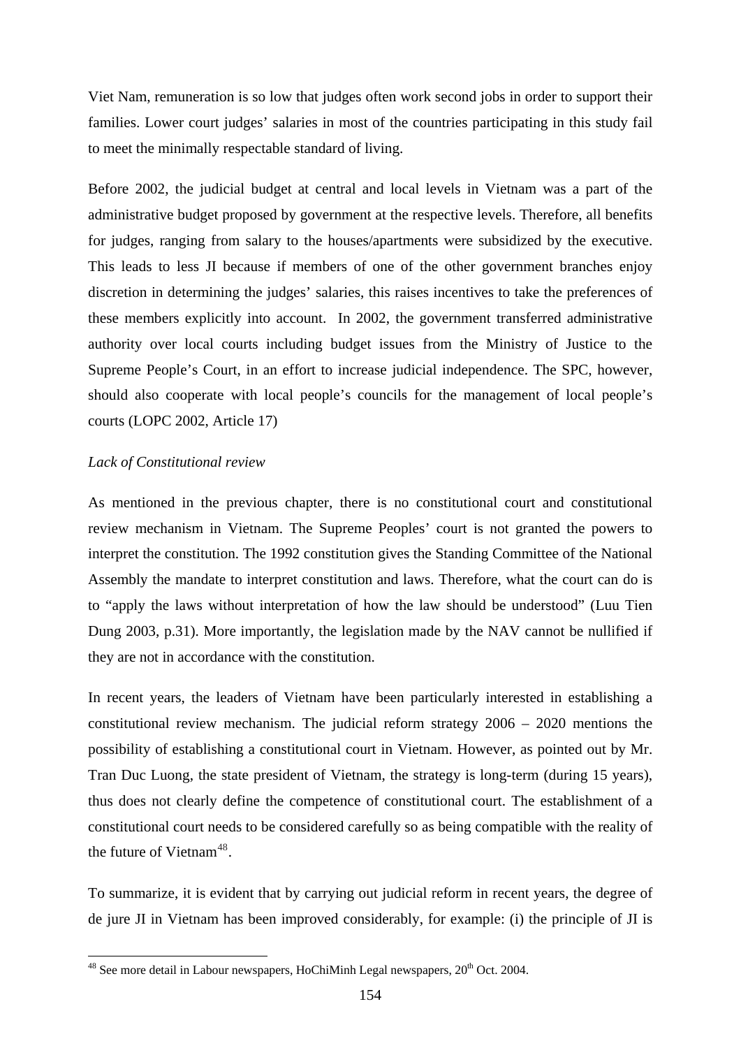Viet Nam, remuneration is so low that judges often work second jobs in order to support their families. Lower court judges' salaries in most of the countries participating in this study fail to meet the minimally respectable standard of living.

Before 2002, the judicial budget at central and local levels in Vietnam was a part of the administrative budget proposed by government at the respective levels. Therefore, all benefits for judges, ranging from salary to the houses/apartments were subsidized by the executive. This leads to less JI because if members of one of the other government branches enjoy discretion in determining the judges' salaries, this raises incentives to take the preferences of these members explicitly into account. In 2002, the government transferred administrative authority over local courts including budget issues from the Ministry of Justice to the Supreme People's Court, in an effort to increase judicial independence. The SPC, however, should also cooperate with local people's councils for the management of local people's courts (LOPC 2002, Article 17)

*Lack of Constitutional review*

As mentioned in the previous chapter, there is no constitutional court and constitutional review mechanism in Vietnam. The Supreme Peoples' court is not granted the powers to interpret the constitution. The 1992 constitution gives the Standing Committee of the National Assembly the mandate to interpret constitution and laws. Therefore, what the court can do is to "apply the laws without interpretation of how the law should be understood" (Luu Tien Dung 2003, p.31). More importantly, the legislation made by the NAV cannot be nullified if they are not in accordance with the constitution.

In recent years, the leaders of Vietnam have been particularly interested in establishing a constitutional review mechanism. The judicial reform strategy 2006 – 2020 mentions the possibility of establishing a constitutional court in Vietnam. However, as pointed out by Mr. Tran Duc Luong, the state president of Vietnam, the strategy is long-term (during 15 years), thus does not clearly define the competence of constitutional court. The establishment of a constitutional court needs to be considered carefully so as being compatible with the reality of the future of Vietnam[48].

To summarize, it is evident that by carrying out judicial reform in recent years, the degree of de jure JI in Vietnam has been improved considerably, for example: (i) the principle of JI is

[48] See more detail in Labour newspapers, HoChiMinh Legal newspapers, 20th Oct. 2004.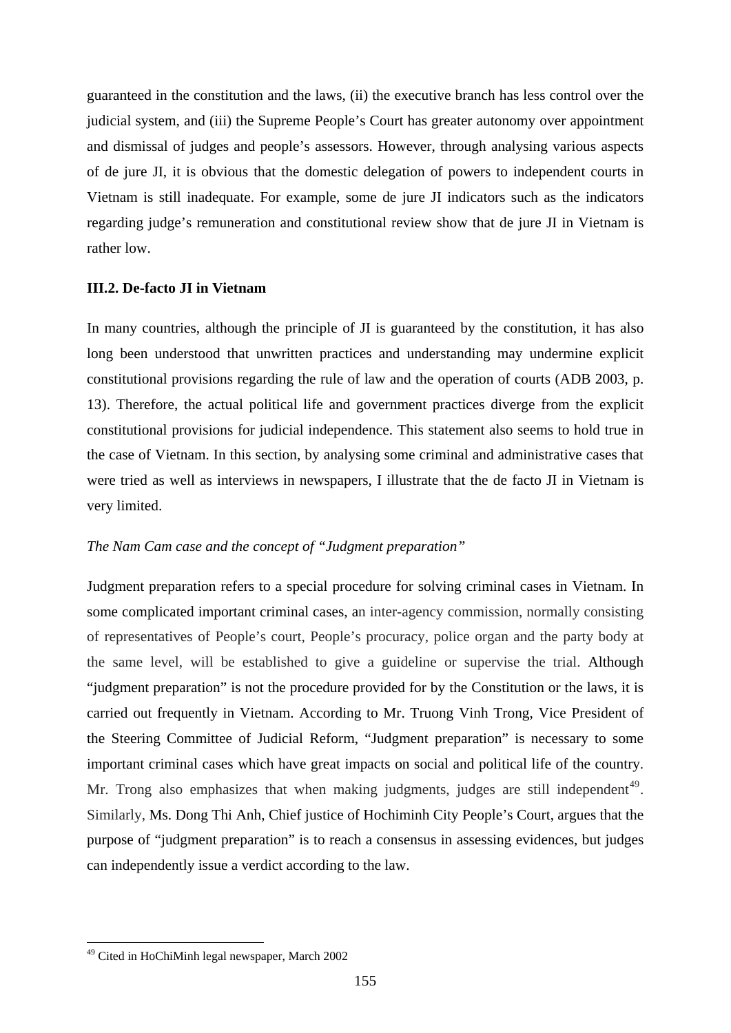guaranteed in the constitution and the laws, (ii) the executive branch has less control over the judicial system, and (iii) the Supreme People's Court has greater autonomy over appointment and dismissal of judges and people's assessors. However, through analysing various aspects of de jure JI, it is obvious that the domestic delegation of powers to independent courts in Vietnam is still inadequate. For example, some de jure JI indicators such as the indicators regarding judge's remuneration and constitutional review show that de jure JI in Vietnam is rather low.

### III.2. De-facto JI in Vietnam

In many countries, although the principle of JI is guaranteed by the constitution, it has also long been understood that unwritten practices and understanding may undermine explicit constitutional provisions regarding the rule of law and the operation of courts (ADB 2003, p. 13). Therefore, the actual political life and government practices diverge from the explicit constitutional provisions for judicial independence. This statement also seems to hold true in the case of Vietnam. In this section, by analysing some criminal and administrative cases that were tried as well as interviews in newspapers, I illustrate that the de facto JI in Vietnam is very limited.

*The Nam Cam case and the concept of "Judgment preparation"*

Judgment preparation refers to a special procedure for solving criminal cases in Vietnam. In some complicated important criminal cases, an inter-agency commission, normally consisting of representatives of People's court, People's procuracy, police organ and the party body at the same level, will be established to give a guideline or supervise the trial. Although "judgment preparation" is not the procedure provided for by the Constitution or the laws, it is carried out frequently in Vietnam. According to Mr. Truong Vinh Trong, Vice President of the Steering Committee of Judicial Reform, "Judgment preparation" is necessary to some important criminal cases which have great impacts on social and political life of the country. Mr. Trong also emphasizes that when making judgments, judges are still independent[49]. Similarly, Ms. Dong Thi Anh, Chief justice of Hochiminh City People's Court, argues that the purpose of "judgment preparation" is to reach a consensus in assessing evidences, but judges can independently issue a verdict according to the law.

[49] Cited in HoChiMinh legal newspaper, March 2002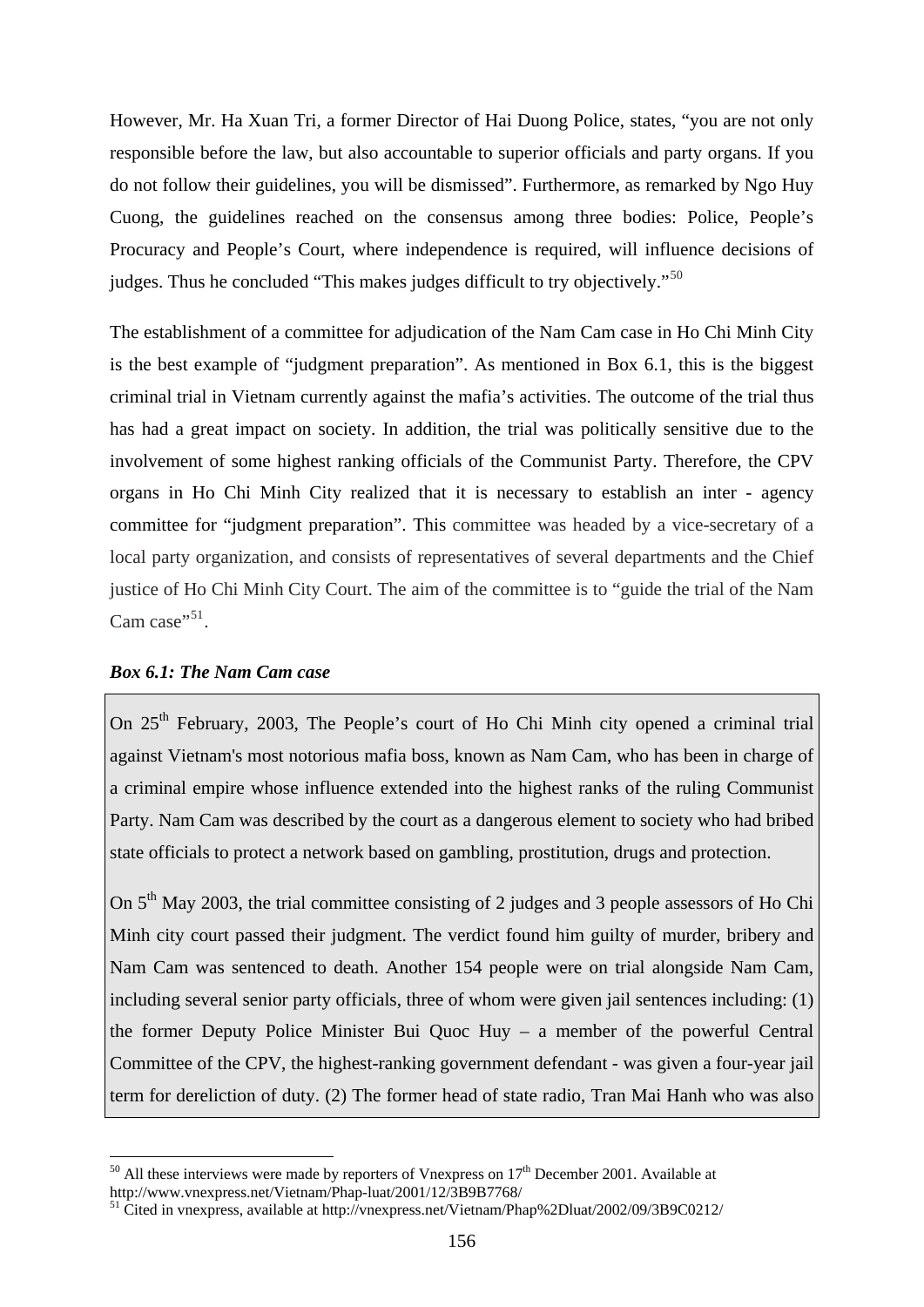However, Mr. Ha Xuan Tri, a former Director of Hai Duong Police, states, "you are not only responsible before the law, but also accountable to superior officials and party organs. If you do not follow their guidelines, you will be dismissed". Furthermore, as remarked by Ngo Huy Cuong, the guidelines reached on the consensus among three bodies: Police, People's Procuracy and People's Court, where independence is required, will influence decisions of judges. Thus he concluded "This makes judges difficult to try objectively."[50]

The establishment of a committee for adjudication of the Nam Cam case in Ho Chi Minh City is the best example of "judgment preparation". As mentioned in Box 6.1, this is the biggest criminal trial in Vietnam currently against the mafia's activities. The outcome of the trial thus has had a great impact on society. In addition, the trial was politically sensitive due to the involvement of some highest ranking officials of the Communist Party. Therefore, the CPV organs in Ho Chi Minh City realized that it is necessary to establish an inter - agency committee for "judgment preparation". This committee was headed by a vice-secretary of a local party organization, and consists of representatives of several departments and the Chief justice of Ho Chi Minh City Court. The aim of the committee is to "guide the trial of the Nam Cam case"[51].

***Box 6.1: The Nam Cam case***

On 25th February, 2003, The People's court of Ho Chi Minh city opened a criminal trial against Vietnam's most notorious mafia boss, known as Nam Cam, who has been in charge of a criminal empire whose influence extended into the highest ranks of the ruling Communist Party. Nam Cam was described by the court as a dangerous element to society who had bribed state officials to protect a network based on gambling, prostitution, drugs and protection.

On 5th May 2003, the trial committee consisting of 2 judges and 3 people assessors of Ho Chi Minh city court passed their judgment. The verdict found him guilty of murder, bribery and Nam Cam was sentenced to death. Another 154 people were on trial alongside Nam Cam, including several senior party officials, three of whom were given jail sentences including: (1) the former Deputy Police Minister Bui Quoc Huy – a member of the powerful Central Committee of the CPV, the highest-ranking government defendant - was given a four-year jail term for dereliction of duty. (2) The former head of state radio, Tran Mai Hanh who was also

---

[50] All these interviews were made by reporters of Vnexpress on 17th December 2001. Available at http://www.vnexpress.net/Vietnam/Phap-luat/2001/12/3B9B7768/

[51] Cited in vnexpress, available at http://vnexpress.net/Vietnam/Phap%2Dluat/2002/09/3B9C0212/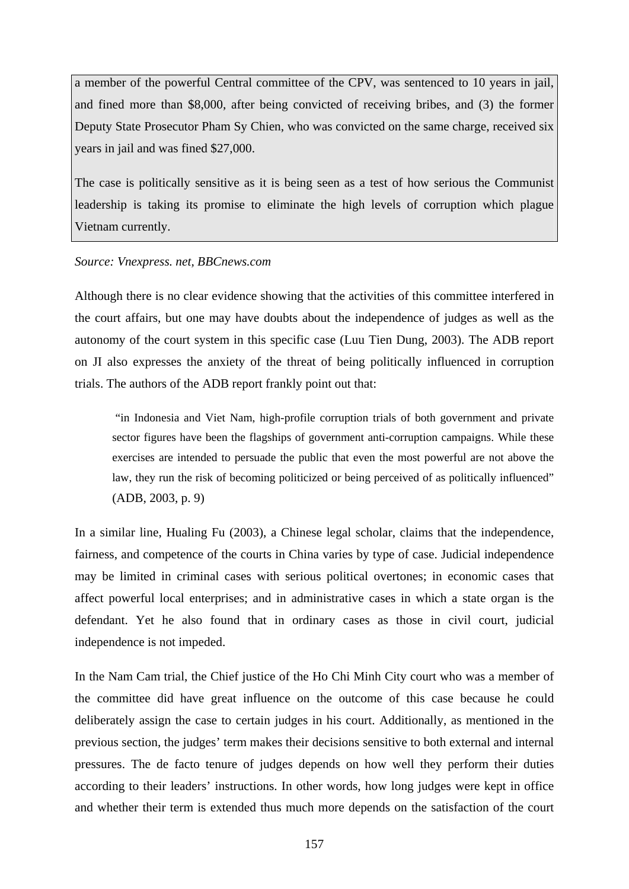a member of the powerful Central committee of the CPV, was sentenced to 10 years in jail, and fined more than $8,000, after being convicted of receiving bribes, and (3) the former Deputy State Prosecutor Pham Sy Chien, who was convicted on the same charge, received six years in jail and was fined $27,000.

The case is politically sensitive as it is being seen as a test of how serious the Communist leadership is taking its promise to eliminate the high levels of corruption which plague Vietnam currently.

*Source: Vnexpress. net, BBCnews.com*

Although there is no clear evidence showing that the activities of this committee interfered in the court affairs, but one may have doubts about the independence of judges as well as the autonomy of the court system in this specific case (Luu Tien Dung, 2003). The ADB report on JI also expresses the anxiety of the threat of being politically influenced in corruption trials. The authors of the ADB report frankly point out that:

> "in Indonesia and Viet Nam, high-profile corruption trials of both government and private sector figures have been the flagships of government anti-corruption campaigns. While these exercises are intended to persuade the public that even the most powerful are not above the law, they run the risk of becoming politicized or being perceived of as politically influenced" (ADB, 2003, p. 9)

In a similar line, Hualing Fu (2003), a Chinese legal scholar, claims that the independence, fairness, and competence of the courts in China varies by type of case. Judicial independence may be limited in criminal cases with serious political overtones; in economic cases that affect powerful local enterprises; and in administrative cases in which a state organ is the defendant. Yet he also found that in ordinary cases as those in civil court, judicial independence is not impeded.

In the Nam Cam trial, the Chief justice of the Ho Chi Minh City court who was a member of the committee did have great influence on the outcome of this case because he could deliberately assign the case to certain judges in his court. Additionally, as mentioned in the previous section, the judges' term makes their decisions sensitive to both external and internal pressures. The de facto tenure of judges depends on how well they perform their duties according to their leaders' instructions. In other words, how long judges were kept in office and whether their term is extended thus much more depends on the satisfaction of the court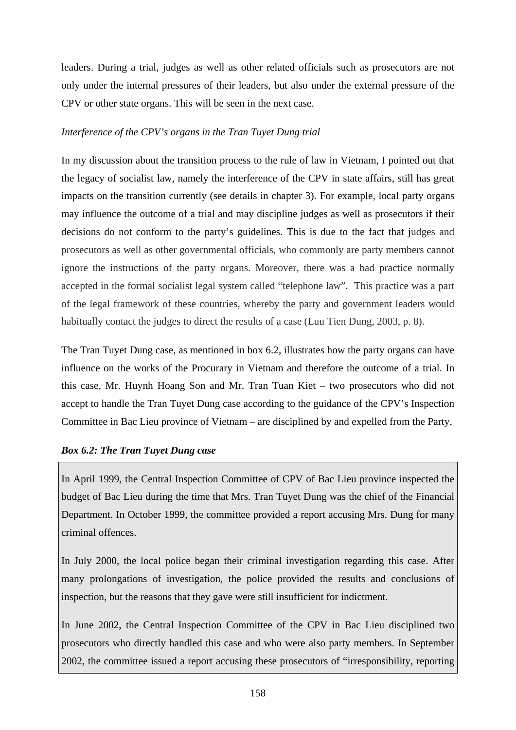leaders. During a trial, judges as well as other related officials such as prosecutors are not only under the internal pressures of their leaders, but also under the external pressure of the CPV or other state organs. This will be seen in the next case.

*Interference of the CPV's organs in the Tran Tuyet Dung trial*

In my discussion about the transition process to the rule of law in Vietnam, I pointed out that the legacy of socialist law, namely the interference of the CPV in state affairs, still has great impacts on the transition currently (see details in chapter 3). For example, local party organs may influence the outcome of a trial and may discipline judges as well as prosecutors if their decisions do not conform to the party's guidelines. This is due to the fact that judges and prosecutors as well as other governmental officials, who commonly are party members cannot ignore the instructions of the party organs. Moreover, there was a bad practice normally accepted in the formal socialist legal system called "telephone law". This practice was a part of the legal framework of these countries, whereby the party and government leaders would habitually contact the judges to direct the results of a case (Luu Tien Dung, 2003, p. 8).

The Tran Tuyet Dung case, as mentioned in box 6.2, illustrates how the party organs can have influence on the works of the Procurary in Vietnam and therefore the outcome of a trial. In this case, Mr. Huynh Hoang Son and Mr. Tran Tuan Kiet – two prosecutors who did not accept to handle the Tran Tuyet Dung case according to the guidance of the CPV's Inspection Committee in Bac Lieu province of Vietnam – are disciplined by and expelled from the Party.

***Box 6.2: The Tran Tuyet Dung case***

In April 1999, the Central Inspection Committee of CPV of Bac Lieu province inspected the budget of Bac Lieu during the time that Mrs. Tran Tuyet Dung was the chief of the Financial Department. In October 1999, the committee provided a report accusing Mrs. Dung for many criminal offences.

In July 2000, the local police began their criminal investigation regarding this case. After many prolongations of investigation, the police provided the results and conclusions of inspection, but the reasons that they gave were still insufficient for indictment.

In June 2002, the Central Inspection Committee of the CPV in Bac Lieu disciplined two prosecutors who directly handled this case and who were also party members. In September 2002, the committee issued a report accusing these prosecutors of "irresponsibility, reporting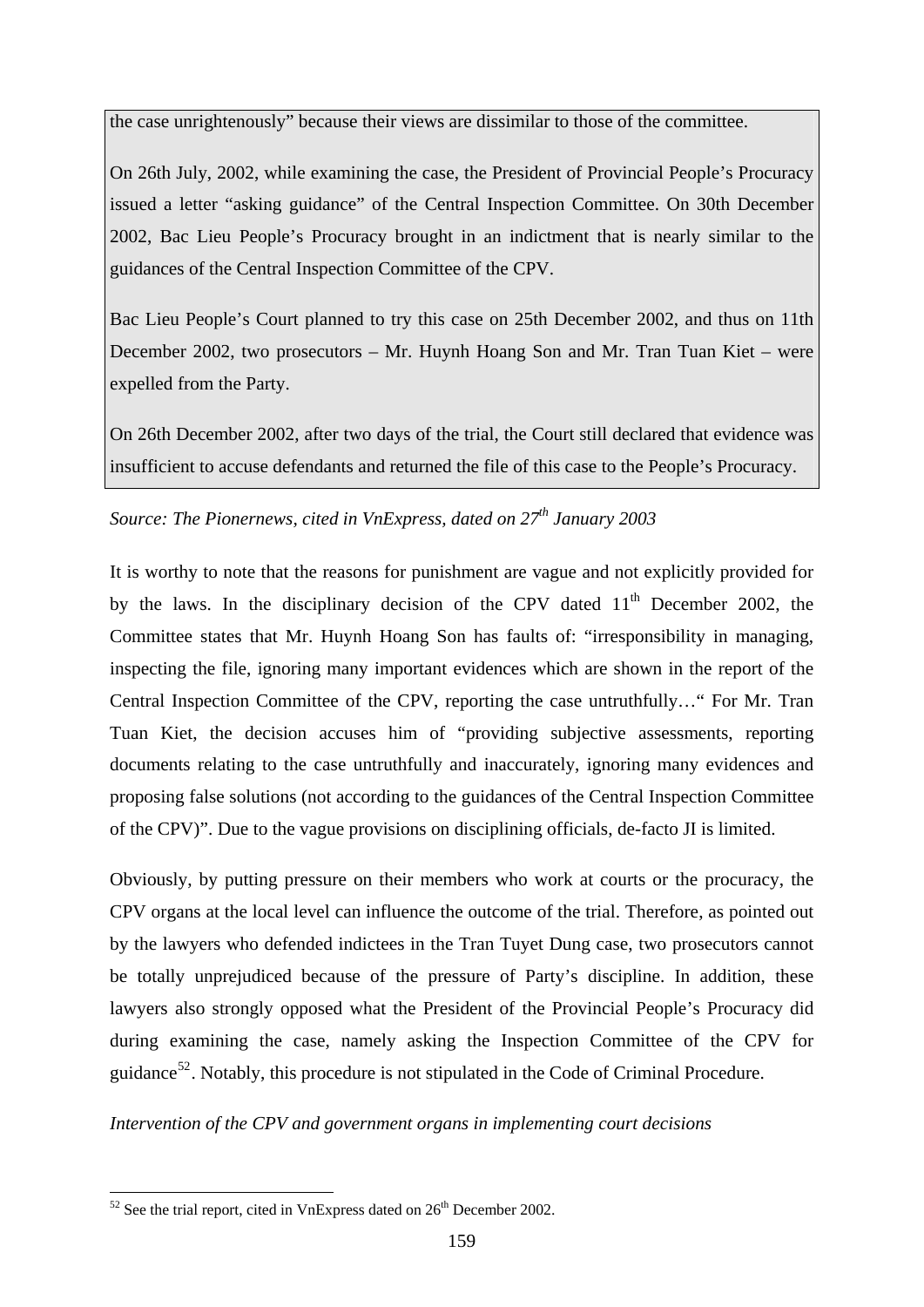the case unrightenously" because their views are dissimilar to those of the committee.

On 26th July, 2002, while examining the case, the President of Provincial People's Procuracy issued a letter "asking guidance" of the Central Inspection Committee. On 30th December 2002, Bac Lieu People's Procuracy brought in an indictment that is nearly similar to the guidances of the Central Inspection Committee of the CPV.

Bac Lieu People's Court planned to try this case on 25th December 2002, and thus on 11th December 2002, two prosecutors – Mr. Huynh Hoang Son and Mr. Tran Tuan Kiet – were expelled from the Party.

On 26th December 2002, after two days of the trial, the Court still declared that evidence was insufficient to accuse defendants and returned the file of this case to the People's Procuracy.

*Source: The Pionernews, cited in VnExpress, dated on 27th January 2003*

It is worthy to note that the reasons for punishment are vague and not explicitly provided for by the laws. In the disciplinary decision of the CPV dated 11th December 2002, the Committee states that Mr. Huynh Hoang Son has faults of: "irresponsibility in managing, inspecting the file, ignoring many important evidences which are shown in the report of the Central Inspection Committee of the CPV, reporting the case untruthfully…" For Mr. Tran Tuan Kiet, the decision accuses him of "providing subjective assessments, reporting documents relating to the case untruthfully and inaccurately, ignoring many evidences and proposing false solutions (not according to the guidances of the Central Inspection Committee of the CPV)". Due to the vague provisions on disciplining officials, de-facto JI is limited.

Obviously, by putting pressure on their members who work at courts or the procuracy, the CPV organs at the local level can influence the outcome of the trial. Therefore, as pointed out by the lawyers who defended indictees in the Tran Tuyet Dung case, two prosecutors cannot be totally unprejudiced because of the pressure of Party's discipline. In addition, these lawyers also strongly opposed what the President of the Provincial People's Procuracy did during examining the case, namely asking the Inspection Committee of the CPV for guidance[52]. Notably, this procedure is not stipulated in the Code of Criminal Procedure.

*Intervention of the CPV and government organs in implementing court decisions*

[52] See the trial report, cited in VnExpress dated on 26th December 2002.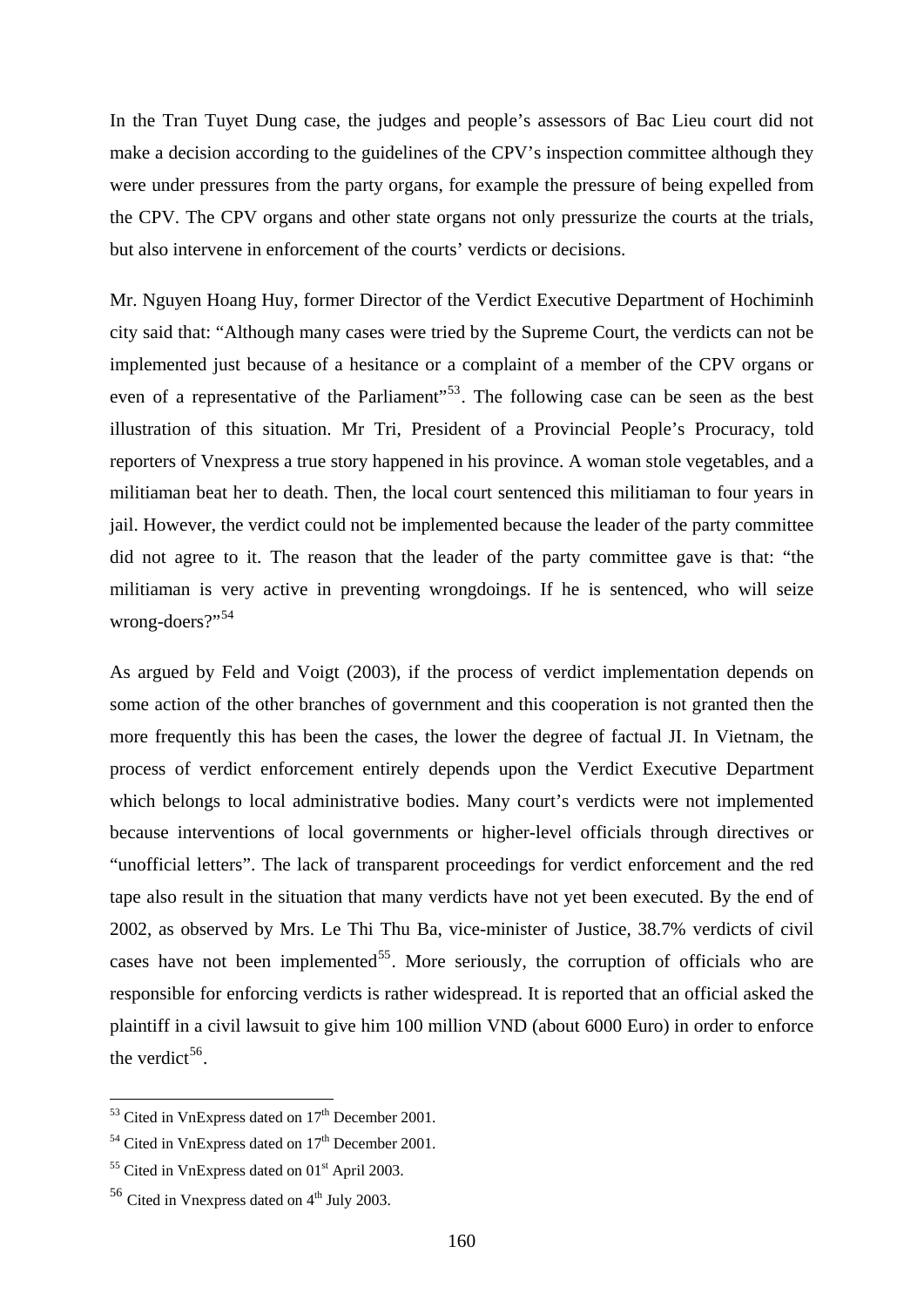In the Tran Tuyet Dung case, the judges and people's assessors of Bac Lieu court did not make a decision according to the guidelines of the CPV's inspection committee although they were under pressures from the party organs, for example the pressure of being expelled from the CPV. The CPV organs and other state organs not only pressurize the courts at the trials, but also intervene in enforcement of the courts' verdicts or decisions.

Mr. Nguyen Hoang Huy, former Director of the Verdict Executive Department of Hochiminh city said that: "Although many cases were tried by the Supreme Court, the verdicts can not be implemented just because of a hesitance or a complaint of a member of the CPV organs or even of a representative of the Parliament"[53]. The following case can be seen as the best illustration of this situation. Mr Tri, President of a Provincial People's Procuracy, told reporters of Vnexpress a true story happened in his province. A woman stole vegetables, and a militiaman beat her to death. Then, the local court sentenced this militiaman to four years in jail. However, the verdict could not be implemented because the leader of the party committee did not agree to it. The reason that the leader of the party committee gave is that: "the militiaman is very active in preventing wrongdoings. If he is sentenced, who will seize wrong-doers?"[54]

As argued by Feld and Voigt (2003), if the process of verdict implementation depends on some action of the other branches of government and this cooperation is not granted then the more frequently this has been the cases, the lower the degree of factual JI. In Vietnam, the process of verdict enforcement entirely depends upon the Verdict Executive Department which belongs to local administrative bodies. Many court's verdicts were not implemented because interventions of local governments or higher-level officials through directives or "unofficial letters". The lack of transparent proceedings for verdict enforcement and the red tape also result in the situation that many verdicts have not yet been executed. By the end of 2002, as observed by Mrs. Le Thi Thu Ba, vice-minister of Justice, 38.7% verdicts of civil cases have not been implemented[55]. More seriously, the corruption of officials who are responsible for enforcing verdicts is rather widespread. It is reported that an official asked the plaintiff in a civil lawsuit to give him 100 million VND (about 6000 Euro) in order to enforce the verdict[56].

---

[53] Cited in VnExpress dated on 17th December 2001.

[54] Cited in VnExpress dated on 17th December 2001.

[55] Cited in VnExpress dated on 01st April 2003.

[56] Cited in Vnexpress dated on 4th July 2003.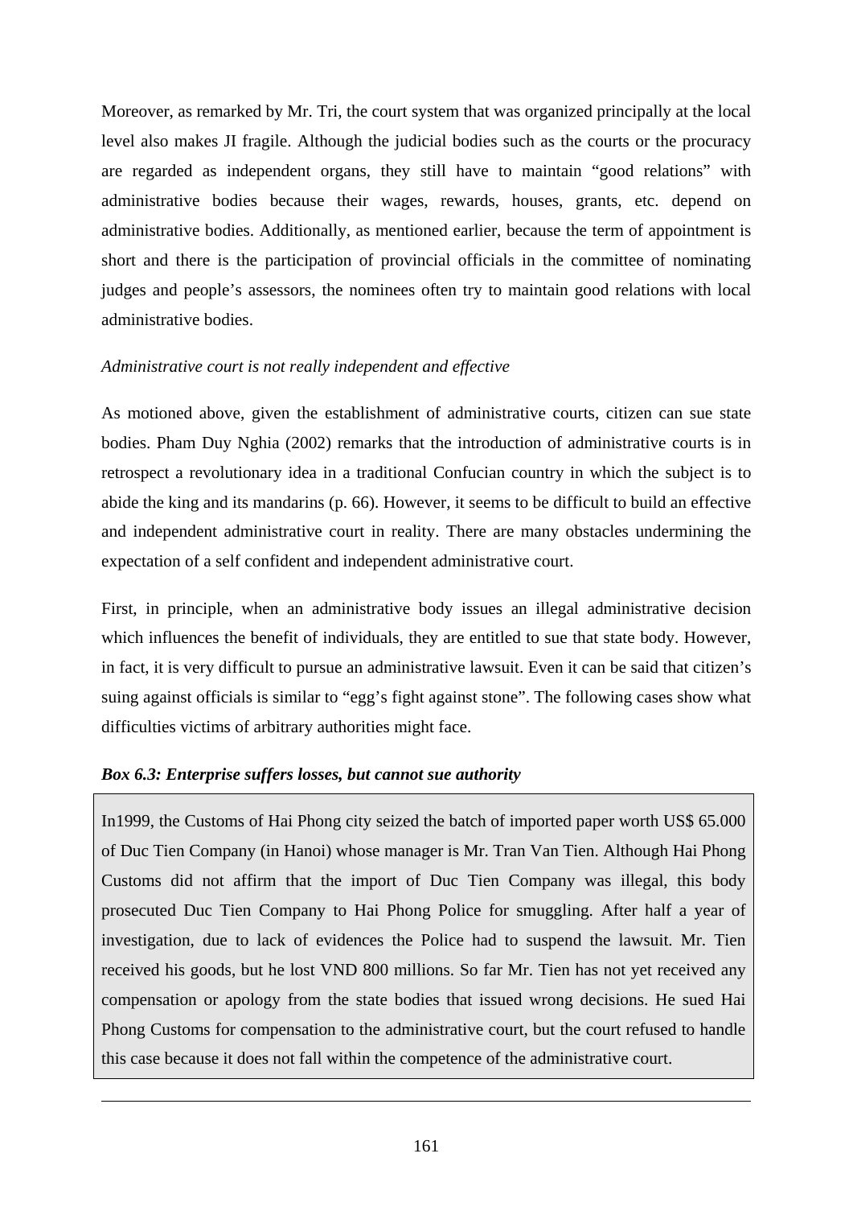Moreover, as remarked by Mr. Tri, the court system that was organized principally at the local level also makes JI fragile. Although the judicial bodies such as the courts or the procuracy are regarded as independent organs, they still have to maintain "good relations" with administrative bodies because their wages, rewards, houses, grants, etc. depend on administrative bodies. Additionally, as mentioned earlier, because the term of appointment is short and there is the participation of provincial officials in the committee of nominating judges and people's assessors, the nominees often try to maintain good relations with local administrative bodies.

*Administrative court is not really independent and effective*

As motioned above, given the establishment of administrative courts, citizen can sue state bodies. Pham Duy Nghia (2002) remarks that the introduction of administrative courts is in retrospect a revolutionary idea in a traditional Confucian country in which the subject is to abide the king and its mandarins (p. 66). However, it seems to be difficult to build an effective and independent administrative court in reality. There are many obstacles undermining the expectation of a self confident and independent administrative court.

First, in principle, when an administrative body issues an illegal administrative decision which influences the benefit of individuals, they are entitled to sue that state body. However, in fact, it is very difficult to pursue an administrative lawsuit. Even it can be said that citizen's suing against officials is similar to "egg's fight against stone". The following cases show what difficulties victims of arbitrary authorities might face.

***Box 6.3: Enterprise suffers losses, but cannot sue authority***

In1999, the Customs of Hai Phong city seized the batch of imported paper worth US$ 65.000 of Duc Tien Company (in Hanoi) whose manager is Mr. Tran Van Tien. Although Hai Phong Customs did not affirm that the import of Duc Tien Company was illegal, this body prosecuted Duc Tien Company to Hai Phong Police for smuggling. After half a year of investigation, due to lack of evidences the Police had to suspend the lawsuit. Mr. Tien received his goods, but he lost VND 800 millions. So far Mr. Tien has not yet received any compensation or apology from the state bodies that issued wrong decisions. He sued Hai Phong Customs for compensation to the administrative court, but the court refused to handle this case because it does not fall within the competence of the administrative court.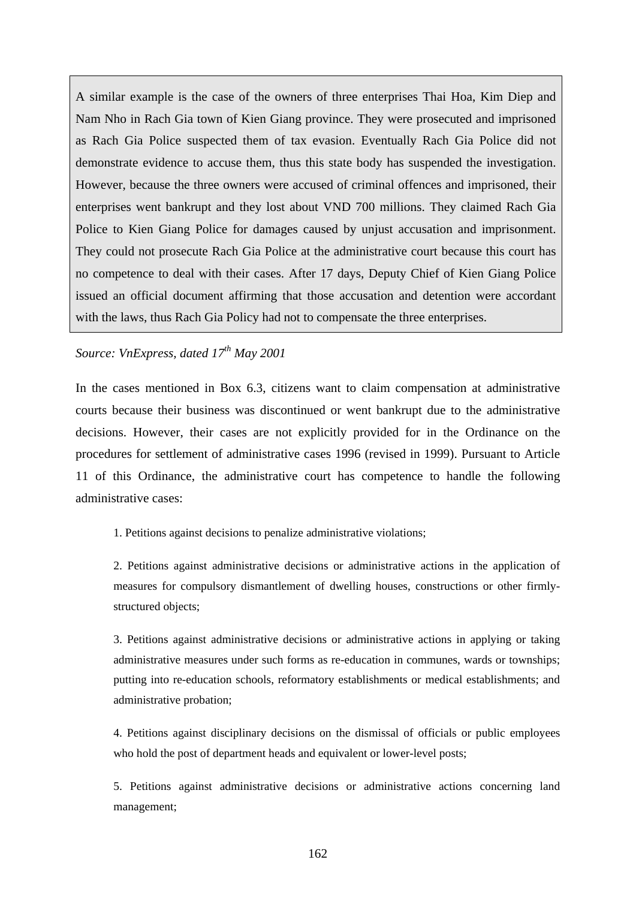> A similar example is the case of the owners of three enterprises Thai Hoa, Kim Diep and Nam Nho in Rach Gia town of Kien Giang province. They were prosecuted and imprisoned as Rach Gia Police suspected them of tax evasion. Eventually Rach Gia Police did not demonstrate evidence to accuse them, thus this state body has suspended the investigation. However, because the three owners were accused of criminal offences and imprisoned, their enterprises went bankrupt and they lost about VND 700 millions. They claimed Rach Gia Police to Kien Giang Police for damages caused by unjust accusation and imprisonment. They could not prosecute Rach Gia Police at the administrative court because this court has no competence to deal with their cases. After 17 days, Deputy Chief of Kien Giang Police issued an official document affirming that those accusation and detention were accordant with the laws, thus Rach Gia Policy had not to compensate the three enterprises.

*Source: VnExpress, dated 17th May 2001*

In the cases mentioned in Box 6.3, citizens want to claim compensation at administrative courts because their business was discontinued or went bankrupt due to the administrative decisions. However, their cases are not explicitly provided for in the Ordinance on the procedures for settlement of administrative cases 1996 (revised in 1999). Pursuant to Article 11 of this Ordinance, the administrative court has competence to handle the following administrative cases:

> 1. Petitions against decisions to penalize administrative violations;
>
> 2. Petitions against administrative decisions or administrative actions in the application of measures for compulsory dismantlement of dwelling houses, constructions or other firmly-structured objects;
>
> 3. Petitions against administrative decisions or administrative actions in applying or taking administrative measures under such forms as re-education in communes, wards or townships; putting into re-education schools, reformatory establishments or medical establishments; and administrative probation;
>
> 4. Petitions against disciplinary decisions on the dismissal of officials or public employees who hold the post of department heads and equivalent or lower-level posts;
>
> 5. Petitions against administrative decisions or administrative actions concerning land management;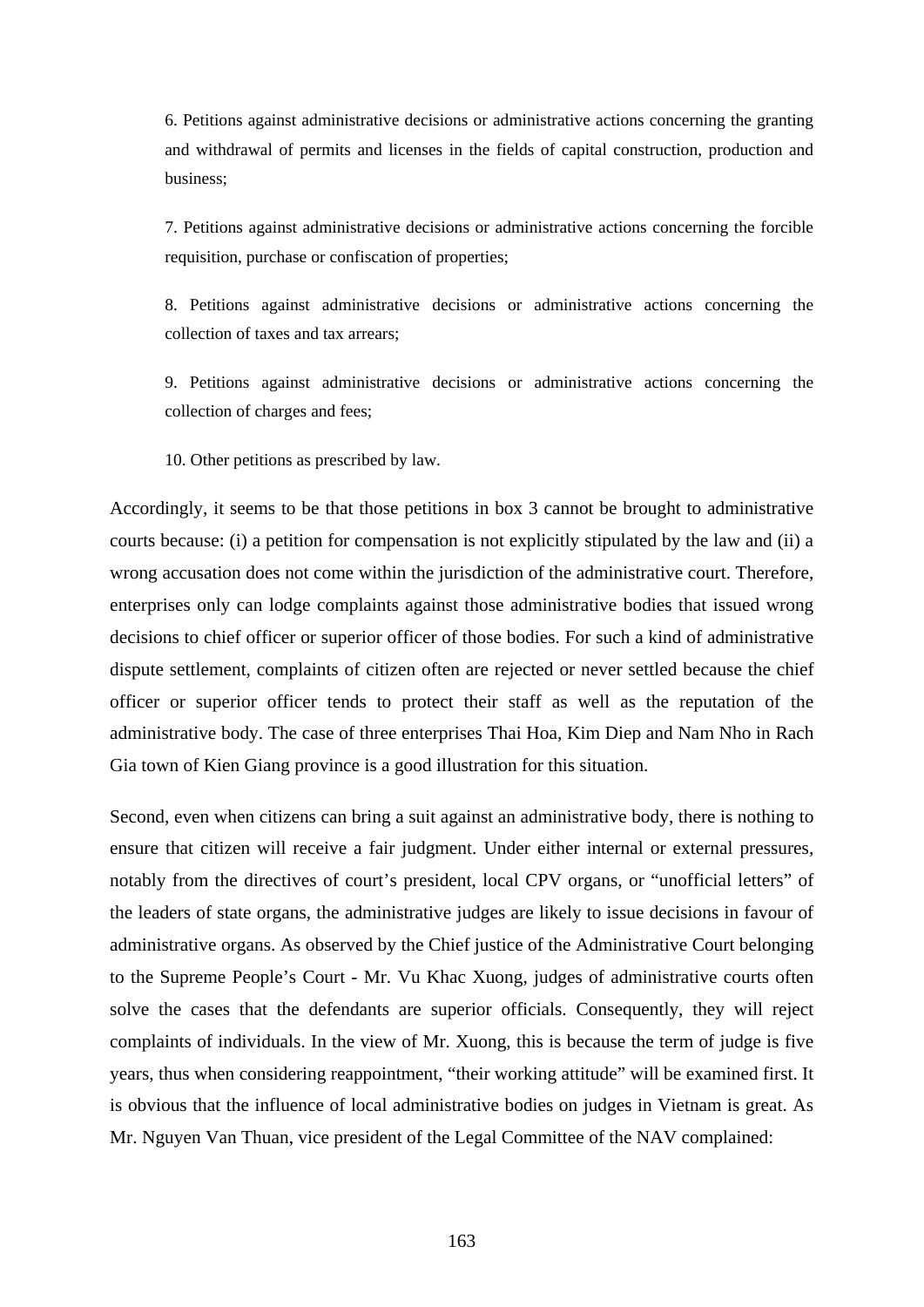> 6. Petitions against administrative decisions or administrative actions concerning the granting and withdrawal of permits and licenses in the fields of capital construction, production and business;
>
> 7. Petitions against administrative decisions or administrative actions concerning the forcible requisition, purchase or confiscation of properties;
>
> 8. Petitions against administrative decisions or administrative actions concerning the collection of taxes and tax arrears;
>
> 9. Petitions against administrative decisions or administrative actions concerning the collection of charges and fees;
>
> 10. Other petitions as prescribed by law.

Accordingly, it seems to be that those petitions in box 3 cannot be brought to administrative courts because: (i) a petition for compensation is not explicitly stipulated by the law and (ii) a wrong accusation does not come within the jurisdiction of the administrative court. Therefore, enterprises only can lodge complaints against those administrative bodies that issued wrong decisions to chief officer or superior officer of those bodies. For such a kind of administrative dispute settlement, complaints of citizen often are rejected or never settled because the chief officer or superior officer tends to protect their staff as well as the reputation of the administrative body. The case of three enterprises Thai Hoa, Kim Diep and Nam Nho in Rach Gia town of Kien Giang province is a good illustration for this situation.

Second, even when citizens can bring a suit against an administrative body, there is nothing to ensure that citizen will receive a fair judgment. Under either internal or external pressures, notably from the directives of court's president, local CPV organs, or "unofficial letters" of the leaders of state organs, the administrative judges are likely to issue decisions in favour of administrative organs. As observed by the Chief justice of the Administrative Court belonging to the Supreme People's Court - Mr. Vu Khac Xuong, judges of administrative courts often solve the cases that the defendants are superior officials. Consequently, they will reject complaints of individuals. In the view of Mr. Xuong, this is because the term of judge is five years, thus when considering reappointment, "their working attitude" will be examined first. It is obvious that the influence of local administrative bodies on judges in Vietnam is great. As Mr. Nguyen Van Thuan, vice president of the Legal Committee of the NAV complained: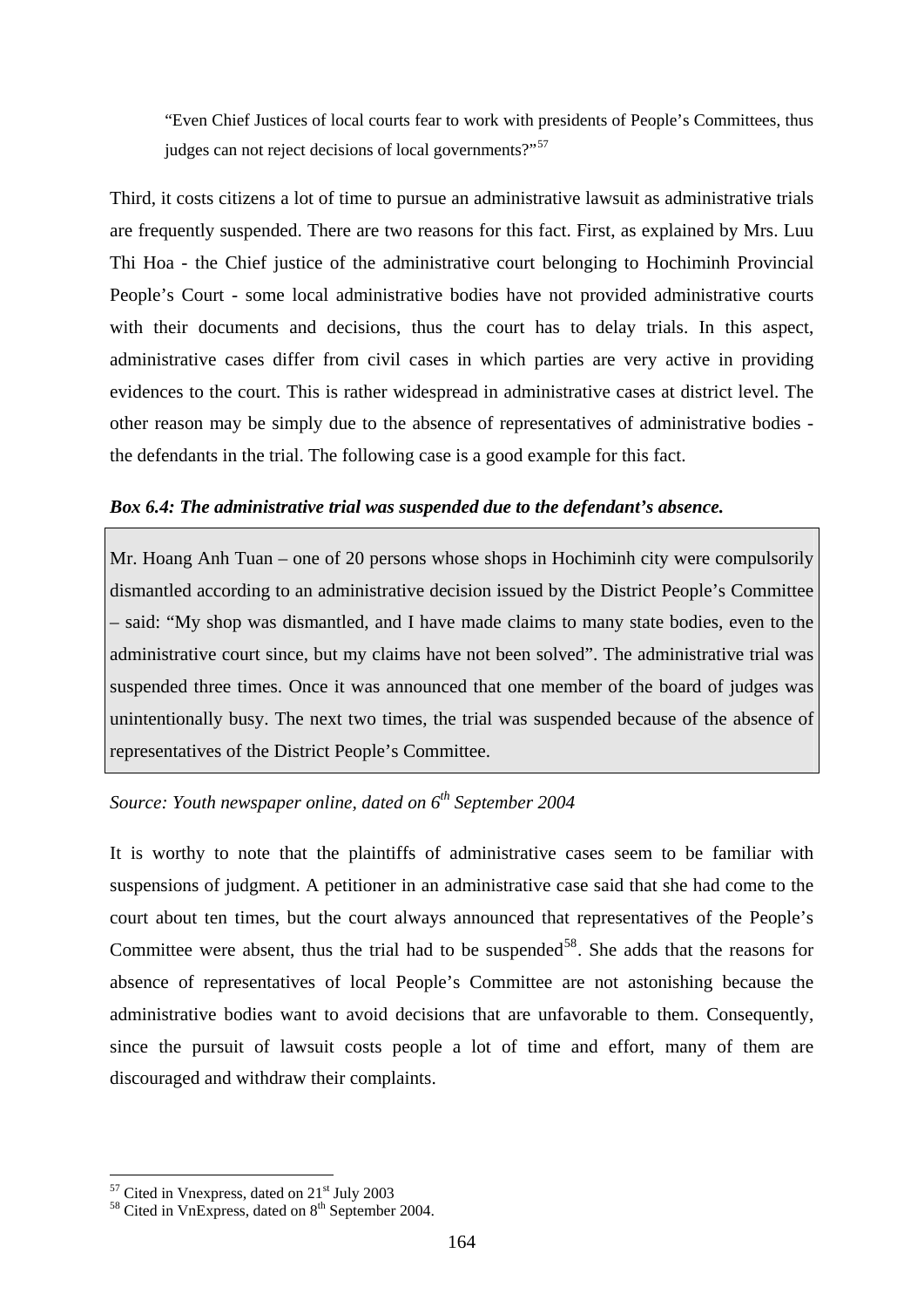> "Even Chief Justices of local courts fear to work with presidents of People's Committees, thus judges can not reject decisions of local governments?"[57]

Third, it costs citizens a lot of time to pursue an administrative lawsuit as administrative trials are frequently suspended. There are two reasons for this fact. First, as explained by Mrs. Luu Thi Hoa - the Chief justice of the administrative court belonging to Hochiminh Provincial People's Court - some local administrative bodies have not provided administrative courts with their documents and decisions, thus the court has to delay trials. In this aspect, administrative cases differ from civil cases in which parties are very active in providing evidences to the court. This is rather widespread in administrative cases at district level. The other reason may be simply due to the absence of representatives of administrative bodies - the defendants in the trial. The following case is a good example for this fact.

***Box 6.4: The administrative trial was suspended due to the defendant's absence.***

> Mr. Hoang Anh Tuan – one of 20 persons whose shops in Hochiminh city were compulsorily dismantled according to an administrative decision issued by the District People's Committee – said: "My shop was dismantled, and I have made claims to many state bodies, even to the administrative court since, but my claims have not been solved". The administrative trial was suspended three times. Once it was announced that one member of the board of judges was unintentionally busy. The next two times, the trial was suspended because of the absence of representatives of the District People's Committee.

*Source: Youth newspaper online, dated on 6th September 2004*

It is worthy to note that the plaintiffs of administrative cases seem to be familiar with suspensions of judgment. A petitioner in an administrative case said that she had come to the court about ten times, but the court always announced that representatives of the People's Committee were absent, thus the trial had to be suspended[58]. She adds that the reasons for absence of representatives of local People's Committee are not astonishing because the administrative bodies want to avoid decisions that are unfavorable to them. Consequently, since the pursuit of lawsuit costs people a lot of time and effort, many of them are discouraged and withdraw their complaints.

---

[57] Cited in Vnexpress, dated on 21st July 2003

[58] Cited in VnExpress, dated on 8th September 2004.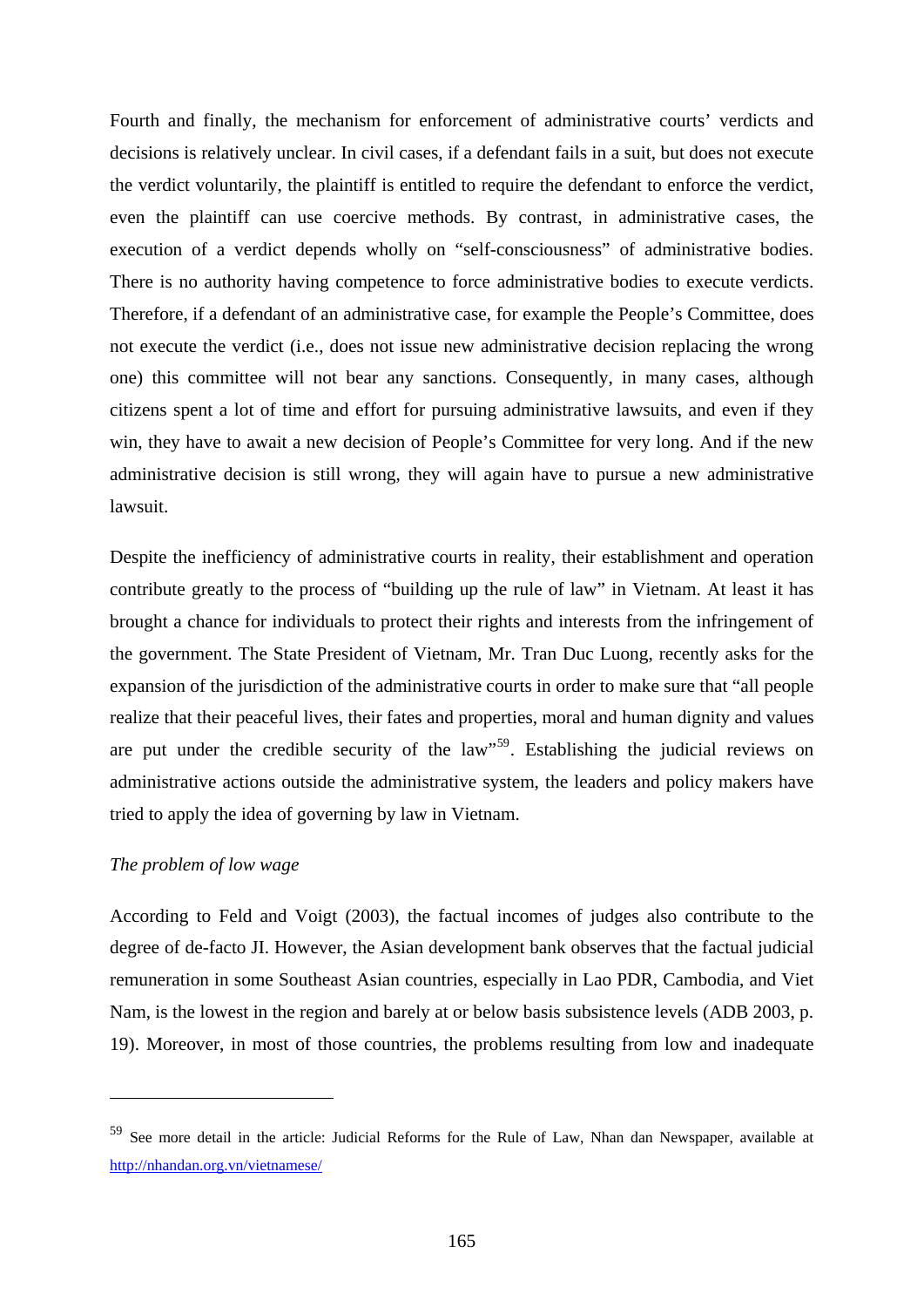Fourth and finally, the mechanism for enforcement of administrative courts' verdicts and decisions is relatively unclear. In civil cases, if a defendant fails in a suit, but does not execute the verdict voluntarily, the plaintiff is entitled to require the defendant to enforce the verdict, even the plaintiff can use coercive methods. By contrast, in administrative cases, the execution of a verdict depends wholly on "self-consciousness" of administrative bodies. There is no authority having competence to force administrative bodies to execute verdicts. Therefore, if a defendant of an administrative case, for example the People's Committee, does not execute the verdict (i.e., does not issue new administrative decision replacing the wrong one) this committee will not bear any sanctions. Consequently, in many cases, although citizens spent a lot of time and effort for pursuing administrative lawsuits, and even if they win, they have to await a new decision of People's Committee for very long. And if the new administrative decision is still wrong, they will again have to pursue a new administrative lawsuit.

Despite the inefficiency of administrative courts in reality, their establishment and operation contribute greatly to the process of "building up the rule of law" in Vietnam. At least it has brought a chance for individuals to protect their rights and interests from the infringement of the government. The State President of Vietnam, Mr. Tran Duc Luong, recently asks for the expansion of the jurisdiction of the administrative courts in order to make sure that "all people realize that their peaceful lives, their fates and properties, moral and human dignity and values are put under the credible security of the law"[59]. Establishing the judicial reviews on administrative actions outside the administrative system, the leaders and policy makers have tried to apply the idea of governing by law in Vietnam.

*The problem of low wage*

According to Feld and Voigt (2003), the factual incomes of judges also contribute to the degree of de-facto JI. However, the Asian development bank observes that the factual judicial remuneration in some Southeast Asian countries, especially in Lao PDR, Cambodia, and Viet Nam, is the lowest in the region and barely at or below basis subsistence levels (ADB 2003, p. 19). Moreover, in most of those countries, the problems resulting from low and inadequate

---

[59] See more detail in the article: Judicial Reforms for the Rule of Law, Nhan dan Newspaper, available at http://nhandan.org.vn/vietnamese/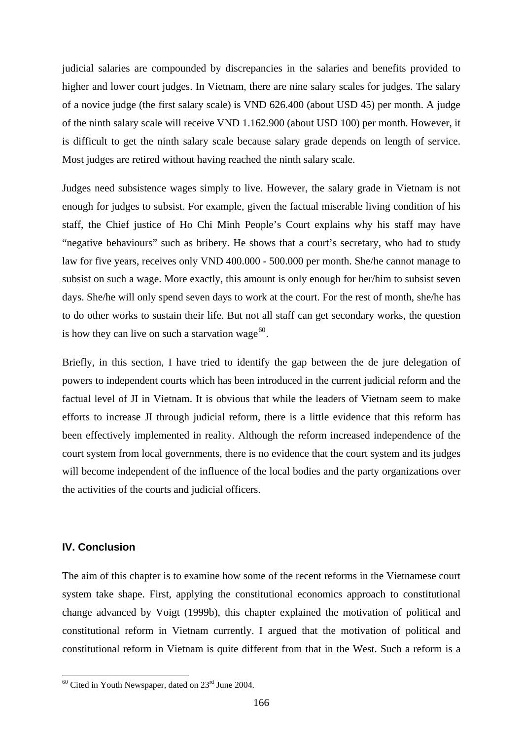judicial salaries are compounded by discrepancies in the salaries and benefits provided to higher and lower court judges. In Vietnam, there are nine salary scales for judges. The salary of a novice judge (the first salary scale) is VND 626.400 (about USD 45) per month. A judge of the ninth salary scale will receive VND 1.162.900 (about USD 100) per month. However, it is difficult to get the ninth salary scale because salary grade depends on length of service. Most judges are retired without having reached the ninth salary scale.

Judges need subsistence wages simply to live. However, the salary grade in Vietnam is not enough for judges to subsist. For example, given the factual miserable living condition of his staff, the Chief justice of Ho Chi Minh People's Court explains why his staff may have "negative behaviours" such as bribery. He shows that a court's secretary, who had to study law for five years, receives only VND 400.000 - 500.000 per month. She/he cannot manage to subsist on such a wage. More exactly, this amount is only enough for her/him to subsist seven days. She/he will only spend seven days to work at the court. For the rest of month, she/he has to do other works to sustain their life. But not all staff can get secondary works, the question is how they can live on such a starvation wage[60].

Briefly, in this section, I have tried to identify the gap between the de jure delegation of powers to independent courts which has been introduced in the current judicial reform and the factual level of JI in Vietnam. It is obvious that while the leaders of Vietnam seem to make efforts to increase JI through judicial reform, there is a little evidence that this reform has been effectively implemented in reality. Although the reform increased independence of the court system from local governments, there is no evidence that the court system and its judges will become independent of the influence of the local bodies and the party organizations over the activities of the courts and judicial officers.

## IV. Conclusion

The aim of this chapter is to examine how some of the recent reforms in the Vietnamese court system take shape. First, applying the constitutional economics approach to constitutional change advanced by Voigt (1999b), this chapter explained the motivation of political and constitutional reform in Vietnam currently. I argued that the motivation of political and constitutional reform in Vietnam is quite different from that in the West. Such a reform is a

---

[60] Cited in Youth Newspaper, dated on 23rd June 2004.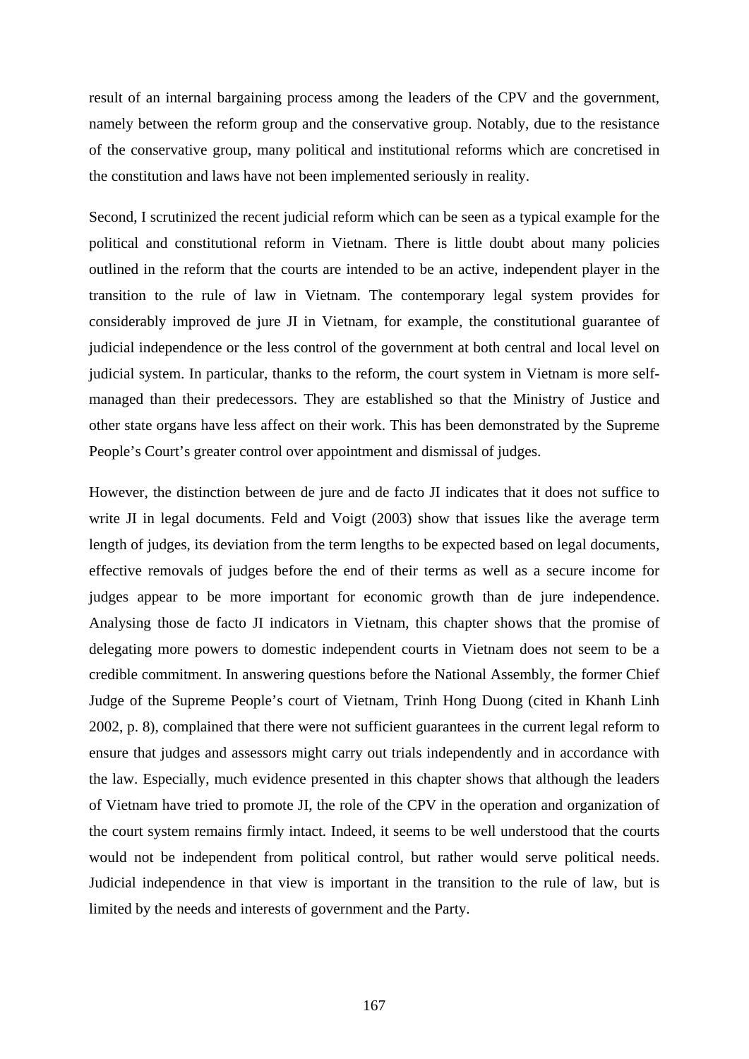result of an internal bargaining process among the leaders of the CPV and the government, namely between the reform group and the conservative group. Notably, due to the resistance of the conservative group, many political and institutional reforms which are concretised in the constitution and laws have not been implemented seriously in reality.

Second, I scrutinized the recent judicial reform which can be seen as a typical example for the political and constitutional reform in Vietnam. There is little doubt about many policies outlined in the reform that the courts are intended to be an active, independent player in the transition to the rule of law in Vietnam. The contemporary legal system provides for considerably improved de jure JI in Vietnam, for example, the constitutional guarantee of judicial independence or the less control of the government at both central and local level on judicial system. In particular, thanks to the reform, the court system in Vietnam is more self-managed than their predecessors. They are established so that the Ministry of Justice and other state organs have less affect on their work. This has been demonstrated by the Supreme People's Court's greater control over appointment and dismissal of judges.

However, the distinction between de jure and de facto JI indicates that it does not suffice to write JI in legal documents. Feld and Voigt (2003) show that issues like the average term length of judges, its deviation from the term lengths to be expected based on legal documents, effective removals of judges before the end of their terms as well as a secure income for judges appear to be more important for economic growth than de jure independence. Analysing those de facto JI indicators in Vietnam, this chapter shows that the promise of delegating more powers to domestic independent courts in Vietnam does not seem to be a credible commitment. In answering questions before the National Assembly, the former Chief Judge of the Supreme People's court of Vietnam, Trinh Hong Duong (cited in Khanh Linh 2002, p. 8), complained that there were not sufficient guarantees in the current legal reform to ensure that judges and assessors might carry out trials independently and in accordance with the law. Especially, much evidence presented in this chapter shows that although the leaders of Vietnam have tried to promote JI, the role of the CPV in the operation and organization of the court system remains firmly intact. Indeed, it seems to be well understood that the courts would not be independent from political control, but rather would serve political needs. Judicial independence in that view is important in the transition to the rule of law, but is limited by the needs and interests of government and the Party.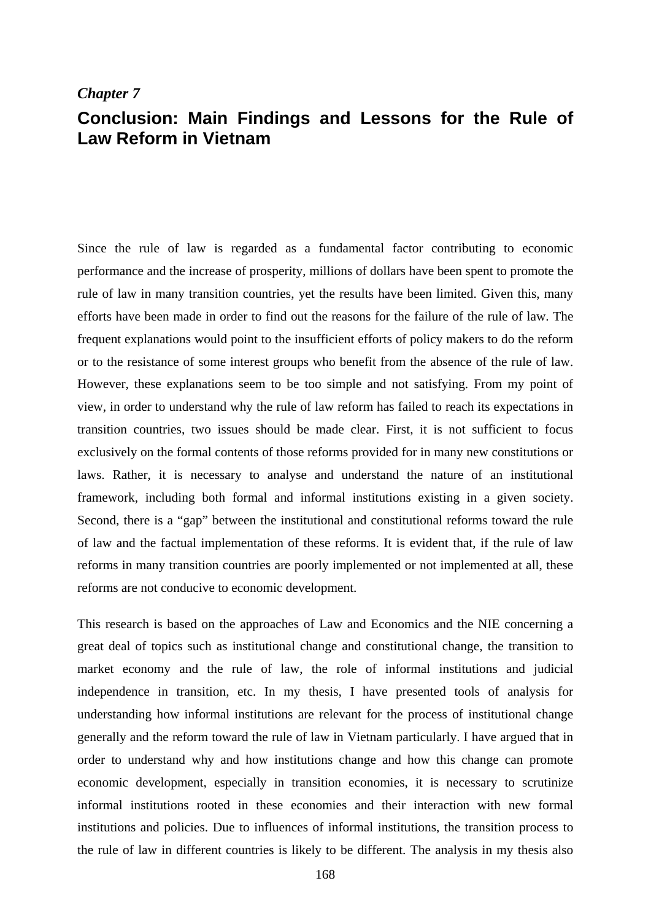*Chapter 7*

# Conclusion: Main Findings and Lessons for the Rule of Law Reform in Vietnam

Since the rule of law is regarded as a fundamental factor contributing to economic performance and the increase of prosperity, millions of dollars have been spent to promote the rule of law in many transition countries, yet the results have been limited. Given this, many efforts have been made in order to find out the reasons for the failure of the rule of law. The frequent explanations would point to the insufficient efforts of policy makers to do the reform or to the resistance of some interest groups who benefit from the absence of the rule of law. However, these explanations seem to be too simple and not satisfying. From my point of view, in order to understand why the rule of law reform has failed to reach its expectations in transition countries, two issues should be made clear. First, it is not sufficient to focus exclusively on the formal contents of those reforms provided for in many new constitutions or laws. Rather, it is necessary to analyse and understand the nature of an institutional framework, including both formal and informal institutions existing in a given society. Second, there is a "gap" between the institutional and constitutional reforms toward the rule of law and the factual implementation of these reforms. It is evident that, if the rule of law reforms in many transition countries are poorly implemented or not implemented at all, these reforms are not conducive to economic development.

This research is based on the approaches of Law and Economics and the NIE concerning a great deal of topics such as institutional change and constitutional change, the transition to market economy and the rule of law, the role of informal institutions and judicial independence in transition, etc. In my thesis, I have presented tools of analysis for understanding how informal institutions are relevant for the process of institutional change generally and the reform toward the rule of law in Vietnam particularly. I have argued that in order to understand why and how institutions change and how this change can promote economic development, especially in transition economies, it is necessary to scrutinize informal institutions rooted in these economies and their interaction with new formal institutions and policies. Due to influences of informal institutions, the transition process to the rule of law in different countries is likely to be different. The analysis in my thesis also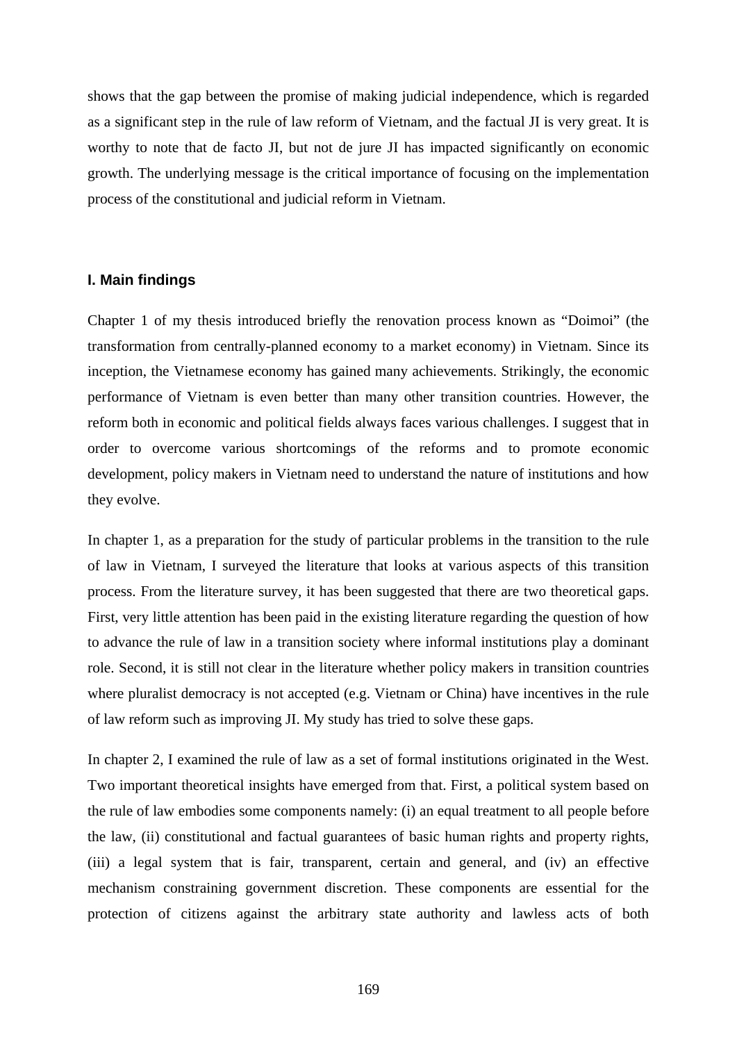shows that the gap between the promise of making judicial independence, which is regarded as a significant step in the rule of law reform of Vietnam, and the factual JI is very great. It is worthy to note that de facto JI, but not de jure JI has impacted significantly on economic growth. The underlying message is the critical importance of focusing on the implementation process of the constitutional and judicial reform in Vietnam.

### I. Main findings

Chapter 1 of my thesis introduced briefly the renovation process known as "Doimoi" (the transformation from centrally-planned economy to a market economy) in Vietnam. Since its inception, the Vietnamese economy has gained many achievements. Strikingly, the economic performance of Vietnam is even better than many other transition countries. However, the reform both in economic and political fields always faces various challenges. I suggest that in order to overcome various shortcomings of the reforms and to promote economic development, policy makers in Vietnam need to understand the nature of institutions and how they evolve.

In chapter 1, as a preparation for the study of particular problems in the transition to the rule of law in Vietnam, I surveyed the literature that looks at various aspects of this transition process. From the literature survey, it has been suggested that there are two theoretical gaps. First, very little attention has been paid in the existing literature regarding the question of how to advance the rule of law in a transition society where informal institutions play a dominant role. Second, it is still not clear in the literature whether policy makers in transition countries where pluralist democracy is not accepted (e.g. Vietnam or China) have incentives in the rule of law reform such as improving JI. My study has tried to solve these gaps.

In chapter 2, I examined the rule of law as a set of formal institutions originated in the West. Two important theoretical insights have emerged from that. First, a political system based on the rule of law embodies some components namely: (i) an equal treatment to all people before the law, (ii) constitutional and factual guarantees of basic human rights and property rights, (iii) a legal system that is fair, transparent, certain and general, and (iv) an effective mechanism constraining government discretion. These components are essential for the protection of citizens against the arbitrary state authority and lawless acts of both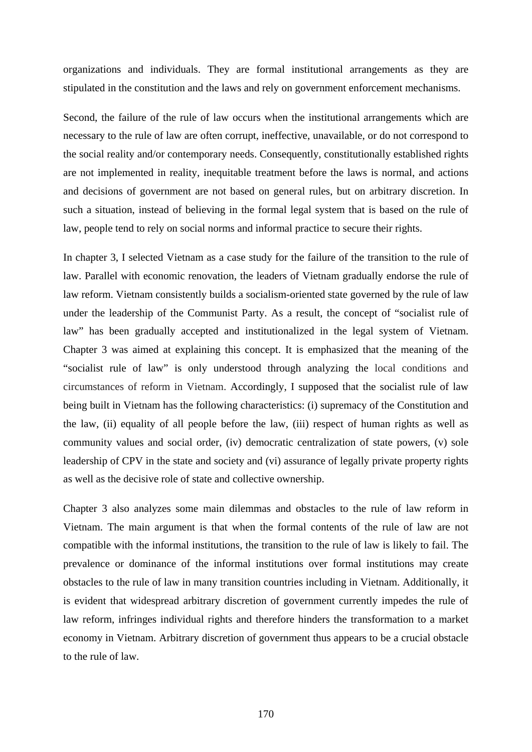organizations and individuals. They are formal institutional arrangements as they are stipulated in the constitution and the laws and rely on government enforcement mechanisms.

Second, the failure of the rule of law occurs when the institutional arrangements which are necessary to the rule of law are often corrupt, ineffective, unavailable, or do not correspond to the social reality and/or contemporary needs. Consequently, constitutionally established rights are not implemented in reality, inequitable treatment before the laws is normal, and actions and decisions of government are not based on general rules, but on arbitrary discretion. In such a situation, instead of believing in the formal legal system that is based on the rule of law, people tend to rely on social norms and informal practice to secure their rights.

In chapter 3, I selected Vietnam as a case study for the failure of the transition to the rule of law. Parallel with economic renovation, the leaders of Vietnam gradually endorse the rule of law reform. Vietnam consistently builds a socialism-oriented state governed by the rule of law under the leadership of the Communist Party. As a result, the concept of "socialist rule of law" has been gradually accepted and institutionalized in the legal system of Vietnam. Chapter 3 was aimed at explaining this concept. It is emphasized that the meaning of the "socialist rule of law" is only understood through analyzing the local conditions and circumstances of reform in Vietnam. Accordingly, I supposed that the socialist rule of law being built in Vietnam has the following characteristics: (i) supremacy of the Constitution and the law, (ii) equality of all people before the law, (iii) respect of human rights as well as community values and social order, (iv) democratic centralization of state powers, (v) sole leadership of CPV in the state and society and (vi) assurance of legally private property rights as well as the decisive role of state and collective ownership.

Chapter 3 also analyzes some main dilemmas and obstacles to the rule of law reform in Vietnam. The main argument is that when the formal contents of the rule of law are not compatible with the informal institutions, the transition to the rule of law is likely to fail. The prevalence or dominance of the informal institutions over formal institutions may create obstacles to the rule of law in many transition countries including in Vietnam. Additionally, it is evident that widespread arbitrary discretion of government currently impedes the rule of law reform, infringes individual rights and therefore hinders the transformation to a market economy in Vietnam. Arbitrary discretion of government thus appears to be a crucial obstacle to the rule of law.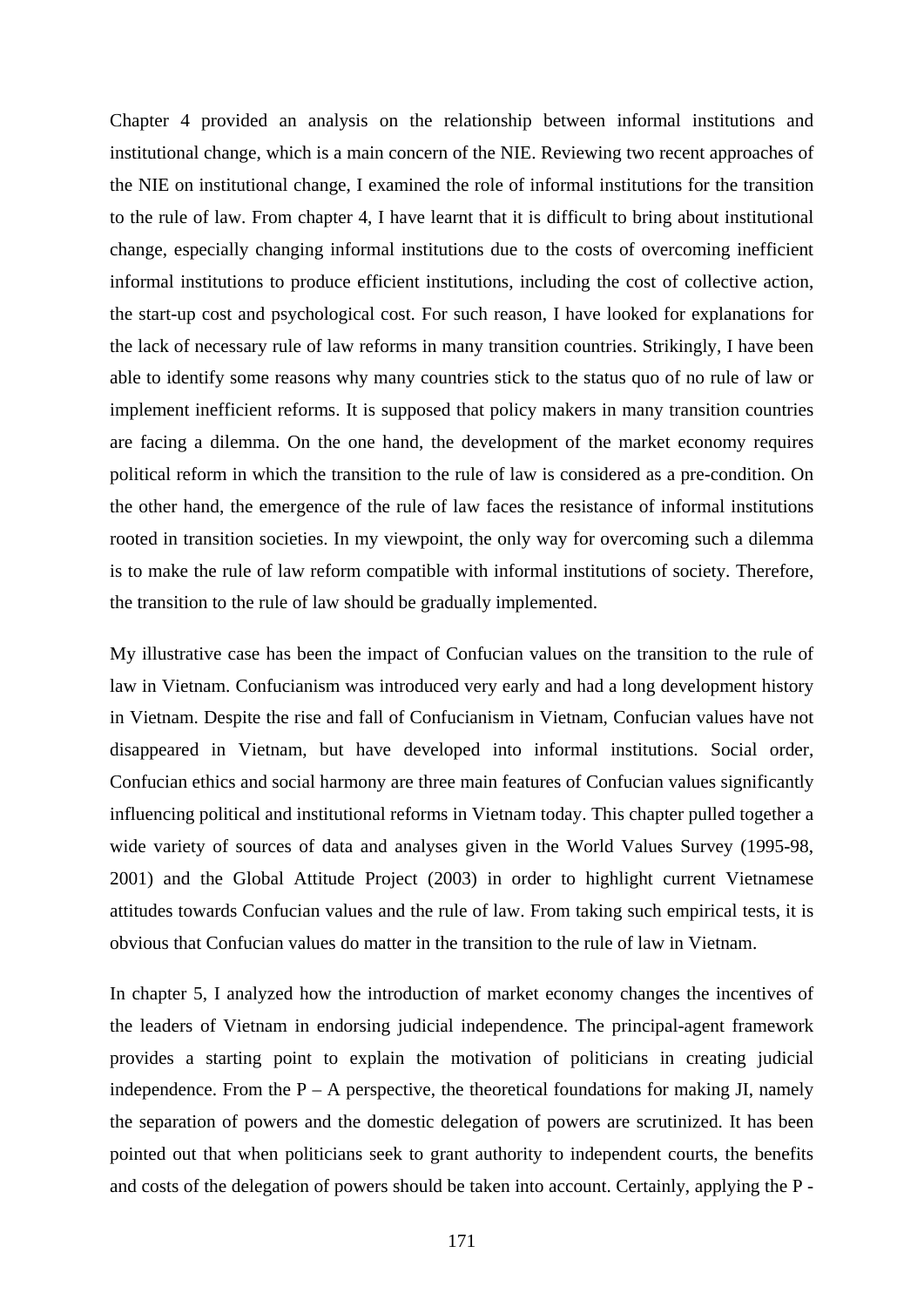Chapter 4 provided an analysis on the relationship between informal institutions and institutional change, which is a main concern of the NIE. Reviewing two recent approaches of the NIE on institutional change, I examined the role of informal institutions for the transition to the rule of law. From chapter 4, I have learnt that it is difficult to bring about institutional change, especially changing informal institutions due to the costs of overcoming inefficient informal institutions to produce efficient institutions, including the cost of collective action, the start-up cost and psychological cost. For such reason, I have looked for explanations for the lack of necessary rule of law reforms in many transition countries. Strikingly, I have been able to identify some reasons why many countries stick to the status quo of no rule of law or implement inefficient reforms. It is supposed that policy makers in many transition countries are facing a dilemma. On the one hand, the development of the market economy requires political reform in which the transition to the rule of law is considered as a pre-condition. On the other hand, the emergence of the rule of law faces the resistance of informal institutions rooted in transition societies. In my viewpoint, the only way for overcoming such a dilemma is to make the rule of law reform compatible with informal institutions of society. Therefore, the transition to the rule of law should be gradually implemented.

My illustrative case has been the impact of Confucian values on the transition to the rule of law in Vietnam. Confucianism was introduced very early and had a long development history in Vietnam. Despite the rise and fall of Confucianism in Vietnam, Confucian values have not disappeared in Vietnam, but have developed into informal institutions. Social order, Confucian ethics and social harmony are three main features of Confucian values significantly influencing political and institutional reforms in Vietnam today. This chapter pulled together a wide variety of sources of data and analyses given in the World Values Survey (1995-98, 2001) and the Global Attitude Project (2003) in order to highlight current Vietnamese attitudes towards Confucian values and the rule of law. From taking such empirical tests, it is obvious that Confucian values do matter in the transition to the rule of law in Vietnam.

In chapter 5, I analyzed how the introduction of market economy changes the incentives of the leaders of Vietnam in endorsing judicial independence. The principal-agent framework provides a starting point to explain the motivation of politicians in creating judicial independence. From the P – A perspective, the theoretical foundations for making JI, namely the separation of powers and the domestic delegation of powers are scrutinized. It has been pointed out that when politicians seek to grant authority to independent courts, the benefits and costs of the delegation of powers should be taken into account. Certainly, applying the P -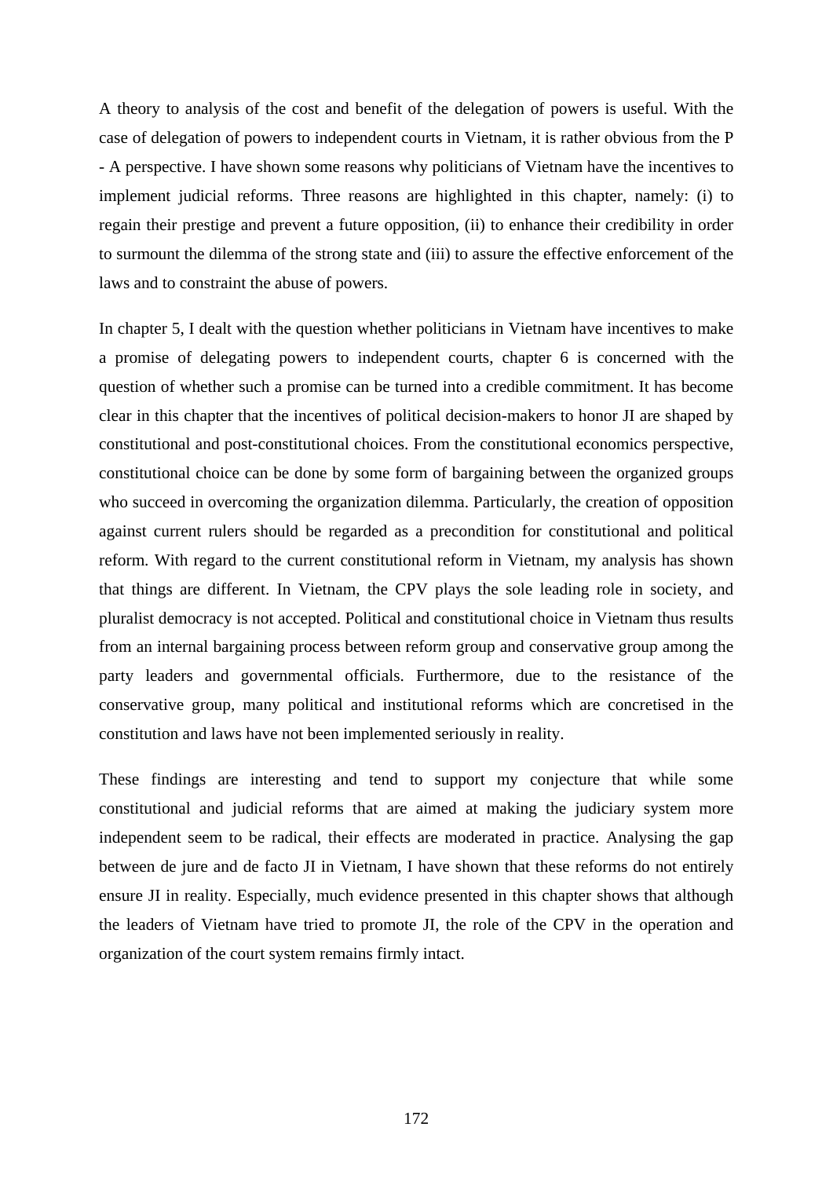A theory to analysis of the cost and benefit of the delegation of powers is useful. With the case of delegation of powers to independent courts in Vietnam, it is rather obvious from the P - A perspective. I have shown some reasons why politicians of Vietnam have the incentives to implement judicial reforms. Three reasons are highlighted in this chapter, namely: (i) to regain their prestige and prevent a future opposition, (ii) to enhance their credibility in order to surmount the dilemma of the strong state and (iii) to assure the effective enforcement of the laws and to constraint the abuse of powers.

In chapter 5, I dealt with the question whether politicians in Vietnam have incentives to make a promise of delegating powers to independent courts, chapter 6 is concerned with the question of whether such a promise can be turned into a credible commitment. It has become clear in this chapter that the incentives of political decision-makers to honor JI are shaped by constitutional and post-constitutional choices. From the constitutional economics perspective, constitutional choice can be done by some form of bargaining between the organized groups who succeed in overcoming the organization dilemma. Particularly, the creation of opposition against current rulers should be regarded as a precondition for constitutional and political reform. With regard to the current constitutional reform in Vietnam, my analysis has shown that things are different. In Vietnam, the CPV plays the sole leading role in society, and pluralist democracy is not accepted. Political and constitutional choice in Vietnam thus results from an internal bargaining process between reform group and conservative group among the party leaders and governmental officials. Furthermore, due to the resistance of the conservative group, many political and institutional reforms which are concretised in the constitution and laws have not been implemented seriously in reality.

These findings are interesting and tend to support my conjecture that while some constitutional and judicial reforms that are aimed at making the judiciary system more independent seem to be radical, their effects are moderated in practice. Analysing the gap between de jure and de facto JI in Vietnam, I have shown that these reforms do not entirely ensure JI in reality. Especially, much evidence presented in this chapter shows that although the leaders of Vietnam have tried to promote JI, the role of the CPV in the operation and organization of the court system remains firmly intact.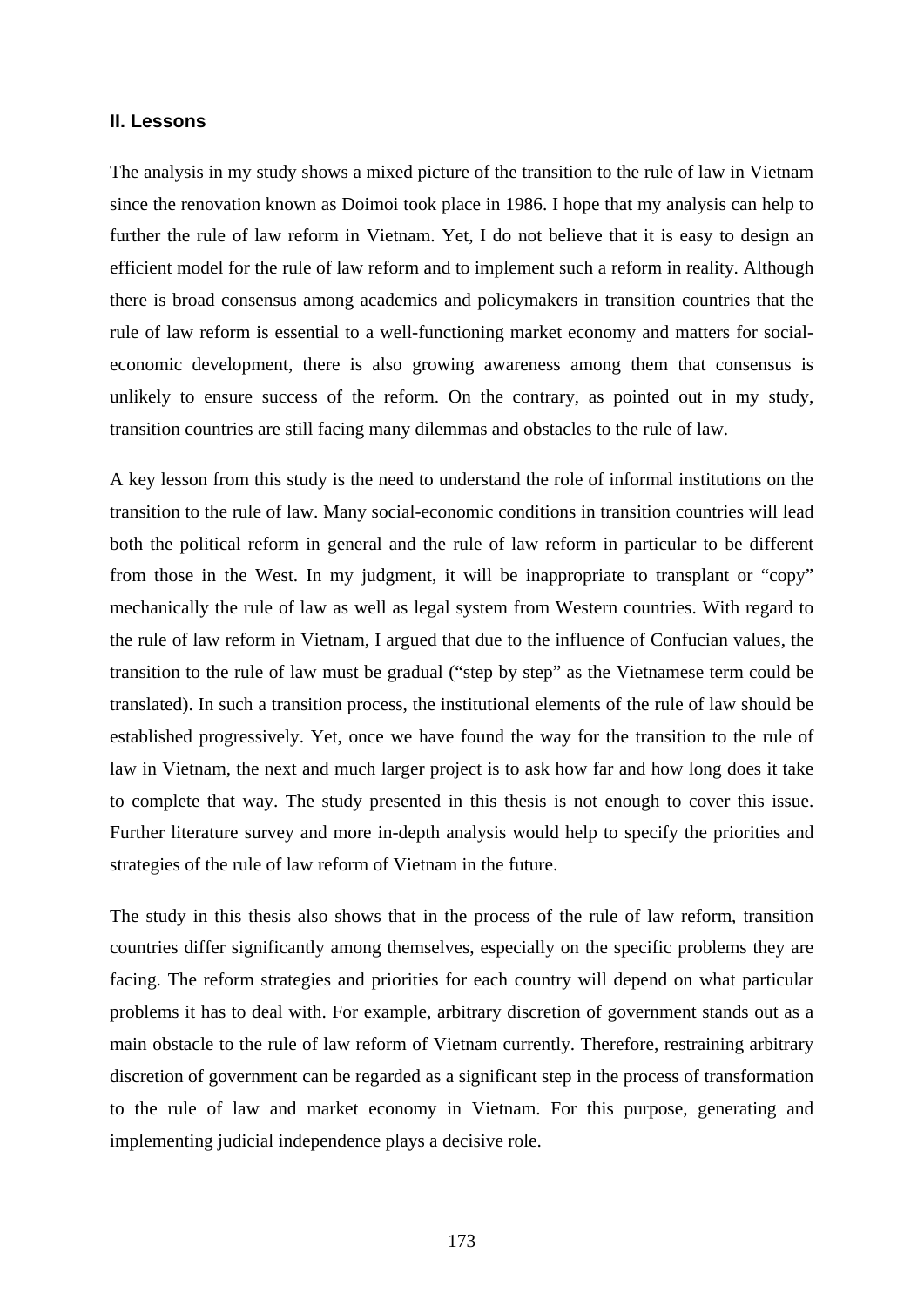## II. Lessons

The analysis in my study shows a mixed picture of the transition to the rule of law in Vietnam since the renovation known as Doimoi took place in 1986. I hope that my analysis can help to further the rule of law reform in Vietnam. Yet, I do not believe that it is easy to design an efficient model for the rule of law reform and to implement such a reform in reality. Although there is broad consensus among academics and policymakers in transition countries that the rule of law reform is essential to a well-functioning market economy and matters for social-economic development, there is also growing awareness among them that consensus is unlikely to ensure success of the reform. On the contrary, as pointed out in my study, transition countries are still facing many dilemmas and obstacles to the rule of law.

A key lesson from this study is the need to understand the role of informal institutions on the transition to the rule of law. Many social-economic conditions in transition countries will lead both the political reform in general and the rule of law reform in particular to be different from those in the West. In my judgment, it will be inappropriate to transplant or "copy" mechanically the rule of law as well as legal system from Western countries. With regard to the rule of law reform in Vietnam, I argued that due to the influence of Confucian values, the transition to the rule of law must be gradual ("step by step" as the Vietnamese term could be translated). In such a transition process, the institutional elements of the rule of law should be established progressively. Yet, once we have found the way for the transition to the rule of law in Vietnam, the next and much larger project is to ask how far and how long does it take to complete that way. The study presented in this thesis is not enough to cover this issue. Further literature survey and more in-depth analysis would help to specify the priorities and strategies of the rule of law reform of Vietnam in the future.

The study in this thesis also shows that in the process of the rule of law reform, transition countries differ significantly among themselves, especially on the specific problems they are facing. The reform strategies and priorities for each country will depend on what particular problems it has to deal with. For example, arbitrary discretion of government stands out as a main obstacle to the rule of law reform of Vietnam currently. Therefore, restraining arbitrary discretion of government can be regarded as a significant step in the process of transformation to the rule of law and market economy in Vietnam. For this purpose, generating and implementing judicial independence plays a decisive role.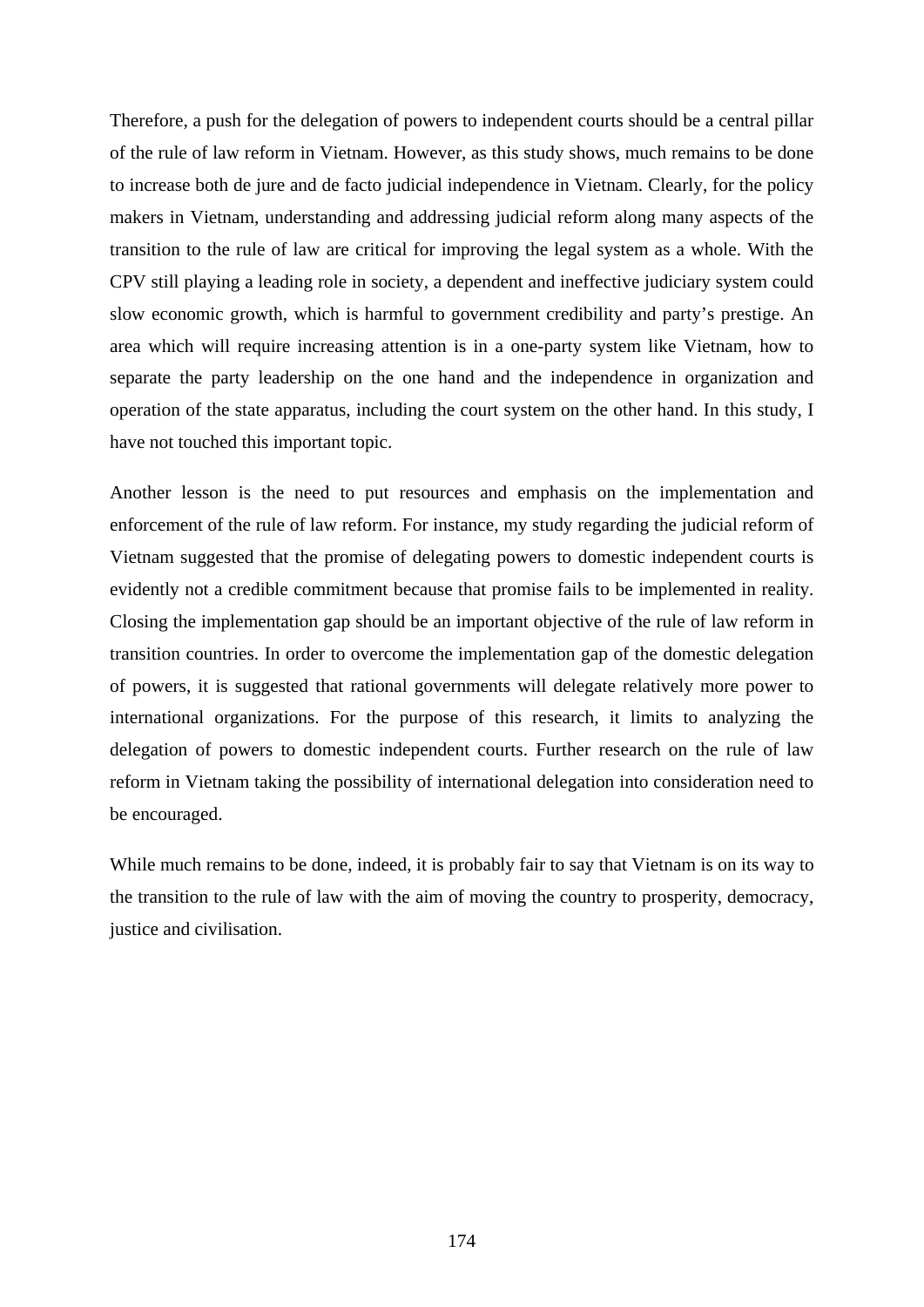Therefore, a push for the delegation of powers to independent courts should be a central pillar of the rule of law reform in Vietnam. However, as this study shows, much remains to be done to increase both de jure and de facto judicial independence in Vietnam. Clearly, for the policy makers in Vietnam, understanding and addressing judicial reform along many aspects of the transition to the rule of law are critical for improving the legal system as a whole. With the CPV still playing a leading role in society, a dependent and ineffective judiciary system could slow economic growth, which is harmful to government credibility and party's prestige. An area which will require increasing attention is in a one-party system like Vietnam, how to separate the party leadership on the one hand and the independence in organization and operation of the state apparatus, including the court system on the other hand. In this study, I have not touched this important topic.

Another lesson is the need to put resources and emphasis on the implementation and enforcement of the rule of law reform. For instance, my study regarding the judicial reform of Vietnam suggested that the promise of delegating powers to domestic independent courts is evidently not a credible commitment because that promise fails to be implemented in reality. Closing the implementation gap should be an important objective of the rule of law reform in transition countries. In order to overcome the implementation gap of the domestic delegation of powers, it is suggested that rational governments will delegate relatively more power to international organizations. For the purpose of this research, it limits to analyzing the delegation of powers to domestic independent courts. Further research on the rule of law reform in Vietnam taking the possibility of international delegation into consideration need to be encouraged.

While much remains to be done, indeed, it is probably fair to say that Vietnam is on its way to the transition to the rule of law with the aim of moving the country to prosperity, democracy, justice and civilisation.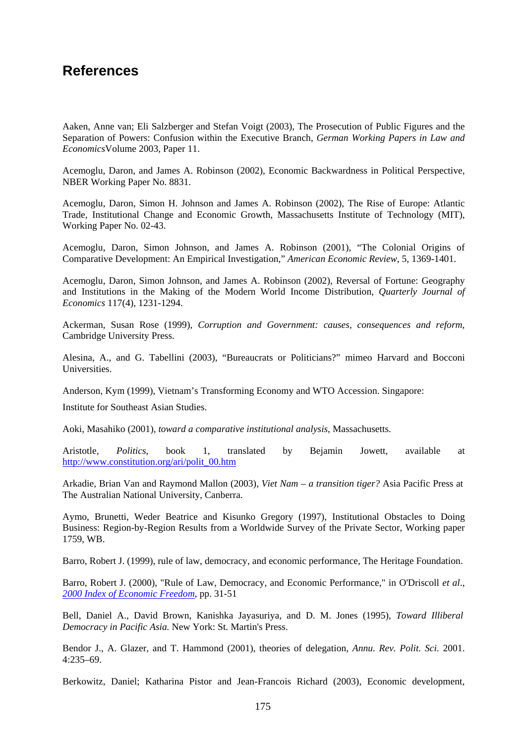## References

Aaken, Anne van; Eli Salzberger and Stefan Voigt (2003), The Prosecution of Public Figures and the Separation of Powers: Confusion within the Executive Branch, *German Working Papers in Law and Economics*Volume 2003, Paper 11.

Acemoglu, Daron, and James A. Robinson (2002), Economic Backwardness in Political Perspective, NBER Working Paper No. 8831.

Acemoglu, Daron, Simon H. Johnson and James A. Robinson (2002), The Rise of Europe: Atlantic Trade, Institutional Change and Economic Growth, Massachusetts Institute of Technology (MIT), Working Paper No. 02-43.

Acemoglu, Daron, Simon Johnson, and James A. Robinson (2001), "The Colonial Origins of Comparative Development: An Empirical Investigation," *American Economic Review*, 5, 1369-1401.

Acemoglu, Daron, Simon Johnson, and James A. Robinson (2002), Reversal of Fortune: Geography and Institutions in the Making of the Modern World Income Distribution, *Quarterly Journal of Economics* 117(4), 1231-1294.

Ackerman, Susan Rose (1999), *Corruption and Government: causes, consequences and reform*, Cambridge University Press.

Alesina, A., and G. Tabellini (2003), "Bureaucrats or Politicians?" mimeo Harvard and Bocconi Universities.

Anderson, Kym (1999), Vietnam's Transforming Economy and WTO Accession. Singapore:

Institute for Southeast Asian Studies.

Aoki, Masahiko (2001), *toward a comparative institutional analysis*, Massachusetts.

Aristotle, *Politics*, book 1, translated by Bejamin Jowett, available at http://www.constitution.org/ari/polit_00.htm

Arkadie, Brian Van and Raymond Mallon (2003), *Viet Nam – a transition tiger?* Asia Pacific Press at The Australian National University, Canberra.

Aymo, Brunetti, Weder Beatrice and Kisunko Gregory (1997), Institutional Obstacles to Doing Business: Region-by-Region Results from a Worldwide Survey of the Private Sector, Working paper 1759, WB.

Barro, Robert J. (1999), rule of law, democracy, and economic performance, The Heritage Foundation.

Barro, Robert J. (2000), "Rule of Law, Democracy, and Economic Performance," in O'Driscoll *et al.*, *2000 Index of Economic Freedom*, pp. 31-51

Bell, Daniel A., David Brown, Kanishka Jayasuriya, and D. M. Jones (1995), *Toward Illiberal Democracy in Pacific Asia.* New York: St. Martin's Press.

Bendor J., A. Glazer, and T. Hammond (2001), theories of delegation, *Annu. Rev. Polit. Sci.* 2001. 4:235–69.

Berkowitz, Daniel; Katharina Pistor and Jean-Francois Richard (2003), Economic development,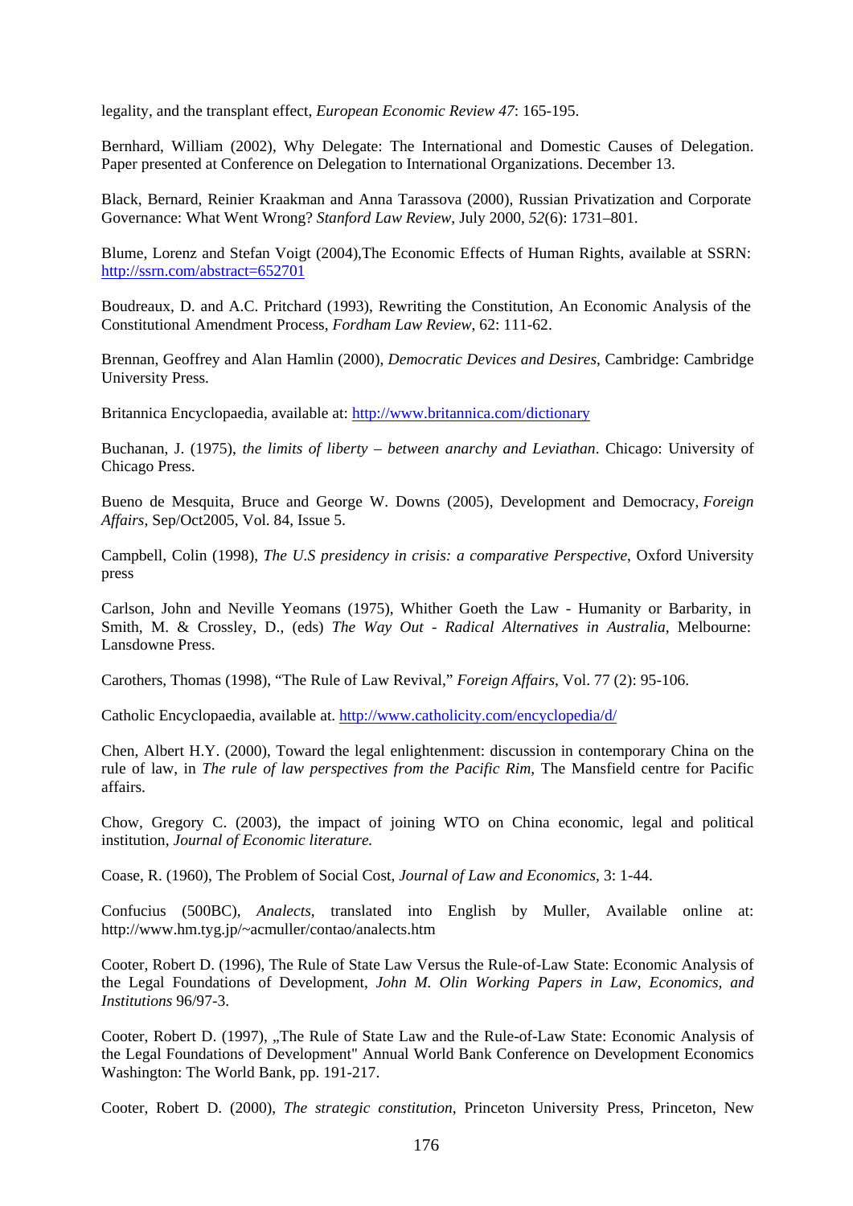legality, and the transplant effect, *European Economic Review 47*: 165-195.

Bernhard, William (2002), Why Delegate: The International and Domestic Causes of Delegation. Paper presented at Conference on Delegation to International Organizations. December 13.

Black, Bernard, Reinier Kraakman and Anna Tarassova (2000), Russian Privatization and Corporate Governance: What Went Wrong? *Stanford Law Review*, July 2000, *52*(6): 1731–801.

Blume, Lorenz and Stefan Voigt (2004),The Economic Effects of Human Rights, available at SSRN: http://ssrn.com/abstract=652701

Boudreaux, D. and A.C. Pritchard (1993), Rewriting the Constitution, An Economic Analysis of the Constitutional Amendment Process, *Fordham Law Review*, 62: 111-62.

Brennan, Geoffrey and Alan Hamlin (2000), *Democratic Devices and Desires*, Cambridge: Cambridge University Press.

Britannica Encyclopaedia, available at: http://www.britannica.com/dictionary

Buchanan, J. (1975), *the limits of liberty – between anarchy and Leviathan*. Chicago: University of Chicago Press.

Bueno de Mesquita, Bruce and George W. Downs (2005), Development and Democracy, *Foreign Affairs*, Sep/Oct2005, Vol. 84, Issue 5.

Campbell, Colin (1998), *The U.S presidency in crisis: a comparative Perspective*, Oxford University press

Carlson, John and Neville Yeomans (1975), Whither Goeth the Law - Humanity or Barbarity, in Smith, M. & Crossley, D., (eds) *The Way Out - Radical Alternatives in Australia*, Melbourne: Lansdowne Press.

Carothers, Thomas (1998), "The Rule of Law Revival," *Foreign Affairs*, Vol. 77 (2): 95-106.

Catholic Encyclopaedia, available at. http://www.catholicity.com/encyclopedia/d/

Chen, Albert H.Y. (2000), Toward the legal enlightenment: discussion in contemporary China on the rule of law, in *The rule of law perspectives from the Pacific Rim*, The Mansfield centre for Pacific affairs.

Chow, Gregory C. (2003), the impact of joining WTO on China economic, legal and political institution, *Journal of Economic literature.*

Coase, R. (1960), The Problem of Social Cost, *Journal of Law and Economics*, 3: 1-44.

Confucius (500BC), *Analects*, translated into English by Muller, Available online at: http://www.hm.tyg.jp/~acmuller/contao/analects.htm

Cooter, Robert D. (1996), The Rule of State Law Versus the Rule-of-Law State: Economic Analysis of the Legal Foundations of Development, *John M. Olin Working Papers in Law, Economics, and Institutions* 96/97-3.

Cooter, Robert D. (1997), „The Rule of State Law and the Rule-of-Law State: Economic Analysis of the Legal Foundations of Development" Annual World Bank Conference on Development Economics Washington: The World Bank, pp. 191-217.

Cooter, Robert D. (2000), *The strategic constitution*, Princeton University Press, Princeton, New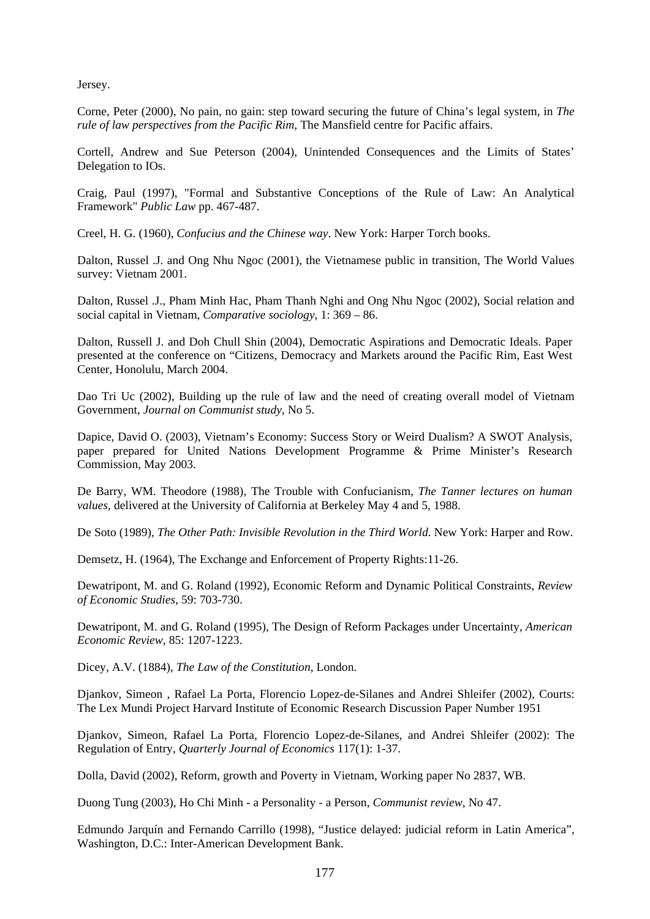Jersey.

Corne, Peter (2000), No pain, no gain: step toward securing the future of China's legal system, in *The rule of law perspectives from the Pacific Rim*, The Mansfield centre for Pacific affairs.

Cortell, Andrew and Sue Peterson (2004), Unintended Consequences and the Limits of States' Delegation to IOs.

Craig, Paul (1997), "Formal and Substantive Conceptions of the Rule of Law: An Analytical Framework" *Public Law* pp. 467-487.

Creel, H. G. (1960), *Confucius and the Chinese way*. New York: Harper Torch books.

Dalton, Russel .J. and Ong Nhu Ngoc (2001), the Vietnamese public in transition, The World Values survey: Vietnam 2001.

Dalton, Russel .J., Pham Minh Hac, Pham Thanh Nghi and Ong Nhu Ngoc (2002), Social relation and social capital in Vietnam, *Comparative sociology*, 1: 369 – 86.

Dalton, Russell J. and Doh Chull Shin (2004), Democratic Aspirations and Democratic Ideals. Paper presented at the conference on "Citizens, Democracy and Markets around the Pacific Rim, East West Center, Honolulu, March 2004.

Dao Tri Uc (2002), Building up the rule of law and the need of creating overall model of Vietnam Government, *Journal on Communist study*, No 5.

Dapice, David O. (2003), Vietnam's Economy: Success Story or Weird Dualism? A SWOT Analysis, paper prepared for United Nations Development Programme & Prime Minister's Research Commission, May 2003.

De Barry, WM. Theodore (1988), The Trouble with Confucianism, *The Tanner lectures on human values*, delivered at the University of California at Berkeley May 4 and 5, 1988.

De Soto (1989), *The Other Path: Invisible Revolution in the Third World*. New York: Harper and Row.

Demsetz, H. (1964), The Exchange and Enforcement of Property Rights:11-26.

Dewatripont, M. and G. Roland (1992), Economic Reform and Dynamic Political Constraints, *Review of Economic Studies*, 59: 703-730.

Dewatripont, M. and G. Roland (1995), The Design of Reform Packages under Uncertainty, *American Economic Review*, 85: 1207-1223.

Dicey, A.V. (1884), *The Law of the Constitution*, London.

Djankov, Simeon , Rafael La Porta, Florencio Lopez-de-Silanes and Andrei Shleifer (2002), Courts: The Lex Mundi Project Harvard Institute of Economic Research Discussion Paper Number 1951

Djankov, Simeon, Rafael La Porta, Florencio Lopez-de-Silanes, and Andrei Shleifer (2002): The Regulation of Entry, *Quarterly Journal of Economics* 117(1): 1-37.

Dolla, David (2002), Reform, growth and Poverty in Vietnam, Working paper No 2837, WB.

Duong Tung (2003), Ho Chi Minh - a Personality - a Person, *Communist review*, No 47.

Edmundo Jarquín and Fernando Carrillo (1998), "Justice delayed: judicial reform in Latin America", Washington, D.C.: Inter-American Development Bank.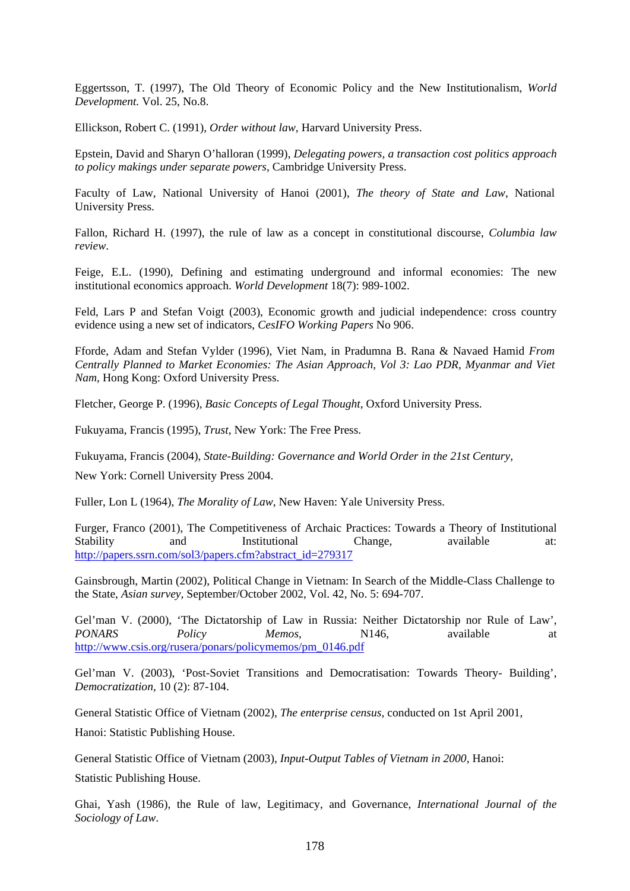Eggertsson, T. (1997), The Old Theory of Economic Policy and the New Institutionalism, *World Development.* Vol. 25, No.8.

Ellickson, Robert C. (1991), *Order without law*, Harvard University Press.

Epstein, David and Sharyn O'halloran (1999), *Delegating powers, a transaction cost politics approach to policy makings under separate powers*, Cambridge University Press.

Faculty of Law, National University of Hanoi (2001), *The theory of State and Law*, National University Press.

Fallon, Richard H. (1997), the rule of law as a concept in constitutional discourse, *Columbia law review*.

Feige, E.L. (1990), Defining and estimating underground and informal economies: The new institutional economics approach. *World Development* 18(7): 989-1002.

Feld, Lars P and Stefan Voigt (2003), Economic growth and judicial independence: cross country evidence using a new set of indicators, *CesIFO Working Papers* No 906.

Fforde, Adam and Stefan Vylder (1996), Viet Nam, in Pradumna B. Rana & Navaed Hamid *From Centrally Planned to Market Economies: The Asian Approach, Vol 3: Lao PDR, Myanmar and Viet Nam*, Hong Kong: Oxford University Press.

Fletcher, George P. (1996), *Basic Concepts of Legal Thought*, Oxford University Press.

Fukuyama, Francis (1995), *Trust*, New York: The Free Press.

Fukuyama, Francis (2004), *State-Building: Governance and World Order in the 21st Century,*

New York: Cornell University Press 2004.

Fuller, Lon L (1964), *The Morality of Law*, New Haven: Yale University Press.

Furger, Franco (2001), The Competitiveness of Archaic Practices: Towards a Theory of Institutional Stability and Institutional Change, available at: http://papers.ssrn.com/sol3/papers.cfm?abstract_id=279317

Gainsbrough, Martin (2002), Political Change in Vietnam: In Search of the Middle-Class Challenge to the State, *Asian survey*, September/October 2002, Vol. 42, No. 5: 694-707.

Gel'man V. (2000), 'The Dictatorship of Law in Russia: Neither Dictatorship nor Rule of Law', *PONARS Policy Memos*, N146, available at http://www.csis.org/rusera/ponars/policymemos/pm_0146.pdf

Gel'man V. (2003), 'Post-Soviet Transitions and Democratisation: Towards Theory- Building', *Democratization,* 10 (2): 87-104.

General Statistic Office of Vietnam (2002), *The enterprise census*, conducted on 1st April 2001,

Hanoi: Statistic Publishing House.

General Statistic Office of Vietnam (2003), *Input-Output Tables of Vietnam in 2000*, Hanoi:

Statistic Publishing House.

Ghai, Yash (1986), the Rule of law, Legitimacy, and Governance, *International Journal of the Sociology of Law*.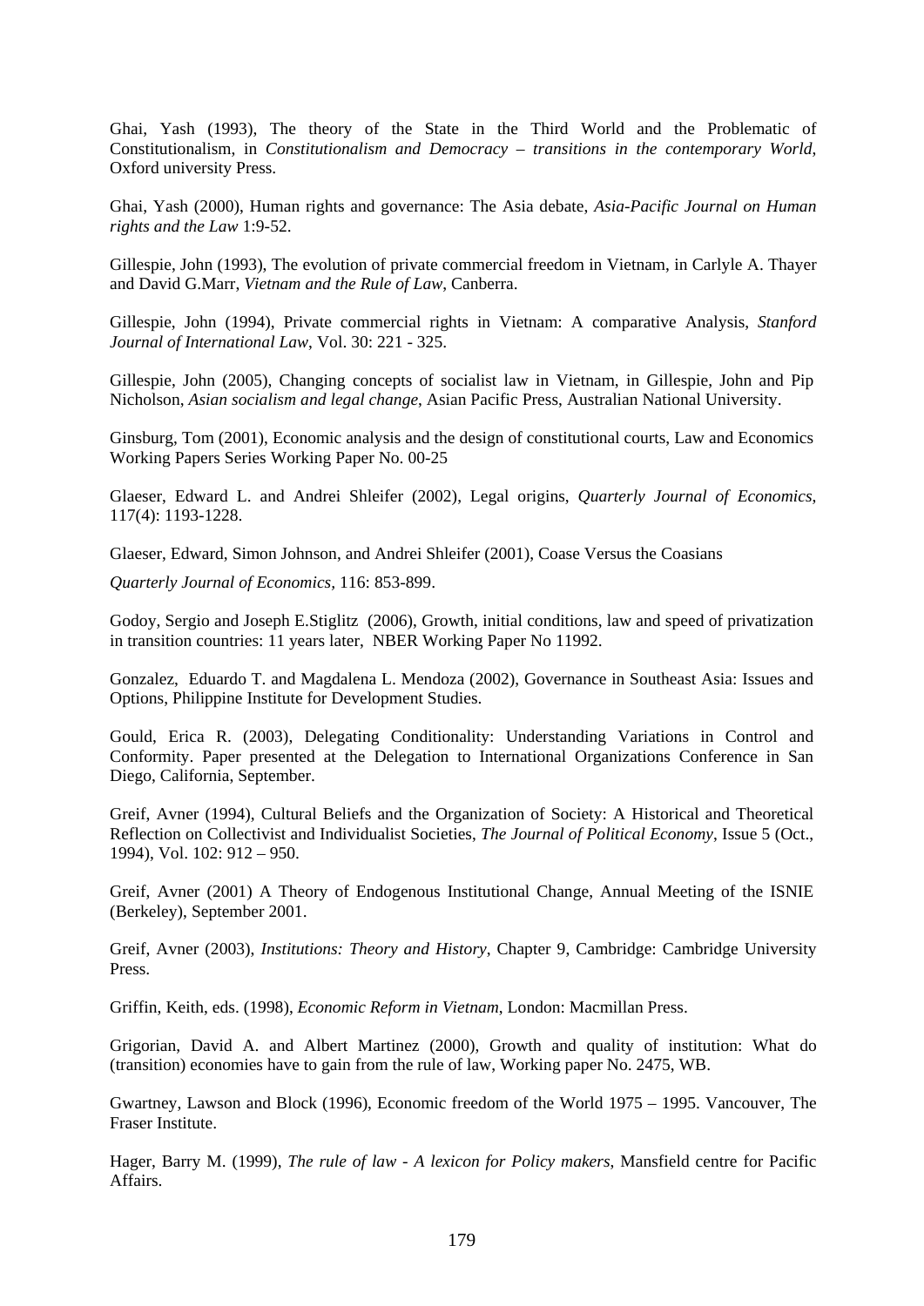Ghai, Yash (1993), The theory of the State in the Third World and the Problematic of Constitutionalism, in *Constitutionalism and Democracy – transitions in the contemporary World*, Oxford university Press.

Ghai, Yash (2000), Human rights and governance: The Asia debate, *Asia-Pacific Journal on Human rights and the Law* 1:9-52.

Gillespie, John (1993), The evolution of private commercial freedom in Vietnam, in Carlyle A. Thayer and David G.Marr, *Vietnam and the Rule of Law*, Canberra.

Gillespie, John (1994), Private commercial rights in Vietnam: A comparative Analysis, *Stanford Journal of International Law*, Vol. 30: 221 - 325.

Gillespie, John (2005), Changing concepts of socialist law in Vietnam, in Gillespie, John and Pip Nicholson, *Asian socialism and legal change*, Asian Pacific Press, Australian National University.

Ginsburg, Tom (2001), Economic analysis and the design of constitutional courts, Law and Economics Working Papers Series Working Paper No. 00-25

Glaeser, Edward L. and Andrei Shleifer (2002), Legal origins, *Quarterly Journal of Economics*, 117(4): 1193-1228.

Glaeser, Edward, Simon Johnson, and Andrei Shleifer (2001), Coase Versus the Coasians

*Quarterly Journal of Economics*, 116: 853-899.

Godoy, Sergio and Joseph E.Stiglitz (2006), Growth, initial conditions, law and speed of privatization in transition countries: 11 years later, NBER Working Paper No 11992.

Gonzalez, Eduardo T. and Magdalena L. Mendoza (2002), Governance in Southeast Asia: Issues and Options, Philippine Institute for Development Studies.

Gould, Erica R. (2003), Delegating Conditionality: Understanding Variations in Control and Conformity. Paper presented at the Delegation to International Organizations Conference in San Diego, California, September.

Greif, Avner (1994), Cultural Beliefs and the Organization of Society: A Historical and Theoretical Reflection on Collectivist and Individualist Societies, *The Journal of Political Economy*, Issue 5 (Oct., 1994), Vol. 102: 912 – 950.

Greif, Avner (2001) A Theory of Endogenous Institutional Change, Annual Meeting of the ISNIE (Berkeley), September 2001.

Greif, Avner (2003), *Institutions: Theory and History*, Chapter 9, Cambridge: Cambridge University Press.

Griffin, Keith, eds. (1998), *Economic Reform in Vietnam*, London: Macmillan Press.

Grigorian, David A. and Albert Martinez (2000), Growth and quality of institution: What do (transition) economies have to gain from the rule of law, Working paper No. 2475, WB.

Gwartney, Lawson and Block (1996), Economic freedom of the World 1975 – 1995. Vancouver, The Fraser Institute.

Hager, Barry M. (1999), *The rule of law - A lexicon for Policy makers*, Mansfield centre for Pacific Affairs.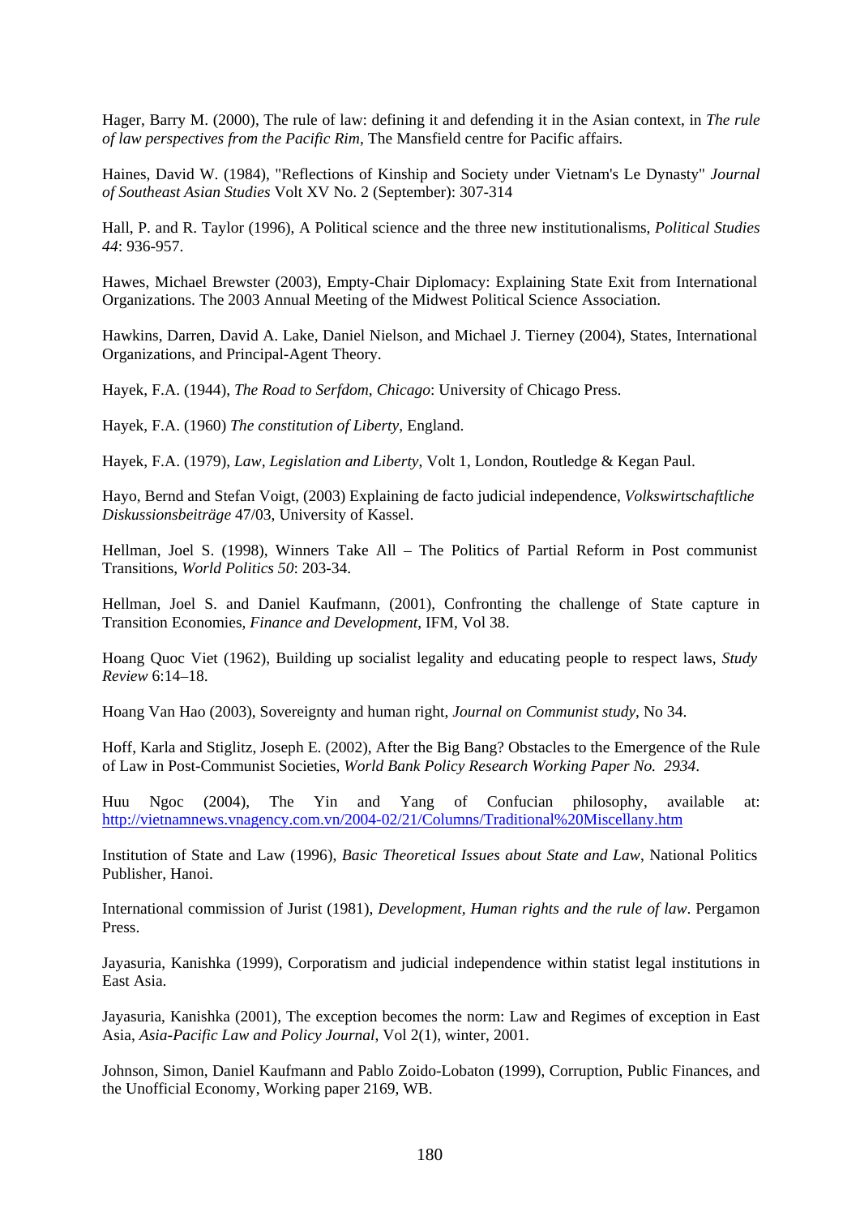Hager, Barry M. (2000), The rule of law: defining it and defending it in the Asian context, in *The rule of law perspectives from the Pacific Rim*, The Mansfield centre for Pacific affairs.

Haines, David W. (1984), "Reflections of Kinship and Society under Vietnam's Le Dynasty" *Journal of Southeast Asian Studies* Volt XV No. 2 (September): 307-314

Hall, P. and R. Taylor (1996), A Political science and the three new institutionalisms, *Political Studies 44*: 936-957.

Hawes, Michael Brewster (2003), Empty-Chair Diplomacy: Explaining State Exit from International Organizations. The 2003 Annual Meeting of the Midwest Political Science Association.

Hawkins, Darren, David A. Lake, Daniel Nielson, and Michael J. Tierney (2004), States, International Organizations, and Principal-Agent Theory.

Hayek, F.A. (1944), *The Road to Serfdom, Chicago*: University of Chicago Press.

Hayek, F.A. (1960) *The constitution of Liberty*, England.

Hayek, F.A. (1979), *Law, Legislation and Liberty*, Volt 1, London, Routledge & Kegan Paul.

Hayo, Bernd and Stefan Voigt, (2003) Explaining de facto judicial independence, *Volkswirtschaftliche Diskussionsbeiträge* 47/03, University of Kassel.

Hellman, Joel S. (1998), Winners Take All – The Politics of Partial Reform in Post communist Transitions, *World Politics 50*: 203-34.

Hellman, Joel S. and Daniel Kaufmann, (2001), Confronting the challenge of State capture in Transition Economies, *Finance and Development*, IFM, Vol 38.

Hoang Quoc Viet (1962), Building up socialist legality and educating people to respect laws, *Study Review* 6:14–18.

Hoang Van Hao (2003), Sovereignty and human right, *Journal on Communist study*, No 34.

Hoff, Karla and Stiglitz, Joseph E. (2002), After the Big Bang? Obstacles to the Emergence of the Rule of Law in Post-Communist Societies, *World Bank Policy Research Working Paper No. 2934*.

Huu Ngoc (2004), The Yin and Yang of Confucian philosophy, available at: http://vietnamnews.vnagency.com.vn/2004-02/21/Columns/Traditional%20Miscellany.htm

Institution of State and Law (1996), *Basic Theoretical Issues about State and Law*, National Politics Publisher, Hanoi.

International commission of Jurist (1981), *Development, Human rights and the rule of law*. Pergamon Press.

Jayasuria, Kanishka (1999), Corporatism and judicial independence within statist legal institutions in East Asia.

Jayasuria, Kanishka (2001), The exception becomes the norm: Law and Regimes of exception in East Asia, *Asia-Pacific Law and Policy Journal*, Vol 2(1), winter, 2001.

Johnson, Simon, Daniel Kaufmann and Pablo Zoido-Lobaton (1999), Corruption, Public Finances, and the Unofficial Economy, Working paper 2169, WB.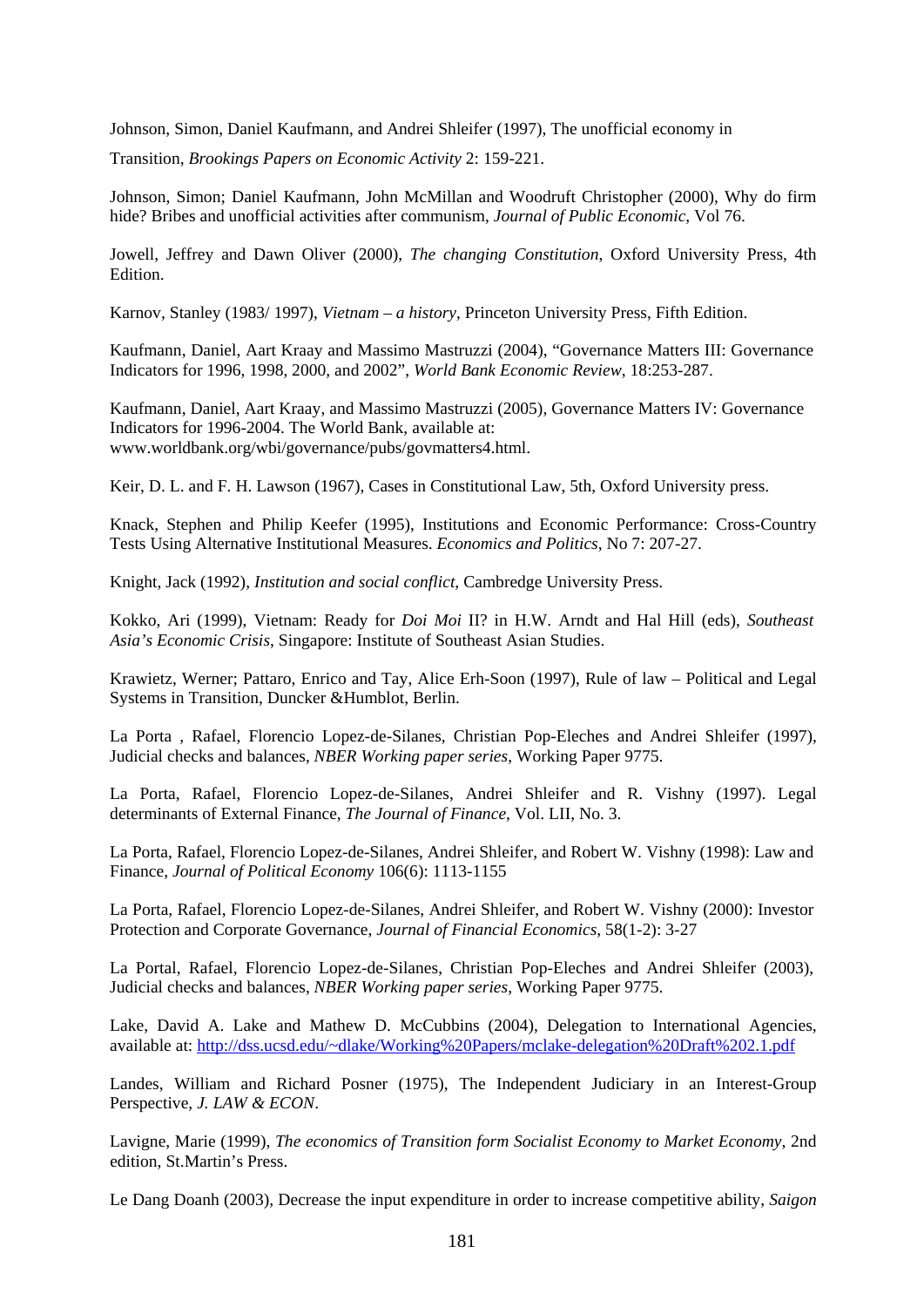Johnson, Simon, Daniel Kaufmann, and Andrei Shleifer (1997), The unofficial economy in Transition, *Brookings Papers on Economic Activity* 2: 159-221.

Johnson, Simon; Daniel Kaufmann, John McMillan and Woodruft Christopher (2000), Why do firm hide? Bribes and unofficial activities after communism, *Journal of Public Economic*, Vol 76.

Jowell, Jeffrey and Dawn Oliver (2000), *The changing Constitution*, Oxford University Press, 4th Edition.

Karnov, Stanley (1983/ 1997), *Vietnam – a history*, Princeton University Press, Fifth Edition.

Kaufmann, Daniel, Aart Kraay and Massimo Mastruzzi (2004), "Governance Matters III: Governance Indicators for 1996, 1998, 2000, and 2002", *World Bank Economic Review*, 18:253-287.

Kaufmann, Daniel, Aart Kraay, and Massimo Mastruzzi (2005), Governance Matters IV: Governance Indicators for 1996-2004. The World Bank, available at: www.worldbank.org/wbi/governance/pubs/govmatters4.html.

Keir, D. L. and F. H. Lawson (1967), Cases in Constitutional Law, 5th, Oxford University press.

Knack, Stephen and Philip Keefer (1995), Institutions and Economic Performance: Cross-Country Tests Using Alternative Institutional Measures. *Economics and Politics*, No 7: 207-27.

Knight, Jack (1992), *Institution and social conflict*, Cambredge University Press.

Kokko, Ari (1999), Vietnam: Ready for *Doi Moi* II? in H.W. Arndt and Hal Hill (eds), *Southeast Asia's Economic Crisis*, Singapore: Institute of Southeast Asian Studies.

Krawietz, Werner; Pattaro, Enrico and Tay, Alice Erh-Soon (1997), Rule of law – Political and Legal Systems in Transition, Duncker &Humblot, Berlin.

La Porta , Rafael, Florencio Lopez-de-Silanes, Christian Pop-Eleches and Andrei Shleifer (1997), Judicial checks and balances, *NBER Working paper series*, Working Paper 9775.

La Porta, Rafael, Florencio Lopez-de-Silanes, Andrei Shleifer and R. Vishny (1997). Legal determinants of External Finance, *The Journal of Finance*, Vol. LII, No. 3.

La Porta, Rafael, Florencio Lopez-de-Silanes, Andrei Shleifer, and Robert W. Vishny (1998): Law and Finance, *Journal of Political Economy* 106(6): 1113-1155

La Porta, Rafael, Florencio Lopez-de-Silanes, Andrei Shleifer, and Robert W. Vishny (2000): Investor Protection and Corporate Governance, *Journal of Financial Economics*, 58(1-2): 3-27

La Portal, Rafael, Florencio Lopez-de-Silanes, Christian Pop-Eleches and Andrei Shleifer (2003), Judicial checks and balances, *NBER Working paper series*, Working Paper 9775.

Lake, David A. Lake and Mathew D. McCubbins (2004), Delegation to International Agencies, available at: http://dss.ucsd.edu/~dlake/Working%20Papers/mclake-delegation%20Draft%202.1.pdf

Landes, William and Richard Posner (1975), The Independent Judiciary in an Interest-Group Perspective, *J. LAW & ECON*.

Lavigne, Marie (1999), *The economics of Transition form Socialist Economy to Market Economy*, 2nd edition, St.Martin's Press.

Le Dang Doanh (2003), Decrease the input expenditure in order to increase competitive ability, *Saigon*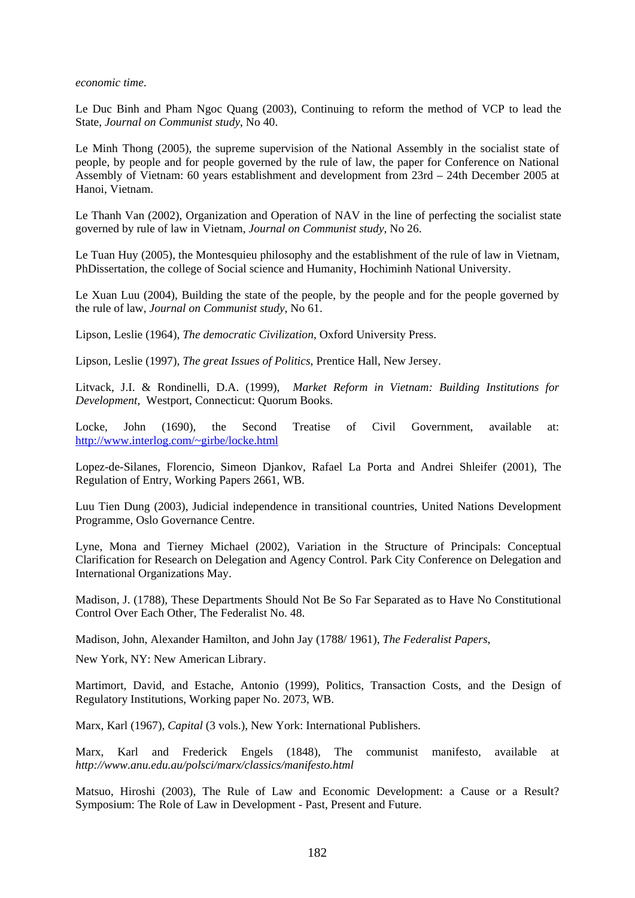*economic time*.

Le Duc Binh and Pham Ngoc Quang (2003), Continuing to reform the method of VCP to lead the State, *Journal on Communist study*, No 40.

Le Minh Thong (2005), the supreme supervision of the National Assembly in the socialist state of people, by people and for people governed by the rule of law, the paper for Conference on National Assembly of Vietnam: 60 years establishment and development from 23rd – 24th December 2005 at Hanoi, Vietnam.

Le Thanh Van (2002), Organization and Operation of NAV in the line of perfecting the socialist state governed by rule of law in Vietnam, *Journal on Communist study*, No 26.

Le Tuan Huy (2005), the Montesquieu philosophy and the establishment of the rule of law in Vietnam, PhDissertation, the college of Social science and Humanity, Hochiminh National University.

Le Xuan Luu (2004), Building the state of the people, by the people and for the people governed by the rule of law, *Journal on Communist study*, No 61.

Lipson, Leslie (1964), *The democratic Civilization*, Oxford University Press.

Lipson, Leslie (1997), *The great Issues of Politics*, Prentice Hall, New Jersey.

Litvack, J.I. & Rondinelli, D.A. (1999), *Market Reform in Vietnam: Building Institutions for Development,* Westport, Connecticut: Quorum Books.

Locke, John (1690), the Second Treatise of Civil Government, available at: http://www.interlog.com/~girbe/locke.html

Lopez-de-Silanes, Florencio, Simeon Djankov, Rafael La Porta and Andrei Shleifer (2001), The Regulation of Entry, Working Papers 2661, WB.

Luu Tien Dung (2003), Judicial independence in transitional countries, United Nations Development Programme, Oslo Governance Centre.

Lyne, Mona and Tierney Michael (2002), Variation in the Structure of Principals: Conceptual Clarification for Research on Delegation and Agency Control. Park City Conference on Delegation and International Organizations May.

Madison, J. (1788), These Departments Should Not Be So Far Separated as to Have No Constitutional Control Over Each Other, The Federalist No. 48.

Madison, John, Alexander Hamilton, and John Jay (1788/ 1961), *The Federalist Papers*,

New York, NY: New American Library.

Martimort, David, and Estache, Antonio (1999), Politics, Transaction Costs, and the Design of Regulatory Institutions, Working paper No. 2073, WB.

Marx, Karl (1967), *Capital* (3 vols.), New York: International Publishers.

Marx, Karl and Frederick Engels (1848), The communist manifesto, available at *http://www.anu.edu.au/polsci/marx/classics/manifesto.html*

Matsuo, Hiroshi (2003), The Rule of Law and Economic Development: a Cause or a Result? Symposium: The Role of Law in Development - Past, Present and Future.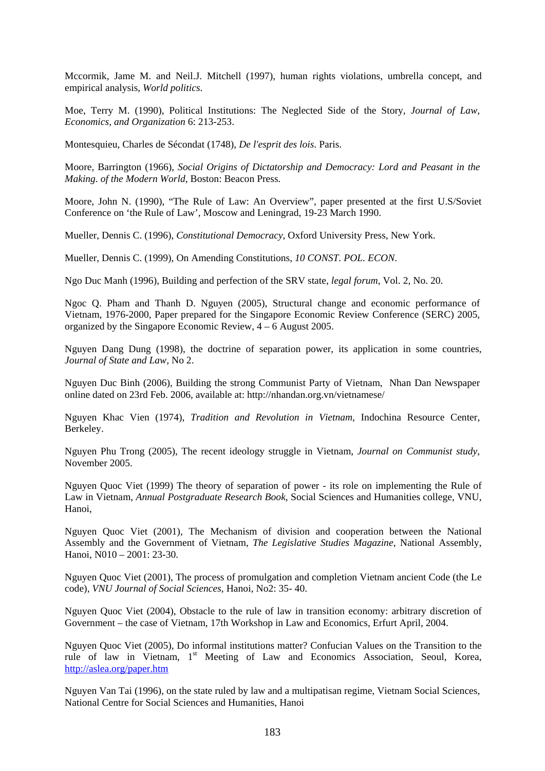Mccormik, Jame M. and Neil.J. Mitchell (1997), human rights violations, umbrella concept, and empirical analysis, *World politics*.

Moe, Terry M. (1990), Political Institutions: The Neglected Side of the Story, *Journal of Law, Economics, and Organization* 6: 213-253.

Montesquieu, Charles de Sécondat (1748), *De l'esprit des lois*. Paris.

Moore, Barrington (1966), *Social Origins of Dictatorship and Democracy: Lord and Peasant in the Making. of the Modern World*, Boston: Beacon Press.

Moore, John N. (1990), "The Rule of Law: An Overview", paper presented at the first U.S/Soviet Conference on 'the Rule of Law', Moscow and Leningrad, 19-23 March 1990.

Mueller, Dennis C. (1996), *Constitutional Democracy*, Oxford University Press, New York.

Mueller, Dennis C. (1999), On Amending Constitutions, *10 CONST. POL. ECON*.

Ngo Duc Manh (1996), Building and perfection of the SRV state, *legal forum*, Vol. 2, No. 20.

Ngoc Q. Pham and Thanh D. Nguyen (2005), Structural change and economic performance of Vietnam, 1976-2000, Paper prepared for the Singapore Economic Review Conference (SERC) 2005, organized by the Singapore Economic Review, 4 – 6 August 2005.

Nguyen Dang Dung (1998), the doctrine of separation power, its application in some countries, *Journal of State and Law*, No 2.

Nguyen Duc Binh (2006), Building the strong Communist Party of Vietnam, Nhan Dan Newspaper online dated on 23rd Feb. 2006, available at: http://nhandan.org.vn/vietnamese/

Nguyen Khac Vien (1974), *Tradition and Revolution in Vietnam*, Indochina Resource Center, Berkeley.

Nguyen Phu Trong (2005), The recent ideology struggle in Vietnam, *Journal on Communist study*, November 2005.

Nguyen Quoc Viet (1999) The theory of separation of power - its role on implementing the Rule of Law in Vietnam, *Annual Postgraduate Research Book*, Social Sciences and Humanities college, VNU, Hanoi,

Nguyen Quoc Viet (2001), The Mechanism of division and cooperation between the National Assembly and the Government of Vietnam, *The Legislative Studies Magazine*, National Assembly, Hanoi, N010 – 2001: 23-30.

Nguyen Quoc Viet (2001), The process of promulgation and completion Vietnam ancient Code (the Le code), *VNU Journal of Social Sciences*, Hanoi, No2: 35- 40.

Nguyen Quoc Viet (2004), Obstacle to the rule of law in transition economy: arbitrary discretion of Government – the case of Vietnam, 17th Workshop in Law and Economics, Erfurt April, 2004.

Nguyen Quoc Viet (2005), Do informal institutions matter? Confucian Values on the Transition to the rule of law in Vietnam, 1st Meeting of Law and Economics Association, Seoul, Korea, http://aslea.org/paper.htm

Nguyen Van Tai (1996), on the state ruled by law and a multipatisan regime, Vietnam Social Sciences, National Centre for Social Sciences and Humanities, Hanoi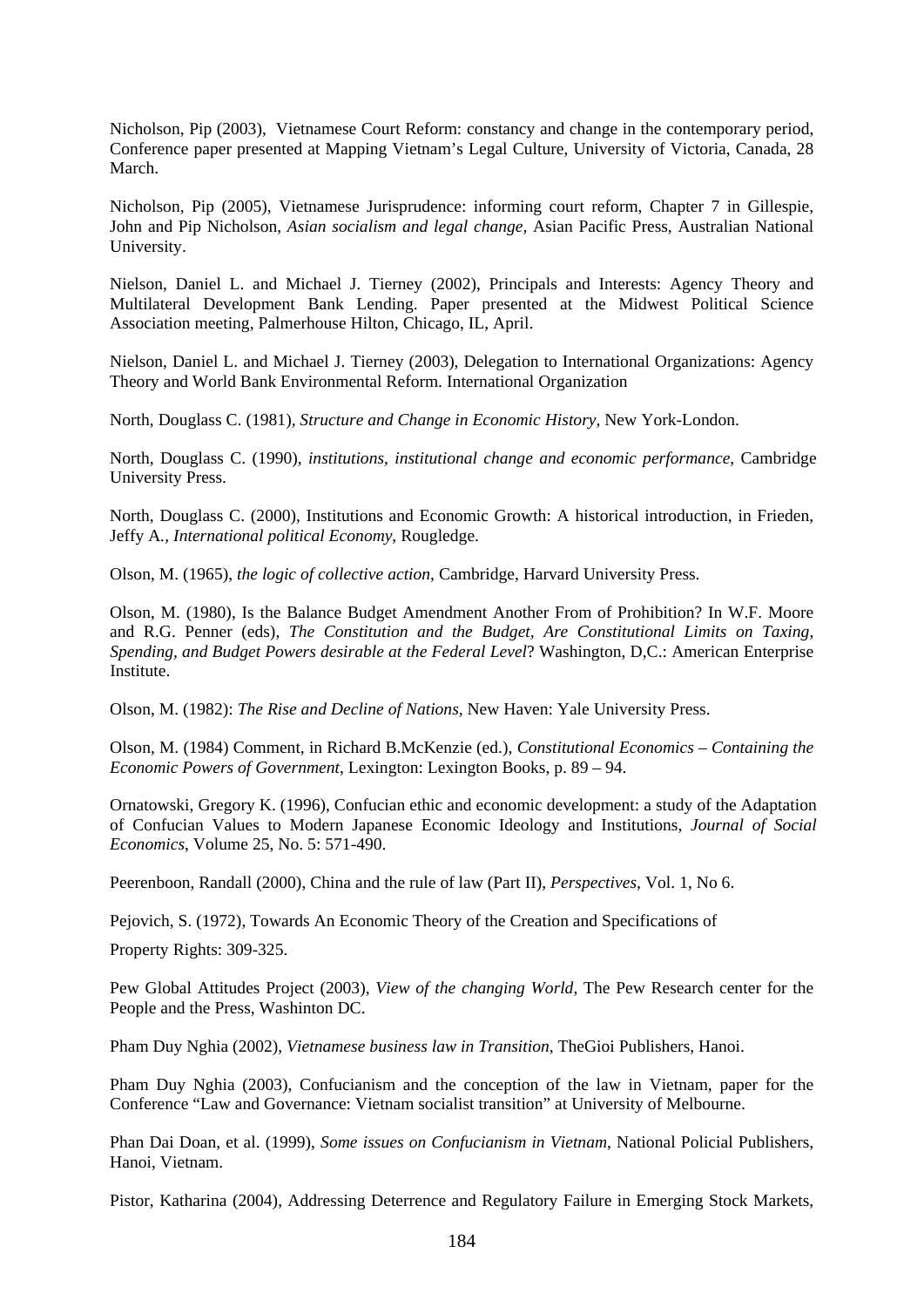Nicholson, Pip (2003), Vietnamese Court Reform: constancy and change in the contemporary period, Conference paper presented at Mapping Vietnam's Legal Culture, University of Victoria, Canada, 28 March.

Nicholson, Pip (2005), Vietnamese Jurisprudence: informing court reform, Chapter 7 in Gillespie, John and Pip Nicholson, *Asian socialism and legal change*, Asian Pacific Press, Australian National University.

Nielson, Daniel L. and Michael J. Tierney (2002), Principals and Interests: Agency Theory and Multilateral Development Bank Lending. Paper presented at the Midwest Political Science Association meeting, Palmerhouse Hilton, Chicago, IL, April.

Nielson, Daniel L. and Michael J. Tierney (2003), Delegation to International Organizations: Agency Theory and World Bank Environmental Reform. International Organization

North, Douglass C. (1981), *Structure and Change in Economic History*, New York-London.

North, Douglass C. (1990), *institutions, institutional change and economic performance*, Cambridge University Press.

North, Douglass C. (2000), Institutions and Economic Growth: A historical introduction, in Frieden, Jeffy A., *International political Economy*, Rougledge.

Olson, M. (1965), *the logic of collective action*, Cambridge, Harvard University Press.

Olson, M. (1980), Is the Balance Budget Amendment Another From of Prohibition? In W.F. Moore and R.G. Penner (eds), *The Constitution and the Budget, Are Constitutional Limits on Taxing, Spending, and Budget Powers desirable at the Federal Level*? Washington, D,C.: American Enterprise Institute.

Olson, M. (1982): *The Rise and Decline of Nations*, New Haven: Yale University Press.

Olson, M. (1984) Comment, in Richard B.McKenzie (ed.), *Constitutional Economics – Containing the Economic Powers of Government*, Lexington: Lexington Books, p. 89 – 94.

Ornatowski, Gregory K. (1996), Confucian ethic and economic development: a study of the Adaptation of Confucian Values to Modern Japanese Economic Ideology and Institutions, *Journal of Social Economics*, Volume 25, No. 5: 571-490.

Peerenboon, Randall (2000), China and the rule of law (Part II), *Perspectives*, Vol. 1, No 6.

Pejovich, S. (1972), Towards An Economic Theory of the Creation and Specifications of

Property Rights: 309-325.

Pew Global Attitudes Project (2003), *View of the changing World*, The Pew Research center for the People and the Press, Washinton DC.

Pham Duy Nghia (2002), *Vietnamese business law in Transition*, TheGioi Publishers, Hanoi.

Pham Duy Nghia (2003), Confucianism and the conception of the law in Vietnam, paper for the Conference "Law and Governance: Vietnam socialist transition" at University of Melbourne.

Phan Dai Doan, et al. (1999), *Some issues on Confucianism in Vietnam*, National Policial Publishers, Hanoi, Vietnam.

Pistor, Katharina (2004), Addressing Deterrence and Regulatory Failure in Emerging Stock Markets,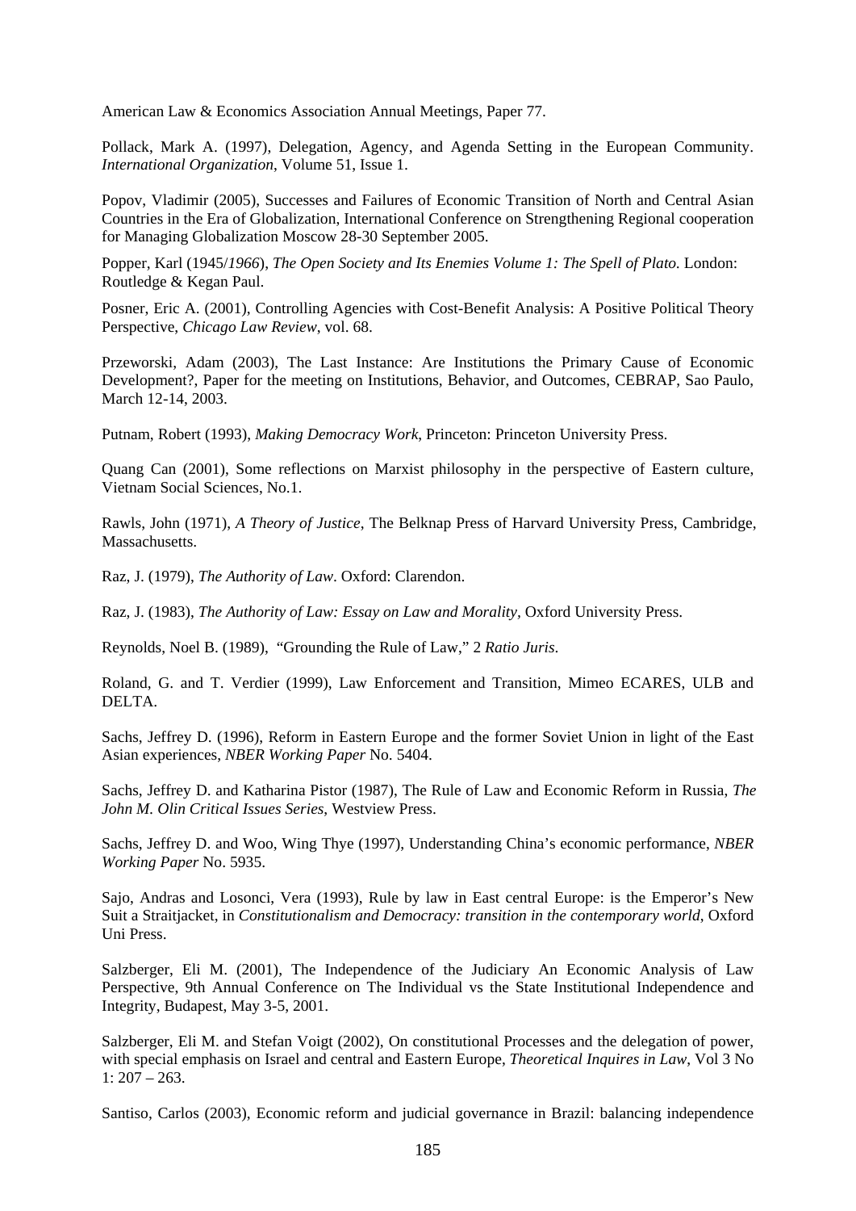American Law & Economics Association Annual Meetings, Paper 77.

Pollack, Mark A. (1997), Delegation, Agency, and Agenda Setting in the European Community. *International Organization*, Volume 51, Issue 1.

Popov, Vladimir (2005), Successes and Failures of Economic Transition of North and Central Asian Countries in the Era of Globalization, International Conference on Strengthening Regional cooperation for Managing Globalization Moscow 28-30 September 2005.

Popper, Karl (1945/*1966*), *The Open Society and Its Enemies Volume 1: The Spell of Plato.* London: Routledge & Kegan Paul.

Posner, Eric A. (2001), Controlling Agencies with Cost-Benefit Analysis: A Positive Political Theory Perspective, *Chicago Law Review*, vol. 68.

Przeworski, Adam (2003), The Last Instance: Are Institutions the Primary Cause of Economic Development?, Paper for the meeting on Institutions, Behavior, and Outcomes, CEBRAP, Sao Paulo, March 12-14, 2003.

Putnam, Robert (1993), *Making Democracy Work*, Princeton: Princeton University Press.

Quang Can (2001), Some reflections on Marxist philosophy in the perspective of Eastern culture, Vietnam Social Sciences, No.1.

Rawls, John (1971), *A Theory of Justice*, The Belknap Press of Harvard University Press, Cambridge, Massachusetts.

Raz, J. (1979), *The Authority of Law*. Oxford: Clarendon.

Raz, J. (1983), *The Authority of Law: Essay on Law and Morality*, Oxford University Press.

Reynolds, Noel B. (1989), "Grounding the Rule of Law," 2 *Ratio Juris*.

Roland, G. and T. Verdier (1999), Law Enforcement and Transition, Mimeo ECARES, ULB and DELTA.

Sachs, Jeffrey D. (1996), Reform in Eastern Europe and the former Soviet Union in light of the East Asian experiences, *NBER Working Paper* No. 5404.

Sachs, Jeffrey D. and Katharina Pistor (1987), The Rule of Law and Economic Reform in Russia, *The John M. Olin Critical Issues Series*, Westview Press.

Sachs, Jeffrey D. and Woo, Wing Thye (1997), Understanding China's economic performance, *NBER Working Paper* No. 5935.

Sajo, Andras and Losonci, Vera (1993), Rule by law in East central Europe: is the Emperor's New Suit a Straitjacket, in *Constitutionalism and Democracy: transition in the contemporary world*, Oxford Uni Press.

Salzberger, Eli M. (2001), The Independence of the Judiciary An Economic Analysis of Law Perspective, 9th Annual Conference on The Individual vs the State Institutional Independence and Integrity, Budapest, May 3-5, 2001.

Salzberger, Eli M. and Stefan Voigt (2002), On constitutional Processes and the delegation of power, with special emphasis on Israel and central and Eastern Europe, *Theoretical Inquires in Law*, Vol 3 No 1: 207 – 263.

Santiso, Carlos (2003), Economic reform and judicial governance in Brazil: balancing independence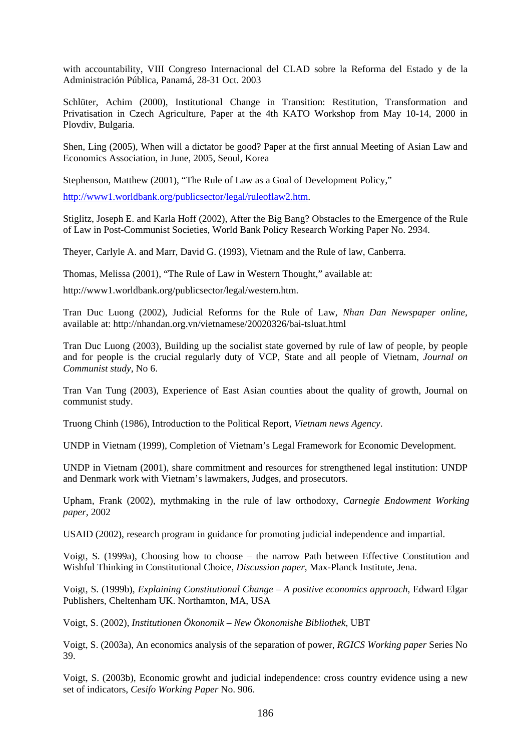with accountability, VIII Congreso Internacional del CLAD sobre la Reforma del Estado y de la Administración Pública, Panamá, 28-31 Oct. 2003

Schlüter, Achim (2000), Institutional Change in Transition: Restitution, Transformation and Privatisation in Czech Agriculture, Paper at the 4th KATO Workshop from May 10-14, 2000 in Plovdiv, Bulgaria.

Shen, Ling (2005), When will a dictator be good? Paper at the first annual Meeting of Asian Law and Economics Association, in June, 2005, Seoul, Korea

Stephenson, Matthew (2001), "The Rule of Law as a Goal of Development Policy,"

http://www1.worldbank.org/publicsector/legal/ruleoflaw2.htm.

Stiglitz, Joseph E. and Karla Hoff (2002), After the Big Bang? Obstacles to the Emergence of the Rule of Law in Post-Communist Societies, World Bank Policy Research Working Paper No. 2934.

Theyer, Carlyle A. and Marr, David G. (1993), Vietnam and the Rule of law, Canberra.

Thomas, Melissa (2001), "The Rule of Law in Western Thought," available at:

http://www1.worldbank.org/publicsector/legal/western.htm.

Tran Duc Luong (2002), Judicial Reforms for the Rule of Law, *Nhan Dan Newspaper online*, available at: http://nhandan.org.vn/vietnamese/20020326/bai-tsluat.html

Tran Duc Luong (2003), Building up the socialist state governed by rule of law of people, by people and for people is the crucial regularly duty of VCP, State and all people of Vietnam, *Journal on Communist study*, No 6.

Tran Van Tung (2003), Experience of East Asian counties about the quality of growth, Journal on communist study.

Truong Chinh (1986), Introduction to the Political Report, *Vietnam news Agency*.

UNDP in Vietnam (1999), Completion of Vietnam's Legal Framework for Economic Development.

UNDP in Vietnam (2001), share commitment and resources for strengthened legal institution: UNDP and Denmark work with Vietnam's lawmakers, Judges, and prosecutors.

Upham, Frank (2002), mythmaking in the rule of law orthodoxy, *Carnegie Endowment Working paper*, 2002

USAID (2002), research program in guidance for promoting judicial independence and impartial.

Voigt, S. (1999a), Choosing how to choose – the narrow Path between Effective Constitution and Wishful Thinking in Constitutional Choice, *Discussion paper*, Max-Planck Institute, Jena.

Voigt, S. (1999b), *Explaining Constitutional Change – A positive economics approach*, Edward Elgar Publishers, Cheltenham UK. Northamton, MA, USA

Voigt, S. (2002), *Institutionen Ökonomik – New Ökonomishe Bibliothek*, UBT

Voigt, S. (2003a), An economics analysis of the separation of power, *RGICS Working paper* Series No 39.

Voigt, S. (2003b), Economic growht and judicial independence: cross country evidence using a new set of indicators, *Cesifo Working Paper* No. 906.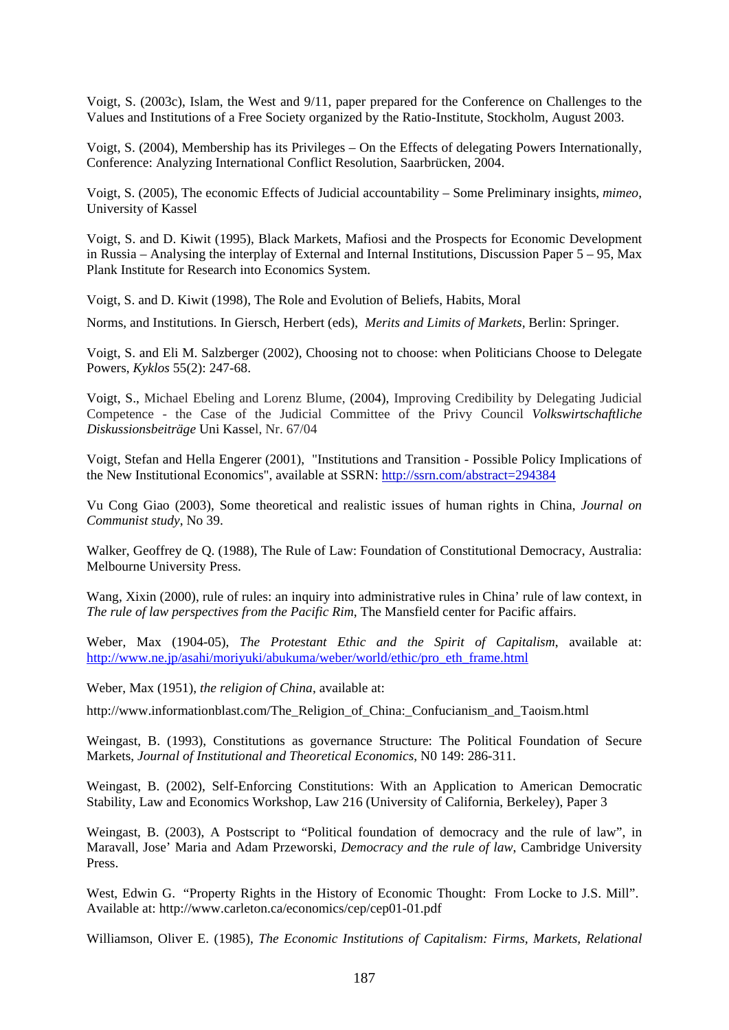Voigt, S. (2003c), Islam, the West and 9/11, paper prepared for the Conference on Challenges to the Values and Institutions of a Free Society organized by the Ratio-Institute, Stockholm, August 2003.

Voigt, S. (2004), Membership has its Privileges – On the Effects of delegating Powers Internationally, Conference: Analyzing International Conflict Resolution, Saarbrücken, 2004.

Voigt, S. (2005), The economic Effects of Judicial accountability – Some Preliminary insights, *mimeo*, University of Kassel

Voigt, S. and D. Kiwit (1995), Black Markets, Mafiosi and the Prospects for Economic Development in Russia – Analysing the interplay of External and Internal Institutions, Discussion Paper 5 – 95, Max Plank Institute for Research into Economics System.

Voigt, S. and D. Kiwit (1998), The Role and Evolution of Beliefs, Habits, Moral

Norms, and Institutions. In Giersch, Herbert (eds), *Merits and Limits of Markets*, Berlin: Springer.

Voigt, S. and Eli M. Salzberger (2002), Choosing not to choose: when Politicians Choose to Delegate Powers, *Kyklos* 55(2): 247-68.

Voigt, S., Michael Ebeling and Lorenz Blume, (2004), Improving Credibility by Delegating Judicial Competence - the Case of the Judicial Committee of the Privy Council *Volkswirtschaftliche Diskussionsbeiträge* Uni Kassel, Nr. 67/04

Voigt, Stefan and Hella Engerer (2001), "Institutions and Transition - Possible Policy Implications of the New Institutional Economics", available at SSRN: http://ssrn.com/abstract=294384

Vu Cong Giao (2003), Some theoretical and realistic issues of human rights in China, *Journal on Communist study*, No 39.

Walker, Geoffrey de Q. (1988), The Rule of Law: Foundation of Constitutional Democracy, Australia: Melbourne University Press.

Wang, Xixin (2000), rule of rules: an inquiry into administrative rules in China' rule of law context, in *The rule of law perspectives from the Pacific Rim*, The Mansfield center for Pacific affairs.

Weber, Max (1904-05), *The Protestant Ethic and the Spirit of Capitalism*, available at: http://www.ne.jp/asahi/moriyuki/abukuma/weber/world/ethic/pro_eth_frame.html

Weber, Max (1951), *the religion of China*, available at:

http://www.informationblast.com/The_Religion_of_China:_Confucianism_and_Taoism.html

Weingast, B. (1993), Constitutions as governance Structure: The Political Foundation of Secure Markets, *Journal of Institutional and Theoretical Economics*, N0 149: 286-311.

Weingast, B. (2002), Self-Enforcing Constitutions: With an Application to American Democratic Stability, Law and Economics Workshop, Law 216 (University of California, Berkeley), Paper 3

Weingast, B. (2003), A Postscript to "Political foundation of democracy and the rule of law", in Maravall, Jose' Maria and Adam Przeworski, *Democracy and the rule of law*, Cambridge University Press.

West, Edwin G. "Property Rights in the History of Economic Thought: From Locke to J.S. Mill". Available at: http://www.carleton.ca/economics/cep/cep01-01.pdf

Williamson, Oliver E. (1985), *The Economic Institutions of Capitalism: Firms, Markets, Relational*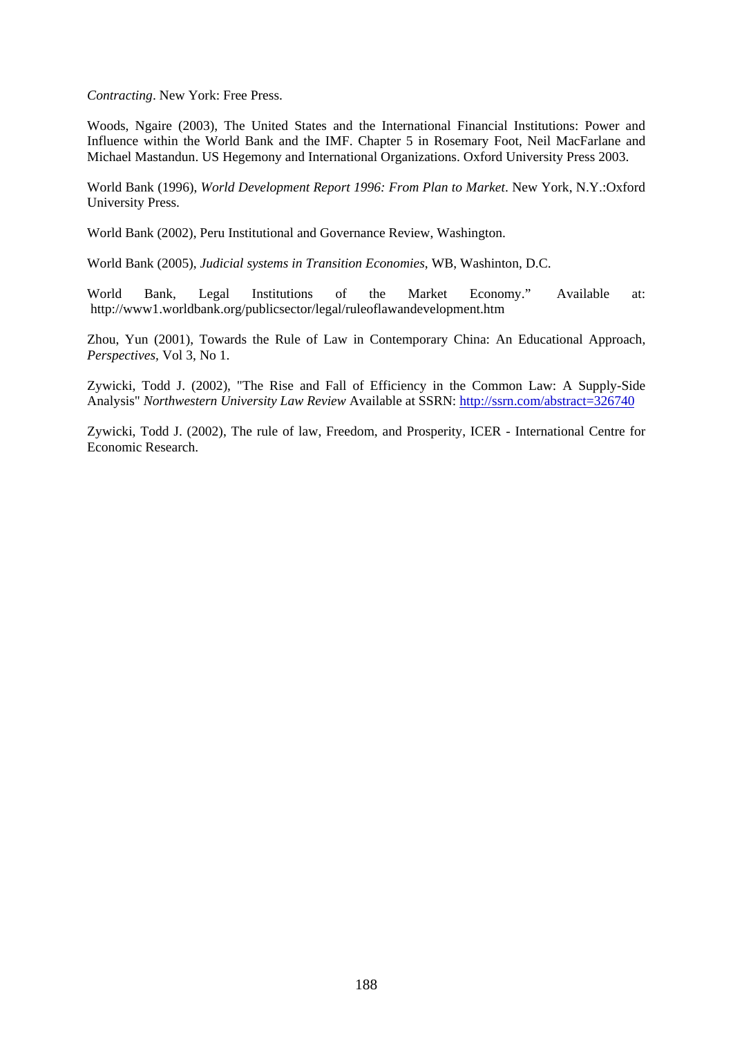*Contracting*. New York: Free Press.

Woods, Ngaire (2003), The United States and the International Financial Institutions: Power and Influence within the World Bank and the IMF. Chapter 5 in Rosemary Foot, Neil MacFarlane and Michael Mastandun. US Hegemony and International Organizations. Oxford University Press 2003.

World Bank (1996), *World Development Report 1996: From Plan to Market*. New York, N.Y.:Oxford University Press.

World Bank (2002), Peru Institutional and Governance Review, Washington.

World Bank (2005), *Judicial systems in Transition Economies*, WB, Washinton, D.C.

World Bank, Legal Institutions of the Market Economy." Available at: http://www1.worldbank.org/publicsector/legal/ruleoflawandevelopment.htm

Zhou, Yun (2001), Towards the Rule of Law in Contemporary China: An Educational Approach, *Perspectives*, Vol 3, No 1.

Zywicki, Todd J. (2002), "The Rise and Fall of Efficiency in the Common Law: A Supply-Side Analysis" *Northwestern University Law Review* Available at SSRN: http://ssrn.com/abstract=326740

Zywicki, Todd J. (2002), The rule of law, Freedom, and Prosperity, ICER - International Centre for Economic Research.